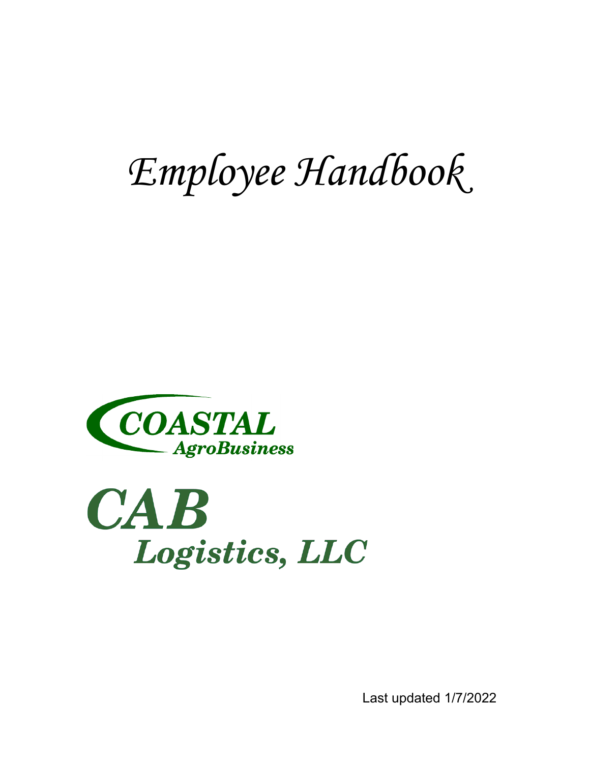# *Employee Handbook*

**COASTAL**
***AgroBusiness***

**CAB**
***Logistics, LLC***

Last updated 1/7/2022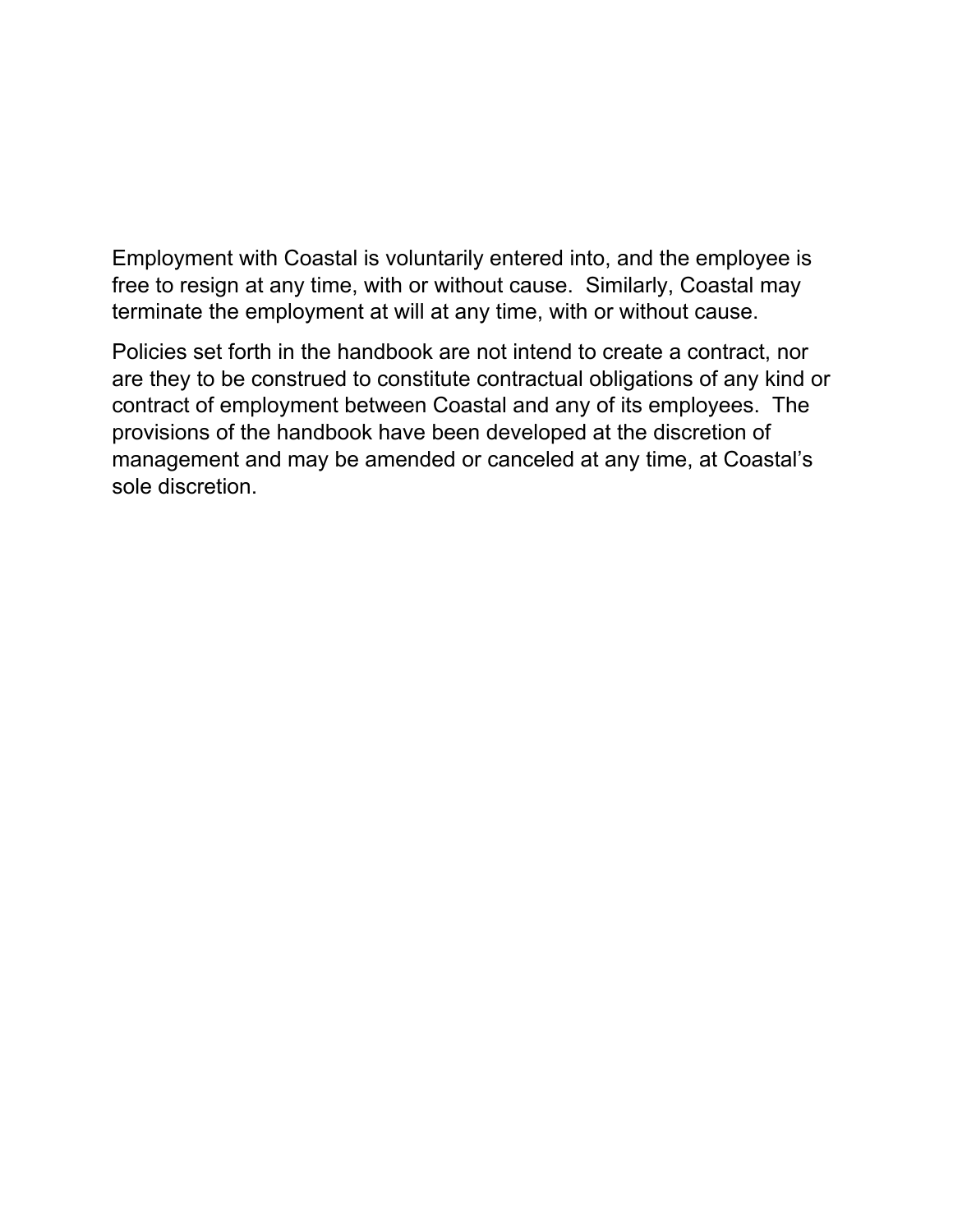Employment with Coastal is voluntarily entered into, and the employee is free to resign at any time, with or without cause. Similarly, Coastal may terminate the employment at will at any time, with or without cause.

Policies set forth in the handbook are not intend to create a contract, nor are they to be construed to constitute contractual obligations of any kind or contract of employment between Coastal and any of its employees. The provisions of the handbook have been developed at the discretion of management and may be amended or canceled at any time, at Coastal's sole discretion.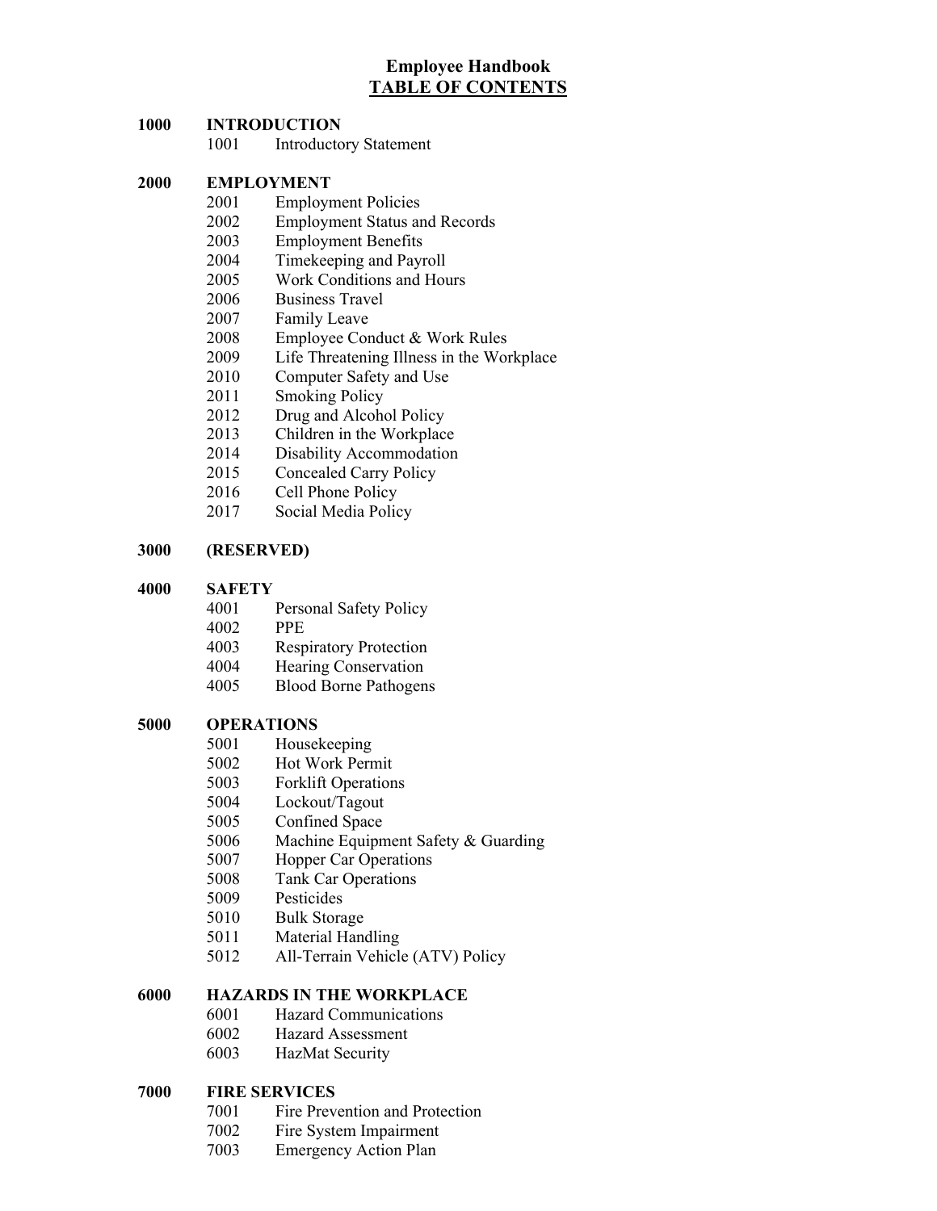# Employee Handbook

## TABLE OF CONTENTS

**1000 INTRODUCTION**

- 1001 Introductory Statement

**2000 EMPLOYMENT**

- 2001 Employment Policies
- 2002 Employment Status and Records
- 2003 Employment Benefits
- 2004 Timekeeping and Payroll
- 2005 Work Conditions and Hours
- 2006 Business Travel
- 2007 Family Leave
- 2008 Employee Conduct & Work Rules
- 2009 Life Threatening Illness in the Workplace
- 2010 Computer Safety and Use
- 2011 Smoking Policy
- 2012 Drug and Alcohol Policy
- 2013 Children in the Workplace
- 2014 Disability Accommodation
- 2015 Concealed Carry Policy
- 2016 Cell Phone Policy
- 2017 Social Media Policy

**3000 (RESERVED)**

**4000 SAFETY**

- 4001 Personal Safety Policy
- 4002 PPE
- 4003 Respiratory Protection
- 4004 Hearing Conservation
- 4005 Blood Borne Pathogens

**5000 OPERATIONS**

- 5001 Housekeeping
- 5002 Hot Work Permit
- 5003 Forklift Operations
- 5004 Lockout/Tagout
- 5005 Confined Space
- 5006 Machine Equipment Safety & Guarding
- 5007 Hopper Car Operations
- 5008 Tank Car Operations
- 5009 Pesticides
- 5010 Bulk Storage
- 5011 Material Handling
- 5012 All-Terrain Vehicle (ATV) Policy

**6000 HAZARDS IN THE WORKPLACE**

- 6001 Hazard Communications
- 6002 Hazard Assessment
- 6003 HazMat Security

**7000 FIRE SERVICES**

- 7001 Fire Prevention and Protection
- 7002 Fire System Impairment
- 7003 Emergency Action Plan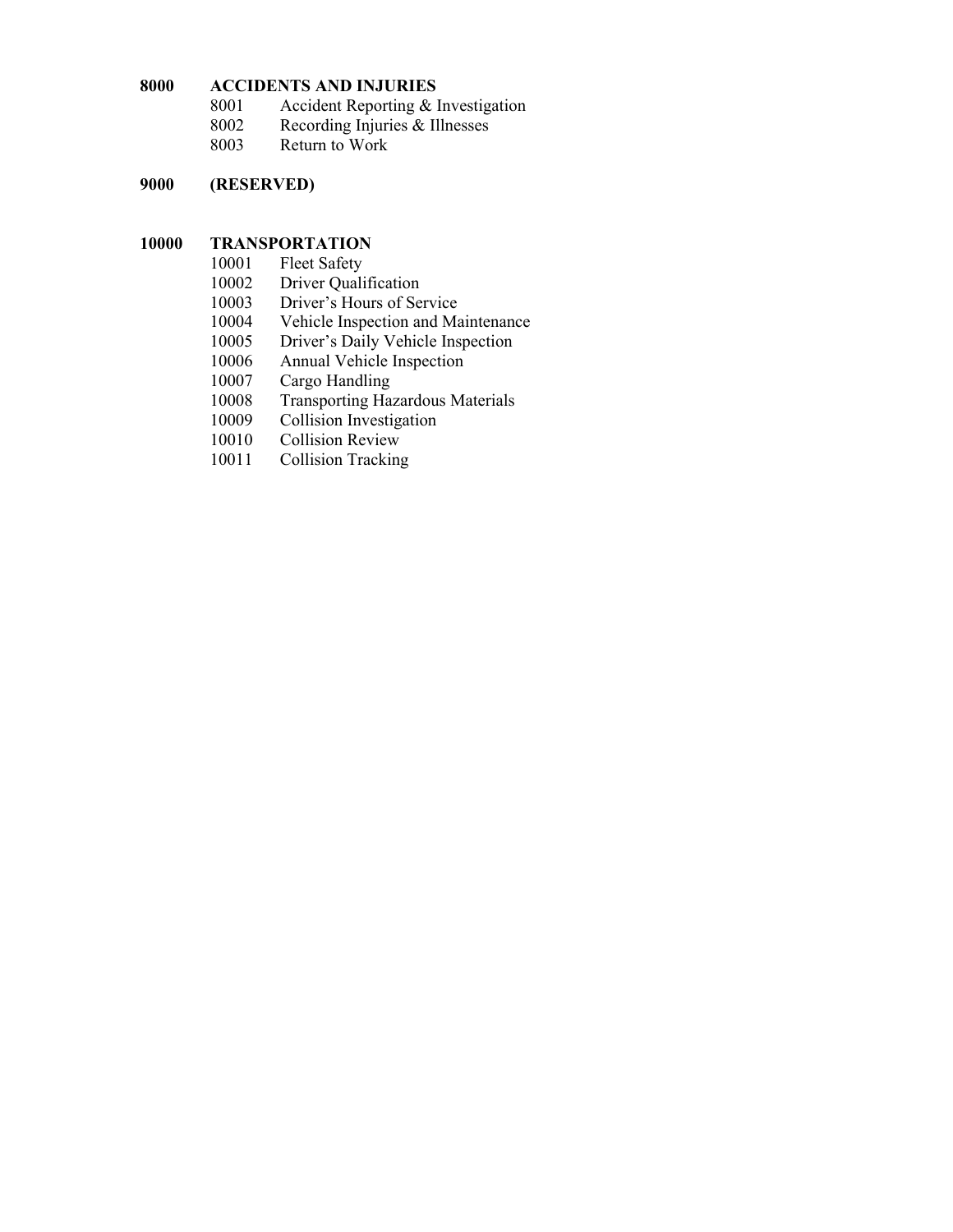**8000 ACCIDENTS AND INJURIES**

- 8001 Accident Reporting & Investigation
- 8002 Recording Injuries & Illnesses
- 8003 Return to Work

**9000 (RESERVED)**

**10000 TRANSPORTATION**

- 10001 Fleet Safety
- 10002 Driver Qualification
- 10003 Driver's Hours of Service
- 10004 Vehicle Inspection and Maintenance
- 10005 Driver's Daily Vehicle Inspection
- 10006 Annual Vehicle Inspection
- 10007 Cargo Handling
- 10008 Transporting Hazardous Materials
- 10009 Collision Investigation
- 10010 Collision Review
- 10011 Collision Tracking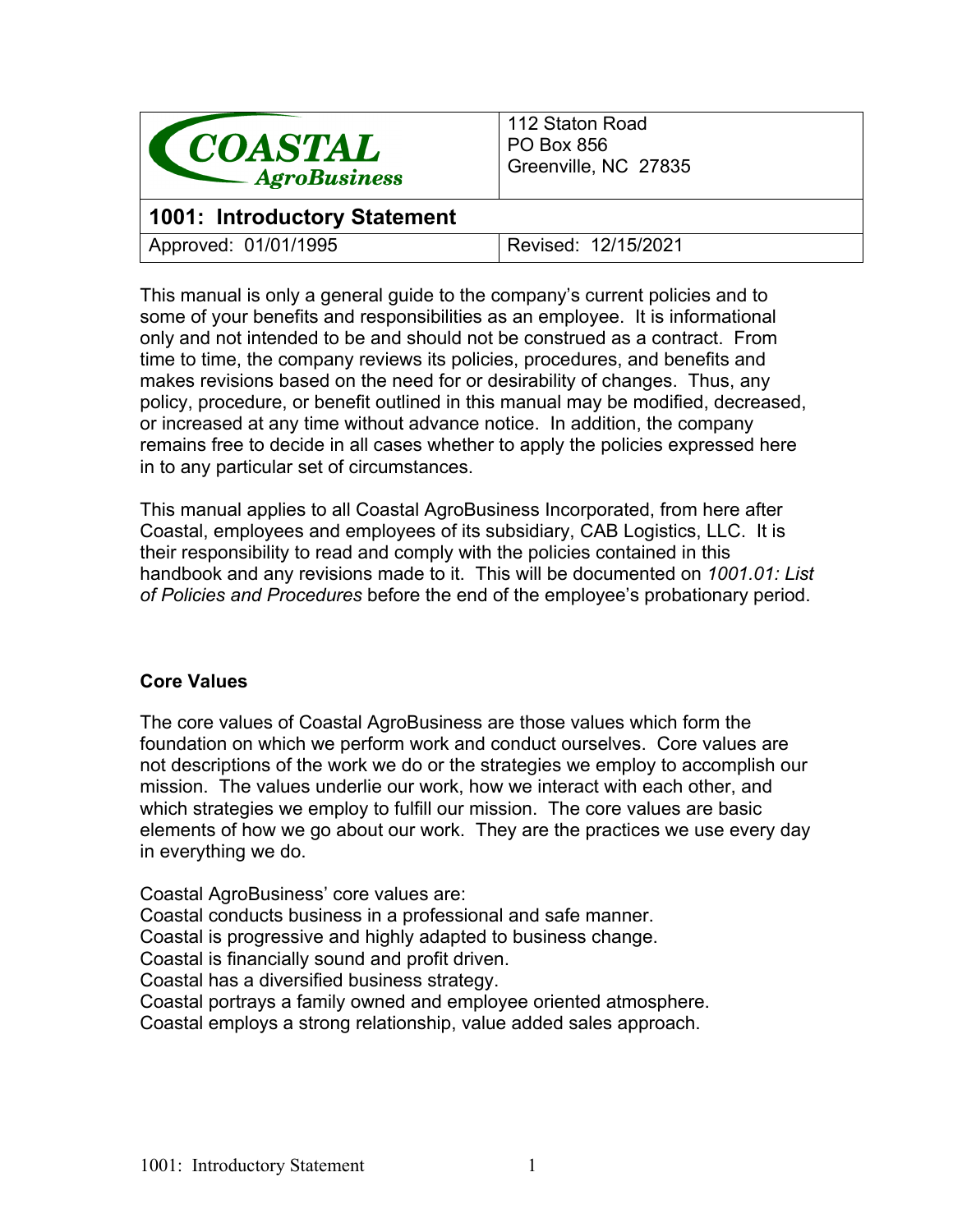| COASTAL AgroBusiness | 112 Staton Road<br>PO Box 856<br>Greenville, NC 27835 |
| --- | --- |
| **1001: Introductory Statement** | |
| Approved: 01/01/1995 | Revised: 12/15/2021 |

This manual is only a general guide to the company's current policies and to some of your benefits and responsibilities as an employee. It is informational only and not intended to be and should not be construed as a contract. From time to time, the company reviews its policies, procedures, and benefits and makes revisions based on the need for or desirability of changes. Thus, any policy, procedure, or benefit outlined in this manual may be modified, decreased, or increased at any time without advance notice. In addition, the company remains free to decide in all cases whether to apply the policies expressed here in to any particular set of circumstances.

This manual applies to all Coastal AgroBusiness Incorporated, from here after Coastal, employees and employees of its subsidiary, CAB Logistics, LLC. It is their responsibility to read and comply with the policies contained in this handbook and any revisions made to it. This will be documented on *1001.01: List of Policies and Procedures* before the end of the employee's probationary period.

**Core Values**

The core values of Coastal AgroBusiness are those values which form the foundation on which we perform work and conduct ourselves. Core values are not descriptions of the work we do or the strategies we employ to accomplish our mission. The values underlie our work, how we interact with each other, and which strategies we employ to fulfill our mission. The core values are basic elements of how we go about our work. They are the practices we use every day in everything we do.

Coastal AgroBusiness' core values are:
Coastal conducts business in a professional and safe manner.
Coastal is progressive and highly adapted to business change.
Coastal is financially sound and profit driven.
Coastal has a diversified business strategy.
Coastal portrays a family owned and employee oriented atmosphere.
Coastal employs a strong relationship, value added sales approach.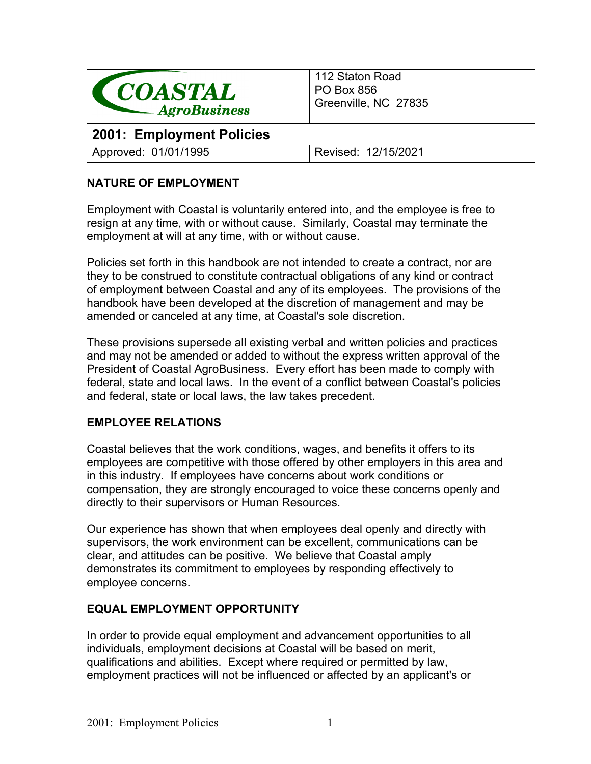| **COASTAL AgroBusiness** | 112 Staton Road<br>PO Box 856<br>Greenville, NC 27835 |
|---|---|
| **2001: Employment Policies** | |
| Approved: 01/01/1995 | Revised: 12/15/2021 |

## NATURE OF EMPLOYMENT

Employment with Coastal is voluntarily entered into, and the employee is free to resign at any time, with or without cause. Similarly, Coastal may terminate the employment at will at any time, with or without cause.

Policies set forth in this handbook are not intended to create a contract, nor are they to be construed to constitute contractual obligations of any kind or contract of employment between Coastal and any of its employees. The provisions of the handbook have been developed at the discretion of management and may be amended or canceled at any time, at Coastal's sole discretion.

These provisions supersede all existing verbal and written policies and practices and may not be amended or added to without the express written approval of the President of Coastal AgroBusiness. Every effort has been made to comply with federal, state and local laws. In the event of a conflict between Coastal's policies and federal, state or local laws, the law takes precedent.

## EMPLOYEE RELATIONS

Coastal believes that the work conditions, wages, and benefits it offers to its employees are competitive with those offered by other employers in this area and in this industry. If employees have concerns about work conditions or compensation, they are strongly encouraged to voice these concerns openly and directly to their supervisors or Human Resources.

Our experience has shown that when employees deal openly and directly with supervisors, the work environment can be excellent, communications can be clear, and attitudes can be positive. We believe that Coastal amply demonstrates its commitment to employees by responding effectively to employee concerns.

## EQUAL EMPLOYMENT OPPORTUNITY

In order to provide equal employment and advancement opportunities to all individuals, employment decisions at Coastal will be based on merit, qualifications and abilities. Except where required or permitted by law, employment practices will not be influenced or affected by an applicant's or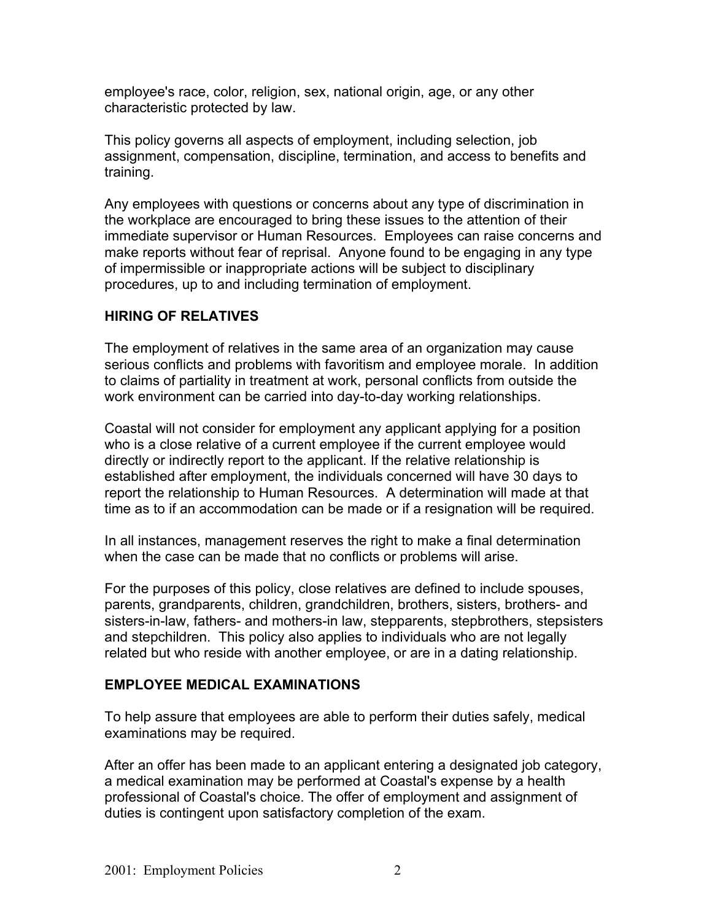employee's race, color, religion, sex, national origin, age, or any other characteristic protected by law.

This policy governs all aspects of employment, including selection, job assignment, compensation, discipline, termination, and access to benefits and training.

Any employees with questions or concerns about any type of discrimination in the workplace are encouraged to bring these issues to the attention of their immediate supervisor or Human Resources. Employees can raise concerns and make reports without fear of reprisal. Anyone found to be engaging in any type of impermissible or inappropriate actions will be subject to disciplinary procedures, up to and including termination of employment.

## HIRING OF RELATIVES

The employment of relatives in the same area of an organization may cause serious conflicts and problems with favoritism and employee morale. In addition to claims of partiality in treatment at work, personal conflicts from outside the work environment can be carried into day-to-day working relationships.

Coastal will not consider for employment any applicant applying for a position who is a close relative of a current employee if the current employee would directly or indirectly report to the applicant. If the relative relationship is established after employment, the individuals concerned will have 30 days to report the relationship to Human Resources. A determination will made at that time as to if an accommodation can be made or if a resignation will be required.

In all instances, management reserves the right to make a final determination when the case can be made that no conflicts or problems will arise.

For the purposes of this policy, close relatives are defined to include spouses, parents, grandparents, children, grandchildren, brothers, sisters, brothers- and sisters-in-law, fathers- and mothers-in law, stepparents, stepbrothers, stepsisters and stepchildren. This policy also applies to individuals who are not legally related but who reside with another employee, or are in a dating relationship.

## EMPLOYEE MEDICAL EXAMINATIONS

To help assure that employees are able to perform their duties safely, medical examinations may be required.

After an offer has been made to an applicant entering a designated job category, a medical examination may be performed at Coastal's expense by a health professional of Coastal's choice. The offer of employment and assignment of duties is contingent upon satisfactory completion of the exam.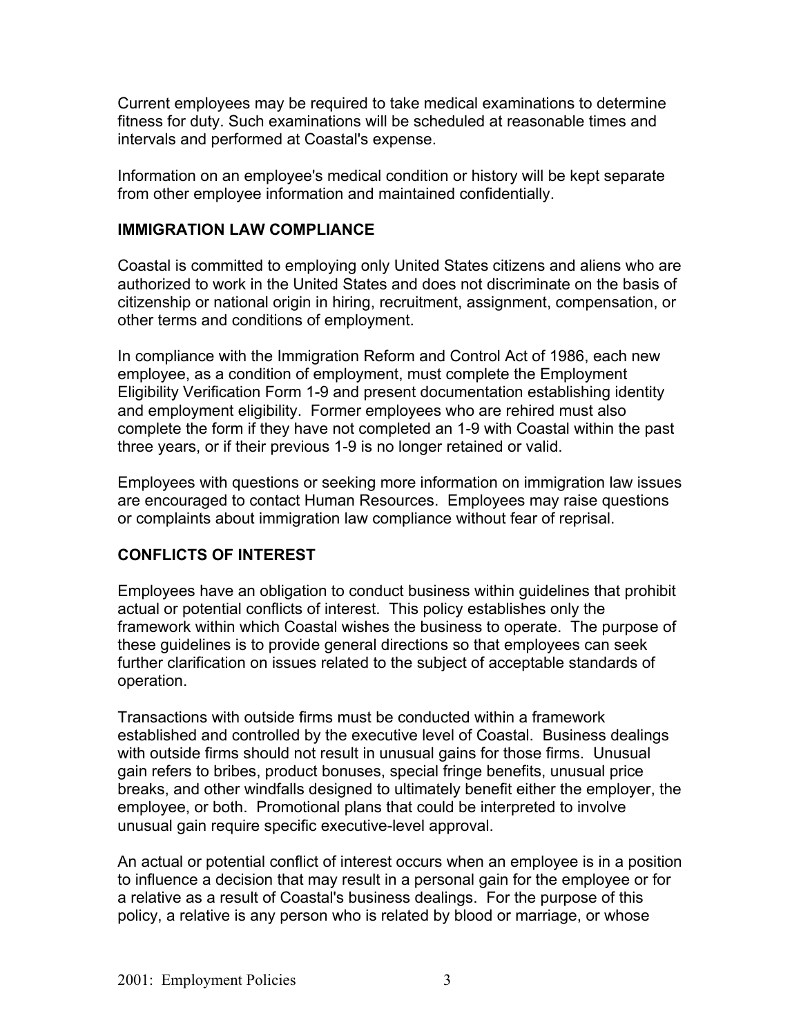Current employees may be required to take medical examinations to determine fitness for duty. Such examinations will be scheduled at reasonable times and intervals and performed at Coastal's expense.

Information on an employee's medical condition or history will be kept separate from other employee information and maintained confidentially.

## IMMIGRATION LAW COMPLIANCE

Coastal is committed to employing only United States citizens and aliens who are authorized to work in the United States and does not discriminate on the basis of citizenship or national origin in hiring, recruitment, assignment, compensation, or other terms and conditions of employment.

In compliance with the Immigration Reform and Control Act of 1986, each new employee, as a condition of employment, must complete the Employment Eligibility Verification Form 1-9 and present documentation establishing identity and employment eligibility. Former employees who are rehired must also complete the form if they have not completed an 1-9 with Coastal within the past three years, or if their previous 1-9 is no longer retained or valid.

Employees with questions or seeking more information on immigration law issues are encouraged to contact Human Resources. Employees may raise questions or complaints about immigration law compliance without fear of reprisal.

## CONFLICTS OF INTEREST

Employees have an obligation to conduct business within guidelines that prohibit actual or potential conflicts of interest. This policy establishes only the framework within which Coastal wishes the business to operate. The purpose of these guidelines is to provide general directions so that employees can seek further clarification on issues related to the subject of acceptable standards of operation.

Transactions with outside firms must be conducted within a framework established and controlled by the executive level of Coastal. Business dealings with outside firms should not result in unusual gains for those firms. Unusual gain refers to bribes, product bonuses, special fringe benefits, unusual price breaks, and other windfalls designed to ultimately benefit either the employer, the employee, or both. Promotional plans that could be interpreted to involve unusual gain require specific executive-level approval.

An actual or potential conflict of interest occurs when an employee is in a position to influence a decision that may result in a personal gain for the employee or for a relative as a result of Coastal's business dealings. For the purpose of this policy, a relative is any person who is related by blood or marriage, or whose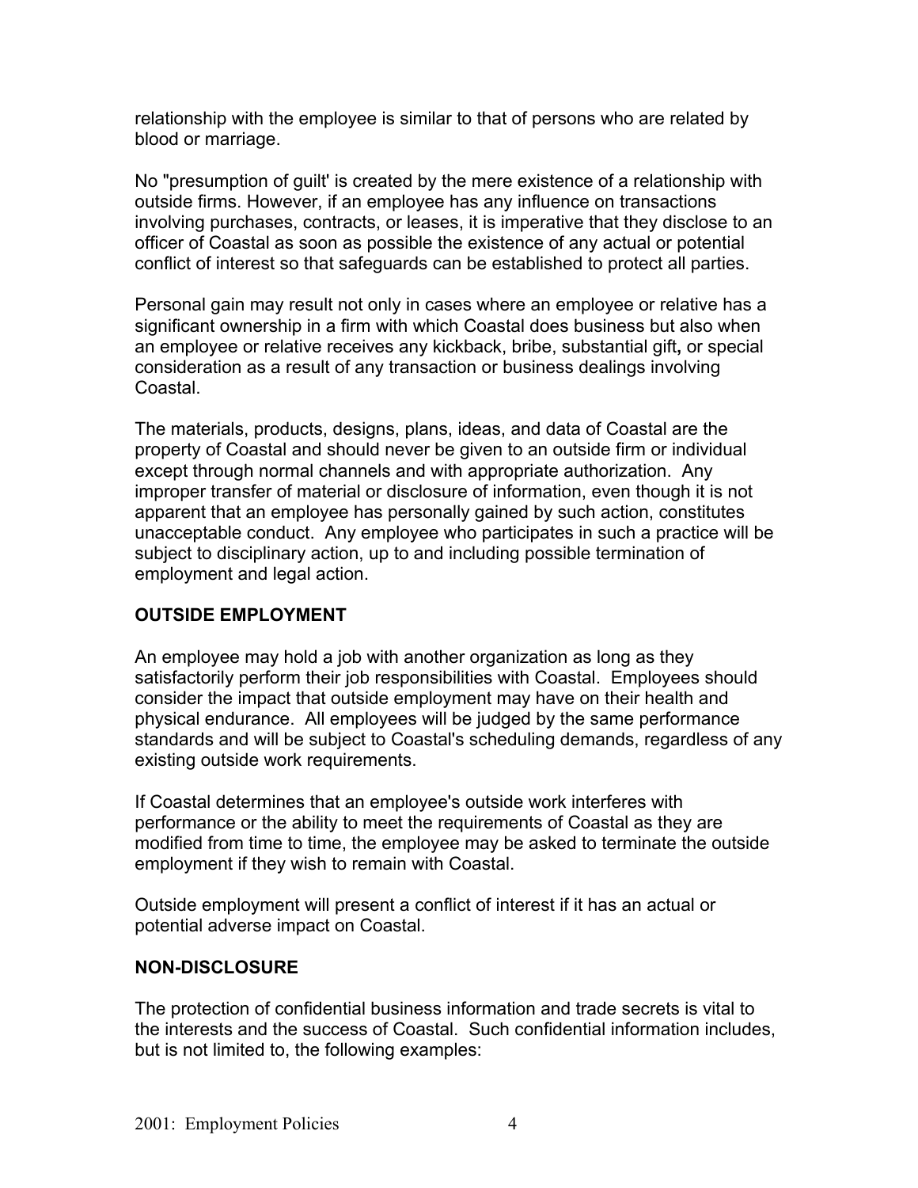relationship with the employee is similar to that of persons who are related by blood or marriage.

No "presumption of guilt' is created by the mere existence of a relationship with outside firms. However, if an employee has any influence on transactions involving purchases, contracts, or leases, it is imperative that they disclose to an officer of Coastal as soon as possible the existence of any actual or potential conflict of interest so that safeguards can be established to protect all parties.

Personal gain may result not only in cases where an employee or relative has a significant ownership in a firm with which Coastal does business but also when an employee or relative receives any kickback, bribe, substantial gift**,** or special consideration as a result of any transaction or business dealings involving Coastal.

The materials, products, designs, plans, ideas, and data of Coastal are the property of Coastal and should never be given to an outside firm or individual except through normal channels and with appropriate authorization. Any improper transfer of material or disclosure of information, even though it is not apparent that an employee has personally gained by such action, constitutes unacceptable conduct. Any employee who participates in such a practice will be subject to disciplinary action, up to and including possible termination of employment and legal action.

## OUTSIDE EMPLOYMENT

An employee may hold a job with another organization as long as they satisfactorily perform their job responsibilities with Coastal. Employees should consider the impact that outside employment may have on their health and physical endurance. All employees will be judged by the same performance standards and will be subject to Coastal's scheduling demands, regardless of any existing outside work requirements.

If Coastal determines that an employee's outside work interferes with performance or the ability to meet the requirements of Coastal as they are modified from time to time, the employee may be asked to terminate the outside employment if they wish to remain with Coastal.

Outside employment will present a conflict of interest if it has an actual or potential adverse impact on Coastal.

## NON-DISCLOSURE

The protection of confidential business information and trade secrets is vital to the interests and the success of Coastal. Such confidential information includes, but is not limited to, the following examples: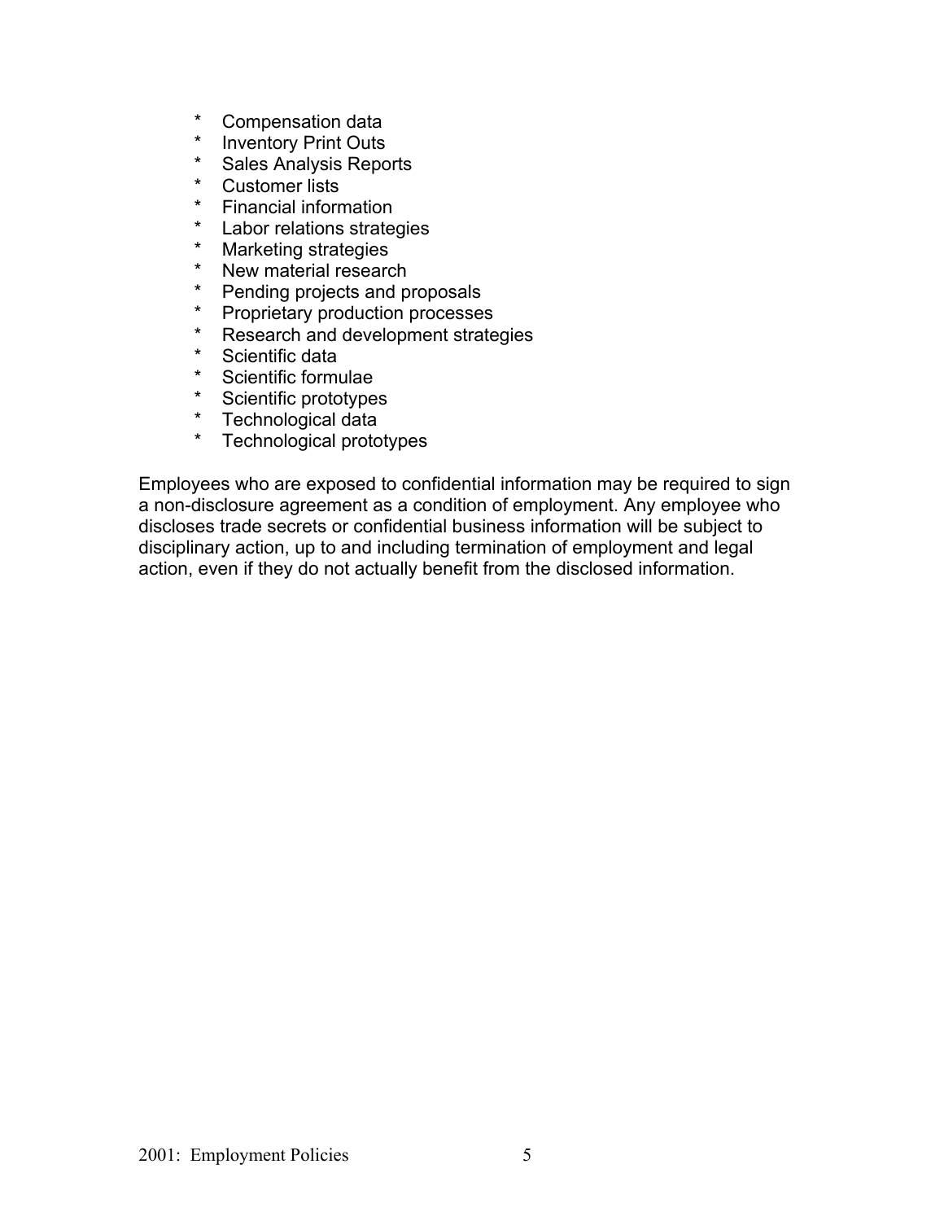* Compensation data
* Inventory Print Outs
* Sales Analysis Reports
* Customer lists
* Financial information
* Labor relations strategies
* Marketing strategies
* New material research
* Pending projects and proposals
* Proprietary production processes
* Research and development strategies
* Scientific data
* Scientific formulae
* Scientific prototypes
* Technological data
* Technological prototypes

Employees who are exposed to confidential information may be required to sign a non-disclosure agreement as a condition of employment. Any employee who discloses trade secrets or confidential business information will be subject to disciplinary action, up to and including termination of employment and legal action, even if they do not actually benefit from the disclosed information.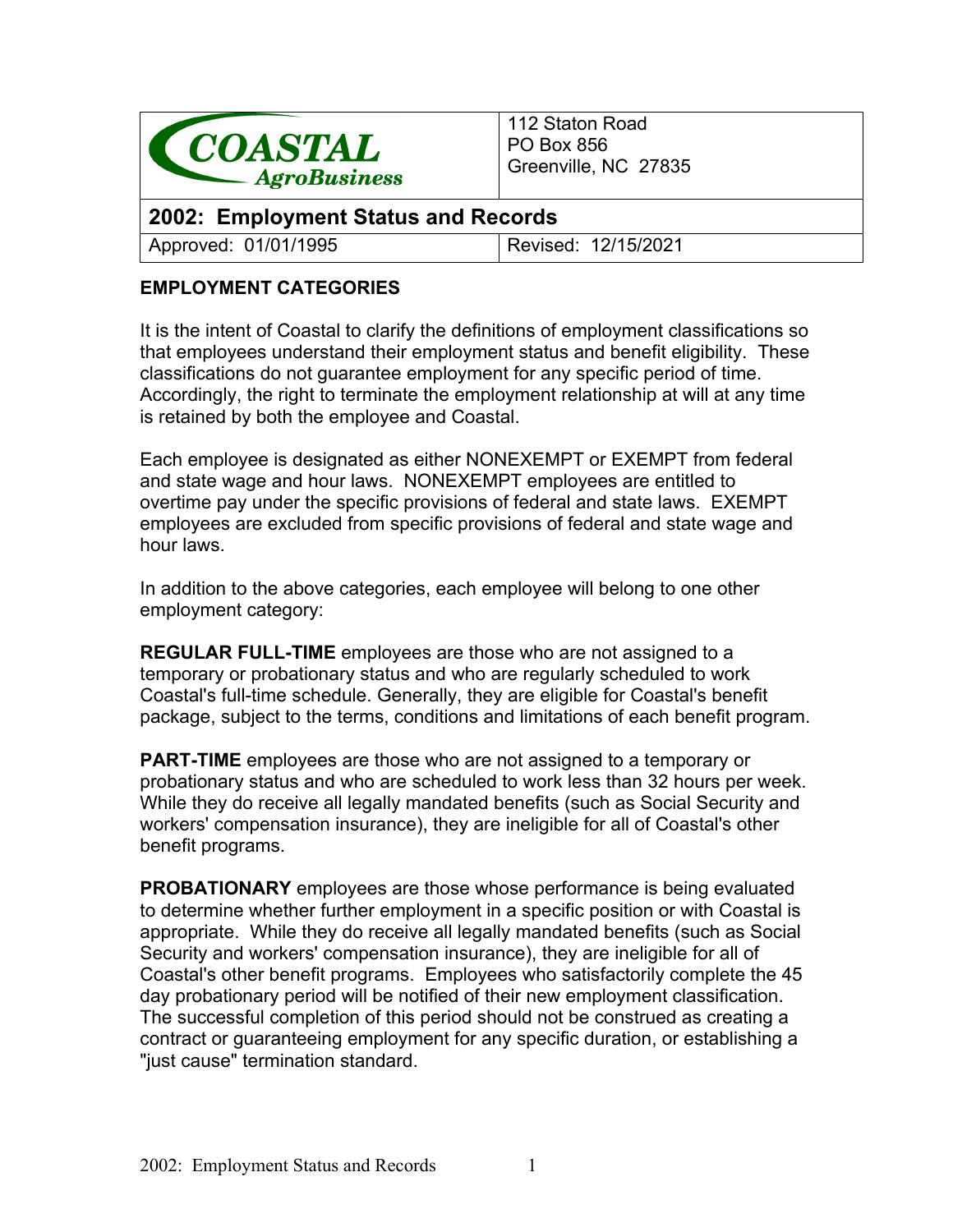| COASTAL AgroBusiness | 112 Staton Road<br>PO Box 856<br>Greenville, NC 27835 |
| --- | --- |
| **2002: Employment Status and Records** | |
| Approved: 01/01/1995 | Revised: 12/15/2021 |

**EMPLOYMENT CATEGORIES**

It is the intent of Coastal to clarify the definitions of employment classifications so that employees understand their employment status and benefit eligibility. These classifications do not guarantee employment for any specific period of time. Accordingly, the right to terminate the employment relationship at will at any time is retained by both the employee and Coastal.

Each employee is designated as either NONEXEMPT or EXEMPT from federal and state wage and hour laws. NONEXEMPT employees are entitled to overtime pay under the specific provisions of federal and state laws. EXEMPT employees are excluded from specific provisions of federal and state wage and hour laws.

In addition to the above categories, each employee will belong to one other employment category:

**REGULAR FULL-TIME** employees are those who are not assigned to a temporary or probationary status and who are regularly scheduled to work Coastal's full-time schedule. Generally, they are eligible for Coastal's benefit package, subject to the terms, conditions and limitations of each benefit program.

**PART-TIME** employees are those who are not assigned to a temporary or probationary status and who are scheduled to work less than 32 hours per week. While they do receive all legally mandated benefits (such as Social Security and workers' compensation insurance), they are ineligible for all of Coastal's other benefit programs.

**PROBATIONARY** employees are those whose performance is being evaluated to determine whether further employment in a specific position or with Coastal is appropriate. While they do receive all legally mandated benefits (such as Social Security and workers' compensation insurance), they are ineligible for all of Coastal's other benefit programs. Employees who satisfactorily complete the 45 day probationary period will be notified of their new employment classification. The successful completion of this period should not be construed as creating a contract or guaranteeing employment for any specific duration, or establishing a "just cause" termination standard.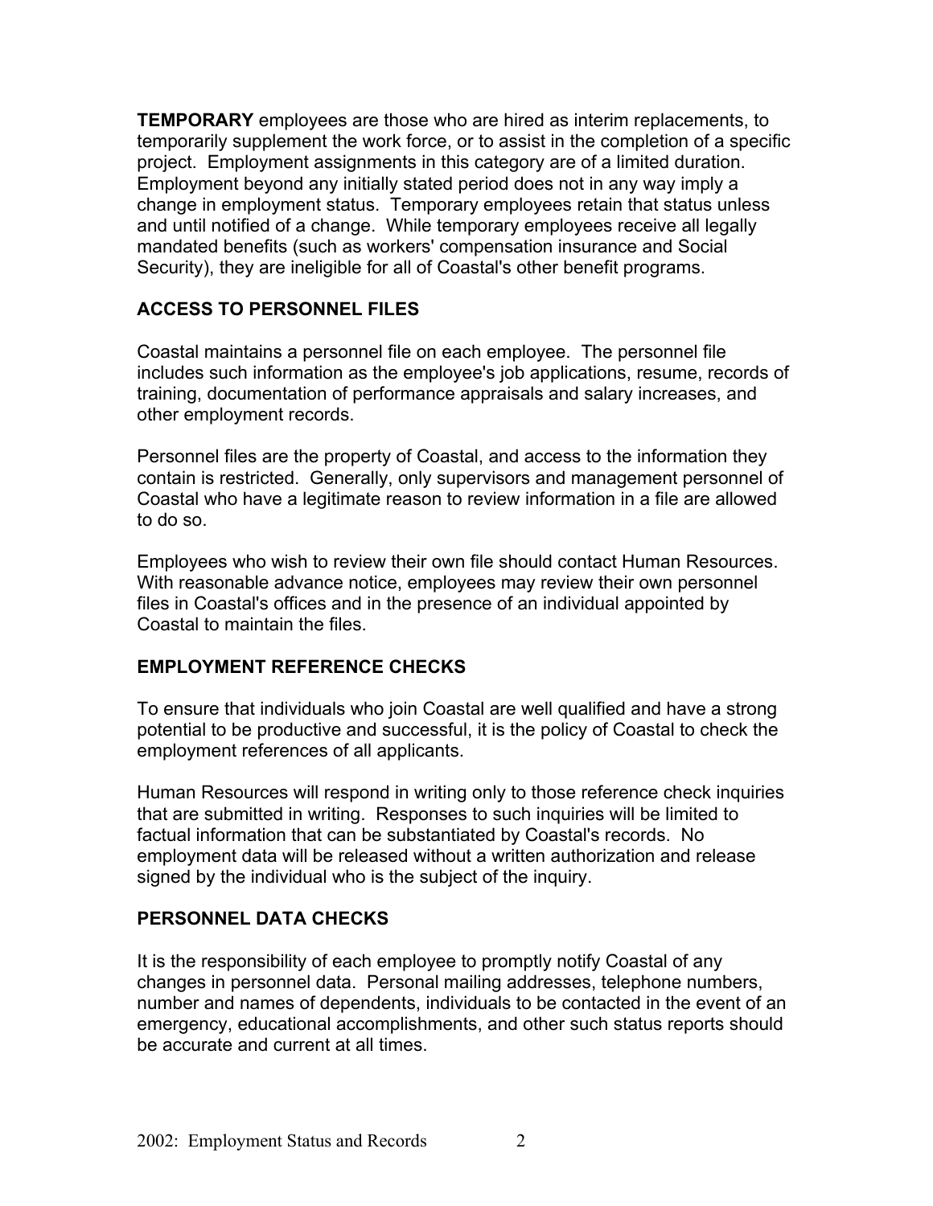**TEMPORARY** employees are those who are hired as interim replacements, to temporarily supplement the work force, or to assist in the completion of a specific project. Employment assignments in this category are of a limited duration. Employment beyond any initially stated period does not in any way imply a change in employment status. Temporary employees retain that status unless and until notified of a change. While temporary employees receive all legally mandated benefits (such as workers' compensation insurance and Social Security), they are ineligible for all of Coastal's other benefit programs.

## ACCESS TO PERSONNEL FILES

Coastal maintains a personnel file on each employee. The personnel file includes such information as the employee's job applications, resume, records of training, documentation of performance appraisals and salary increases, and other employment records.

Personnel files are the property of Coastal, and access to the information they contain is restricted. Generally, only supervisors and management personnel of Coastal who have a legitimate reason to review information in a file are allowed to do so.

Employees who wish to review their own file should contact Human Resources. With reasonable advance notice, employees may review their own personnel files in Coastal's offices and in the presence of an individual appointed by Coastal to maintain the files.

## EMPLOYMENT REFERENCE CHECKS

To ensure that individuals who join Coastal are well qualified and have a strong potential to be productive and successful, it is the policy of Coastal to check the employment references of all applicants.

Human Resources will respond in writing only to those reference check inquiries that are submitted in writing. Responses to such inquiries will be limited to factual information that can be substantiated by Coastal's records. No employment data will be released without a written authorization and release signed by the individual who is the subject of the inquiry.

## PERSONNEL DATA CHECKS

It is the responsibility of each employee to promptly notify Coastal of any changes in personnel data. Personal mailing addresses, telephone numbers, number and names of dependents, individuals to be contacted in the event of an emergency, educational accomplishments, and other such status reports should be accurate and current at all times.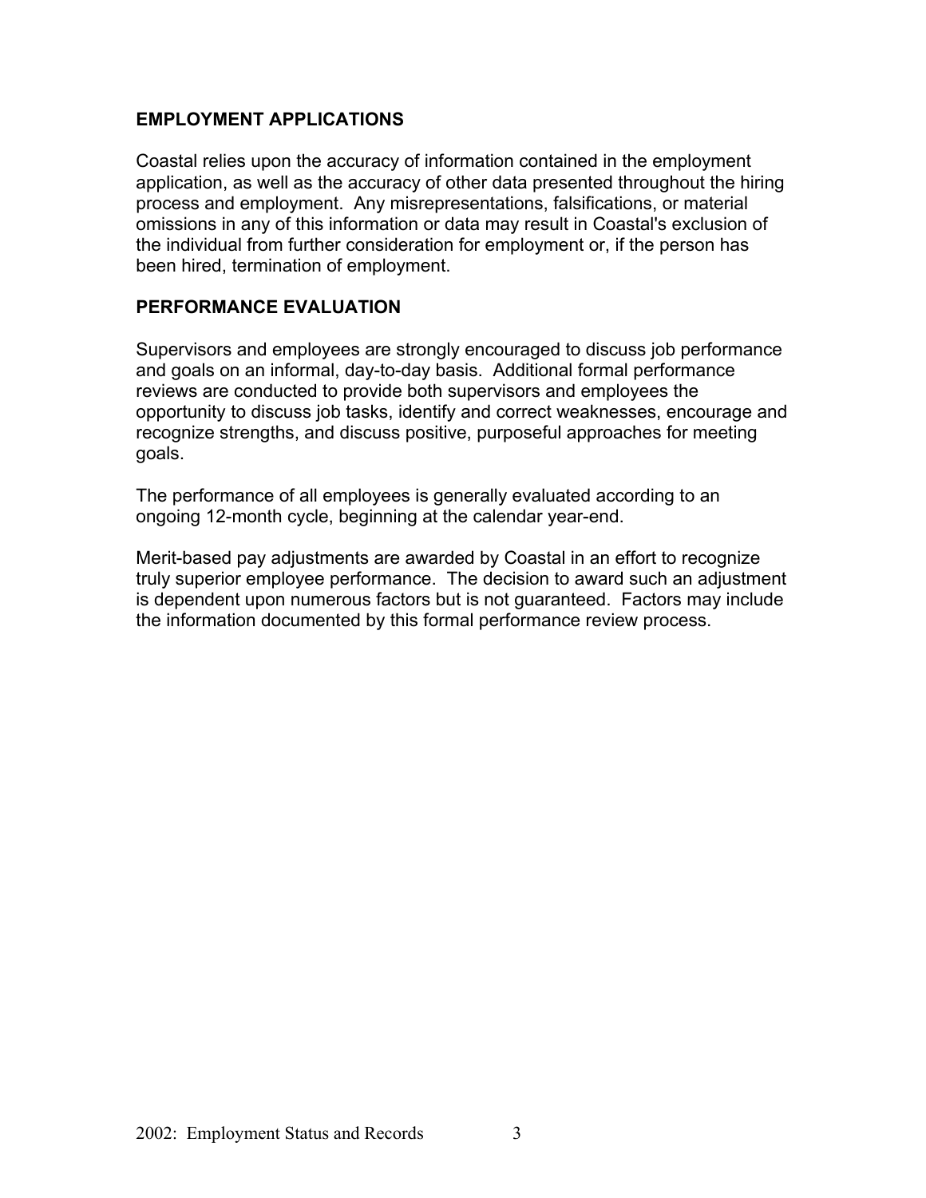## EMPLOYMENT APPLICATIONS

Coastal relies upon the accuracy of information contained in the employment application, as well as the accuracy of other data presented throughout the hiring process and employment. Any misrepresentations, falsifications, or material omissions in any of this information or data may result in Coastal's exclusion of the individual from further consideration for employment or, if the person has been hired, termination of employment.

## PERFORMANCE EVALUATION

Supervisors and employees are strongly encouraged to discuss job performance and goals on an informal, day-to-day basis. Additional formal performance reviews are conducted to provide both supervisors and employees the opportunity to discuss job tasks, identify and correct weaknesses, encourage and recognize strengths, and discuss positive, purposeful approaches for meeting goals.

The performance of all employees is generally evaluated according to an ongoing 12-month cycle, beginning at the calendar year-end.

Merit-based pay adjustments are awarded by Coastal in an effort to recognize truly superior employee performance. The decision to award such an adjustment is dependent upon numerous factors but is not guaranteed. Factors may include the information documented by this formal performance review process.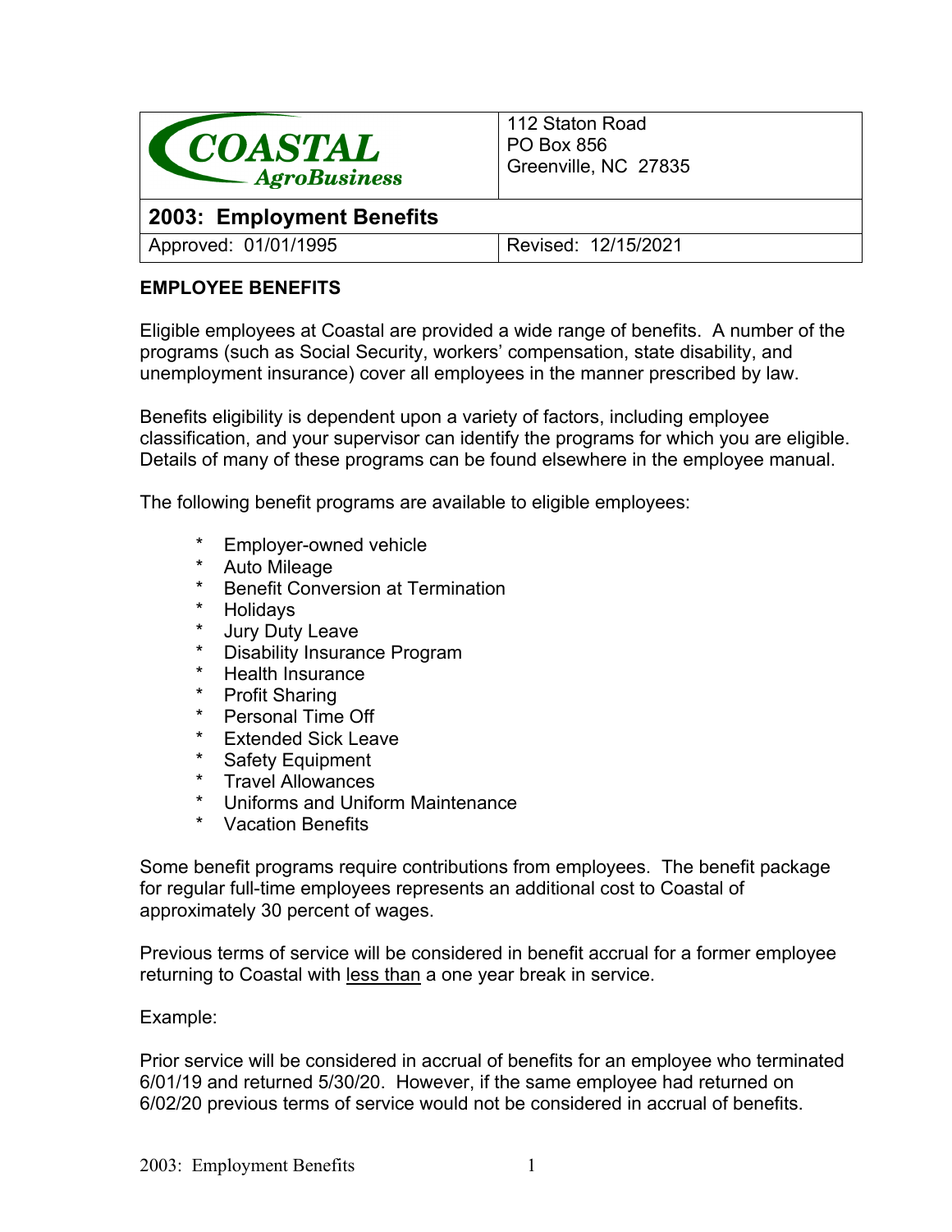| COASTAL AgroBusiness | 112 Staton Road<br>PO Box 856<br>Greenville, NC 27835 |
| --- | --- |
| **2003: Employment Benefits** | |
| Approved: 01/01/1995 | Revised: 12/15/2021 |

**EMPLOYEE BENEFITS**

Eligible employees at Coastal are provided a wide range of benefits. A number of the programs (such as Social Security, workers' compensation, state disability, and unemployment insurance) cover all employees in the manner prescribed by law.

Benefits eligibility is dependent upon a variety of factors, including employee classification, and your supervisor can identify the programs for which you are eligible. Details of many of these programs can be found elsewhere in the employee manual.

The following benefit programs are available to eligible employees:

* Employer-owned vehicle
* Auto Mileage
* Benefit Conversion at Termination
* Holidays
* Jury Duty Leave
* Disability Insurance Program
* Health Insurance
* Profit Sharing
* Personal Time Off
* Extended Sick Leave
* Safety Equipment
* Travel Allowances
* Uniforms and Uniform Maintenance
* Vacation Benefits

Some benefit programs require contributions from employees. The benefit package for regular full-time employees represents an additional cost to Coastal of approximately 30 percent of wages.

Previous terms of service will be considered in benefit accrual for a former employee returning to Coastal with <u>less than</u> a one year break in service.

Example:

Prior service will be considered in accrual of benefits for an employee who terminated 6/01/19 and returned 5/30/20. However, if the same employee had returned on 6/02/20 previous terms of service would not be considered in accrual of benefits.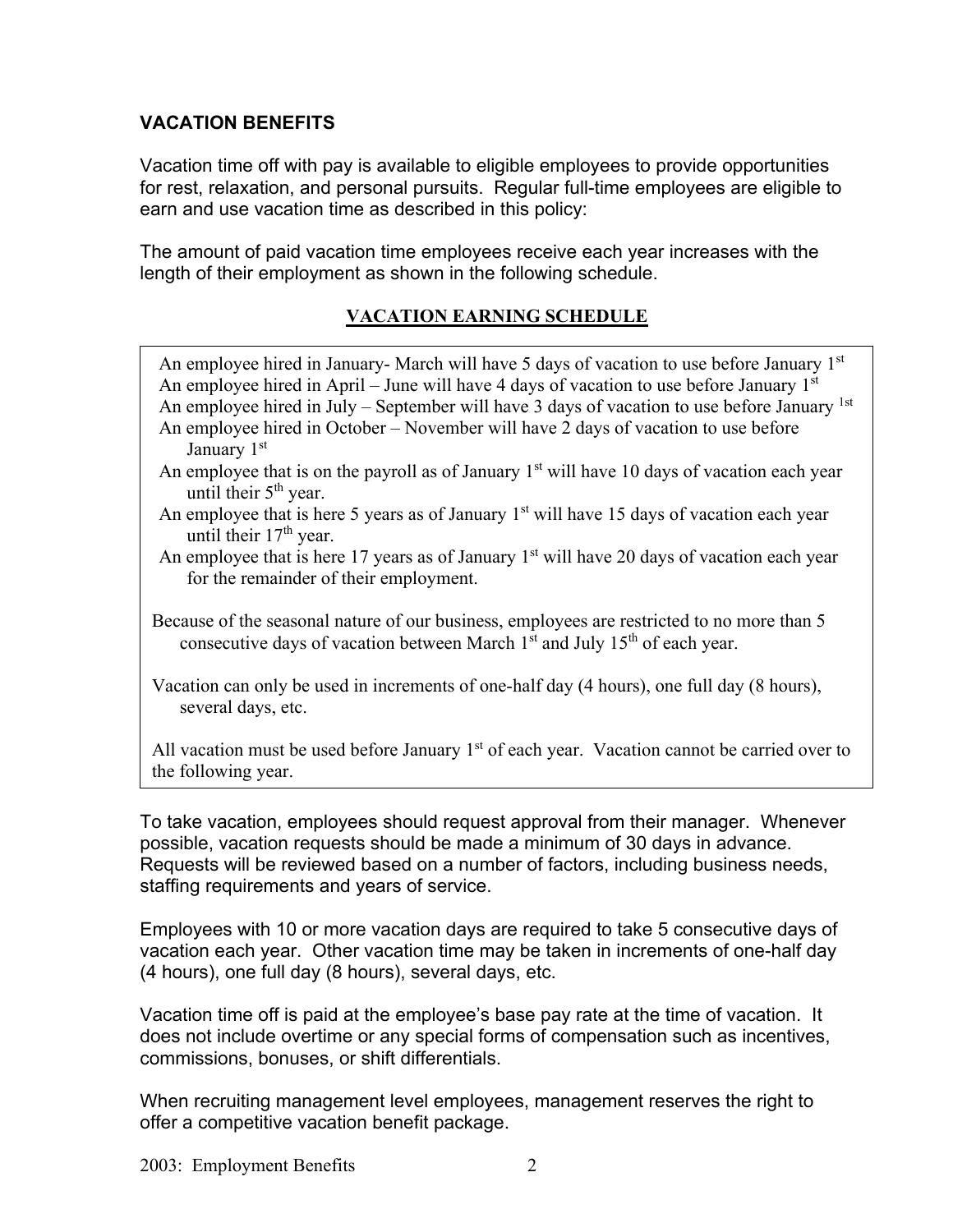## VACATION BENEFITS

Vacation time off with pay is available to eligible employees to provide opportunities for rest, relaxation, and personal pursuits. Regular full-time employees are eligible to earn and use vacation time as described in this policy:

The amount of paid vacation time employees receive each year increases with the length of their employment as shown in the following schedule.

### VACATION EARNING SCHEDULE

An employee hired in January- March will have 5 days of vacation to use before January 1st
An employee hired in April – June will have 4 days of vacation to use before January 1st
An employee hired in July – September will have 3 days of vacation to use before January 1st
An employee hired in October – November will have 2 days of vacation to use before January 1st
An employee that is on the payroll as of January 1st will have 10 days of vacation each year until their 5th year.
An employee that is here 5 years as of January 1st will have 15 days of vacation each year until their 17th year.
An employee that is here 17 years as of January 1st will have 20 days of vacation each year for the remainder of their employment.

Because of the seasonal nature of our business, employees are restricted to no more than 5 consecutive days of vacation between March 1st and July 15th of each year.

Vacation can only be used in increments of one-half day (4 hours), one full day (8 hours), several days, etc.

All vacation must be used before January 1st of each year. Vacation cannot be carried over to the following year.

To take vacation, employees should request approval from their manager. Whenever possible, vacation requests should be made a minimum of 30 days in advance. Requests will be reviewed based on a number of factors, including business needs, staffing requirements and years of service.

Employees with 10 or more vacation days are required to take 5 consecutive days of vacation each year. Other vacation time may be taken in increments of one-half day (4 hours), one full day (8 hours), several days, etc.

Vacation time off is paid at the employee's base pay rate at the time of vacation. It does not include overtime or any special forms of compensation such as incentives, commissions, bonuses, or shift differentials.

When recruiting management level employees, management reserves the right to offer a competitive vacation benefit package.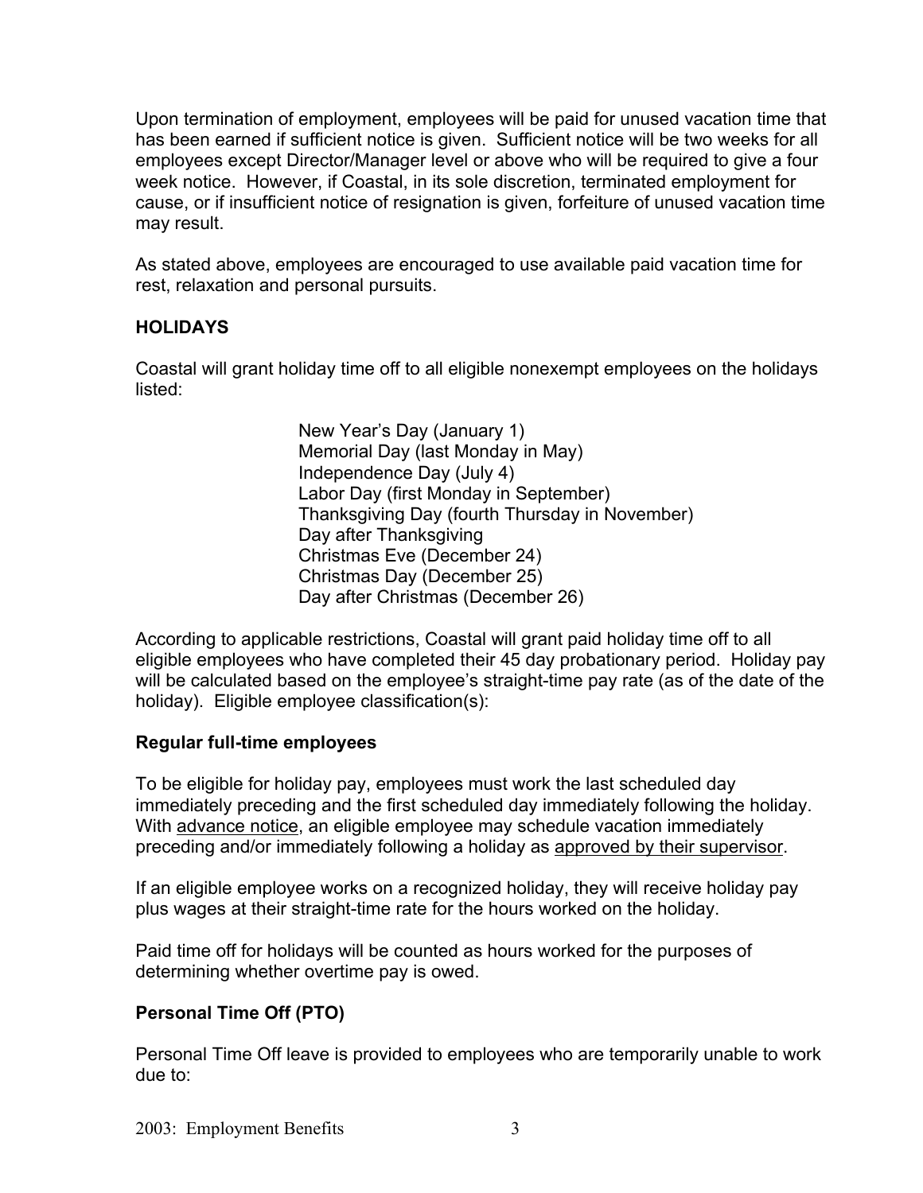Upon termination of employment, employees will be paid for unused vacation time that has been earned if sufficient notice is given. Sufficient notice will be two weeks for all employees except Director/Manager level or above who will be required to give a four week notice. However, if Coastal, in its sole discretion, terminated employment for cause, or if insufficient notice of resignation is given, forfeiture of unused vacation time may result.

As stated above, employees are encouraged to use available paid vacation time for rest, relaxation and personal pursuits.

**HOLIDAYS**

Coastal will grant holiday time off to all eligible nonexempt employees on the holidays listed:

New Year's Day (January 1)  
Memorial Day (last Monday in May)  
Independence Day (July 4)  
Labor Day (first Monday in September)  
Thanksgiving Day (fourth Thursday in November)  
Day after Thanksgiving  
Christmas Eve (December 24)  
Christmas Day (December 25)  
Day after Christmas (December 26)

According to applicable restrictions, Coastal will grant paid holiday time off to all eligible employees who have completed their 45 day probationary period. Holiday pay will be calculated based on the employee's straight-time pay rate (as of the date of the holiday). Eligible employee classification(s):

**Regular full-time employees**

To be eligible for holiday pay, employees must work the last scheduled day immediately preceding and the first scheduled day immediately following the holiday. With advance notice, an eligible employee may schedule vacation immediately preceding and/or immediately following a holiday as approved by their supervisor.

If an eligible employee works on a recognized holiday, they will receive holiday pay plus wages at their straight-time rate for the hours worked on the holiday.

Paid time off for holidays will be counted as hours worked for the purposes of determining whether overtime pay is owed.

**Personal Time Off (PTO)**

Personal Time Off leave is provided to employees who are temporarily unable to work due to: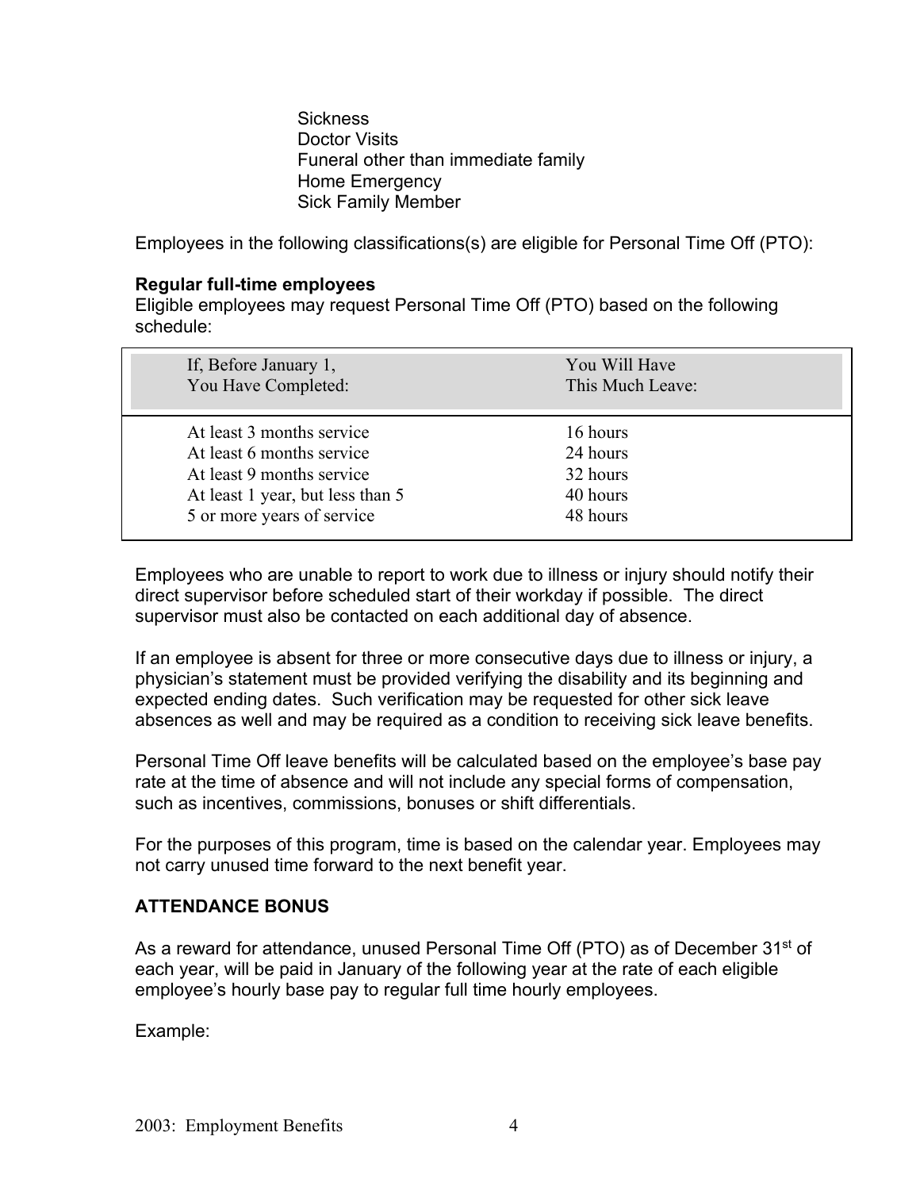- Sickness
- Doctor Visits
- Funeral other than immediate family
- Home Emergency
- Sick Family Member

Employees in the following classifications(s) are eligible for Personal Time Off (PTO):

**Regular full-time employees**
Eligible employees may request Personal Time Off (PTO) based on the following schedule:

| If, Before January 1, You Have Completed: | You Will Have This Much Leave: |
|---|---|
| At least 3 months service | 16 hours |
| At least 6 months service | 24 hours |
| At least 9 months service | 32 hours |
| At least 1 year, but less than 5 | 40 hours |
| 5 or more years of service | 48 hours |

Employees who are unable to report to work due to illness or injury should notify their direct supervisor before scheduled start of their workday if possible. The direct supervisor must also be contacted on each additional day of absence.

If an employee is absent for three or more consecutive days due to illness or injury, a physician's statement must be provided verifying the disability and its beginning and expected ending dates. Such verification may be requested for other sick leave absences as well and may be required as a condition to receiving sick leave benefits.

Personal Time Off leave benefits will be calculated based on the employee's base pay rate at the time of absence and will not include any special forms of compensation, such as incentives, commissions, bonuses or shift differentials.

For the purposes of this program, time is based on the calendar year. Employees may not carry unused time forward to the next benefit year.

## ATTENDANCE BONUS

As a reward for attendance, unused Personal Time Off (PTO) as of December 31st of each year, will be paid in January of the following year at the rate of each eligible employee's hourly base pay to regular full time hourly employees.

Example: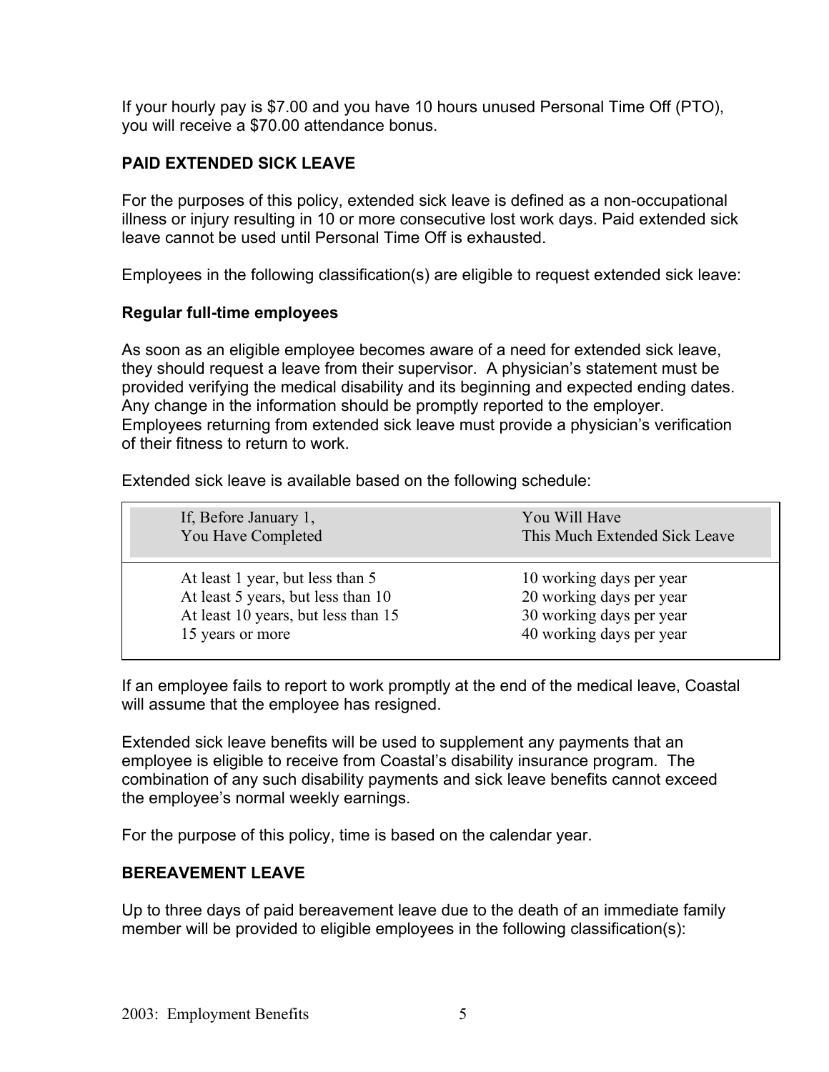If your hourly pay is $7.00 and you have 10 hours unused Personal Time Off (PTO), you will receive a $70.00 attendance bonus.

## PAID EXTENDED SICK LEAVE

For the purposes of this policy, extended sick leave is defined as a non-occupational illness or injury resulting in 10 or more consecutive lost work days. Paid extended sick leave cannot be used until Personal Time Off is exhausted.

Employees in the following classification(s) are eligible to request extended sick leave:

**Regular full-time employees**

As soon as an eligible employee becomes aware of a need for extended sick leave, they should request a leave from their supervisor. A physician's statement must be provided verifying the medical disability and its beginning and expected ending dates. Any change in the information should be promptly reported to the employer. Employees returning from extended sick leave must provide a physician's verification of their fitness to return to work.

Extended sick leave is available based on the following schedule:

| If, Before January 1, You Have Completed | You Will Have This Much Extended Sick Leave |
|---|---|
| At least 1 year, but less than 5 | 10 working days per year |
| At least 5 years, but less than 10 | 20 working days per year |
| At least 10 years, but less than 15 | 30 working days per year |
| 15 years or more | 40 working days per year |

If an employee fails to report to work promptly at the end of the medical leave, Coastal will assume that the employee has resigned.

Extended sick leave benefits will be used to supplement any payments that an employee is eligible to receive from Coastal's disability insurance program. The combination of any such disability payments and sick leave benefits cannot exceed the employee's normal weekly earnings.

For the purpose of this policy, time is based on the calendar year.

## BEREAVEMENT LEAVE

Up to three days of paid bereavement leave due to the death of an immediate family member will be provided to eligible employees in the following classification(s):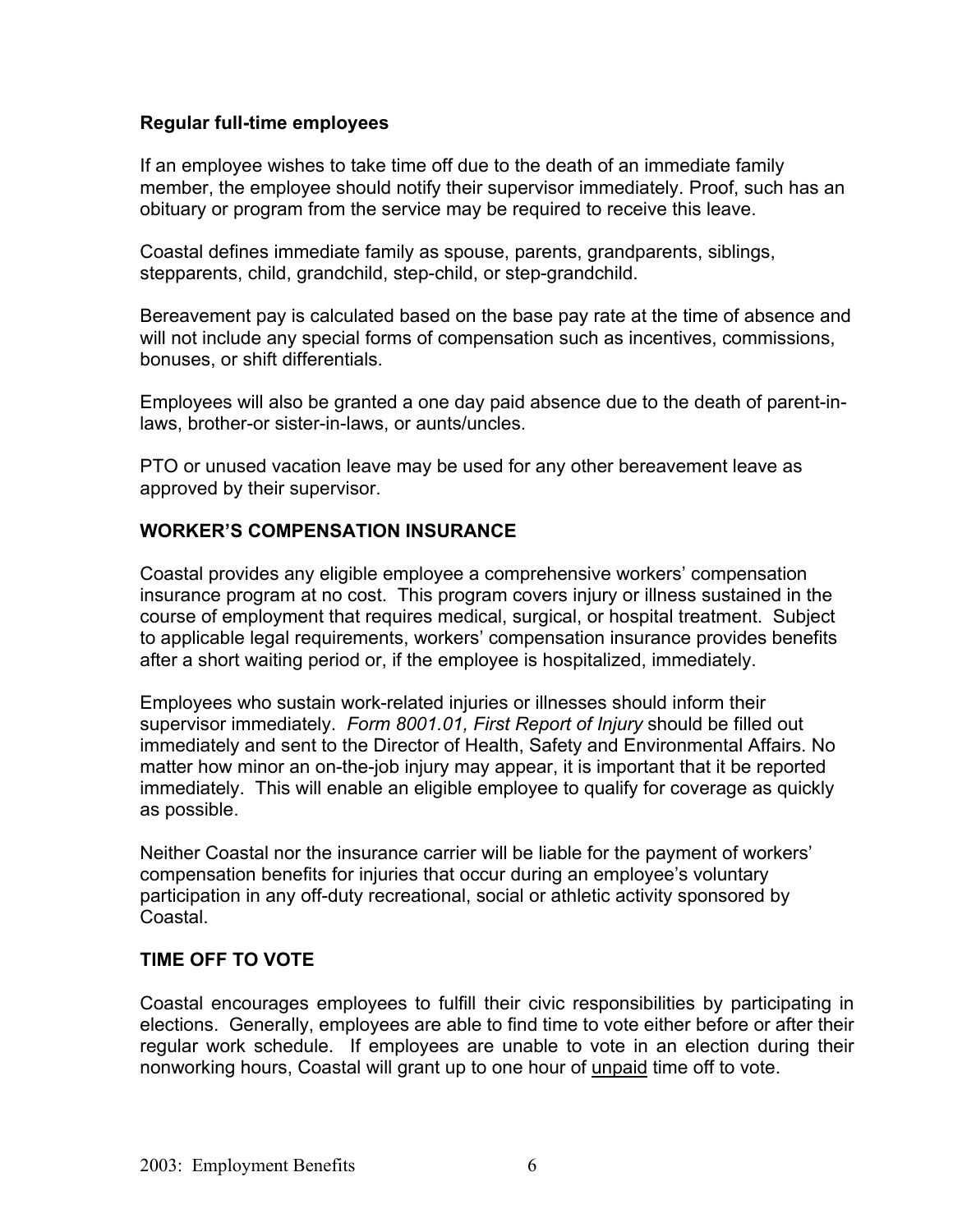**Regular full-time employees**

If an employee wishes to take time off due to the death of an immediate family member, the employee should notify their supervisor immediately. Proof, such has an obituary or program from the service may be required to receive this leave.

Coastal defines immediate family as spouse, parents, grandparents, siblings, stepparents, child, grandchild, step-child, or step-grandchild.

Bereavement pay is calculated based on the base pay rate at the time of absence and will not include any special forms of compensation such as incentives, commissions, bonuses, or shift differentials.

Employees will also be granted a one day paid absence due to the death of parent-in-laws, brother-or sister-in-laws, or aunts/uncles.

PTO or unused vacation leave may be used for any other bereavement leave as approved by their supervisor.

## WORKER'S COMPENSATION INSURANCE

Coastal provides any eligible employee a comprehensive workers' compensation insurance program at no cost. This program covers injury or illness sustained in the course of employment that requires medical, surgical, or hospital treatment. Subject to applicable legal requirements, workers' compensation insurance provides benefits after a short waiting period or, if the employee is hospitalized, immediately.

Employees who sustain work-related injuries or illnesses should inform their supervisor immediately. *Form 8001.01, First Report of Injury* should be filled out immediately and sent to the Director of Health, Safety and Environmental Affairs. No matter how minor an on-the-job injury may appear, it is important that it be reported immediately. This will enable an eligible employee to qualify for coverage as quickly as possible.

Neither Coastal nor the insurance carrier will be liable for the payment of workers' compensation benefits for injuries that occur during an employee's voluntary participation in any off-duty recreational, social or athletic activity sponsored by Coastal.

## TIME OFF TO VOTE

Coastal encourages employees to fulfill their civic responsibilities by participating in elections. Generally, employees are able to find time to vote either before or after their regular work schedule. If employees are unable to vote in an election during their nonworking hours, Coastal will grant up to one hour of unpaid time off to vote.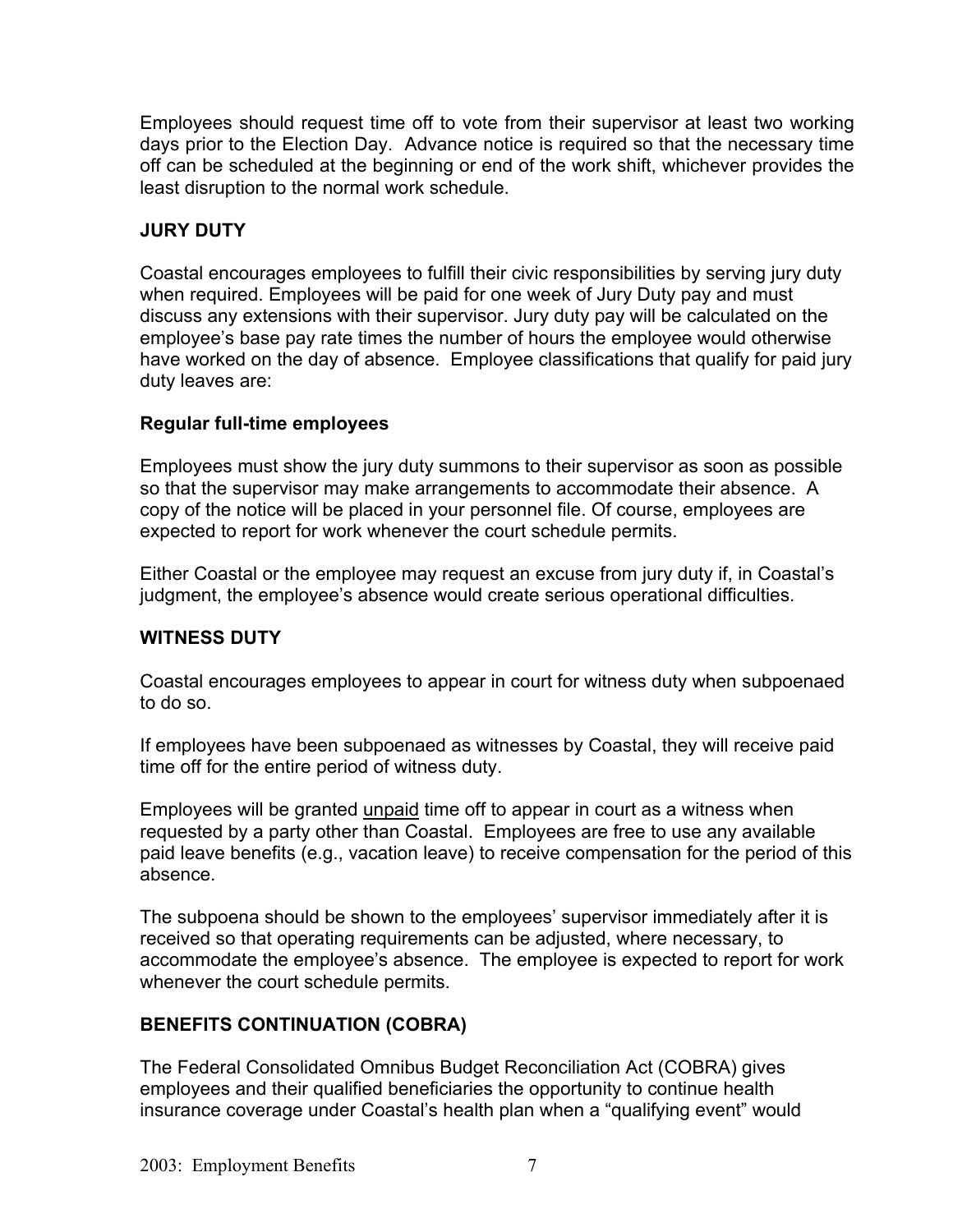Employees should request time off to vote from their supervisor at least two working days prior to the Election Day. Advance notice is required so that the necessary time off can be scheduled at the beginning or end of the work shift, whichever provides the least disruption to the normal work schedule.

## JURY DUTY

Coastal encourages employees to fulfill their civic responsibilities by serving jury duty when required. Employees will be paid for one week of Jury Duty pay and must discuss any extensions with their supervisor. Jury duty pay will be calculated on the employee's base pay rate times the number of hours the employee would otherwise have worked on the day of absence. Employee classifications that qualify for paid jury duty leaves are:

**Regular full-time employees**

Employees must show the jury duty summons to their supervisor as soon as possible so that the supervisor may make arrangements to accommodate their absence. A copy of the notice will be placed in your personnel file. Of course, employees are expected to report for work whenever the court schedule permits.

Either Coastal or the employee may request an excuse from jury duty if, in Coastal's judgment, the employee's absence would create serious operational difficulties.

## WITNESS DUTY

Coastal encourages employees to appear in court for witness duty when subpoenaed to do so.

If employees have been subpoenaed as witnesses by Coastal, they will receive paid time off for the entire period of witness duty.

Employees will be granted unpaid time off to appear in court as a witness when requested by a party other than Coastal. Employees are free to use any available paid leave benefits (e.g., vacation leave) to receive compensation for the period of this absence.

The subpoena should be shown to the employees' supervisor immediately after it is received so that operating requirements can be adjusted, where necessary, to accommodate the employee's absence. The employee is expected to report for work whenever the court schedule permits.

## BENEFITS CONTINUATION (COBRA)

The Federal Consolidated Omnibus Budget Reconciliation Act (COBRA) gives employees and their qualified beneficiaries the opportunity to continue health insurance coverage under Coastal's health plan when a "qualifying event" would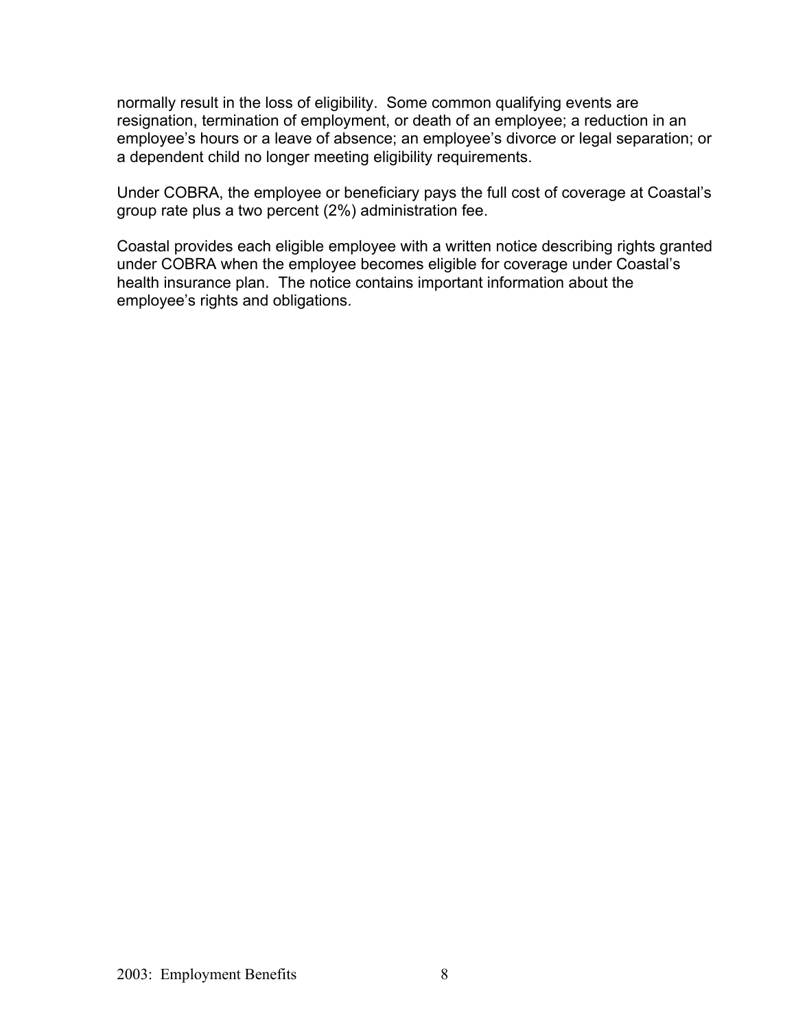normally result in the loss of eligibility. Some common qualifying events are resignation, termination of employment, or death of an employee; a reduction in an employee's hours or a leave of absence; an employee's divorce or legal separation; or a dependent child no longer meeting eligibility requirements.

Under COBRA, the employee or beneficiary pays the full cost of coverage at Coastal's group rate plus a two percent (2%) administration fee.

Coastal provides each eligible employee with a written notice describing rights granted under COBRA when the employee becomes eligible for coverage under Coastal's health insurance plan. The notice contains important information about the employee's rights and obligations.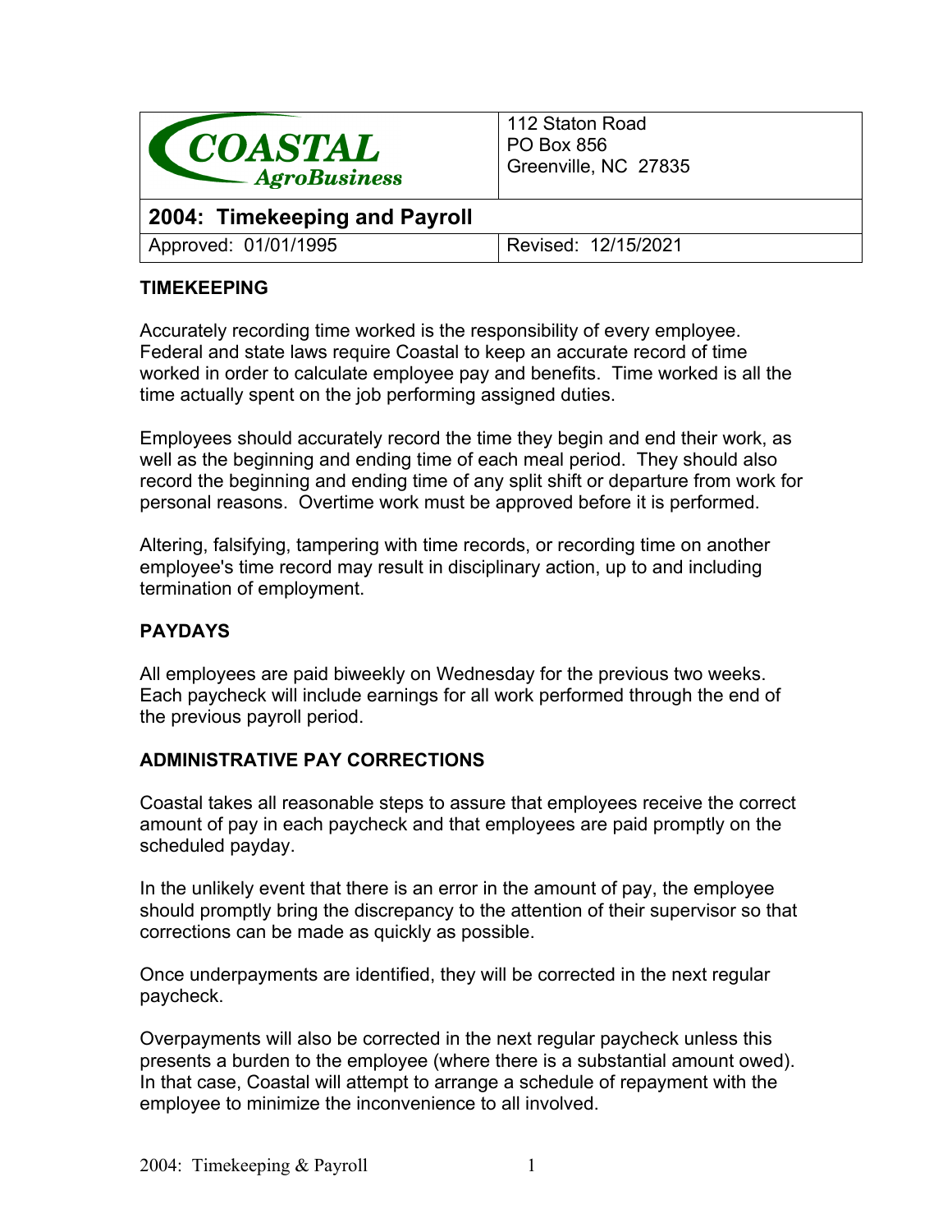| COASTAL AgroBusiness | 112 Staton Road<br>PO Box 856<br>Greenville, NC 27835 |
| --- | --- |
| **2004: Timekeeping and Payroll** | |
| Approved: 01/01/1995 | Revised: 12/15/2021 |

## TIMEKEEPING

Accurately recording time worked is the responsibility of every employee. Federal and state laws require Coastal to keep an accurate record of time worked in order to calculate employee pay and benefits. Time worked is all the time actually spent on the job performing assigned duties.

Employees should accurately record the time they begin and end their work, as well as the beginning and ending time of each meal period. They should also record the beginning and ending time of any split shift or departure from work for personal reasons. Overtime work must be approved before it is performed.

Altering, falsifying, tampering with time records, or recording time on another employee's time record may result in disciplinary action, up to and including termination of employment.

## PAYDAYS

All employees are paid biweekly on Wednesday for the previous two weeks. Each paycheck will include earnings for all work performed through the end of the previous payroll period.

## ADMINISTRATIVE PAY CORRECTIONS

Coastal takes all reasonable steps to assure that employees receive the correct amount of pay in each paycheck and that employees are paid promptly on the scheduled payday.

In the unlikely event that there is an error in the amount of pay, the employee should promptly bring the discrepancy to the attention of their supervisor so that corrections can be made as quickly as possible.

Once underpayments are identified, they will be corrected in the next regular paycheck.

Overpayments will also be corrected in the next regular paycheck unless this presents a burden to the employee (where there is a substantial amount owed). In that case, Coastal will attempt to arrange a schedule of repayment with the employee to minimize the inconvenience to all involved.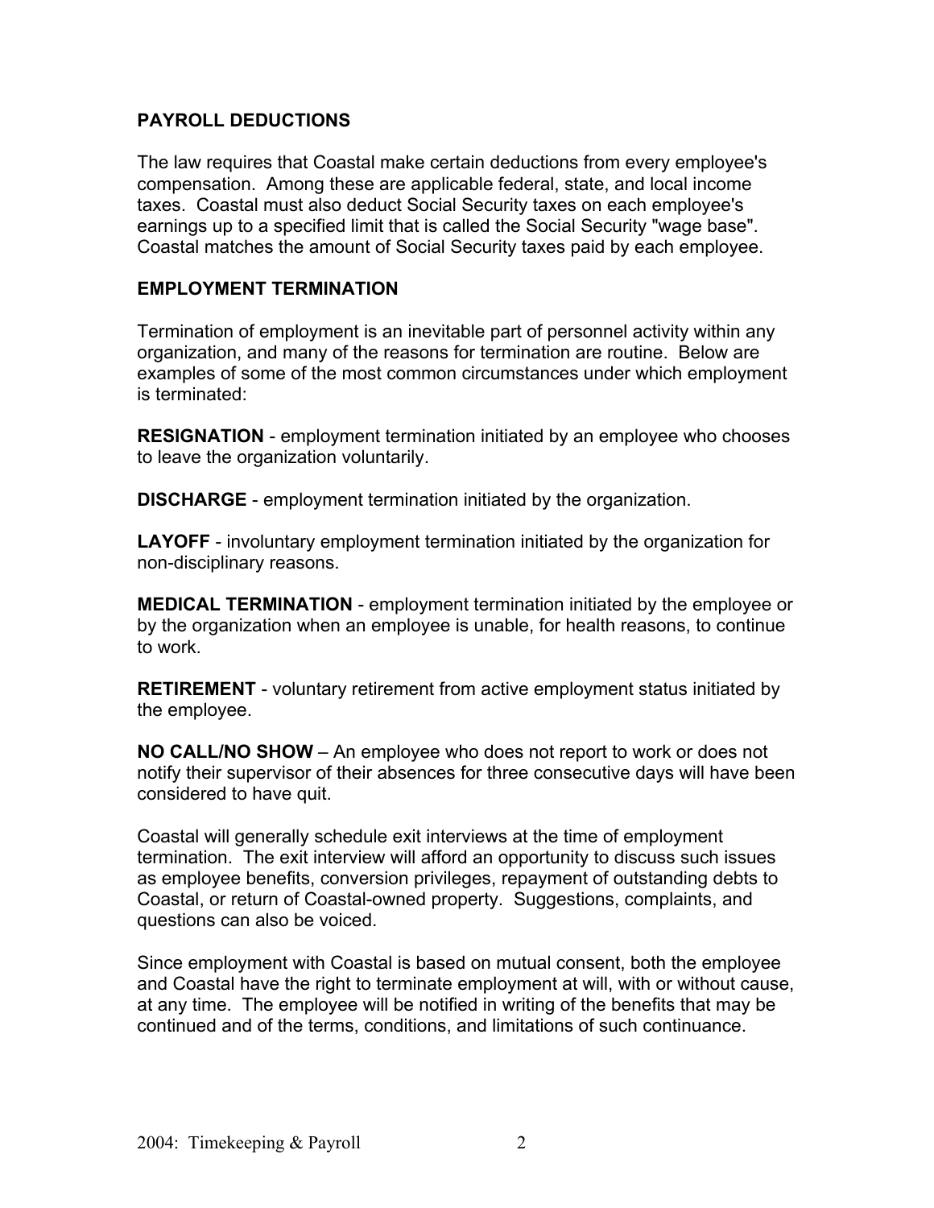## PAYROLL DEDUCTIONS

The law requires that Coastal make certain deductions from every employee's compensation. Among these are applicable federal, state, and local income taxes. Coastal must also deduct Social Security taxes on each employee's earnings up to a specified limit that is called the Social Security "wage base". Coastal matches the amount of Social Security taxes paid by each employee.

## EMPLOYMENT TERMINATION

Termination of employment is an inevitable part of personnel activity within any organization, and many of the reasons for termination are routine. Below are examples of some of the most common circumstances under which employment is terminated:

**RESIGNATION** - employment termination initiated by an employee who chooses to leave the organization voluntarily.

**DISCHARGE** - employment termination initiated by the organization.

**LAYOFF** - involuntary employment termination initiated by the organization for non-disciplinary reasons.

**MEDICAL TERMINATION** - employment termination initiated by the employee or by the organization when an employee is unable, for health reasons, to continue to work.

**RETIREMENT** - voluntary retirement from active employment status initiated by the employee.

**NO CALL/NO SHOW** – An employee who does not report to work or does not notify their supervisor of their absences for three consecutive days will have been considered to have quit.

Coastal will generally schedule exit interviews at the time of employment termination. The exit interview will afford an opportunity to discuss such issues as employee benefits, conversion privileges, repayment of outstanding debts to Coastal, or return of Coastal-owned property. Suggestions, complaints, and questions can also be voiced.

Since employment with Coastal is based on mutual consent, both the employee and Coastal have the right to terminate employment at will, with or without cause, at any time. The employee will be notified in writing of the benefits that may be continued and of the terms, conditions, and limitations of such continuance.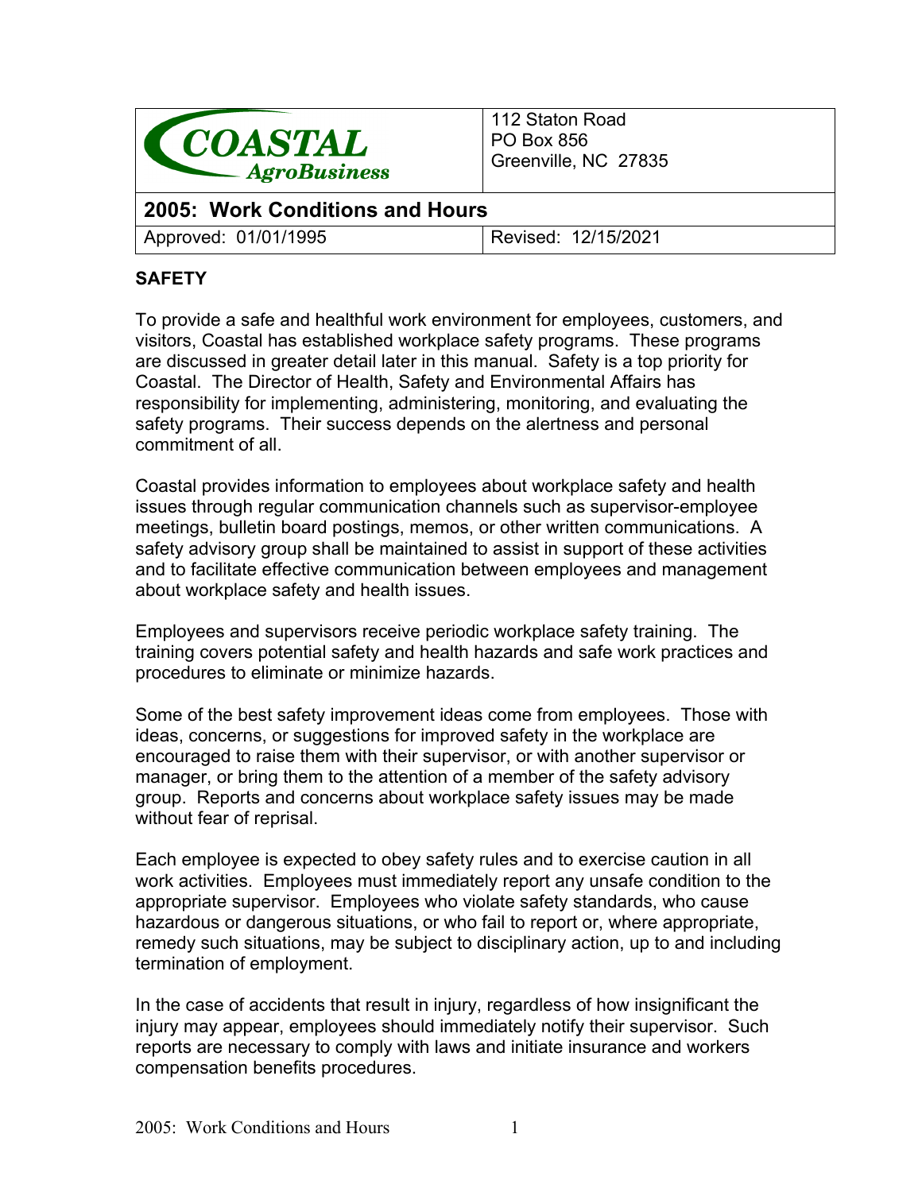| COASTAL AgroBusiness | 112 Staton Road<br>PO Box 856<br>Greenville, NC 27835 |
|---|---|
| **2005: Work Conditions and Hours** | |
| Approved: 01/01/1995 | Revised: 12/15/2021 |

## SAFETY

To provide a safe and healthful work environment for employees, customers, and visitors, Coastal has established workplace safety programs. These programs are discussed in greater detail later in this manual. Safety is a top priority for Coastal. The Director of Health, Safety and Environmental Affairs has responsibility for implementing, administering, monitoring, and evaluating the safety programs. Their success depends on the alertness and personal commitment of all.

Coastal provides information to employees about workplace safety and health issues through regular communication channels such as supervisor-employee meetings, bulletin board postings, memos, or other written communications. A safety advisory group shall be maintained to assist in support of these activities and to facilitate effective communication between employees and management about workplace safety and health issues.

Employees and supervisors receive periodic workplace safety training. The training covers potential safety and health hazards and safe work practices and procedures to eliminate or minimize hazards.

Some of the best safety improvement ideas come from employees. Those with ideas, concerns, or suggestions for improved safety in the workplace are encouraged to raise them with their supervisor, or with another supervisor or manager, or bring them to the attention of a member of the safety advisory group. Reports and concerns about workplace safety issues may be made without fear of reprisal.

Each employee is expected to obey safety rules and to exercise caution in all work activities. Employees must immediately report any unsafe condition to the appropriate supervisor. Employees who violate safety standards, who cause hazardous or dangerous situations, or who fail to report or, where appropriate, remedy such situations, may be subject to disciplinary action, up to and including termination of employment.

In the case of accidents that result in injury, regardless of how insignificant the injury may appear, employees should immediately notify their supervisor. Such reports are necessary to comply with laws and initiate insurance and workers compensation benefits procedures.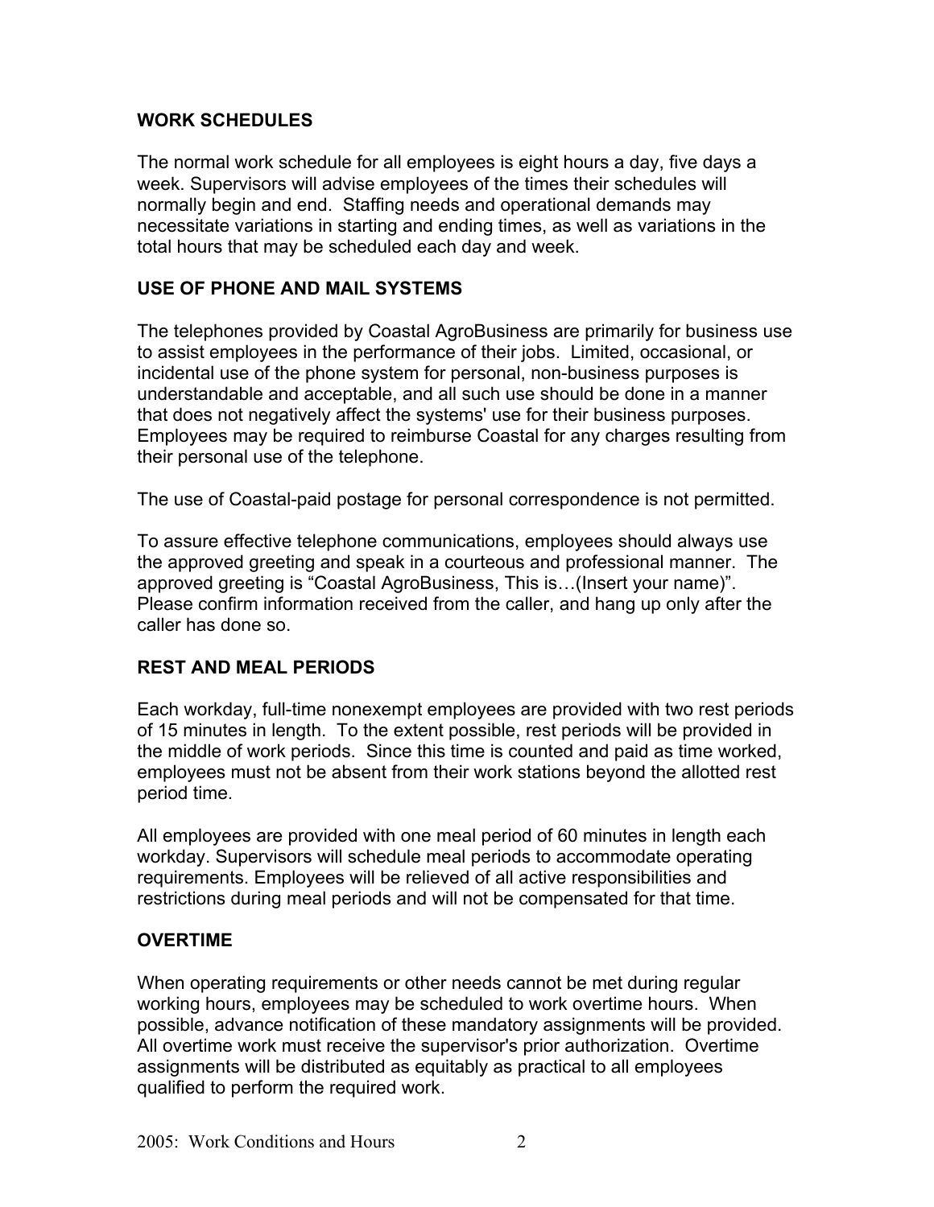## WORK SCHEDULES

The normal work schedule for all employees is eight hours a day, five days a week. Supervisors will advise employees of the times their schedules will normally begin and end. Staffing needs and operational demands may necessitate variations in starting and ending times, as well as variations in the total hours that may be scheduled each day and week.

## USE OF PHONE AND MAIL SYSTEMS

The telephones provided by Coastal AgroBusiness are primarily for business use to assist employees in the performance of their jobs. Limited, occasional, or incidental use of the phone system for personal, non-business purposes is understandable and acceptable, and all such use should be done in a manner that does not negatively affect the systems' use for their business purposes. Employees may be required to reimburse Coastal for any charges resulting from their personal use of the telephone.

The use of Coastal-paid postage for personal correspondence is not permitted.

To assure effective telephone communications, employees should always use the approved greeting and speak in a courteous and professional manner. The approved greeting is "Coastal AgroBusiness, This is…(Insert your name)". Please confirm information received from the caller, and hang up only after the caller has done so.

## REST AND MEAL PERIODS

Each workday, full-time nonexempt employees are provided with two rest periods of 15 minutes in length. To the extent possible, rest periods will be provided in the middle of work periods. Since this time is counted and paid as time worked, employees must not be absent from their work stations beyond the allotted rest period time.

All employees are provided with one meal period of 60 minutes in length each workday. Supervisors will schedule meal periods to accommodate operating requirements. Employees will be relieved of all active responsibilities and restrictions during meal periods and will not be compensated for that time.

## OVERTIME

When operating requirements or other needs cannot be met during regular working hours, employees may be scheduled to work overtime hours. When possible, advance notification of these mandatory assignments will be provided. All overtime work must receive the supervisor's prior authorization. Overtime assignments will be distributed as equitably as practical to all employees qualified to perform the required work.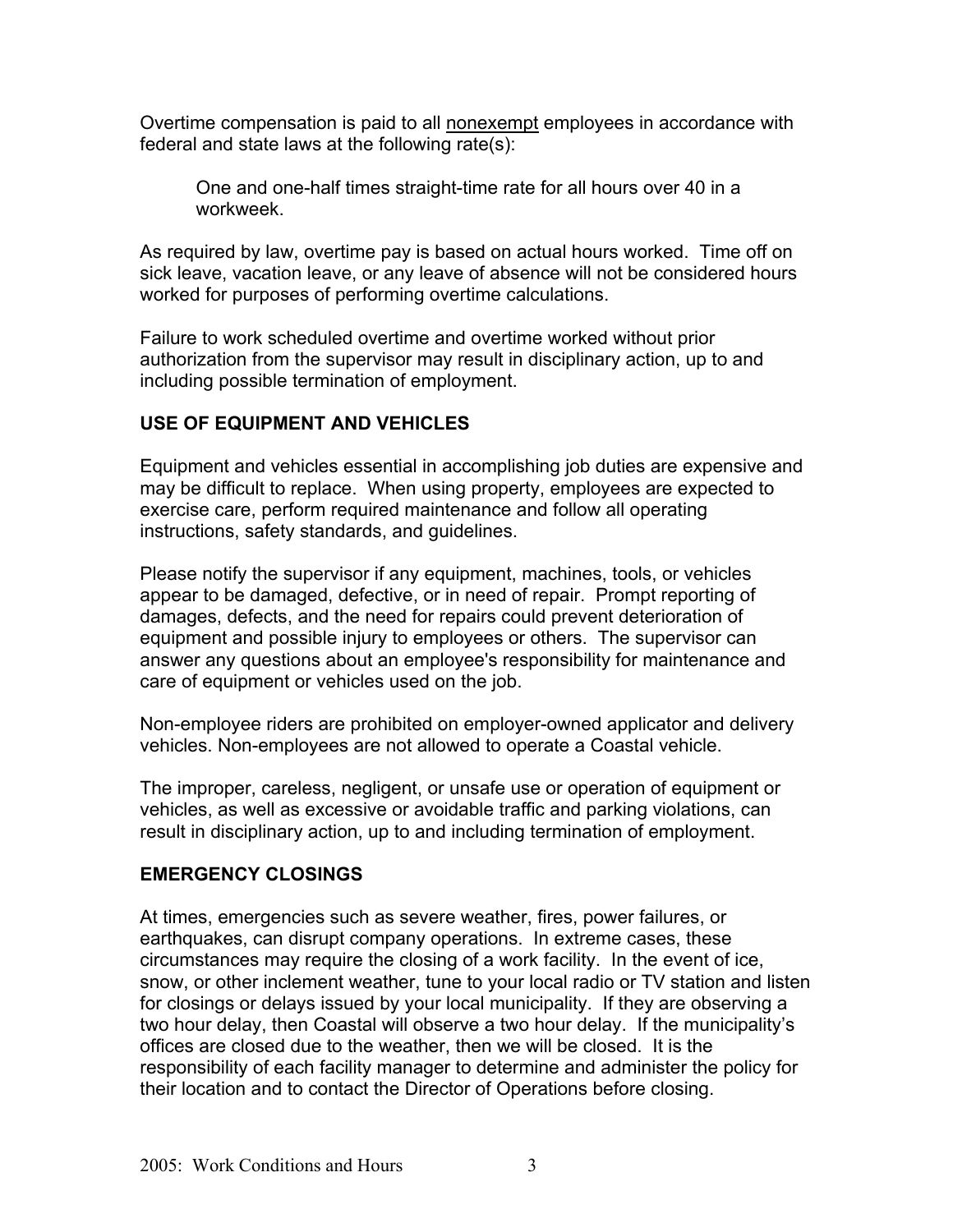Overtime compensation is paid to all <u>nonexempt</u> employees in accordance with federal and state laws at the following rate(s):

> One and one-half times straight-time rate for all hours over 40 in a workweek.

As required by law, overtime pay is based on actual hours worked. Time off on sick leave, vacation leave, or any leave of absence will not be considered hours worked for purposes of performing overtime calculations.

Failure to work scheduled overtime and overtime worked without prior authorization from the supervisor may result in disciplinary action, up to and including possible termination of employment.

## USE OF EQUIPMENT AND VEHICLES

Equipment and vehicles essential in accomplishing job duties are expensive and may be difficult to replace. When using property, employees are expected to exercise care, perform required maintenance and follow all operating instructions, safety standards, and guidelines.

Please notify the supervisor if any equipment, machines, tools, or vehicles appear to be damaged, defective, or in need of repair. Prompt reporting of damages, defects, and the need for repairs could prevent deterioration of equipment and possible injury to employees or others. The supervisor can answer any questions about an employee's responsibility for maintenance and care of equipment or vehicles used on the job.

Non-employee riders are prohibited on employer-owned applicator and delivery vehicles. Non-employees are not allowed to operate a Coastal vehicle.

The improper, careless, negligent, or unsafe use or operation of equipment or vehicles, as well as excessive or avoidable traffic and parking violations, can result in disciplinary action, up to and including termination of employment.

## EMERGENCY CLOSINGS

At times, emergencies such as severe weather, fires, power failures, or earthquakes, can disrupt company operations. In extreme cases, these circumstances may require the closing of a work facility. In the event of ice, snow, or other inclement weather, tune to your local radio or TV station and listen for closings or delays issued by your local municipality. If they are observing a two hour delay, then Coastal will observe a two hour delay. If the municipality's offices are closed due to the weather, then we will be closed. It is the responsibility of each facility manager to determine and administer the policy for their location and to contact the Director of Operations before closing.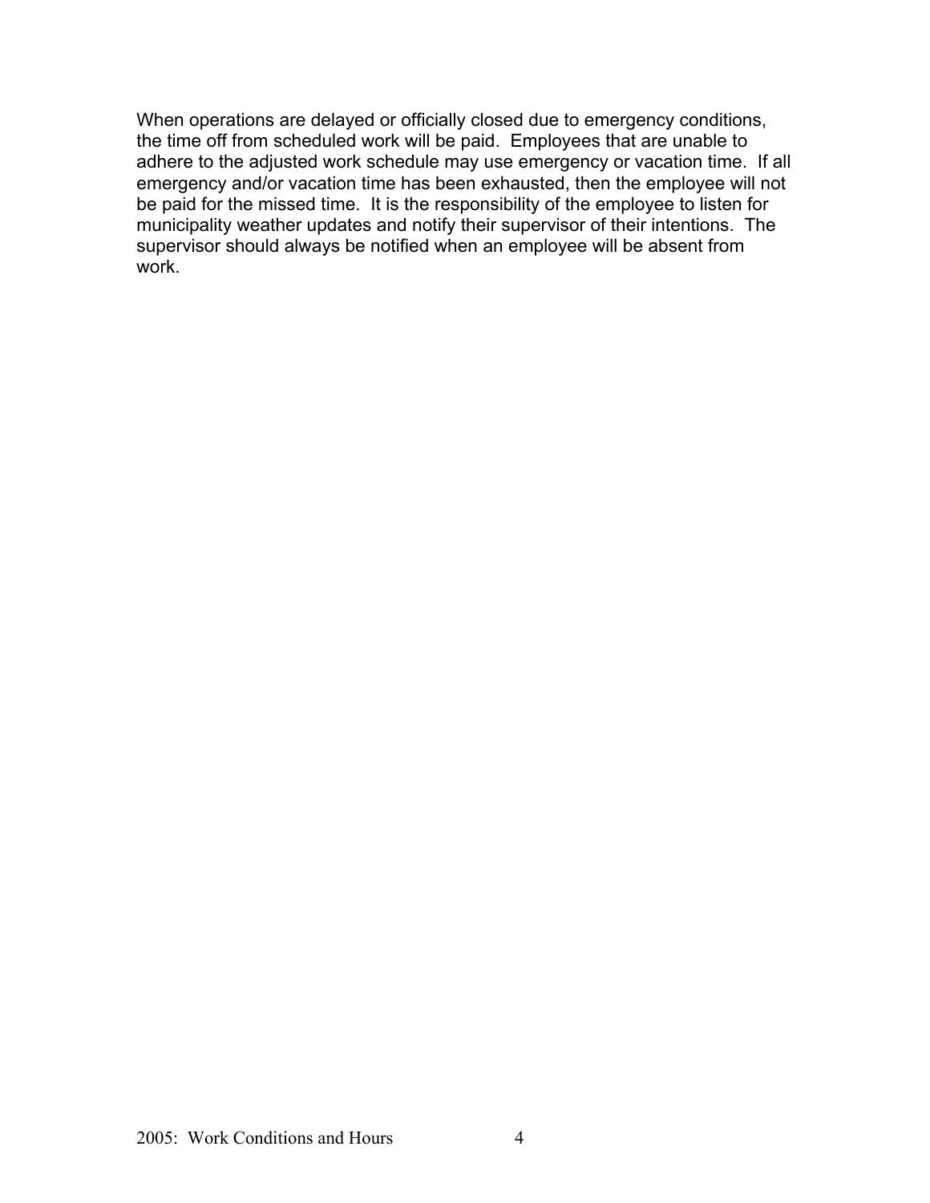When operations are delayed or officially closed due to emergency conditions, the time off from scheduled work will be paid. Employees that are unable to adhere to the adjusted work schedule may use emergency or vacation time. If all emergency and/or vacation time has been exhausted, then the employee will not be paid for the missed time. It is the responsibility of the employee to listen for municipality weather updates and notify their supervisor of their intentions. The supervisor should always be notified when an employee will be absent from work.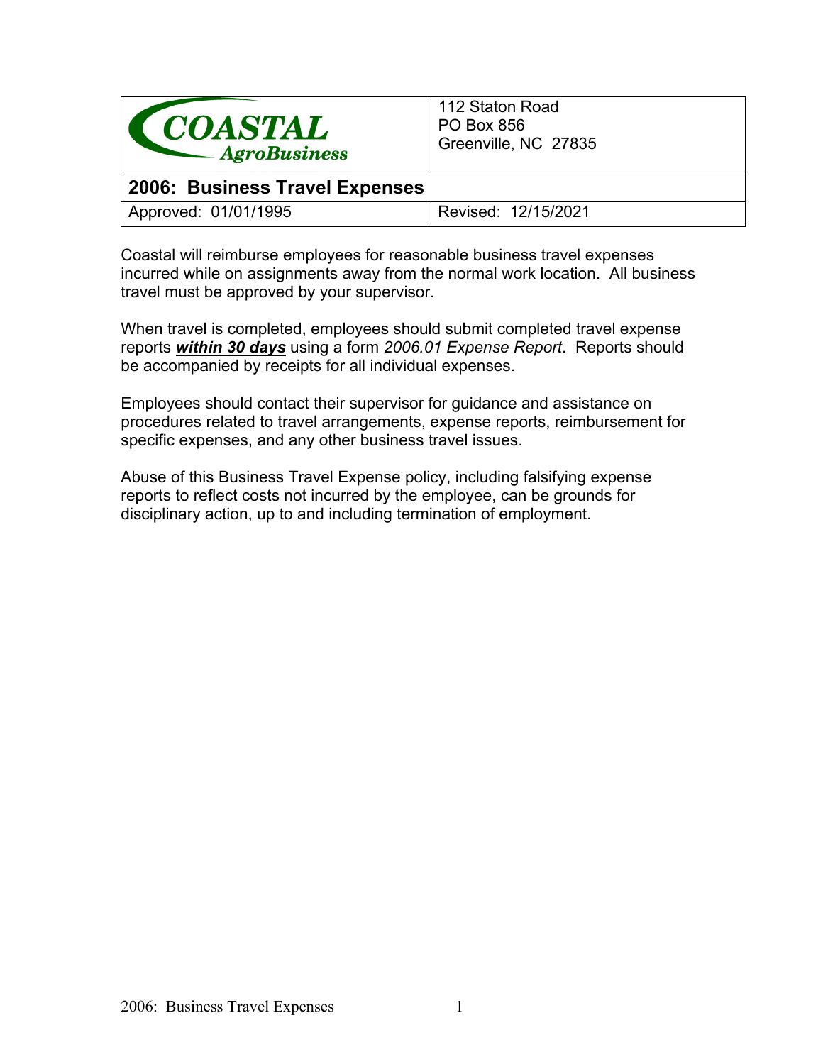| COASTAL AgroBusiness | 112 Staton Road<br>PO Box 856<br>Greenville, NC 27835 |
|---|---|
| **2006: Business Travel Expenses** | |
| Approved: 01/01/1995 | Revised: 12/15/2021 |

Coastal will reimburse employees for reasonable business travel expenses incurred while on assignments away from the normal work location. All business travel must be approved by your supervisor.

When travel is completed, employees should submit completed travel expense reports ***within 30 days*** using a form *2006.01 Expense Report*. Reports should be accompanied by receipts for all individual expenses.

Employees should contact their supervisor for guidance and assistance on procedures related to travel arrangements, expense reports, reimbursement for specific expenses, and any other business travel issues.

Abuse of this Business Travel Expense policy, including falsifying expense reports to reflect costs not incurred by the employee, can be grounds for disciplinary action, up to and including termination of employment.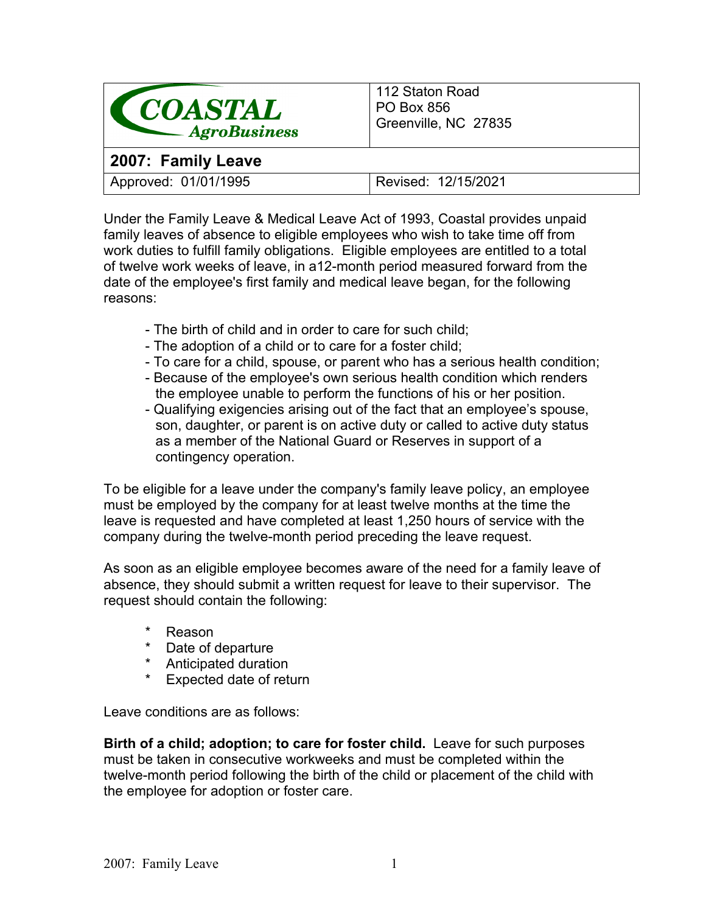| COASTAL AgroBusiness | 112 Staton Road<br>PO Box 856<br>Greenville, NC 27835 |
|---|---|
| **2007: Family Leave** | |
| Approved: 01/01/1995 | Revised: 12/15/2021 |

Under the Family Leave & Medical Leave Act of 1993, Coastal provides unpaid family leaves of absence to eligible employees who wish to take time off from work duties to fulfill family obligations. Eligible employees are entitled to a total of twelve work weeks of leave, in a12-month period measured forward from the date of the employee's first family and medical leave began, for the following reasons:

- The birth of child and in order to care for such child;
- The adoption of a child or to care for a foster child;
- To care for a child, spouse, or parent who has a serious health condition;
- Because of the employee's own serious health condition which renders the employee unable to perform the functions of his or her position.
- Qualifying exigencies arising out of the fact that an employee's spouse, son, daughter, or parent is on active duty or called to active duty status as a member of the National Guard or Reserves in support of a contingency operation.

To be eligible for a leave under the company's family leave policy, an employee must be employed by the company for at least twelve months at the time the leave is requested and have completed at least 1,250 hours of service with the company during the twelve-month period preceding the leave request.

As soon as an eligible employee becomes aware of the need for a family leave of absence, they should submit a written request for leave to their supervisor. The request should contain the following:

* Reason
* Date of departure
* Anticipated duration
* Expected date of return

Leave conditions are as follows:

**Birth of a child; adoption; to care for foster child.** Leave for such purposes must be taken in consecutive workweeks and must be completed within the twelve-month period following the birth of the child or placement of the child with the employee for adoption or foster care.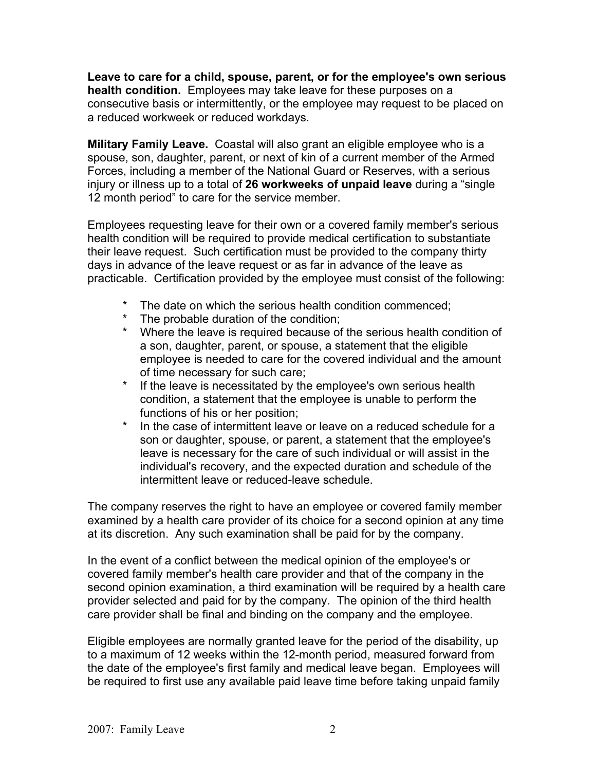**Leave to care for a child, spouse, parent, or for the employee's own serious health condition.** Employees may take leave for these purposes on a consecutive basis or intermittently, or the employee may request to be placed on a reduced workweek or reduced workdays.

**Military Family Leave.** Coastal will also grant an eligible employee who is a spouse, son, daughter, parent, or next of kin of a current member of the Armed Forces, including a member of the National Guard or Reserves, with a serious injury or illness up to a total of **26 workweeks of unpaid leave** during a "single 12 month period" to care for the service member.

Employees requesting leave for their own or a covered family member's serious health condition will be required to provide medical certification to substantiate their leave request. Such certification must be provided to the company thirty days in advance of the leave request or as far in advance of the leave as practicable. Certification provided by the employee must consist of the following:

- The date on which the serious health condition commenced;
- The probable duration of the condition;
- Where the leave is required because of the serious health condition of a son, daughter, parent, or spouse, a statement that the eligible employee is needed to care for the covered individual and the amount of time necessary for such care;
- If the leave is necessitated by the employee's own serious health condition, a statement that the employee is unable to perform the functions of his or her position;
- In the case of intermittent leave or leave on a reduced schedule for a son or daughter, spouse, or parent, a statement that the employee's leave is necessary for the care of such individual or will assist in the individual's recovery, and the expected duration and schedule of the intermittent leave or reduced-leave schedule.

The company reserves the right to have an employee or covered family member examined by a health care provider of its choice for a second opinion at any time at its discretion. Any such examination shall be paid for by the company.

In the event of a conflict between the medical opinion of the employee's or covered family member's health care provider and that of the company in the second opinion examination, a third examination will be required by a health care provider selected and paid for by the company. The opinion of the third health care provider shall be final and binding on the company and the employee.

Eligible employees are normally granted leave for the period of the disability, up to a maximum of 12 weeks within the 12-month period, measured forward from the date of the employee's first family and medical leave began. Employees will be required to first use any available paid leave time before taking unpaid family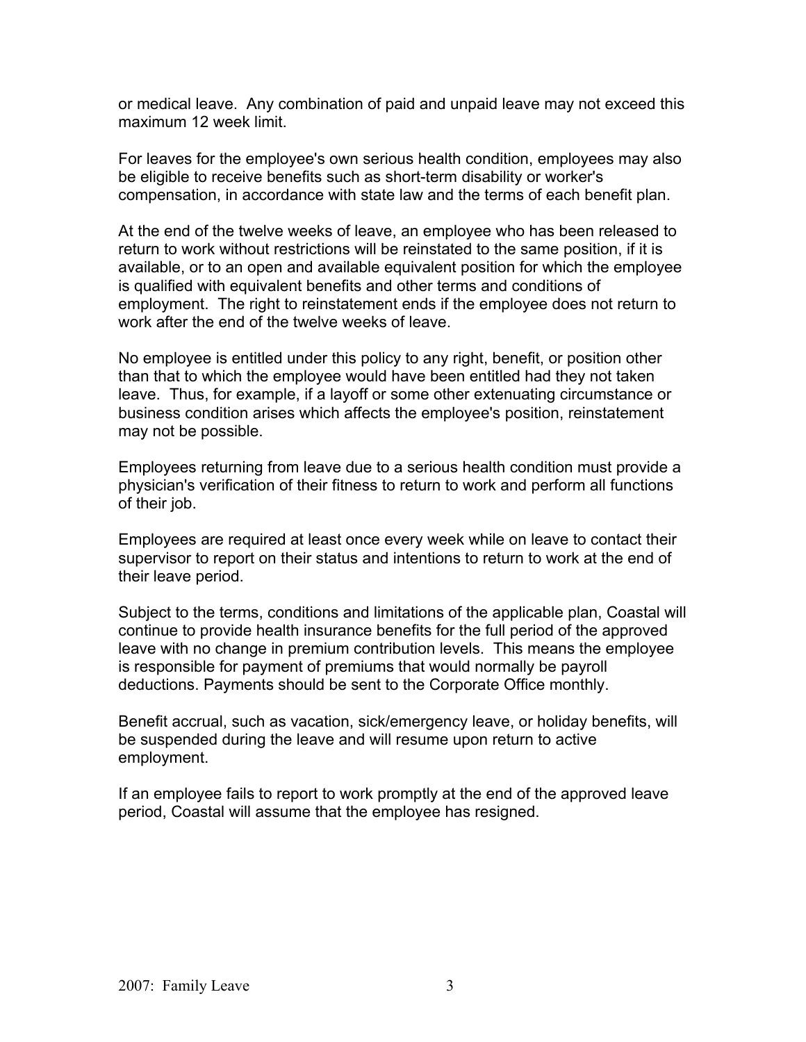or medical leave. Any combination of paid and unpaid leave may not exceed this maximum 12 week limit.

For leaves for the employee's own serious health condition, employees may also be eligible to receive benefits such as short-term disability or worker's compensation, in accordance with state law and the terms of each benefit plan.

At the end of the twelve weeks of leave, an employee who has been released to return to work without restrictions will be reinstated to the same position, if it is available, or to an open and available equivalent position for which the employee is qualified with equivalent benefits and other terms and conditions of employment. The right to reinstatement ends if the employee does not return to work after the end of the twelve weeks of leave.

No employee is entitled under this policy to any right, benefit, or position other than that to which the employee would have been entitled had they not taken leave. Thus, for example, if a layoff or some other extenuating circumstance or business condition arises which affects the employee's position, reinstatement may not be possible.

Employees returning from leave due to a serious health condition must provide a physician's verification of their fitness to return to work and perform all functions of their job.

Employees are required at least once every week while on leave to contact their supervisor to report on their status and intentions to return to work at the end of their leave period.

Subject to the terms, conditions and limitations of the applicable plan, Coastal will continue to provide health insurance benefits for the full period of the approved leave with no change in premium contribution levels. This means the employee is responsible for payment of premiums that would normally be payroll deductions. Payments should be sent to the Corporate Office monthly.

Benefit accrual, such as vacation, sick/emergency leave, or holiday benefits, will be suspended during the leave and will resume upon return to active employment.

If an employee fails to report to work promptly at the end of the approved leave period, Coastal will assume that the employee has resigned.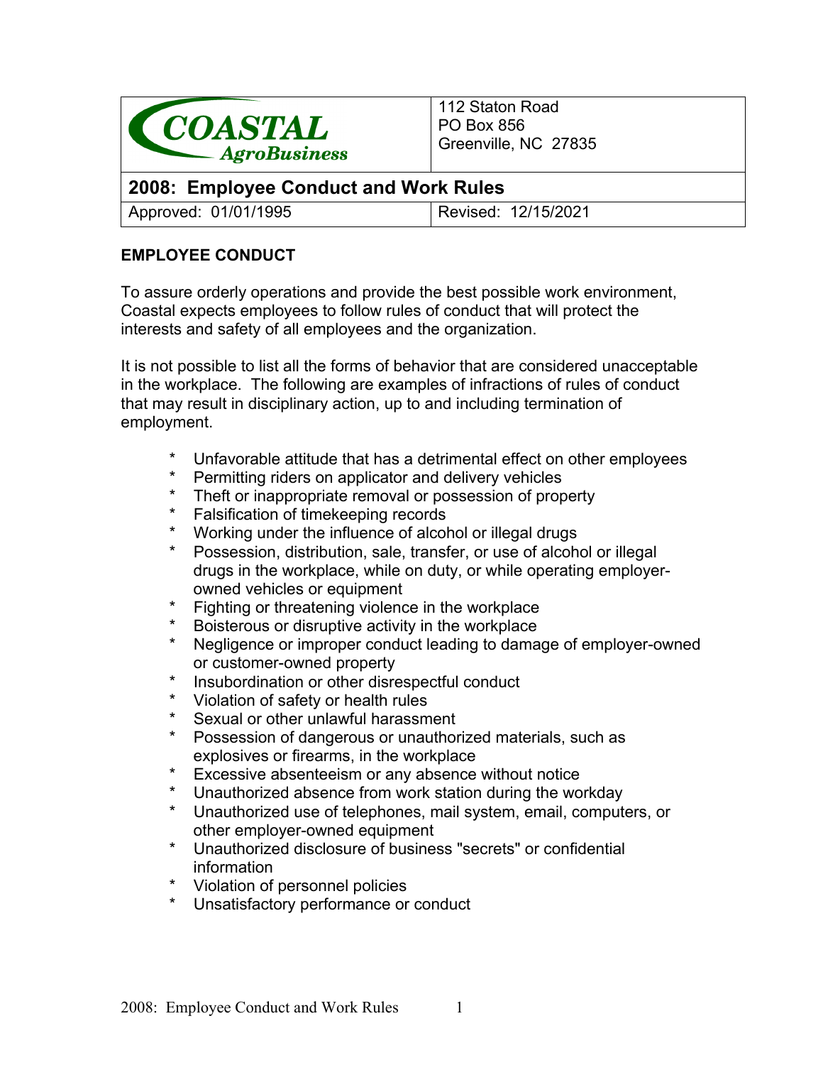| COASTAL AgroBusiness | 112 Staton Road<br>PO Box 856<br>Greenville, NC 27835 |
|---|---|
| **2008: Employee Conduct and Work Rules** | |
| Approved: 01/01/1995 | Revised: 12/15/2021 |

**EMPLOYEE CONDUCT**

To assure orderly operations and provide the best possible work environment, Coastal expects employees to follow rules of conduct that will protect the interests and safety of all employees and the organization.

It is not possible to list all the forms of behavior that are considered unacceptable in the workplace. The following are examples of infractions of rules of conduct that may result in disciplinary action, up to and including termination of employment.

* Unfavorable attitude that has a detrimental effect on other employees
* Permitting riders on applicator and delivery vehicles
* Theft or inappropriate removal or possession of property
* Falsification of timekeeping records
* Working under the influence of alcohol or illegal drugs
* Possession, distribution, sale, transfer, or use of alcohol or illegal drugs in the workplace, while on duty, or while operating employer-owned vehicles or equipment
* Fighting or threatening violence in the workplace
* Boisterous or disruptive activity in the workplace
* Negligence or improper conduct leading to damage of employer-owned or customer-owned property
* Insubordination or other disrespectful conduct
* Violation of safety or health rules
* Sexual or other unlawful harassment
* Possession of dangerous or unauthorized materials, such as explosives or firearms, in the workplace
* Excessive absenteeism or any absence without notice
* Unauthorized absence from work station during the workday
* Unauthorized use of telephones, mail system, email, computers, or other employer-owned equipment
* Unauthorized disclosure of business "secrets" or confidential information
* Violation of personnel policies
* Unsatisfactory performance or conduct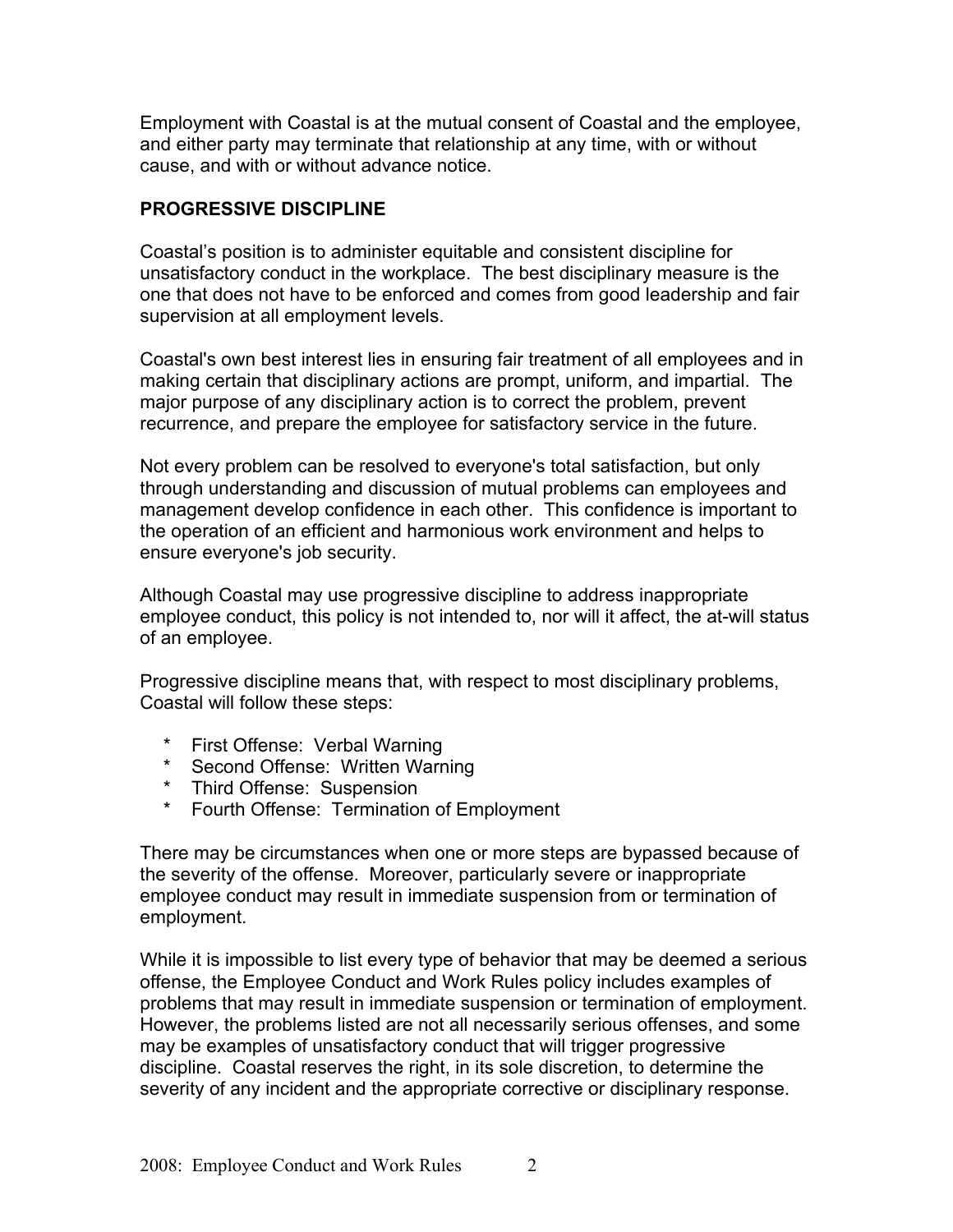Employment with Coastal is at the mutual consent of Coastal and the employee, and either party may terminate that relationship at any time, with or without cause, and with or without advance notice.

## PROGRESSIVE DISCIPLINE

Coastal's position is to administer equitable and consistent discipline for unsatisfactory conduct in the workplace. The best disciplinary measure is the one that does not have to be enforced and comes from good leadership and fair supervision at all employment levels.

Coastal's own best interest lies in ensuring fair treatment of all employees and in making certain that disciplinary actions are prompt, uniform, and impartial. The major purpose of any disciplinary action is to correct the problem, prevent recurrence, and prepare the employee for satisfactory service in the future.

Not every problem can be resolved to everyone's total satisfaction, but only through understanding and discussion of mutual problems can employees and management develop confidence in each other. This confidence is important to the operation of an efficient and harmonious work environment and helps to ensure everyone's job security.

Although Coastal may use progressive discipline to address inappropriate employee conduct, this policy is not intended to, nor will it affect, the at-will status of an employee.

Progressive discipline means that, with respect to most disciplinary problems, Coastal will follow these steps:

* First Offense: Verbal Warning
* Second Offense: Written Warning
* Third Offense: Suspension
* Fourth Offense: Termination of Employment

There may be circumstances when one or more steps are bypassed because of the severity of the offense. Moreover, particularly severe or inappropriate employee conduct may result in immediate suspension from or termination of employment.

While it is impossible to list every type of behavior that may be deemed a serious offense, the Employee Conduct and Work Rules policy includes examples of problems that may result in immediate suspension or termination of employment. However, the problems listed are not all necessarily serious offenses, and some may be examples of unsatisfactory conduct that will trigger progressive discipline. Coastal reserves the right, in its sole discretion, to determine the severity of any incident and the appropriate corrective or disciplinary response.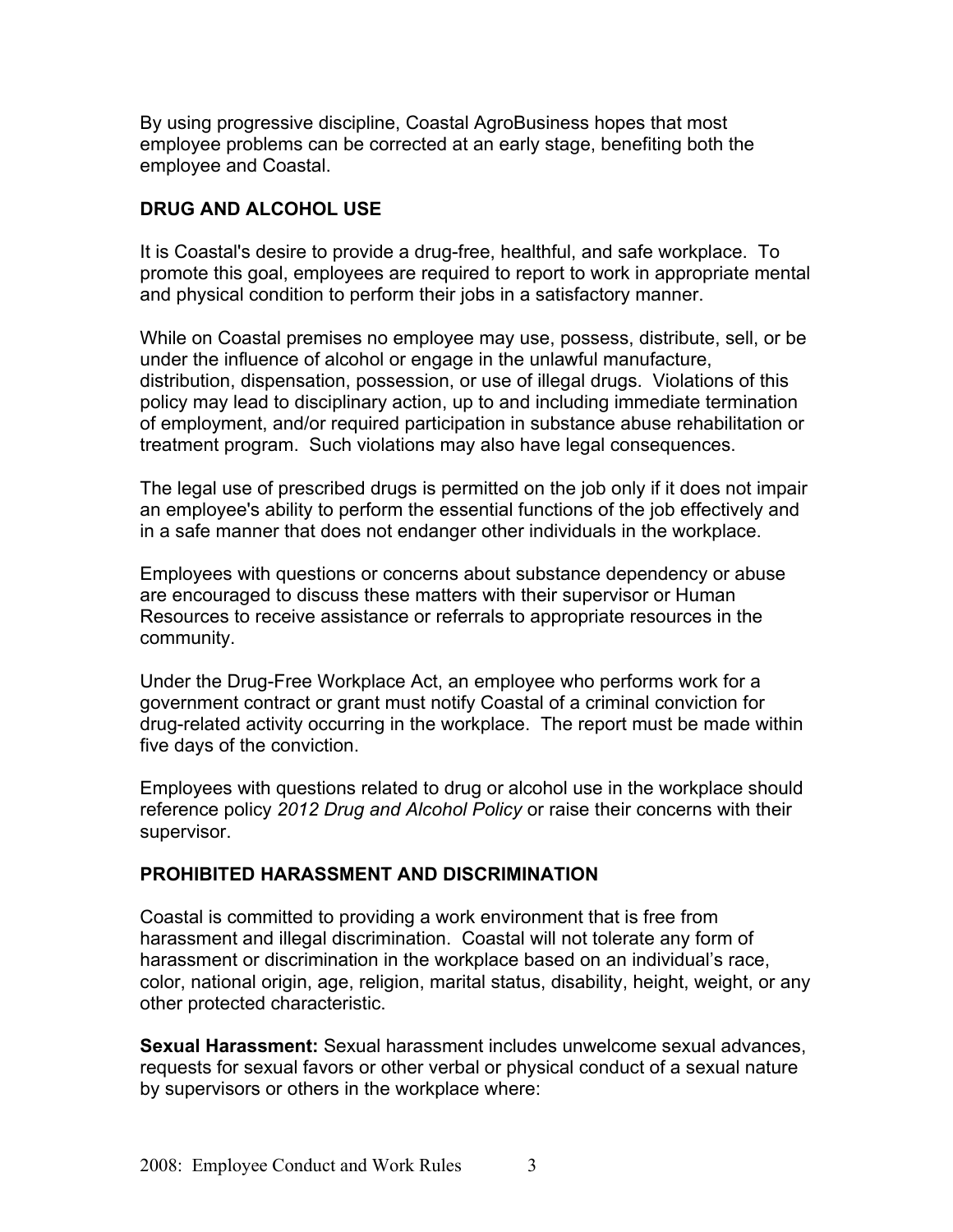By using progressive discipline, Coastal AgroBusiness hopes that most employee problems can be corrected at an early stage, benefiting both the employee and Coastal.

## DRUG AND ALCOHOL USE

It is Coastal's desire to provide a drug-free, healthful, and safe workplace. To promote this goal, employees are required to report to work in appropriate mental and physical condition to perform their jobs in a satisfactory manner.

While on Coastal premises no employee may use, possess, distribute, sell, or be under the influence of alcohol or engage in the unlawful manufacture, distribution, dispensation, possession, or use of illegal drugs. Violations of this policy may lead to disciplinary action, up to and including immediate termination of employment, and/or required participation in substance abuse rehabilitation or treatment program. Such violations may also have legal consequences.

The legal use of prescribed drugs is permitted on the job only if it does not impair an employee's ability to perform the essential functions of the job effectively and in a safe manner that does not endanger other individuals in the workplace.

Employees with questions or concerns about substance dependency or abuse are encouraged to discuss these matters with their supervisor or Human Resources to receive assistance or referrals to appropriate resources in the community.

Under the Drug-Free Workplace Act, an employee who performs work for a government contract or grant must notify Coastal of a criminal conviction for drug-related activity occurring in the workplace. The report must be made within five days of the conviction.

Employees with questions related to drug or alcohol use in the workplace should reference policy *2012 Drug and Alcohol Policy* or raise their concerns with their supervisor.

## PROHIBITED HARASSMENT AND DISCRIMINATION

Coastal is committed to providing a work environment that is free from harassment and illegal discrimination. Coastal will not tolerate any form of harassment or discrimination in the workplace based on an individual's race, color, national origin, age, religion, marital status, disability, height, weight, or any other protected characteristic.

**Sexual Harassment:** Sexual harassment includes unwelcome sexual advances, requests for sexual favors or other verbal or physical conduct of a sexual nature by supervisors or others in the workplace where: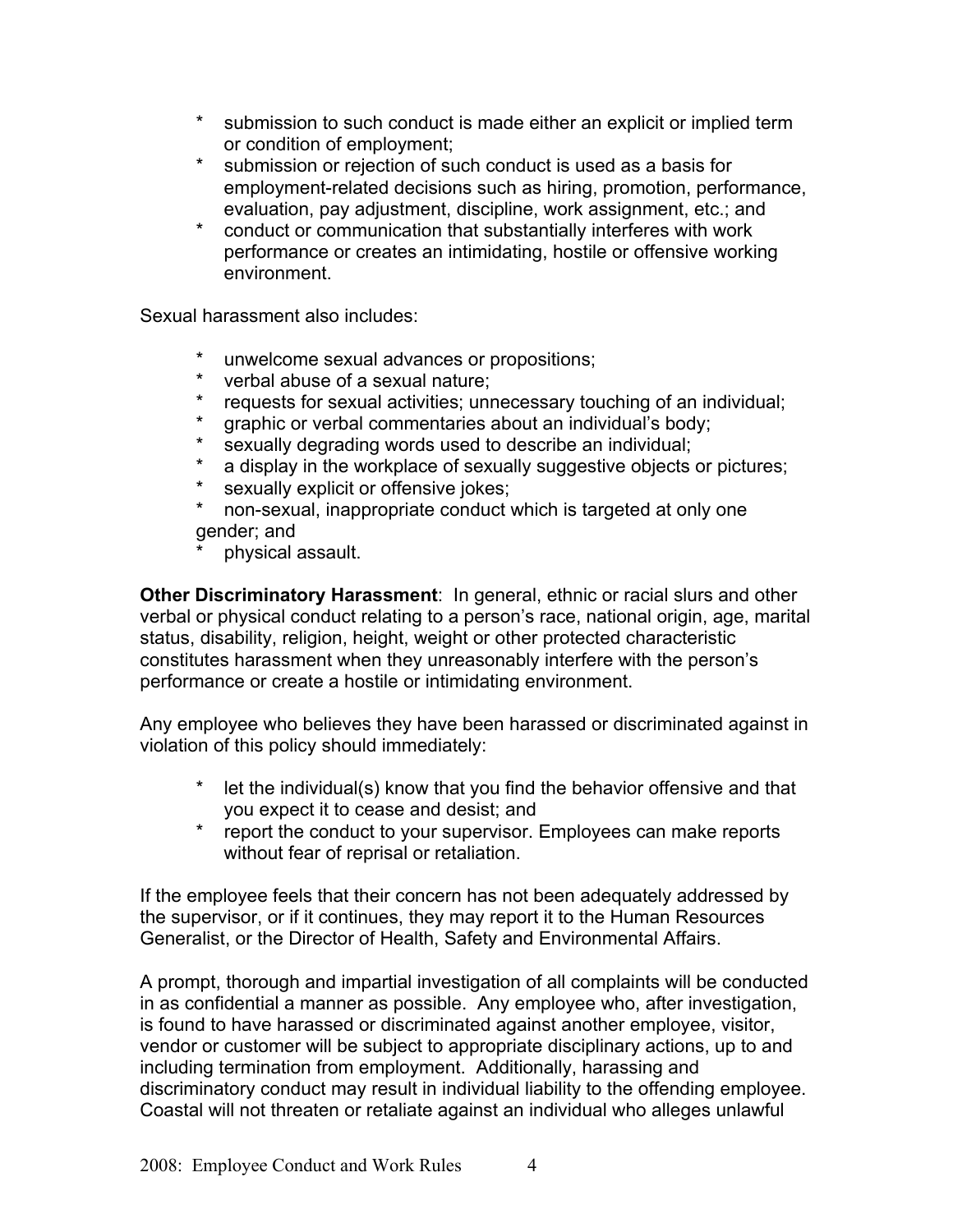* submission to such conduct is made either an explicit or implied term or condition of employment;
* submission or rejection of such conduct is used as a basis for employment-related decisions such as hiring, promotion, performance, evaluation, pay adjustment, discipline, work assignment, etc.; and
* conduct or communication that substantially interferes with work performance or creates an intimidating, hostile or offensive working environment.

Sexual harassment also includes:

* unwelcome sexual advances or propositions;
* verbal abuse of a sexual nature;
* requests for sexual activities; unnecessary touching of an individual;
* graphic or verbal commentaries about an individual's body;
* sexually degrading words used to describe an individual;
* a display in the workplace of sexually suggestive objects or pictures;
* sexually explicit or offensive jokes;
* non-sexual, inappropriate conduct which is targeted at only one gender; and
* physical assault.

**Other Discriminatory Harassment**: In general, ethnic or racial slurs and other verbal or physical conduct relating to a person's race, national origin, age, marital status, disability, religion, height, weight or other protected characteristic constitutes harassment when they unreasonably interfere with the person's performance or create a hostile or intimidating environment.

Any employee who believes they have been harassed or discriminated against in violation of this policy should immediately:

* let the individual(s) know that you find the behavior offensive and that you expect it to cease and desist; and
* report the conduct to your supervisor. Employees can make reports without fear of reprisal or retaliation.

If the employee feels that their concern has not been adequately addressed by the supervisor, or if it continues, they may report it to the Human Resources Generalist, or the Director of Health, Safety and Environmental Affairs.

A prompt, thorough and impartial investigation of all complaints will be conducted in as confidential a manner as possible. Any employee who, after investigation, is found to have harassed or discriminated against another employee, visitor, vendor or customer will be subject to appropriate disciplinary actions, up to and including termination from employment. Additionally, harassing and discriminatory conduct may result in individual liability to the offending employee. Coastal will not threaten or retaliate against an individual who alleges unlawful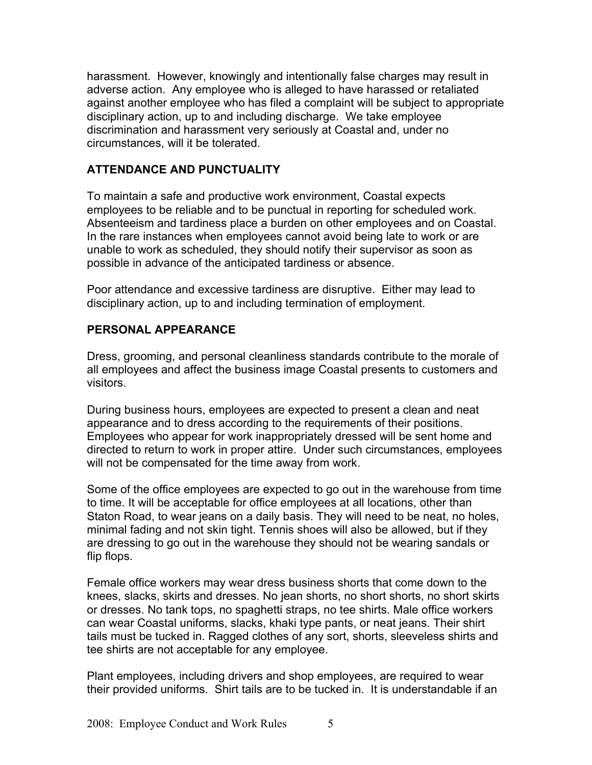harassment. However, knowingly and intentionally false charges may result in adverse action. Any employee who is alleged to have harassed or retaliated against another employee who has filed a complaint will be subject to appropriate disciplinary action, up to and including discharge. We take employee discrimination and harassment very seriously at Coastal and, under no circumstances, will it be tolerated.

## ATTENDANCE AND PUNCTUALITY

To maintain a safe and productive work environment, Coastal expects employees to be reliable and to be punctual in reporting for scheduled work. Absenteeism and tardiness place a burden on other employees and on Coastal. In the rare instances when employees cannot avoid being late to work or are unable to work as scheduled, they should notify their supervisor as soon as possible in advance of the anticipated tardiness or absence.

Poor attendance and excessive tardiness are disruptive. Either may lead to disciplinary action, up to and including termination of employment.

## PERSONAL APPEARANCE

Dress, grooming, and personal cleanliness standards contribute to the morale of all employees and affect the business image Coastal presents to customers and visitors.

During business hours, employees are expected to present a clean and neat appearance and to dress according to the requirements of their positions. Employees who appear for work inappropriately dressed will be sent home and directed to return to work in proper attire. Under such circumstances, employees will not be compensated for the time away from work.

Some of the office employees are expected to go out in the warehouse from time to time. It will be acceptable for office employees at all locations, other than Staton Road, to wear jeans on a daily basis. They will need to be neat, no holes, minimal fading and not skin tight. Tennis shoes will also be allowed, but if they are dressing to go out in the warehouse they should not be wearing sandals or flip flops.

Female office workers may wear dress business shorts that come down to the knees, slacks, skirts and dresses. No jean shorts, no short shorts, no short skirts or dresses. No tank tops, no spaghetti straps, no tee shirts. Male office workers can wear Coastal uniforms, slacks, khaki type pants, or neat jeans. Their shirt tails must be tucked in. Ragged clothes of any sort, shorts, sleeveless shirts and tee shirts are not acceptable for any employee.

Plant employees, including drivers and shop employees, are required to wear their provided uniforms. Shirt tails are to be tucked in. It is understandable if an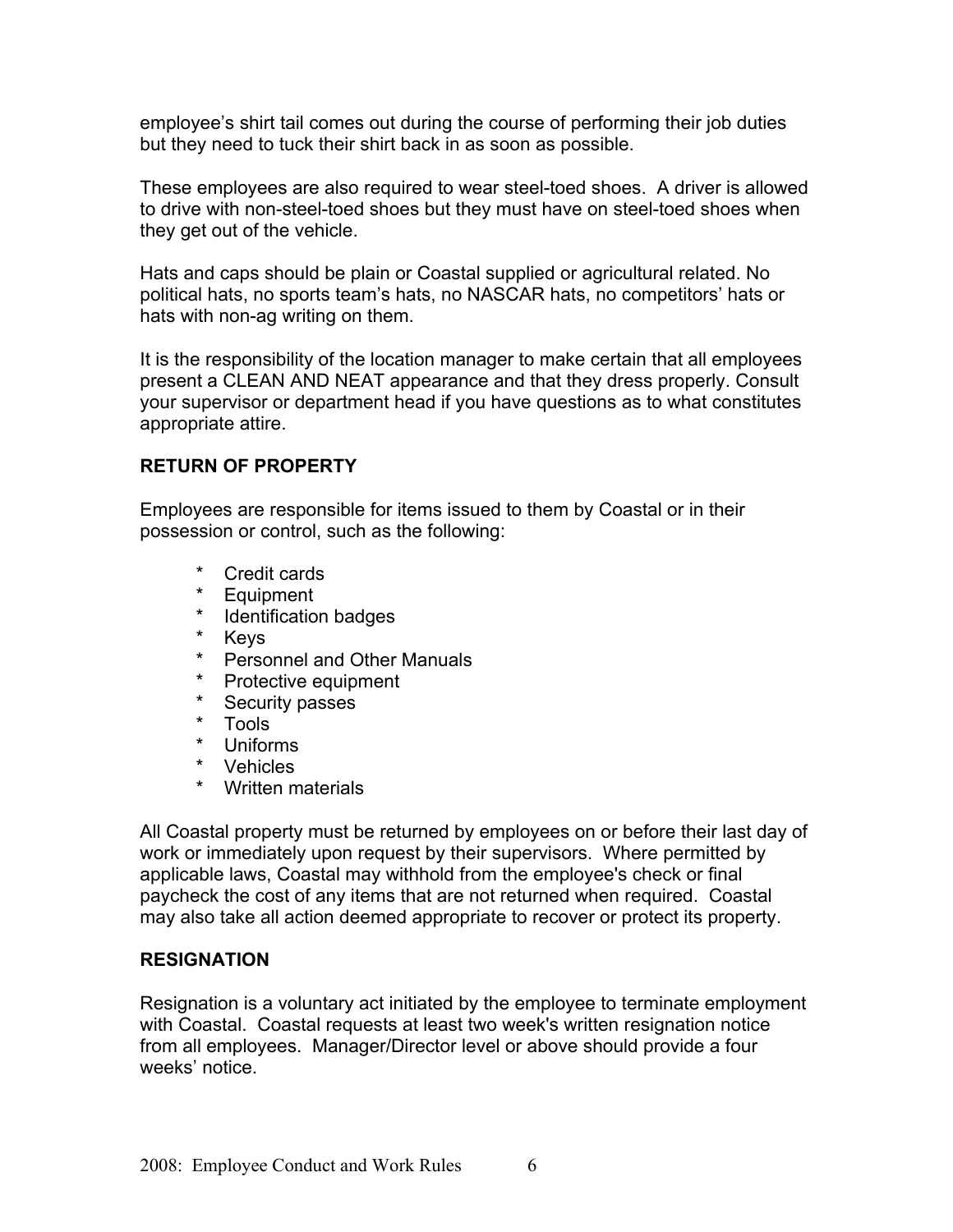employee's shirt tail comes out during the course of performing their job duties but they need to tuck their shirt back in as soon as possible.

These employees are also required to wear steel-toed shoes. A driver is allowed to drive with non-steel-toed shoes but they must have on steel-toed shoes when they get out of the vehicle.

Hats and caps should be plain or Coastal supplied or agricultural related. No political hats, no sports team's hats, no NASCAR hats, no competitors' hats or hats with non-ag writing on them.

It is the responsibility of the location manager to make certain that all employees present a CLEAN AND NEAT appearance and that they dress properly. Consult your supervisor or department head if you have questions as to what constitutes appropriate attire.

**RETURN OF PROPERTY**

Employees are responsible for items issued to them by Coastal or in their possession or control, such as the following:

* Credit cards
* Equipment
* Identification badges
* Keys
* Personnel and Other Manuals
* Protective equipment
* Security passes
* Tools
* Uniforms
* Vehicles
* Written materials

All Coastal property must be returned by employees on or before their last day of work or immediately upon request by their supervisors. Where permitted by applicable laws, Coastal may withhold from the employee's check or final paycheck the cost of any items that are not returned when required. Coastal may also take all action deemed appropriate to recover or protect its property.

**RESIGNATION**

Resignation is a voluntary act initiated by the employee to terminate employment with Coastal. Coastal requests at least two week's written resignation notice from all employees. Manager/Director level or above should provide a four weeks' notice.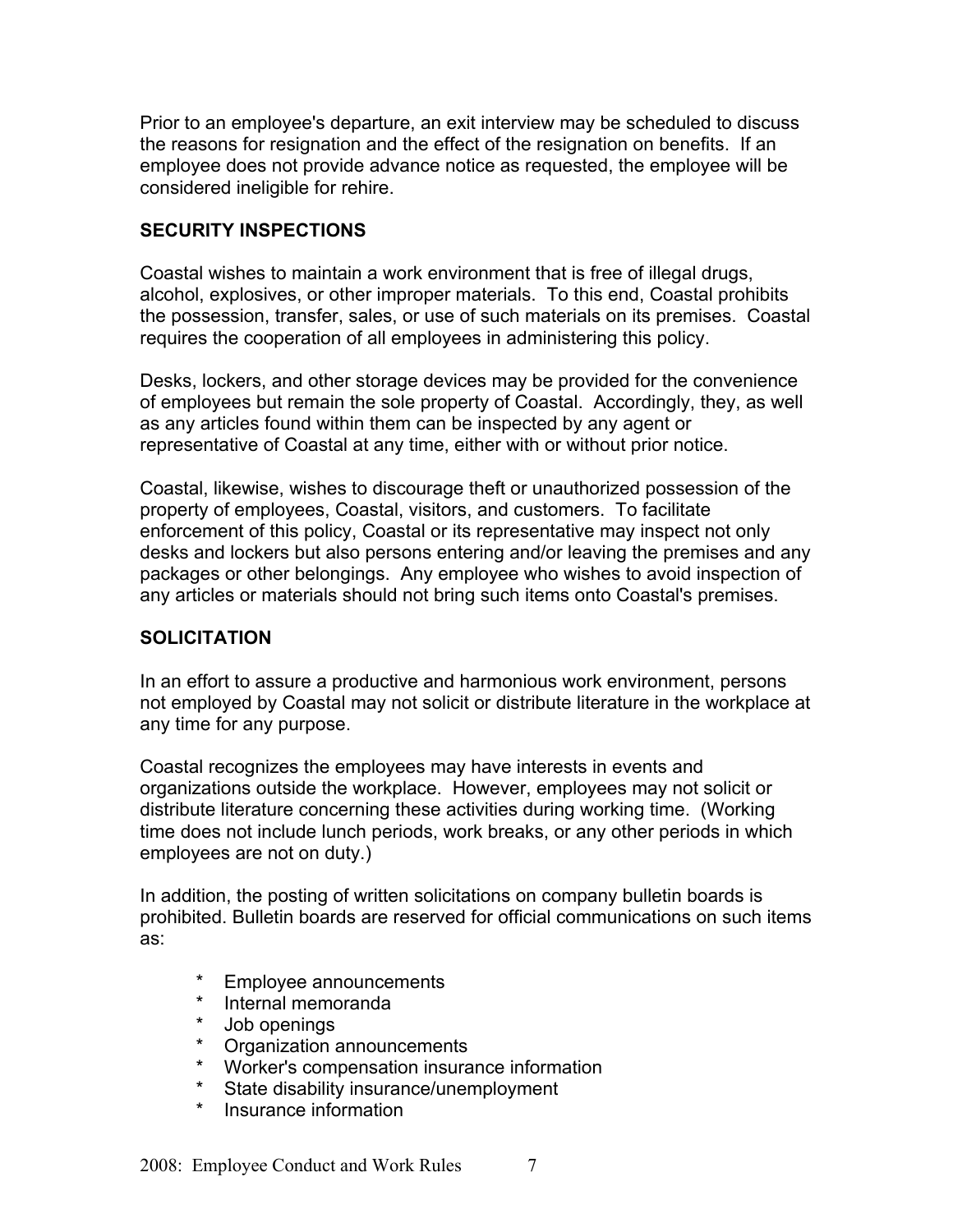Prior to an employee's departure, an exit interview may be scheduled to discuss the reasons for resignation and the effect of the resignation on benefits. If an employee does not provide advance notice as requested, the employee will be considered ineligible for rehire.

## SECURITY INSPECTIONS

Coastal wishes to maintain a work environment that is free of illegal drugs, alcohol, explosives, or other improper materials. To this end, Coastal prohibits the possession, transfer, sales, or use of such materials on its premises. Coastal requires the cooperation of all employees in administering this policy.

Desks, lockers, and other storage devices may be provided for the convenience of employees but remain the sole property of Coastal. Accordingly, they, as well as any articles found within them can be inspected by any agent or representative of Coastal at any time, either with or without prior notice.

Coastal, likewise, wishes to discourage theft or unauthorized possession of the property of employees, Coastal, visitors, and customers. To facilitate enforcement of this policy, Coastal or its representative may inspect not only desks and lockers but also persons entering and/or leaving the premises and any packages or other belongings. Any employee who wishes to avoid inspection of any articles or materials should not bring such items onto Coastal's premises.

## SOLICITATION

In an effort to assure a productive and harmonious work environment, persons not employed by Coastal may not solicit or distribute literature in the workplace at any time for any purpose.

Coastal recognizes the employees may have interests in events and organizations outside the workplace. However, employees may not solicit or distribute literature concerning these activities during working time. (Working time does not include lunch periods, work breaks, or any other periods in which employees are not on duty.)

In addition, the posting of written solicitations on company bulletin boards is prohibited. Bulletin boards are reserved for official communications on such items as:

* Employee announcements
* Internal memoranda
* Job openings
* Organization announcements
* Worker's compensation insurance information
* State disability insurance/unemployment
* Insurance information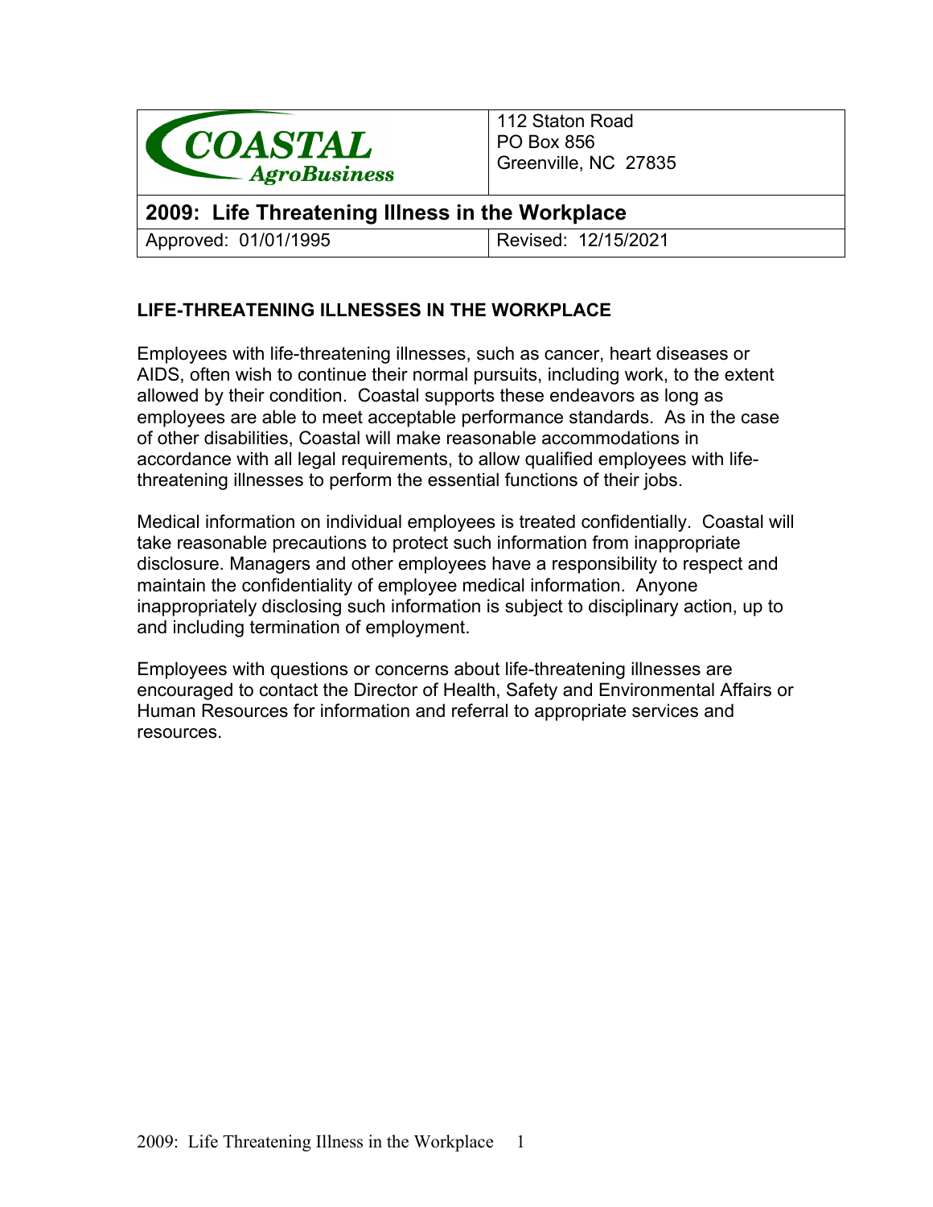| COASTAL AgroBusiness | 112 Staton Road<br>PO Box 856<br>Greenville, NC 27835 |
| --- | --- |
| **2009: Life Threatening Illness in the Workplace** | |
| Approved: 01/01/1995 | Revised: 12/15/2021 |

## LIFE-THREATENING ILLNESSES IN THE WORKPLACE

Employees with life-threatening illnesses, such as cancer, heart diseases or AIDS, often wish to continue their normal pursuits, including work, to the extent allowed by their condition. Coastal supports these endeavors as long as employees are able to meet acceptable performance standards. As in the case of other disabilities, Coastal will make reasonable accommodations in accordance with all legal requirements, to allow qualified employees with life-threatening illnesses to perform the essential functions of their jobs.

Medical information on individual employees is treated confidentially. Coastal will take reasonable precautions to protect such information from inappropriate disclosure. Managers and other employees have a responsibility to respect and maintain the confidentiality of employee medical information. Anyone inappropriately disclosing such information is subject to disciplinary action, up to and including termination of employment.

Employees with questions or concerns about life-threatening illnesses are encouraged to contact the Director of Health, Safety and Environmental Affairs or Human Resources for information and referral to appropriate services and resources.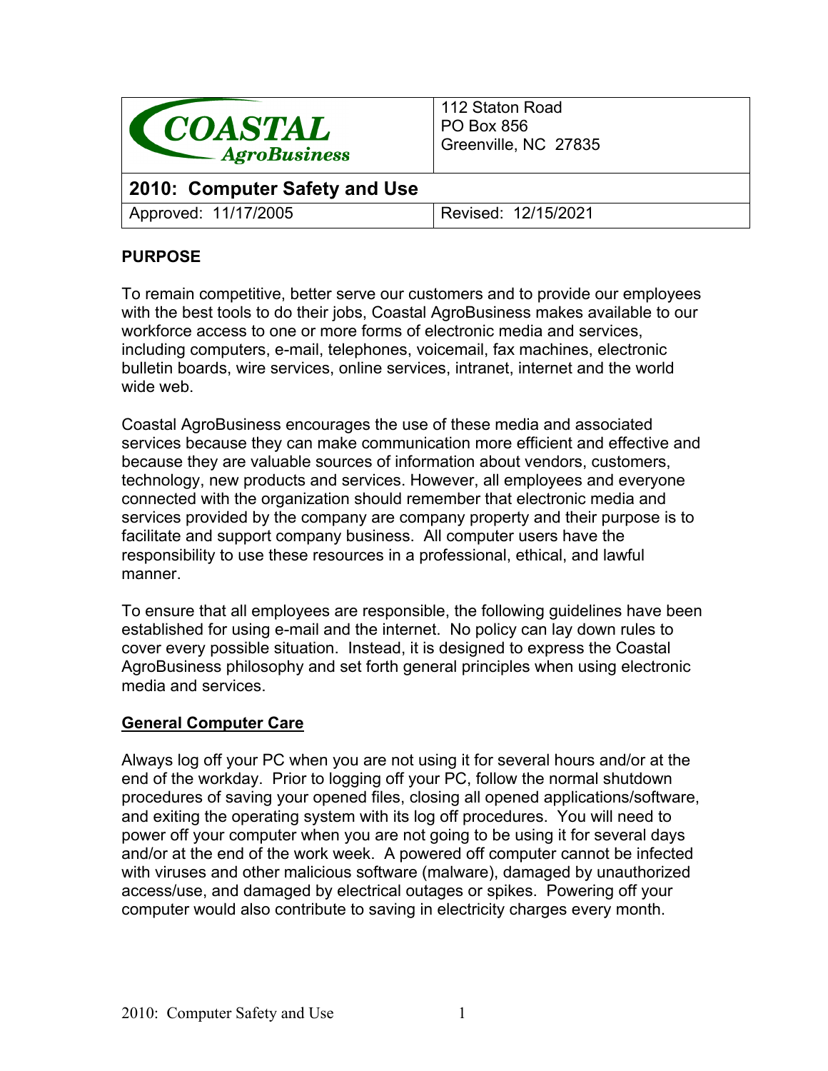| COASTAL AgroBusiness | 112 Staton Road<br>PO Box 856<br>Greenville, NC 27835 |
|---|---|
| **2010: Computer Safety and Use** | |
| Approved: 11/17/2005 | Revised: 12/15/2021 |

**PURPOSE**

To remain competitive, better serve our customers and to provide our employees with the best tools to do their jobs, Coastal AgroBusiness makes available to our workforce access to one or more forms of electronic media and services, including computers, e-mail, telephones, voicemail, fax machines, electronic bulletin boards, wire services, online services, intranet, internet and the world wide web.

Coastal AgroBusiness encourages the use of these media and associated services because they can make communication more efficient and effective and because they are valuable sources of information about vendors, customers, technology, new products and services. However, all employees and everyone connected with the organization should remember that electronic media and services provided by the company are company property and their purpose is to facilitate and support company business. All computer users have the responsibility to use these resources in a professional, ethical, and lawful manner.

To ensure that all employees are responsible, the following guidelines have been established for using e-mail and the internet. No policy can lay down rules to cover every possible situation. Instead, it is designed to express the Coastal AgroBusiness philosophy and set forth general principles when using electronic media and services.

**General Computer Care**

Always log off your PC when you are not using it for several hours and/or at the end of the workday. Prior to logging off your PC, follow the normal shutdown procedures of saving your opened files, closing all opened applications/software, and exiting the operating system with its log off procedures. You will need to power off your computer when you are not going to be using it for several days and/or at the end of the work week. A powered off computer cannot be infected with viruses and other malicious software (malware), damaged by unauthorized access/use, and damaged by electrical outages or spikes. Powering off your computer would also contribute to saving in electricity charges every month.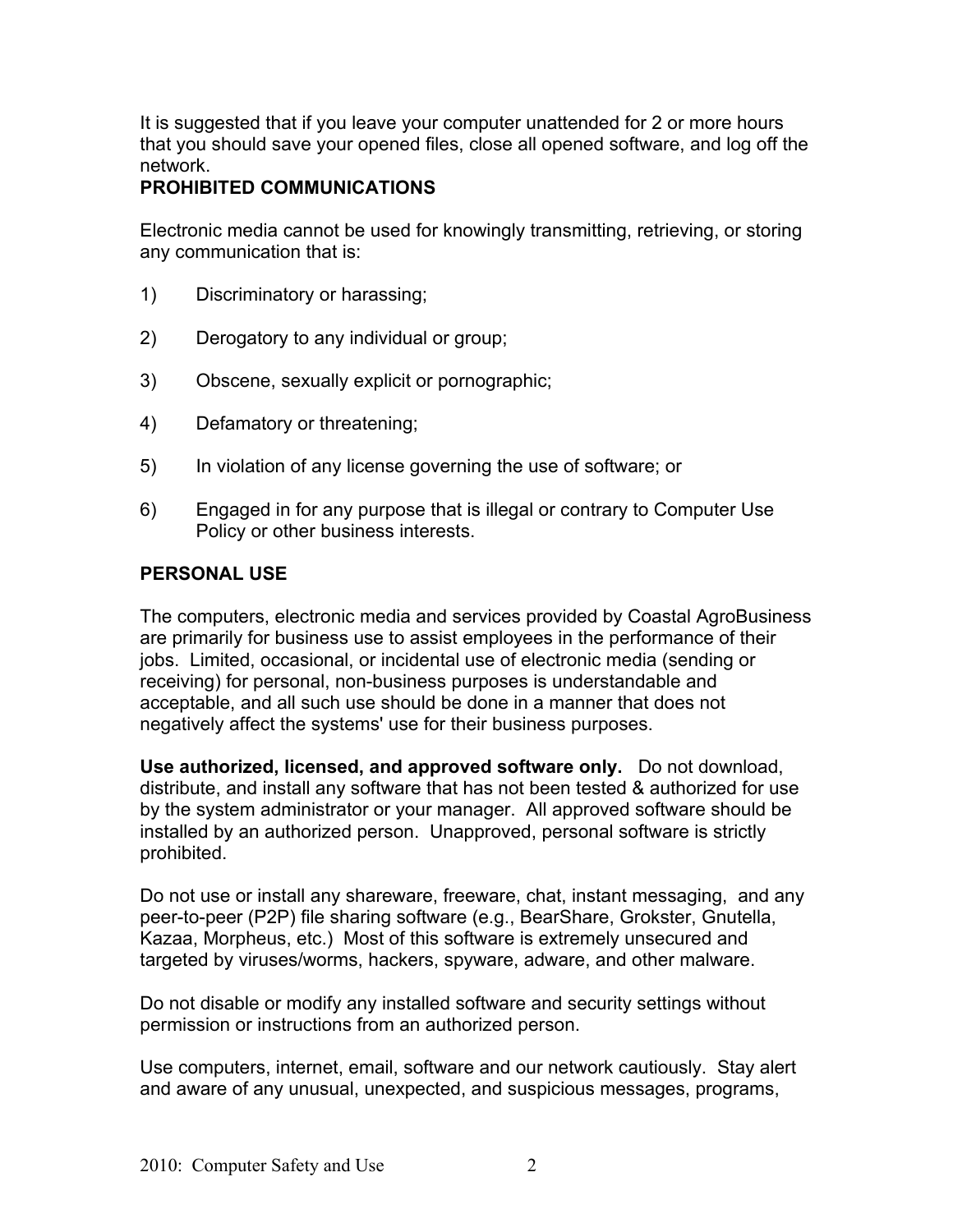It is suggested that if you leave your computer unattended for 2 or more hours that you should save your opened files, close all opened software, and log off the network.

**PROHIBITED COMMUNICATIONS**

Electronic media cannot be used for knowingly transmitting, retrieving, or storing any communication that is:

1) Discriminatory or harassing;

2) Derogatory to any individual or group;

3) Obscene, sexually explicit or pornographic;

4) Defamatory or threatening;

5) In violation of any license governing the use of software; or

6) Engaged in for any purpose that is illegal or contrary to Computer Use Policy or other business interests.

**PERSONAL USE**

The computers, electronic media and services provided by Coastal AgroBusiness are primarily for business use to assist employees in the performance of their jobs. Limited, occasional, or incidental use of electronic media (sending or receiving) for personal, non-business purposes is understandable and acceptable, and all such use should be done in a manner that does not negatively affect the systems' use for their business purposes.

**Use authorized, licensed, and approved software only.** Do not download, distribute, and install any software that has not been tested & authorized for use by the system administrator or your manager. All approved software should be installed by an authorized person. Unapproved, personal software is strictly prohibited.

Do not use or install any shareware, freeware, chat, instant messaging, and any peer-to-peer (P2P) file sharing software (e.g., BearShare, Grokster, Gnutella, Kazaa, Morpheus, etc.) Most of this software is extremely unsecured and targeted by viruses/worms, hackers, spyware, adware, and other malware.

Do not disable or modify any installed software and security settings without permission or instructions from an authorized person.

Use computers, internet, email, software and our network cautiously. Stay alert and aware of any unusual, unexpected, and suspicious messages, programs,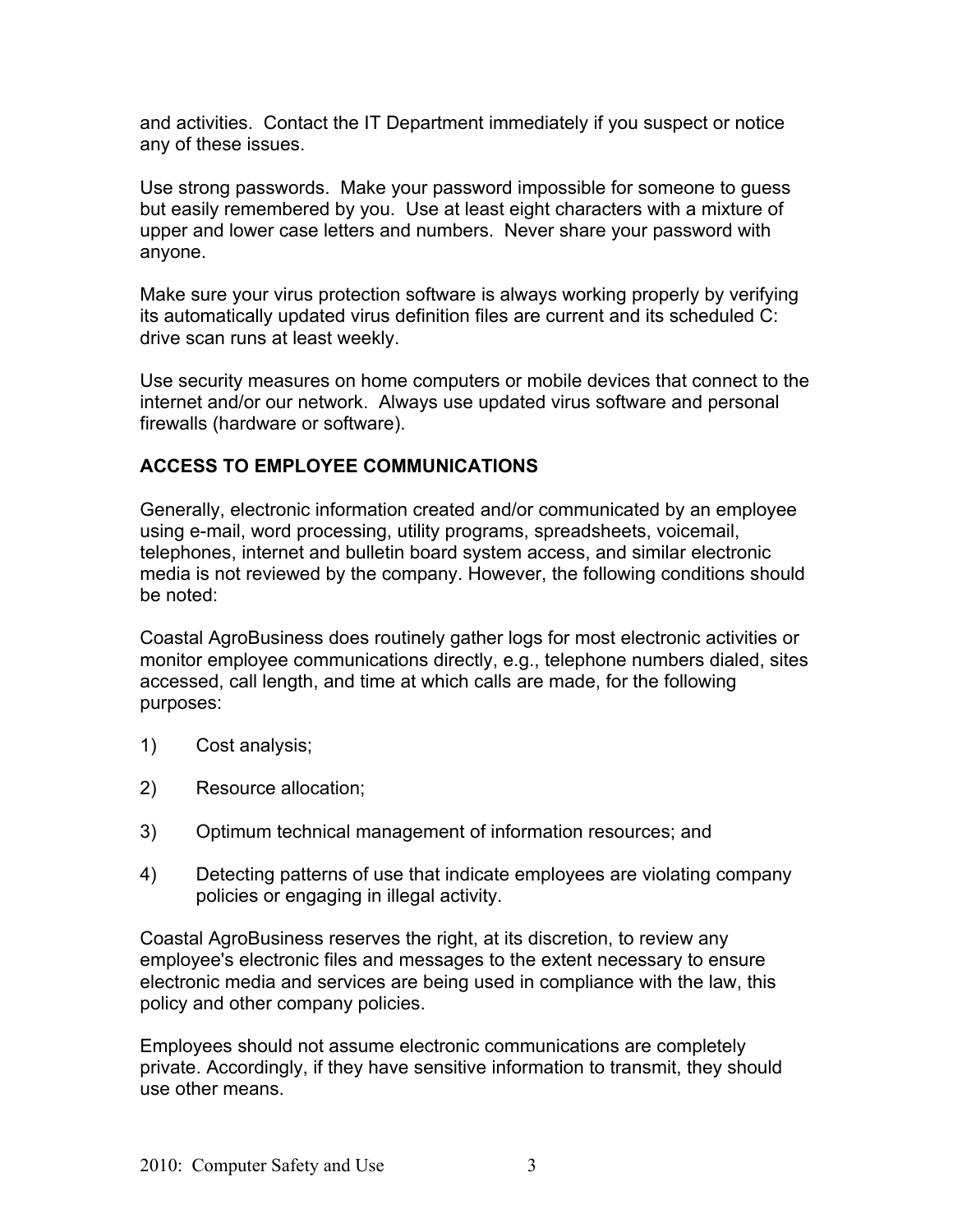and activities. Contact the IT Department immediately if you suspect or notice any of these issues.

Use strong passwords. Make your password impossible for someone to guess but easily remembered by you. Use at least eight characters with a mixture of upper and lower case letters and numbers. Never share your password with anyone.

Make sure your virus protection software is always working properly by verifying its automatically updated virus definition files are current and its scheduled C: drive scan runs at least weekly.

Use security measures on home computers or mobile devices that connect to the internet and/or our network. Always use updated virus software and personal firewalls (hardware or software).

**ACCESS TO EMPLOYEE COMMUNICATIONS**

Generally, electronic information created and/or communicated by an employee using e-mail, word processing, utility programs, spreadsheets, voicemail, telephones, internet and bulletin board system access, and similar electronic media is not reviewed by the company. However, the following conditions should be noted:

Coastal AgroBusiness does routinely gather logs for most electronic activities or monitor employee communications directly, e.g., telephone numbers dialed, sites accessed, call length, and time at which calls are made, for the following purposes:

1) Cost analysis;

2) Resource allocation;

3) Optimum technical management of information resources; and

4) Detecting patterns of use that indicate employees are violating company policies or engaging in illegal activity.

Coastal AgroBusiness reserves the right, at its discretion, to review any employee's electronic files and messages to the extent necessary to ensure electronic media and services are being used in compliance with the law, this policy and other company policies.

Employees should not assume electronic communications are completely private. Accordingly, if they have sensitive information to transmit, they should use other means.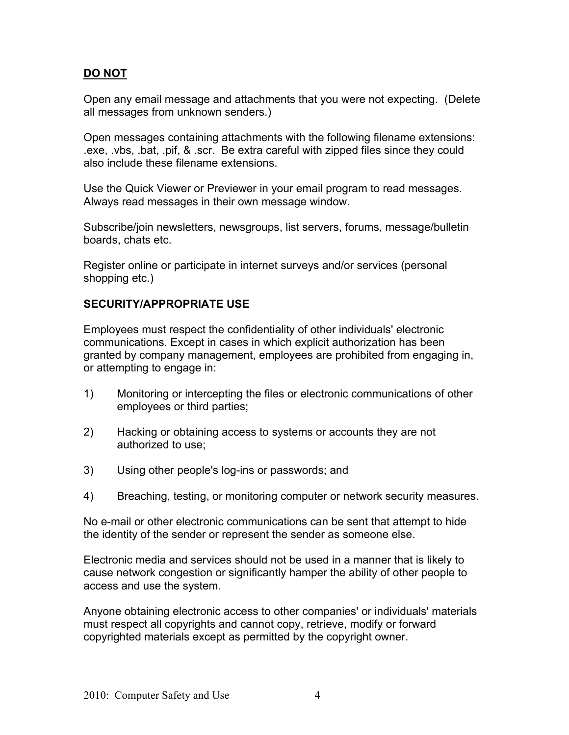**DO NOT**

Open any email message and attachments that you were not expecting. (Delete all messages from unknown senders.)

Open messages containing attachments with the following filename extensions: .exe, .vbs, .bat, .pif, & .scr. Be extra careful with zipped files since they could also include these filename extensions.

Use the Quick Viewer or Previewer in your email program to read messages. Always read messages in their own message window.

Subscribe/join newsletters, newsgroups, list servers, forums, message/bulletin boards, chats etc.

Register online or participate in internet surveys and/or services (personal shopping etc.)

**SECURITY/APPROPRIATE USE**

Employees must respect the confidentiality of other individuals' electronic communications. Except in cases in which explicit authorization has been granted by company management, employees are prohibited from engaging in, or attempting to engage in:

1) Monitoring or intercepting the files or electronic communications of other employees or third parties;

2) Hacking or obtaining access to systems or accounts they are not authorized to use;

3) Using other people's log-ins or passwords; and

4) Breaching, testing, or monitoring computer or network security measures.

No e-mail or other electronic communications can be sent that attempt to hide the identity of the sender or represent the sender as someone else.

Electronic media and services should not be used in a manner that is likely to cause network congestion or significantly hamper the ability of other people to access and use the system.

Anyone obtaining electronic access to other companies' or individuals' materials must respect all copyrights and cannot copy, retrieve, modify or forward copyrighted materials except as permitted by the copyright owner.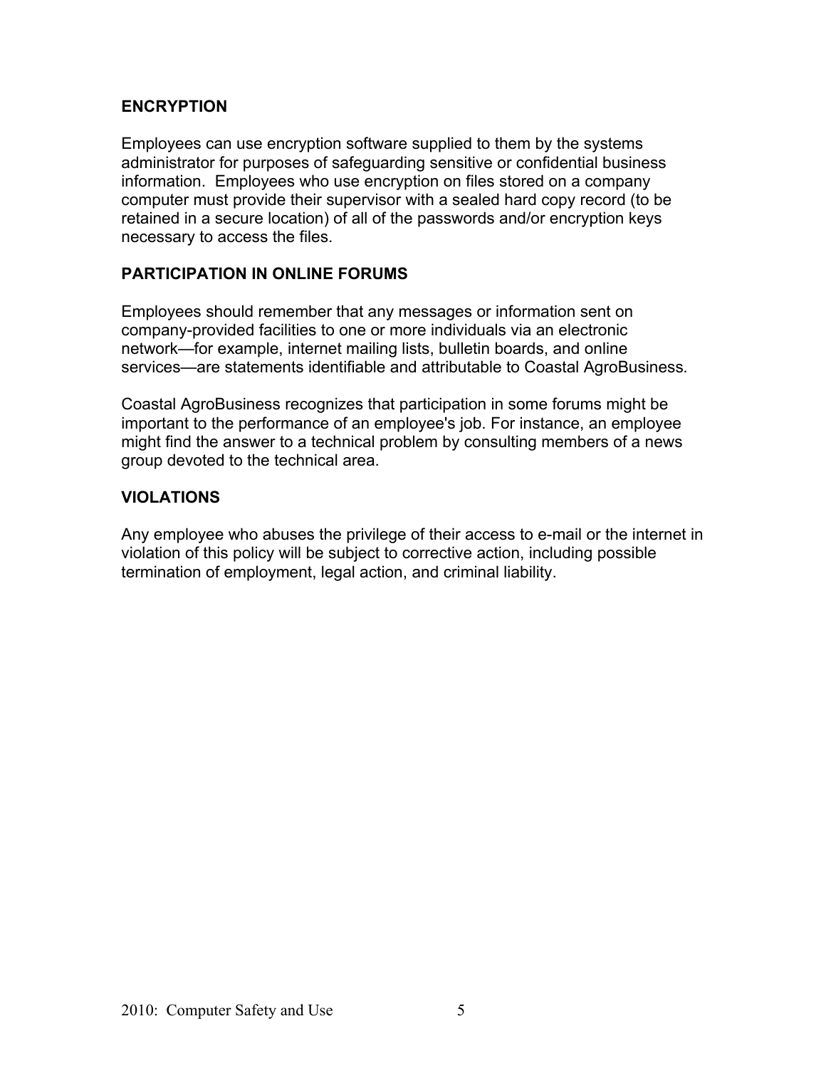## ENCRYPTION

Employees can use encryption software supplied to them by the systems administrator for purposes of safeguarding sensitive or confidential business information. Employees who use encryption on files stored on a company computer must provide their supervisor with a sealed hard copy record (to be retained in a secure location) of all of the passwords and/or encryption keys necessary to access the files.

## PARTICIPATION IN ONLINE FORUMS

Employees should remember that any messages or information sent on company-provided facilities to one or more individuals via an electronic network—for example, internet mailing lists, bulletin boards, and online services—are statements identifiable and attributable to Coastal AgroBusiness.

Coastal AgroBusiness recognizes that participation in some forums might be important to the performance of an employee's job. For instance, an employee might find the answer to a technical problem by consulting members of a news group devoted to the technical area.

## VIOLATIONS

Any employee who abuses the privilege of their access to e-mail or the internet in violation of this policy will be subject to corrective action, including possible termination of employment, legal action, and criminal liability.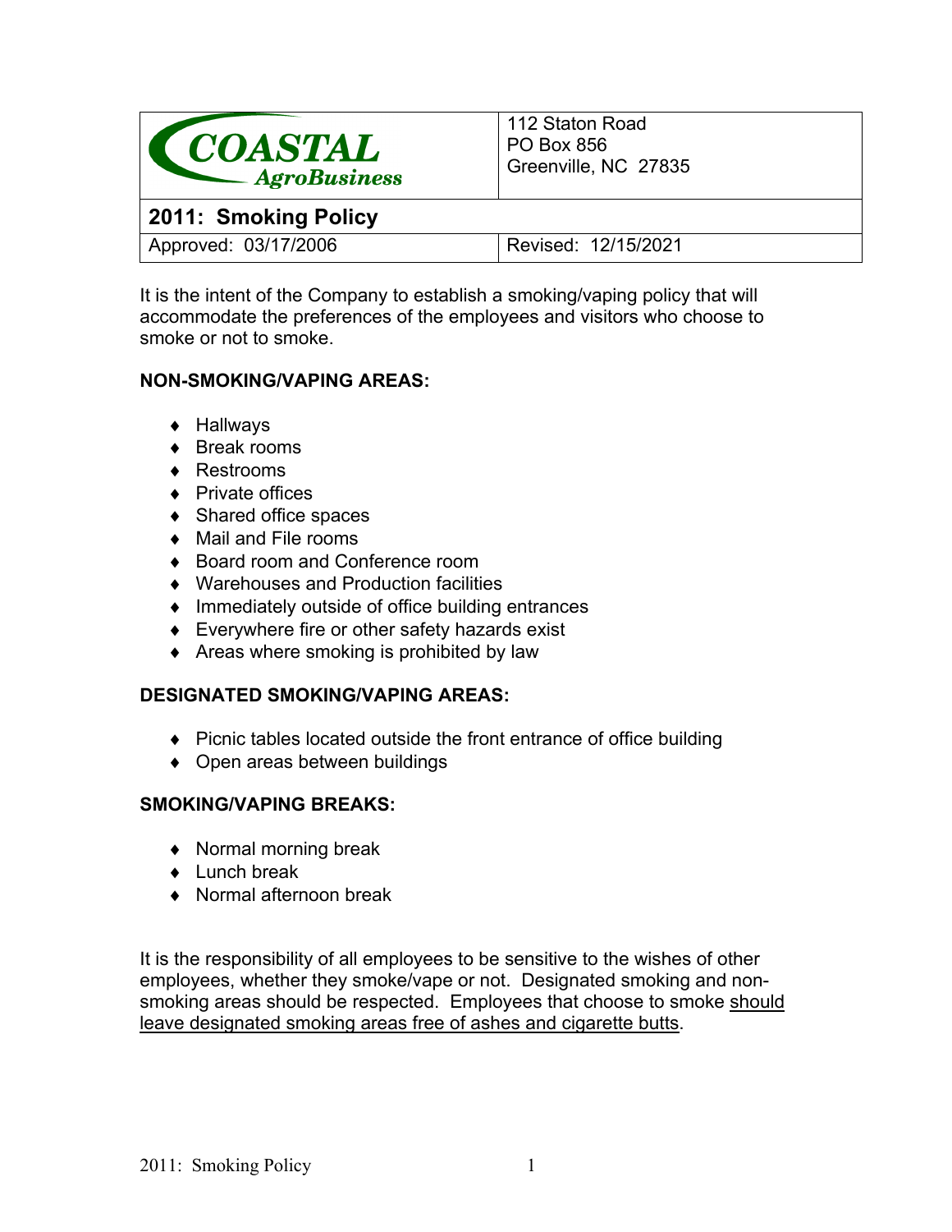| COASTAL AgroBusiness | 112 Staton Road<br>PO Box 856<br>Greenville, NC 27835 |
|---|---|
| **2011: Smoking Policy** | |
| Approved: 03/17/2006 | Revised: 12/15/2021 |

It is the intent of the Company to establish a smoking/vaping policy that will accommodate the preferences of the employees and visitors who choose to smoke or not to smoke.

**NON-SMOKING/VAPING AREAS:**

- Hallways
- Break rooms
- Restrooms
- Private offices
- Shared office spaces
- Mail and File rooms
- Board room and Conference room
- Warehouses and Production facilities
- Immediately outside of office building entrances
- Everywhere fire or other safety hazards exist
- Areas where smoking is prohibited by law

**DESIGNATED SMOKING/VAPING AREAS:**

- Picnic tables located outside the front entrance of office building
- Open areas between buildings

**SMOKING/VAPING BREAKS:**

- Normal morning break
- Lunch break
- Normal afternoon break

It is the responsibility of all employees to be sensitive to the wishes of other employees, whether they smoke/vape or not. Designated smoking and non-smoking areas should be respected. Employees that choose to smoke <u>should leave designated smoking areas free of ashes and cigarette butts</u>.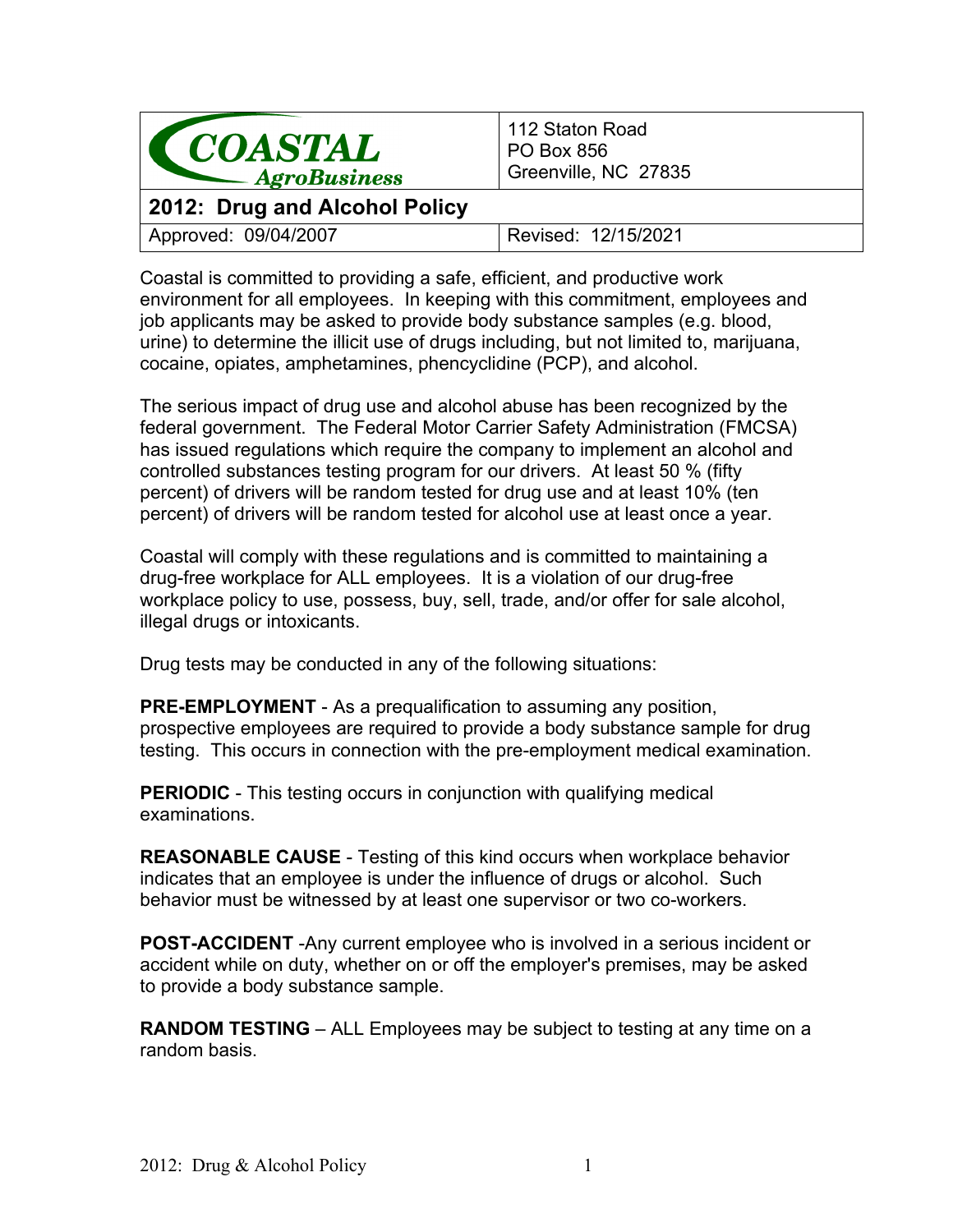| COASTAL AgroBusiness | 112 Staton Road<br>PO Box 856<br>Greenville, NC 27835 |
| --- | --- |
| **2012: Drug and Alcohol Policy** | |
| Approved: 09/04/2007 | Revised: 12/15/2021 |

Coastal is committed to providing a safe, efficient, and productive work environment for all employees. In keeping with this commitment, employees and job applicants may be asked to provide body substance samples (e.g. blood, urine) to determine the illicit use of drugs including, but not limited to, marijuana, cocaine, opiates, amphetamines, phencyclidine (PCP), and alcohol.

The serious impact of drug use and alcohol abuse has been recognized by the federal government. The Federal Motor Carrier Safety Administration (FMCSA) has issued regulations which require the company to implement an alcohol and controlled substances testing program for our drivers. At least 50 % (fifty percent) of drivers will be random tested for drug use and at least 10% (ten percent) of drivers will be random tested for alcohol use at least once a year.

Coastal will comply with these regulations and is committed to maintaining a drug-free workplace for ALL employees. It is a violation of our drug-free workplace policy to use, possess, buy, sell, trade, and/or offer for sale alcohol, illegal drugs or intoxicants.

Drug tests may be conducted in any of the following situations:

**PRE-EMPLOYMENT** - As a prequalification to assuming any position, prospective employees are required to provide a body substance sample for drug testing. This occurs in connection with the pre-employment medical examination.

**PERIODIC** - This testing occurs in conjunction with qualifying medical examinations.

**REASONABLE CAUSE** - Testing of this kind occurs when workplace behavior indicates that an employee is under the influence of drugs or alcohol. Such behavior must be witnessed by at least one supervisor or two co-workers.

**POST-ACCIDENT** -Any current employee who is involved in a serious incident or accident while on duty, whether on or off the employer's premises, may be asked to provide a body substance sample.

**RANDOM TESTING** – ALL Employees may be subject to testing at any time on a random basis.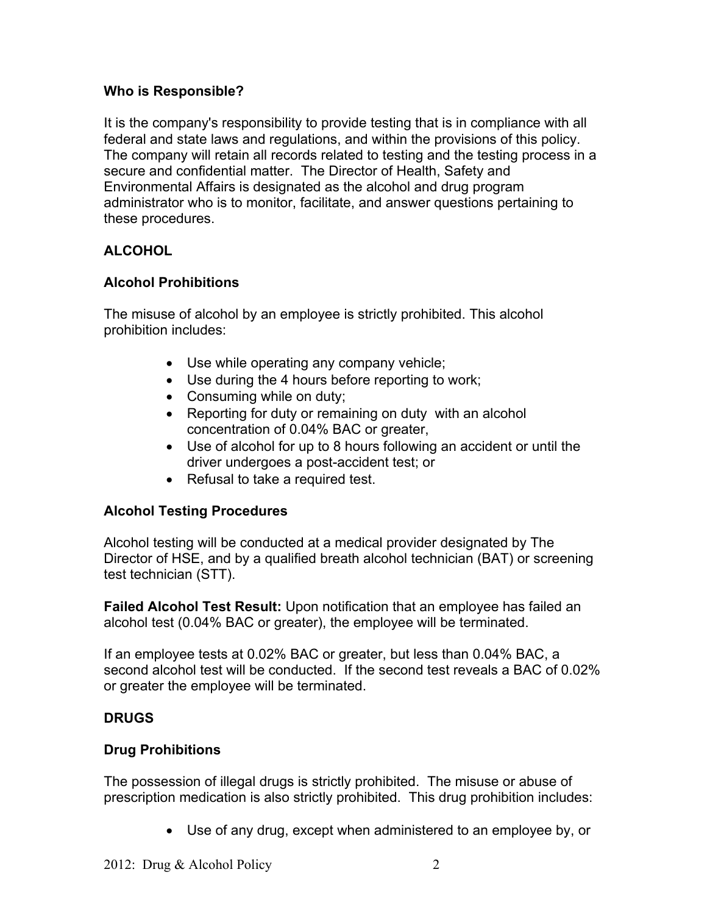**Who is Responsible?**

It is the company's responsibility to provide testing that is in compliance with all federal and state laws and regulations, and within the provisions of this policy. The company will retain all records related to testing and the testing process in a secure and confidential matter. The Director of Health, Safety and Environmental Affairs is designated as the alcohol and drug program administrator who is to monitor, facilitate, and answer questions pertaining to these procedures.

## ALCOHOL

### Alcohol Prohibitions

The misuse of alcohol by an employee is strictly prohibited. This alcohol prohibition includes:

- Use while operating any company vehicle;
- Use during the 4 hours before reporting to work;
- Consuming while on duty;
- Reporting for duty or remaining on duty with an alcohol concentration of 0.04% BAC or greater,
- Use of alcohol for up to 8 hours following an accident or until the driver undergoes a post-accident test; or
- Refusal to take a required test.

### Alcohol Testing Procedures

Alcohol testing will be conducted at a medical provider designated by The Director of HSE, and by a qualified breath alcohol technician (BAT) or screening test technician (STT).

**Failed Alcohol Test Result:** Upon notification that an employee has failed an alcohol test (0.04% BAC or greater), the employee will be terminated.

If an employee tests at 0.02% BAC or greater, but less than 0.04% BAC, a second alcohol test will be conducted. If the second test reveals a BAC of 0.02% or greater the employee will be terminated.

## DRUGS

### Drug Prohibitions

The possession of illegal drugs is strictly prohibited. The misuse or abuse of prescription medication is also strictly prohibited. This drug prohibition includes:

- Use of any drug, except when administered to an employee by, or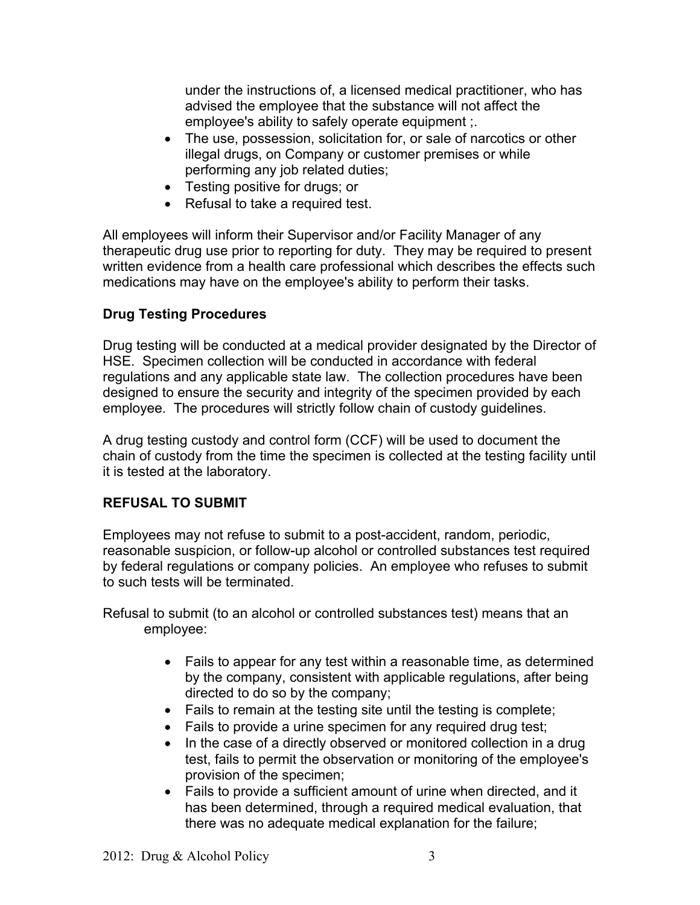under the instructions of, a licensed medical practitioner, who has advised the employee that the substance will not affect the employee's ability to safely operate equipment ;.

- The use, possession, solicitation for, or sale of narcotics or other illegal drugs, on Company or customer premises or while performing any job related duties;
- Testing positive for drugs; or
- Refusal to take a required test.

All employees will inform their Supervisor and/or Facility Manager of any therapeutic drug use prior to reporting for duty. They may be required to present written evidence from a health care professional which describes the effects such medications may have on the employee's ability to perform their tasks.

## Drug Testing Procedures

Drug testing will be conducted at a medical provider designated by the Director of HSE. Specimen collection will be conducted in accordance with federal regulations and any applicable state law. The collection procedures have been designed to ensure the security and integrity of the specimen provided by each employee. The procedures will strictly follow chain of custody guidelines.

A drug testing custody and control form (CCF) will be used to document the chain of custody from the time the specimen is collected at the testing facility until it is tested at the laboratory.

## REFUSAL TO SUBMIT

Employees may not refuse to submit to a post-accident, random, periodic, reasonable suspicion, or follow-up alcohol or controlled substances test required by federal regulations or company policies. An employee who refuses to submit to such tests will be terminated.

Refusal to submit (to an alcohol or controlled substances test) means that an employee:

- Fails to appear for any test within a reasonable time, as determined by the company, consistent with applicable regulations, after being directed to do so by the company;
- Fails to remain at the testing site until the testing is complete;
- Fails to provide a urine specimen for any required drug test;
- In the case of a directly observed or monitored collection in a drug test, fails to permit the observation or monitoring of the employee's provision of the specimen;
- Fails to provide a sufficient amount of urine when directed, and it has been determined, through a required medical evaluation, that there was no adequate medical explanation for the failure;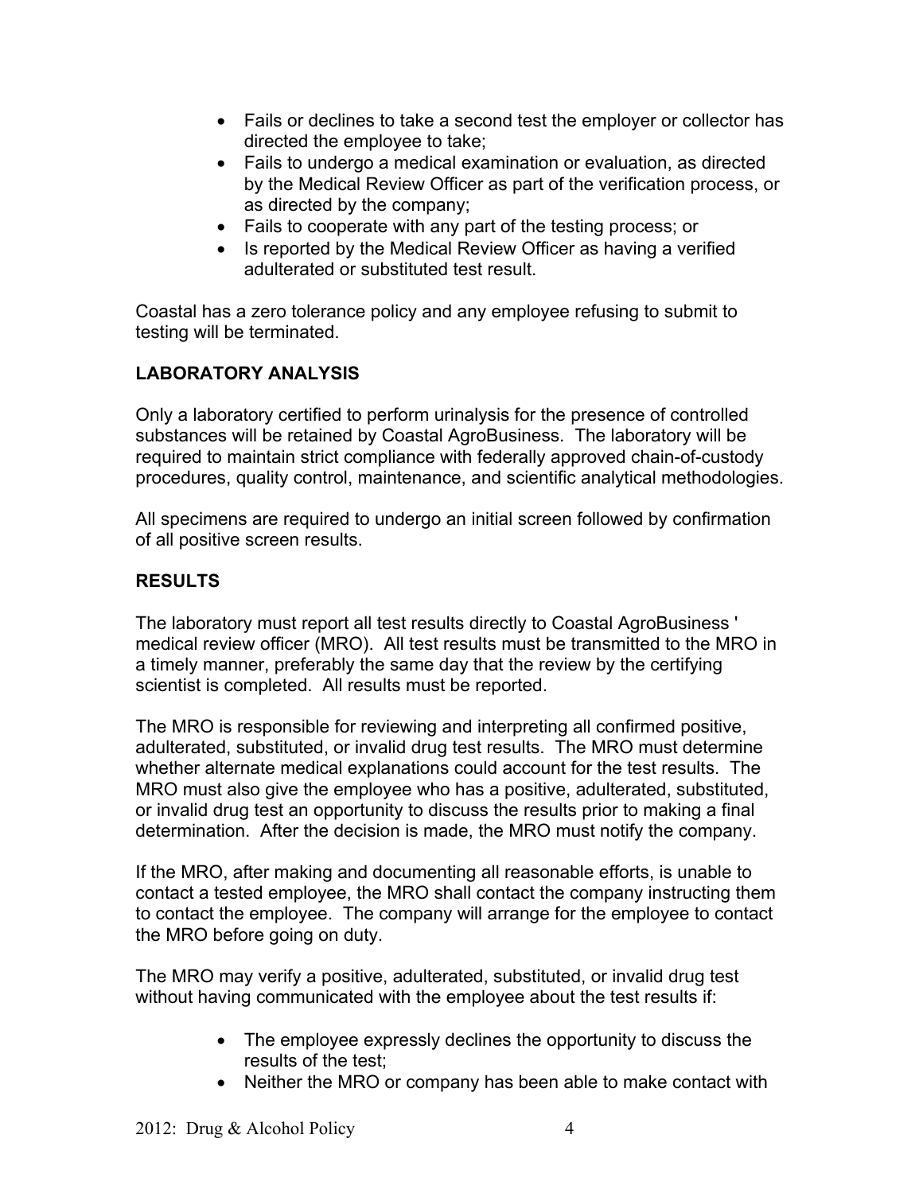- Fails or declines to take a second test the employer or collector has directed the employee to take;
- Fails to undergo a medical examination or evaluation, as directed by the Medical Review Officer as part of the verification process, or as directed by the company;
- Fails to cooperate with any part of the testing process; or
- Is reported by the Medical Review Officer as having a verified adulterated or substituted test result.

Coastal has a zero tolerance policy and any employee refusing to submit to testing will be terminated.

**LABORATORY ANALYSIS**

Only a laboratory certified to perform urinalysis for the presence of controlled substances will be retained by Coastal AgroBusiness. The laboratory will be required to maintain strict compliance with federally approved chain-of-custody procedures, quality control, maintenance, and scientific analytical methodologies.

All specimens are required to undergo an initial screen followed by confirmation of all positive screen results.

**RESULTS**

The laboratory must report all test results directly to Coastal AgroBusiness ' medical review officer (MRO). All test results must be transmitted to the MRO in a timely manner, preferably the same day that the review by the certifying scientist is completed. All results must be reported.

The MRO is responsible for reviewing and interpreting all confirmed positive, adulterated, substituted, or invalid drug test results. The MRO must determine whether alternate medical explanations could account for the test results. The MRO must also give the employee who has a positive, adulterated, substituted, or invalid drug test an opportunity to discuss the results prior to making a final determination. After the decision is made, the MRO must notify the company.

If the MRO, after making and documenting all reasonable efforts, is unable to contact a tested employee, the MRO shall contact the company instructing them to contact the employee. The company will arrange for the employee to contact the MRO before going on duty.

The MRO may verify a positive, adulterated, substituted, or invalid drug test without having communicated with the employee about the test results if:

- The employee expressly declines the opportunity to discuss the results of the test;
- Neither the MRO or company has been able to make contact with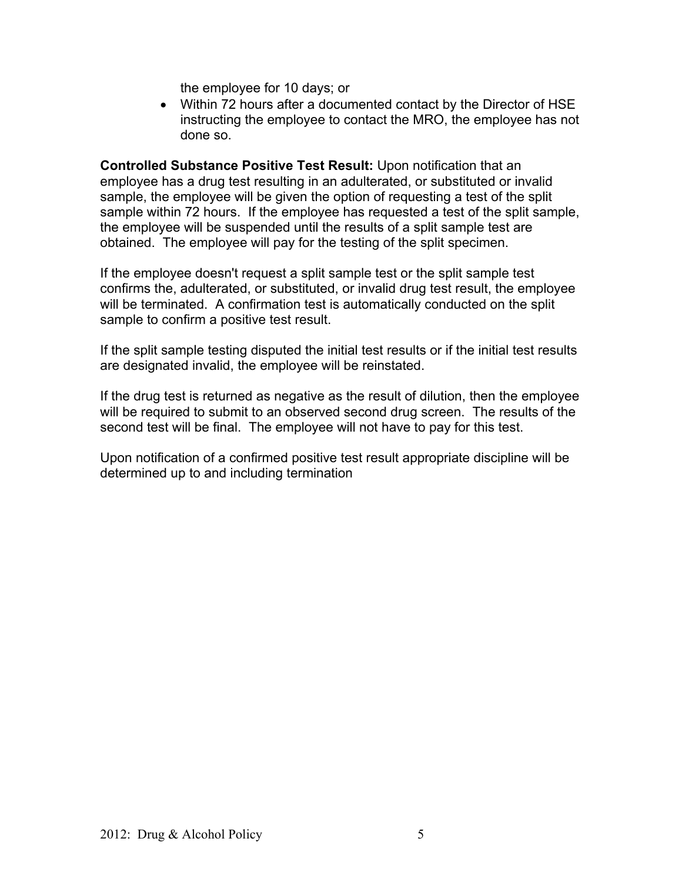the employee for 10 days; or

- Within 72 hours after a documented contact by the Director of HSE instructing the employee to contact the MRO, the employee has not done so.

**Controlled Substance Positive Test Result:** Upon notification that an employee has a drug test resulting in an adulterated, or substituted or invalid sample, the employee will be given the option of requesting a test of the split sample within 72 hours. If the employee has requested a test of the split sample, the employee will be suspended until the results of a split sample test are obtained. The employee will pay for the testing of the split specimen.

If the employee doesn't request a split sample test or the split sample test confirms the, adulterated, or substituted, or invalid drug test result, the employee will be terminated. A confirmation test is automatically conducted on the split sample to confirm a positive test result.

If the split sample testing disputed the initial test results or if the initial test results are designated invalid, the employee will be reinstated.

If the drug test is returned as negative as the result of dilution, then the employee will be required to submit to an observed second drug screen. The results of the second test will be final. The employee will not have to pay for this test.

Upon notification of a confirmed positive test result appropriate discipline will be determined up to and including termination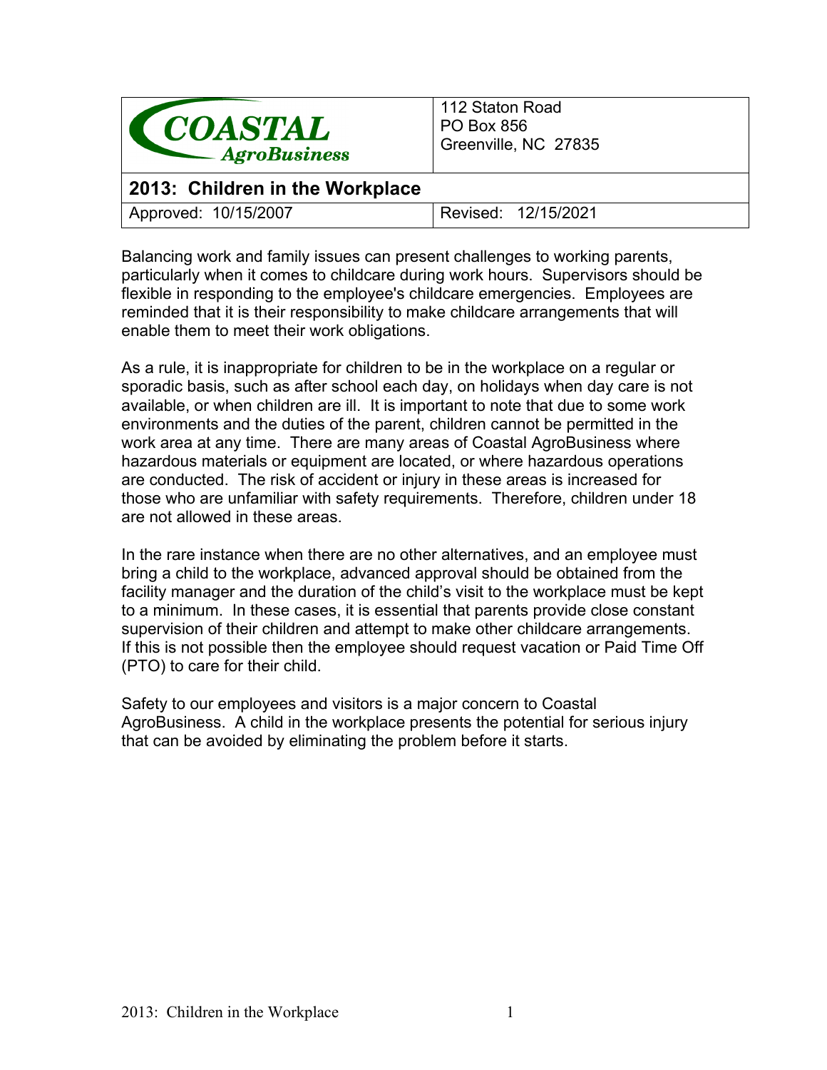| COASTAL AgroBusiness | 112 Staton Road<br>PO Box 856<br>Greenville, NC 27835 |
| --- | --- |
| **2013: Children in the Workplace** | |
| Approved: 10/15/2007 | Revised: 12/15/2021 |

Balancing work and family issues can present challenges to working parents, particularly when it comes to childcare during work hours. Supervisors should be flexible in responding to the employee's childcare emergencies. Employees are reminded that it is their responsibility to make childcare arrangements that will enable them to meet their work obligations.

As a rule, it is inappropriate for children to be in the workplace on a regular or sporadic basis, such as after school each day, on holidays when day care is not available, or when children are ill. It is important to note that due to some work environments and the duties of the parent, children cannot be permitted in the work area at any time. There are many areas of Coastal AgroBusiness where hazardous materials or equipment are located, or where hazardous operations are conducted. The risk of accident or injury in these areas is increased for those who are unfamiliar with safety requirements. Therefore, children under 18 are not allowed in these areas.

In the rare instance when there are no other alternatives, and an employee must bring a child to the workplace, advanced approval should be obtained from the facility manager and the duration of the child's visit to the workplace must be kept to a minimum. In these cases, it is essential that parents provide close constant supervision of their children and attempt to make other childcare arrangements. If this is not possible then the employee should request vacation or Paid Time Off (PTO) to care for their child.

Safety to our employees and visitors is a major concern to Coastal AgroBusiness. A child in the workplace presents the potential for serious injury that can be avoided by eliminating the problem before it starts.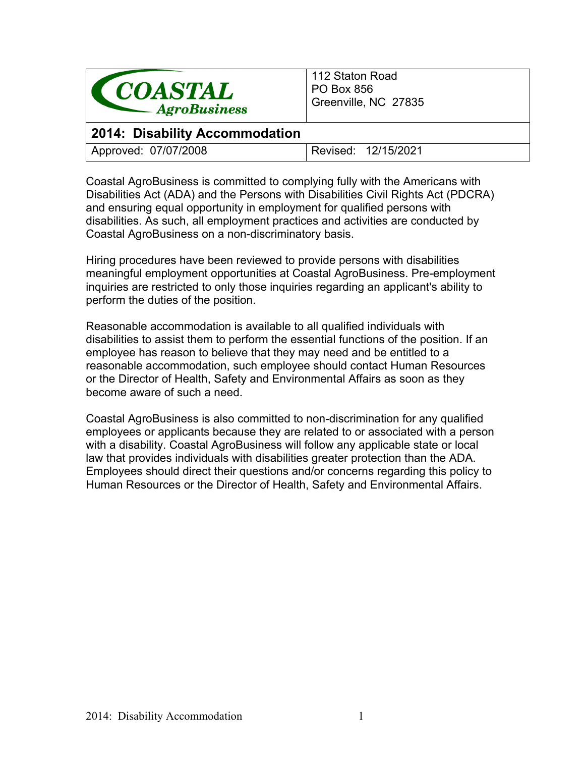| COASTAL AgroBusiness | 112 Staton Road<br>PO Box 856<br>Greenville, NC 27835 |
|---|---|
| **2014: Disability Accommodation** | |
| Approved: 07/07/2008 | Revised: 12/15/2021 |

Coastal AgroBusiness is committed to complying fully with the Americans with Disabilities Act (ADA) and the Persons with Disabilities Civil Rights Act (PDCRA) and ensuring equal opportunity in employment for qualified persons with disabilities. As such, all employment practices and activities are conducted by Coastal AgroBusiness on a non-discriminatory basis.

Hiring procedures have been reviewed to provide persons with disabilities meaningful employment opportunities at Coastal AgroBusiness. Pre-employment inquiries are restricted to only those inquiries regarding an applicant's ability to perform the duties of the position.

Reasonable accommodation is available to all qualified individuals with disabilities to assist them to perform the essential functions of the position. If an employee has reason to believe that they may need and be entitled to a reasonable accommodation, such employee should contact Human Resources or the Director of Health, Safety and Environmental Affairs as soon as they become aware of such a need.

Coastal AgroBusiness is also committed to non-discrimination for any qualified employees or applicants because they are related to or associated with a person with a disability. Coastal AgroBusiness will follow any applicable state or local law that provides individuals with disabilities greater protection than the ADA. Employees should direct their questions and/or concerns regarding this policy to Human Resources or the Director of Health, Safety and Environmental Affairs.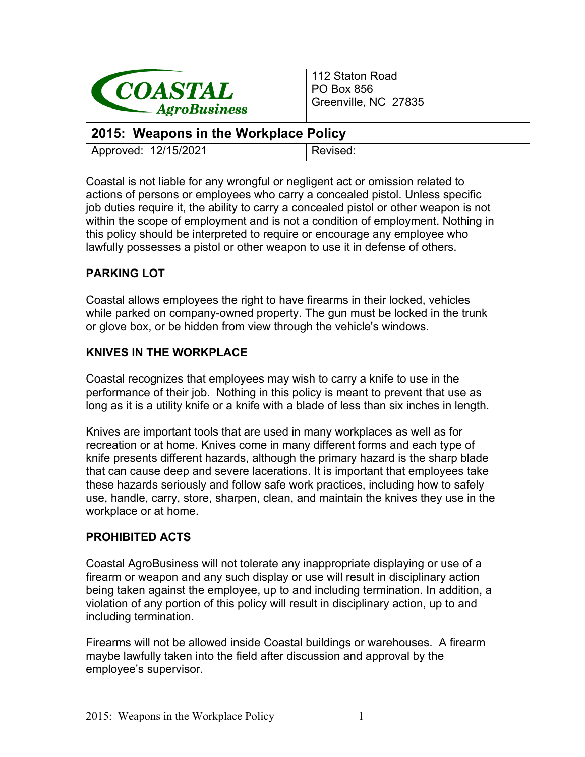| COASTAL AgroBusiness | 112 Staton Road<br>PO Box 856<br>Greenville, NC 27835 |
|---|---|
| **2015: Weapons in the Workplace Policy** | |
| Approved: 12/15/2021 | Revised: |

Coastal is not liable for any wrongful or negligent act or omission related to actions of persons or employees who carry a concealed pistol. Unless specific job duties require it, the ability to carry a concealed pistol or other weapon is not within the scope of employment and is not a condition of employment. Nothing in this policy should be interpreted to require or encourage any employee who lawfully possesses a pistol or other weapon to use it in defense of others.

**PARKING LOT**

Coastal allows employees the right to have firearms in their locked, vehicles while parked on company-owned property. The gun must be locked in the trunk or glove box, or be hidden from view through the vehicle's windows.

**KNIVES IN THE WORKPLACE**

Coastal recognizes that employees may wish to carry a knife to use in the performance of their job. Nothing in this policy is meant to prevent that use as long as it is a utility knife or a knife with a blade of less than six inches in length.

Knives are important tools that are used in many workplaces as well as for recreation or at home. Knives come in many different forms and each type of knife presents different hazards, although the primary hazard is the sharp blade that can cause deep and severe lacerations. It is important that employees take these hazards seriously and follow safe work practices, including how to safely use, handle, carry, store, sharpen, clean, and maintain the knives they use in the workplace or at home.

**PROHIBITED ACTS**

Coastal AgroBusiness will not tolerate any inappropriate displaying or use of a firearm or weapon and any such display or use will result in disciplinary action being taken against the employee, up to and including termination. In addition, a violation of any portion of this policy will result in disciplinary action, up to and including termination.

Firearms will not be allowed inside Coastal buildings or warehouses. A firearm maybe lawfully taken into the field after discussion and approval by the employee's supervisor.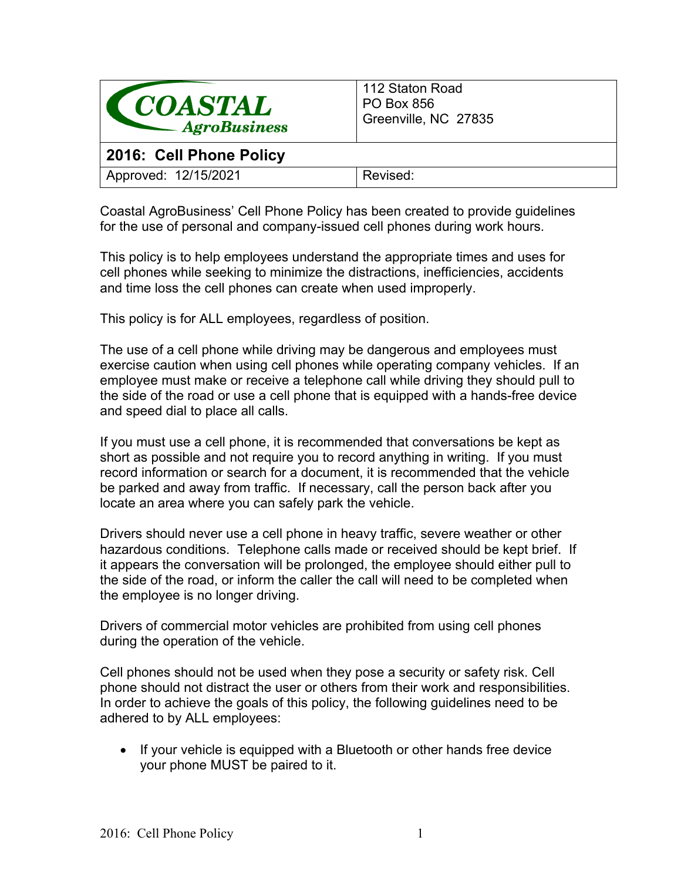| COASTAL AgroBusiness | 112 Staton Road<br>PO Box 856<br>Greenville, NC 27835 |
| --- | --- |
| **2016: Cell Phone Policy** | |
| Approved: 12/15/2021 | Revised: |

Coastal AgroBusiness' Cell Phone Policy has been created to provide guidelines for the use of personal and company-issued cell phones during work hours.

This policy is to help employees understand the appropriate times and uses for cell phones while seeking to minimize the distractions, inefficiencies, accidents and time loss the cell phones can create when used improperly.

This policy is for ALL employees, regardless of position.

The use of a cell phone while driving may be dangerous and employees must exercise caution when using cell phones while operating company vehicles. If an employee must make or receive a telephone call while driving they should pull to the side of the road or use a cell phone that is equipped with a hands-free device and speed dial to place all calls.

If you must use a cell phone, it is recommended that conversations be kept as short as possible and not require you to record anything in writing. If you must record information or search for a document, it is recommended that the vehicle be parked and away from traffic. If necessary, call the person back after you locate an area where you can safely park the vehicle.

Drivers should never use a cell phone in heavy traffic, severe weather or other hazardous conditions. Telephone calls made or received should be kept brief. If it appears the conversation will be prolonged, the employee should either pull to the side of the road, or inform the caller the call will need to be completed when the employee is no longer driving.

Drivers of commercial motor vehicles are prohibited from using cell phones during the operation of the vehicle.

Cell phones should not be used when they pose a security or safety risk. Cell phone should not distract the user or others from their work and responsibilities. In order to achieve the goals of this policy, the following guidelines need to be adhered to by ALL employees:

- If your vehicle is equipped with a Bluetooth or other hands free device your phone MUST be paired to it.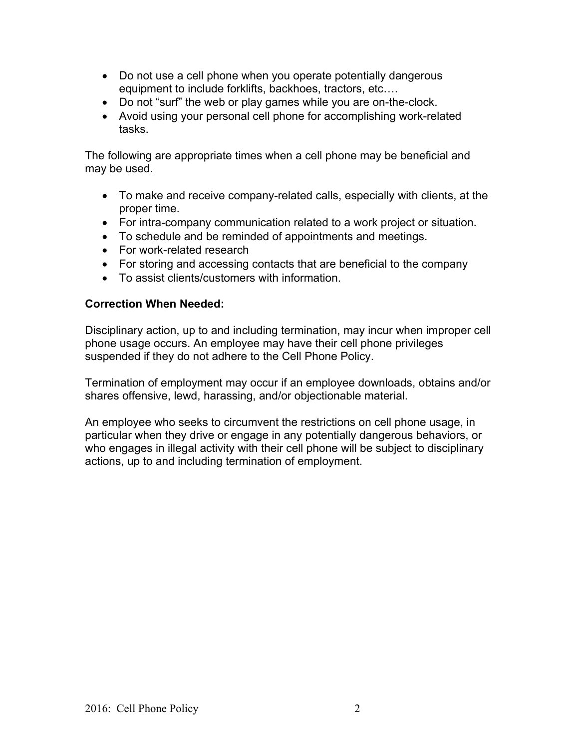- Do not use a cell phone when you operate potentially dangerous equipment to include forklifts, backhoes, tractors, etc….
- Do not "surf" the web or play games while you are on-the-clock.
- Avoid using your personal cell phone for accomplishing work-related tasks.

The following are appropriate times when a cell phone may be beneficial and may be used.

- To make and receive company-related calls, especially with clients, at the proper time.
- For intra-company communication related to a work project or situation.
- To schedule and be reminded of appointments and meetings.
- For work-related research
- For storing and accessing contacts that are beneficial to the company
- To assist clients/customers with information.

**Correction When Needed:**

Disciplinary action, up to and including termination, may incur when improper cell phone usage occurs. An employee may have their cell phone privileges suspended if they do not adhere to the Cell Phone Policy.

Termination of employment may occur if an employee downloads, obtains and/or shares offensive, lewd, harassing, and/or objectionable material.

An employee who seeks to circumvent the restrictions on cell phone usage, in particular when they drive or engage in any potentially dangerous behaviors, or who engages in illegal activity with their cell phone will be subject to disciplinary actions, up to and including termination of employment.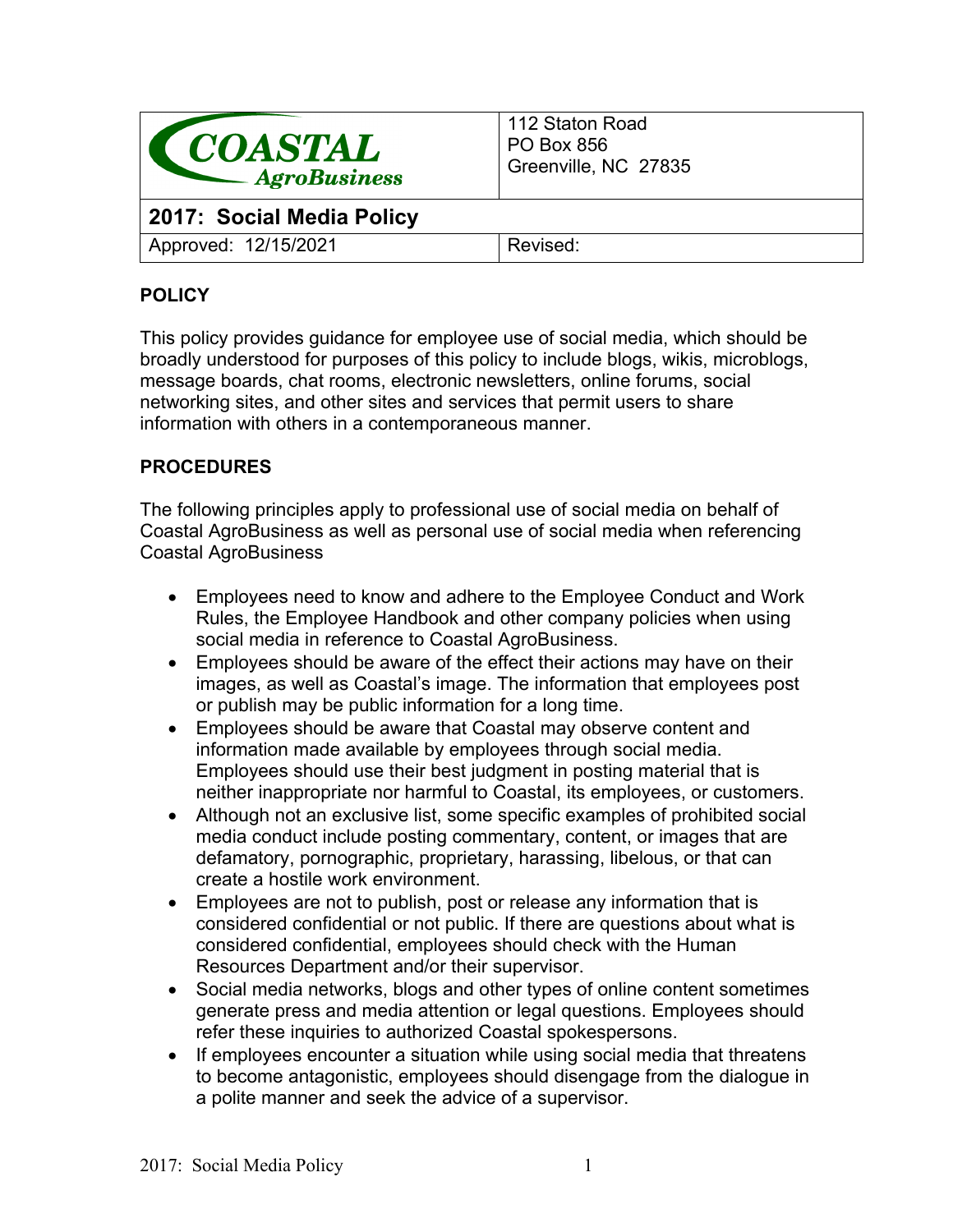| COASTAL AgroBusiness | 112 Staton Road<br>PO Box 856<br>Greenville, NC 27835 |
|---|---|
| **2017: Social Media Policy** | |
| Approved: 12/15/2021 | Revised: |

## POLICY

This policy provides guidance for employee use of social media, which should be broadly understood for purposes of this policy to include blogs, wikis, microblogs, message boards, chat rooms, electronic newsletters, online forums, social networking sites, and other sites and services that permit users to share information with others in a contemporaneous manner.

## PROCEDURES

The following principles apply to professional use of social media on behalf of Coastal AgroBusiness as well as personal use of social media when referencing Coastal AgroBusiness

- Employees need to know and adhere to the Employee Conduct and Work Rules, the Employee Handbook and other company policies when using social media in reference to Coastal AgroBusiness.
- Employees should be aware of the effect their actions may have on their images, as well as Coastal's image. The information that employees post or publish may be public information for a long time.
- Employees should be aware that Coastal may observe content and information made available by employees through social media. Employees should use their best judgment in posting material that is neither inappropriate nor harmful to Coastal, its employees, or customers.
- Although not an exclusive list, some specific examples of prohibited social media conduct include posting commentary, content, or images that are defamatory, pornographic, proprietary, harassing, libelous, or that can create a hostile work environment.
- Employees are not to publish, post or release any information that is considered confidential or not public. If there are questions about what is considered confidential, employees should check with the Human Resources Department and/or their supervisor.
- Social media networks, blogs and other types of online content sometimes generate press and media attention or legal questions. Employees should refer these inquiries to authorized Coastal spokespersons.
- If employees encounter a situation while using social media that threatens to become antagonistic, employees should disengage from the dialogue in a polite manner and seek the advice of a supervisor.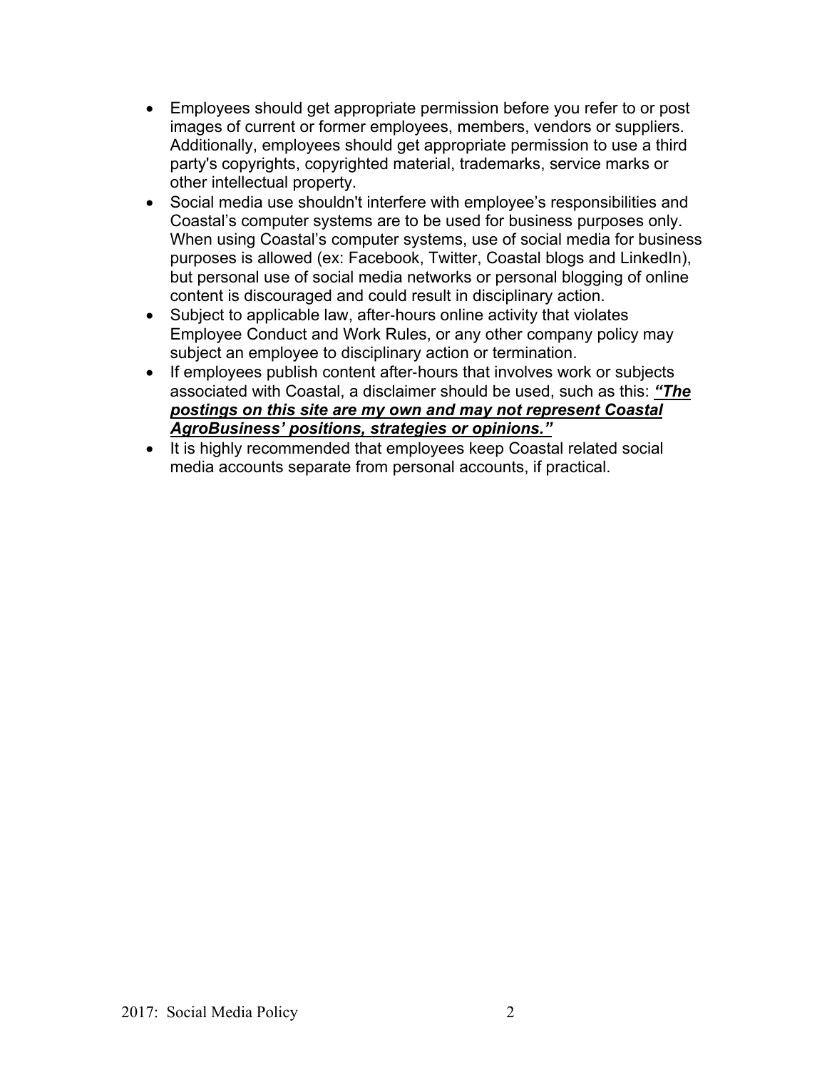- Employees should get appropriate permission before you refer to or post images of current or former employees, members, vendors or suppliers. Additionally, employees should get appropriate permission to use a third party's copyrights, copyrighted material, trademarks, service marks or other intellectual property.
- Social media use shouldn't interfere with employee's responsibilities and Coastal's computer systems are to be used for business purposes only. When using Coastal's computer systems, use of social media for business purposes is allowed (ex: Facebook, Twitter, Coastal blogs and LinkedIn), but personal use of social media networks or personal blogging of online content is discouraged and could result in disciplinary action.
- Subject to applicable law, after-hours online activity that violates Employee Conduct and Work Rules, or any other company policy may subject an employee to disciplinary action or termination.
- If employees publish content after-hours that involves work or subjects associated with Coastal, a disclaimer should be used, such as this: ***<u>"The postings on this site are my own and may not represent Coastal AgroBusiness' positions, strategies or opinions."</u>***
- It is highly recommended that employees keep Coastal related social media accounts separate from personal accounts, if practical.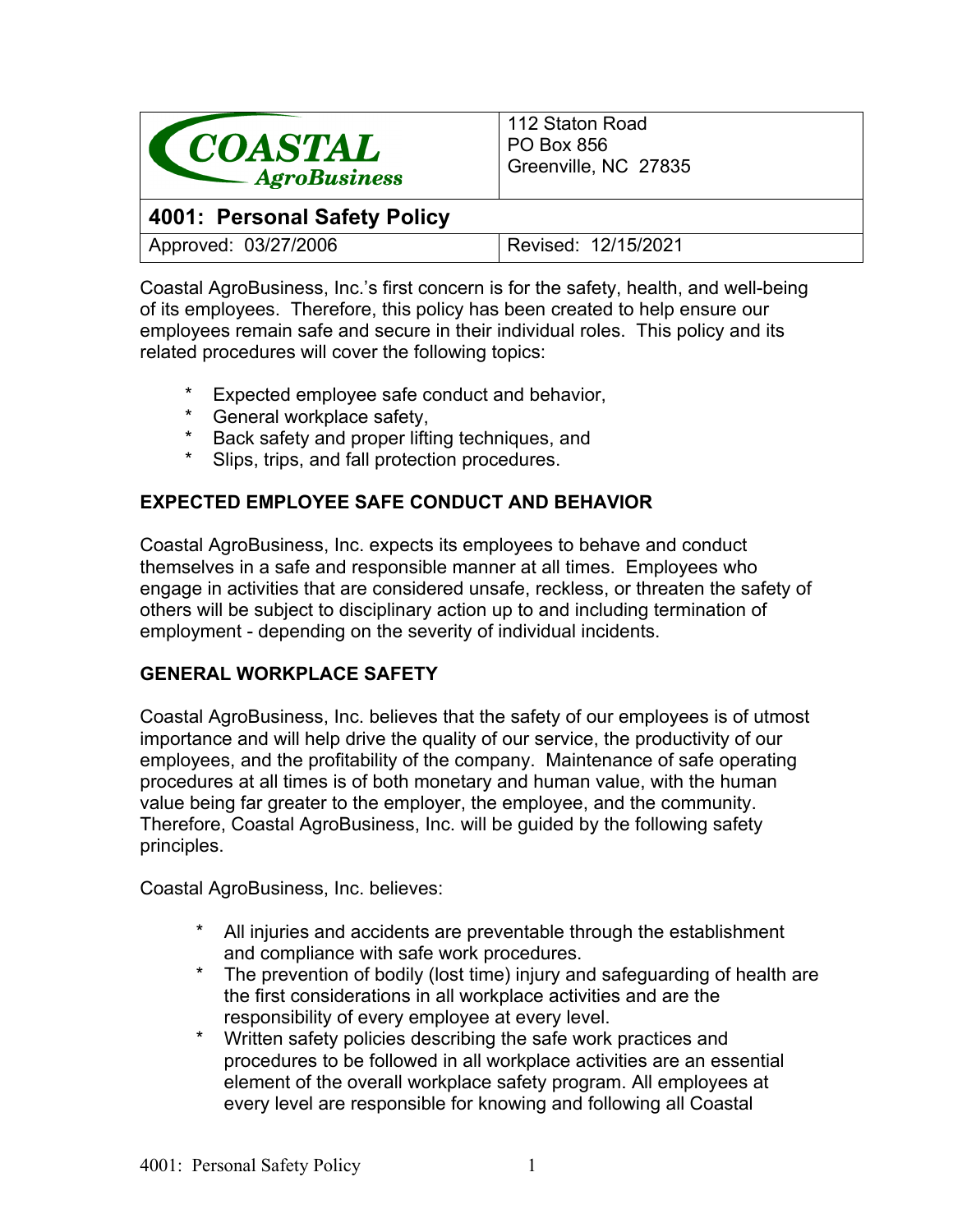| COASTAL AgroBusiness | 112 Staton Road<br>PO Box 856<br>Greenville, NC 27835 |
| --- | --- |
| **4001: Personal Safety Policy** | |
| Approved: 03/27/2006 | Revised: 12/15/2021 |

Coastal AgroBusiness, Inc.'s first concern is for the safety, health, and well-being of its employees. Therefore, this policy has been created to help ensure our employees remain safe and secure in their individual roles. This policy and its related procedures will cover the following topics:

- Expected employee safe conduct and behavior,
- General workplace safety,
- Back safety and proper lifting techniques, and
- Slips, trips, and fall protection procedures.

## EXPECTED EMPLOYEE SAFE CONDUCT AND BEHAVIOR

Coastal AgroBusiness, Inc. expects its employees to behave and conduct themselves in a safe and responsible manner at all times. Employees who engage in activities that are considered unsafe, reckless, or threaten the safety of others will be subject to disciplinary action up to and including termination of employment - depending on the severity of individual incidents.

## GENERAL WORKPLACE SAFETY

Coastal AgroBusiness, Inc. believes that the safety of our employees is of utmost importance and will help drive the quality of our service, the productivity of our employees, and the profitability of the company. Maintenance of safe operating procedures at all times is of both monetary and human value, with the human value being far greater to the employer, the employee, and the community. Therefore, Coastal AgroBusiness, Inc. will be guided by the following safety principles.

Coastal AgroBusiness, Inc. believes:

- All injuries and accidents are preventable through the establishment and compliance with safe work procedures.
- The prevention of bodily (lost time) injury and safeguarding of health are the first considerations in all workplace activities and are the responsibility of every employee at every level.
- Written safety policies describing the safe work practices and procedures to be followed in all workplace activities are an essential element of the overall workplace safety program. All employees at every level are responsible for knowing and following all Coastal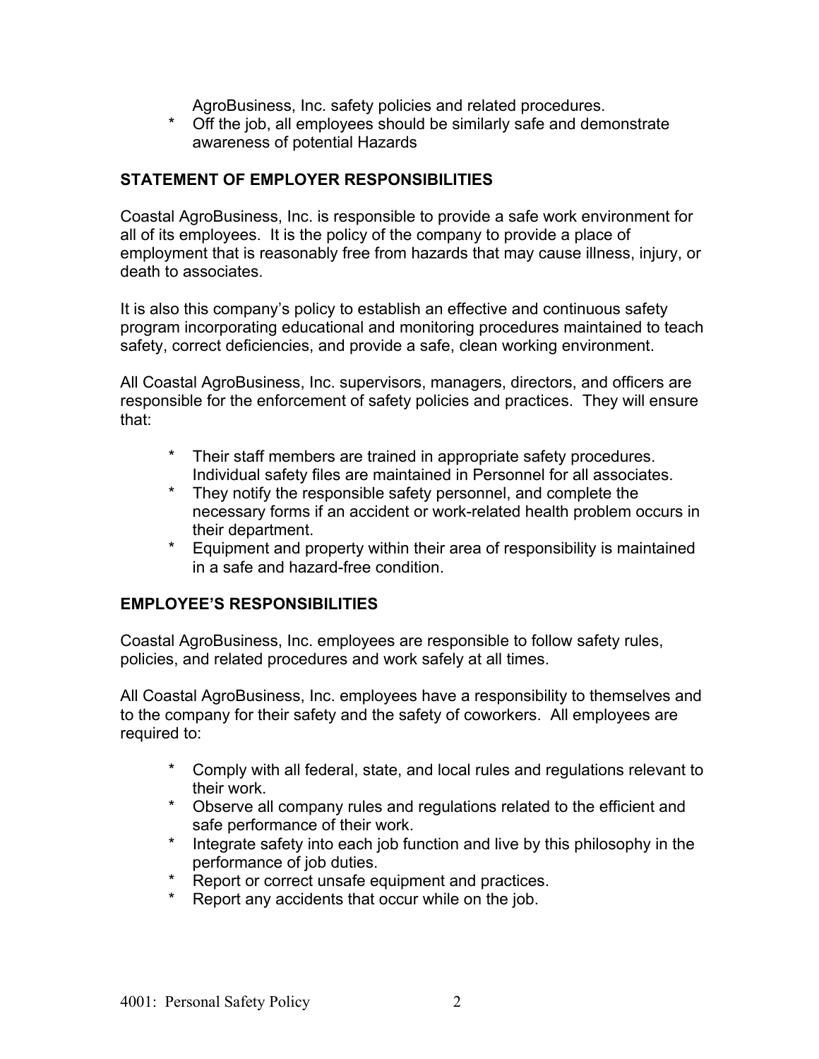AgroBusiness, Inc. safety policies and related procedures.
* Off the job, all employees should be similarly safe and demonstrate awareness of potential Hazards

## STATEMENT OF EMPLOYER RESPONSIBILITIES

Coastal AgroBusiness, Inc. is responsible to provide a safe work environment for all of its employees. It is the policy of the company to provide a place of employment that is reasonably free from hazards that may cause illness, injury, or death to associates.

It is also this company's policy to establish an effective and continuous safety program incorporating educational and monitoring procedures maintained to teach safety, correct deficiencies, and provide a safe, clean working environment.

All Coastal AgroBusiness, Inc. supervisors, managers, directors, and officers are responsible for the enforcement of safety policies and practices. They will ensure that:

* Their staff members are trained in appropriate safety procedures. Individual safety files are maintained in Personnel for all associates.
* They notify the responsible safety personnel, and complete the necessary forms if an accident or work-related health problem occurs in their department.
* Equipment and property within their area of responsibility is maintained in a safe and hazard-free condition.

## EMPLOYEE'S RESPONSIBILITIES

Coastal AgroBusiness, Inc. employees are responsible to follow safety rules, policies, and related procedures and work safely at all times.

All Coastal AgroBusiness, Inc. employees have a responsibility to themselves and to the company for their safety and the safety of coworkers. All employees are required to:

* Comply with all federal, state, and local rules and regulations relevant to their work.
* Observe all company rules and regulations related to the efficient and safe performance of their work.
* Integrate safety into each job function and live by this philosophy in the performance of job duties.
* Report or correct unsafe equipment and practices.
* Report any accidents that occur while on the job.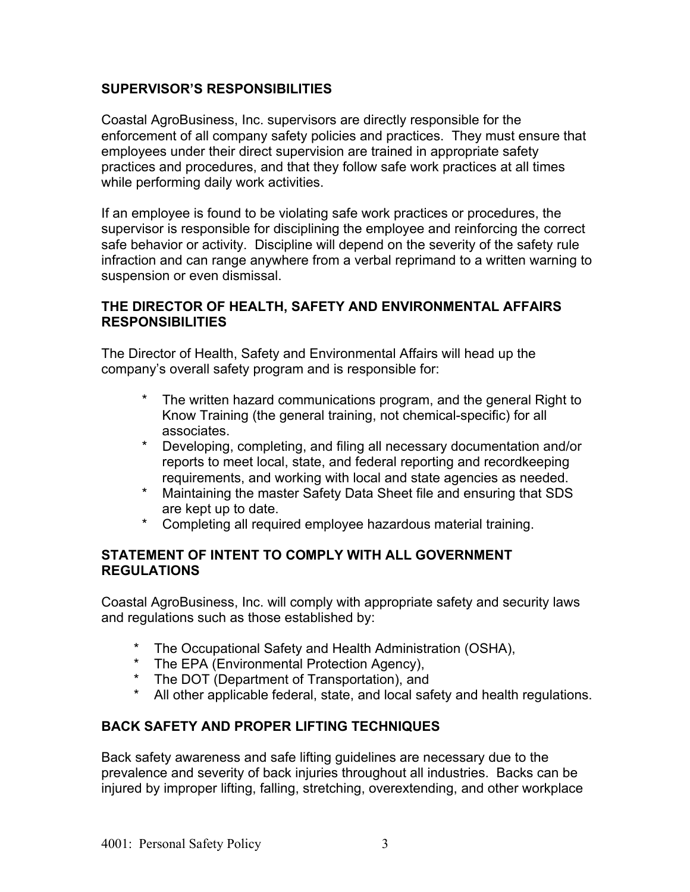## SUPERVISOR'S RESPONSIBILITIES

Coastal AgroBusiness, Inc. supervisors are directly responsible for the enforcement of all company safety policies and practices. They must ensure that employees under their direct supervision are trained in appropriate safety practices and procedures, and that they follow safe work practices at all times while performing daily work activities.

If an employee is found to be violating safe work practices or procedures, the supervisor is responsible for disciplining the employee and reinforcing the correct safe behavior or activity. Discipline will depend on the severity of the safety rule infraction and can range anywhere from a verbal reprimand to a written warning to suspension or even dismissal.

## THE DIRECTOR OF HEALTH, SAFETY AND ENVIRONMENTAL AFFAIRS RESPONSIBILITIES

The Director of Health, Safety and Environmental Affairs will head up the company's overall safety program and is responsible for:

- The written hazard communications program, and the general Right to Know Training (the general training, not chemical-specific) for all associates.
- Developing, completing, and filing all necessary documentation and/or reports to meet local, state, and federal reporting and recordkeeping requirements, and working with local and state agencies as needed.
- Maintaining the master Safety Data Sheet file and ensuring that SDS are kept up to date.
- Completing all required employee hazardous material training.

## STATEMENT OF INTENT TO COMPLY WITH ALL GOVERNMENT REGULATIONS

Coastal AgroBusiness, Inc. will comply with appropriate safety and security laws and regulations such as those established by:

- The Occupational Safety and Health Administration (OSHA),
- The EPA (Environmental Protection Agency),
- The DOT (Department of Transportation), and
- All other applicable federal, state, and local safety and health regulations.

## BACK SAFETY AND PROPER LIFTING TECHNIQUES

Back safety awareness and safe lifting guidelines are necessary due to the prevalence and severity of back injuries throughout all industries. Backs can be injured by improper lifting, falling, stretching, overextending, and other workplace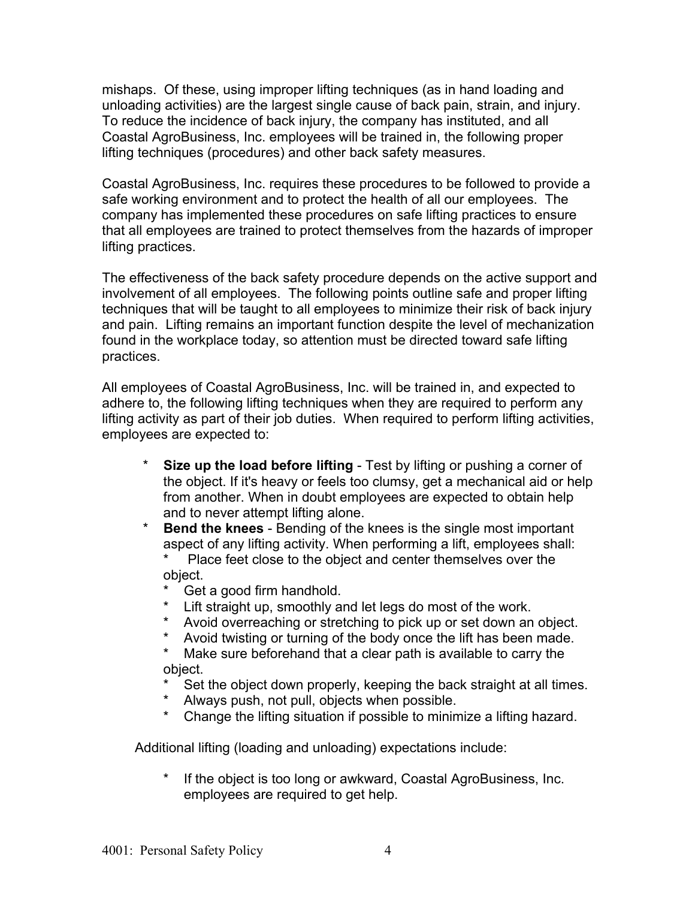mishaps. Of these, using improper lifting techniques (as in hand loading and unloading activities) are the largest single cause of back pain, strain, and injury. To reduce the incidence of back injury, the company has instituted, and all Coastal AgroBusiness, Inc. employees will be trained in, the following proper lifting techniques (procedures) and other back safety measures.

Coastal AgroBusiness, Inc. requires these procedures to be followed to provide a safe working environment and to protect the health of all our employees. The company has implemented these procedures on safe lifting practices to ensure that all employees are trained to protect themselves from the hazards of improper lifting practices.

The effectiveness of the back safety procedure depends on the active support and involvement of all employees. The following points outline safe and proper lifting techniques that will be taught to all employees to minimize their risk of back injury and pain. Lifting remains an important function despite the level of mechanization found in the workplace today, so attention must be directed toward safe lifting practices.

All employees of Coastal AgroBusiness, Inc. will be trained in, and expected to adhere to, the following lifting techniques when they are required to perform any lifting activity as part of their job duties. When required to perform lifting activities, employees are expected to:

- **Size up the load before lifting** - Test by lifting or pushing a corner of the object. If it's heavy or feels too clumsy, get a mechanical aid or help from another. When in doubt employees are expected to obtain help and to never attempt lifting alone.
- **Bend the knees** - Bending of the knees is the single most important aspect of any lifting activity. When performing a lift, employees shall:
  - Place feet close to the object and center themselves over the object.
  - Get a good firm handhold.
  - Lift straight up, smoothly and let legs do most of the work.
  - Avoid overreaching or stretching to pick up or set down an object.
  - Avoid twisting or turning of the body once the lift has been made.
  - Make sure beforehand that a clear path is available to carry the object.
  - Set the object down properly, keeping the back straight at all times.
  - Always push, not pull, objects when possible.
  - Change the lifting situation if possible to minimize a lifting hazard.

Additional lifting (loading and unloading) expectations include:

- If the object is too long or awkward, Coastal AgroBusiness, Inc. employees are required to get help.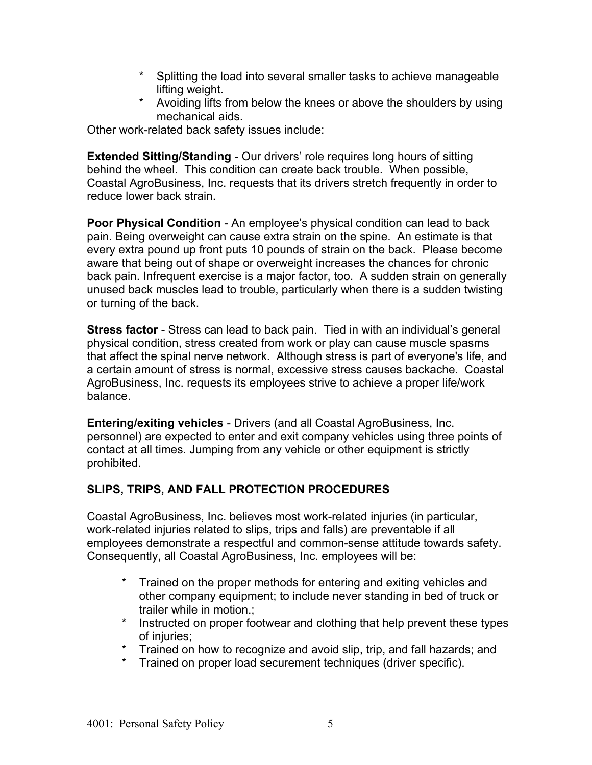* Splitting the load into several smaller tasks to achieve manageable lifting weight.
* Avoiding lifts from below the knees or above the shoulders by using mechanical aids.

Other work-related back safety issues include:

**Extended Sitting/Standing** - Our drivers' role requires long hours of sitting behind the wheel. This condition can create back trouble. When possible, Coastal AgroBusiness, Inc. requests that its drivers stretch frequently in order to reduce lower back strain.

**Poor Physical Condition** - An employee's physical condition can lead to back pain. Being overweight can cause extra strain on the spine. An estimate is that every extra pound up front puts 10 pounds of strain on the back. Please become aware that being out of shape or overweight increases the chances for chronic back pain. Infrequent exercise is a major factor, too. A sudden strain on generally unused back muscles lead to trouble, particularly when there is a sudden twisting or turning of the back.

**Stress factor** - Stress can lead to back pain. Tied in with an individual's general physical condition, stress created from work or play can cause muscle spasms that affect the spinal nerve network. Although stress is part of everyone's life, and a certain amount of stress is normal, excessive stress causes backache. Coastal AgroBusiness, Inc. requests its employees strive to achieve a proper life/work balance.

**Entering/exiting vehicles** - Drivers (and all Coastal AgroBusiness, Inc. personnel) are expected to enter and exit company vehicles using three points of contact at all times. Jumping from any vehicle or other equipment is strictly prohibited.

## SLIPS, TRIPS, AND FALL PROTECTION PROCEDURES

Coastal AgroBusiness, Inc. believes most work-related injuries (in particular, work-related injuries related to slips, trips and falls) are preventable if all employees demonstrate a respectful and common-sense attitude towards safety. Consequently, all Coastal AgroBusiness, Inc. employees will be:

* Trained on the proper methods for entering and exiting vehicles and other company equipment; to include never standing in bed of truck or trailer while in motion.;
* Instructed on proper footwear and clothing that help prevent these types of injuries;
* Trained on how to recognize and avoid slip, trip, and fall hazards; and
* Trained on proper load securement techniques (driver specific).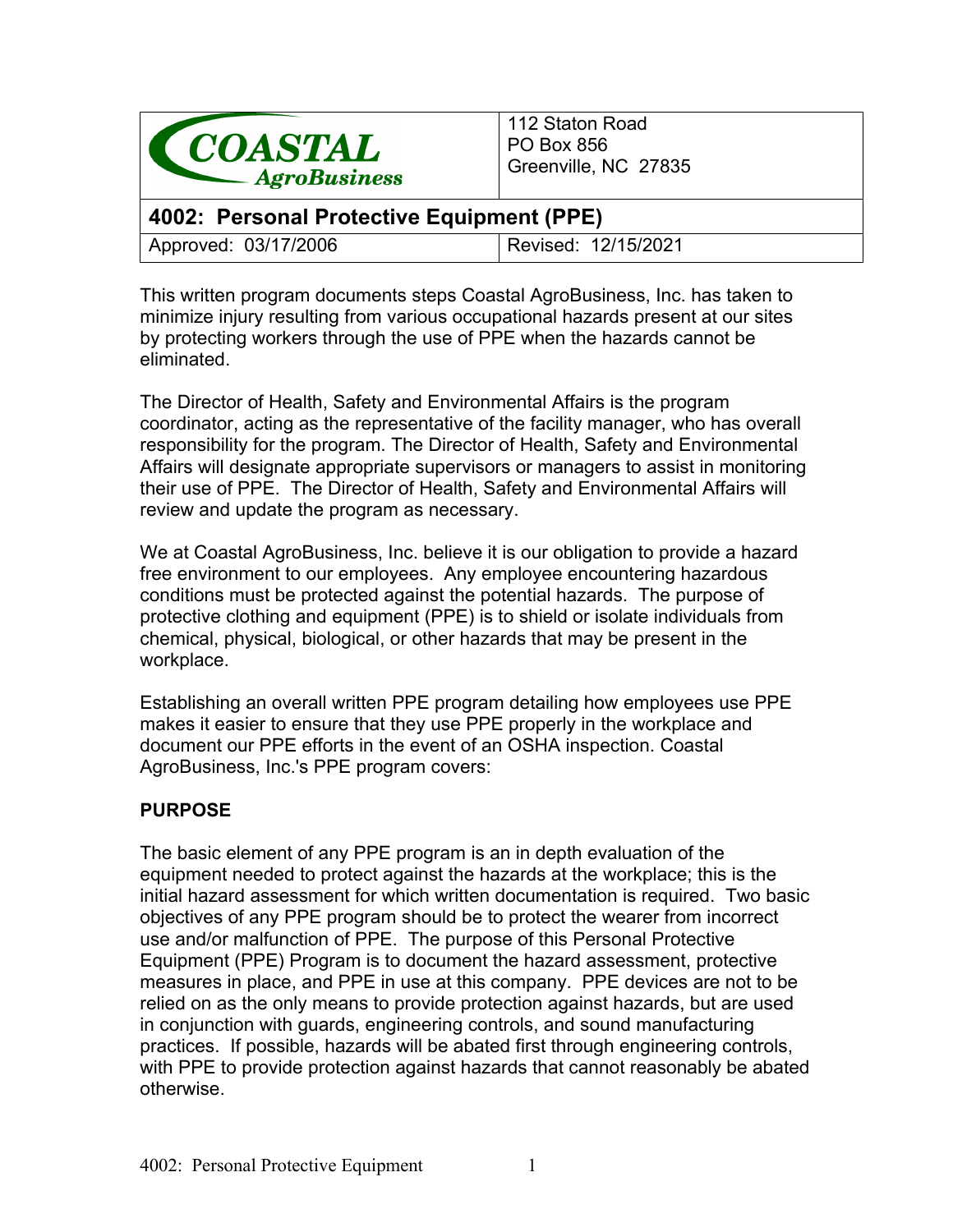| COASTAL AgroBusiness | 112 Staton Road<br>PO Box 856<br>Greenville, NC 27835 |
| --- | --- |
| **4002: Personal Protective Equipment (PPE)** | |
| Approved: 03/17/2006 | Revised: 12/15/2021 |

This written program documents steps Coastal AgroBusiness, Inc. has taken to minimize injury resulting from various occupational hazards present at our sites by protecting workers through the use of PPE when the hazards cannot be eliminated.

The Director of Health, Safety and Environmental Affairs is the program coordinator, acting as the representative of the facility manager, who has overall responsibility for the program. The Director of Health, Safety and Environmental Affairs will designate appropriate supervisors or managers to assist in monitoring their use of PPE. The Director of Health, Safety and Environmental Affairs will review and update the program as necessary.

We at Coastal AgroBusiness, Inc. believe it is our obligation to provide a hazard free environment to our employees. Any employee encountering hazardous conditions must be protected against the potential hazards. The purpose of protective clothing and equipment (PPE) is to shield or isolate individuals from chemical, physical, biological, or other hazards that may be present in the workplace.

Establishing an overall written PPE program detailing how employees use PPE makes it easier to ensure that they use PPE properly in the workplace and document our PPE efforts in the event of an OSHA inspection. Coastal AgroBusiness, Inc.'s PPE program covers:

## PURPOSE

The basic element of any PPE program is an in depth evaluation of the equipment needed to protect against the hazards at the workplace; this is the initial hazard assessment for which written documentation is required. Two basic objectives of any PPE program should be to protect the wearer from incorrect use and/or malfunction of PPE. The purpose of this Personal Protective Equipment (PPE) Program is to document the hazard assessment, protective measures in place, and PPE in use at this company. PPE devices are not to be relied on as the only means to provide protection against hazards, but are used in conjunction with guards, engineering controls, and sound manufacturing practices. If possible, hazards will be abated first through engineering controls, with PPE to provide protection against hazards that cannot reasonably be abated otherwise.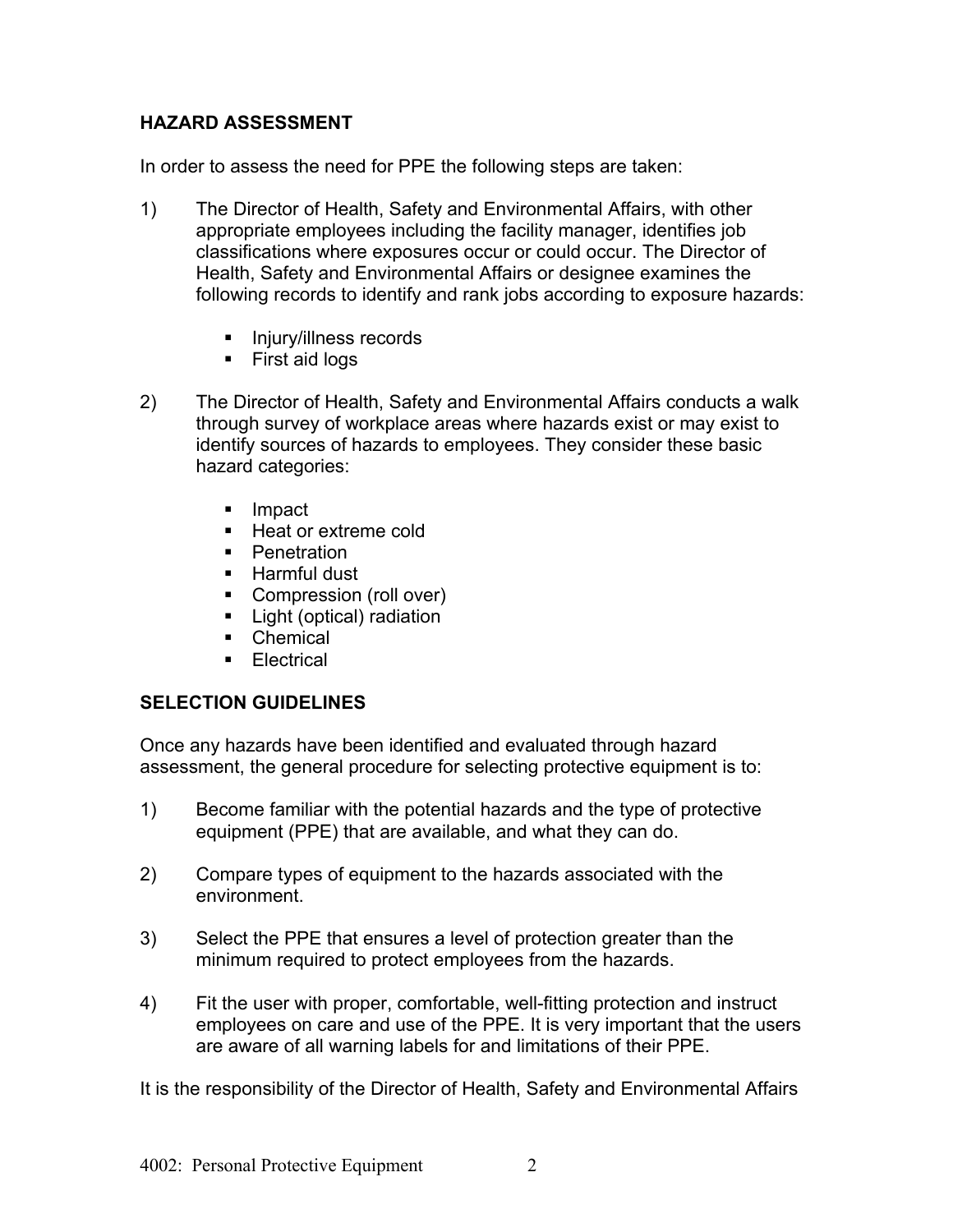## HAZARD ASSESSMENT

In order to assess the need for PPE the following steps are taken:

1) The Director of Health, Safety and Environmental Affairs, with other appropriate employees including the facility manager, identifies job classifications where exposures occur or could occur. The Director of Health, Safety and Environmental Affairs or designee examines the following records to identify and rank jobs according to exposure hazards:

   - Injury/illness records
   - First aid logs

2) The Director of Health, Safety and Environmental Affairs conducts a walk through survey of workplace areas where hazards exist or may exist to identify sources of hazards to employees. They consider these basic hazard categories:

   - Impact
   - Heat or extreme cold
   - Penetration
   - Harmful dust
   - Compression (roll over)
   - Light (optical) radiation
   - Chemical
   - Electrical

## SELECTION GUIDELINES

Once any hazards have been identified and evaluated through hazard assessment, the general procedure for selecting protective equipment is to:

1) Become familiar with the potential hazards and the type of protective equipment (PPE) that are available, and what they can do.

2) Compare types of equipment to the hazards associated with the environment.

3) Select the PPE that ensures a level of protection greater than the minimum required to protect employees from the hazards.

4) Fit the user with proper, comfortable, well-fitting protection and instruct employees on care and use of the PPE. It is very important that the users are aware of all warning labels for and limitations of their PPE.

It is the responsibility of the Director of Health, Safety and Environmental Affairs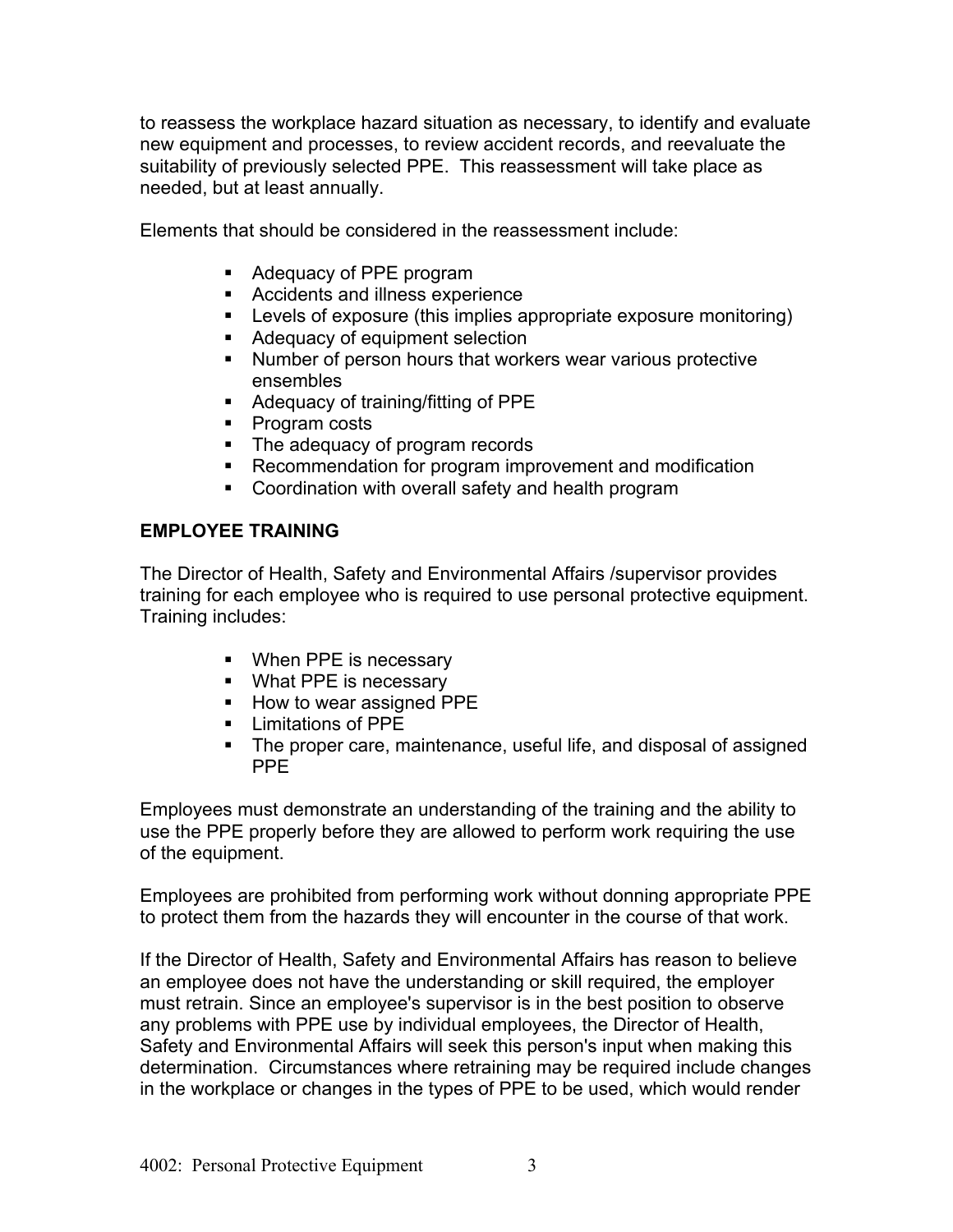to reassess the workplace hazard situation as necessary, to identify and evaluate new equipment and processes, to review accident records, and reevaluate the suitability of previously selected PPE. This reassessment will take place as needed, but at least annually.

Elements that should be considered in the reassessment include:

- Adequacy of PPE program
- Accidents and illness experience
- Levels of exposure (this implies appropriate exposure monitoring)
- Adequacy of equipment selection
- Number of person hours that workers wear various protective ensembles
- Adequacy of training/fitting of PPE
- Program costs
- The adequacy of program records
- Recommendation for program improvement and modification
- Coordination with overall safety and health program

## EMPLOYEE TRAINING

The Director of Health, Safety and Environmental Affairs /supervisor provides training for each employee who is required to use personal protective equipment. Training includes:

- When PPE is necessary
- What PPE is necessary
- How to wear assigned PPE
- Limitations of PPE
- The proper care, maintenance, useful life, and disposal of assigned PPE

Employees must demonstrate an understanding of the training and the ability to use the PPE properly before they are allowed to perform work requiring the use of the equipment.

Employees are prohibited from performing work without donning appropriate PPE to protect them from the hazards they will encounter in the course of that work.

If the Director of Health, Safety and Environmental Affairs has reason to believe an employee does not have the understanding or skill required, the employer must retrain. Since an employee's supervisor is in the best position to observe any problems with PPE use by individual employees, the Director of Health, Safety and Environmental Affairs will seek this person's input when making this determination. Circumstances where retraining may be required include changes in the workplace or changes in the types of PPE to be used, which would render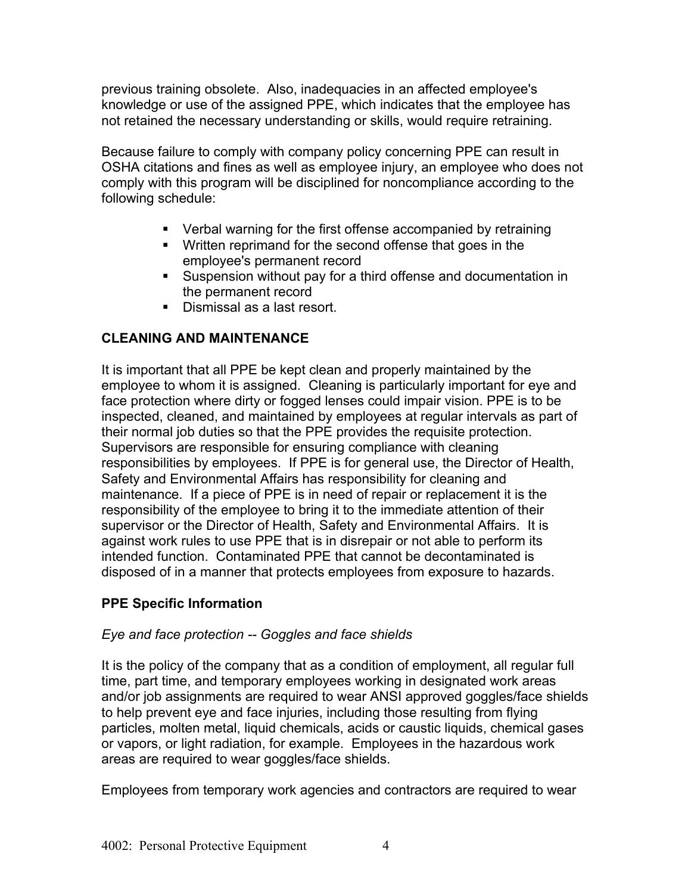previous training obsolete. Also, inadequacies in an affected employee's knowledge or use of the assigned PPE, which indicates that the employee has not retained the necessary understanding or skills, would require retraining.

Because failure to comply with company policy concerning PPE can result in OSHA citations and fines as well as employee injury, an employee who does not comply with this program will be disciplined for noncompliance according to the following schedule:

- Verbal warning for the first offense accompanied by retraining
- Written reprimand for the second offense that goes in the employee's permanent record
- Suspension without pay for a third offense and documentation in the permanent record
- Dismissal as a last resort.

## CLEANING AND MAINTENANCE

It is important that all PPE be kept clean and properly maintained by the employee to whom it is assigned. Cleaning is particularly important for eye and face protection where dirty or fogged lenses could impair vision. PPE is to be inspected, cleaned, and maintained by employees at regular intervals as part of their normal job duties so that the PPE provides the requisite protection. Supervisors are responsible for ensuring compliance with cleaning responsibilities by employees. If PPE is for general use, the Director of Health, Safety and Environmental Affairs has responsibility for cleaning and maintenance. If a piece of PPE is in need of repair or replacement it is the responsibility of the employee to bring it to the immediate attention of their supervisor or the Director of Health, Safety and Environmental Affairs. It is against work rules to use PPE that is in disrepair or not able to perform its intended function. Contaminated PPE that cannot be decontaminated is disposed of in a manner that protects employees from exposure to hazards.

## PPE Specific Information

*Eye and face protection -- Goggles and face shields*

It is the policy of the company that as a condition of employment, all regular full time, part time, and temporary employees working in designated work areas and/or job assignments are required to wear ANSI approved goggles/face shields to help prevent eye and face injuries, including those resulting from flying particles, molten metal, liquid chemicals, acids or caustic liquids, chemical gases or vapors, or light radiation, for example. Employees in the hazardous work areas are required to wear goggles/face shields.

Employees from temporary work agencies and contractors are required to wear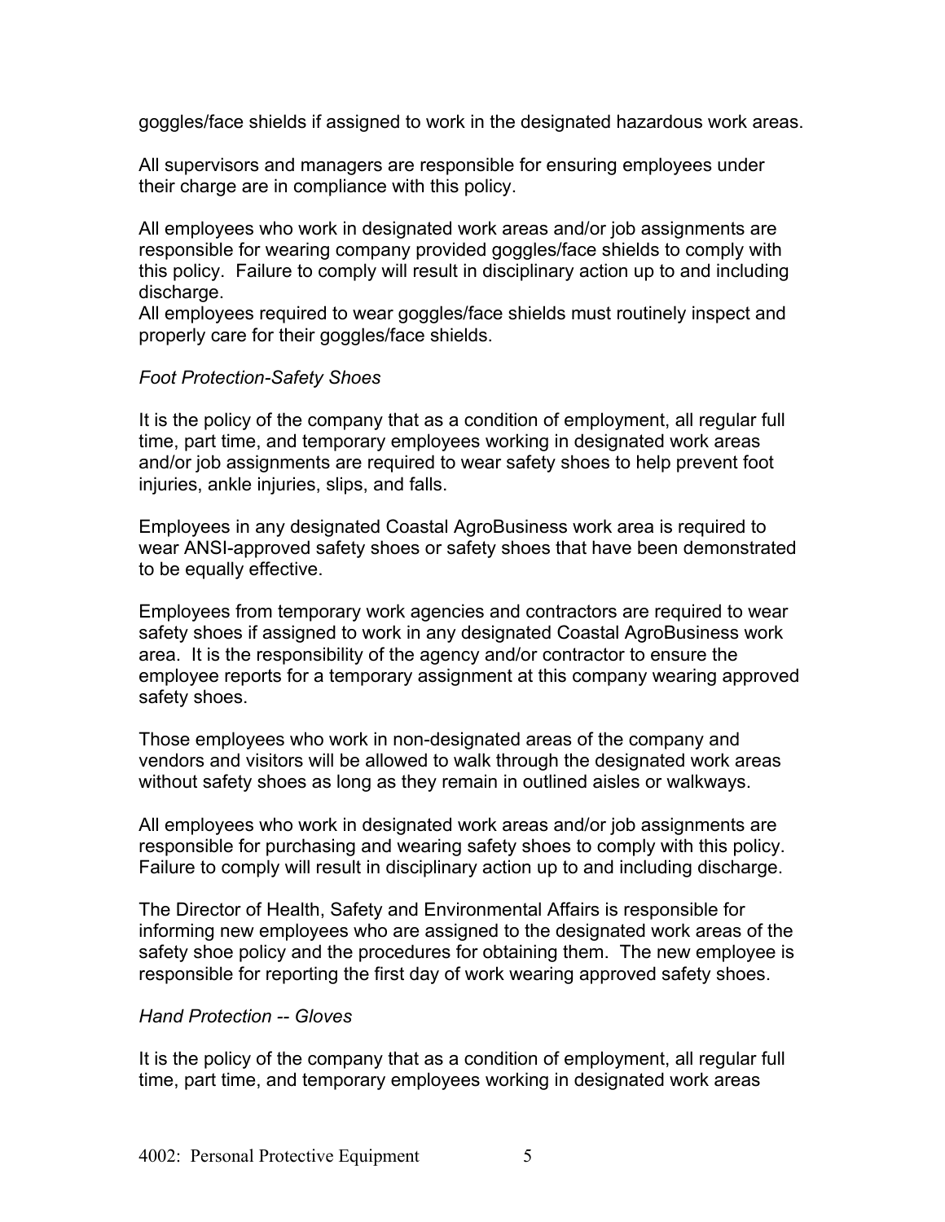goggles/face shields if assigned to work in the designated hazardous work areas.

All supervisors and managers are responsible for ensuring employees under their charge are in compliance with this policy.

All employees who work in designated work areas and/or job assignments are responsible for wearing company provided goggles/face shields to comply with this policy. Failure to comply will result in disciplinary action up to and including discharge.
All employees required to wear goggles/face shields must routinely inspect and properly care for their goggles/face shields.

*Foot Protection-Safety Shoes*

It is the policy of the company that as a condition of employment, all regular full time, part time, and temporary employees working in designated work areas and/or job assignments are required to wear safety shoes to help prevent foot injuries, ankle injuries, slips, and falls.

Employees in any designated Coastal AgroBusiness work area is required to wear ANSI-approved safety shoes or safety shoes that have been demonstrated to be equally effective.

Employees from temporary work agencies and contractors are required to wear safety shoes if assigned to work in any designated Coastal AgroBusiness work area. It is the responsibility of the agency and/or contractor to ensure the employee reports for a temporary assignment at this company wearing approved safety shoes.

Those employees who work in non-designated areas of the company and vendors and visitors will be allowed to walk through the designated work areas without safety shoes as long as they remain in outlined aisles or walkways.

All employees who work in designated work areas and/or job assignments are responsible for purchasing and wearing safety shoes to comply with this policy. Failure to comply will result in disciplinary action up to and including discharge.

The Director of Health, Safety and Environmental Affairs is responsible for informing new employees who are assigned to the designated work areas of the safety shoe policy and the procedures for obtaining them. The new employee is responsible for reporting the first day of work wearing approved safety shoes.

*Hand Protection -- Gloves*

It is the policy of the company that as a condition of employment, all regular full time, part time, and temporary employees working in designated work areas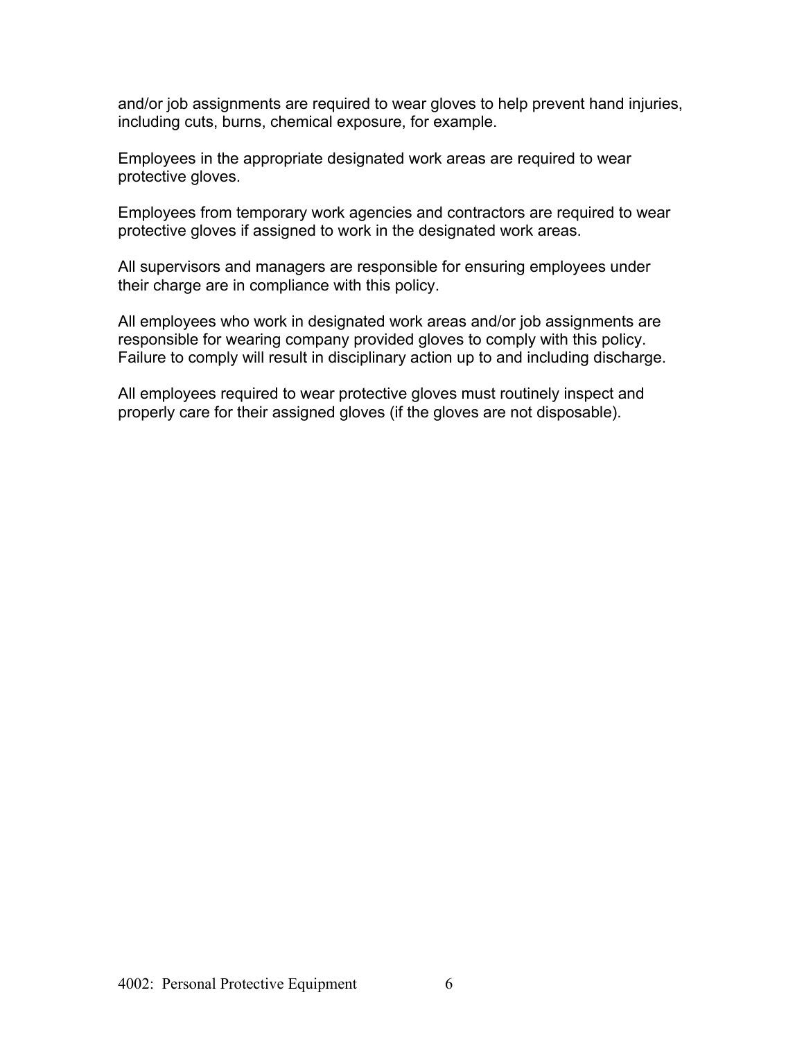and/or job assignments are required to wear gloves to help prevent hand injuries, including cuts, burns, chemical exposure, for example.

Employees in the appropriate designated work areas are required to wear protective gloves.

Employees from temporary work agencies and contractors are required to wear protective gloves if assigned to work in the designated work areas.

All supervisors and managers are responsible for ensuring employees under their charge are in compliance with this policy.

All employees who work in designated work areas and/or job assignments are responsible for wearing company provided gloves to comply with this policy. Failure to comply will result in disciplinary action up to and including discharge.

All employees required to wear protective gloves must routinely inspect and properly care for their assigned gloves (if the gloves are not disposable).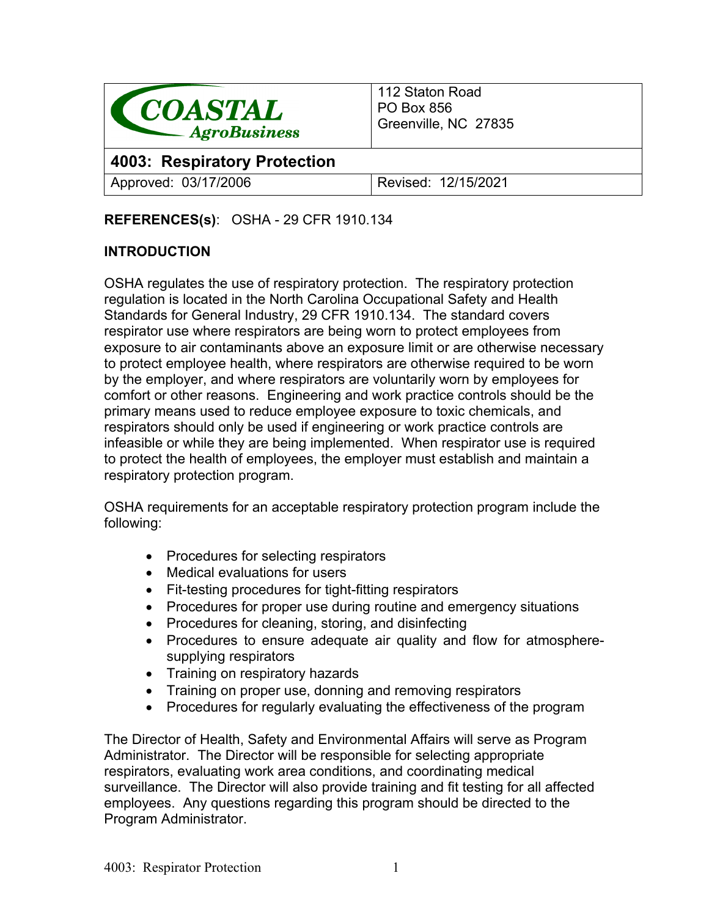| COASTAL AgroBusiness | 112 Staton Road<br>PO Box 856<br>Greenville, NC 27835 |
|---|---|
| **4003: Respiratory Protection** | |
| Approved: 03/17/2006 | Revised: 12/15/2021 |

**REFERENCES(s)**: OSHA - 29 CFR 1910.134

## INTRODUCTION

OSHA regulates the use of respiratory protection. The respiratory protection regulation is located in the North Carolina Occupational Safety and Health Standards for General Industry, 29 CFR 1910.134. The standard covers respirator use where respirators are being worn to protect employees from exposure to air contaminants above an exposure limit or are otherwise necessary to protect employee health, where respirators are otherwise required to be worn by the employer, and where respirators are voluntarily worn by employees for comfort or other reasons. Engineering and work practice controls should be the primary means used to reduce employee exposure to toxic chemicals, and respirators should only be used if engineering or work practice controls are infeasible or while they are being implemented. When respirator use is required to protect the health of employees, the employer must establish and maintain a respiratory protection program.

OSHA requirements for an acceptable respiratory protection program include the following:

- Procedures for selecting respirators
- Medical evaluations for users
- Fit-testing procedures for tight-fitting respirators
- Procedures for proper use during routine and emergency situations
- Procedures for cleaning, storing, and disinfecting
- Procedures to ensure adequate air quality and flow for atmosphere-supplying respirators
- Training on respiratory hazards
- Training on proper use, donning and removing respirators
- Procedures for regularly evaluating the effectiveness of the program

The Director of Health, Safety and Environmental Affairs will serve as Program Administrator. The Director will be responsible for selecting appropriate respirators, evaluating work area conditions, and coordinating medical surveillance. The Director will also provide training and fit testing for all affected employees. Any questions regarding this program should be directed to the Program Administrator.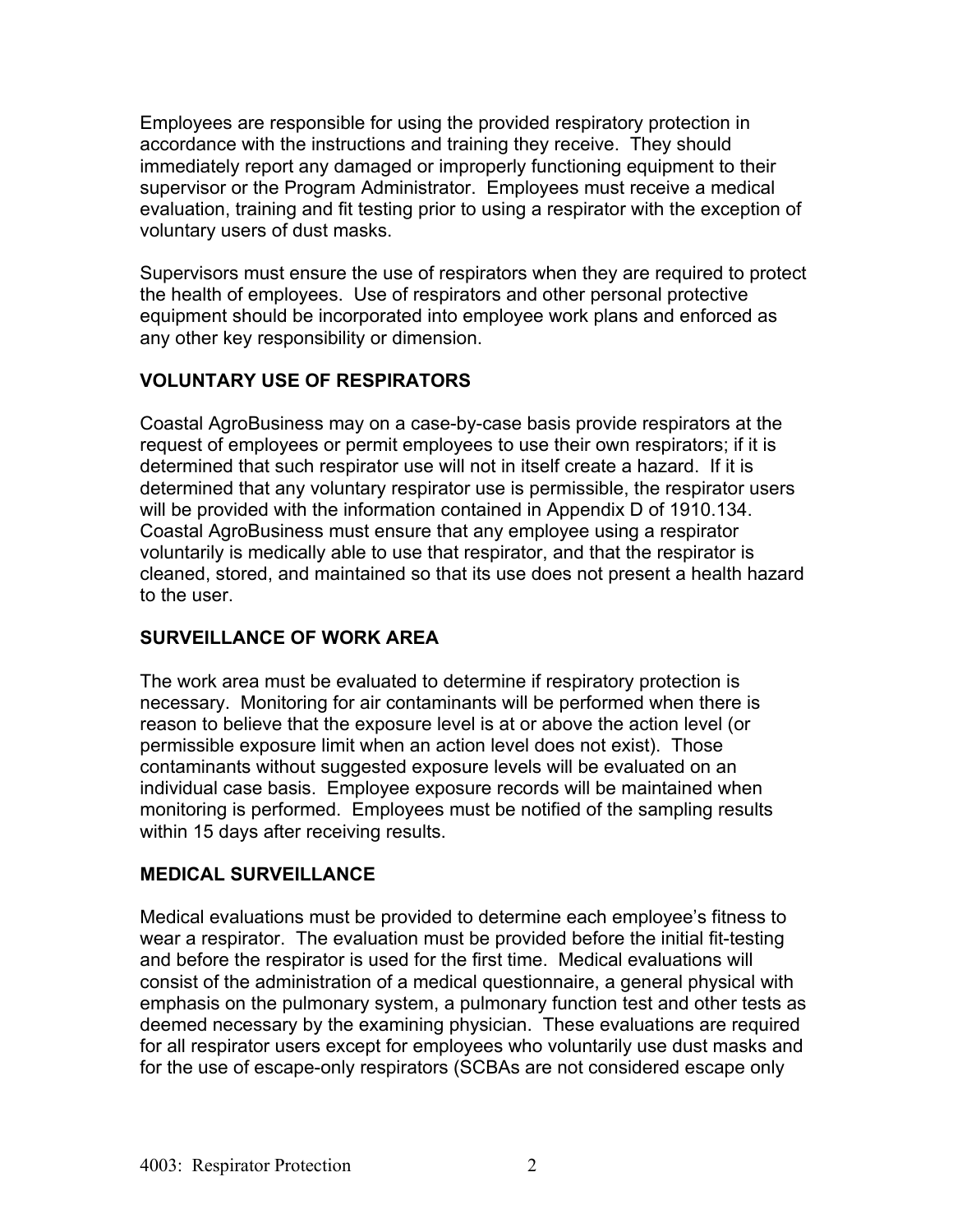Employees are responsible for using the provided respiratory protection in accordance with the instructions and training they receive. They should immediately report any damaged or improperly functioning equipment to their supervisor or the Program Administrator. Employees must receive a medical evaluation, training and fit testing prior to using a respirator with the exception of voluntary users of dust masks.

Supervisors must ensure the use of respirators when they are required to protect the health of employees. Use of respirators and other personal protective equipment should be incorporated into employee work plans and enforced as any other key responsibility or dimension.

## VOLUNTARY USE OF RESPIRATORS

Coastal AgroBusiness may on a case-by-case basis provide respirators at the request of employees or permit employees to use their own respirators; if it is determined that such respirator use will not in itself create a hazard. If it is determined that any voluntary respirator use is permissible, the respirator users will be provided with the information contained in Appendix D of 1910.134. Coastal AgroBusiness must ensure that any employee using a respirator voluntarily is medically able to use that respirator, and that the respirator is cleaned, stored, and maintained so that its use does not present a health hazard to the user.

## SURVEILLANCE OF WORK AREA

The work area must be evaluated to determine if respiratory protection is necessary. Monitoring for air contaminants will be performed when there is reason to believe that the exposure level is at or above the action level (or permissible exposure limit when an action level does not exist). Those contaminants without suggested exposure levels will be evaluated on an individual case basis. Employee exposure records will be maintained when monitoring is performed. Employees must be notified of the sampling results within 15 days after receiving results.

## MEDICAL SURVEILLANCE

Medical evaluations must be provided to determine each employee's fitness to wear a respirator. The evaluation must be provided before the initial fit-testing and before the respirator is used for the first time. Medical evaluations will consist of the administration of a medical questionnaire, a general physical with emphasis on the pulmonary system, a pulmonary function test and other tests as deemed necessary by the examining physician. These evaluations are required for all respirator users except for employees who voluntarily use dust masks and for the use of escape-only respirators (SCBAs are not considered escape only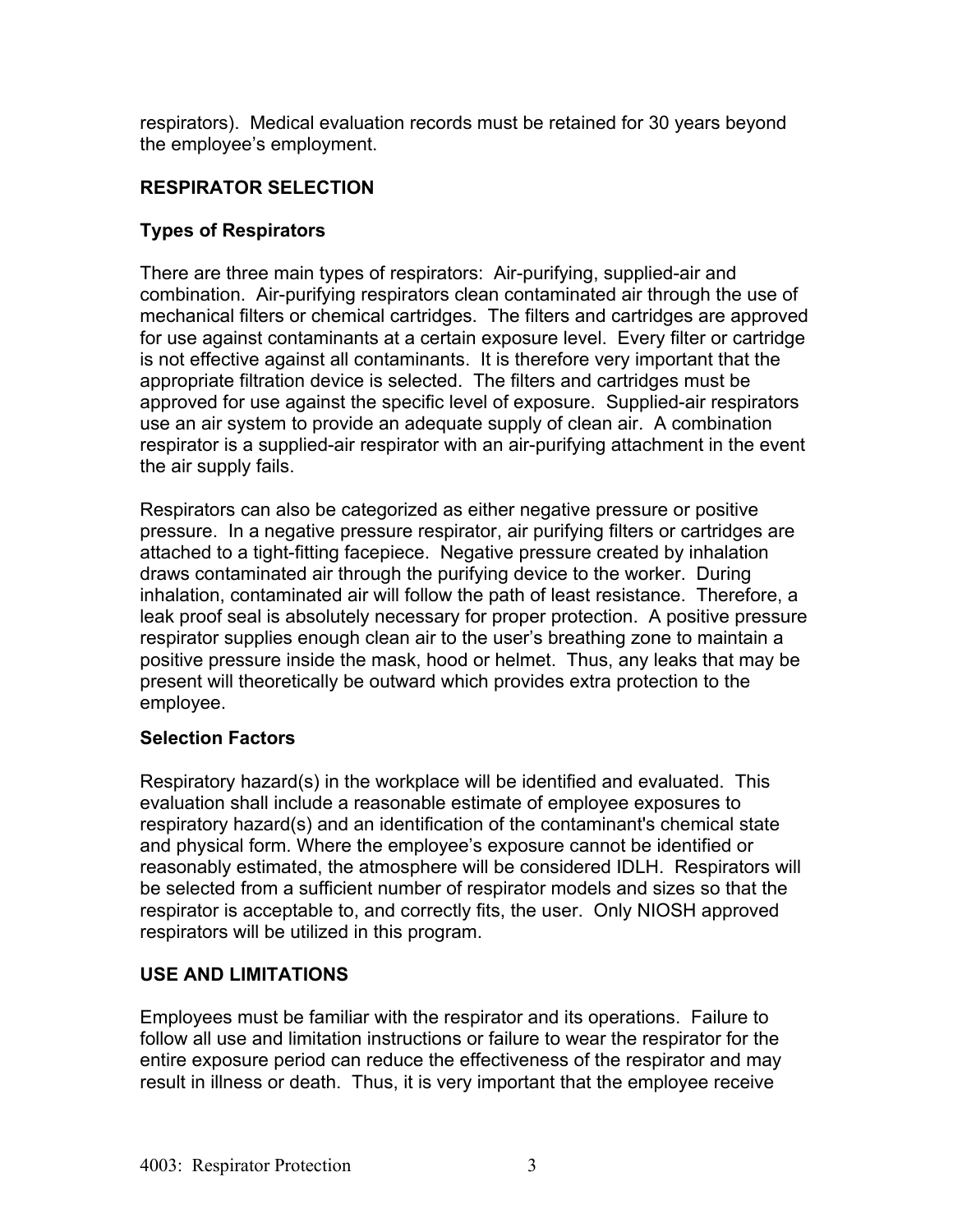respirators). Medical evaluation records must be retained for 30 years beyond the employee's employment.

## RESPIRATOR SELECTION

### Types of Respirators

There are three main types of respirators: Air-purifying, supplied-air and combination. Air-purifying respirators clean contaminated air through the use of mechanical filters or chemical cartridges. The filters and cartridges are approved for use against contaminants at a certain exposure level. Every filter or cartridge is not effective against all contaminants. It is therefore very important that the appropriate filtration device is selected. The filters and cartridges must be approved for use against the specific level of exposure. Supplied-air respirators use an air system to provide an adequate supply of clean air. A combination respirator is a supplied-air respirator with an air-purifying attachment in the event the air supply fails.

Respirators can also be categorized as either negative pressure or positive pressure. In a negative pressure respirator, air purifying filters or cartridges are attached to a tight-fitting facepiece. Negative pressure created by inhalation draws contaminated air through the purifying device to the worker. During inhalation, contaminated air will follow the path of least resistance. Therefore, a leak proof seal is absolutely necessary for proper protection. A positive pressure respirator supplies enough clean air to the user's breathing zone to maintain a positive pressure inside the mask, hood or helmet. Thus, any leaks that may be present will theoretically be outward which provides extra protection to the employee.

### Selection Factors

Respiratory hazard(s) in the workplace will be identified and evaluated. This evaluation shall include a reasonable estimate of employee exposures to respiratory hazard(s) and an identification of the contaminant's chemical state and physical form. Where the employee's exposure cannot be identified or reasonably estimated, the atmosphere will be considered IDLH. Respirators will be selected from a sufficient number of respirator models and sizes so that the respirator is acceptable to, and correctly fits, the user. Only NIOSH approved respirators will be utilized in this program.

## USE AND LIMITATIONS

Employees must be familiar with the respirator and its operations. Failure to follow all use and limitation instructions or failure to wear the respirator for the entire exposure period can reduce the effectiveness of the respirator and may result in illness or death. Thus, it is very important that the employee receive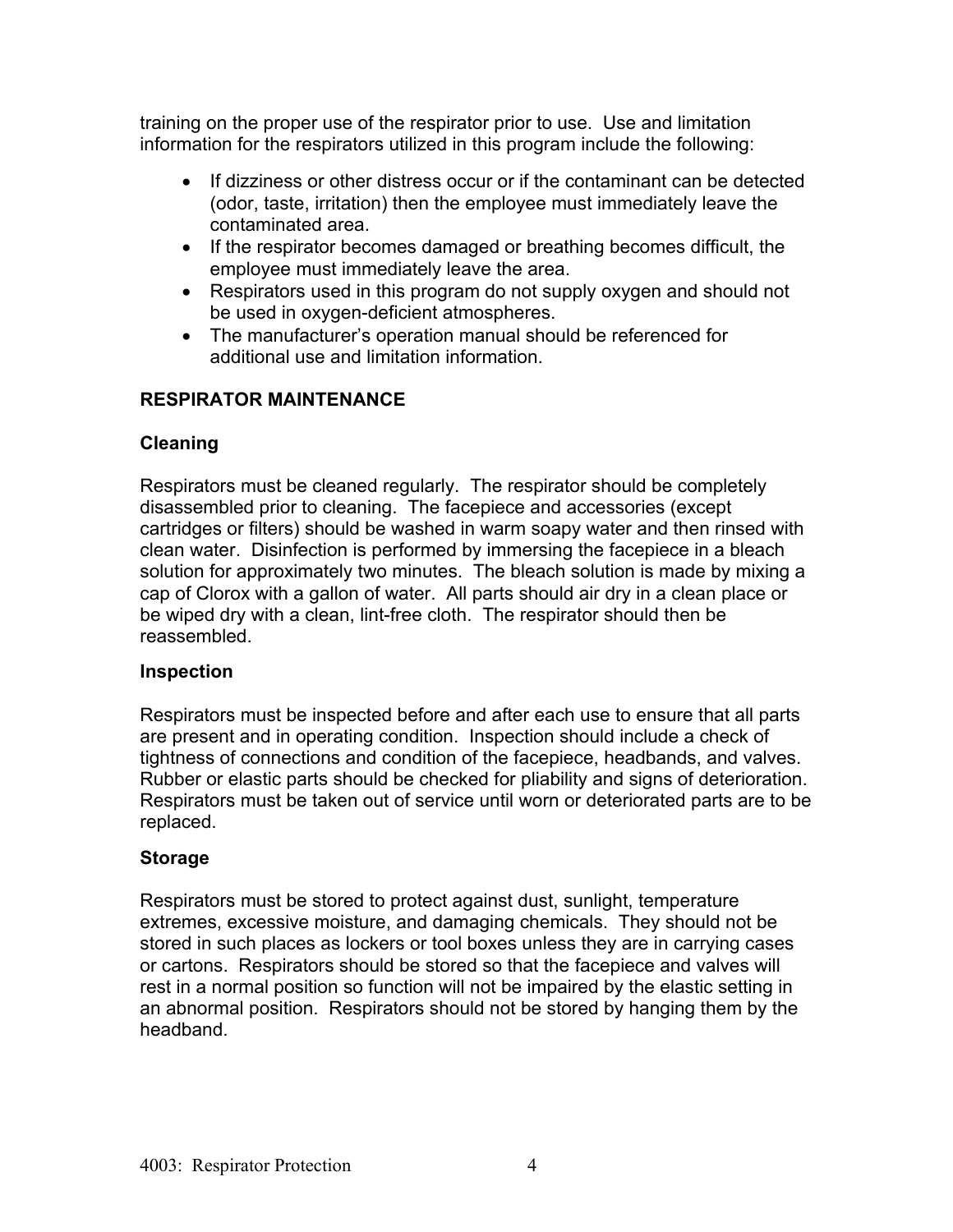training on the proper use of the respirator prior to use. Use and limitation information for the respirators utilized in this program include the following:

- If dizziness or other distress occur or if the contaminant can be detected (odor, taste, irritation) then the employee must immediately leave the contaminated area.
- If the respirator becomes damaged or breathing becomes difficult, the employee must immediately leave the area.
- Respirators used in this program do not supply oxygen and should not be used in oxygen-deficient atmospheres.
- The manufacturer's operation manual should be referenced for additional use and limitation information.

## RESPIRATOR MAINTENANCE

### Cleaning

Respirators must be cleaned regularly. The respirator should be completely disassembled prior to cleaning. The facepiece and accessories (except cartridges or filters) should be washed in warm soapy water and then rinsed with clean water. Disinfection is performed by immersing the facepiece in a bleach solution for approximately two minutes. The bleach solution is made by mixing a cap of Clorox with a gallon of water. All parts should air dry in a clean place or be wiped dry with a clean, lint-free cloth. The respirator should then be reassembled.

### Inspection

Respirators must be inspected before and after each use to ensure that all parts are present and in operating condition. Inspection should include a check of tightness of connections and condition of the facepiece, headbands, and valves. Rubber or elastic parts should be checked for pliability and signs of deterioration. Respirators must be taken out of service until worn or deteriorated parts are to be replaced.

### Storage

Respirators must be stored to protect against dust, sunlight, temperature extremes, excessive moisture, and damaging chemicals. They should not be stored in such places as lockers or tool boxes unless they are in carrying cases or cartons. Respirators should be stored so that the facepiece and valves will rest in a normal position so function will not be impaired by the elastic setting in an abnormal position. Respirators should not be stored by hanging them by the headband.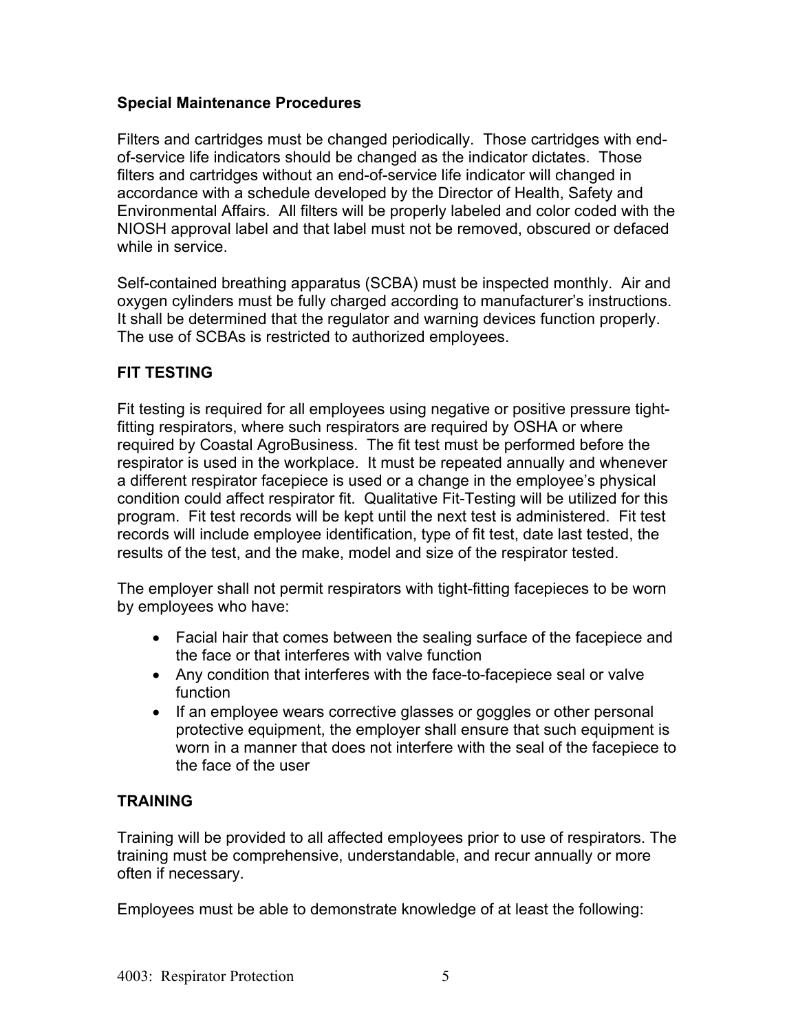**Special Maintenance Procedures**

Filters and cartridges must be changed periodically. Those cartridges with end-of-service life indicators should be changed as the indicator dictates. Those filters and cartridges without an end-of-service life indicator will changed in accordance with a schedule developed by the Director of Health, Safety and Environmental Affairs. All filters will be properly labeled and color coded with the NIOSH approval label and that label must not be removed, obscured or defaced while in service.

Self-contained breathing apparatus (SCBA) must be inspected monthly. Air and oxygen cylinders must be fully charged according to manufacturer's instructions. It shall be determined that the regulator and warning devices function properly. The use of SCBAs is restricted to authorized employees.

## FIT TESTING

Fit testing is required for all employees using negative or positive pressure tight-fitting respirators, where such respirators are required by OSHA or where required by Coastal AgroBusiness. The fit test must be performed before the respirator is used in the workplace. It must be repeated annually and whenever a different respirator facepiece is used or a change in the employee's physical condition could affect respirator fit. Qualitative Fit-Testing will be utilized for this program. Fit test records will be kept until the next test is administered. Fit test records will include employee identification, type of fit test, date last tested, the results of the test, and the make, model and size of the respirator tested.

The employer shall not permit respirators with tight-fitting facepieces to be worn by employees who have:

- Facial hair that comes between the sealing surface of the facepiece and the face or that interferes with valve function
- Any condition that interferes with the face-to-facepiece seal or valve function
- If an employee wears corrective glasses or goggles or other personal protective equipment, the employer shall ensure that such equipment is worn in a manner that does not interfere with the seal of the facepiece to the face of the user

## TRAINING

Training will be provided to all affected employees prior to use of respirators. The training must be comprehensive, understandable, and recur annually or more often if necessary.

Employees must be able to demonstrate knowledge of at least the following: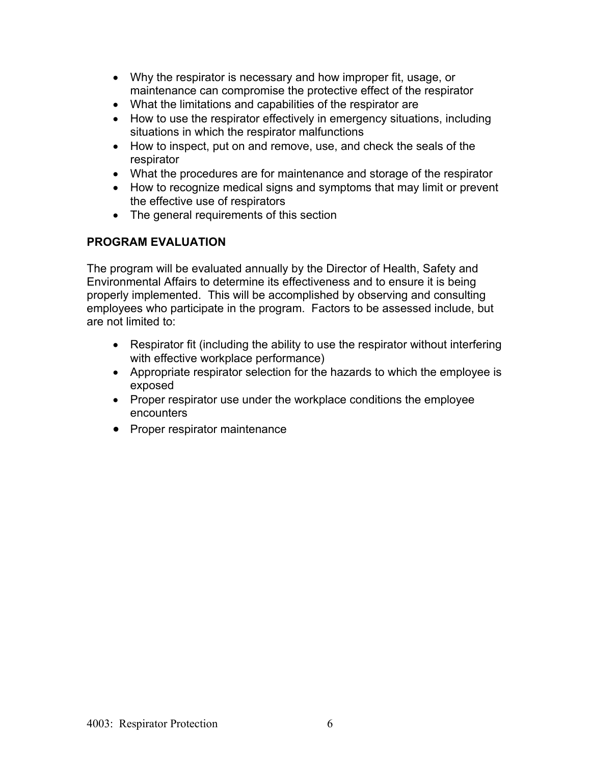- Why the respirator is necessary and how improper fit, usage, or maintenance can compromise the protective effect of the respirator
- What the limitations and capabilities of the respirator are
- How to use the respirator effectively in emergency situations, including situations in which the respirator malfunctions
- How to inspect, put on and remove, use, and check the seals of the respirator
- What the procedures are for maintenance and storage of the respirator
- How to recognize medical signs and symptoms that may limit or prevent the effective use of respirators
- The general requirements of this section

**PROGRAM EVALUATION**

The program will be evaluated annually by the Director of Health, Safety and Environmental Affairs to determine its effectiveness and to ensure it is being properly implemented. This will be accomplished by observing and consulting employees who participate in the program. Factors to be assessed include, but are not limited to:

- Respirator fit (including the ability to use the respirator without interfering with effective workplace performance)
- Appropriate respirator selection for the hazards to which the employee is exposed
- Proper respirator use under the workplace conditions the employee encounters
- Proper respirator maintenance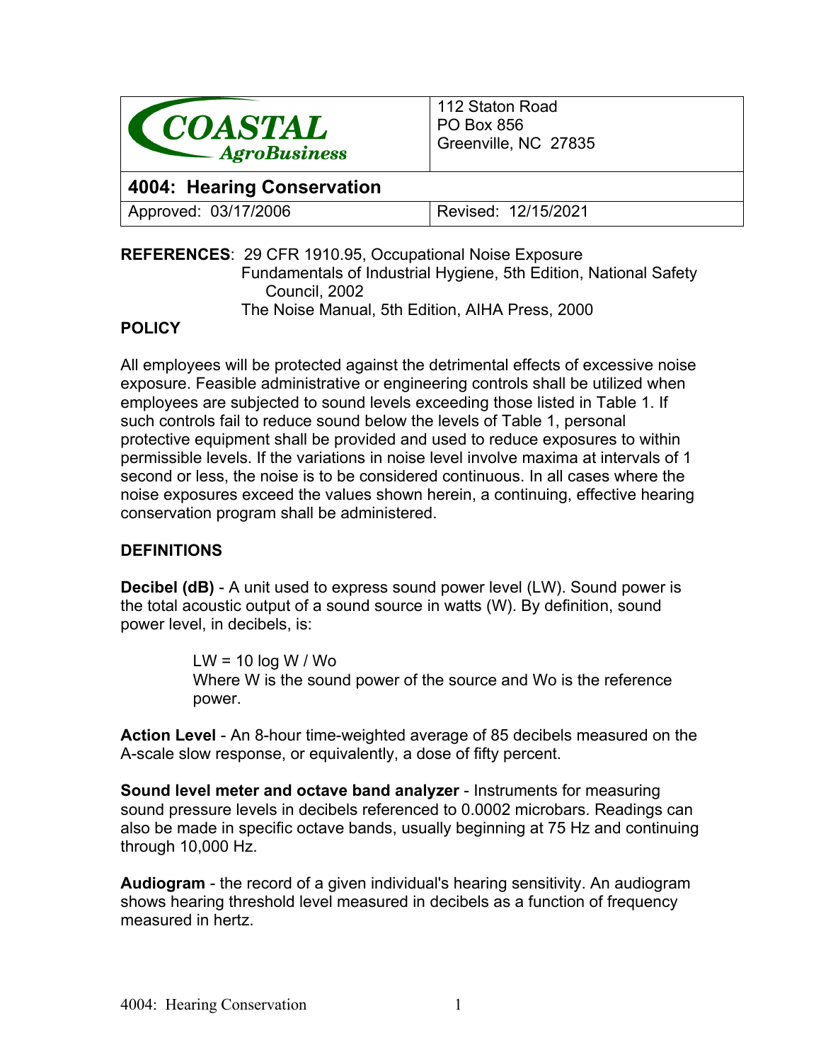| COASTAL AgroBusiness | 112 Staton Road<br>PO Box 856<br>Greenville, NC 27835 |
| --- | --- |
| **4004: Hearing Conservation** | |
| Approved: 03/17/2006 | Revised: 12/15/2021 |

**REFERENCES**: 29 CFR 1910.95, Occupational Noise Exposure
Fundamentals of Industrial Hygiene, 5th Edition, National Safety Council, 2002
The Noise Manual, 5th Edition, AIHA Press, 2000

## POLICY

All employees will be protected against the detrimental effects of excessive noise exposure. Feasible administrative or engineering controls shall be utilized when employees are subjected to sound levels exceeding those listed in Table 1. If such controls fail to reduce sound below the levels of Table 1, personal protective equipment shall be provided and used to reduce exposures to within permissible levels. If the variations in noise level involve maxima at intervals of 1 second or less, the noise is to be considered continuous. In all cases where the noise exposures exceed the values shown herein, a continuing, effective hearing conservation program shall be administered.

## DEFINITIONS

**Decibel (dB)** - A unit used to express sound power level (LW). Sound power is the total acoustic output of a sound source in watts (W). By definition, sound power level, in decibels, is:

$$LW = 10 \log W / Wo$$

Where W is the sound power of the source and Wo is the reference power.

**Action Level** - An 8-hour time-weighted average of 85 decibels measured on the A-scale slow response, or equivalently, a dose of fifty percent.

**Sound level meter and octave band analyzer** - Instruments for measuring sound pressure levels in decibels referenced to 0.0002 microbars. Readings can also be made in specific octave bands, usually beginning at 75 Hz and continuing through 10,000 Hz.

**Audiogram** - the record of a given individual's hearing sensitivity. An audiogram shows hearing threshold level measured in decibels as a function of frequency measured in hertz.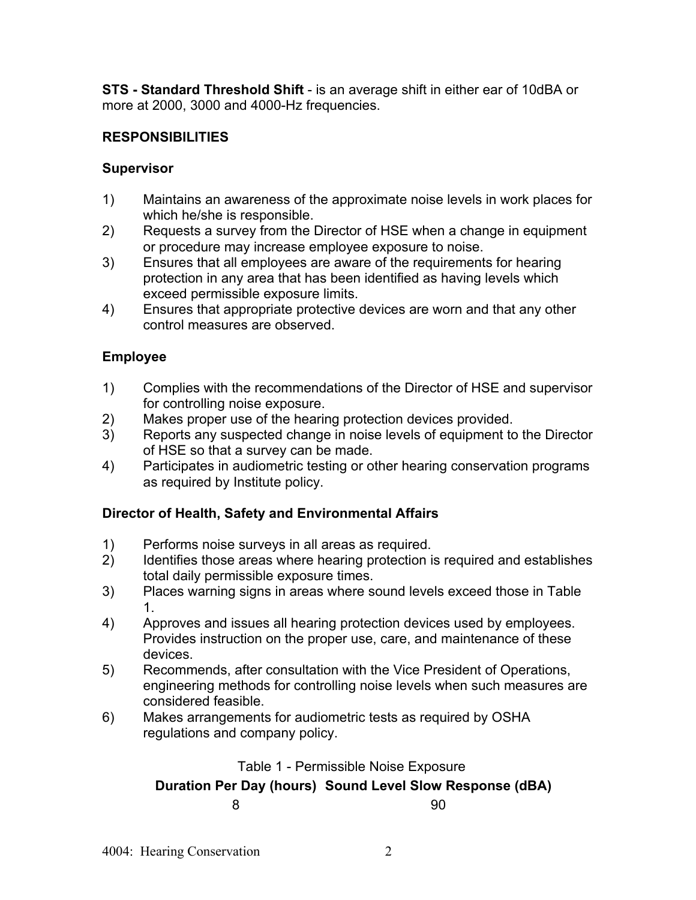**STS - Standard Threshold Shift** - is an average shift in either ear of 10dBA or more at 2000, 3000 and 4000-Hz frequencies.

## RESPONSIBILITIES

### Supervisor

1) Maintains an awareness of the approximate noise levels in work places for which he/she is responsible.
2) Requests a survey from the Director of HSE when a change in equipment or procedure may increase employee exposure to noise.
3) Ensures that all employees are aware of the requirements for hearing protection in any area that has been identified as having levels which exceed permissible exposure limits.
4) Ensures that appropriate protective devices are worn and that any other control measures are observed.

### Employee

1) Complies with the recommendations of the Director of HSE and supervisor for controlling noise exposure.
2) Makes proper use of the hearing protection devices provided.
3) Reports any suspected change in noise levels of equipment to the Director of HSE so that a survey can be made.
4) Participates in audiometric testing or other hearing conservation programs as required by Institute policy.

### Director of Health, Safety and Environmental Affairs

1) Performs noise surveys in all areas as required.
2) Identifies those areas where hearing protection is required and establishes total daily permissible exposure times.
3) Places warning signs in areas where sound levels exceed those in Table 1.
4) Approves and issues all hearing protection devices used by employees. Provides instruction on the proper use, care, and maintenance of these devices.
5) Recommends, after consultation with the Vice President of Operations, engineering methods for controlling noise levels when such measures are considered feasible.
6) Makes arrangements for audiometric tests as required by OSHA regulations and company policy.

Table 1 - Permissible Noise Exposure

| Duration Per Day (hours) | Sound Level Slow Response (dBA) |
|---|---|
| 8 | 90 |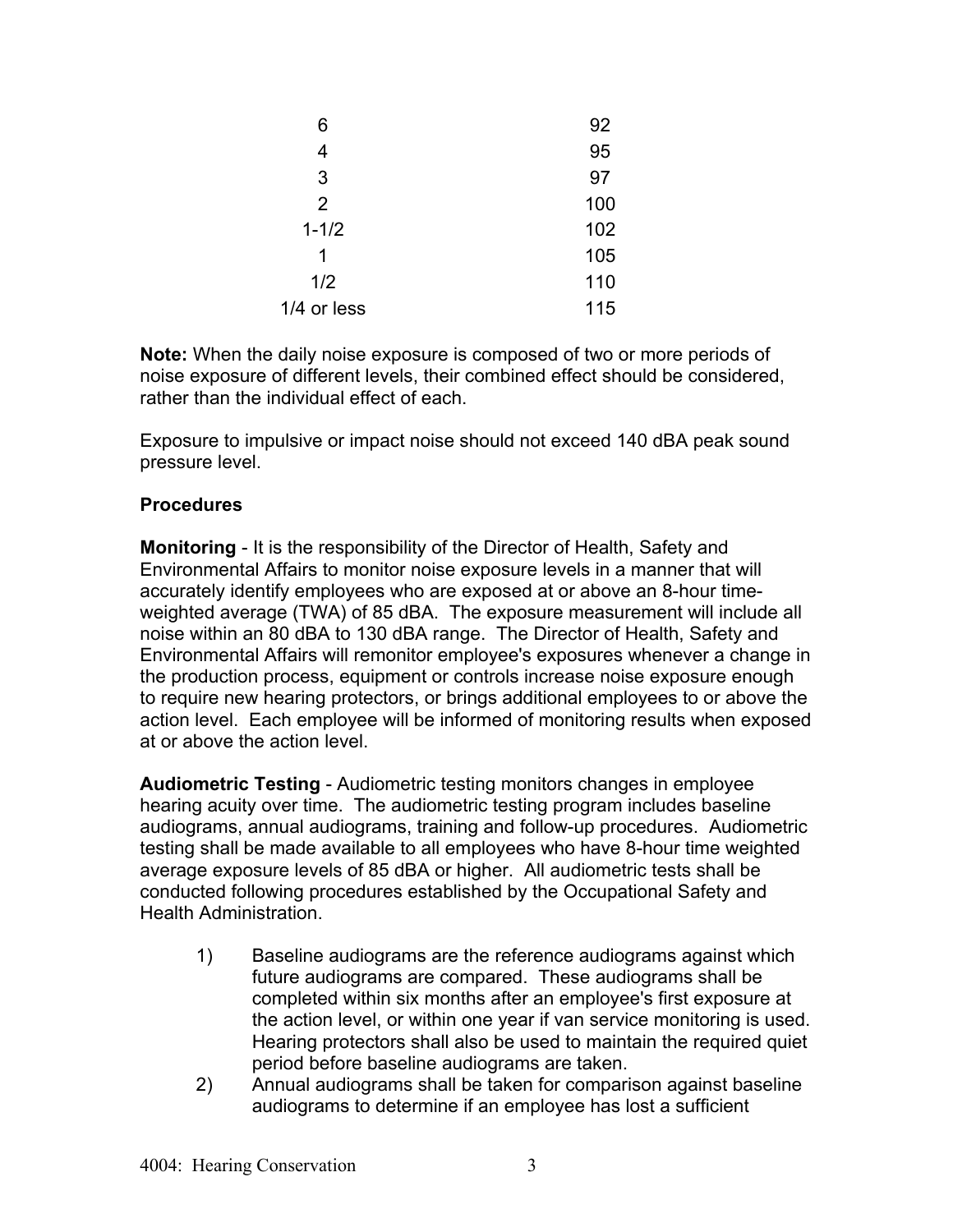| | |
|---|---|
| 6 | 92 |
| 4 | 95 |
| 3 | 97 |
| 2 | 100 |
| 1-1/2 | 102 |
| 1 | 105 |
| 1/2 | 110 |
| 1/4 or less | 115 |

**Note:** When the daily noise exposure is composed of two or more periods of noise exposure of different levels, their combined effect should be considered, rather than the individual effect of each.

Exposure to impulsive or impact noise should not exceed 140 dBA peak sound pressure level.

**Procedures**

**Monitoring** - It is the responsibility of the Director of Health, Safety and Environmental Affairs to monitor noise exposure levels in a manner that will accurately identify employees who are exposed at or above an 8-hour time-weighted average (TWA) of 85 dBA. The exposure measurement will include all noise within an 80 dBA to 130 dBA range. The Director of Health, Safety and Environmental Affairs will remonitor employee's exposures whenever a change in the production process, equipment or controls increase noise exposure enough to require new hearing protectors, or brings additional employees to or above the action level. Each employee will be informed of monitoring results when exposed at or above the action level.

**Audiometric Testing** - Audiometric testing monitors changes in employee hearing acuity over time. The audiometric testing program includes baseline audiograms, annual audiograms, training and follow-up procedures. Audiometric testing shall be made available to all employees who have 8-hour time weighted average exposure levels of 85 dBA or higher. All audiometric tests shall be conducted following procedures established by the Occupational Safety and Health Administration.

1) Baseline audiograms are the reference audiograms against which future audiograms are compared. These audiograms shall be completed within six months after an employee's first exposure at the action level, or within one year if van service monitoring is used. Hearing protectors shall also be used to maintain the required quiet period before baseline audiograms are taken.
2) Annual audiograms shall be taken for comparison against baseline audiograms to determine if an employee has lost a sufficient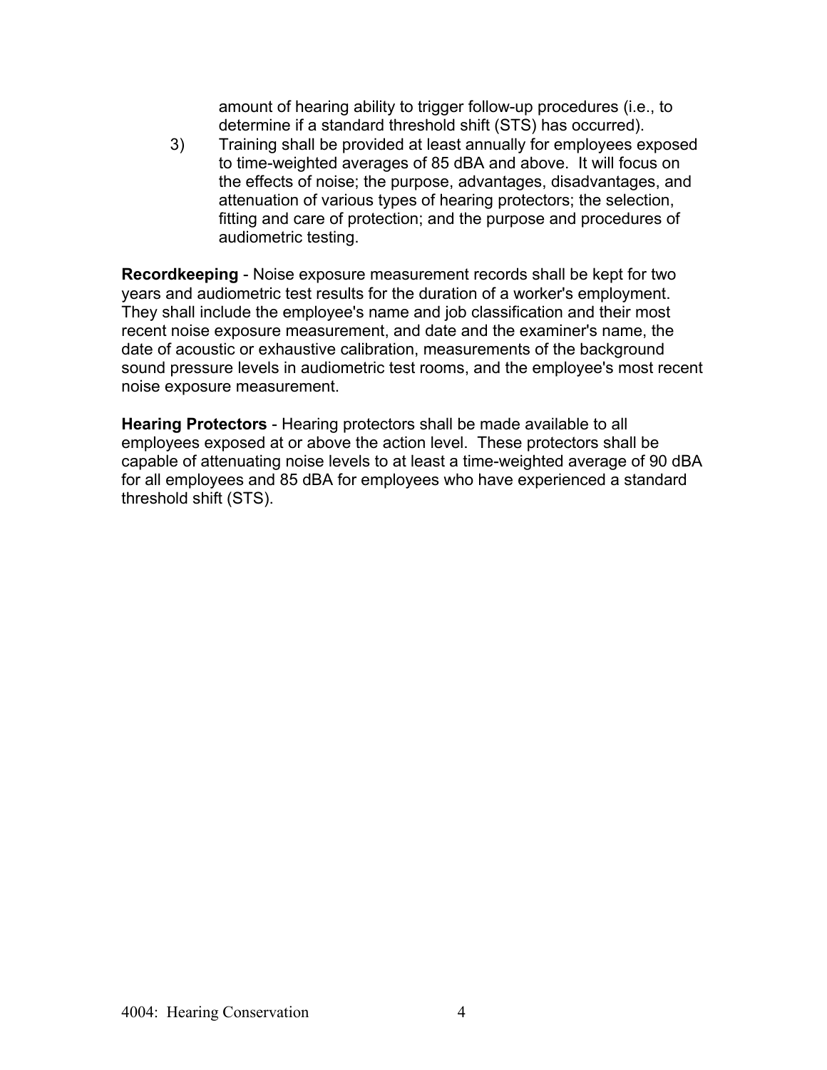amount of hearing ability to trigger follow-up procedures (i.e., to determine if a standard threshold shift (STS) has occurred).

3) Training shall be provided at least annually for employees exposed to time-weighted averages of 85 dBA and above. It will focus on the effects of noise; the purpose, advantages, disadvantages, and attenuation of various types of hearing protectors; the selection, fitting and care of protection; and the purpose and procedures of audiometric testing.

**Recordkeeping** - Noise exposure measurement records shall be kept for two years and audiometric test results for the duration of a worker's employment. They shall include the employee's name and job classification and their most recent noise exposure measurement, and date and the examiner's name, the date of acoustic or exhaustive calibration, measurements of the background sound pressure levels in audiometric test rooms, and the employee's most recent noise exposure measurement.

**Hearing Protectors** - Hearing protectors shall be made available to all employees exposed at or above the action level. These protectors shall be capable of attenuating noise levels to at least a time-weighted average of 90 dBA for all employees and 85 dBA for employees who have experienced a standard threshold shift (STS).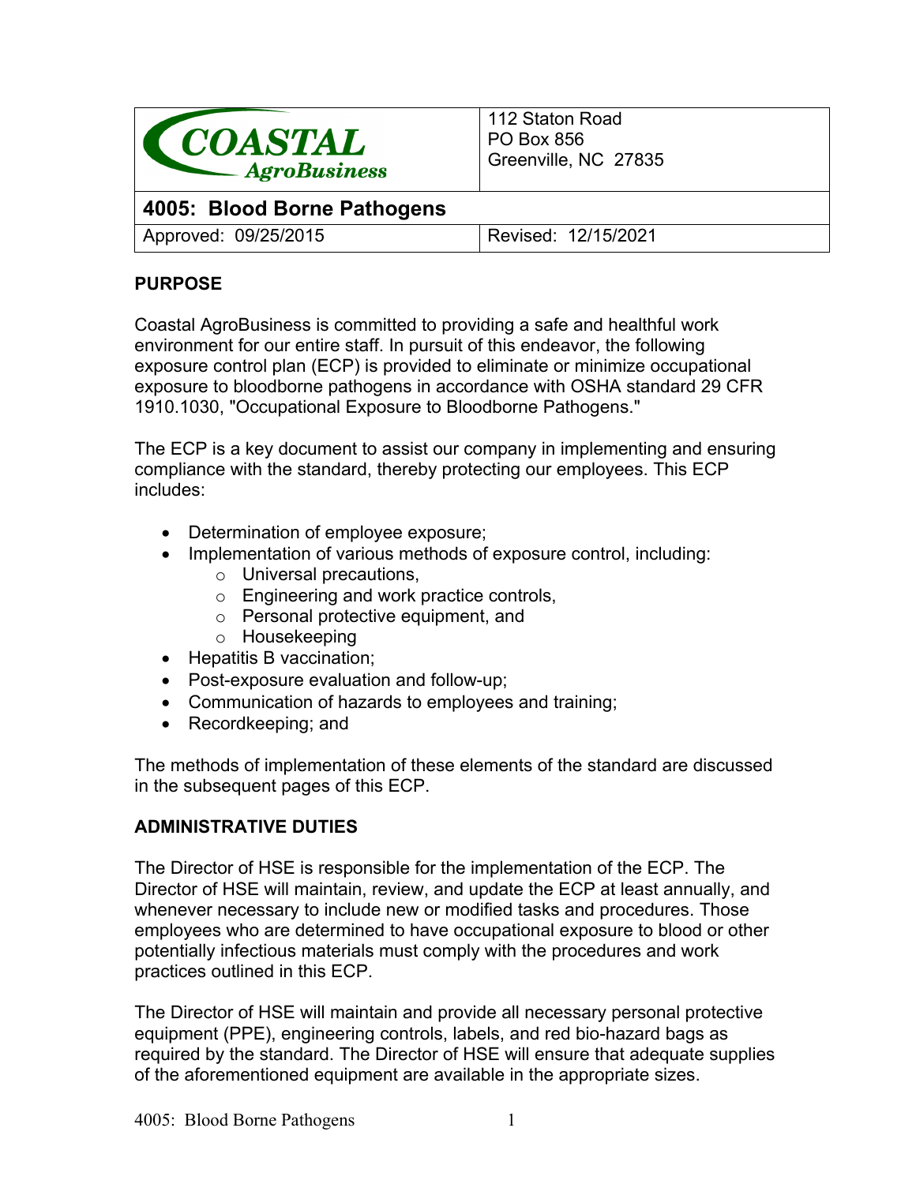| COASTAL AgroBusiness | 112 Staton Road<br>PO Box 856<br>Greenville, NC 27835 |
| --- | --- |
| **4005: Blood Borne Pathogens** | |
| Approved: 09/25/2015 | Revised: 12/15/2021 |

## PURPOSE

Coastal AgroBusiness is committed to providing a safe and healthful work environment for our entire staff. In pursuit of this endeavor, the following exposure control plan (ECP) is provided to eliminate or minimize occupational exposure to bloodborne pathogens in accordance with OSHA standard 29 CFR 1910.1030, "Occupational Exposure to Bloodborne Pathogens."

The ECP is a key document to assist our company in implementing and ensuring compliance with the standard, thereby protecting our employees. This ECP includes:

- Determination of employee exposure;
- Implementation of various methods of exposure control, including:
  - Universal precautions,
  - Engineering and work practice controls,
  - Personal protective equipment, and
  - Housekeeping
- Hepatitis B vaccination;
- Post-exposure evaluation and follow-up;
- Communication of hazards to employees and training;
- Recordkeeping; and

The methods of implementation of these elements of the standard are discussed in the subsequent pages of this ECP.

## ADMINISTRATIVE DUTIES

The Director of HSE is responsible for the implementation of the ECP. The Director of HSE will maintain, review, and update the ECP at least annually, and whenever necessary to include new or modified tasks and procedures. Those employees who are determined to have occupational exposure to blood or other potentially infectious materials must comply with the procedures and work practices outlined in this ECP.

The Director of HSE will maintain and provide all necessary personal protective equipment (PPE), engineering controls, labels, and red bio-hazard bags as required by the standard. The Director of HSE will ensure that adequate supplies of the aforementioned equipment are available in the appropriate sizes.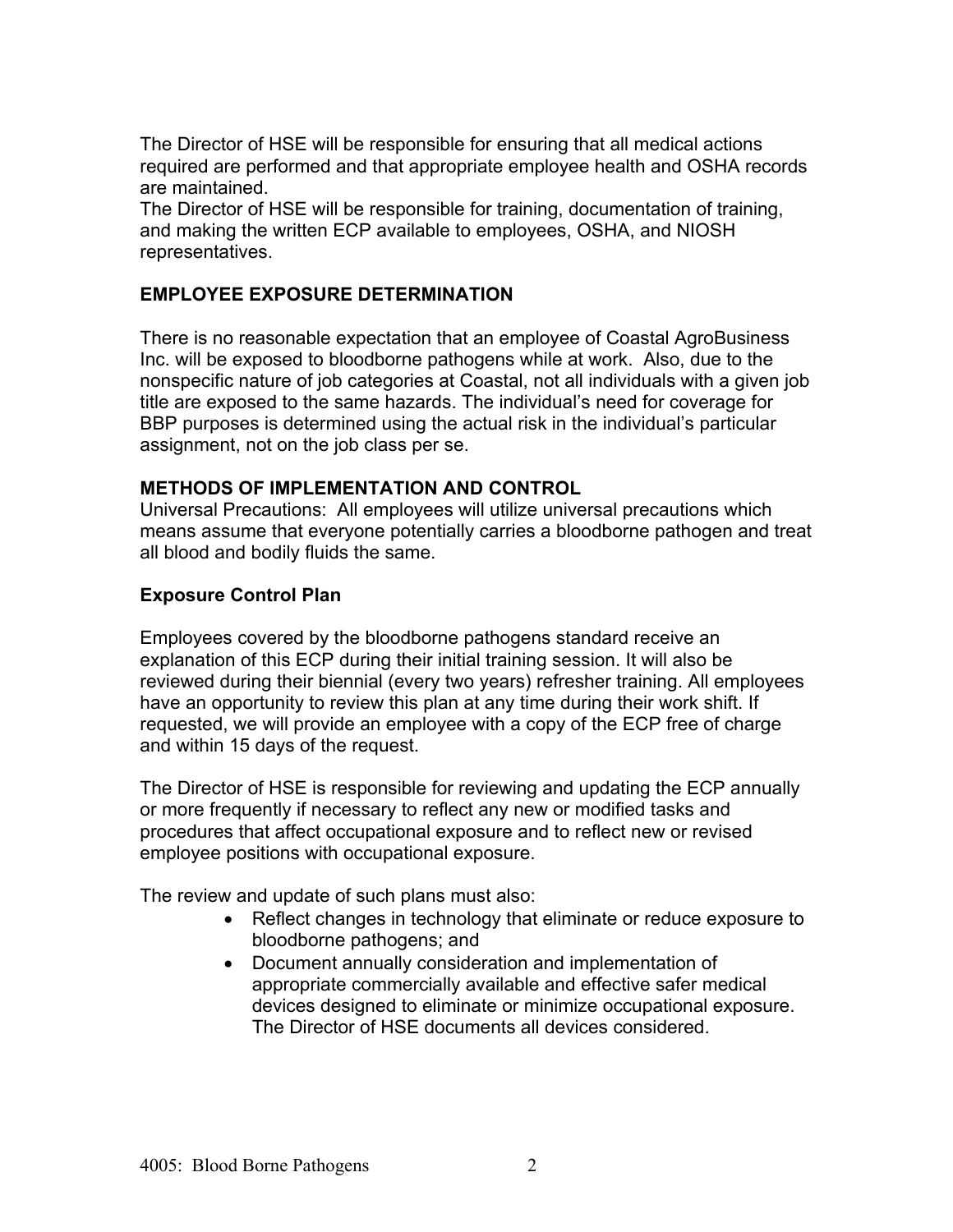The Director of HSE will be responsible for ensuring that all medical actions required are performed and that appropriate employee health and OSHA records are maintained.

The Director of HSE will be responsible for training, documentation of training, and making the written ECP available to employees, OSHA, and NIOSH representatives.

## EMPLOYEE EXPOSURE DETERMINATION

There is no reasonable expectation that an employee of Coastal AgroBusiness Inc. will be exposed to bloodborne pathogens while at work. Also, due to the nonspecific nature of job categories at Coastal, not all individuals with a given job title are exposed to the same hazards. The individual's need for coverage for BBP purposes is determined using the actual risk in the individual's particular assignment, not on the job class per se.

## METHODS OF IMPLEMENTATION AND CONTROL

Universal Precautions: All employees will utilize universal precautions which means assume that everyone potentially carries a bloodborne pathogen and treat all blood and bodily fluids the same.

### Exposure Control Plan

Employees covered by the bloodborne pathogens standard receive an explanation of this ECP during their initial training session. It will also be reviewed during their biennial (every two years) refresher training. All employees have an opportunity to review this plan at any time during their work shift. If requested, we will provide an employee with a copy of the ECP free of charge and within 15 days of the request.

The Director of HSE is responsible for reviewing and updating the ECP annually or more frequently if necessary to reflect any new or modified tasks and procedures that affect occupational exposure and to reflect new or revised employee positions with occupational exposure.

The review and update of such plans must also:

- Reflect changes in technology that eliminate or reduce exposure to bloodborne pathogens; and
- Document annually consideration and implementation of appropriate commercially available and effective safer medical devices designed to eliminate or minimize occupational exposure. The Director of HSE documents all devices considered.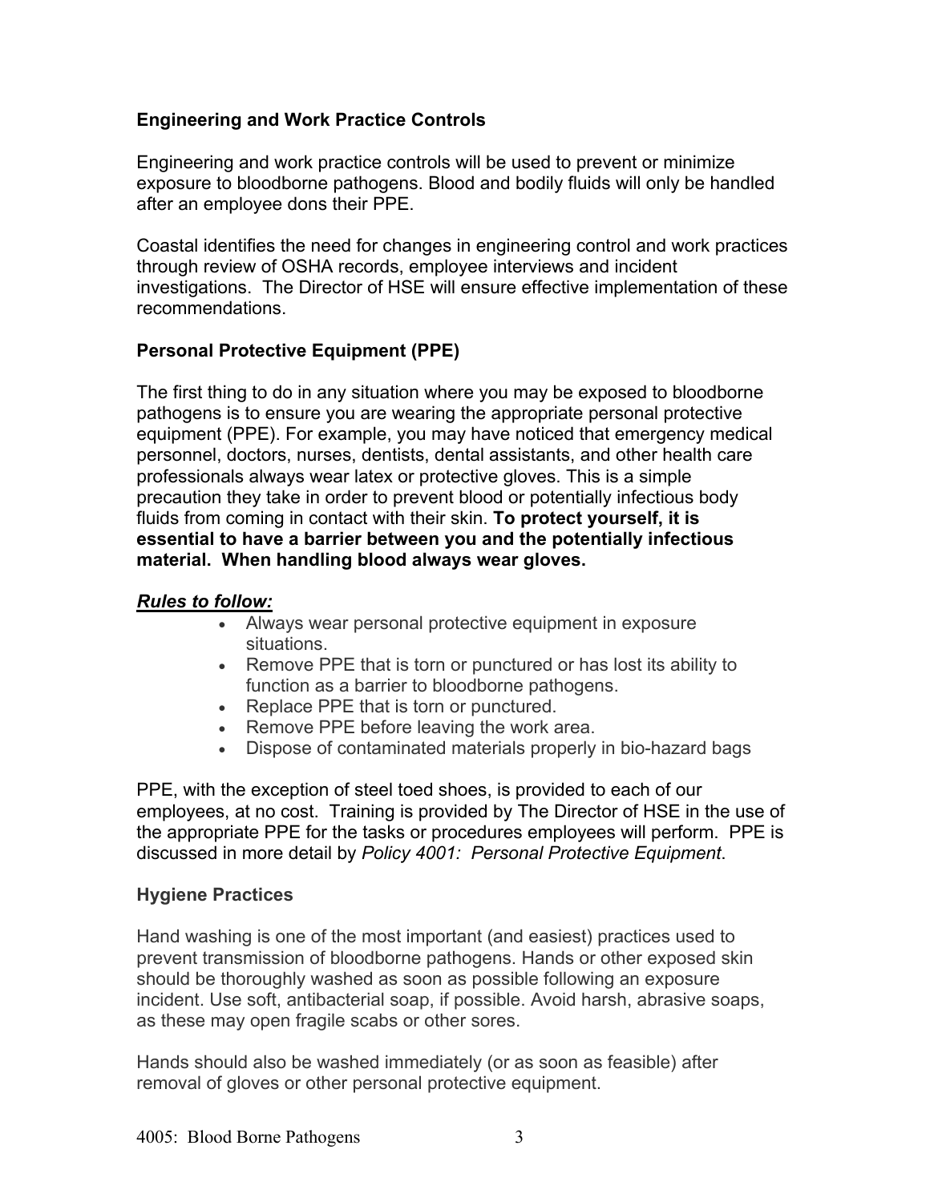### Engineering and Work Practice Controls

Engineering and work practice controls will be used to prevent or minimize exposure to bloodborne pathogens. Blood and bodily fluids will only be handled after an employee dons their PPE.

Coastal identifies the need for changes in engineering control and work practices through review of OSHA records, employee interviews and incident investigations. The Director of HSE will ensure effective implementation of these recommendations.

### Personal Protective Equipment (PPE)

The first thing to do in any situation where you may be exposed to bloodborne pathogens is to ensure you are wearing the appropriate personal protective equipment (PPE). For example, you may have noticed that emergency medical personnel, doctors, nurses, dentists, dental assistants, and other health care professionals always wear latex or protective gloves. This is a simple precaution they take in order to prevent blood or potentially infectious body fluids from coming in contact with their skin. **To protect yourself, it is essential to have a barrier between you and the potentially infectious material. When handling blood always wear gloves.**

***Rules to follow:***

- Always wear personal protective equipment in exposure situations.
- Remove PPE that is torn or punctured or has lost its ability to function as a barrier to bloodborne pathogens.
- Replace PPE that is torn or punctured.
- Remove PPE before leaving the work area.
- Dispose of contaminated materials properly in bio-hazard bags

PPE, with the exception of steel toed shoes, is provided to each of our employees, at no cost. Training is provided by The Director of HSE in the use of the appropriate PPE for the tasks or procedures employees will perform. PPE is discussed in more detail by *Policy 4001: Personal Protective Equipment*.

### Hygiene Practices

Hand washing is one of the most important (and easiest) practices used to prevent transmission of bloodborne pathogens. Hands or other exposed skin should be thoroughly washed as soon as possible following an exposure incident. Use soft, antibacterial soap, if possible. Avoid harsh, abrasive soaps, as these may open fragile scabs or other sores.

Hands should also be washed immediately (or as soon as feasible) after removal of gloves or other personal protective equipment.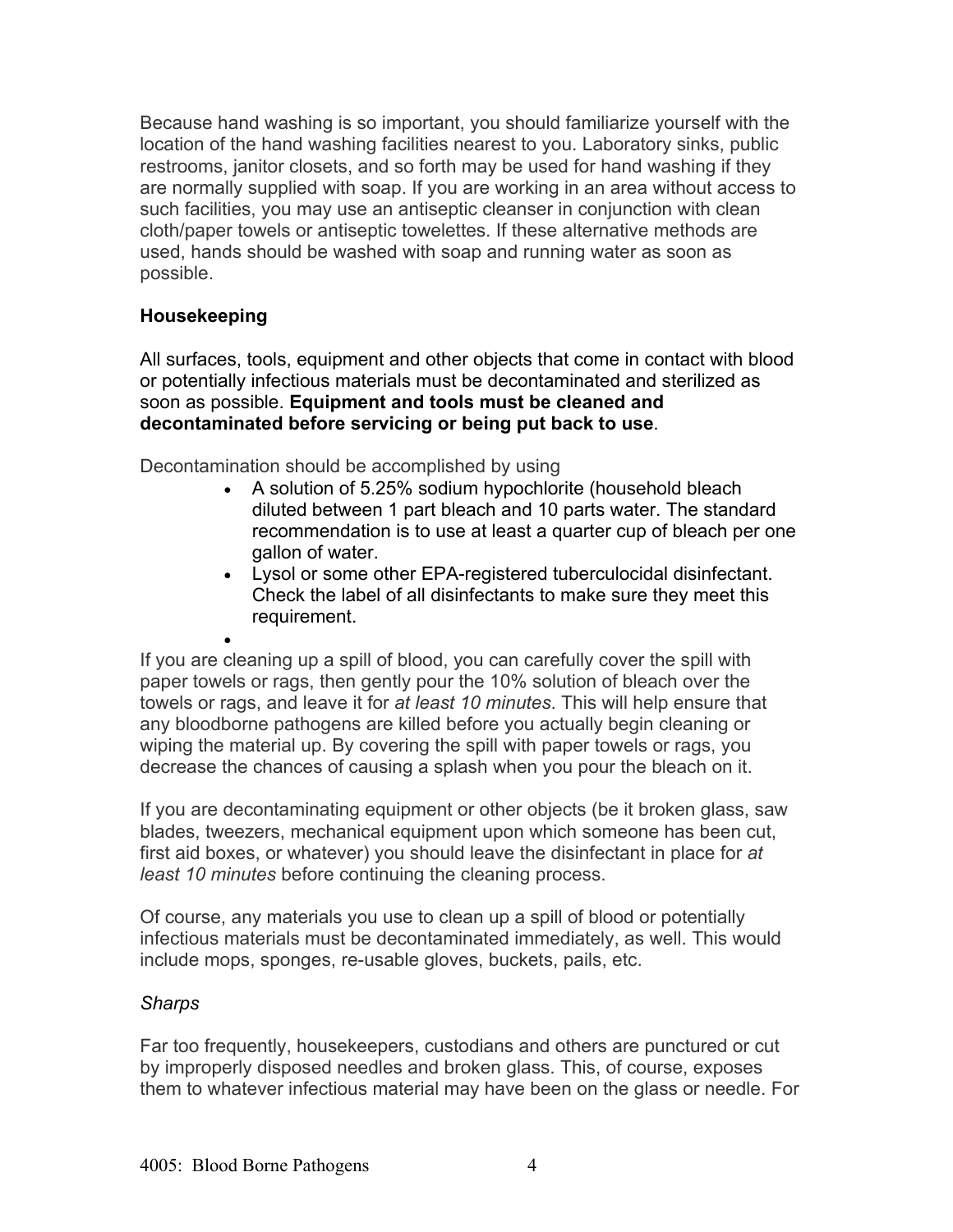Because hand washing is so important, you should familiarize yourself with the location of the hand washing facilities nearest to you. Laboratory sinks, public restrooms, janitor closets, and so forth may be used for hand washing if they are normally supplied with soap. If you are working in an area without access to such facilities, you may use an antiseptic cleanser in conjunction with clean cloth/paper towels or antiseptic towelettes. If these alternative methods are used, hands should be washed with soap and running water as soon as possible.

**Housekeeping**

All surfaces, tools, equipment and other objects that come in contact with blood or potentially infectious materials must be decontaminated and sterilized as soon as possible. **Equipment and tools must be cleaned and decontaminated before servicing or being put back to use**.

Decontamination should be accomplished by using

- A solution of 5.25% sodium hypochlorite (household bleach diluted between 1 part bleach and 10 parts water. The standard recommendation is to use at least a quarter cup of bleach per one gallon of water.
- Lysol or some other EPA-registered tuberculocidal disinfectant. Check the label of all disinfectants to make sure they meet this requirement.

If you are cleaning up a spill of blood, you can carefully cover the spill with paper towels or rags, then gently pour the 10% solution of bleach over the towels or rags, and leave it for *at least 10 minutes*. This will help ensure that any bloodborne pathogens are killed before you actually begin cleaning or wiping the material up. By covering the spill with paper towels or rags, you decrease the chances of causing a splash when you pour the bleach on it.

If you are decontaminating equipment or other objects (be it broken glass, saw blades, tweezers, mechanical equipment upon which someone has been cut, first aid boxes, or whatever) you should leave the disinfectant in place for *at least 10 minutes* before continuing the cleaning process.

Of course, any materials you use to clean up a spill of blood or potentially infectious materials must be decontaminated immediately, as well. This would include mops, sponges, re-usable gloves, buckets, pails, etc.

*Sharps*

Far too frequently, housekeepers, custodians and others are punctured or cut by improperly disposed needles and broken glass. This, of course, exposes them to whatever infectious material may have been on the glass or needle. For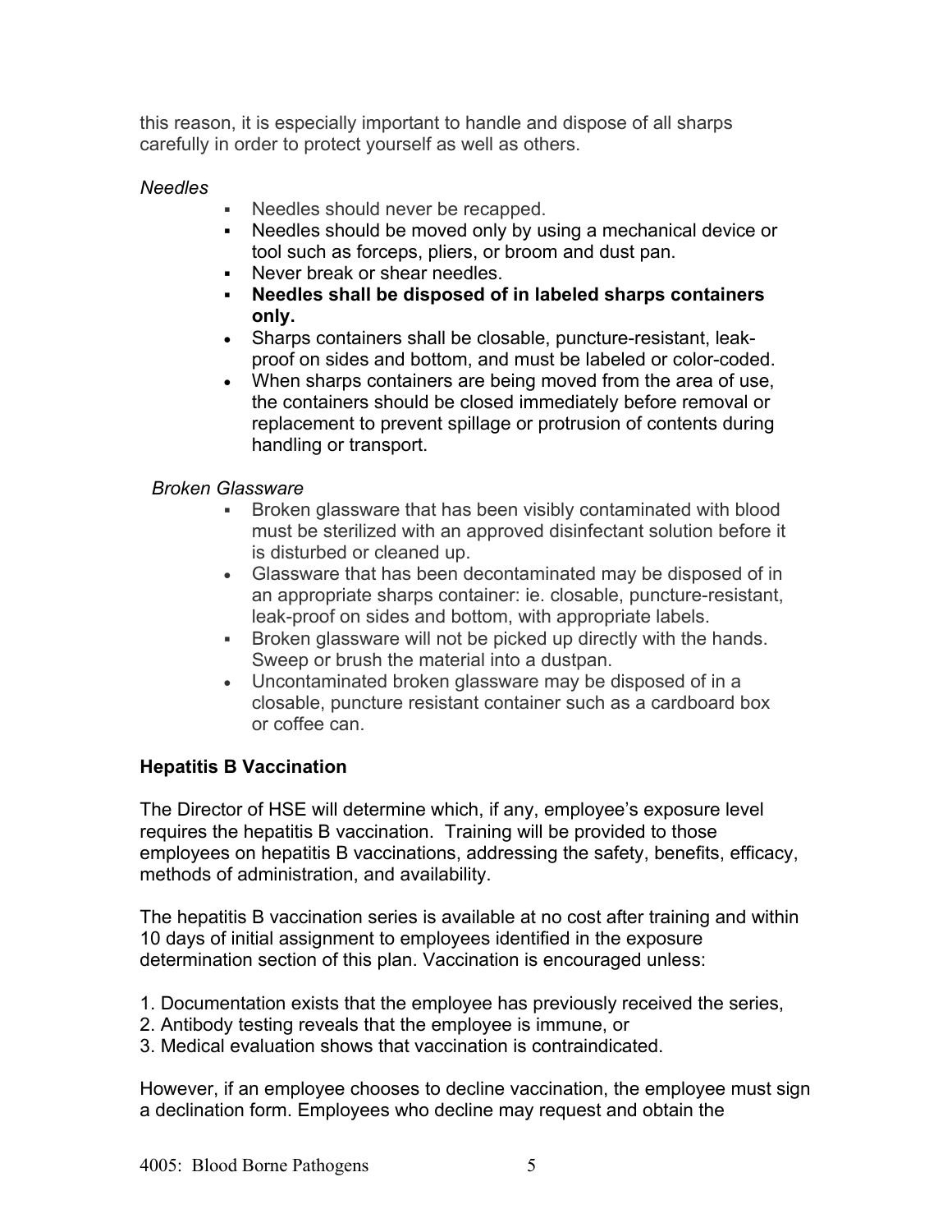this reason, it is especially important to handle and dispose of all sharps carefully in order to protect yourself as well as others.

*Needles*

- Needles should never be recapped.
- Needles should be moved only by using a mechanical device or tool such as forceps, pliers, or broom and dust pan.
- Never break or shear needles.
- **Needles shall be disposed of in labeled sharps containers only.**
- Sharps containers shall be closable, puncture-resistant, leak-proof on sides and bottom, and must be labeled or color-coded.
- When sharps containers are being moved from the area of use, the containers should be closed immediately before removal or replacement to prevent spillage or protrusion of contents during handling or transport.

*Broken Glassware*

- Broken glassware that has been visibly contaminated with blood must be sterilized with an approved disinfectant solution before it is disturbed or cleaned up.
- Glassware that has been decontaminated may be disposed of in an appropriate sharps container: ie. closable, puncture-resistant, leak-proof on sides and bottom, with appropriate labels.
- Broken glassware will not be picked up directly with the hands. Sweep or brush the material into a dustpan.
- Uncontaminated broken glassware may be disposed of in a closable, puncture resistant container such as a cardboard box or coffee can.

**Hepatitis B Vaccination**

The Director of HSE will determine which, if any, employee's exposure level requires the hepatitis B vaccination. Training will be provided to those employees on hepatitis B vaccinations, addressing the safety, benefits, efficacy, methods of administration, and availability.

The hepatitis B vaccination series is available at no cost after training and within 10 days of initial assignment to employees identified in the exposure determination section of this plan. Vaccination is encouraged unless:

1. Documentation exists that the employee has previously received the series,
2. Antibody testing reveals that the employee is immune, or
3. Medical evaluation shows that vaccination is contraindicated.

However, if an employee chooses to decline vaccination, the employee must sign a declination form. Employees who decline may request and obtain the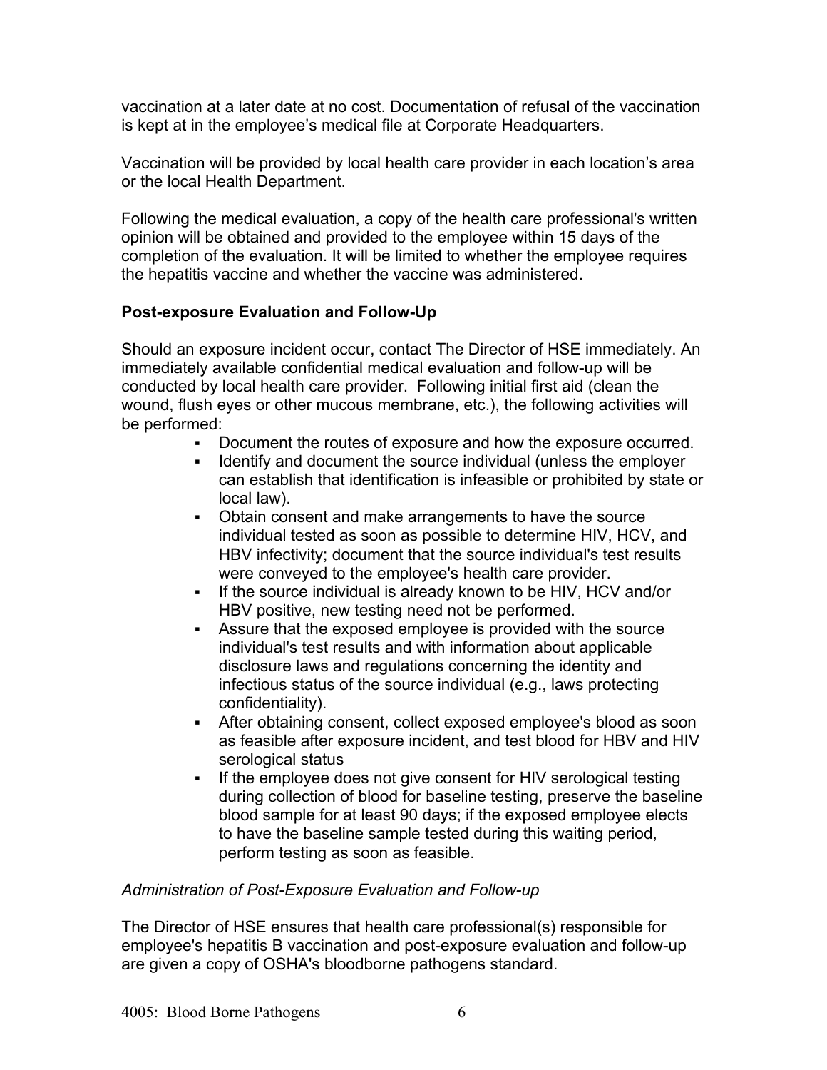vaccination at a later date at no cost. Documentation of refusal of the vaccination is kept at in the employee's medical file at Corporate Headquarters.

Vaccination will be provided by local health care provider in each location's area or the local Health Department.

Following the medical evaluation, a copy of the health care professional's written opinion will be obtained and provided to the employee within 15 days of the completion of the evaluation. It will be limited to whether the employee requires the hepatitis vaccine and whether the vaccine was administered.

### Post-exposure Evaluation and Follow-Up

Should an exposure incident occur, contact The Director of HSE immediately. An immediately available confidential medical evaluation and follow-up will be conducted by local health care provider. Following initial first aid (clean the wound, flush eyes or other mucous membrane, etc.), the following activities will be performed:

- Document the routes of exposure and how the exposure occurred.
- Identify and document the source individual (unless the employer can establish that identification is infeasible or prohibited by state or local law).
- Obtain consent and make arrangements to have the source individual tested as soon as possible to determine HIV, HCV, and HBV infectivity; document that the source individual's test results were conveyed to the employee's health care provider.
- If the source individual is already known to be HIV, HCV and/or HBV positive, new testing need not be performed.
- Assure that the exposed employee is provided with the source individual's test results and with information about applicable disclosure laws and regulations concerning the identity and infectious status of the source individual (e.g., laws protecting confidentiality).
- After obtaining consent, collect exposed employee's blood as soon as feasible after exposure incident, and test blood for HBV and HIV serological status
- If the employee does not give consent for HIV serological testing during collection of blood for baseline testing, preserve the baseline blood sample for at least 90 days; if the exposed employee elects to have the baseline sample tested during this waiting period, perform testing as soon as feasible.

*Administration of Post-Exposure Evaluation and Follow-up*

The Director of HSE ensures that health care professional(s) responsible for employee's hepatitis B vaccination and post-exposure evaluation and follow-up are given a copy of OSHA's bloodborne pathogens standard.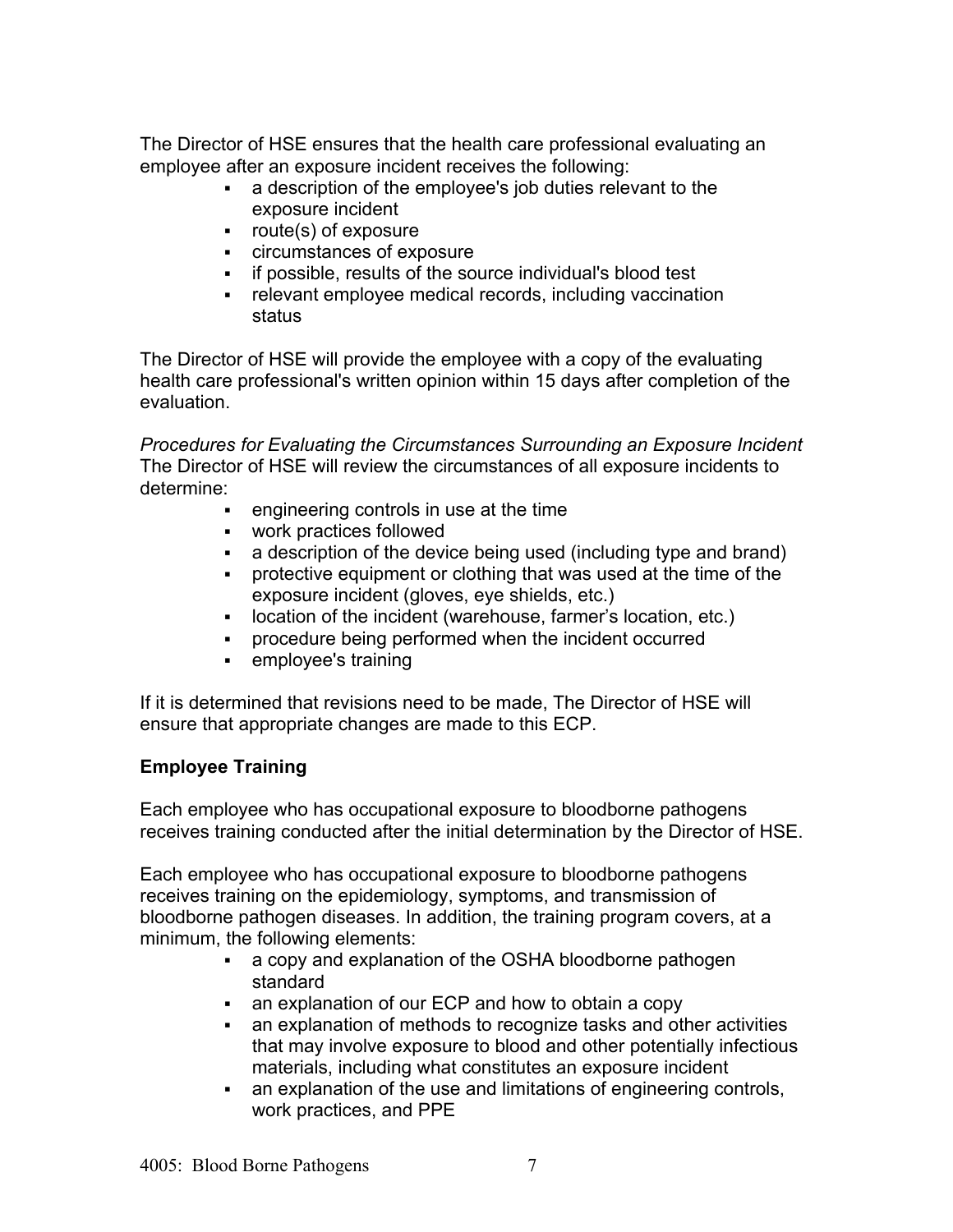The Director of HSE ensures that the health care professional evaluating an employee after an exposure incident receives the following:

- a description of the employee's job duties relevant to the exposure incident
- route(s) of exposure
- circumstances of exposure
- if possible, results of the source individual's blood test
- relevant employee medical records, including vaccination status

The Director of HSE will provide the employee with a copy of the evaluating health care professional's written opinion within 15 days after completion of the evaluation.

*Procedures for Evaluating the Circumstances Surrounding an Exposure Incident*
The Director of HSE will review the circumstances of all exposure incidents to determine:

- engineering controls in use at the time
- work practices followed
- a description of the device being used (including type and brand)
- protective equipment or clothing that was used at the time of the exposure incident (gloves, eye shields, etc.)
- location of the incident (warehouse, farmer's location, etc.)
- procedure being performed when the incident occurred
- employee's training

If it is determined that revisions need to be made, The Director of HSE will ensure that appropriate changes are made to this ECP.

**Employee Training**

Each employee who has occupational exposure to bloodborne pathogens receives training conducted after the initial determination by the Director of HSE.

Each employee who has occupational exposure to bloodborne pathogens receives training on the epidemiology, symptoms, and transmission of bloodborne pathogen diseases. In addition, the training program covers, at a minimum, the following elements:

- a copy and explanation of the OSHA bloodborne pathogen standard
- an explanation of our ECP and how to obtain a copy
- an explanation of methods to recognize tasks and other activities that may involve exposure to blood and other potentially infectious materials, including what constitutes an exposure incident
- an explanation of the use and limitations of engineering controls, work practices, and PPE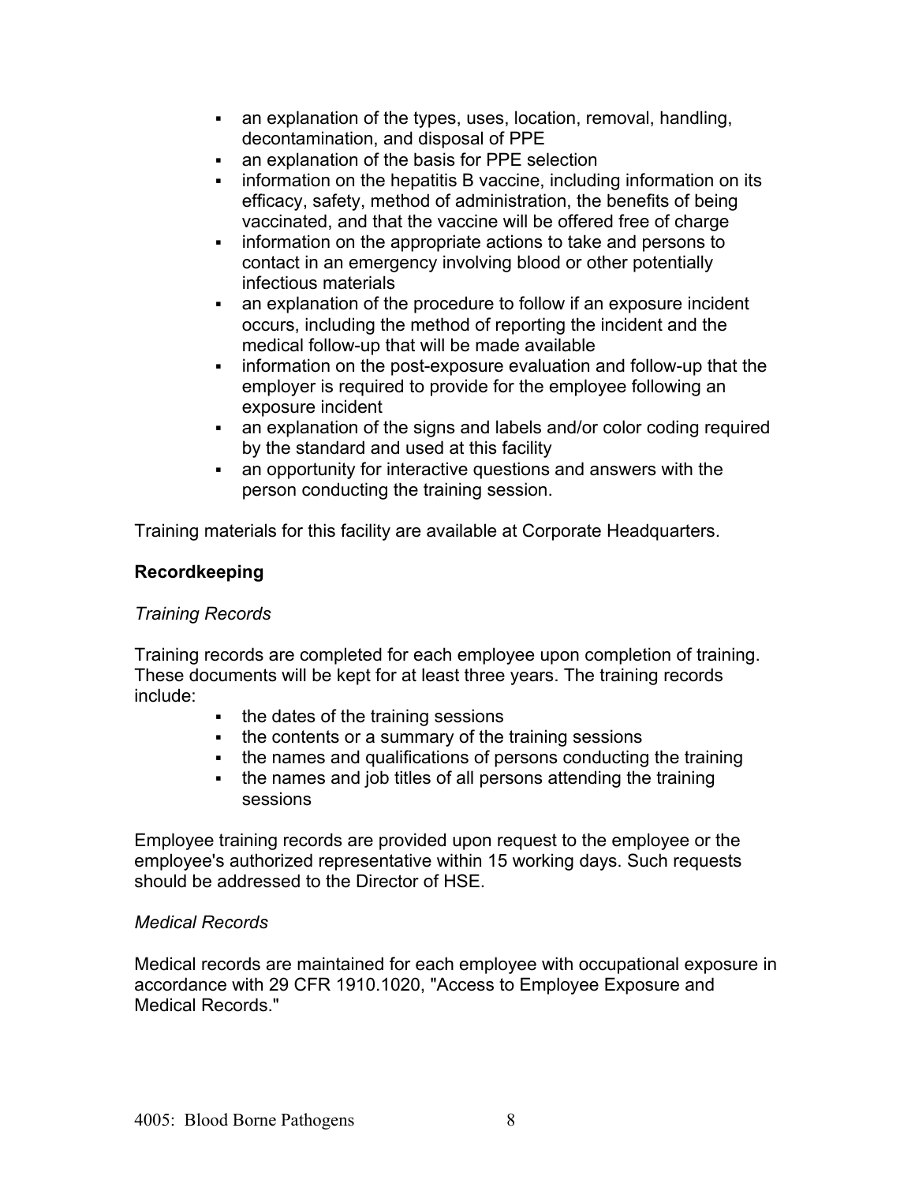- an explanation of the types, uses, location, removal, handling, decontamination, and disposal of PPE
- an explanation of the basis for PPE selection
- information on the hepatitis B vaccine, including information on its efficacy, safety, method of administration, the benefits of being vaccinated, and that the vaccine will be offered free of charge
- information on the appropriate actions to take and persons to contact in an emergency involving blood or other potentially infectious materials
- an explanation of the procedure to follow if an exposure incident occurs, including the method of reporting the incident and the medical follow-up that will be made available
- information on the post-exposure evaluation and follow-up that the employer is required to provide for the employee following an exposure incident
- an explanation of the signs and labels and/or color coding required by the standard and used at this facility
- an opportunity for interactive questions and answers with the person conducting the training session.

Training materials for this facility are available at Corporate Headquarters.

**Recordkeeping**

*Training Records*

Training records are completed for each employee upon completion of training. These documents will be kept for at least three years. The training records include:

- the dates of the training sessions
- the contents or a summary of the training sessions
- the names and qualifications of persons conducting the training
- the names and job titles of all persons attending the training sessions

Employee training records are provided upon request to the employee or the employee's authorized representative within 15 working days. Such requests should be addressed to the Director of HSE.

*Medical Records*

Medical records are maintained for each employee with occupational exposure in accordance with 29 CFR 1910.1020, "Access to Employee Exposure and Medical Records."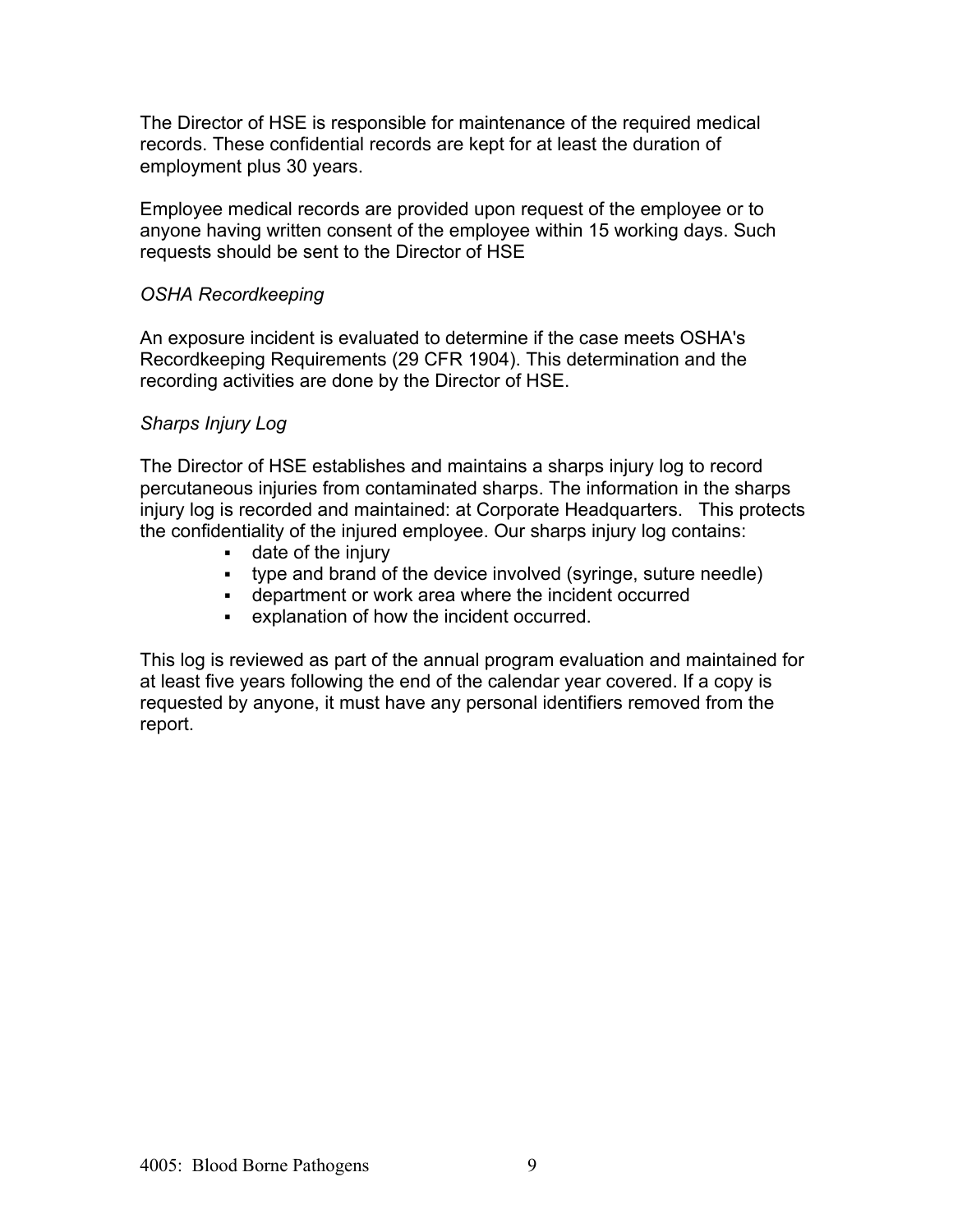The Director of HSE is responsible for maintenance of the required medical records. These confidential records are kept for at least the duration of employment plus 30 years.

Employee medical records are provided upon request of the employee or to anyone having written consent of the employee within 15 working days. Such requests should be sent to the Director of HSE

*OSHA Recordkeeping*

An exposure incident is evaluated to determine if the case meets OSHA's Recordkeeping Requirements (29 CFR 1904). This determination and the recording activities are done by the Director of HSE.

*Sharps Injury Log*

The Director of HSE establishes and maintains a sharps injury log to record percutaneous injuries from contaminated sharps. The information in the sharps injury log is recorded and maintained: at Corporate Headquarters. This protects the confidentiality of the injured employee. Our sharps injury log contains:

- date of the injury
- type and brand of the device involved (syringe, suture needle)
- department or work area where the incident occurred
- explanation of how the incident occurred.

This log is reviewed as part of the annual program evaluation and maintained for at least five years following the end of the calendar year covered. If a copy is requested by anyone, it must have any personal identifiers removed from the report.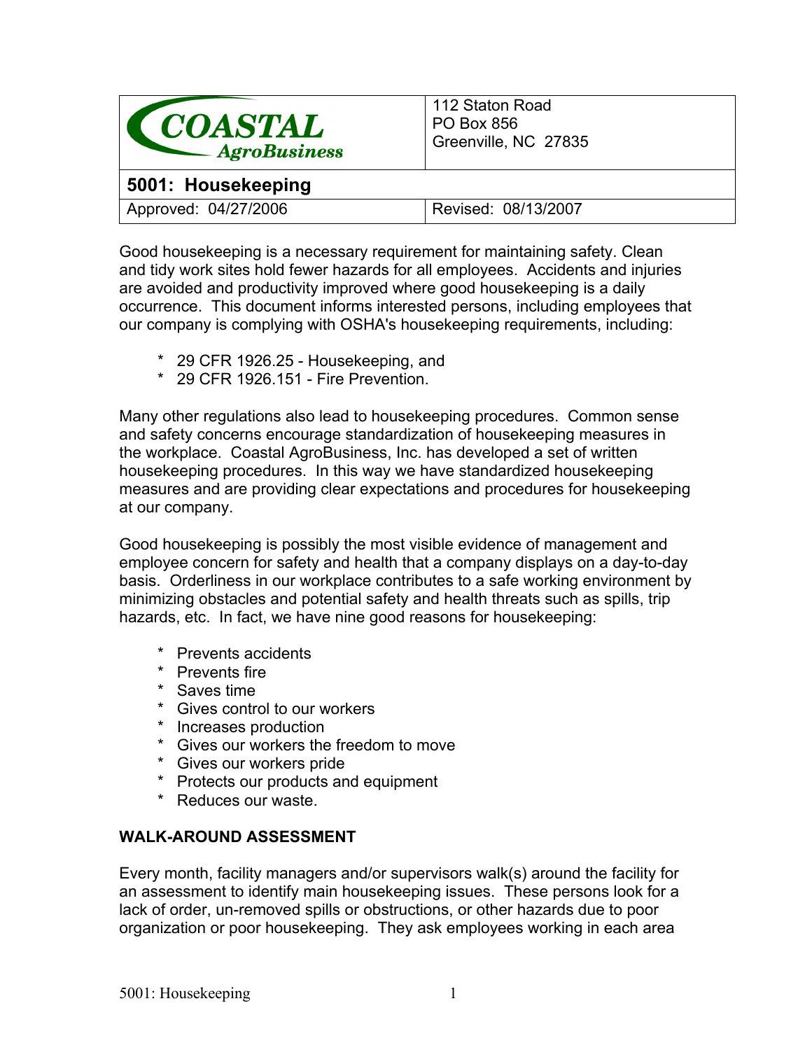| COASTAL AgroBusiness | 112 Staton Road<br>PO Box 856<br>Greenville, NC 27835 |
|---|---|
| **5001: Housekeeping** | |
| Approved: 04/27/2006 | Revised: 08/13/2007 |

Good housekeeping is a necessary requirement for maintaining safety. Clean and tidy work sites hold fewer hazards for all employees. Accidents and injuries are avoided and productivity improved where good housekeeping is a daily occurrence. This document informs interested persons, including employees that our company is complying with OSHA's housekeeping requirements, including:

* 29 CFR 1926.25 - Housekeeping, and
* 29 CFR 1926.151 - Fire Prevention.

Many other regulations also lead to housekeeping procedures. Common sense and safety concerns encourage standardization of housekeeping measures in the workplace. Coastal AgroBusiness, Inc. has developed a set of written housekeeping procedures. In this way we have standardized housekeeping measures and are providing clear expectations and procedures for housekeeping at our company.

Good housekeeping is possibly the most visible evidence of management and employee concern for safety and health that a company displays on a day-to-day basis. Orderliness in our workplace contributes to a safe working environment by minimizing obstacles and potential safety and health threats such as spills, trip hazards, etc. In fact, we have nine good reasons for housekeeping:

* Prevents accidents
* Prevents fire
* Saves time
* Gives control to our workers
* Increases production
* Gives our workers the freedom to move
* Gives our workers pride
* Protects our products and equipment
* Reduces our waste.

**WALK-AROUND ASSESSMENT**

Every month, facility managers and/or supervisors walk(s) around the facility for an assessment to identify main housekeeping issues. These persons look for a lack of order, un-removed spills or obstructions, or other hazards due to poor organization or poor housekeeping. They ask employees working in each area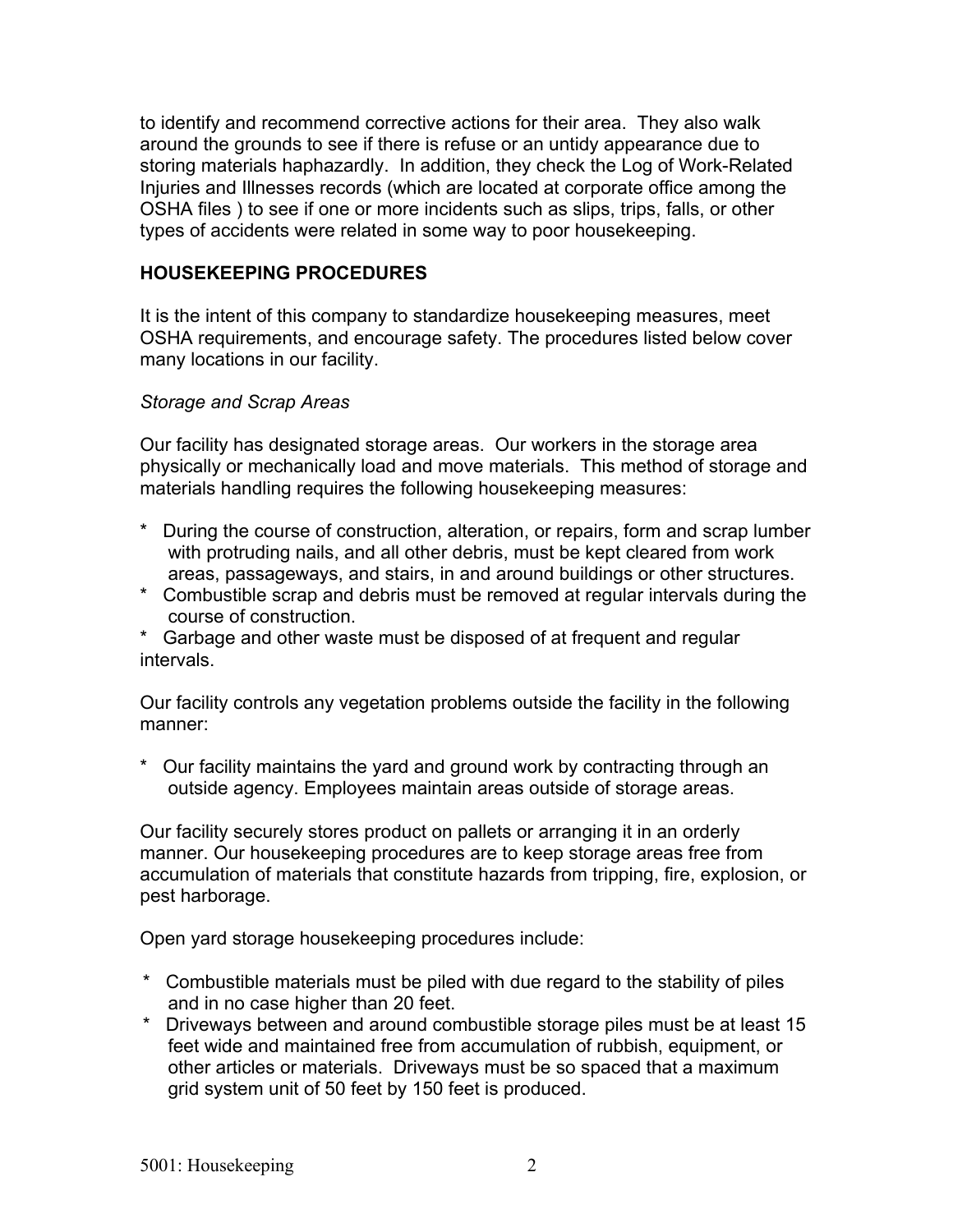to identify and recommend corrective actions for their area. They also walk around the grounds to see if there is refuse or an untidy appearance due to storing materials haphazardly. In addition, they check the Log of Work-Related Injuries and Illnesses records (which are located at corporate office among the OSHA files ) to see if one or more incidents such as slips, trips, falls, or other types of accidents were related in some way to poor housekeeping.

## HOUSEKEEPING PROCEDURES

It is the intent of this company to standardize housekeeping measures, meet OSHA requirements, and encourage safety. The procedures listed below cover many locations in our facility.

### *Storage and Scrap Areas*

Our facility has designated storage areas. Our workers in the storage area physically or mechanically load and move materials. This method of storage and materials handling requires the following housekeeping measures:

* During the course of construction, alteration, or repairs, form and scrap lumber with protruding nails, and all other debris, must be kept cleared from work areas, passageways, and stairs, in and around buildings or other structures.
* Combustible scrap and debris must be removed at regular intervals during the course of construction.
* Garbage and other waste must be disposed of at frequent and regular intervals.

Our facility controls any vegetation problems outside the facility in the following manner:

* Our facility maintains the yard and ground work by contracting through an outside agency. Employees maintain areas outside of storage areas.

Our facility securely stores product on pallets or arranging it in an orderly manner. Our housekeeping procedures are to keep storage areas free from accumulation of materials that constitute hazards from tripping, fire, explosion, or pest harborage.

Open yard storage housekeeping procedures include:

* Combustible materials must be piled with due regard to the stability of piles and in no case higher than 20 feet.
* Driveways between and around combustible storage piles must be at least 15 feet wide and maintained free from accumulation of rubbish, equipment, or other articles or materials. Driveways must be so spaced that a maximum grid system unit of 50 feet by 150 feet is produced.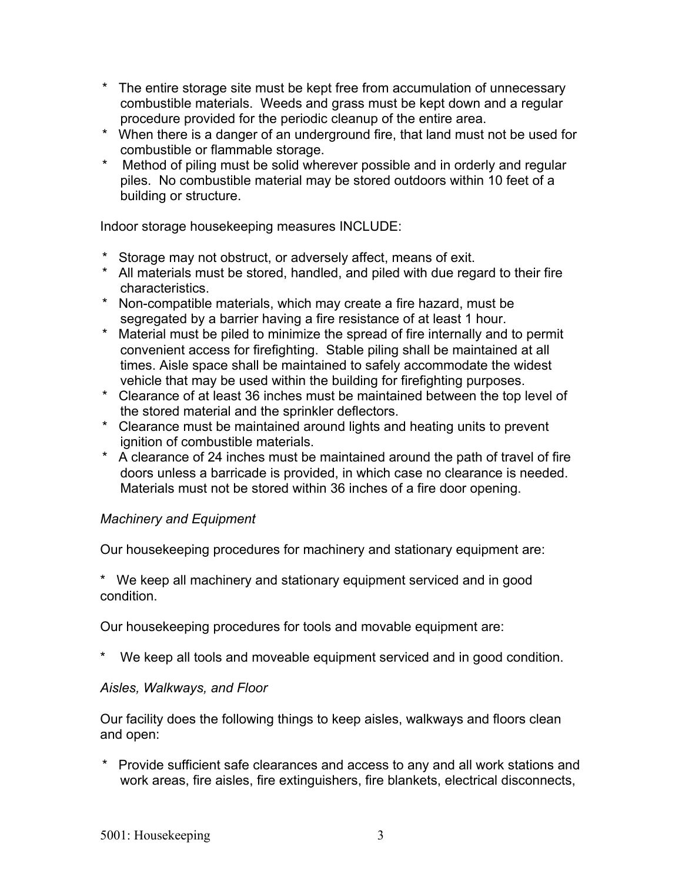* The entire storage site must be kept free from accumulation of unnecessary combustible materials. Weeds and grass must be kept down and a regular procedure provided for the periodic cleanup of the entire area.
* When there is a danger of an underground fire, that land must not be used for combustible or flammable storage.
* Method of piling must be solid wherever possible and in orderly and regular piles. No combustible material may be stored outdoors within 10 feet of a building or structure.

Indoor storage housekeeping measures INCLUDE:

* Storage may not obstruct, or adversely affect, means of exit.
* All materials must be stored, handled, and piled with due regard to their fire characteristics.
* Non-compatible materials, which may create a fire hazard, must be segregated by a barrier having a fire resistance of at least 1 hour.
* Material must be piled to minimize the spread of fire internally and to permit convenient access for firefighting. Stable piling shall be maintained at all times. Aisle space shall be maintained to safely accommodate the widest vehicle that may be used within the building for firefighting purposes.
* Clearance of at least 36 inches must be maintained between the top level of the stored material and the sprinkler deflectors.
* Clearance must be maintained around lights and heating units to prevent ignition of combustible materials.
* A clearance of 24 inches must be maintained around the path of travel of fire doors unless a barricade is provided, in which case no clearance is needed. Materials must not be stored within 36 inches of a fire door opening.

*Machinery and Equipment*

Our housekeeping procedures for machinery and stationary equipment are:

* We keep all machinery and stationary equipment serviced and in good condition.

Our housekeeping procedures for tools and movable equipment are:

* We keep all tools and moveable equipment serviced and in good condition.

*Aisles, Walkways, and Floor*

Our facility does the following things to keep aisles, walkways and floors clean and open:

* Provide sufficient safe clearances and access to any and all work stations and work areas, fire aisles, fire extinguishers, fire blankets, electrical disconnects,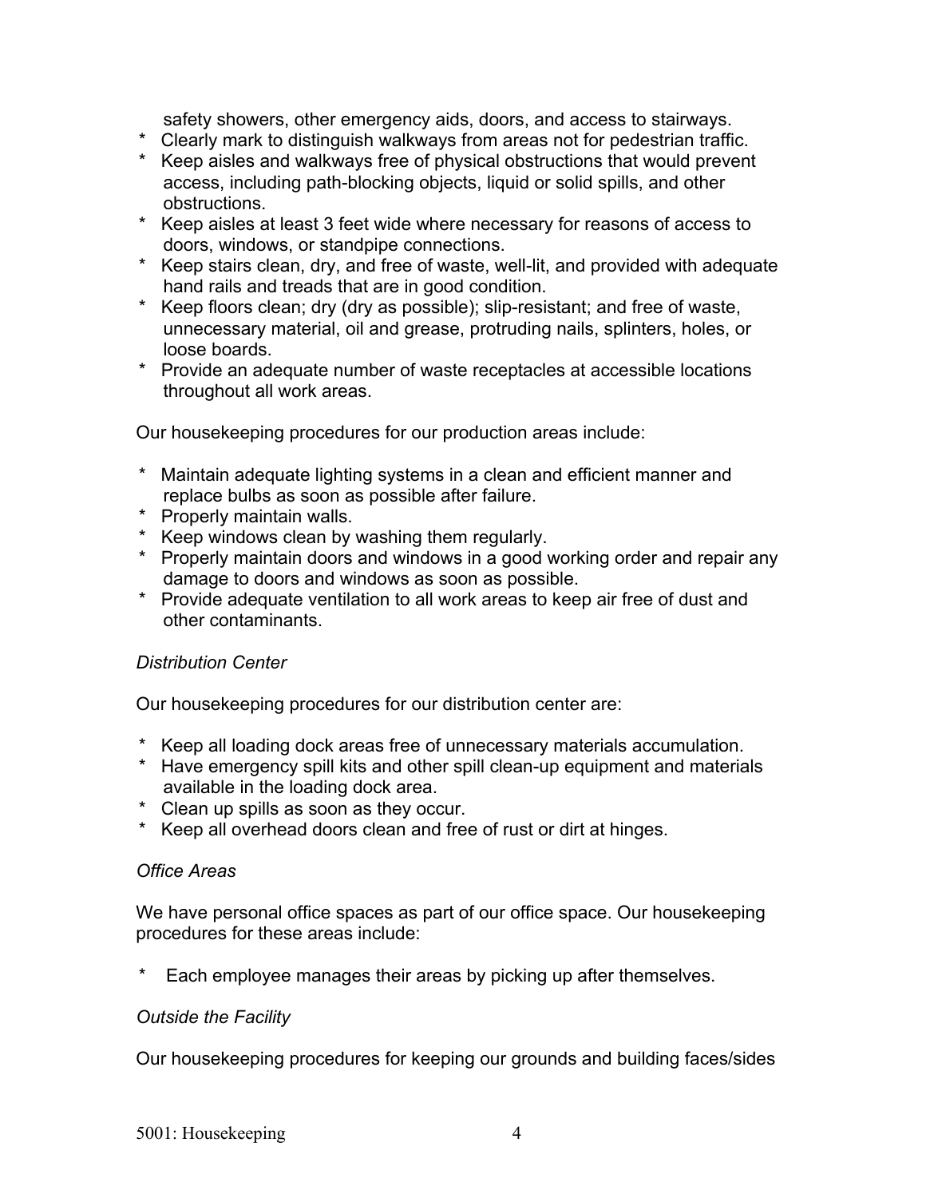safety showers, other emergency aids, doors, and access to stairways.

* Clearly mark to distinguish walkways from areas not for pedestrian traffic.
* Keep aisles and walkways free of physical obstructions that would prevent access, including path-blocking objects, liquid or solid spills, and other obstructions.
* Keep aisles at least 3 feet wide where necessary for reasons of access to doors, windows, or standpipe connections.
* Keep stairs clean, dry, and free of waste, well-lit, and provided with adequate hand rails and treads that are in good condition.
* Keep floors clean; dry (dry as possible); slip-resistant; and free of waste, unnecessary material, oil and grease, protruding nails, splinters, holes, or loose boards.
* Provide an adequate number of waste receptacles at accessible locations throughout all work areas.

Our housekeeping procedures for our production areas include:

* Maintain adequate lighting systems in a clean and efficient manner and replace bulbs as soon as possible after failure.
* Properly maintain walls.
* Keep windows clean by washing them regularly.
* Properly maintain doors and windows in a good working order and repair any damage to doors and windows as soon as possible.
* Provide adequate ventilation to all work areas to keep air free of dust and other contaminants.

*Distribution Center*

Our housekeeping procedures for our distribution center are:

* Keep all loading dock areas free of unnecessary materials accumulation.
* Have emergency spill kits and other spill clean-up equipment and materials available in the loading dock area.
* Clean up spills as soon as they occur.
* Keep all overhead doors clean and free of rust or dirt at hinges.

*Office Areas*

We have personal office spaces as part of our office space. Our housekeeping procedures for these areas include:

* Each employee manages their areas by picking up after themselves.

*Outside the Facility*

Our housekeeping procedures for keeping our grounds and building faces/sides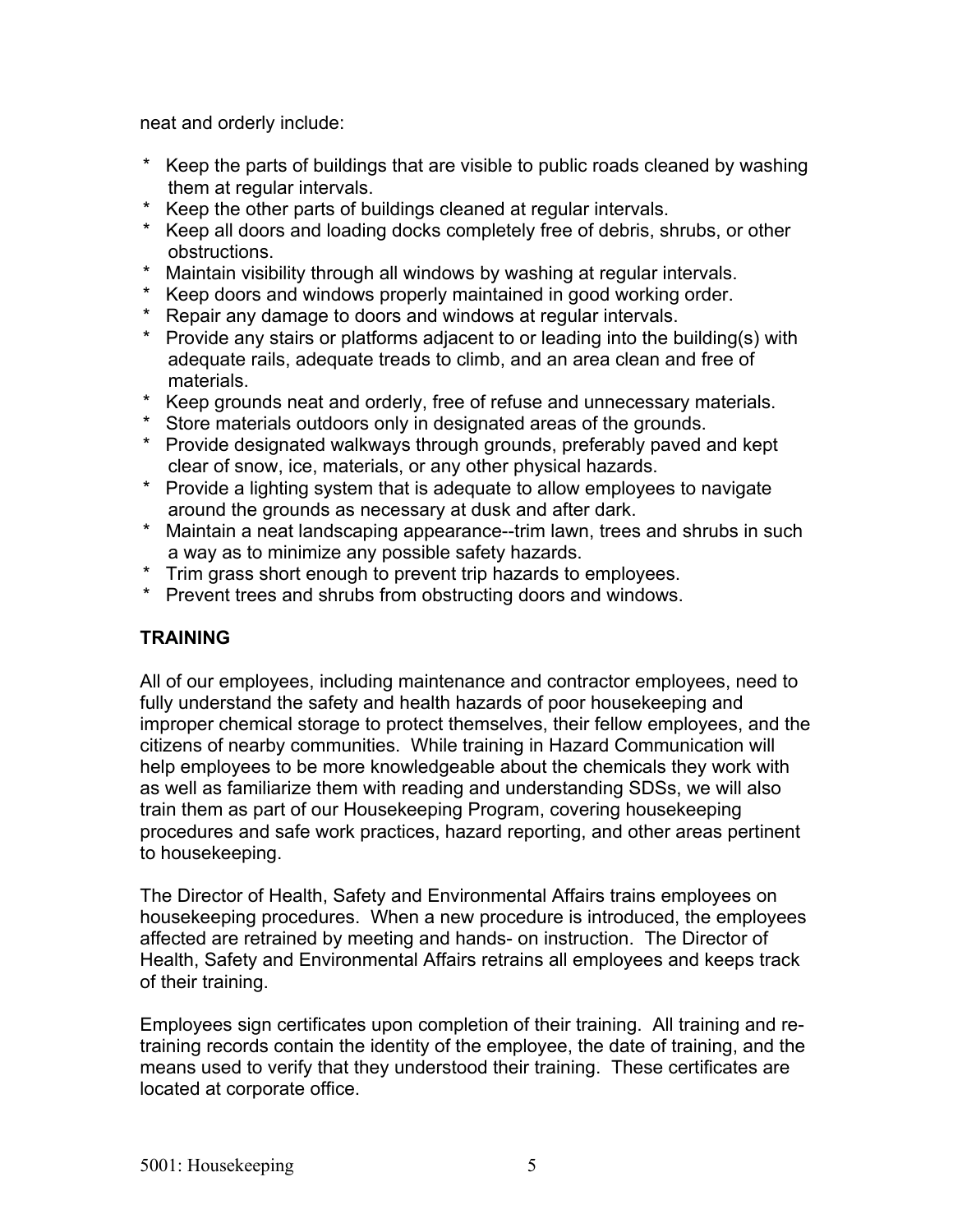neat and orderly include:

* Keep the parts of buildings that are visible to public roads cleaned by washing them at regular intervals.
* Keep the other parts of buildings cleaned at regular intervals.
* Keep all doors and loading docks completely free of debris, shrubs, or other obstructions.
* Maintain visibility through all windows by washing at regular intervals.
* Keep doors and windows properly maintained in good working order.
* Repair any damage to doors and windows at regular intervals.
* Provide any stairs or platforms adjacent to or leading into the building(s) with adequate rails, adequate treads to climb, and an area clean and free of materials.
* Keep grounds neat and orderly, free of refuse and unnecessary materials.
* Store materials outdoors only in designated areas of the grounds.
* Provide designated walkways through grounds, preferably paved and kept clear of snow, ice, materials, or any other physical hazards.
* Provide a lighting system that is adequate to allow employees to navigate around the grounds as necessary at dusk and after dark.
* Maintain a neat landscaping appearance--trim lawn, trees and shrubs in such a way as to minimize any possible safety hazards.
* Trim grass short enough to prevent trip hazards to employees.
* Prevent trees and shrubs from obstructing doors and windows.

**TRAINING**

All of our employees, including maintenance and contractor employees, need to fully understand the safety and health hazards of poor housekeeping and improper chemical storage to protect themselves, their fellow employees, and the citizens of nearby communities. While training in Hazard Communication will help employees to be more knowledgeable about the chemicals they work with as well as familiarize them with reading and understanding SDSs, we will also train them as part of our Housekeeping Program, covering housekeeping procedures and safe work practices, hazard reporting, and other areas pertinent to housekeeping.

The Director of Health, Safety and Environmental Affairs trains employees on housekeeping procedures. When a new procedure is introduced, the employees affected are retrained by meeting and hands- on instruction. The Director of Health, Safety and Environmental Affairs retrains all employees and keeps track of their training.

Employees sign certificates upon completion of their training. All training and re-training records contain the identity of the employee, the date of training, and the means used to verify that they understood their training. These certificates are located at corporate office.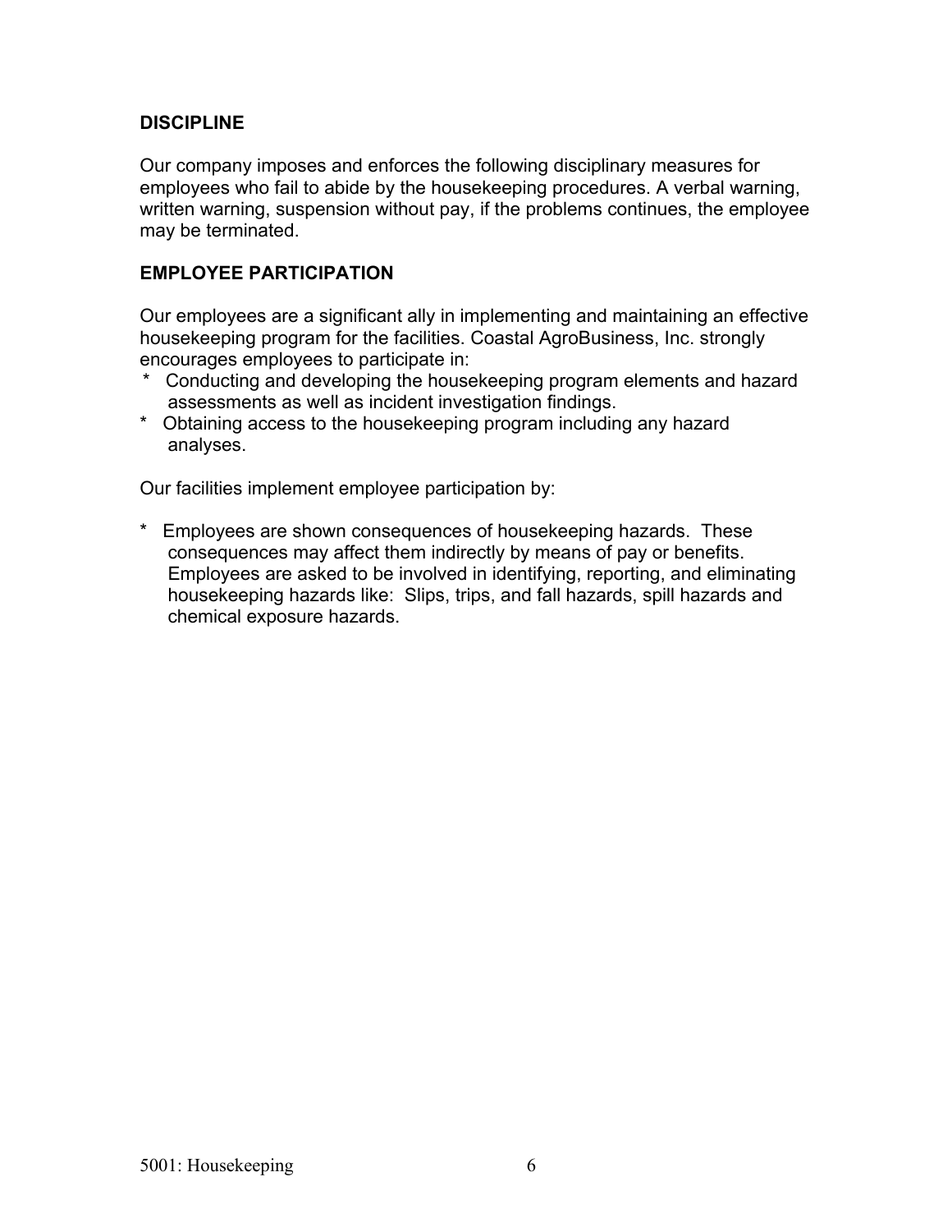**DISCIPLINE**

Our company imposes and enforces the following disciplinary measures for employees who fail to abide by the housekeeping procedures. A verbal warning, written warning, suspension without pay, if the problems continues, the employee may be terminated.

**EMPLOYEE PARTICIPATION**

Our employees are a significant ally in implementing and maintaining an effective housekeeping program for the facilities. Coastal AgroBusiness, Inc. strongly encourages employees to participate in:

* Conducting and developing the housekeeping program elements and hazard assessments as well as incident investigation findings.
* Obtaining access to the housekeeping program including any hazard analyses.

Our facilities implement employee participation by:

* Employees are shown consequences of housekeeping hazards. These consequences may affect them indirectly by means of pay or benefits. Employees are asked to be involved in identifying, reporting, and eliminating housekeeping hazards like: Slips, trips, and fall hazards, spill hazards and chemical exposure hazards.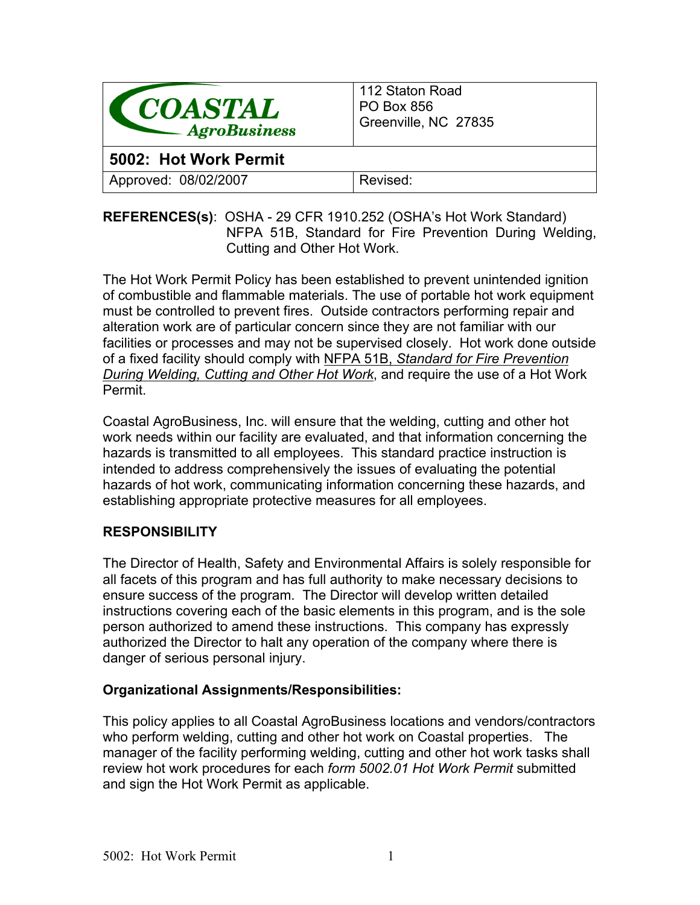| COASTAL AgroBusiness | 112 Staton Road<br>PO Box 856<br>Greenville, NC 27835 |
|---|---|
| **5002: Hot Work Permit** | |
| Approved: 08/02/2007 | Revised: |

**REFERENCES(s)**: OSHA - 29 CFR 1910.252 (OSHA's Hot Work Standard)
NFPA 51B, Standard for Fire Prevention During Welding, Cutting and Other Hot Work.

The Hot Work Permit Policy has been established to prevent unintended ignition of combustible and flammable materials. The use of portable hot work equipment must be controlled to prevent fires. Outside contractors performing repair and alteration work are of particular concern since they are not familiar with our facilities or processes and may not be supervised closely. Hot work done outside of a fixed facility should comply with NFPA 51B, *Standard for Fire Prevention During Welding, Cutting and Other Hot Work*, and require the use of a Hot Work Permit.

Coastal AgroBusiness, Inc. will ensure that the welding, cutting and other hot work needs within our facility are evaluated, and that information concerning the hazards is transmitted to all employees. This standard practice instruction is intended to address comprehensively the issues of evaluating the potential hazards of hot work, communicating information concerning these hazards, and establishing appropriate protective measures for all employees.

## RESPONSIBILITY

The Director of Health, Safety and Environmental Affairs is solely responsible for all facets of this program and has full authority to make necessary decisions to ensure success of the program. The Director will develop written detailed instructions covering each of the basic elements in this program, and is the sole person authorized to amend these instructions. This company has expressly authorized the Director to halt any operation of the company where there is danger of serious personal injury.

### Organizational Assignments/Responsibilities:

This policy applies to all Coastal AgroBusiness locations and vendors/contractors who perform welding, cutting and other hot work on Coastal properties. The manager of the facility performing welding, cutting and other hot work tasks shall review hot work procedures for each *form 5002.01 Hot Work Permit* submitted and sign the Hot Work Permit as applicable.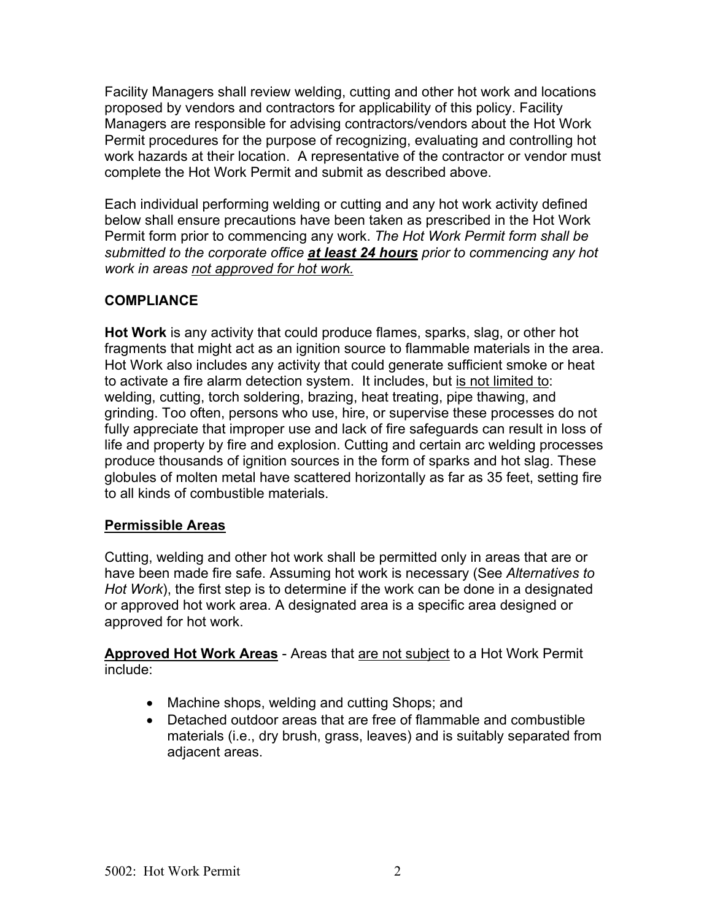Facility Managers shall review welding, cutting and other hot work and locations proposed by vendors and contractors for applicability of this policy. Facility Managers are responsible for advising contractors/vendors about the Hot Work Permit procedures for the purpose of recognizing, evaluating and controlling hot work hazards at their location. A representative of the contractor or vendor must complete the Hot Work Permit and submit as described above.

Each individual performing welding or cutting and any hot work activity defined below shall ensure precautions have been taken as prescribed in the Hot Work Permit form prior to commencing any work. *The Hot Work Permit form shall be submitted to the corporate office **at least 24 hours** prior to commencing any hot work in areas not approved for hot work.*

## COMPLIANCE

**Hot Work** is any activity that could produce flames, sparks, slag, or other hot fragments that might act as an ignition source to flammable materials in the area. Hot Work also includes any activity that could generate sufficient smoke or heat to activate a fire alarm detection system. It includes, but is not limited to: welding, cutting, torch soldering, brazing, heat treating, pipe thawing, and grinding. Too often, persons who use, hire, or supervise these processes do not fully appreciate that improper use and lack of fire safeguards can result in loss of life and property by fire and explosion. Cutting and certain arc welding processes produce thousands of ignition sources in the form of sparks and hot slag. These globules of molten metal have scattered horizontally as far as 35 feet, setting fire to all kinds of combustible materials.

### Permissible Areas

Cutting, welding and other hot work shall be permitted only in areas that are or have been made fire safe. Assuming hot work is necessary (See *Alternatives to Hot Work*), the first step is to determine if the work can be done in a designated or approved hot work area. A designated area is a specific area designed or approved for hot work.

**Approved Hot Work Areas** - Areas that are not subject to a Hot Work Permit include:

- Machine shops, welding and cutting Shops; and
- Detached outdoor areas that are free of flammable and combustible materials (i.e., dry brush, grass, leaves) and is suitably separated from adjacent areas.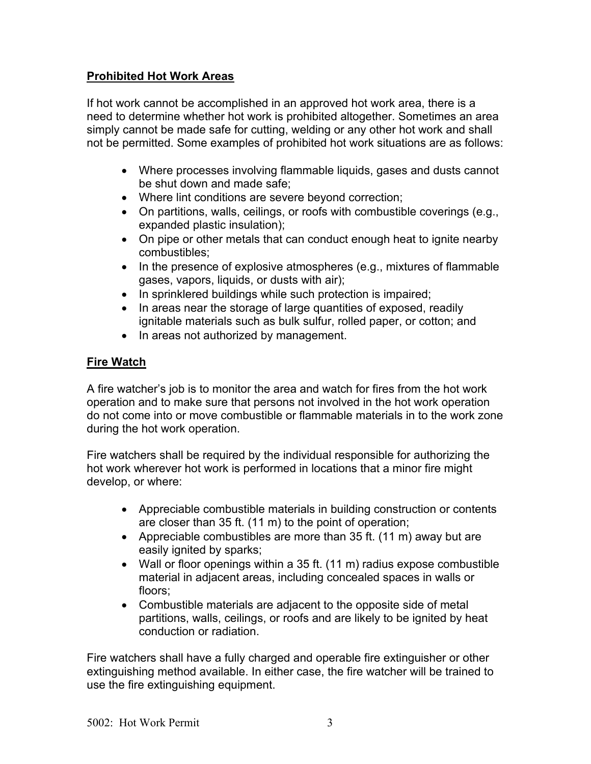## Prohibited Hot Work Areas

If hot work cannot be accomplished in an approved hot work area, there is a need to determine whether hot work is prohibited altogether. Sometimes an area simply cannot be made safe for cutting, welding or any other hot work and shall not be permitted. Some examples of prohibited hot work situations are as follows:

- Where processes involving flammable liquids, gases and dusts cannot be shut down and made safe;
- Where lint conditions are severe beyond correction;
- On partitions, walls, ceilings, or roofs with combustible coverings (e.g., expanded plastic insulation);
- On pipe or other metals that can conduct enough heat to ignite nearby combustibles;
- In the presence of explosive atmospheres (e.g., mixtures of flammable gases, vapors, liquids, or dusts with air);
- In sprinklered buildings while such protection is impaired;
- In areas near the storage of large quantities of exposed, readily ignitable materials such as bulk sulfur, rolled paper, or cotton; and
- In areas not authorized by management.

## Fire Watch

A fire watcher's job is to monitor the area and watch for fires from the hot work operation and to make sure that persons not involved in the hot work operation do not come into or move combustible or flammable materials in to the work zone during the hot work operation.

Fire watchers shall be required by the individual responsible for authorizing the hot work wherever hot work is performed in locations that a minor fire might develop, or where:

- Appreciable combustible materials in building construction or contents are closer than 35 ft. (11 m) to the point of operation;
- Appreciable combustibles are more than 35 ft. (11 m) away but are easily ignited by sparks;
- Wall or floor openings within a 35 ft. (11 m) radius expose combustible material in adjacent areas, including concealed spaces in walls or floors;
- Combustible materials are adjacent to the opposite side of metal partitions, walls, ceilings, or roofs and are likely to be ignited by heat conduction or radiation.

Fire watchers shall have a fully charged and operable fire extinguisher or other extinguishing method available. In either case, the fire watcher will be trained to use the fire extinguishing equipment.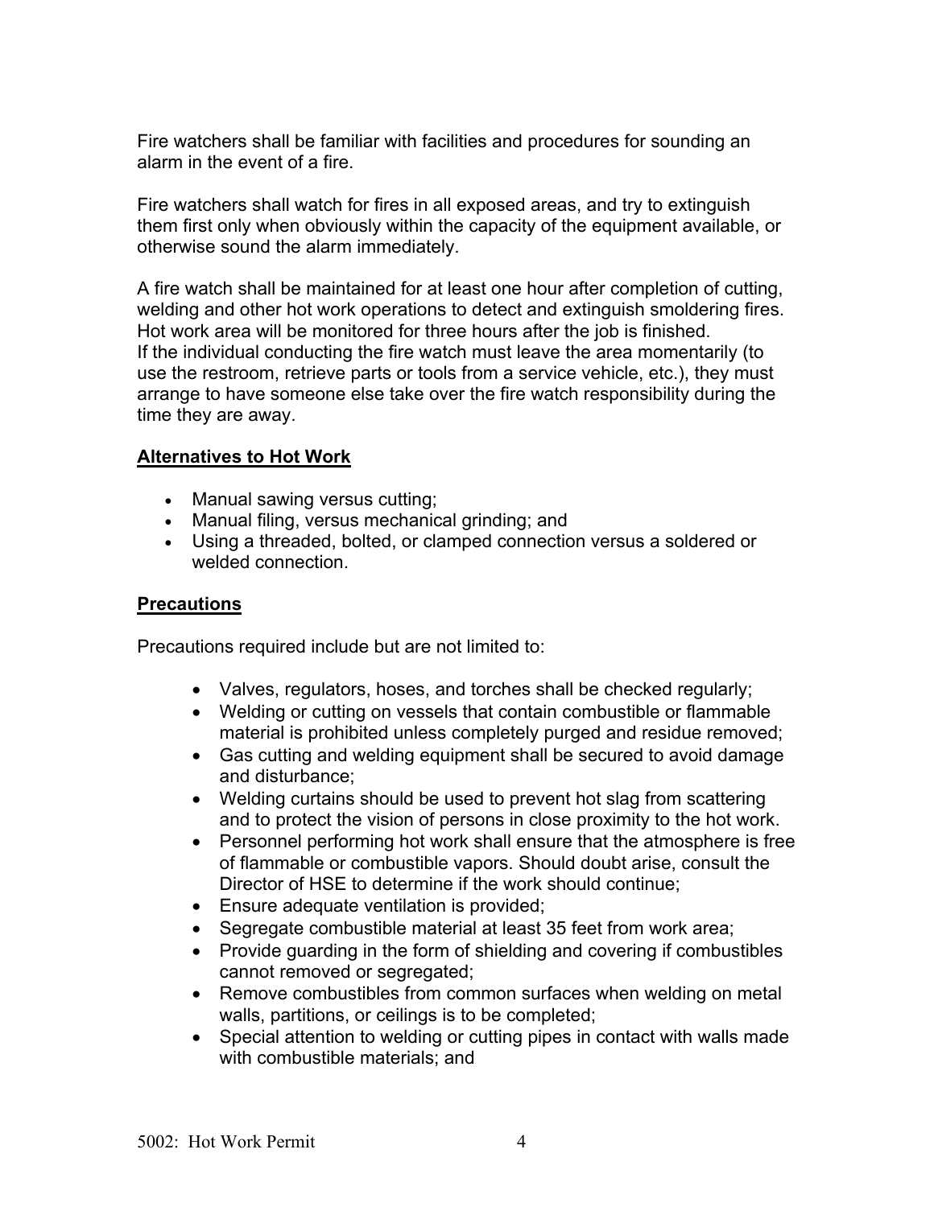Fire watchers shall be familiar with facilities and procedures for sounding an alarm in the event of a fire.

Fire watchers shall watch for fires in all exposed areas, and try to extinguish them first only when obviously within the capacity of the equipment available, or otherwise sound the alarm immediately.

A fire watch shall be maintained for at least one hour after completion of cutting, welding and other hot work operations to detect and extinguish smoldering fires. Hot work area will be monitored for three hours after the job is finished. If the individual conducting the fire watch must leave the area momentarily (to use the restroom, retrieve parts or tools from a service vehicle, etc.), they must arrange to have someone else take over the fire watch responsibility during the time they are away.

**Alternatives to Hot Work**

- Manual sawing versus cutting;
- Manual filing, versus mechanical grinding; and
- Using a threaded, bolted, or clamped connection versus a soldered or welded connection.

**Precautions**

Precautions required include but are not limited to:

- Valves, regulators, hoses, and torches shall be checked regularly;
- Welding or cutting on vessels that contain combustible or flammable material is prohibited unless completely purged and residue removed;
- Gas cutting and welding equipment shall be secured to avoid damage and disturbance;
- Welding curtains should be used to prevent hot slag from scattering and to protect the vision of persons in close proximity to the hot work.
- Personnel performing hot work shall ensure that the atmosphere is free of flammable or combustible vapors. Should doubt arise, consult the Director of HSE to determine if the work should continue;
- Ensure adequate ventilation is provided;
- Segregate combustible material at least 35 feet from work area;
- Provide guarding in the form of shielding and covering if combustibles cannot removed or segregated;
- Remove combustibles from common surfaces when welding on metal walls, partitions, or ceilings is to be completed;
- Special attention to welding or cutting pipes in contact with walls made with combustible materials; and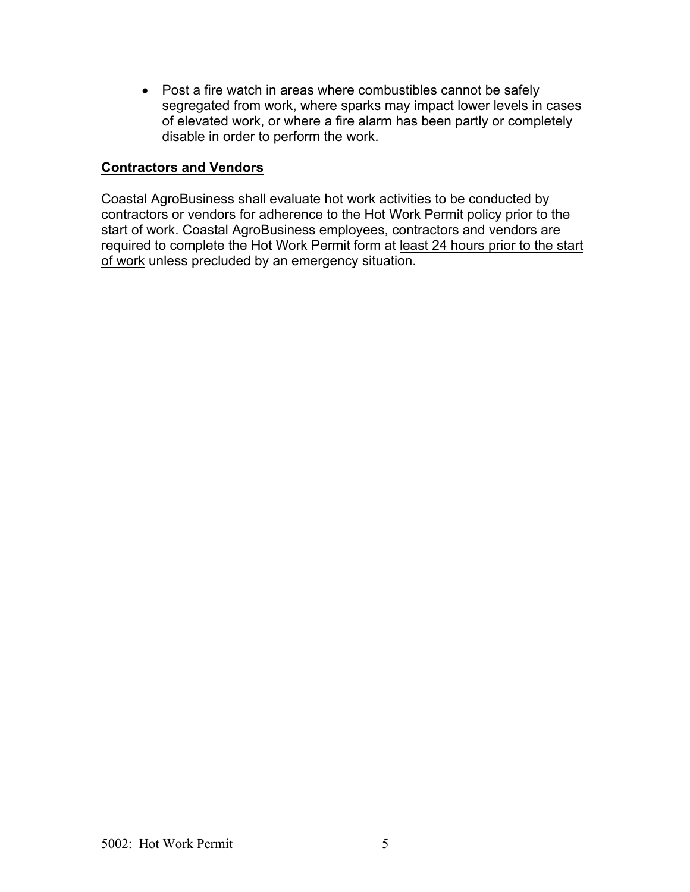- Post a fire watch in areas where combustibles cannot be safely segregated from work, where sparks may impact lower levels in cases of elevated work, or where a fire alarm has been partly or completely disable in order to perform the work.

**Contractors and Vendors**

Coastal AgroBusiness shall evaluate hot work activities to be conducted by contractors or vendors for adherence to the Hot Work Permit policy prior to the start of work. Coastal AgroBusiness employees, contractors and vendors are required to complete the Hot Work Permit form at least 24 hours prior to the start of work unless precluded by an emergency situation.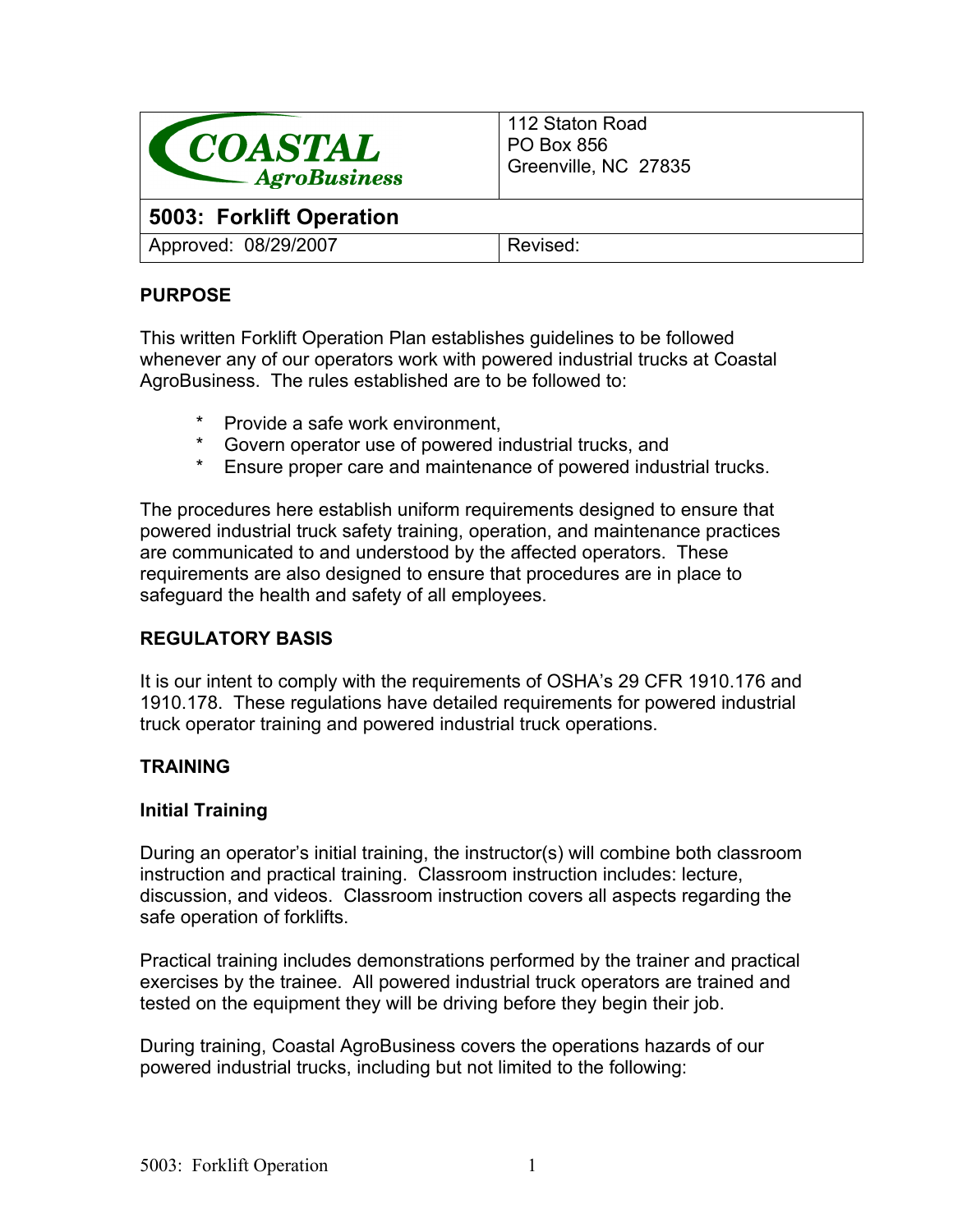| COASTAL AgroBusiness | 112 Staton Road<br>PO Box 856<br>Greenville, NC 27835 |
|---|---|
| **5003: Forklift Operation** | |
| Approved: 08/29/2007 | Revised: |

## PURPOSE

This written Forklift Operation Plan establishes guidelines to be followed whenever any of our operators work with powered industrial trucks at Coastal AgroBusiness. The rules established are to be followed to:

* Provide a safe work environment,
* Govern operator use of powered industrial trucks, and
* Ensure proper care and maintenance of powered industrial trucks.

The procedures here establish uniform requirements designed to ensure that powered industrial truck safety training, operation, and maintenance practices are communicated to and understood by the affected operators. These requirements are also designed to ensure that procedures are in place to safeguard the health and safety of all employees.

## REGULATORY BASIS

It is our intent to comply with the requirements of OSHA's 29 CFR 1910.176 and 1910.178. These regulations have detailed requirements for powered industrial truck operator training and powered industrial truck operations.

## TRAINING

### Initial Training

During an operator's initial training, the instructor(s) will combine both classroom instruction and practical training. Classroom instruction includes: lecture, discussion, and videos. Classroom instruction covers all aspects regarding the safe operation of forklifts.

Practical training includes demonstrations performed by the trainer and practical exercises by the trainee. All powered industrial truck operators are trained and tested on the equipment they will be driving before they begin their job.

During training, Coastal AgroBusiness covers the operations hazards of our powered industrial trucks, including but not limited to the following: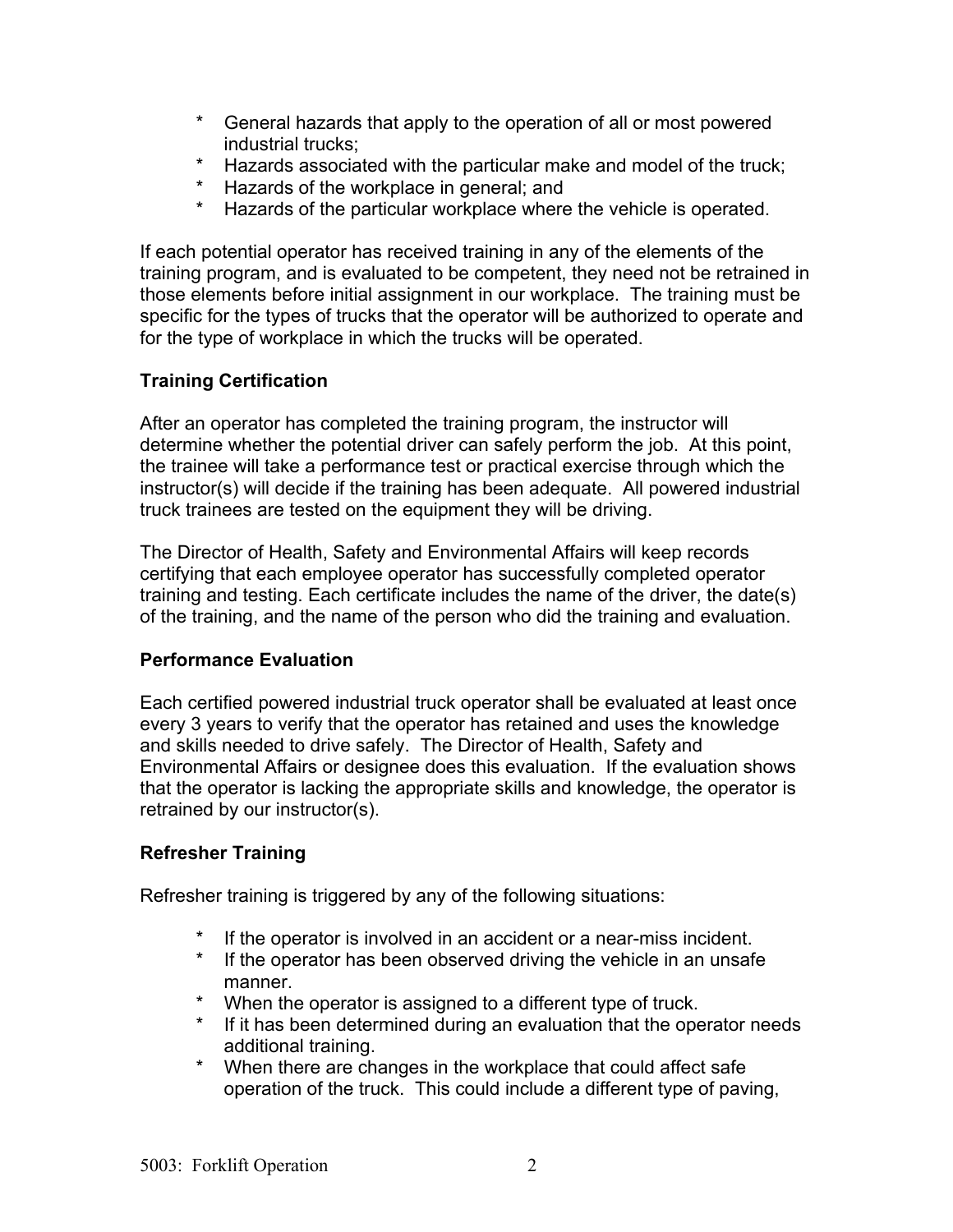* General hazards that apply to the operation of all or most powered industrial trucks;
* Hazards associated with the particular make and model of the truck;
* Hazards of the workplace in general; and
* Hazards of the particular workplace where the vehicle is operated.

If each potential operator has received training in any of the elements of the training program, and is evaluated to be competent, they need not be retrained in those elements before initial assignment in our workplace. The training must be specific for the types of trucks that the operator will be authorized to operate and for the type of workplace in which the trucks will be operated.

**Training Certification**

After an operator has completed the training program, the instructor will determine whether the potential driver can safely perform the job. At this point, the trainee will take a performance test or practical exercise through which the instructor(s) will decide if the training has been adequate. All powered industrial truck trainees are tested on the equipment they will be driving.

The Director of Health, Safety and Environmental Affairs will keep records certifying that each employee operator has successfully completed operator training and testing. Each certificate includes the name of the driver, the date(s) of the training, and the name of the person who did the training and evaluation.

**Performance Evaluation**

Each certified powered industrial truck operator shall be evaluated at least once every 3 years to verify that the operator has retained and uses the knowledge and skills needed to drive safely. The Director of Health, Safety and Environmental Affairs or designee does this evaluation. If the evaluation shows that the operator is lacking the appropriate skills and knowledge, the operator is retrained by our instructor(s).

**Refresher Training**

Refresher training is triggered by any of the following situations:

* If the operator is involved in an accident or a near-miss incident.
* If the operator has been observed driving the vehicle in an unsafe manner.
* When the operator is assigned to a different type of truck.
* If it has been determined during an evaluation that the operator needs additional training.
* When there are changes in the workplace that could affect safe operation of the truck. This could include a different type of paving,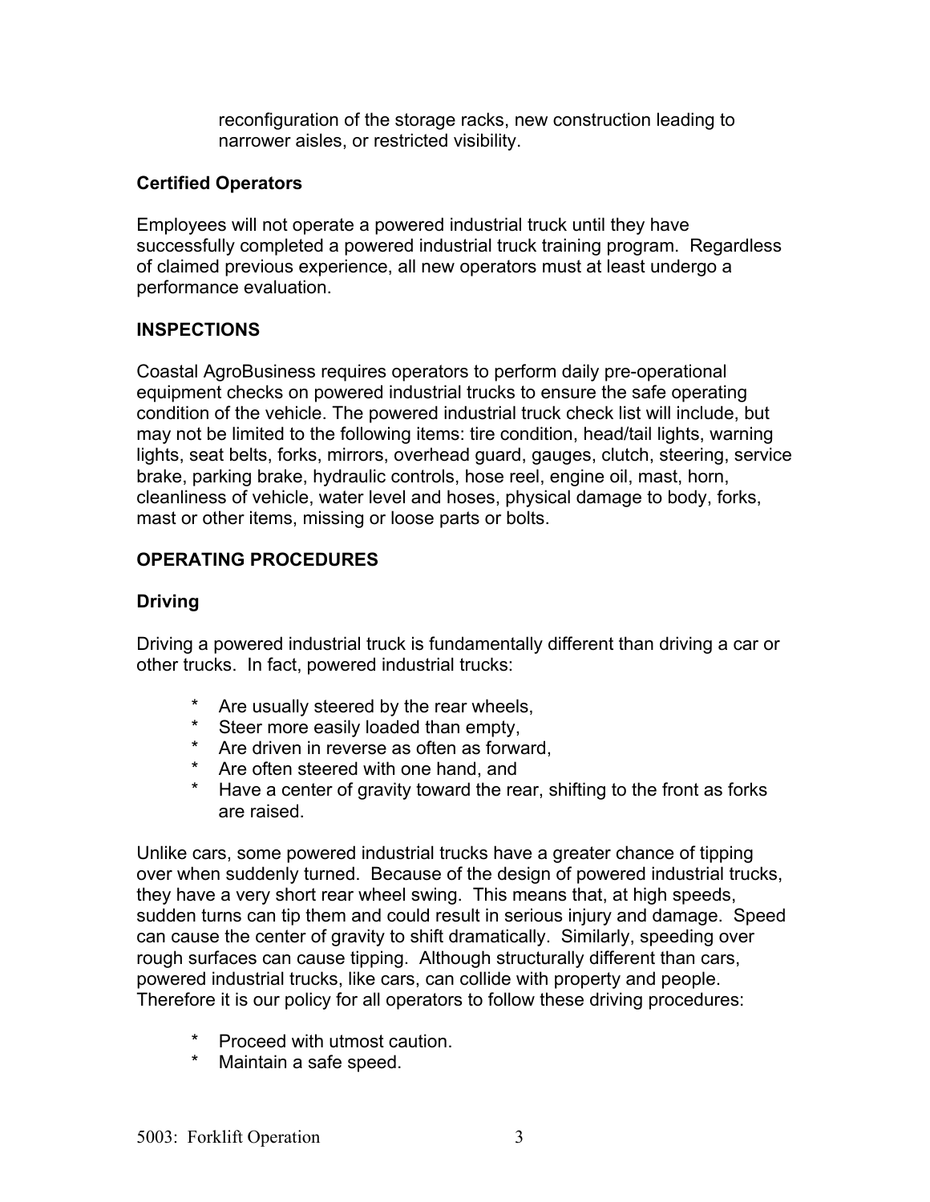reconfiguration of the storage racks, new construction leading to narrower aisles, or restricted visibility.

### Certified Operators

Employees will not operate a powered industrial truck until they have successfully completed a powered industrial truck training program. Regardless of claimed previous experience, all new operators must at least undergo a performance evaluation.

## INSPECTIONS

Coastal AgroBusiness requires operators to perform daily pre-operational equipment checks on powered industrial trucks to ensure the safe operating condition of the vehicle. The powered industrial truck check list will include, but may not be limited to the following items: tire condition, head/tail lights, warning lights, seat belts, forks, mirrors, overhead guard, gauges, clutch, steering, service brake, parking brake, hydraulic controls, hose reel, engine oil, mast, horn, cleanliness of vehicle, water level and hoses, physical damage to body, forks, mast or other items, missing or loose parts or bolts.

## OPERATING PROCEDURES

### Driving

Driving a powered industrial truck is fundamentally different than driving a car or other trucks. In fact, powered industrial trucks:

* Are usually steered by the rear wheels,
* Steer more easily loaded than empty,
* Are driven in reverse as often as forward,
* Are often steered with one hand, and
* Have a center of gravity toward the rear, shifting to the front as forks are raised.

Unlike cars, some powered industrial trucks have a greater chance of tipping over when suddenly turned. Because of the design of powered industrial trucks, they have a very short rear wheel swing. This means that, at high speeds, sudden turns can tip them and could result in serious injury and damage. Speed can cause the center of gravity to shift dramatically. Similarly, speeding over rough surfaces can cause tipping. Although structurally different than cars, powered industrial trucks, like cars, can collide with property and people. Therefore it is our policy for all operators to follow these driving procedures:

* Proceed with utmost caution.
* Maintain a safe speed.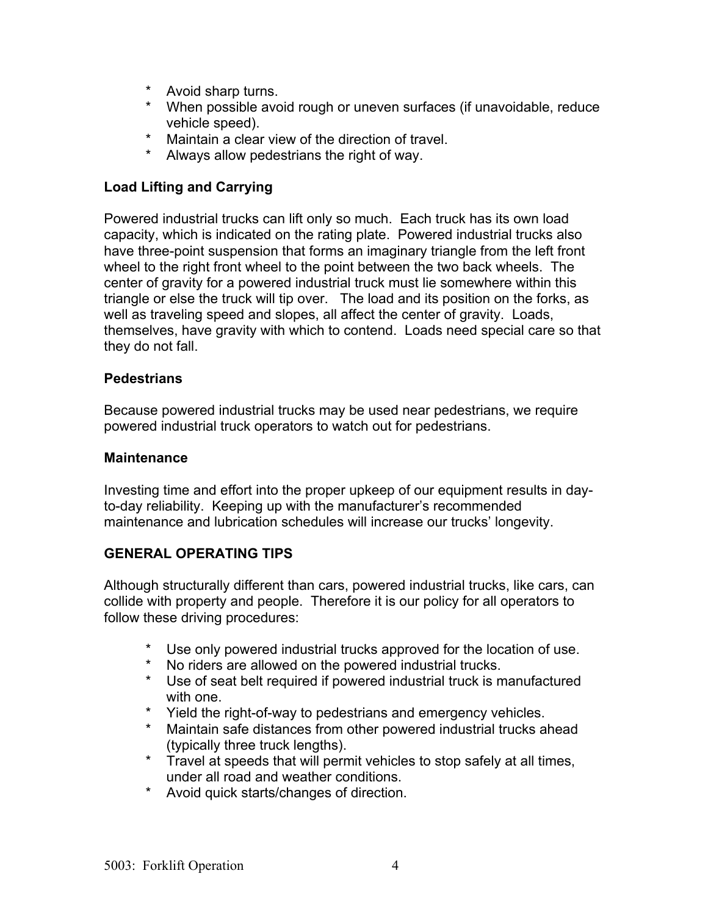* Avoid sharp turns.
* When possible avoid rough or uneven surfaces (if unavoidable, reduce vehicle speed).
* Maintain a clear view of the direction of travel.
* Always allow pedestrians the right of way.

**Load Lifting and Carrying**

Powered industrial trucks can lift only so much. Each truck has its own load capacity, which is indicated on the rating plate. Powered industrial trucks also have three-point suspension that forms an imaginary triangle from the left front wheel to the right front wheel to the point between the two back wheels. The center of gravity for a powered industrial truck must lie somewhere within this triangle or else the truck will tip over. The load and its position on the forks, as well as traveling speed and slopes, all affect the center of gravity. Loads, themselves, have gravity with which to contend. Loads need special care so that they do not fall.

**Pedestrians**

Because powered industrial trucks may be used near pedestrians, we require powered industrial truck operators to watch out for pedestrians.

**Maintenance**

Investing time and effort into the proper upkeep of our equipment results in day-to-day reliability. Keeping up with the manufacturer's recommended maintenance and lubrication schedules will increase our trucks' longevity.

**GENERAL OPERATING TIPS**

Although structurally different than cars, powered industrial trucks, like cars, can collide with property and people. Therefore it is our policy for all operators to follow these driving procedures:

* Use only powered industrial trucks approved for the location of use.
* No riders are allowed on the powered industrial trucks.
* Use of seat belt required if powered industrial truck is manufactured with one.
* Yield the right-of-way to pedestrians and emergency vehicles.
* Maintain safe distances from other powered industrial trucks ahead (typically three truck lengths).
* Travel at speeds that will permit vehicles to stop safely at all times, under all road and weather conditions.
* Avoid quick starts/changes of direction.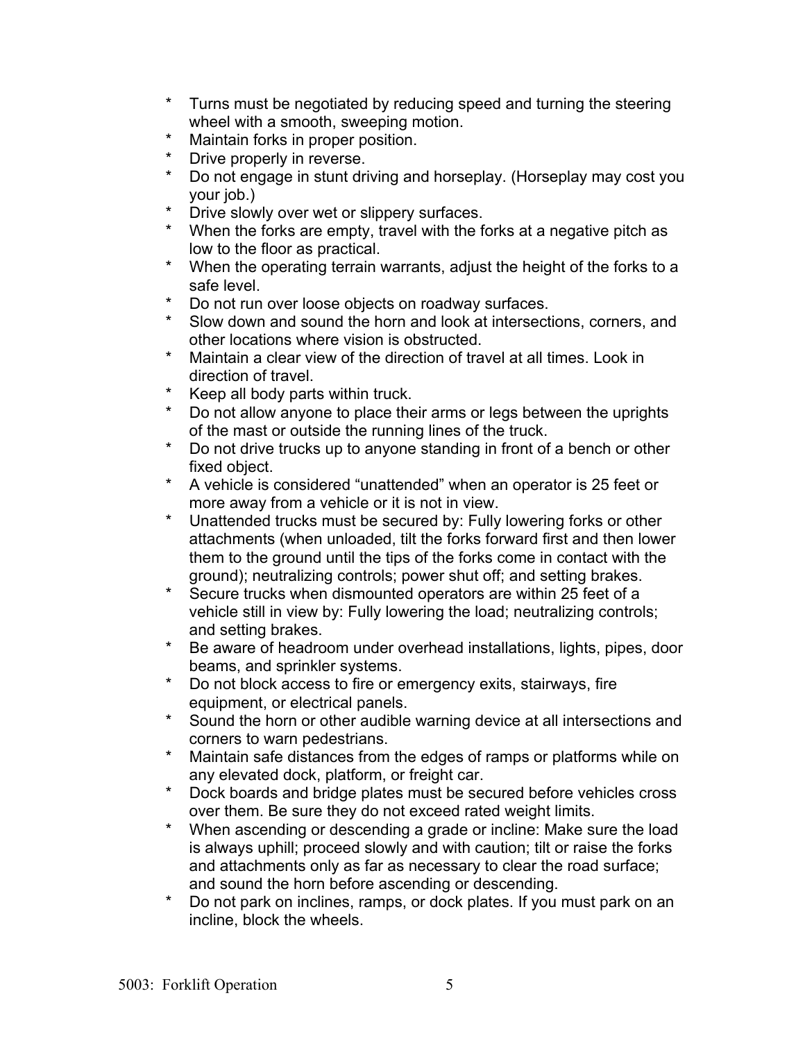* Turns must be negotiated by reducing speed and turning the steering wheel with a smooth, sweeping motion.
* Maintain forks in proper position.
* Drive properly in reverse.
* Do not engage in stunt driving and horseplay. (Horseplay may cost you your job.)
* Drive slowly over wet or slippery surfaces.
* When the forks are empty, travel with the forks at a negative pitch as low to the floor as practical.
* When the operating terrain warrants, adjust the height of the forks to a safe level.
* Do not run over loose objects on roadway surfaces.
* Slow down and sound the horn and look at intersections, corners, and other locations where vision is obstructed.
* Maintain a clear view of the direction of travel at all times. Look in direction of travel.
* Keep all body parts within truck.
* Do not allow anyone to place their arms or legs between the uprights of the mast or outside the running lines of the truck.
* Do not drive trucks up to anyone standing in front of a bench or other fixed object.
* A vehicle is considered "unattended" when an operator is 25 feet or more away from a vehicle or it is not in view.
* Unattended trucks must be secured by: Fully lowering forks or other attachments (when unloaded, tilt the forks forward first and then lower them to the ground until the tips of the forks come in contact with the ground); neutralizing controls; power shut off; and setting brakes.
* Secure trucks when dismounted operators are within 25 feet of a vehicle still in view by: Fully lowering the load; neutralizing controls; and setting brakes.
* Be aware of headroom under overhead installations, lights, pipes, door beams, and sprinkler systems.
* Do not block access to fire or emergency exits, stairways, fire equipment, or electrical panels.
* Sound the horn or other audible warning device at all intersections and corners to warn pedestrians.
* Maintain safe distances from the edges of ramps or platforms while on any elevated dock, platform, or freight car.
* Dock boards and bridge plates must be secured before vehicles cross over them. Be sure they do not exceed rated weight limits.
* When ascending or descending a grade or incline: Make sure the load is always uphill; proceed slowly and with caution; tilt or raise the forks and attachments only as far as necessary to clear the road surface; and sound the horn before ascending or descending.
* Do not park on inclines, ramps, or dock plates. If you must park on an incline, block the wheels.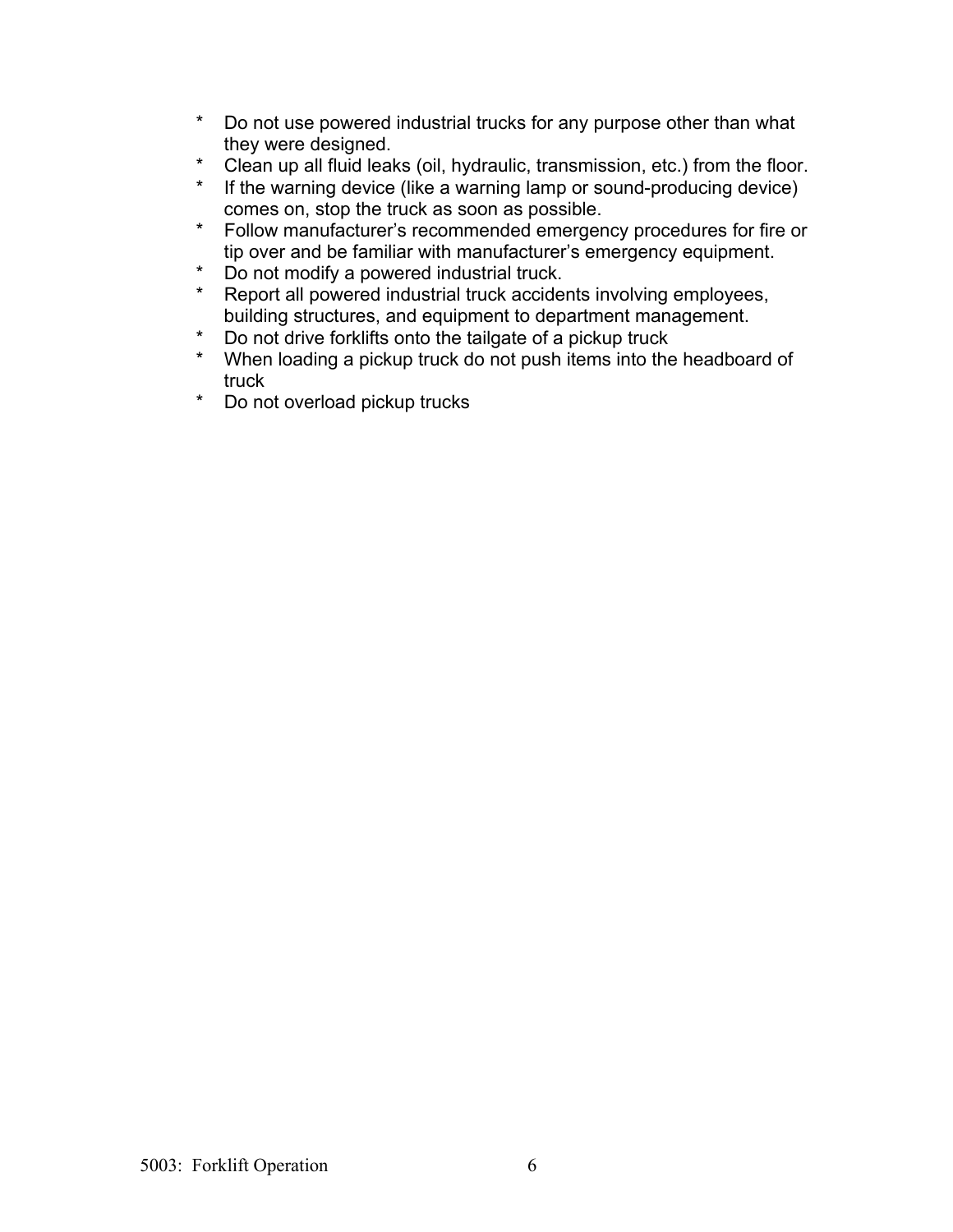* Do not use powered industrial trucks for any purpose other than what they were designed.
* Clean up all fluid leaks (oil, hydraulic, transmission, etc.) from the floor.
* If the warning device (like a warning lamp or sound-producing device) comes on, stop the truck as soon as possible.
* Follow manufacturer's recommended emergency procedures for fire or tip over and be familiar with manufacturer's emergency equipment.
* Do not modify a powered industrial truck.
* Report all powered industrial truck accidents involving employees, building structures, and equipment to department management.
* Do not drive forklifts onto the tailgate of a pickup truck
* When loading a pickup truck do not push items into the headboard of truck
* Do not overload pickup trucks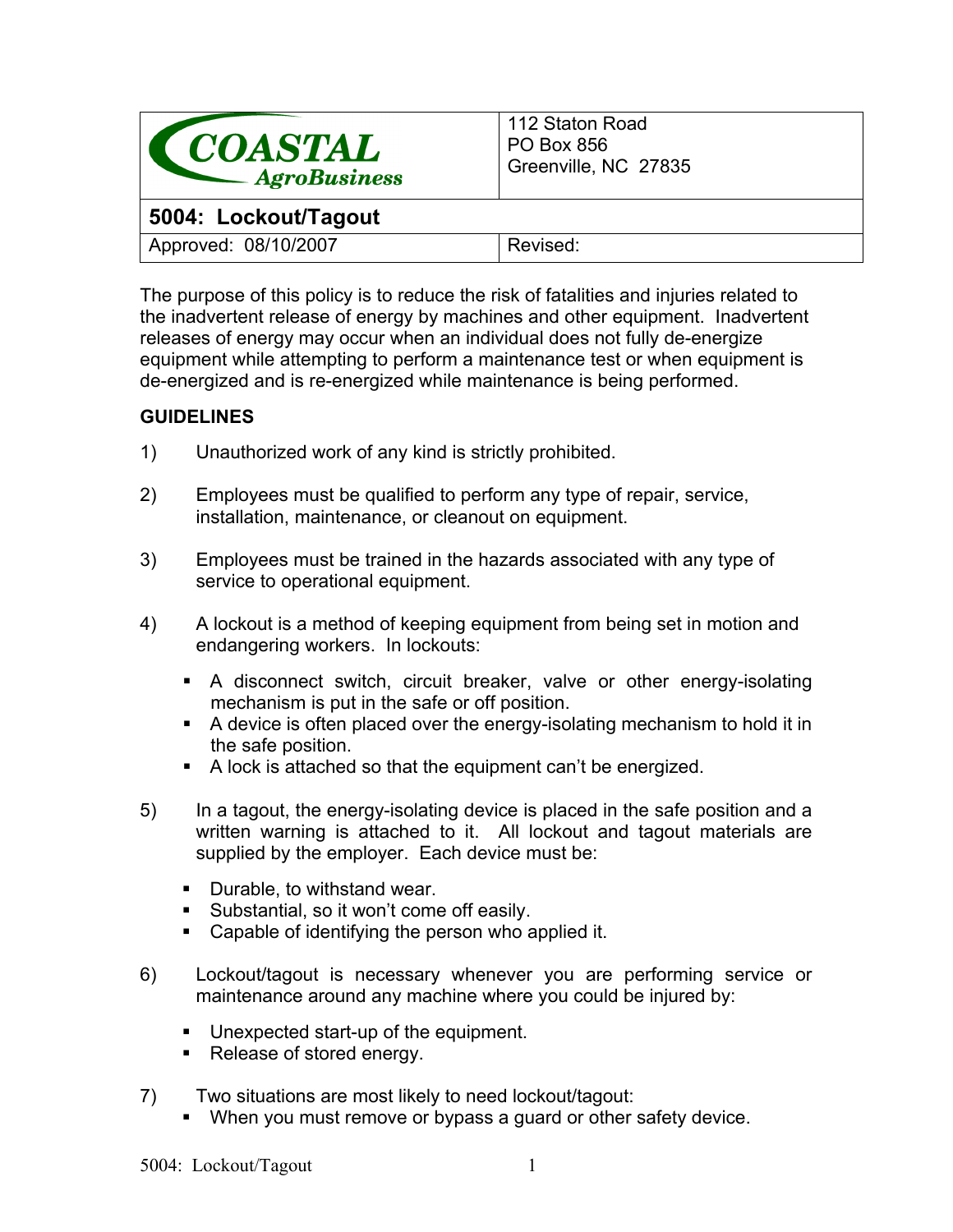| COASTAL AgroBusiness | 112 Staton Road<br>PO Box 856<br>Greenville, NC 27835 |
| --- | --- |
| **5004: Lockout/Tagout** | |
| Approved: 08/10/2007 | Revised: |

The purpose of this policy is to reduce the risk of fatalities and injuries related to the inadvertent release of energy by machines and other equipment. Inadvertent releases of energy may occur when an individual does not fully de-energize equipment while attempting to perform a maintenance test or when equipment is de-energized and is re-energized while maintenance is being performed.

**GUIDELINES**

1) Unauthorized work of any kind is strictly prohibited.

2) Employees must be qualified to perform any type of repair, service, installation, maintenance, or cleanout on equipment.

3) Employees must be trained in the hazards associated with any type of service to operational equipment.

4) A lockout is a method of keeping equipment from being set in motion and endangering workers. In lockouts:
   - A disconnect switch, circuit breaker, valve or other energy-isolating mechanism is put in the safe or off position.
   - A device is often placed over the energy-isolating mechanism to hold it in the safe position.
   - A lock is attached so that the equipment can't be energized.

5) In a tagout, the energy-isolating device is placed in the safe position and a written warning is attached to it. All lockout and tagout materials are supplied by the employer. Each device must be:
   - Durable, to withstand wear.
   - Substantial, so it won't come off easily.
   - Capable of identifying the person who applied it.

6) Lockout/tagout is necessary whenever you are performing service or maintenance around any machine where you could be injured by:
   - Unexpected start-up of the equipment.
   - Release of stored energy.

7) Two situations are most likely to need lockout/tagout:
   - When you must remove or bypass a guard or other safety device.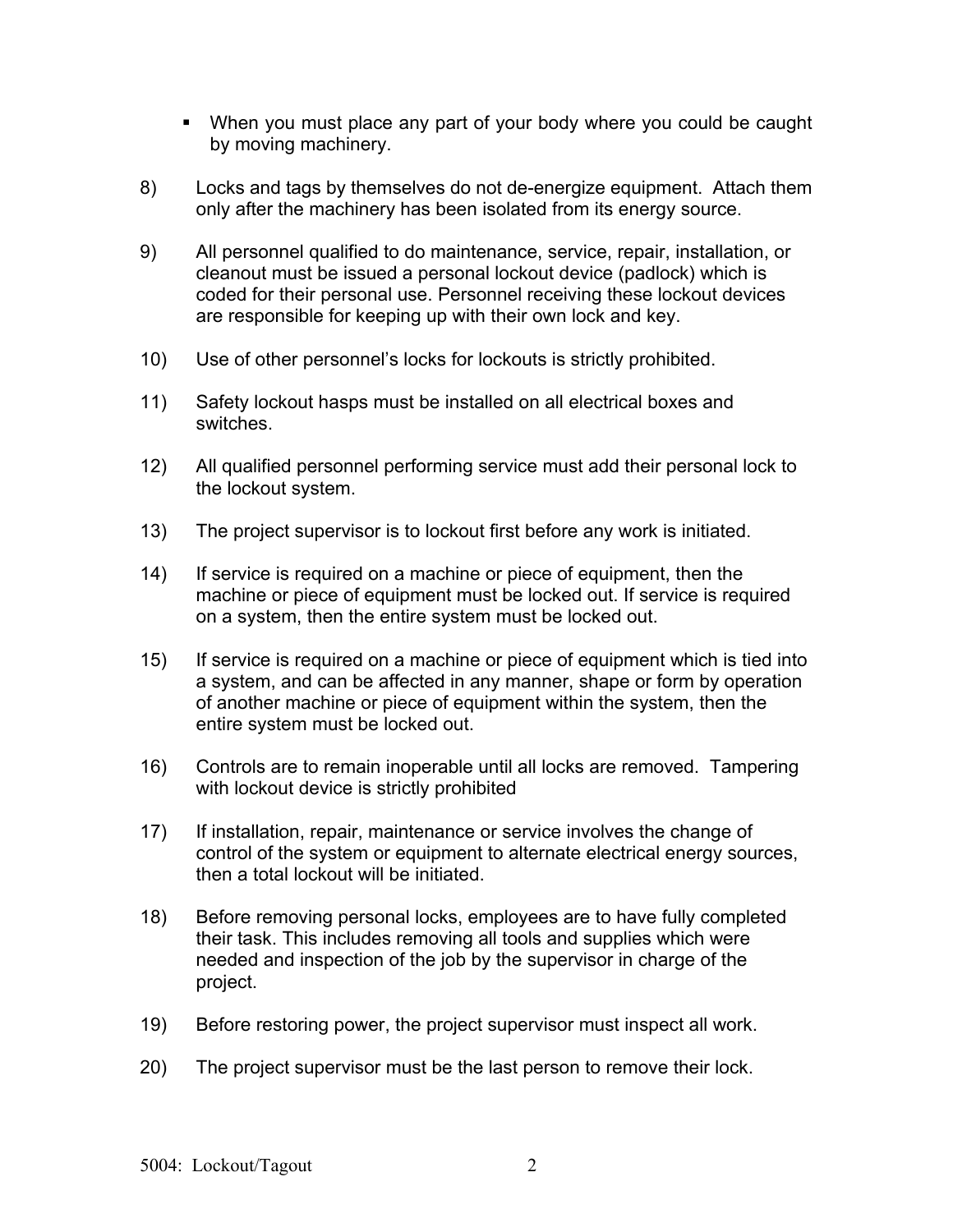- When you must place any part of your body where you could be caught by moving machinery.

8) Locks and tags by themselves do not de-energize equipment. Attach them only after the machinery has been isolated from its energy source.

9) All personnel qualified to do maintenance, service, repair, installation, or cleanout must be issued a personal lockout device (padlock) which is coded for their personal use. Personnel receiving these lockout devices are responsible for keeping up with their own lock and key.

10) Use of other personnel's locks for lockouts is strictly prohibited.

11) Safety lockout hasps must be installed on all electrical boxes and switches.

12) All qualified personnel performing service must add their personal lock to the lockout system.

13) The project supervisor is to lockout first before any work is initiated.

14) If service is required on a machine or piece of equipment, then the machine or piece of equipment must be locked out. If service is required on a system, then the entire system must be locked out.

15) If service is required on a machine or piece of equipment which is tied into a system, and can be affected in any manner, shape or form by operation of another machine or piece of equipment within the system, then the entire system must be locked out.

16) Controls are to remain inoperable until all locks are removed. Tampering with lockout device is strictly prohibited

17) If installation, repair, maintenance or service involves the change of control of the system or equipment to alternate electrical energy sources, then a total lockout will be initiated.

18) Before removing personal locks, employees are to have fully completed their task. This includes removing all tools and supplies which were needed and inspection of the job by the supervisor in charge of the project.

19) Before restoring power, the project supervisor must inspect all work.

20) The project supervisor must be the last person to remove their lock.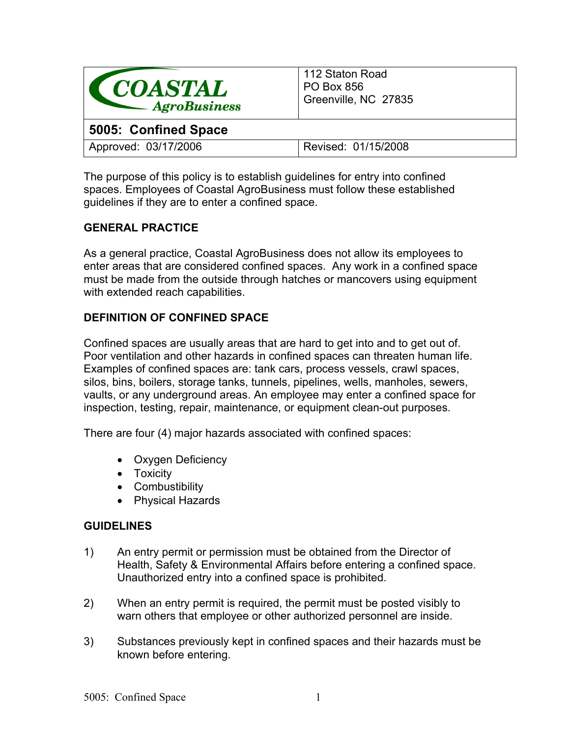| COASTAL AgroBusiness | 112 Staton Road<br>PO Box 856<br>Greenville, NC 27835 |
|---|---|
| **5005: Confined Space** | |
| Approved: 03/17/2006 | Revised: 01/15/2008 |

The purpose of this policy is to establish guidelines for entry into confined spaces. Employees of Coastal AgroBusiness must follow these established guidelines if they are to enter a confined space.

## GENERAL PRACTICE

As a general practice, Coastal AgroBusiness does not allow its employees to enter areas that are considered confined spaces. Any work in a confined space must be made from the outside through hatches or mancovers using equipment with extended reach capabilities.

## DEFINITION OF CONFINED SPACE

Confined spaces are usually areas that are hard to get into and to get out of. Poor ventilation and other hazards in confined spaces can threaten human life. Examples of confined spaces are: tank cars, process vessels, crawl spaces, silos, bins, boilers, storage tanks, tunnels, pipelines, wells, manholes, sewers, vaults, or any underground areas. An employee may enter a confined space for inspection, testing, repair, maintenance, or equipment clean-out purposes.

There are four (4) major hazards associated with confined spaces:

- Oxygen Deficiency
- Toxicity
- Combustibility
- Physical Hazards

## GUIDELINES

1) An entry permit or permission must be obtained from the Director of Health, Safety & Environmental Affairs before entering a confined space. Unauthorized entry into a confined space is prohibited.

2) When an entry permit is required, the permit must be posted visibly to warn others that employee or other authorized personnel are inside.

3) Substances previously kept in confined spaces and their hazards must be known before entering.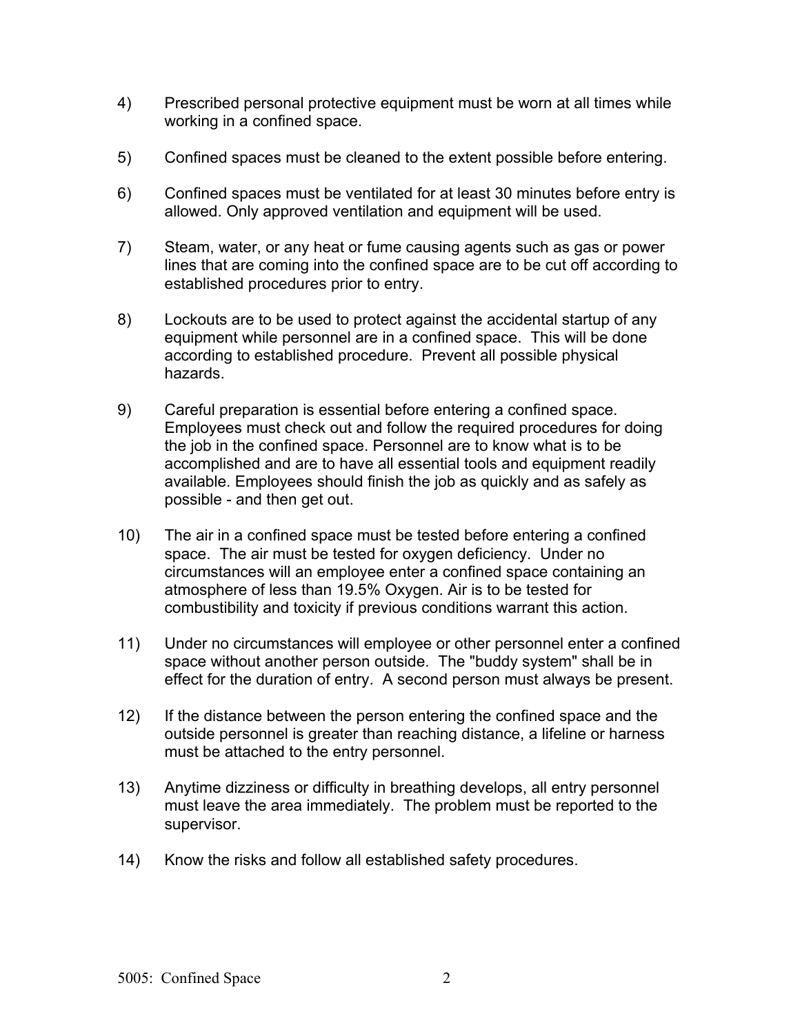4) Prescribed personal protective equipment must be worn at all times while working in a confined space.

5) Confined spaces must be cleaned to the extent possible before entering.

6) Confined spaces must be ventilated for at least 30 minutes before entry is allowed. Only approved ventilation and equipment will be used.

7) Steam, water, or any heat or fume causing agents such as gas or power lines that are coming into the confined space are to be cut off according to established procedures prior to entry.

8) Lockouts are to be used to protect against the accidental startup of any equipment while personnel are in a confined space. This will be done according to established procedure. Prevent all possible physical hazards.

9) Careful preparation is essential before entering a confined space. Employees must check out and follow the required procedures for doing the job in the confined space. Personnel are to know what is to be accomplished and are to have all essential tools and equipment readily available. Employees should finish the job as quickly and as safely as possible - and then get out.

10) The air in a confined space must be tested before entering a confined space. The air must be tested for oxygen deficiency. Under no circumstances will an employee enter a confined space containing an atmosphere of less than 19.5% Oxygen. Air is to be tested for combustibility and toxicity if previous conditions warrant this action.

11) Under no circumstances will employee or other personnel enter a confined space without another person outside. The "buddy system" shall be in effect for the duration of entry. A second person must always be present.

12) If the distance between the person entering the confined space and the outside personnel is greater than reaching distance, a lifeline or harness must be attached to the entry personnel.

13) Anytime dizziness or difficulty in breathing develops, all entry personnel must leave the area immediately. The problem must be reported to the supervisor.

14) Know the risks and follow all established safety procedures.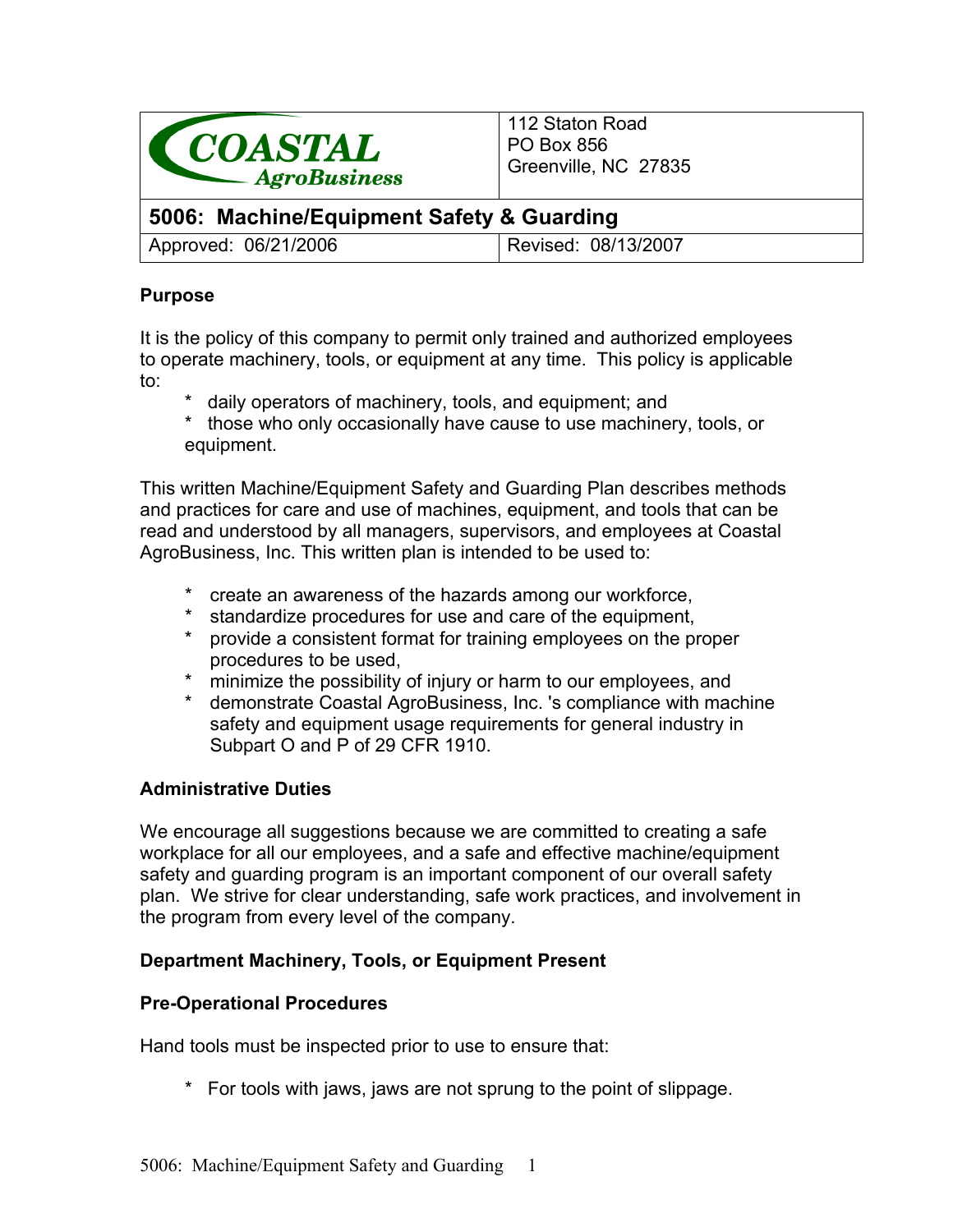| COASTAL AgroBusiness | 112 Staton Road<br>PO Box 856<br>Greenville, NC 27835 |
|---|---|
| **5006: Machine/Equipment Safety & Guarding** | |
| Approved: 06/21/2006 | Revised: 08/13/2007 |

### Purpose

It is the policy of this company to permit only trained and authorized employees to operate machinery, tools, or equipment at any time. This policy is applicable to:

- daily operators of machinery, tools, and equipment; and
- those who only occasionally have cause to use machinery, tools, or equipment.

This written Machine/Equipment Safety and Guarding Plan describes methods and practices for care and use of machines, equipment, and tools that can be read and understood by all managers, supervisors, and employees at Coastal AgroBusiness, Inc. This written plan is intended to be used to:

- create an awareness of the hazards among our workforce,
- standardize procedures for use and care of the equipment,
- provide a consistent format for training employees on the proper procedures to be used,
- minimize the possibility of injury or harm to our employees, and
- demonstrate Coastal AgroBusiness, Inc. 's compliance with machine safety and equipment usage requirements for general industry in Subpart O and P of 29 CFR 1910.

### Administrative Duties

We encourage all suggestions because we are committed to creating a safe workplace for all our employees, and a safe and effective machine/equipment safety and guarding program is an important component of our overall safety plan. We strive for clear understanding, safe work practices, and involvement in the program from every level of the company.

### Department Machinery, Tools, or Equipment Present

### Pre-Operational Procedures

Hand tools must be inspected prior to use to ensure that:

- For tools with jaws, jaws are not sprung to the point of slippage.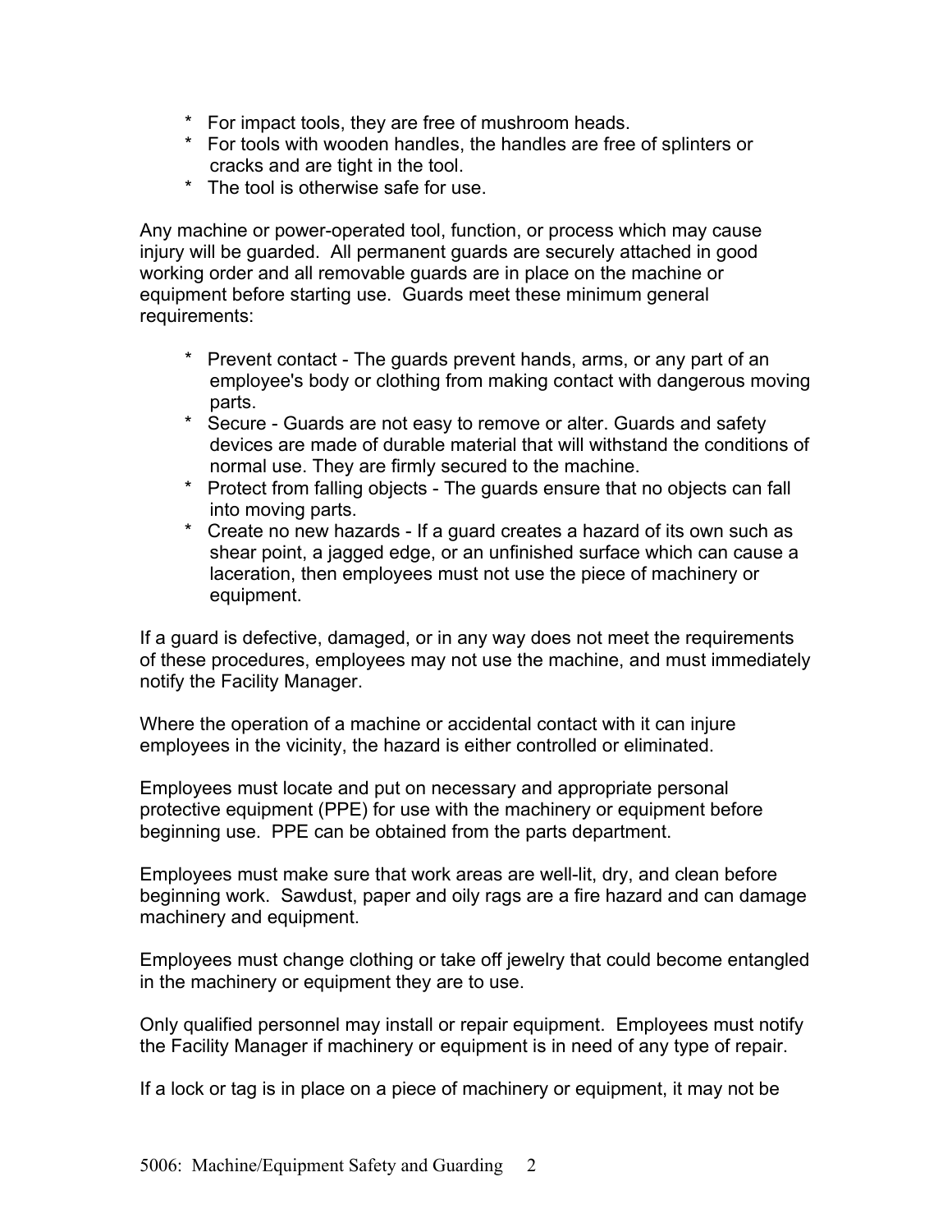* For impact tools, they are free of mushroom heads.
* For tools with wooden handles, the handles are free of splinters or cracks and are tight in the tool.
* The tool is otherwise safe for use.

Any machine or power-operated tool, function, or process which may cause injury will be guarded. All permanent guards are securely attached in good working order and all removable guards are in place on the machine or equipment before starting use. Guards meet these minimum general requirements:

* Prevent contact - The guards prevent hands, arms, or any part of an employee's body or clothing from making contact with dangerous moving parts.
* Secure - Guards are not easy to remove or alter. Guards and safety devices are made of durable material that will withstand the conditions of normal use. They are firmly secured to the machine.
* Protect from falling objects - The guards ensure that no objects can fall into moving parts.
* Create no new hazards - If a guard creates a hazard of its own such as shear point, a jagged edge, or an unfinished surface which can cause a laceration, then employees must not use the piece of machinery or equipment.

If a guard is defective, damaged, or in any way does not meet the requirements of these procedures, employees may not use the machine, and must immediately notify the Facility Manager.

Where the operation of a machine or accidental contact with it can injure employees in the vicinity, the hazard is either controlled or eliminated.

Employees must locate and put on necessary and appropriate personal protective equipment (PPE) for use with the machinery or equipment before beginning use. PPE can be obtained from the parts department.

Employees must make sure that work areas are well-lit, dry, and clean before beginning work. Sawdust, paper and oily rags are a fire hazard and can damage machinery and equipment.

Employees must change clothing or take off jewelry that could become entangled in the machinery or equipment they are to use.

Only qualified personnel may install or repair equipment. Employees must notify the Facility Manager if machinery or equipment is in need of any type of repair.

If a lock or tag is in place on a piece of machinery or equipment, it may not be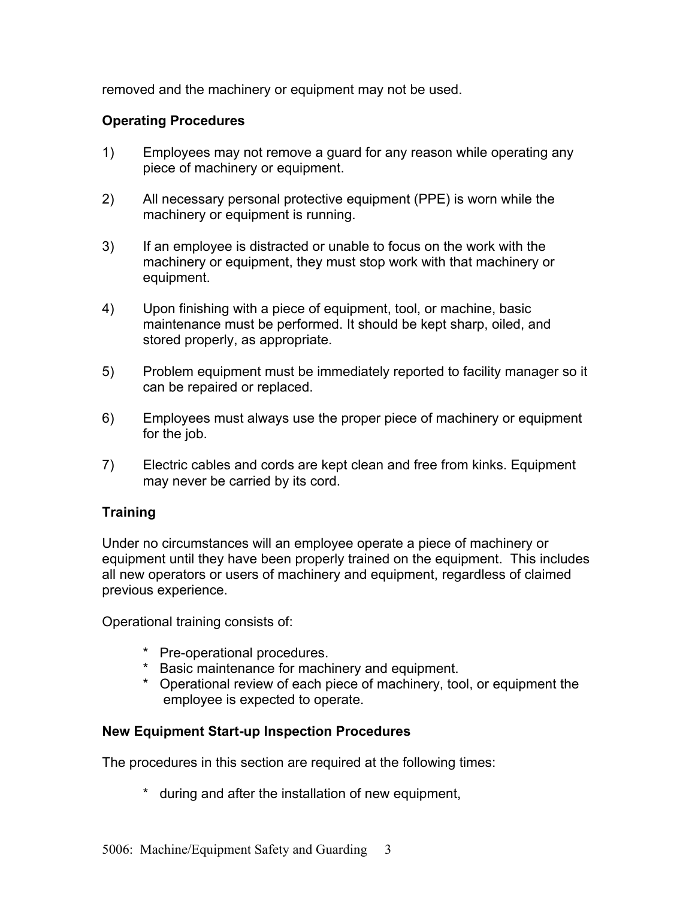removed and the machinery or equipment may not be used.

**Operating Procedures**

1) Employees may not remove a guard for any reason while operating any piece of machinery or equipment.

2) All necessary personal protective equipment (PPE) is worn while the machinery or equipment is running.

3) If an employee is distracted or unable to focus on the work with the machinery or equipment, they must stop work with that machinery or equipment.

4) Upon finishing with a piece of equipment, tool, or machine, basic maintenance must be performed. It should be kept sharp, oiled, and stored properly, as appropriate.

5) Problem equipment must be immediately reported to facility manager so it can be repaired or replaced.

6) Employees must always use the proper piece of machinery or equipment for the job.

7) Electric cables and cords are kept clean and free from kinks. Equipment may never be carried by its cord.

**Training**

Under no circumstances will an employee operate a piece of machinery or equipment until they have been properly trained on the equipment. This includes all new operators or users of machinery and equipment, regardless of claimed previous experience.

Operational training consists of:

* Pre-operational procedures.
* Basic maintenance for machinery and equipment.
* Operational review of each piece of machinery, tool, or equipment the employee is expected to operate.

**New Equipment Start-up Inspection Procedures**

The procedures in this section are required at the following times:

* during and after the installation of new equipment,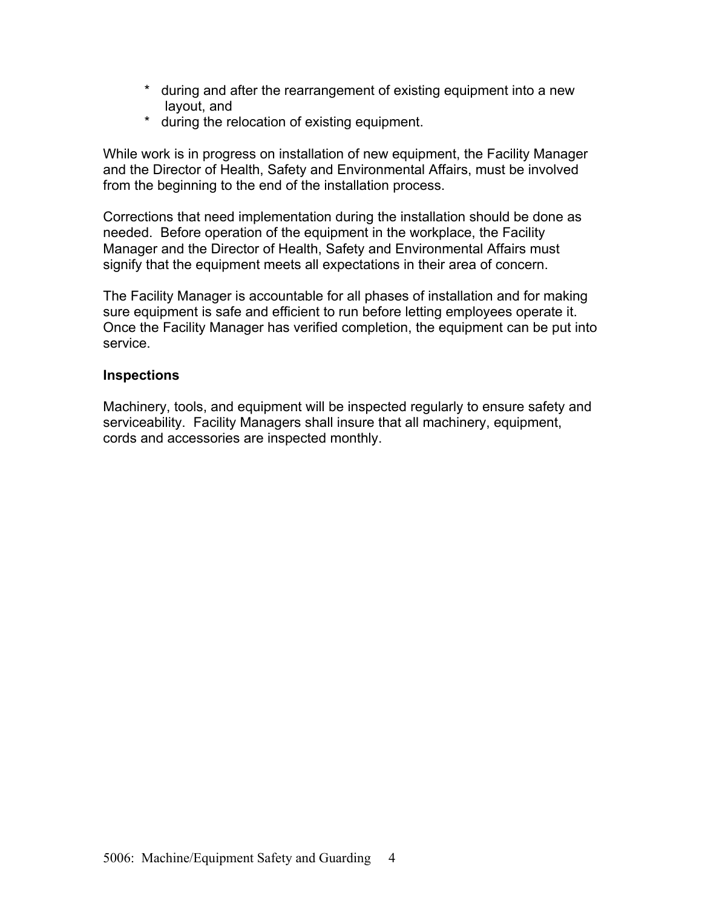* during and after the rearrangement of existing equipment into a new layout, and
* during the relocation of existing equipment.

While work is in progress on installation of new equipment, the Facility Manager and the Director of Health, Safety and Environmental Affairs, must be involved from the beginning to the end of the installation process.

Corrections that need implementation during the installation should be done as needed. Before operation of the equipment in the workplace, the Facility Manager and the Director of Health, Safety and Environmental Affairs must signify that the equipment meets all expectations in their area of concern.

The Facility Manager is accountable for all phases of installation and for making sure equipment is safe and efficient to run before letting employees operate it. Once the Facility Manager has verified completion, the equipment can be put into service.

**Inspections**

Machinery, tools, and equipment will be inspected regularly to ensure safety and serviceability. Facility Managers shall insure that all machinery, equipment, cords and accessories are inspected monthly.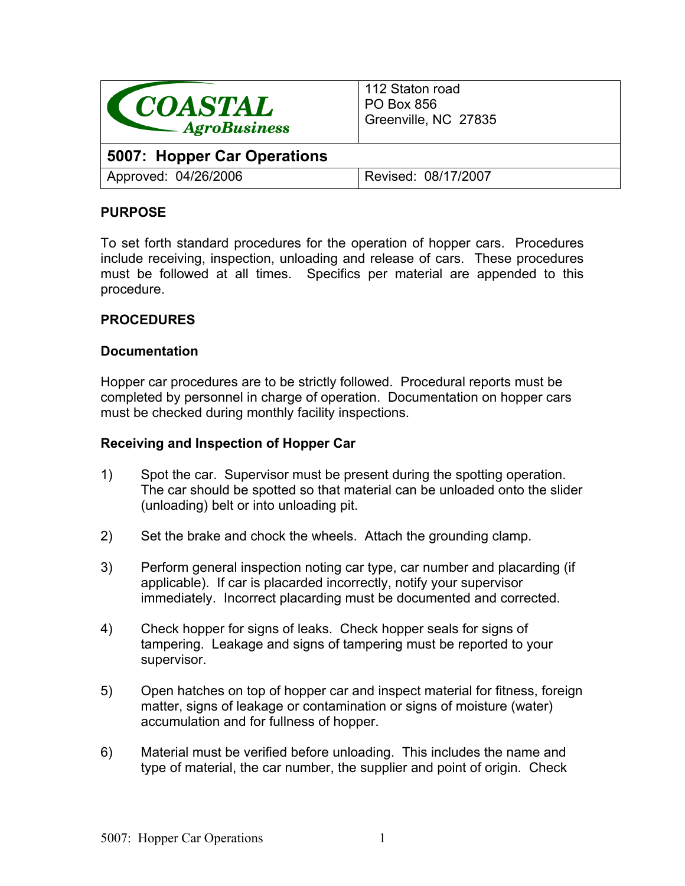| COASTAL AgroBusiness | 112 Staton road<br>PO Box 856<br>Greenville, NC 27835 |
|---|---|
| **5007: Hopper Car Operations** | |
| Approved: 04/26/2006 | Revised: 08/17/2007 |

**PURPOSE**

To set forth standard procedures for the operation of hopper cars. Procedures include receiving, inspection, unloading and release of cars. These procedures must be followed at all times. Specifics per material are appended to this procedure.

**PROCEDURES**

**Documentation**

Hopper car procedures are to be strictly followed. Procedural reports must be completed by personnel in charge of operation. Documentation on hopper cars must be checked during monthly facility inspections.

**Receiving and Inspection of Hopper Car**

1) Spot the car. Supervisor must be present during the spotting operation. The car should be spotted so that material can be unloaded onto the slider (unloading) belt or into unloading pit.

2) Set the brake and chock the wheels. Attach the grounding clamp.

3) Perform general inspection noting car type, car number and placarding (if applicable). If car is placarded incorrectly, notify your supervisor immediately. Incorrect placarding must be documented and corrected.

4) Check hopper for signs of leaks. Check hopper seals for signs of tampering. Leakage and signs of tampering must be reported to your supervisor.

5) Open hatches on top of hopper car and inspect material for fitness, foreign matter, signs of leakage or contamination or signs of moisture (water) accumulation and for fullness of hopper.

6) Material must be verified before unloading. This includes the name and type of material, the car number, the supplier and point of origin. Check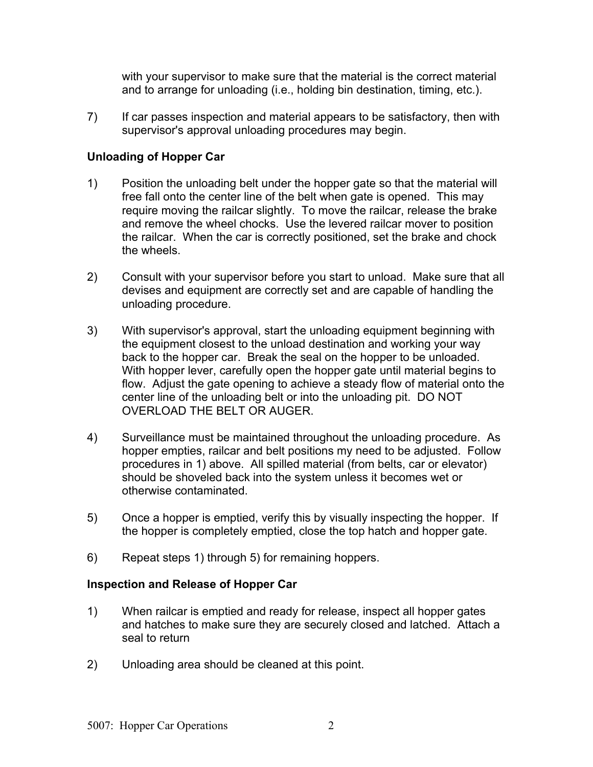with your supervisor to make sure that the material is the correct material and to arrange for unloading (i.e., holding bin destination, timing, etc.).

7) If car passes inspection and material appears to be satisfactory, then with supervisor's approval unloading procedures may begin.

**Unloading of Hopper Car**

1) Position the unloading belt under the hopper gate so that the material will free fall onto the center line of the belt when gate is opened. This may require moving the railcar slightly. To move the railcar, release the brake and remove the wheel chocks. Use the levered railcar mover to position the railcar. When the car is correctly positioned, set the brake and chock the wheels.

2) Consult with your supervisor before you start to unload. Make sure that all devises and equipment are correctly set and are capable of handling the unloading procedure.

3) With supervisor's approval, start the unloading equipment beginning with the equipment closest to the unload destination and working your way back to the hopper car. Break the seal on the hopper to be unloaded. With hopper lever, carefully open the hopper gate until material begins to flow. Adjust the gate opening to achieve a steady flow of material onto the center line of the unloading belt or into the unloading pit. DO NOT OVERLOAD THE BELT OR AUGER.

4) Surveillance must be maintained throughout the unloading procedure. As hopper empties, railcar and belt positions my need to be adjusted. Follow procedures in 1) above. All spilled material (from belts, car or elevator) should be shoveled back into the system unless it becomes wet or otherwise contaminated.

5) Once a hopper is emptied, verify this by visually inspecting the hopper. If the hopper is completely emptied, close the top hatch and hopper gate.

6) Repeat steps 1) through 5) for remaining hoppers.

**Inspection and Release of Hopper Car**

1) When railcar is emptied and ready for release, inspect all hopper gates and hatches to make sure they are securely closed and latched. Attach a seal to return

2) Unloading area should be cleaned at this point.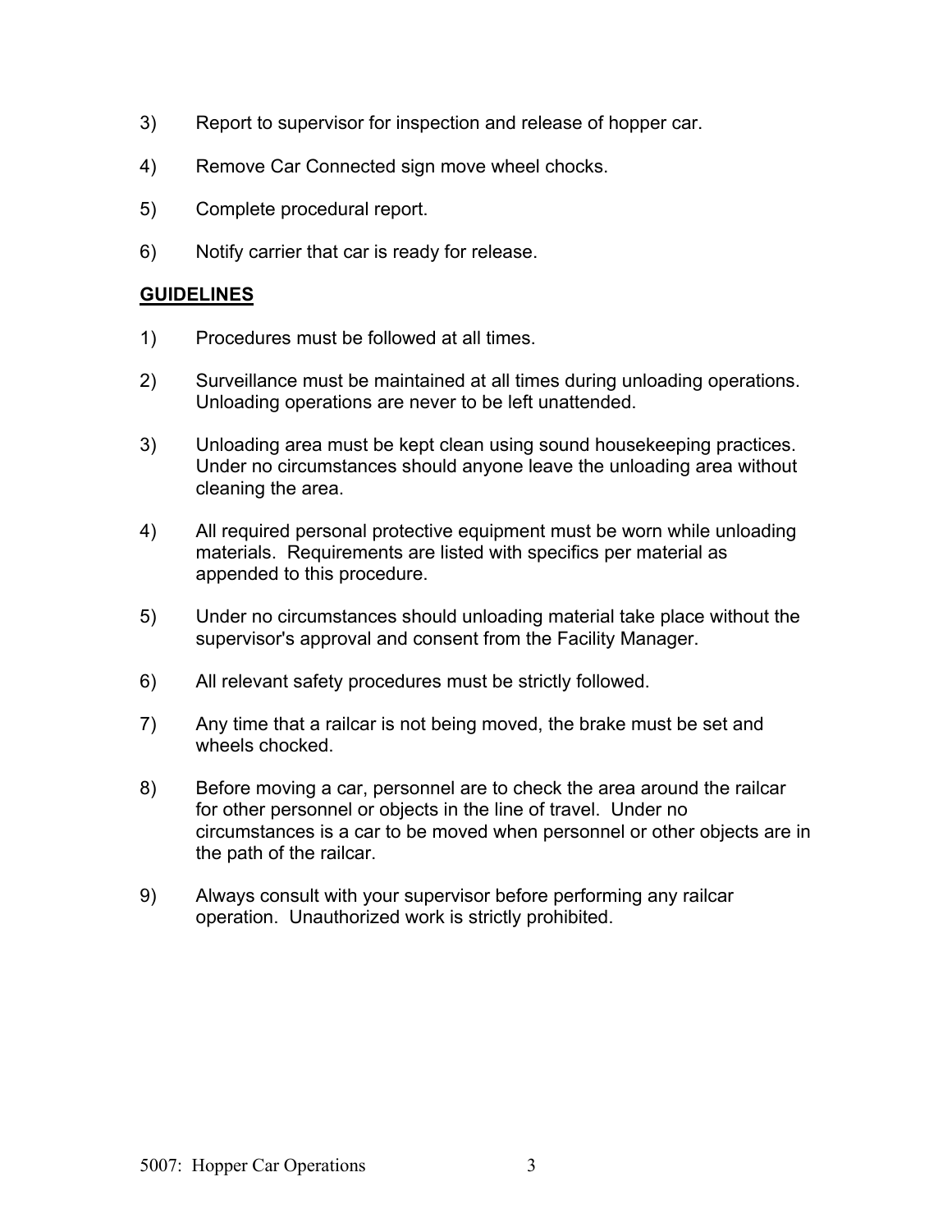3) Report to supervisor for inspection and release of hopper car.

4) Remove Car Connected sign move wheel chocks.

5) Complete procedural report.

6) Notify carrier that car is ready for release.

**GUIDELINES**

1) Procedures must be followed at all times.

2) Surveillance must be maintained at all times during unloading operations. Unloading operations are never to be left unattended.

3) Unloading area must be kept clean using sound housekeeping practices. Under no circumstances should anyone leave the unloading area without cleaning the area.

4) All required personal protective equipment must be worn while unloading materials. Requirements are listed with specifics per material as appended to this procedure.

5) Under no circumstances should unloading material take place without the supervisor's approval and consent from the Facility Manager.

6) All relevant safety procedures must be strictly followed.

7) Any time that a railcar is not being moved, the brake must be set and wheels chocked.

8) Before moving a car, personnel are to check the area around the railcar for other personnel or objects in the line of travel. Under no circumstances is a car to be moved when personnel or other objects are in the path of the railcar.

9) Always consult with your supervisor before performing any railcar operation. Unauthorized work is strictly prohibited.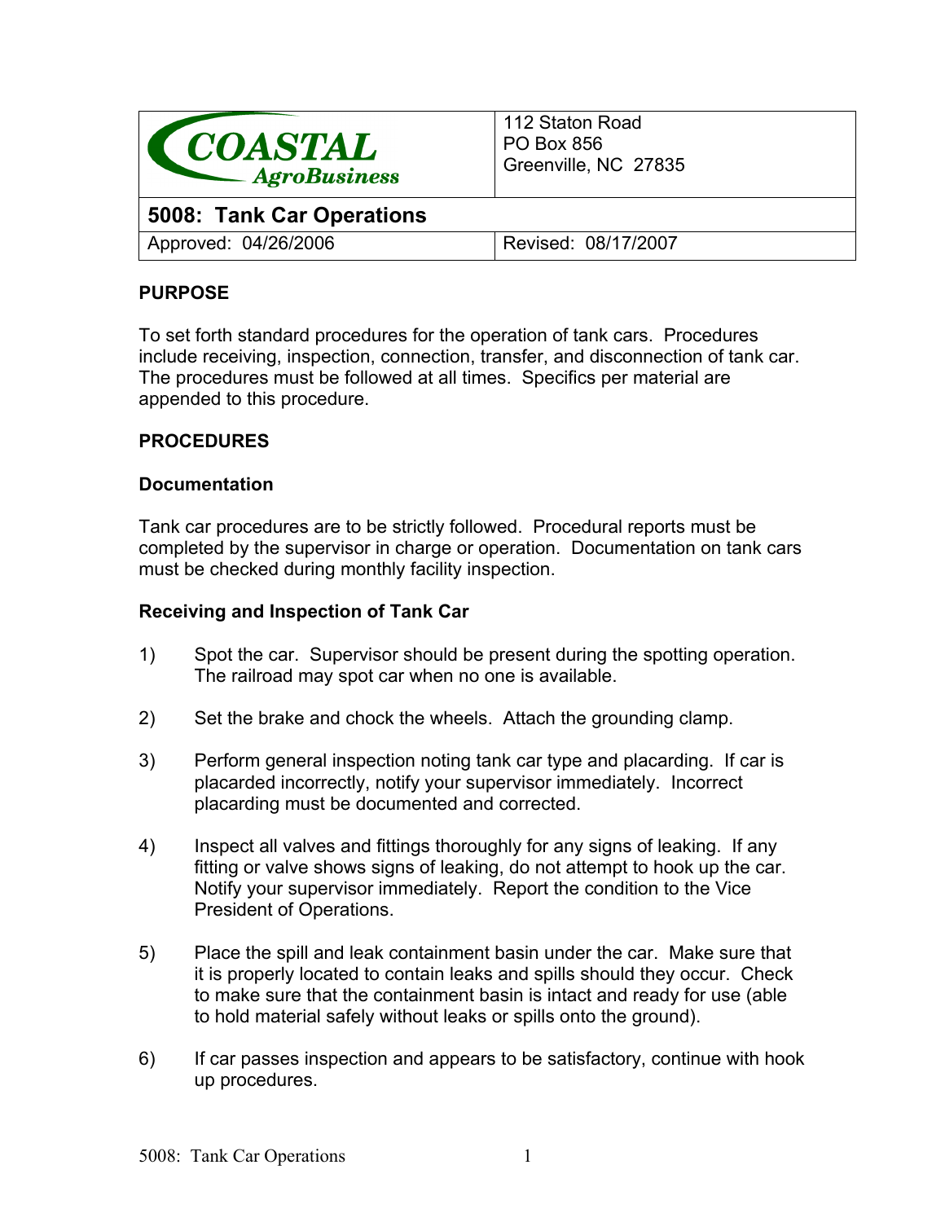| COASTAL AgroBusiness | 112 Staton Road<br>PO Box 856<br>Greenville, NC 27835 |
|---|---|
| **5008: Tank Car Operations** | |
| Approved: 04/26/2006 | Revised: 08/17/2007 |

## PURPOSE

To set forth standard procedures for the operation of tank cars. Procedures include receiving, inspection, connection, transfer, and disconnection of tank car. The procedures must be followed at all times. Specifics per material are appended to this procedure.

## PROCEDURES

### Documentation

Tank car procedures are to be strictly followed. Procedural reports must be completed by the supervisor in charge or operation. Documentation on tank cars must be checked during monthly facility inspection.

### Receiving and Inspection of Tank Car

1) Spot the car. Supervisor should be present during the spotting operation. The railroad may spot car when no one is available.

2) Set the brake and chock the wheels. Attach the grounding clamp.

3) Perform general inspection noting tank car type and placarding. If car is placarded incorrectly, notify your supervisor immediately. Incorrect placarding must be documented and corrected.

4) Inspect all valves and fittings thoroughly for any signs of leaking. If any fitting or valve shows signs of leaking, do not attempt to hook up the car. Notify your supervisor immediately. Report the condition to the Vice President of Operations.

5) Place the spill and leak containment basin under the car. Make sure that it is properly located to contain leaks and spills should they occur. Check to make sure that the containment basin is intact and ready for use (able to hold material safely without leaks or spills onto the ground).

6) If car passes inspection and appears to be satisfactory, continue with hook up procedures.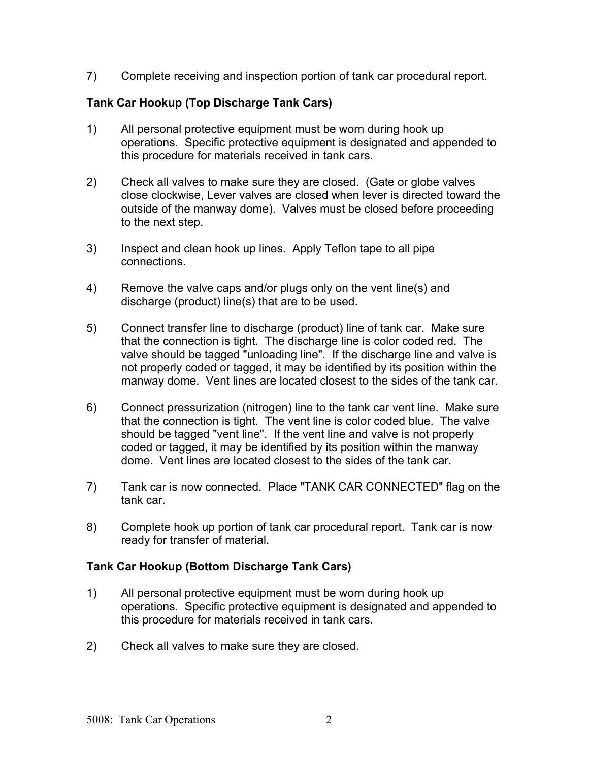7) Complete receiving and inspection portion of tank car procedural report.

**Tank Car Hookup (Top Discharge Tank Cars)**

1) All personal protective equipment must be worn during hook up operations. Specific protective equipment is designated and appended to this procedure for materials received in tank cars.

2) Check all valves to make sure they are closed. (Gate or globe valves close clockwise, Lever valves are closed when lever is directed toward the outside of the manway dome). Valves must be closed before proceeding to the next step.

3) Inspect and clean hook up lines. Apply Teflon tape to all pipe connections.

4) Remove the valve caps and/or plugs only on the vent line(s) and discharge (product) line(s) that are to be used.

5) Connect transfer line to discharge (product) line of tank car. Make sure that the connection is tight. The discharge line is color coded red. The valve should be tagged "unloading line". If the discharge line and valve is not properly coded or tagged, it may be identified by its position within the manway dome. Vent lines are located closest to the sides of the tank car.

6) Connect pressurization (nitrogen) line to the tank car vent line. Make sure that the connection is tight. The vent line is color coded blue. The valve should be tagged "vent line". If the vent line and valve is not properly coded or tagged, it may be identified by its position within the manway dome. Vent lines are located closest to the sides of the tank car.

7) Tank car is now connected. Place "TANK CAR CONNECTED" flag on the tank car.

8) Complete hook up portion of tank car procedural report. Tank car is now ready for transfer of material.

**Tank Car Hookup (Bottom Discharge Tank Cars)**

1) All personal protective equipment must be worn during hook up operations. Specific protective equipment is designated and appended to this procedure for materials received in tank cars.

2) Check all valves to make sure they are closed.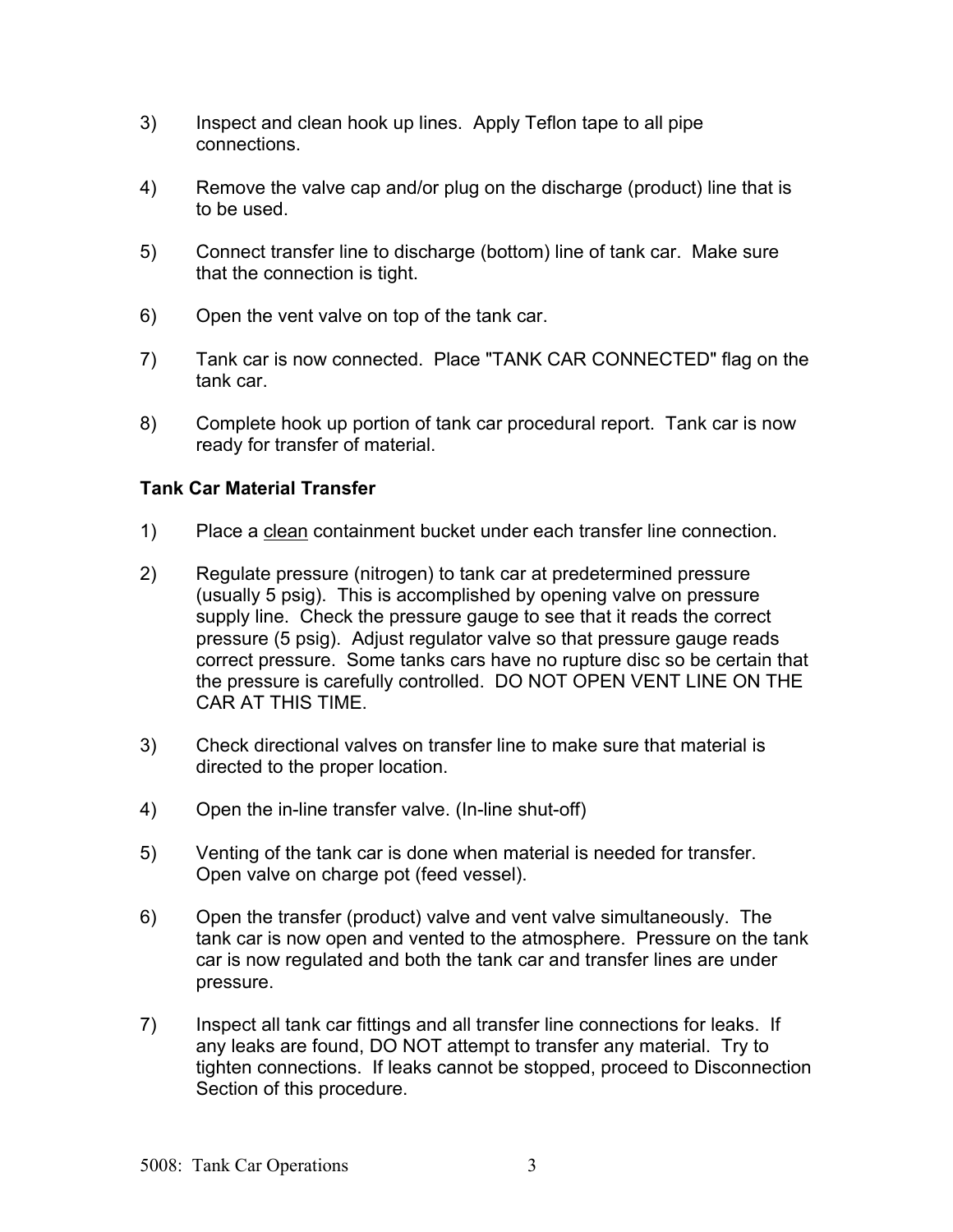3) Inspect and clean hook up lines. Apply Teflon tape to all pipe connections.

4) Remove the valve cap and/or plug on the discharge (product) line that is to be used.

5) Connect transfer line to discharge (bottom) line of tank car. Make sure that the connection is tight.

6) Open the vent valve on top of the tank car.

7) Tank car is now connected. Place "TANK CAR CONNECTED" flag on the tank car.

8) Complete hook up portion of tank car procedural report. Tank car is now ready for transfer of material.

**Tank Car Material Transfer**

1) Place a <u>clean</u> containment bucket under each transfer line connection.

2) Regulate pressure (nitrogen) to tank car at predetermined pressure (usually 5 psig). This is accomplished by opening valve on pressure supply line. Check the pressure gauge to see that it reads the correct pressure (5 psig). Adjust regulator valve so that pressure gauge reads correct pressure. Some tanks cars have no rupture disc so be certain that the pressure is carefully controlled. DO NOT OPEN VENT LINE ON THE CAR AT THIS TIME.

3) Check directional valves on transfer line to make sure that material is directed to the proper location.

4) Open the in-line transfer valve. (In-line shut-off)

5) Venting of the tank car is done when material is needed for transfer. Open valve on charge pot (feed vessel).

6) Open the transfer (product) valve and vent valve simultaneously. The tank car is now open and vented to the atmosphere. Pressure on the tank car is now regulated and both the tank car and transfer lines are under pressure.

7) Inspect all tank car fittings and all transfer line connections for leaks. If any leaks are found, DO NOT attempt to transfer any material. Try to tighten connections. If leaks cannot be stopped, proceed to Disconnection Section of this procedure.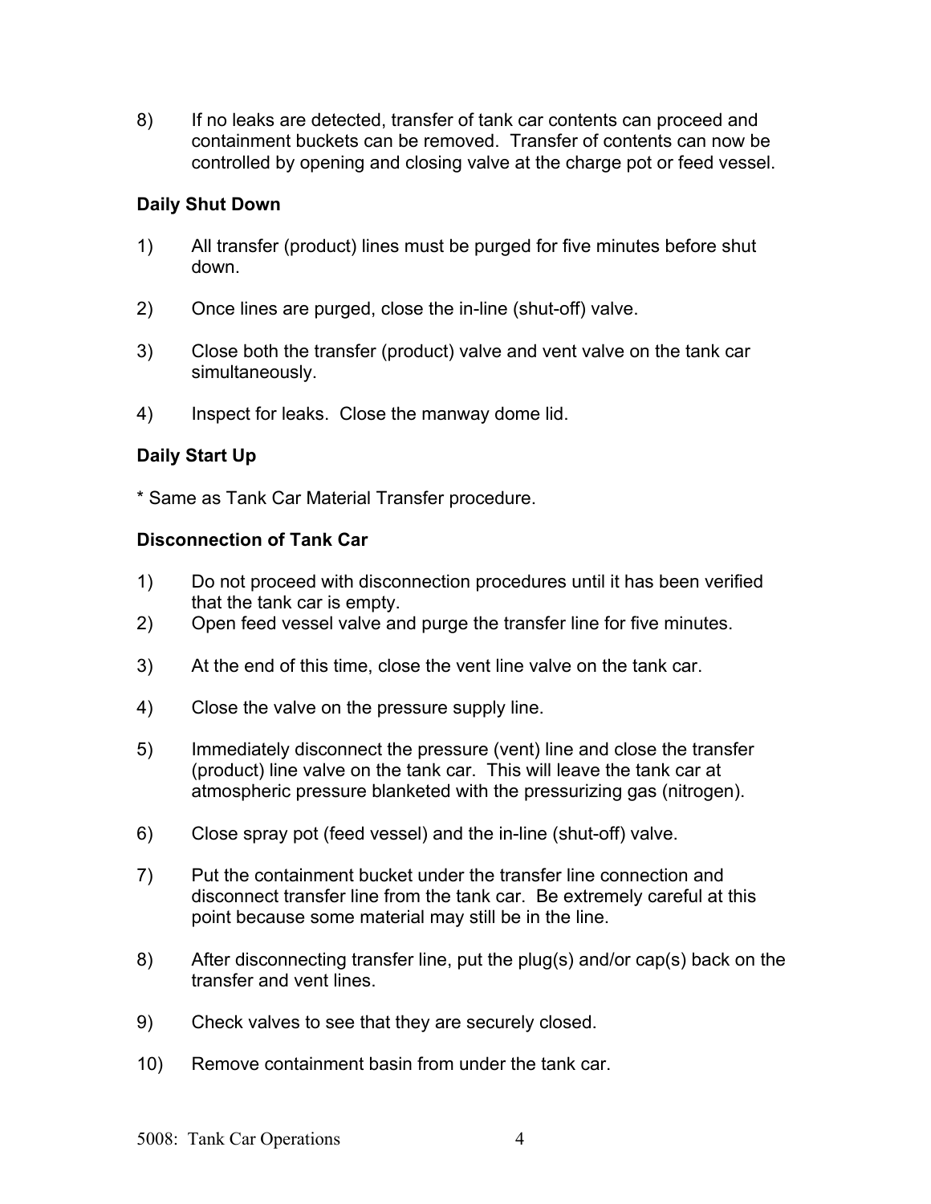8) If no leaks are detected, transfer of tank car contents can proceed and containment buckets can be removed. Transfer of contents can now be controlled by opening and closing valve at the charge pot or feed vessel.

**Daily Shut Down**

1) All transfer (product) lines must be purged for five minutes before shut down.

2) Once lines are purged, close the in-line (shut-off) valve.

3) Close both the transfer (product) valve and vent valve on the tank car simultaneously.

4) Inspect for leaks. Close the manway dome lid.

**Daily Start Up**

* Same as Tank Car Material Transfer procedure.

**Disconnection of Tank Car**

1) Do not proceed with disconnection procedures until it has been verified that the tank car is empty.

2) Open feed vessel valve and purge the transfer line for five minutes.

3) At the end of this time, close the vent line valve on the tank car.

4) Close the valve on the pressure supply line.

5) Immediately disconnect the pressure (vent) line and close the transfer (product) line valve on the tank car. This will leave the tank car at atmospheric pressure blanketed with the pressurizing gas (nitrogen).

6) Close spray pot (feed vessel) and the in-line (shut-off) valve.

7) Put the containment bucket under the transfer line connection and disconnect transfer line from the tank car. Be extremely careful at this point because some material may still be in the line.

8) After disconnecting transfer line, put the plug(s) and/or cap(s) back on the transfer and vent lines.

9) Check valves to see that they are securely closed.

10) Remove containment basin from under the tank car.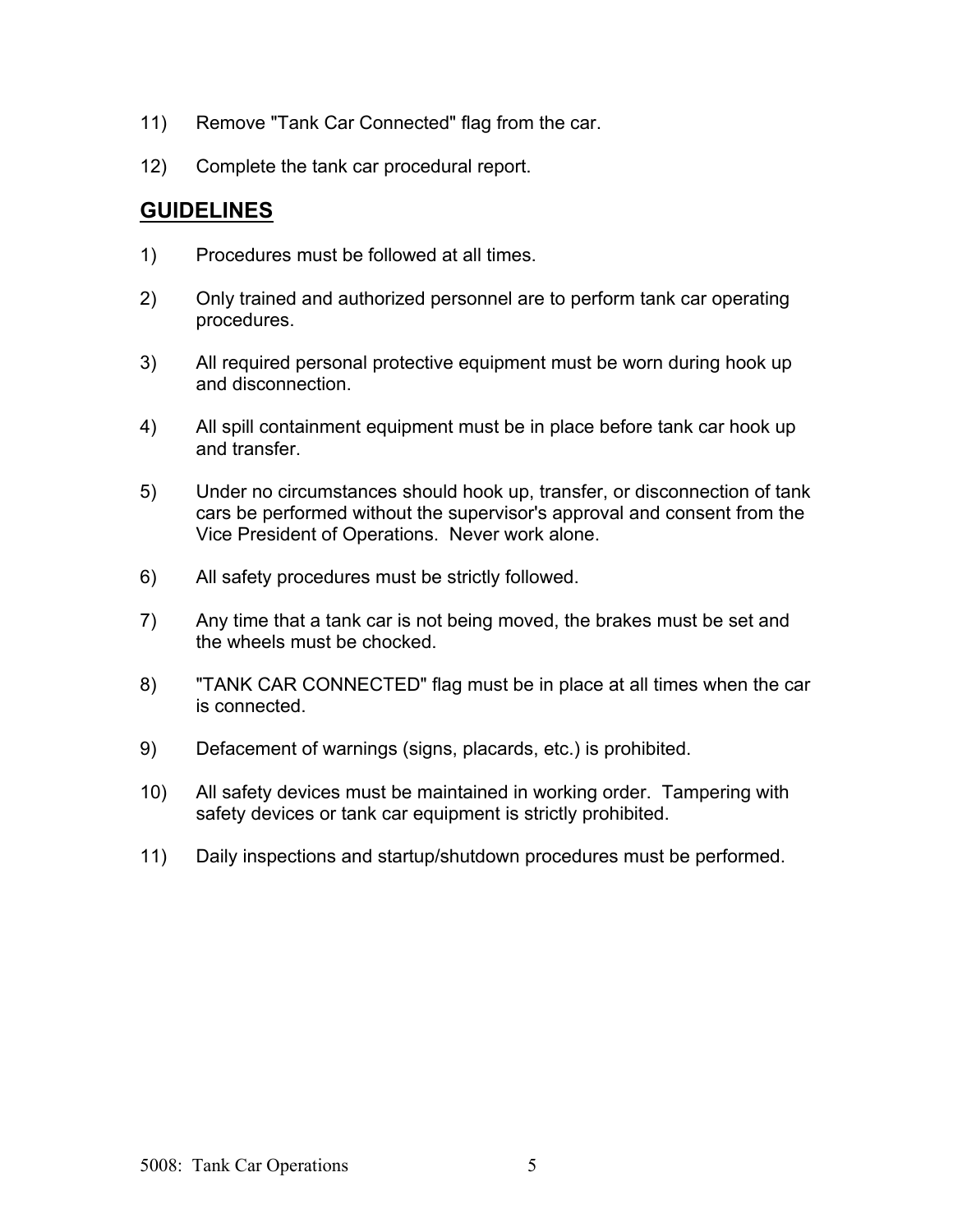11) Remove "Tank Car Connected" flag from the car.

12) Complete the tank car procedural report.

## GUIDELINES

1) Procedures must be followed at all times.

2) Only trained and authorized personnel are to perform tank car operating procedures.

3) All required personal protective equipment must be worn during hook up and disconnection.

4) All spill containment equipment must be in place before tank car hook up and transfer.

5) Under no circumstances should hook up, transfer, or disconnection of tank cars be performed without the supervisor's approval and consent from the Vice President of Operations. Never work alone.

6) All safety procedures must be strictly followed.

7) Any time that a tank car is not being moved, the brakes must be set and the wheels must be chocked.

8) "TANK CAR CONNECTED" flag must be in place at all times when the car is connected.

9) Defacement of warnings (signs, placards, etc.) is prohibited.

10) All safety devices must be maintained in working order. Tampering with safety devices or tank car equipment is strictly prohibited.

11) Daily inspections and startup/shutdown procedures must be performed.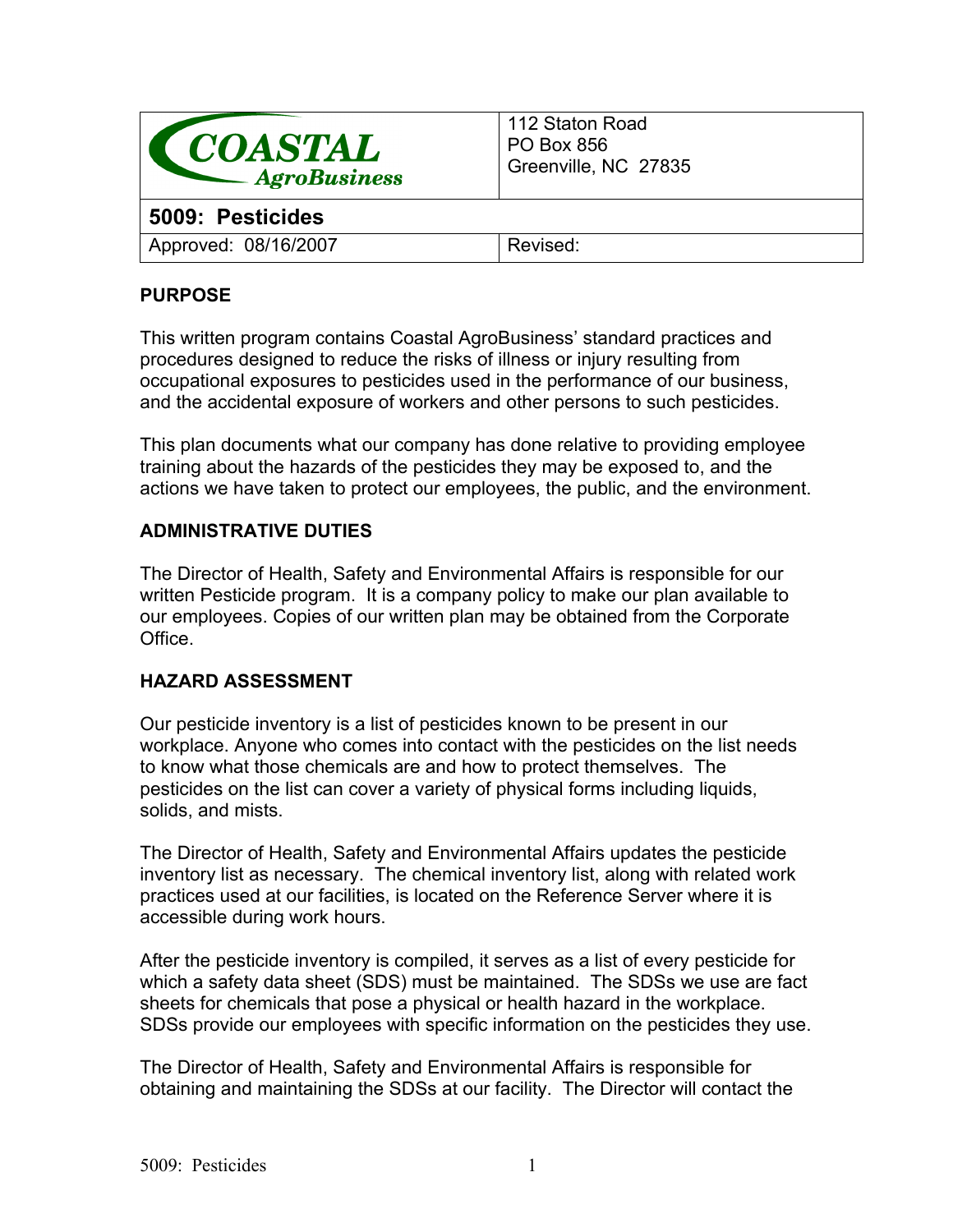| COASTAL AgroBusiness | 112 Staton Road<br>PO Box 856<br>Greenville, NC 27835 |
| --- | --- |
| **5009: Pesticides** | |
| Approved: 08/16/2007 | Revised: |

**PURPOSE**

This written program contains Coastal AgroBusiness' standard practices and procedures designed to reduce the risks of illness or injury resulting from occupational exposures to pesticides used in the performance of our business, and the accidental exposure of workers and other persons to such pesticides.

This plan documents what our company has done relative to providing employee training about the hazards of the pesticides they may be exposed to, and the actions we have taken to protect our employees, the public, and the environment.

**ADMINISTRATIVE DUTIES**

The Director of Health, Safety and Environmental Affairs is responsible for our written Pesticide program. It is a company policy to make our plan available to our employees. Copies of our written plan may be obtained from the Corporate Office.

**HAZARD ASSESSMENT**

Our pesticide inventory is a list of pesticides known to be present in our workplace. Anyone who comes into contact with the pesticides on the list needs to know what those chemicals are and how to protect themselves. The pesticides on the list can cover a variety of physical forms including liquids, solids, and mists.

The Director of Health, Safety and Environmental Affairs updates the pesticide inventory list as necessary. The chemical inventory list, along with related work practices used at our facilities, is located on the Reference Server where it is accessible during work hours.

After the pesticide inventory is compiled, it serves as a list of every pesticide for which a safety data sheet (SDS) must be maintained. The SDSs we use are fact sheets for chemicals that pose a physical or health hazard in the workplace. SDSs provide our employees with specific information on the pesticides they use.

The Director of Health, Safety and Environmental Affairs is responsible for obtaining and maintaining the SDSs at our facility. The Director will contact the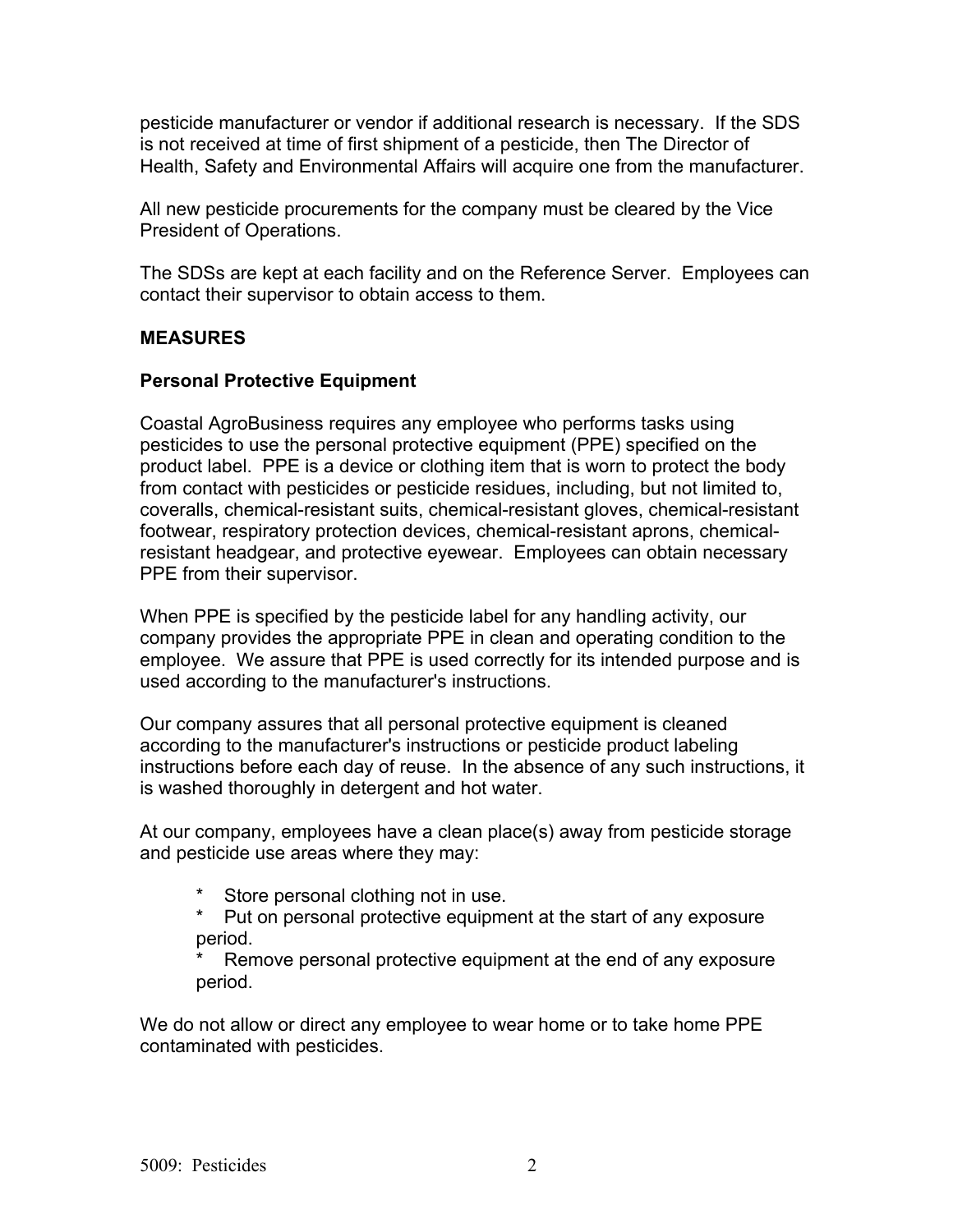pesticide manufacturer or vendor if additional research is necessary. If the SDS is not received at time of first shipment of a pesticide, then The Director of Health, Safety and Environmental Affairs will acquire one from the manufacturer.

All new pesticide procurements for the company must be cleared by the Vice President of Operations.

The SDSs are kept at each facility and on the Reference Server. Employees can contact their supervisor to obtain access to them.

## MEASURES

### Personal Protective Equipment

Coastal AgroBusiness requires any employee who performs tasks using pesticides to use the personal protective equipment (PPE) specified on the product label. PPE is a device or clothing item that is worn to protect the body from contact with pesticides or pesticide residues, including, but not limited to, coveralls, chemical-resistant suits, chemical-resistant gloves, chemical-resistant footwear, respiratory protection devices, chemical-resistant aprons, chemical-resistant headgear, and protective eyewear. Employees can obtain necessary PPE from their supervisor.

When PPE is specified by the pesticide label for any handling activity, our company provides the appropriate PPE in clean and operating condition to the employee. We assure that PPE is used correctly for its intended purpose and is used according to the manufacturer's instructions.

Our company assures that all personal protective equipment is cleaned according to the manufacturer's instructions or pesticide product labeling instructions before each day of reuse. In the absence of any such instructions, it is washed thoroughly in detergent and hot water.

At our company, employees have a clean place(s) away from pesticide storage and pesticide use areas where they may:

* Store personal clothing not in use.
* Put on personal protective equipment at the start of any exposure period.
* Remove personal protective equipment at the end of any exposure period.

We do not allow or direct any employee to wear home or to take home PPE contaminated with pesticides.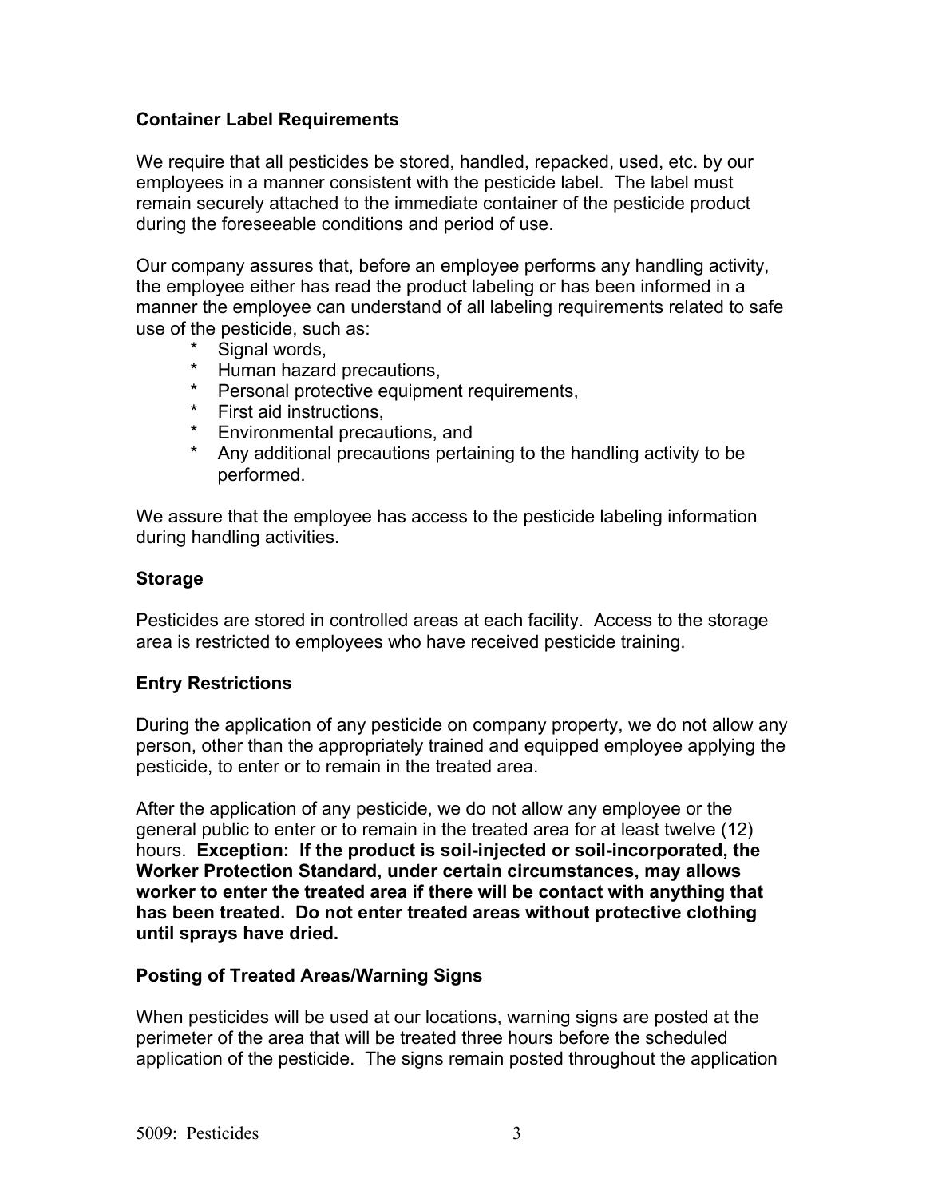**Container Label Requirements**

We require that all pesticides be stored, handled, repacked, used, etc. by our employees in a manner consistent with the pesticide label. The label must remain securely attached to the immediate container of the pesticide product during the foreseeable conditions and period of use.

Our company assures that, before an employee performs any handling activity, the employee either has read the product labeling or has been informed in a manner the employee can understand of all labeling requirements related to safe use of the pesticide, such as:

* Signal words,
* Human hazard precautions,
* Personal protective equipment requirements,
* First aid instructions,
* Environmental precautions, and
* Any additional precautions pertaining to the handling activity to be performed.

We assure that the employee has access to the pesticide labeling information during handling activities.

**Storage**

Pesticides are stored in controlled areas at each facility. Access to the storage area is restricted to employees who have received pesticide training.

**Entry Restrictions**

During the application of any pesticide on company property, we do not allow any person, other than the appropriately trained and equipped employee applying the pesticide, to enter or to remain in the treated area.

After the application of any pesticide, we do not allow any employee or the general public to enter or to remain in the treated area for at least twelve (12) hours. **Exception: If the product is soil-injected or soil-incorporated, the Worker Protection Standard, under certain circumstances, may allows worker to enter the treated area if there will be contact with anything that has been treated. Do not enter treated areas without protective clothing until sprays have dried.**

**Posting of Treated Areas/Warning Signs**

When pesticides will be used at our locations, warning signs are posted at the perimeter of the area that will be treated three hours before the scheduled application of the pesticide. The signs remain posted throughout the application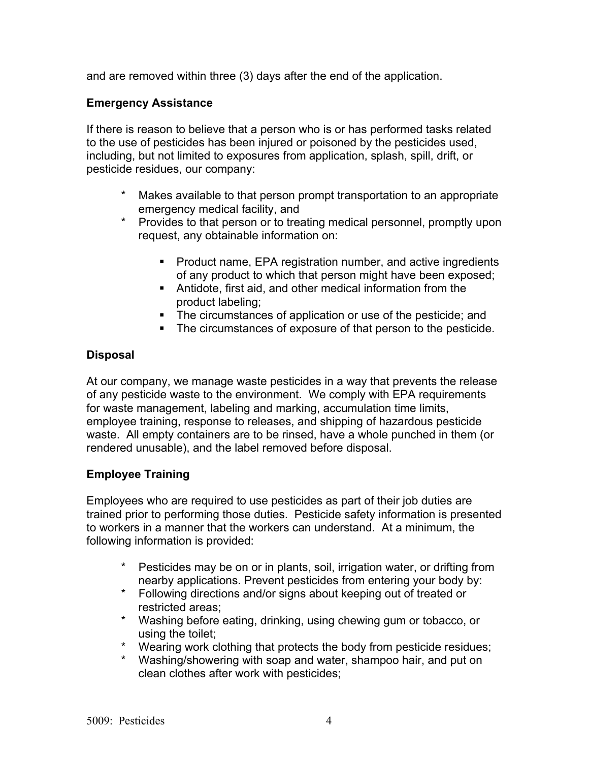and are removed within three (3) days after the end of the application.

**Emergency Assistance**

If there is reason to believe that a person who is or has performed tasks related to the use of pesticides has been injured or poisoned by the pesticides used, including, but not limited to exposures from application, splash, spill, drift, or pesticide residues, our company:

* Makes available to that person prompt transportation to an appropriate emergency medical facility, and
* Provides to that person or to treating medical personnel, promptly upon request, any obtainable information on:
    - Product name, EPA registration number, and active ingredients of any product to which that person might have been exposed;
    - Antidote, first aid, and other medical information from the product labeling;
    - The circumstances of application or use of the pesticide; and
    - The circumstances of exposure of that person to the pesticide.

**Disposal**

At our company, we manage waste pesticides in a way that prevents the release of any pesticide waste to the environment. We comply with EPA requirements for waste management, labeling and marking, accumulation time limits, employee training, response to releases, and shipping of hazardous pesticide waste. All empty containers are to be rinsed, have a whole punched in them (or rendered unusable), and the label removed before disposal.

**Employee Training**

Employees who are required to use pesticides as part of their job duties are trained prior to performing those duties. Pesticide safety information is presented to workers in a manner that the workers can understand. At a minimum, the following information is provided:

* Pesticides may be on or in plants, soil, irrigation water, or drifting from nearby applications. Prevent pesticides from entering your body by:
* Following directions and/or signs about keeping out of treated or restricted areas;
* Washing before eating, drinking, using chewing gum or tobacco, or using the toilet;
* Wearing work clothing that protects the body from pesticide residues;
* Washing/showering with soap and water, shampoo hair, and put on clean clothes after work with pesticides;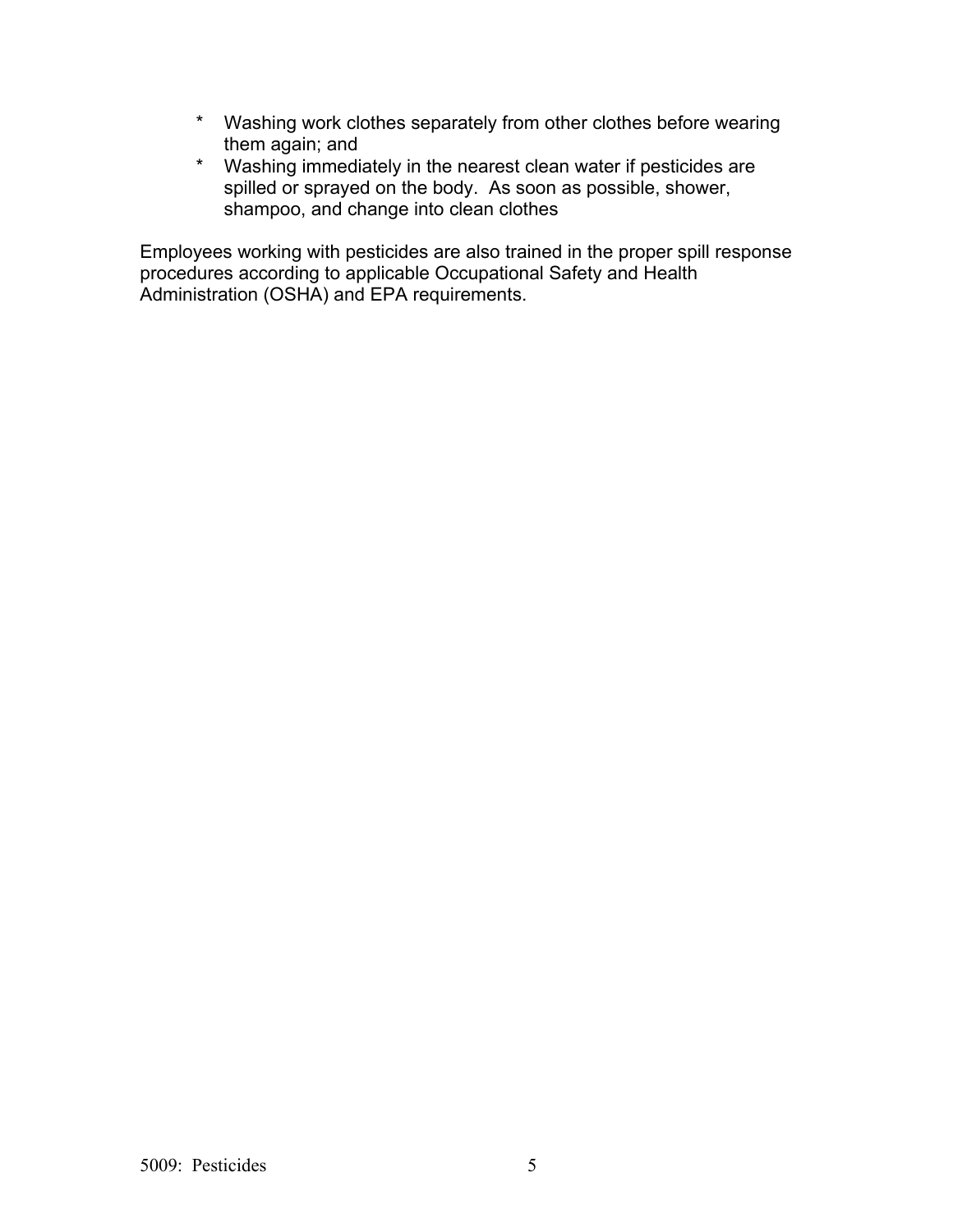* Washing work clothes separately from other clothes before wearing them again; and
* Washing immediately in the nearest clean water if pesticides are spilled or sprayed on the body. As soon as possible, shower, shampoo, and change into clean clothes

Employees working with pesticides are also trained in the proper spill response procedures according to applicable Occupational Safety and Health Administration (OSHA) and EPA requirements.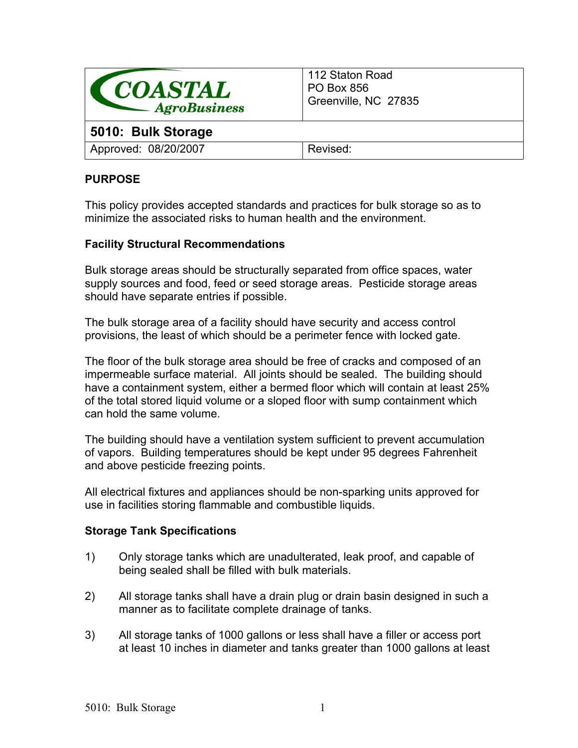| COASTAL AgroBusiness | 112 Staton Road<br>PO Box 856<br>Greenville, NC 27835 |
|---|---|
| **5010: Bulk Storage** | |
| Approved: 08/20/2007 | Revised: |

## PURPOSE

This policy provides accepted standards and practices for bulk storage so as to minimize the associated risks to human health and the environment.

### Facility Structural Recommendations

Bulk storage areas should be structurally separated from office spaces, water supply sources and food, feed or seed storage areas. Pesticide storage areas should have separate entries if possible.

The bulk storage area of a facility should have security and access control provisions, the least of which should be a perimeter fence with locked gate.

The floor of the bulk storage area should be free of cracks and composed of an impermeable surface material. All joints should be sealed. The building should have a containment system, either a bermed floor which will contain at least 25% of the total stored liquid volume or a sloped floor with sump containment which can hold the same volume.

The building should have a ventilation system sufficient to prevent accumulation of vapors. Building temperatures should be kept under 95 degrees Fahrenheit and above pesticide freezing points.

All electrical fixtures and appliances should be non-sparking units approved for use in facilities storing flammable and combustible liquids.

### Storage Tank Specifications

1) Only storage tanks which are unadulterated, leak proof, and capable of being sealed shall be filled with bulk materials.

2) All storage tanks shall have a drain plug or drain basin designed in such a manner as to facilitate complete drainage of tanks.

3) All storage tanks of 1000 gallons or less shall have a filler or access port at least 10 inches in diameter and tanks greater than 1000 gallons at least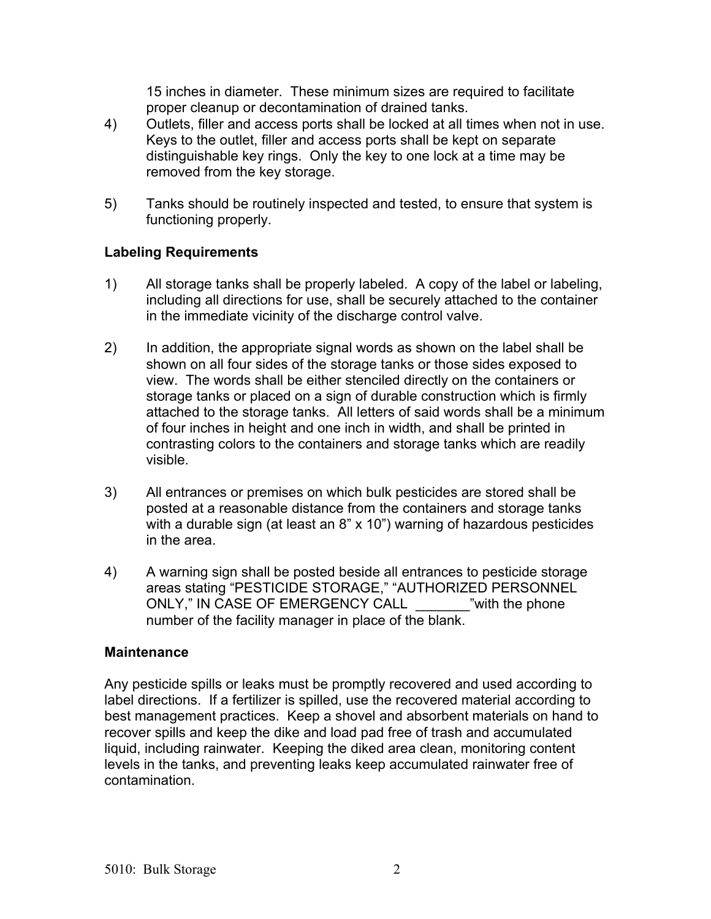15 inches in diameter. These minimum sizes are required to facilitate proper cleanup or decontamination of drained tanks.

4) Outlets, filler and access ports shall be locked at all times when not in use. Keys to the outlet, filler and access ports shall be kept on separate distinguishable key rings. Only the key to one lock at a time may be removed from the key storage.

5) Tanks should be routinely inspected and tested, to ensure that system is functioning properly.

**Labeling Requirements**

1) All storage tanks shall be properly labeled. A copy of the label or labeling, including all directions for use, shall be securely attached to the container in the immediate vicinity of the discharge control valve.

2) In addition, the appropriate signal words as shown on the label shall be shown on all four sides of the storage tanks or those sides exposed to view. The words shall be either stenciled directly on the containers or storage tanks or placed on a sign of durable construction which is firmly attached to the storage tanks. All letters of said words shall be a minimum of four inches in height and one inch in width, and shall be printed in contrasting colors to the containers and storage tanks which are readily visible.

3) All entrances or premises on which bulk pesticides are stored shall be posted at a reasonable distance from the containers and storage tanks with a durable sign (at least an 8" x 10") warning of hazardous pesticides in the area.

4) A warning sign shall be posted beside all entrances to pesticide storage areas stating "PESTICIDE STORAGE," "AUTHORIZED PERSONNEL ONLY," IN CASE OF EMERGENCY CALL _______"with the phone number of the facility manager in place of the blank.

**Maintenance**

Any pesticide spills or leaks must be promptly recovered and used according to label directions. If a fertilizer is spilled, use the recovered material according to best management practices. Keep a shovel and absorbent materials on hand to recover spills and keep the dike and load pad free of trash and accumulated liquid, including rainwater. Keeping the diked area clean, monitoring content levels in the tanks, and preventing leaks keep accumulated rainwater free of contamination.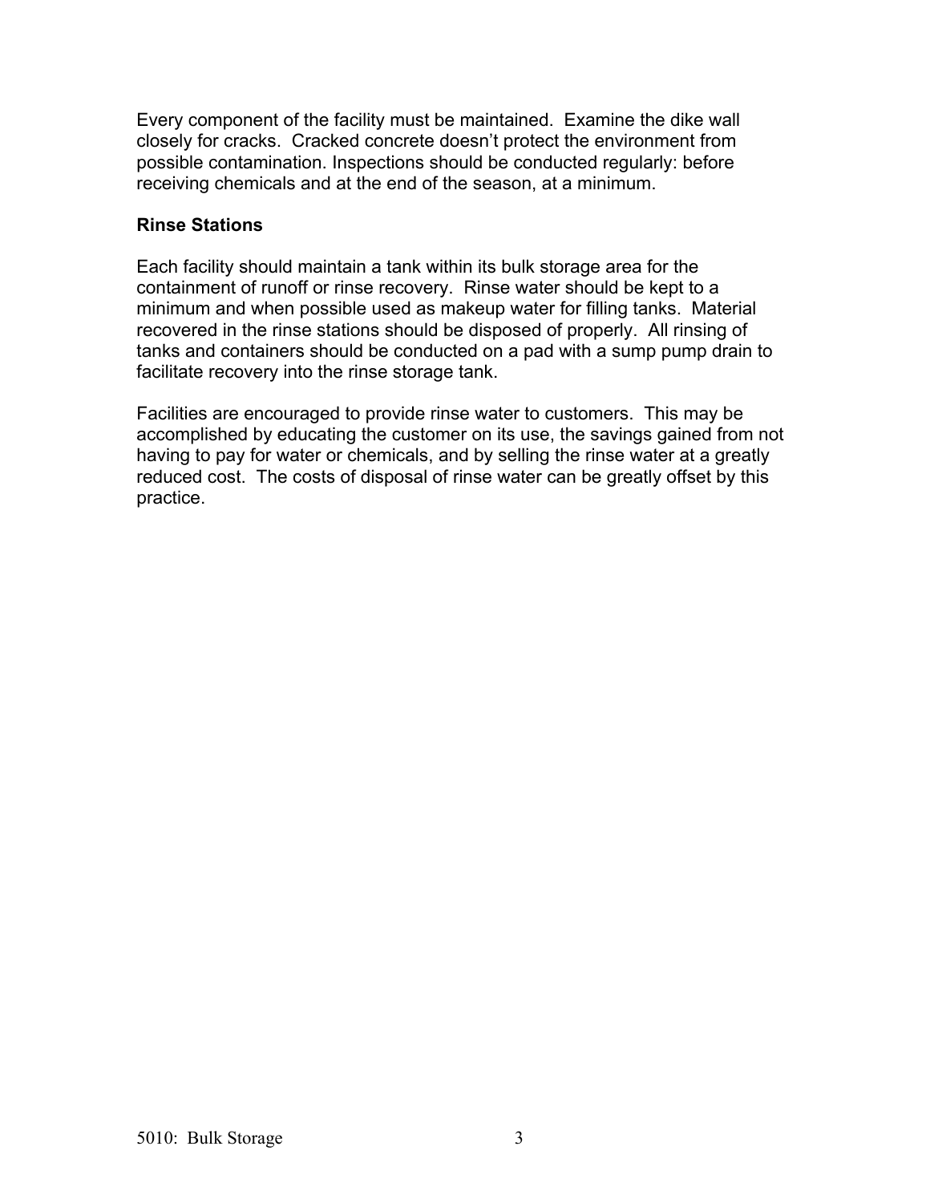Every component of the facility must be maintained. Examine the dike wall closely for cracks. Cracked concrete doesn't protect the environment from possible contamination. Inspections should be conducted regularly: before receiving chemicals and at the end of the season, at a minimum.

### Rinse Stations

Each facility should maintain a tank within its bulk storage area for the containment of runoff or rinse recovery. Rinse water should be kept to a minimum and when possible used as makeup water for filling tanks. Material recovered in the rinse stations should be disposed of properly. All rinsing of tanks and containers should be conducted on a pad with a sump pump drain to facilitate recovery into the rinse storage tank.

Facilities are encouraged to provide rinse water to customers. This may be accomplished by educating the customer on its use, the savings gained from not having to pay for water or chemicals, and by selling the rinse water at a greatly reduced cost. The costs of disposal of rinse water can be greatly offset by this practice.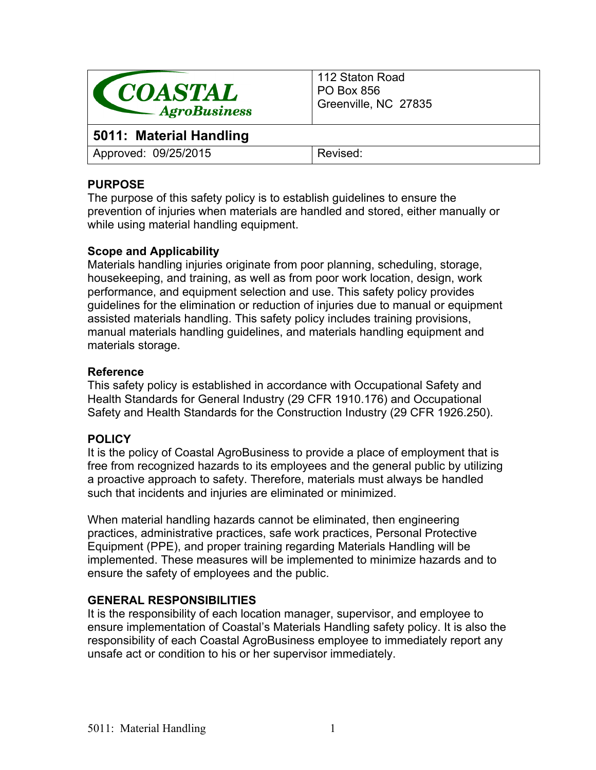| COASTAL AgroBusiness | 112 Staton Road<br>PO Box 856<br>Greenville, NC 27835 |
| --- | --- |
| **5011: Material Handling** | |
| Approved: 09/25/2015 | Revised: |

## PURPOSE

The purpose of this safety policy is to establish guidelines to ensure the prevention of injuries when materials are handled and stored, either manually or while using material handling equipment.

### Scope and Applicability

Materials handling injuries originate from poor planning, scheduling, storage, housekeeping, and training, as well as from poor work location, design, work performance, and equipment selection and use. This safety policy provides guidelines for the elimination or reduction of injuries due to manual or equipment assisted materials handling. This safety policy includes training provisions, manual materials handling guidelines, and materials handling equipment and materials storage.

### Reference

This safety policy is established in accordance with Occupational Safety and Health Standards for General Industry (29 CFR 1910.176) and Occupational Safety and Health Standards for the Construction Industry (29 CFR 1926.250).

## POLICY

It is the policy of Coastal AgroBusiness to provide a place of employment that is free from recognized hazards to its employees and the general public by utilizing a proactive approach to safety. Therefore, materials must always be handled such that incidents and injuries are eliminated or minimized.

When material handling hazards cannot be eliminated, then engineering practices, administrative practices, safe work practices, Personal Protective Equipment (PPE), and proper training regarding Materials Handling will be implemented. These measures will be implemented to minimize hazards and to ensure the safety of employees and the public.

## GENERAL RESPONSIBILITIES

It is the responsibility of each location manager, supervisor, and employee to ensure implementation of Coastal's Materials Handling safety policy. It is also the responsibility of each Coastal AgroBusiness employee to immediately report any unsafe act or condition to his or her supervisor immediately.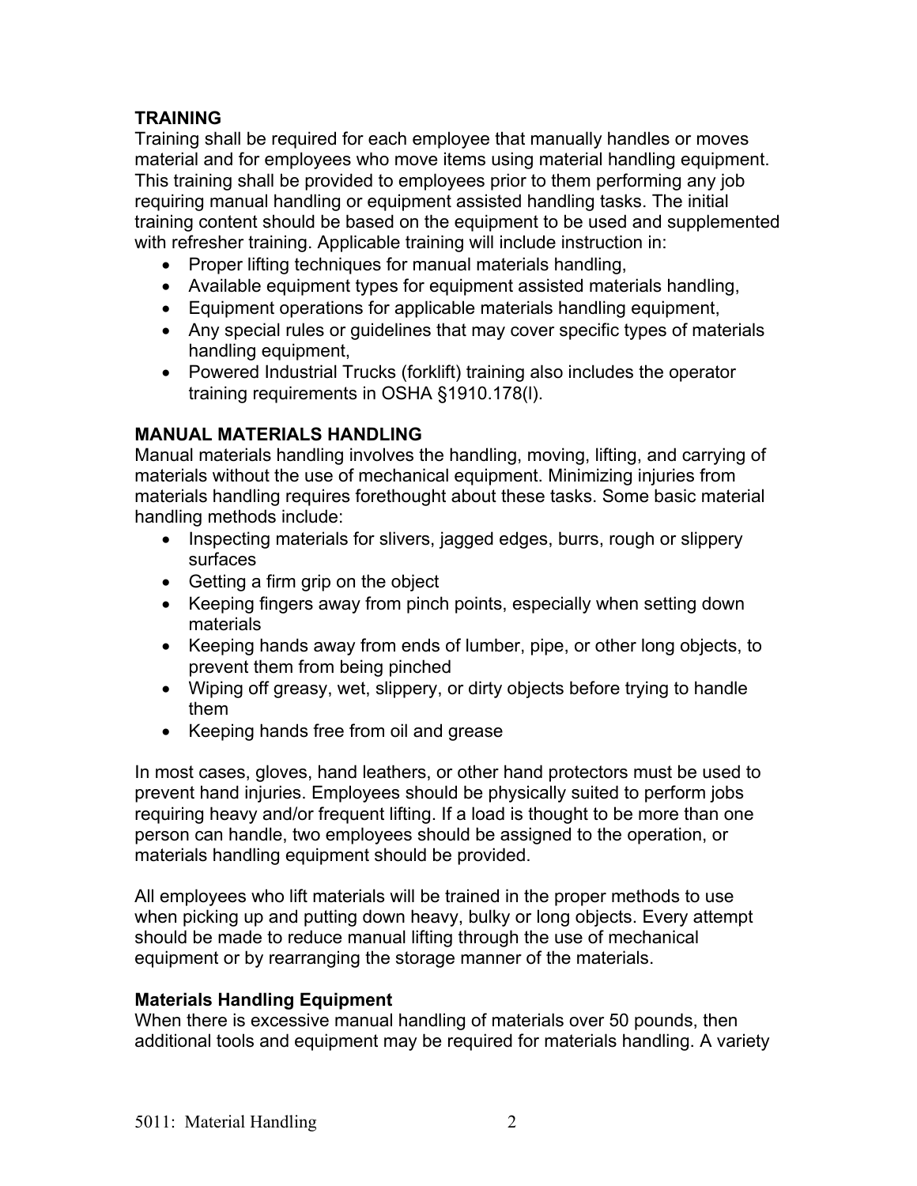**TRAINING**

Training shall be required for each employee that manually handles or moves material and for employees who move items using material handling equipment. This training shall be provided to employees prior to them performing any job requiring manual handling or equipment assisted handling tasks. The initial training content should be based on the equipment to be used and supplemented with refresher training. Applicable training will include instruction in:

- Proper lifting techniques for manual materials handling,
- Available equipment types for equipment assisted materials handling,
- Equipment operations for applicable materials handling equipment,
- Any special rules or guidelines that may cover specific types of materials handling equipment,
- Powered Industrial Trucks (forklift) training also includes the operator training requirements in OSHA §1910.178(l).

**MANUAL MATERIALS HANDLING**

Manual materials handling involves the handling, moving, lifting, and carrying of materials without the use of mechanical equipment. Minimizing injuries from materials handling requires forethought about these tasks. Some basic material handling methods include:

- Inspecting materials for slivers, jagged edges, burrs, rough or slippery surfaces
- Getting a firm grip on the object
- Keeping fingers away from pinch points, especially when setting down materials
- Keeping hands away from ends of lumber, pipe, or other long objects, to prevent them from being pinched
- Wiping off greasy, wet, slippery, or dirty objects before trying to handle them
- Keeping hands free from oil and grease

In most cases, gloves, hand leathers, or other hand protectors must be used to prevent hand injuries. Employees should be physically suited to perform jobs requiring heavy and/or frequent lifting. If a load is thought to be more than one person can handle, two employees should be assigned to the operation, or materials handling equipment should be provided.

All employees who lift materials will be trained in the proper methods to use when picking up and putting down heavy, bulky or long objects. Every attempt should be made to reduce manual lifting through the use of mechanical equipment or by rearranging the storage manner of the materials.

**Materials Handling Equipment**

When there is excessive manual handling of materials over 50 pounds, then additional tools and equipment may be required for materials handling. A variety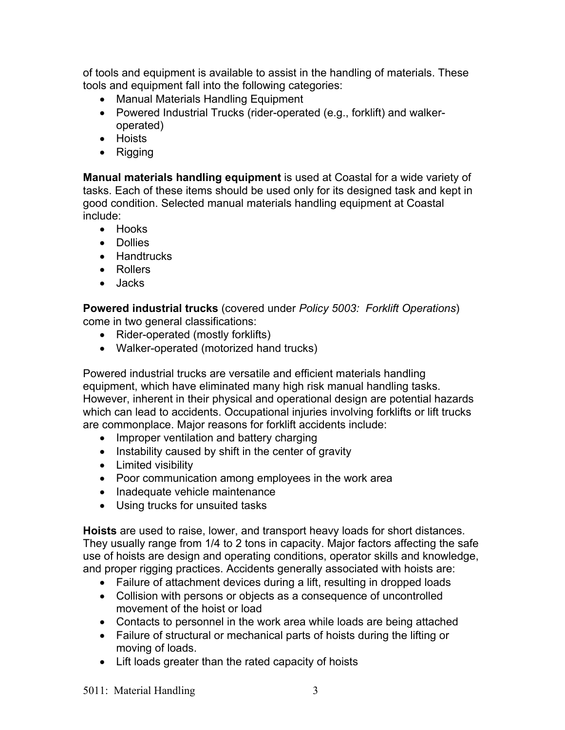of tools and equipment is available to assist in the handling of materials. These tools and equipment fall into the following categories:

- Manual Materials Handling Equipment
- Powered Industrial Trucks (rider-operated (e.g., forklift) and walker-operated)
- Hoists
- Rigging

**Manual materials handling equipment** is used at Coastal for a wide variety of tasks. Each of these items should be used only for its designed task and kept in good condition. Selected manual materials handling equipment at Coastal include:

- Hooks
- Dollies
- Handtrucks
- Rollers
- Jacks

**Powered industrial trucks** (covered under *Policy 5003: Forklift Operations*) come in two general classifications:

- Rider-operated (mostly forklifts)
- Walker-operated (motorized hand trucks)

Powered industrial trucks are versatile and efficient materials handling equipment, which have eliminated many high risk manual handling tasks. However, inherent in their physical and operational design are potential hazards which can lead to accidents. Occupational injuries involving forklifts or lift trucks are commonplace. Major reasons for forklift accidents include:

- Improper ventilation and battery charging
- Instability caused by shift in the center of gravity
- Limited visibility
- Poor communication among employees in the work area
- Inadequate vehicle maintenance
- Using trucks for unsuited tasks

**Hoists** are used to raise, lower, and transport heavy loads for short distances. They usually range from 1/4 to 2 tons in capacity. Major factors affecting the safe use of hoists are design and operating conditions, operator skills and knowledge, and proper rigging practices. Accidents generally associated with hoists are:

- Failure of attachment devices during a lift, resulting in dropped loads
- Collision with persons or objects as a consequence of uncontrolled movement of the hoist or load
- Contacts to personnel in the work area while loads are being attached
- Failure of structural or mechanical parts of hoists during the lifting or moving of loads.
- Lift loads greater than the rated capacity of hoists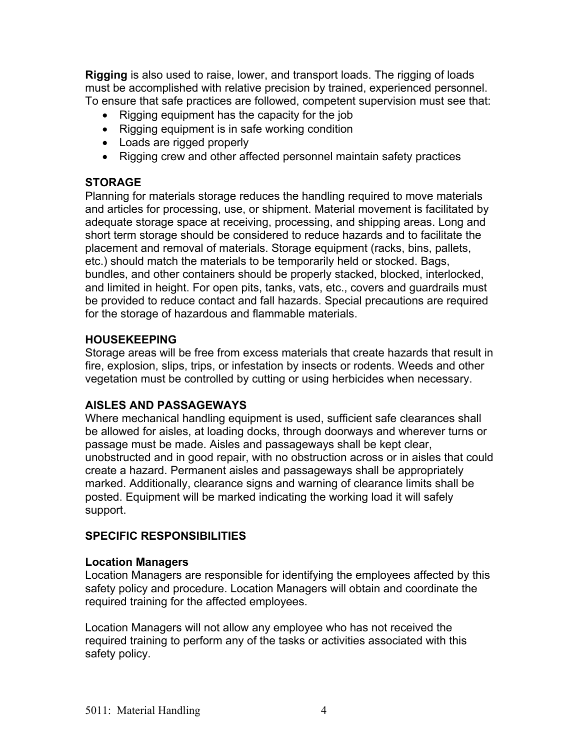**Rigging** is also used to raise, lower, and transport loads. The rigging of loads must be accomplished with relative precision by trained, experienced personnel. To ensure that safe practices are followed, competent supervision must see that:

- Rigging equipment has the capacity for the job
- Rigging equipment is in safe working condition
- Loads are rigged properly
- Rigging crew and other affected personnel maintain safety practices

### STORAGE

Planning for materials storage reduces the handling required to move materials and articles for processing, use, or shipment. Material movement is facilitated by adequate storage space at receiving, processing, and shipping areas. Long and short term storage should be considered to reduce hazards and to facilitate the placement and removal of materials. Storage equipment (racks, bins, pallets, etc.) should match the materials to be temporarily held or stocked. Bags, bundles, and other containers should be properly stacked, blocked, interlocked, and limited in height. For open pits, tanks, vats, etc., covers and guardrails must be provided to reduce contact and fall hazards. Special precautions are required for the storage of hazardous and flammable materials.

### HOUSEKEEPING

Storage areas will be free from excess materials that create hazards that result in fire, explosion, slips, trips, or infestation by insects or rodents. Weeds and other vegetation must be controlled by cutting or using herbicides when necessary.

### AISLES AND PASSAGEWAYS

Where mechanical handling equipment is used, sufficient safe clearances shall be allowed for aisles, at loading docks, through doorways and wherever turns or passage must be made. Aisles and passageways shall be kept clear, unobstructed and in good repair, with no obstruction across or in aisles that could create a hazard. Permanent aisles and passageways shall be appropriately marked. Additionally, clearance signs and warning of clearance limits shall be posted. Equipment will be marked indicating the working load it will safely support.

## SPECIFIC RESPONSIBILITIES

### Location Managers

Location Managers are responsible for identifying the employees affected by this safety policy and procedure. Location Managers will obtain and coordinate the required training for the affected employees.

Location Managers will not allow any employee who has not received the required training to perform any of the tasks or activities associated with this safety policy.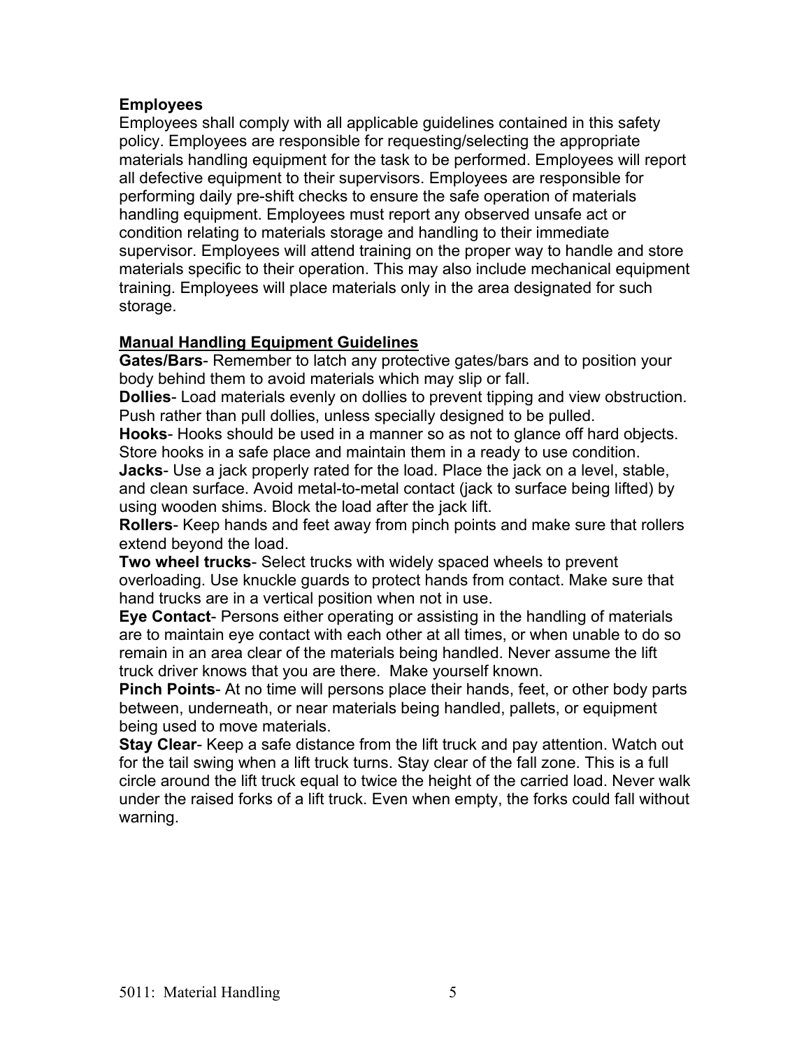**Employees**

Employees shall comply with all applicable guidelines contained in this safety policy. Employees are responsible for requesting/selecting the appropriate materials handling equipment for the task to be performed. Employees will report all defective equipment to their supervisors. Employees are responsible for performing daily pre-shift checks to ensure the safe operation of materials handling equipment. Employees must report any observed unsafe act or condition relating to materials storage and handling to their immediate supervisor. Employees will attend training on the proper way to handle and store materials specific to their operation. This may also include mechanical equipment training. Employees will place materials only in the area designated for such storage.

**Manual Handling Equipment Guidelines**

**Gates/Bars**- Remember to latch any protective gates/bars and to position your body behind them to avoid materials which may slip or fall.

**Dollies**- Load materials evenly on dollies to prevent tipping and view obstruction. Push rather than pull dollies, unless specially designed to be pulled.

**Hooks**- Hooks should be used in a manner so as not to glance off hard objects. Store hooks in a safe place and maintain them in a ready to use condition.

**Jacks**- Use a jack properly rated for the load. Place the jack on a level, stable, and clean surface. Avoid metal-to-metal contact (jack to surface being lifted) by using wooden shims. Block the load after the jack lift.

**Rollers**- Keep hands and feet away from pinch points and make sure that rollers extend beyond the load.

**Two wheel trucks**- Select trucks with widely spaced wheels to prevent overloading. Use knuckle guards to protect hands from contact. Make sure that hand trucks are in a vertical position when not in use.

**Eye Contact**- Persons either operating or assisting in the handling of materials are to maintain eye contact with each other at all times, or when unable to do so remain in an area clear of the materials being handled. Never assume the lift truck driver knows that you are there. Make yourself known.

**Pinch Points**- At no time will persons place their hands, feet, or other body parts between, underneath, or near materials being handled, pallets, or equipment being used to move materials.

**Stay Clear**- Keep a safe distance from the lift truck and pay attention. Watch out for the tail swing when a lift truck turns. Stay clear of the fall zone. This is a full circle around the lift truck equal to twice the height of the carried load. Never walk under the raised forks of a lift truck. Even when empty, the forks could fall without warning.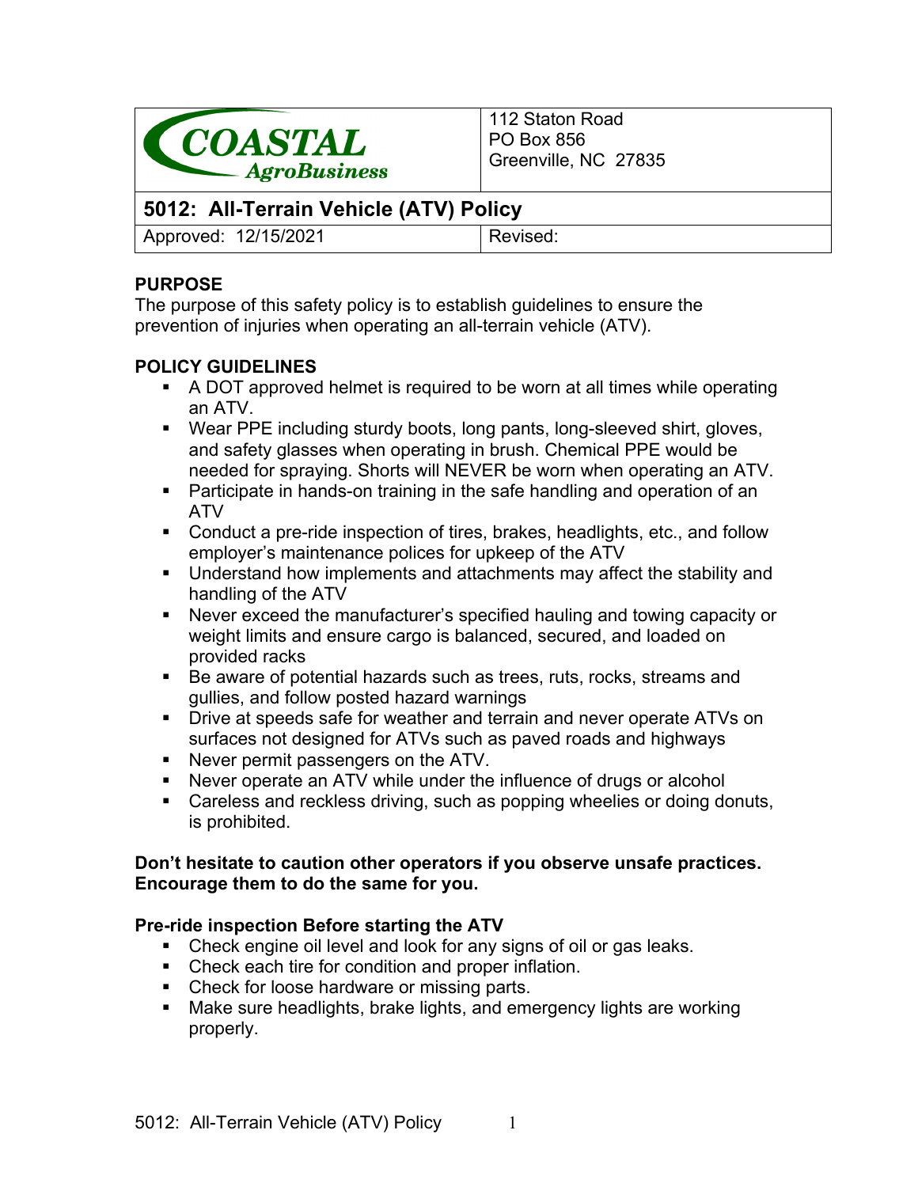**COASTAL** *AgroBusiness*

112 Staton Road
PO Box 856
Greenville, NC 27835

## 5012: All-Terrain Vehicle (ATV) Policy

| Approved: 12/15/2021 | Revised: |
|---|---|

### PURPOSE

The purpose of this safety policy is to establish guidelines to ensure the prevention of injuries when operating an all-terrain vehicle (ATV).

### POLICY GUIDELINES

- A DOT approved helmet is required to be worn at all times while operating an ATV.
- Wear PPE including sturdy boots, long pants, long-sleeved shirt, gloves, and safety glasses when operating in brush. Chemical PPE would be needed for spraying. Shorts will NEVER be worn when operating an ATV.
- Participate in hands-on training in the safe handling and operation of an ATV
- Conduct a pre-ride inspection of tires, brakes, headlights, etc., and follow employer's maintenance polices for upkeep of the ATV
- Understand how implements and attachments may affect the stability and handling of the ATV
- Never exceed the manufacturer's specified hauling and towing capacity or weight limits and ensure cargo is balanced, secured, and loaded on provided racks
- Be aware of potential hazards such as trees, ruts, rocks, streams and gullies, and follow posted hazard warnings
- Drive at speeds safe for weather and terrain and never operate ATVs on surfaces not designed for ATVs such as paved roads and highways
- Never permit passengers on the ATV.
- Never operate an ATV while under the influence of drugs or alcohol
- Careless and reckless driving, such as popping wheelies or doing donuts, is prohibited.

**Don't hesitate to caution other operators if you observe unsafe practices. Encourage them to do the same for you.**

### Pre-ride inspection Before starting the ATV

- Check engine oil level and look for any signs of oil or gas leaks.
- Check each tire for condition and proper inflation.
- Check for loose hardware or missing parts.
- Make sure headlights, brake lights, and emergency lights are working properly.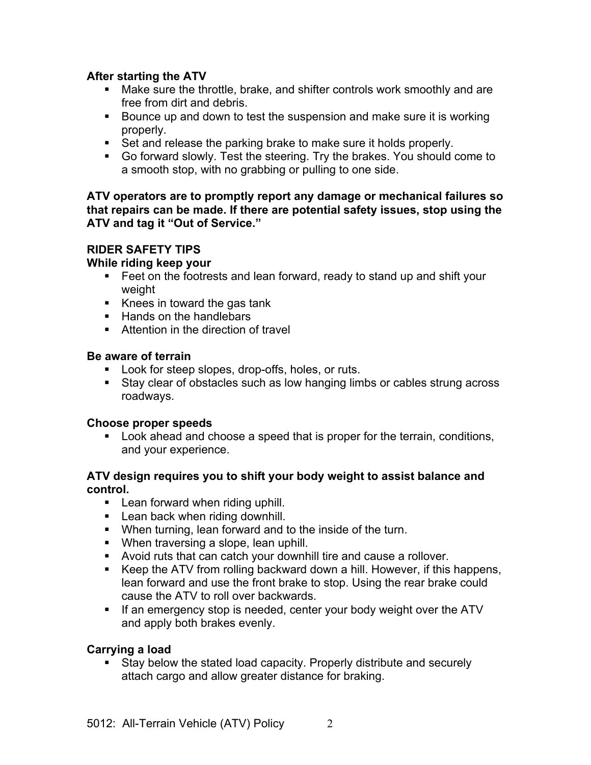**After starting the ATV**

- Make sure the throttle, brake, and shifter controls work smoothly and are free from dirt and debris.
- Bounce up and down to test the suspension and make sure it is working properly.
- Set and release the parking brake to make sure it holds properly.
- Go forward slowly. Test the steering. Try the brakes. You should come to a smooth stop, with no grabbing or pulling to one side.

**ATV operators are to promptly report any damage or mechanical failures so that repairs can be made. If there are potential safety issues, stop using the ATV and tag it "Out of Service."**

**RIDER SAFETY TIPS**

**While riding keep your**

- Feet on the footrests and lean forward, ready to stand up and shift your weight
- Knees in toward the gas tank
- Hands on the handlebars
- Attention in the direction of travel

**Be aware of terrain**

- Look for steep slopes, drop-offs, holes, or ruts.
- Stay clear of obstacles such as low hanging limbs or cables strung across roadways.

**Choose proper speeds**

- Look ahead and choose a speed that is proper for the terrain, conditions, and your experience.

**ATV design requires you to shift your body weight to assist balance and control.**

- Lean forward when riding uphill.
- Lean back when riding downhill.
- When turning, lean forward and to the inside of the turn.
- When traversing a slope, lean uphill.
- Avoid ruts that can catch your downhill tire and cause a rollover.
- Keep the ATV from rolling backward down a hill. However, if this happens, lean forward and use the front brake to stop. Using the rear brake could cause the ATV to roll over backwards.
- If an emergency stop is needed, center your body weight over the ATV and apply both brakes evenly.

**Carrying a load**

- Stay below the stated load capacity. Properly distribute and securely attach cargo and allow greater distance for braking.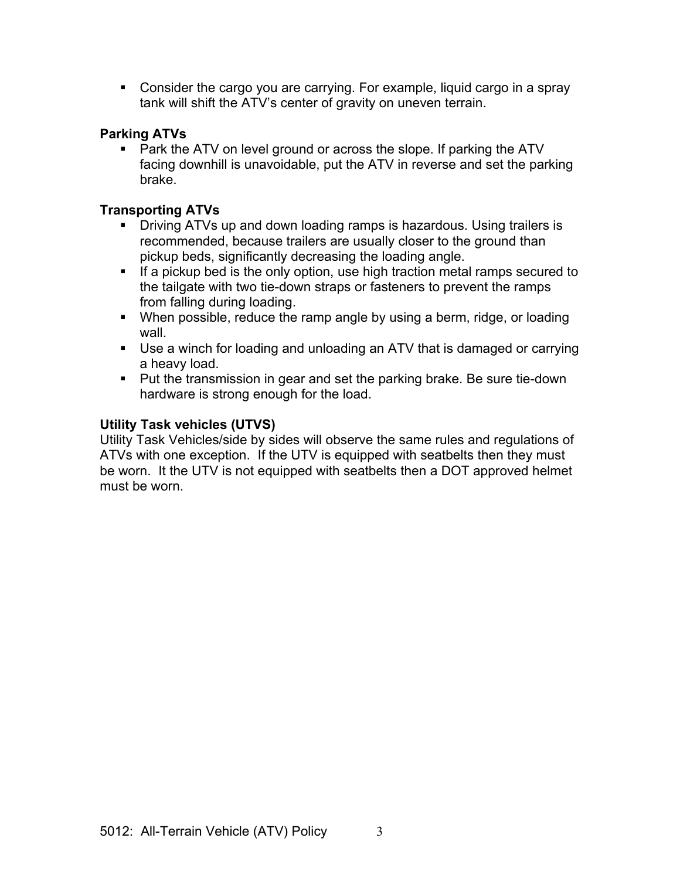- Consider the cargo you are carrying. For example, liquid cargo in a spray tank will shift the ATV's center of gravity on uneven terrain.

**Parking ATVs**

- Park the ATV on level ground or across the slope. If parking the ATV facing downhill is unavoidable, put the ATV in reverse and set the parking brake.

**Transporting ATVs**

- Driving ATVs up and down loading ramps is hazardous. Using trailers is recommended, because trailers are usually closer to the ground than pickup beds, significantly decreasing the loading angle.
- If a pickup bed is the only option, use high traction metal ramps secured to the tailgate with two tie-down straps or fasteners to prevent the ramps from falling during loading.
- When possible, reduce the ramp angle by using a berm, ridge, or loading wall.
- Use a winch for loading and unloading an ATV that is damaged or carrying a heavy load.
- Put the transmission in gear and set the parking brake. Be sure tie-down hardware is strong enough for the load.

**Utility Task vehicles (UTVS)**

Utility Task Vehicles/side by sides will observe the same rules and regulations of ATVs with one exception. If the UTV is equipped with seatbelts then they must be worn. It the UTV is not equipped with seatbelts then a DOT approved helmet must be worn.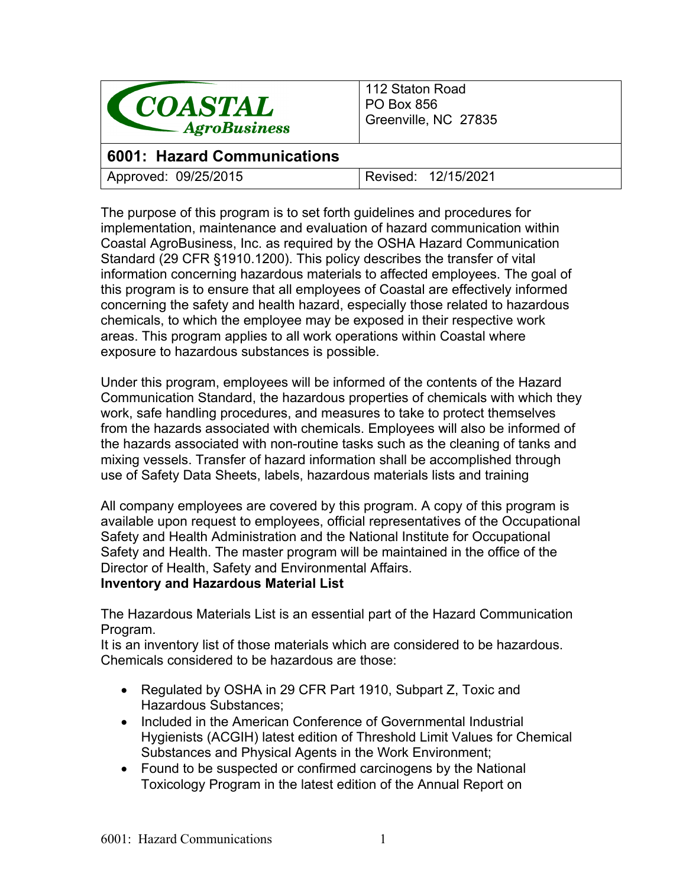| COASTAL AgroBusiness | 112 Staton Road<br>PO Box 856<br>Greenville, NC 27835 |
|---|---|
| **6001: Hazard Communications** | |
| Approved: 09/25/2015 | Revised: 12/15/2021 |

The purpose of this program is to set forth guidelines and procedures for implementation, maintenance and evaluation of hazard communication within Coastal AgroBusiness, Inc. as required by the OSHA Hazard Communication Standard (29 CFR §1910.1200). This policy describes the transfer of vital information concerning hazardous materials to affected employees. The goal of this program is to ensure that all employees of Coastal are effectively informed concerning the safety and health hazard, especially those related to hazardous chemicals, to which the employee may be exposed in their respective work areas. This program applies to all work operations within Coastal where exposure to hazardous substances is possible.

Under this program, employees will be informed of the contents of the Hazard Communication Standard, the hazardous properties of chemicals with which they work, safe handling procedures, and measures to take to protect themselves from the hazards associated with chemicals. Employees will also be informed of the hazards associated with non-routine tasks such as the cleaning of tanks and mixing vessels. Transfer of hazard information shall be accomplished through use of Safety Data Sheets, labels, hazardous materials lists and training

All company employees are covered by this program. A copy of this program is available upon request to employees, official representatives of the Occupational Safety and Health Administration and the National Institute for Occupational Safety and Health. The master program will be maintained in the office of the Director of Health, Safety and Environmental Affairs.

**Inventory and Hazardous Material List**

The Hazardous Materials List is an essential part of the Hazard Communication Program.
It is an inventory list of those materials which are considered to be hazardous. Chemicals considered to be hazardous are those:

- Regulated by OSHA in 29 CFR Part 1910, Subpart Z, Toxic and Hazardous Substances;
- Included in the American Conference of Governmental Industrial Hygienists (ACGIH) latest edition of Threshold Limit Values for Chemical Substances and Physical Agents in the Work Environment;
- Found to be suspected or confirmed carcinogens by the National Toxicology Program in the latest edition of the Annual Report on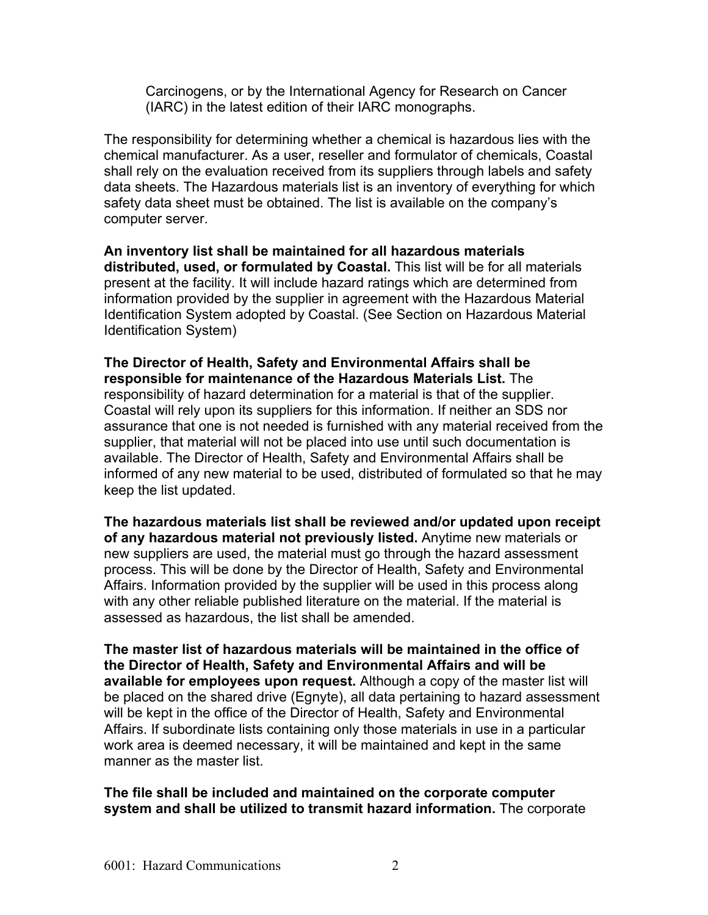Carcinogens, or by the International Agency for Research on Cancer (IARC) in the latest edition of their IARC monographs.

The responsibility for determining whether a chemical is hazardous lies with the chemical manufacturer. As a user, reseller and formulator of chemicals, Coastal shall rely on the evaluation received from its suppliers through labels and safety data sheets. The Hazardous materials list is an inventory of everything for which safety data sheet must be obtained. The list is available on the company's computer server.

**An inventory list shall be maintained for all hazardous materials distributed, used, or formulated by Coastal.** This list will be for all materials present at the facility. It will include hazard ratings which are determined from information provided by the supplier in agreement with the Hazardous Material Identification System adopted by Coastal. (See Section on Hazardous Material Identification System)

**The Director of Health, Safety and Environmental Affairs shall be responsible for maintenance of the Hazardous Materials List.** The responsibility of hazard determination for a material is that of the supplier. Coastal will rely upon its suppliers for this information. If neither an SDS nor assurance that one is not needed is furnished with any material received from the supplier, that material will not be placed into use until such documentation is available. The Director of Health, Safety and Environmental Affairs shall be informed of any new material to be used, distributed of formulated so that he may keep the list updated.

**The hazardous materials list shall be reviewed and/or updated upon receipt of any hazardous material not previously listed.** Anytime new materials or new suppliers are used, the material must go through the hazard assessment process. This will be done by the Director of Health, Safety and Environmental Affairs. Information provided by the supplier will be used in this process along with any other reliable published literature on the material. If the material is assessed as hazardous, the list shall be amended.

**The master list of hazardous materials will be maintained in the office of the Director of Health, Safety and Environmental Affairs and will be available for employees upon request.** Although a copy of the master list will be placed on the shared drive (Egnyte), all data pertaining to hazard assessment will be kept in the office of the Director of Health, Safety and Environmental Affairs. If subordinate lists containing only those materials in use in a particular work area is deemed necessary, it will be maintained and kept in the same manner as the master list.

**The file shall be included and maintained on the corporate computer system and shall be utilized to transmit hazard information.** The corporate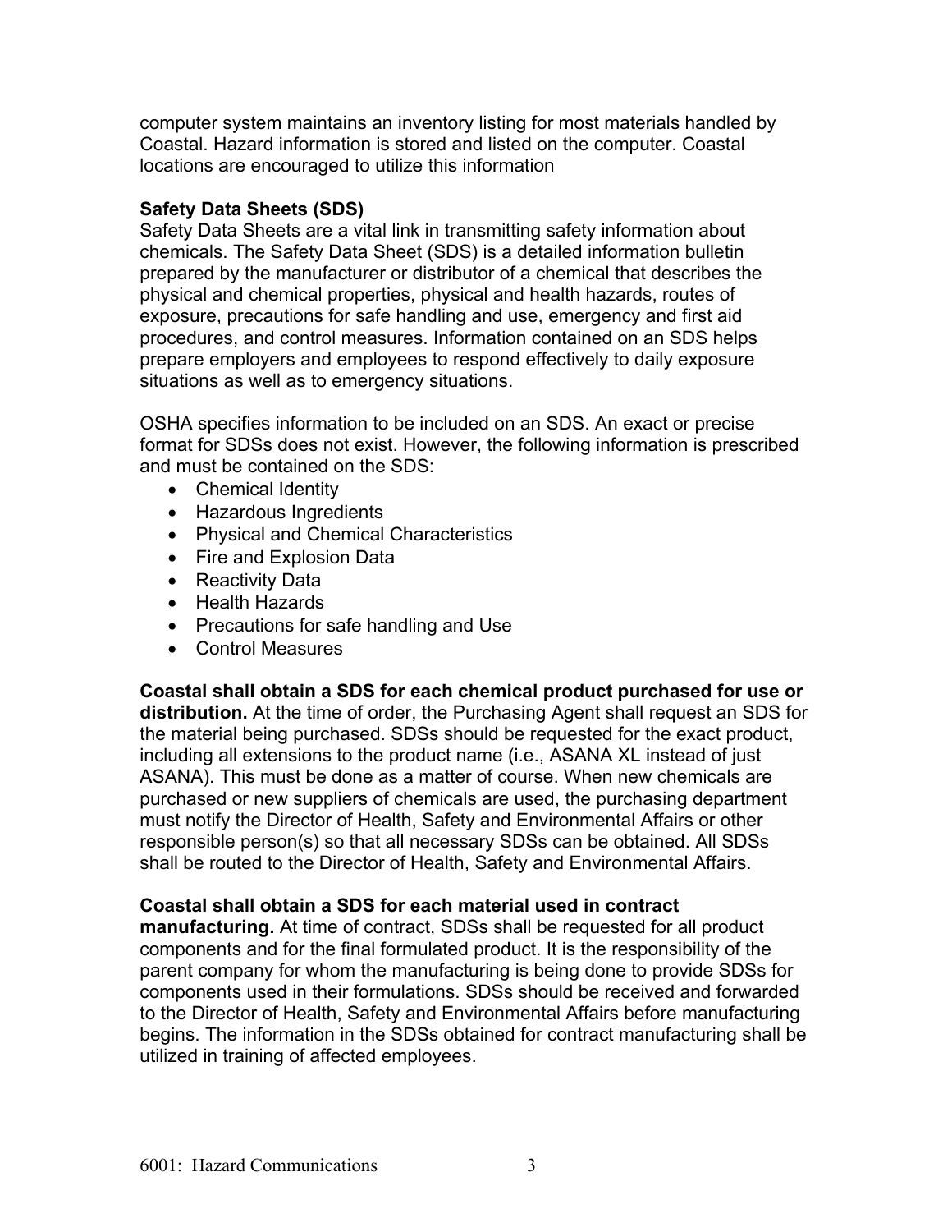computer system maintains an inventory listing for most materials handled by Coastal. Hazard information is stored and listed on the computer. Coastal locations are encouraged to utilize this information

**Safety Data Sheets (SDS)**
Safety Data Sheets are a vital link in transmitting safety information about chemicals. The Safety Data Sheet (SDS) is a detailed information bulletin prepared by the manufacturer or distributor of a chemical that describes the physical and chemical properties, physical and health hazards, routes of exposure, precautions for safe handling and use, emergency and first aid procedures, and control measures. Information contained on an SDS helps prepare employers and employees to respond effectively to daily exposure situations as well as to emergency situations.

OSHA specifies information to be included on an SDS. An exact or precise format for SDSs does not exist. However, the following information is prescribed and must be contained on the SDS:

- Chemical Identity
- Hazardous Ingredients
- Physical and Chemical Characteristics
- Fire and Explosion Data
- Reactivity Data
- Health Hazards
- Precautions for safe handling and Use
- Control Measures

**Coastal shall obtain a SDS for each chemical product purchased for use or distribution.** At the time of order, the Purchasing Agent shall request an SDS for the material being purchased. SDSs should be requested for the exact product, including all extensions to the product name (i.e., ASANA XL instead of just ASANA). This must be done as a matter of course. When new chemicals are purchased or new suppliers of chemicals are used, the purchasing department must notify the Director of Health, Safety and Environmental Affairs or other responsible person(s) so that all necessary SDSs can be obtained. All SDSs shall be routed to the Director of Health, Safety and Environmental Affairs.

**Coastal shall obtain a SDS for each material used in contract manufacturing.** At time of contract, SDSs shall be requested for all product components and for the final formulated product. It is the responsibility of the parent company for whom the manufacturing is being done to provide SDSs for components used in their formulations. SDSs should be received and forwarded to the Director of Health, Safety and Environmental Affairs before manufacturing begins. The information in the SDSs obtained for contract manufacturing shall be utilized in training of affected employees.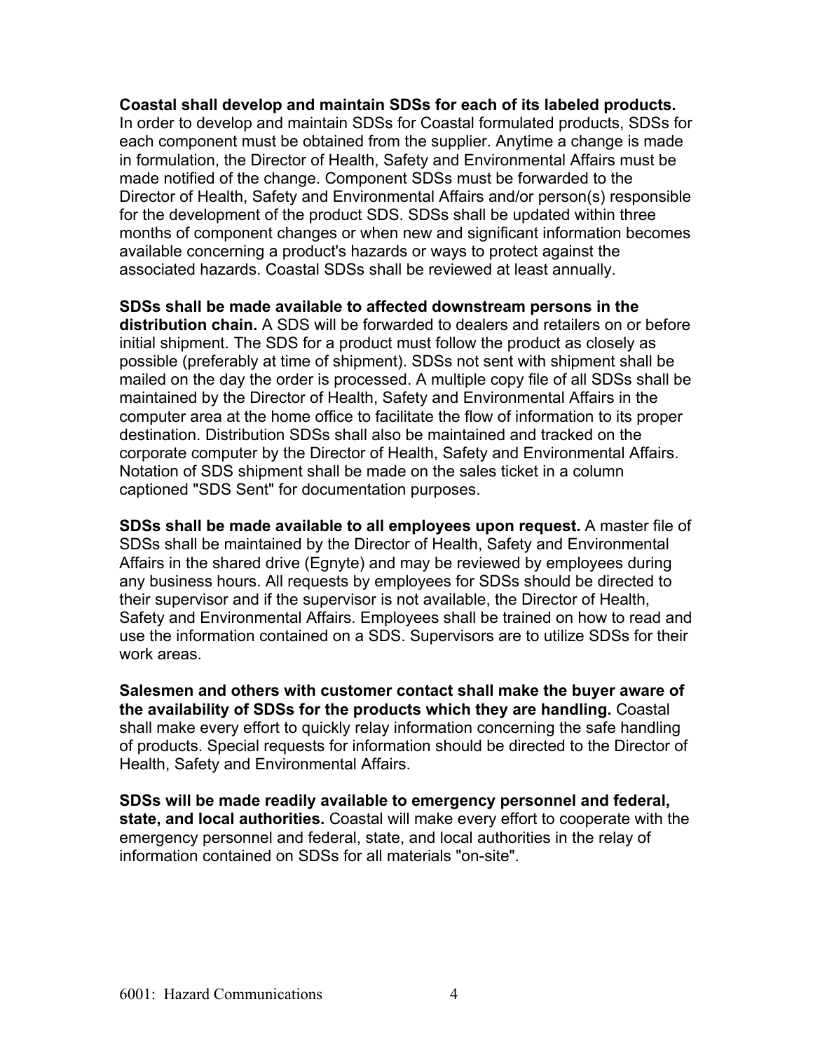**Coastal shall develop and maintain SDSs for each of its labeled products.** In order to develop and maintain SDSs for Coastal formulated products, SDSs for each component must be obtained from the supplier. Anytime a change is made in formulation, the Director of Health, Safety and Environmental Affairs must be made notified of the change. Component SDSs must be forwarded to the Director of Health, Safety and Environmental Affairs and/or person(s) responsible for the development of the product SDS. SDSs shall be updated within three months of component changes or when new and significant information becomes available concerning a product's hazards or ways to protect against the associated hazards. Coastal SDSs shall be reviewed at least annually.

**SDSs shall be made available to affected downstream persons in the distribution chain.** A SDS will be forwarded to dealers and retailers on or before initial shipment. The SDS for a product must follow the product as closely as possible (preferably at time of shipment). SDSs not sent with shipment shall be mailed on the day the order is processed. A multiple copy file of all SDSs shall be maintained by the Director of Health, Safety and Environmental Affairs in the computer area at the home office to facilitate the flow of information to its proper destination. Distribution SDSs shall also be maintained and tracked on the corporate computer by the Director of Health, Safety and Environmental Affairs. Notation of SDS shipment shall be made on the sales ticket in a column captioned "SDS Sent" for documentation purposes.

**SDSs shall be made available to all employees upon request.** A master file of SDSs shall be maintained by the Director of Health, Safety and Environmental Affairs in the shared drive (Egnyte) and may be reviewed by employees during any business hours. All requests by employees for SDSs should be directed to their supervisor and if the supervisor is not available, the Director of Health, Safety and Environmental Affairs. Employees shall be trained on how to read and use the information contained on a SDS. Supervisors are to utilize SDSs for their work areas.

**Salesmen and others with customer contact shall make the buyer aware of the availability of SDSs for the products which they are handling.** Coastal shall make every effort to quickly relay information concerning the safe handling of products. Special requests for information should be directed to the Director of Health, Safety and Environmental Affairs.

**SDSs will be made readily available to emergency personnel and federal, state, and local authorities.** Coastal will make every effort to cooperate with the emergency personnel and federal, state, and local authorities in the relay of information contained on SDSs for all materials "on-site".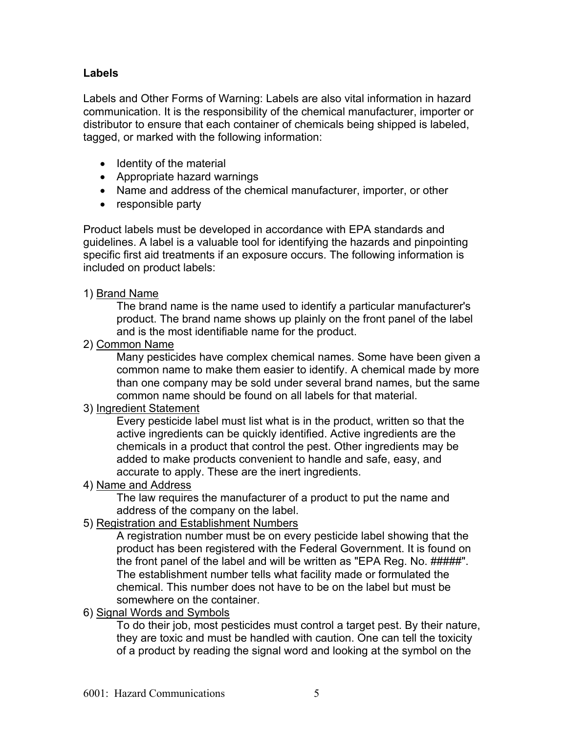**Labels**

Labels and Other Forms of Warning: Labels are also vital information in hazard communication. It is the responsibility of the chemical manufacturer, importer or distributor to ensure that each container of chemicals being shipped is labeled, tagged, or marked with the following information:

- Identity of the material
- Appropriate hazard warnings
- Name and address of the chemical manufacturer, importer, or other
- responsible party

Product labels must be developed in accordance with EPA standards and guidelines. A label is a valuable tool for identifying the hazards and pinpointing specific first aid treatments if an exposure occurs. The following information is included on product labels:

1) Brand Name

   The brand name is the name used to identify a particular manufacturer's product. The brand name shows up plainly on the front panel of the label and is the most identifiable name for the product.

2) Common Name

   Many pesticides have complex chemical names. Some have been given a common name to make them easier to identify. A chemical made by more than one company may be sold under several brand names, but the same common name should be found on all labels for that material.

3) Ingredient Statement

   Every pesticide label must list what is in the product, written so that the active ingredients can be quickly identified. Active ingredients are the chemicals in a product that control the pest. Other ingredients may be added to make products convenient to handle and safe, easy, and accurate to apply. These are the inert ingredients.

4) Name and Address

   The law requires the manufacturer of a product to put the name and address of the company on the label.

5) Registration and Establishment Numbers

   A registration number must be on every pesticide label showing that the product has been registered with the Federal Government. It is found on the front panel of the label and will be written as "EPA Reg. No. #####". The establishment number tells what facility made or formulated the chemical. This number does not have to be on the label but must be somewhere on the container.

6) Signal Words and Symbols

   To do their job, most pesticides must control a target pest. By their nature, they are toxic and must be handled with caution. One can tell the toxicity of a product by reading the signal word and looking at the symbol on the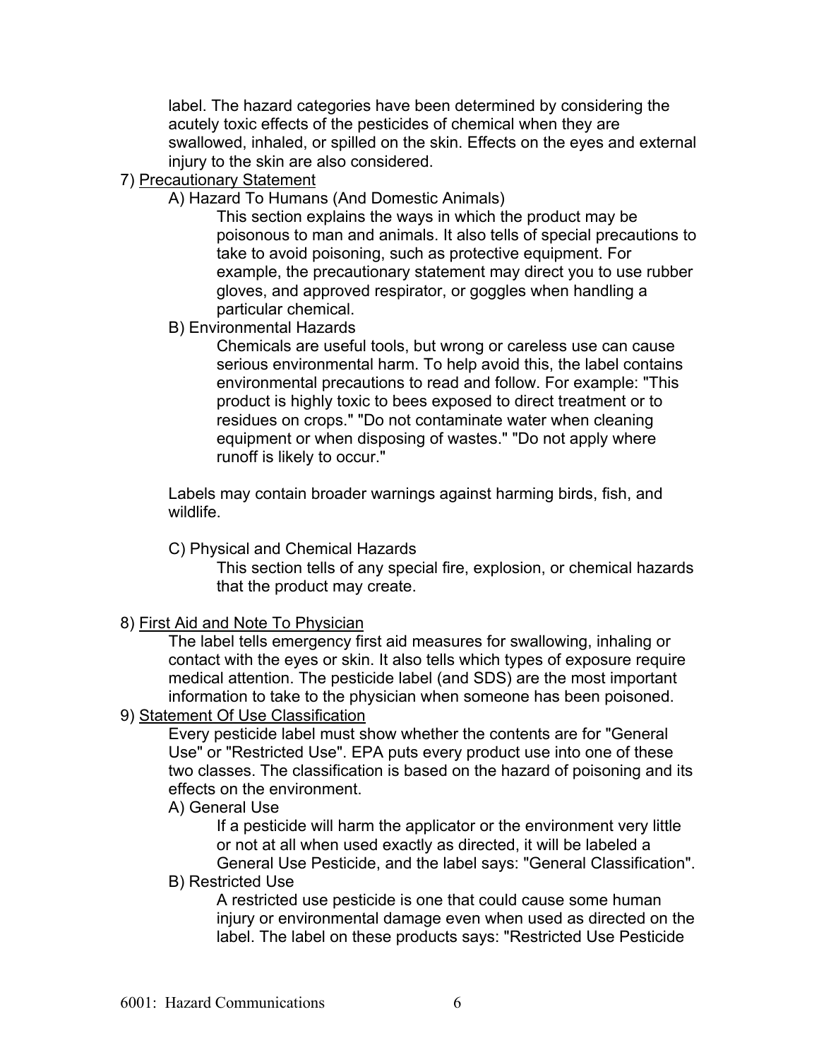label. The hazard categories have been determined by considering the acutely toxic effects of the pesticides of chemical when they are swallowed, inhaled, or spilled on the skin. Effects on the eyes and external injury to the skin are also considered.

7) Precautionary Statement

A) Hazard To Humans (And Domestic Animals)

This section explains the ways in which the product may be poisonous to man and animals. It also tells of special precautions to take to avoid poisoning, such as protective equipment. For example, the precautionary statement may direct you to use rubber gloves, and approved respirator, or goggles when handling a particular chemical.

B) Environmental Hazards

Chemicals are useful tools, but wrong or careless use can cause serious environmental harm. To help avoid this, the label contains environmental precautions to read and follow. For example: "This product is highly toxic to bees exposed to direct treatment or to residues on crops." "Do not contaminate water when cleaning equipment or when disposing of wastes." "Do not apply where runoff is likely to occur."

Labels may contain broader warnings against harming birds, fish, and wildlife.

C) Physical and Chemical Hazards

This section tells of any special fire, explosion, or chemical hazards that the product may create.

8) First Aid and Note To Physician

The label tells emergency first aid measures for swallowing, inhaling or contact with the eyes or skin. It also tells which types of exposure require medical attention. The pesticide label (and SDS) are the most important information to take to the physician when someone has been poisoned.

9) Statement Of Use Classification

Every pesticide label must show whether the contents are for "General Use" or "Restricted Use". EPA puts every product use into one of these two classes. The classification is based on the hazard of poisoning and its effects on the environment.

A) General Use

If a pesticide will harm the applicator or the environment very little or not at all when used exactly as directed, it will be labeled a General Use Pesticide, and the label says: "General Classification".

B) Restricted Use

A restricted use pesticide is one that could cause some human injury or environmental damage even when used as directed on the label. The label on these products says: "Restricted Use Pesticide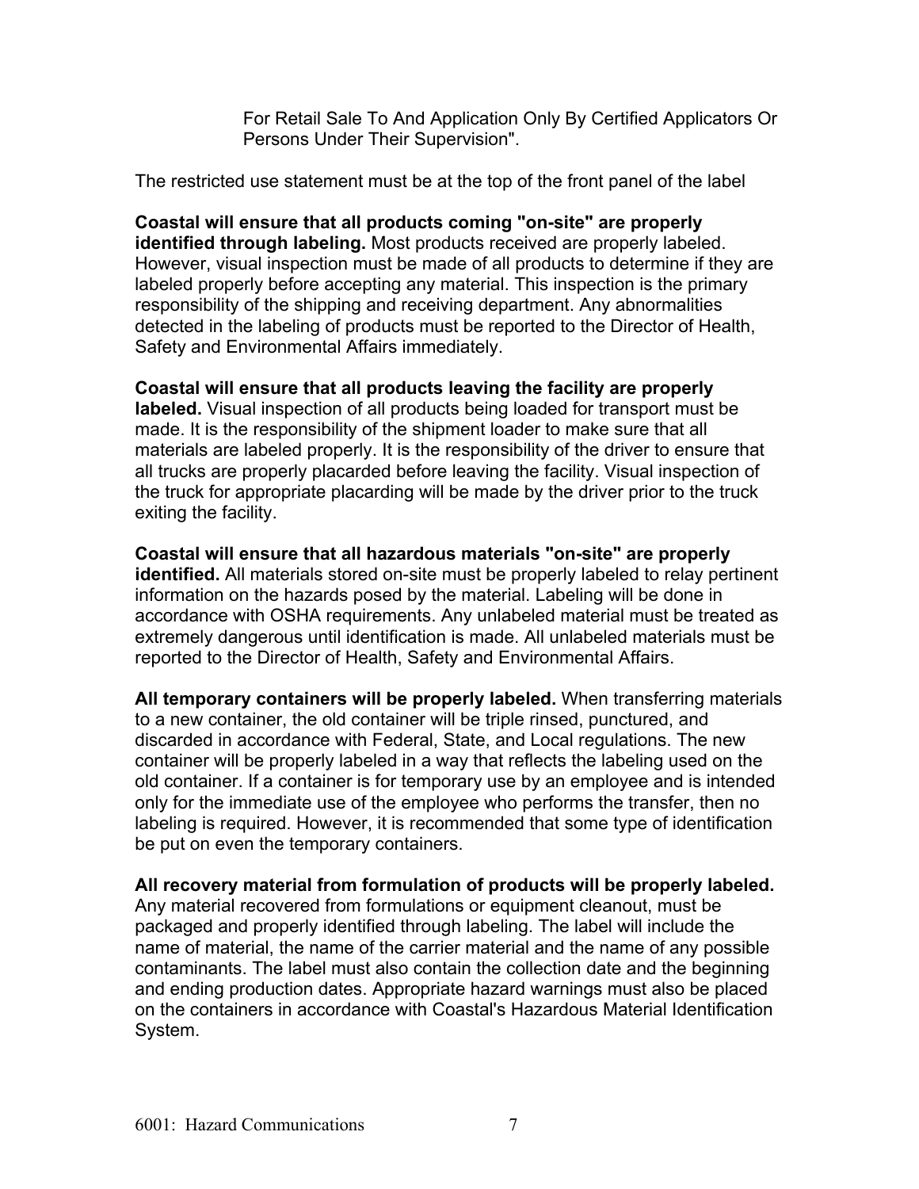For Retail Sale To And Application Only By Certified Applicators Or Persons Under Their Supervision".

The restricted use statement must be at the top of the front panel of the label

**Coastal will ensure that all products coming "on-site" are properly identified through labeling.** Most products received are properly labeled. However, visual inspection must be made of all products to determine if they are labeled properly before accepting any material. This inspection is the primary responsibility of the shipping and receiving department. Any abnormalities detected in the labeling of products must be reported to the Director of Health, Safety and Environmental Affairs immediately.

**Coastal will ensure that all products leaving the facility are properly labeled.** Visual inspection of all products being loaded for transport must be made. It is the responsibility of the shipment loader to make sure that all materials are labeled properly. It is the responsibility of the driver to ensure that all trucks are properly placarded before leaving the facility. Visual inspection of the truck for appropriate placarding will be made by the driver prior to the truck exiting the facility.

**Coastal will ensure that all hazardous materials "on-site" are properly identified.** All materials stored on-site must be properly labeled to relay pertinent information on the hazards posed by the material. Labeling will be done in accordance with OSHA requirements. Any unlabeled material must be treated as extremely dangerous until identification is made. All unlabeled materials must be reported to the Director of Health, Safety and Environmental Affairs.

**All temporary containers will be properly labeled.** When transferring materials to a new container, the old container will be triple rinsed, punctured, and discarded in accordance with Federal, State, and Local regulations. The new container will be properly labeled in a way that reflects the labeling used on the old container. If a container is for temporary use by an employee and is intended only for the immediate use of the employee who performs the transfer, then no labeling is required. However, it is recommended that some type of identification be put on even the temporary containers.

**All recovery material from formulation of products will be properly labeled.** Any material recovered from formulations or equipment cleanout, must be packaged and properly identified through labeling. The label will include the name of material, the name of the carrier material and the name of any possible contaminants. The label must also contain the collection date and the beginning and ending production dates. Appropriate hazard warnings must also be placed on the containers in accordance with Coastal's Hazardous Material Identification System.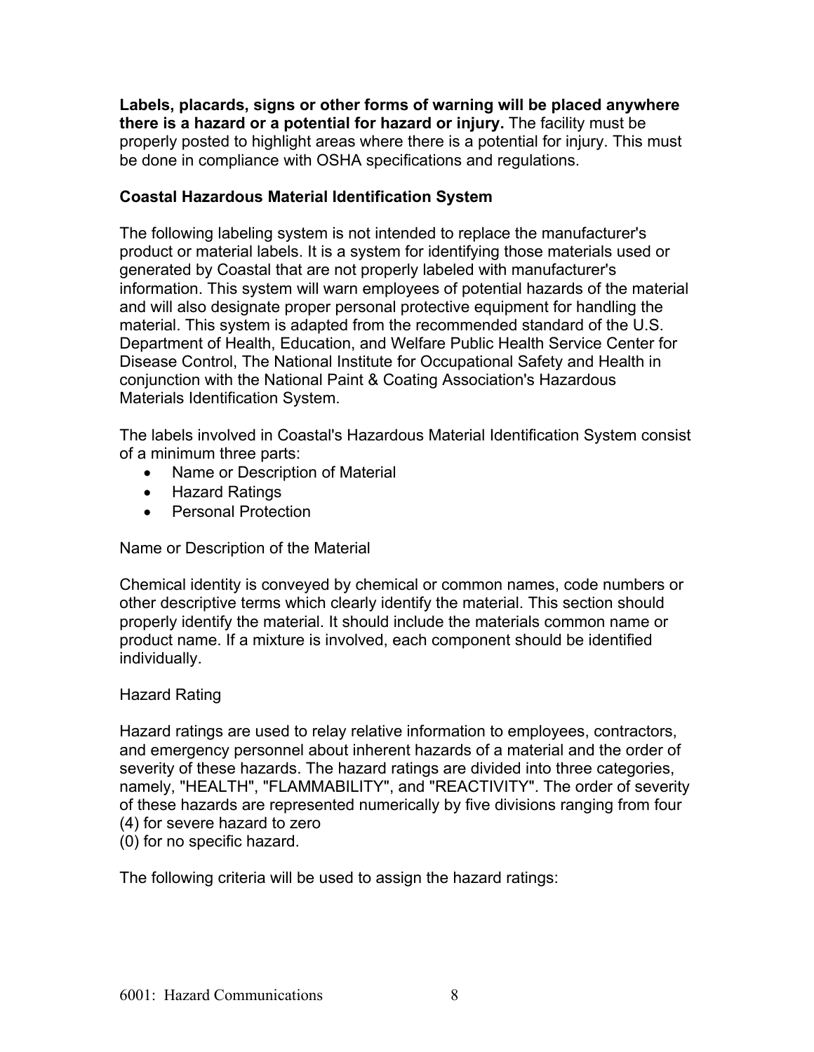**Labels, placards, signs or other forms of warning will be placed anywhere there is a hazard or a potential for hazard or injury.** The facility must be properly posted to highlight areas where there is a potential for injury. This must be done in compliance with OSHA specifications and regulations.

**Coastal Hazardous Material Identification System**

The following labeling system is not intended to replace the manufacturer's product or material labels. It is a system for identifying those materials used or generated by Coastal that are not properly labeled with manufacturer's information. This system will warn employees of potential hazards of the material and will also designate proper personal protective equipment for handling the material. This system is adapted from the recommended standard of the U.S. Department of Health, Education, and Welfare Public Health Service Center for Disease Control, The National Institute for Occupational Safety and Health in conjunction with the National Paint & Coating Association's Hazardous Materials Identification System.

The labels involved in Coastal's Hazardous Material Identification System consist of a minimum three parts:

- Name or Description of Material
- Hazard Ratings
- Personal Protection

Name or Description of the Material

Chemical identity is conveyed by chemical or common names, code numbers or other descriptive terms which clearly identify the material. This section should properly identify the material. It should include the materials common name or product name. If a mixture is involved, each component should be identified individually.

Hazard Rating

Hazard ratings are used to relay relative information to employees, contractors, and emergency personnel about inherent hazards of a material and the order of severity of these hazards. The hazard ratings are divided into three categories, namely, "HEALTH", "FLAMMABILITY", and "REACTIVITY". The order of severity of these hazards are represented numerically by five divisions ranging from four (4) for severe hazard to zero (0) for no specific hazard.

The following criteria will be used to assign the hazard ratings: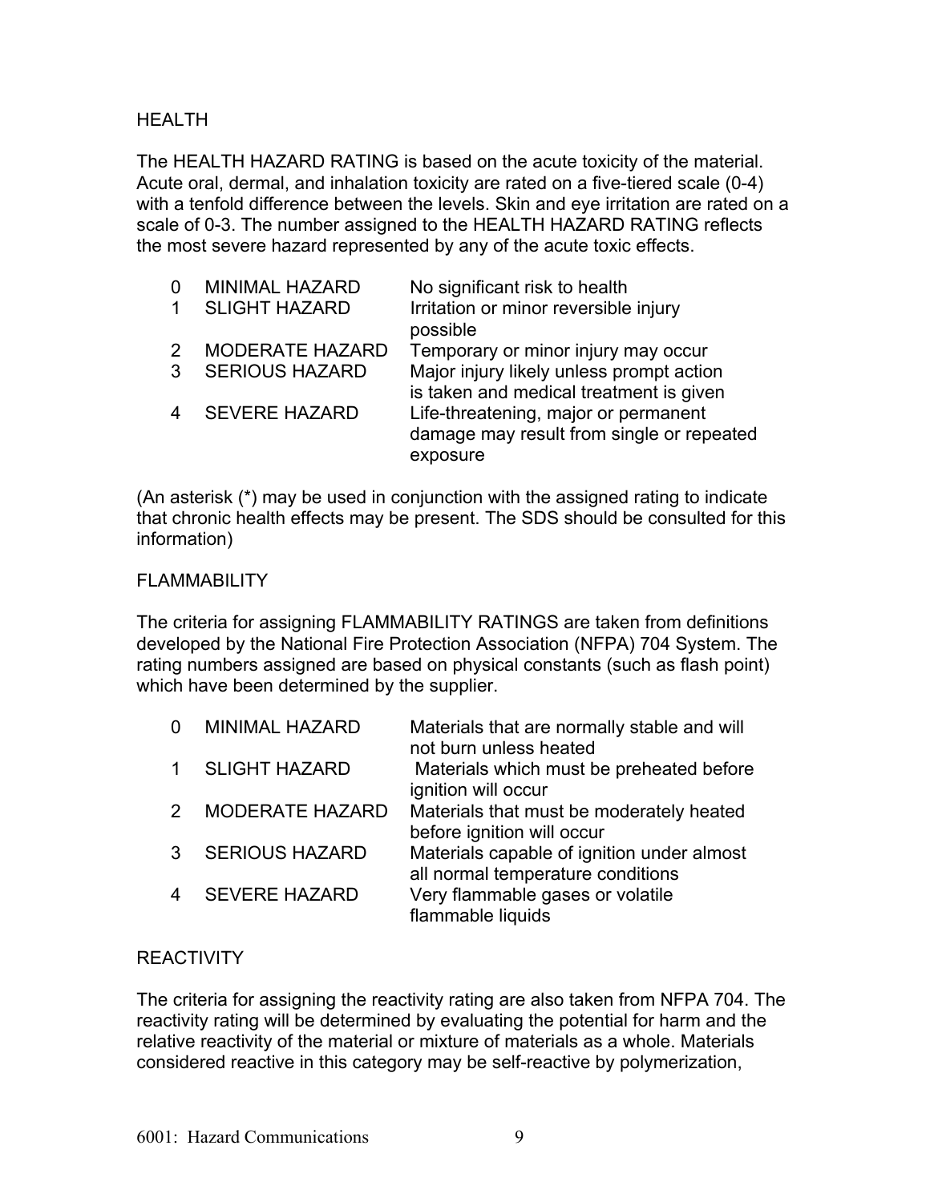## HEALTH

The HEALTH HAZARD RATING is based on the acute toxicity of the material. Acute oral, dermal, and inhalation toxicity are rated on a five-tiered scale (0-4) with a tenfold difference between the levels. Skin and eye irritation are rated on a scale of 0-3. The number assigned to the HEALTH HAZARD RATING reflects the most severe hazard represented by any of the acute toxic effects.

| | | |
|---|---|---|
| 0 | MINIMAL HAZARD | No significant risk to health |
| 1 | SLIGHT HAZARD | Irritation or minor reversible injury possible |
| 2 | MODERATE HAZARD | Temporary or minor injury may occur |
| 3 | SERIOUS HAZARD | Major injury likely unless prompt action is taken and medical treatment is given |
| 4 | SEVERE HAZARD | Life-threatening, major or permanent damage may result from single or repeated exposure |

(An asterisk (*) may be used in conjunction with the assigned rating to indicate that chronic health effects may be present. The SDS should be consulted for this information)

## FLAMMABILITY

The criteria for assigning FLAMMABILITY RATINGS are taken from definitions developed by the National Fire Protection Association (NFPA) 704 System. The rating numbers assigned are based on physical constants (such as flash point) which have been determined by the supplier.

| | | |
|---|---|---|
| 0 | MINIMAL HAZARD | Materials that are normally stable and will not burn unless heated |
| 1 | SLIGHT HAZARD | Materials which must be preheated before ignition will occur |
| 2 | MODERATE HAZARD | Materials that must be moderately heated before ignition will occur |
| 3 | SERIOUS HAZARD | Materials capable of ignition under almost all normal temperature conditions |
| 4 | SEVERE HAZARD | Very flammable gases or volatile flammable liquids |

## REACTIVITY

The criteria for assigning the reactivity rating are also taken from NFPA 704. The reactivity rating will be determined by evaluating the potential for harm and the relative reactivity of the material or mixture of materials as a whole. Materials considered reactive in this category may be self-reactive by polymerization,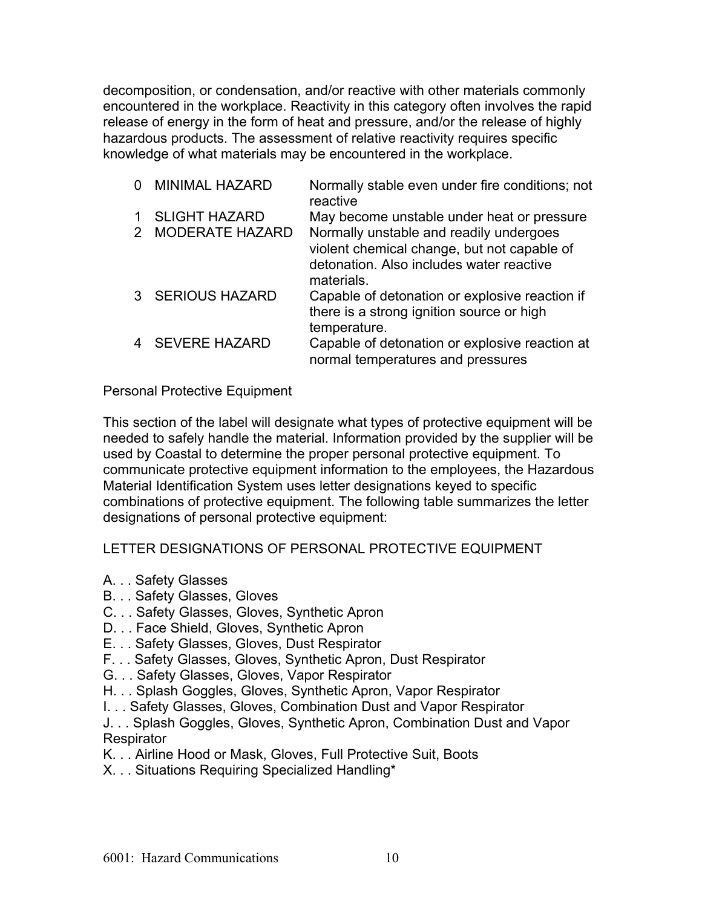decomposition, or condensation, and/or reactive with other materials commonly encountered in the workplace. Reactivity in this category often involves the rapid release of energy in the form of heat and pressure, and/or the release of highly hazardous products. The assessment of relative reactivity requires specific knowledge of what materials may be encountered in the workplace.

| | | |
|---|---|---|
| 0 | MINIMAL HAZARD | Normally stable even under fire conditions; not reactive |
| 1 | SLIGHT HAZARD | May become unstable under heat or pressure |
| 2 | MODERATE HAZARD | Normally unstable and readily undergoes violent chemical change, but not capable of detonation. Also includes water reactive materials. |
| 3 | SERIOUS HAZARD | Capable of detonation or explosive reaction if there is a strong ignition source or high temperature. |
| 4 | SEVERE HAZARD | Capable of detonation or explosive reaction at normal temperatures and pressures |

Personal Protective Equipment

This section of the label will designate what types of protective equipment will be needed to safely handle the material. Information provided by the supplier will be used by Coastal to determine the proper personal protective equipment. To communicate protective equipment information to the employees, the Hazardous Material Identification System uses letter designations keyed to specific combinations of protective equipment. The following table summarizes the letter designations of personal protective equipment:

LETTER DESIGNATIONS OF PERSONAL PROTECTIVE EQUIPMENT

A. . . Safety Glasses
B. . . Safety Glasses, Gloves
C. . . Safety Glasses, Gloves, Synthetic Apron
D. . . Face Shield, Gloves, Synthetic Apron
E. . . Safety Glasses, Gloves, Dust Respirator
F. . . Safety Glasses, Gloves, Synthetic Apron, Dust Respirator
G. . . Safety Glasses, Gloves, Vapor Respirator
H. . . Splash Goggles, Gloves, Synthetic Apron, Vapor Respirator
I. . . Safety Glasses, Gloves, Combination Dust and Vapor Respirator
J. . . Splash Goggles, Gloves, Synthetic Apron, Combination Dust and Vapor Respirator
K. . . Airline Hood or Mask, Gloves, Full Protective Suit, Boots
X. . . Situations Requiring Specialized Handling*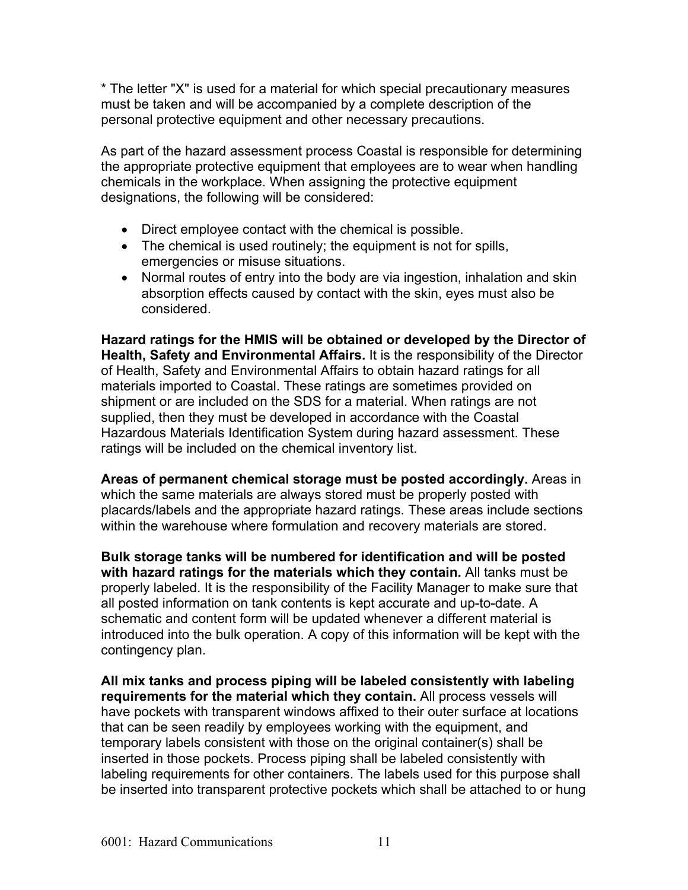* The letter "X" is used for a material for which special precautionary measures must be taken and will be accompanied by a complete description of the personal protective equipment and other necessary precautions.

As part of the hazard assessment process Coastal is responsible for determining the appropriate protective equipment that employees are to wear when handling chemicals in the workplace. When assigning the protective equipment designations, the following will be considered:

- Direct employee contact with the chemical is possible.
- The chemical is used routinely; the equipment is not for spills, emergencies or misuse situations.
- Normal routes of entry into the body are via ingestion, inhalation and skin absorption effects caused by contact with the skin, eyes must also be considered.

**Hazard ratings for the HMIS will be obtained or developed by the Director of Health, Safety and Environmental Affairs.** It is the responsibility of the Director of Health, Safety and Environmental Affairs to obtain hazard ratings for all materials imported to Coastal. These ratings are sometimes provided on shipment or are included on the SDS for a material. When ratings are not supplied, then they must be developed in accordance with the Coastal Hazardous Materials Identification System during hazard assessment. These ratings will be included on the chemical inventory list.

**Areas of permanent chemical storage must be posted accordingly.** Areas in which the same materials are always stored must be properly posted with placards/labels and the appropriate hazard ratings. These areas include sections within the warehouse where formulation and recovery materials are stored.

**Bulk storage tanks will be numbered for identification and will be posted with hazard ratings for the materials which they contain.** All tanks must be properly labeled. It is the responsibility of the Facility Manager to make sure that all posted information on tank contents is kept accurate and up-to-date. A schematic and content form will be updated whenever a different material is introduced into the bulk operation. A copy of this information will be kept with the contingency plan.

**All mix tanks and process piping will be labeled consistently with labeling requirements for the material which they contain.** All process vessels will have pockets with transparent windows affixed to their outer surface at locations that can be seen readily by employees working with the equipment, and temporary labels consistent with those on the original container(s) shall be inserted in those pockets. Process piping shall be labeled consistently with labeling requirements for other containers. The labels used for this purpose shall be inserted into transparent protective pockets which shall be attached to or hung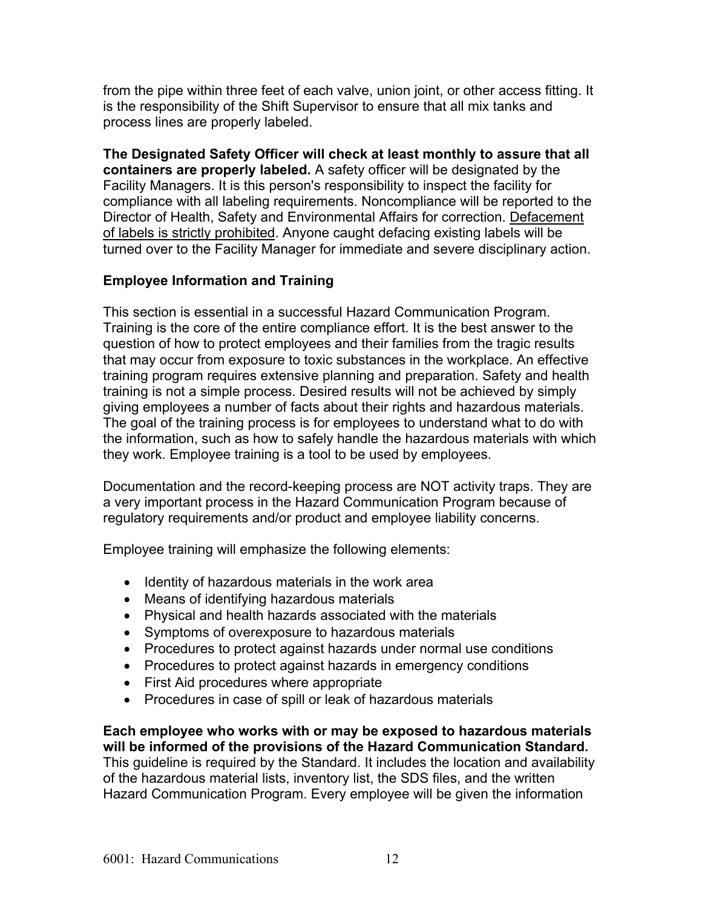from the pipe within three feet of each valve, union joint, or other access fitting. It is the responsibility of the Shift Supervisor to ensure that all mix tanks and process lines are properly labeled.

**The Designated Safety Officer will check at least monthly to assure that all containers are properly labeled.** A safety officer will be designated by the Facility Managers. It is this person's responsibility to inspect the facility for compliance with all labeling requirements. Noncompliance will be reported to the Director of Health, Safety and Environmental Affairs for correction. Defacement of labels is strictly prohibited. Anyone caught defacing existing labels will be turned over to the Facility Manager for immediate and severe disciplinary action.

### Employee Information and Training

This section is essential in a successful Hazard Communication Program. Training is the core of the entire compliance effort. It is the best answer to the question of how to protect employees and their families from the tragic results that may occur from exposure to toxic substances in the workplace. An effective training program requires extensive planning and preparation. Safety and health training is not a simple process. Desired results will not be achieved by simply giving employees a number of facts about their rights and hazardous materials. The goal of the training process is for employees to understand what to do with the information, such as how to safely handle the hazardous materials with which they work. Employee training is a tool to be used by employees.

Documentation and the record-keeping process are NOT activity traps. They are a very important process in the Hazard Communication Program because of regulatory requirements and/or product and employee liability concerns.

Employee training will emphasize the following elements:

- Identity of hazardous materials in the work area
- Means of identifying hazardous materials
- Physical and health hazards associated with the materials
- Symptoms of overexposure to hazardous materials
- Procedures to protect against hazards under normal use conditions
- Procedures to protect against hazards in emergency conditions
- First Aid procedures where appropriate
- Procedures in case of spill or leak of hazardous materials

**Each employee who works with or may be exposed to hazardous materials will be informed of the provisions of the Hazard Communication Standard.** This guideline is required by the Standard. It includes the location and availability of the hazardous material lists, inventory list, the SDS files, and the written Hazard Communication Program. Every employee will be given the information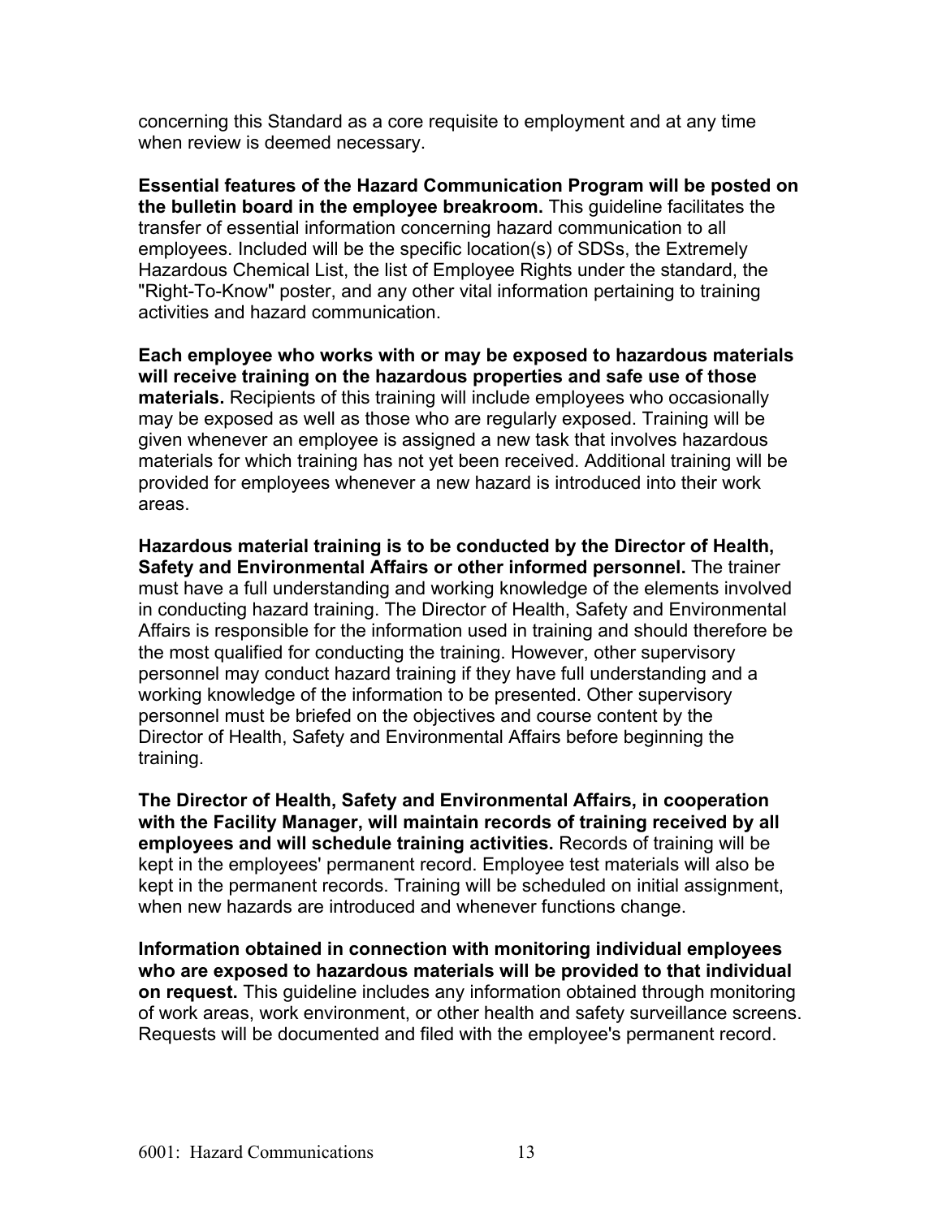concerning this Standard as a core requisite to employment and at any time when review is deemed necessary.

**Essential features of the Hazard Communication Program will be posted on the bulletin board in the employee breakroom.** This guideline facilitates the transfer of essential information concerning hazard communication to all employees. Included will be the specific location(s) of SDSs, the Extremely Hazardous Chemical List, the list of Employee Rights under the standard, the "Right-To-Know" poster, and any other vital information pertaining to training activities and hazard communication.

**Each employee who works with or may be exposed to hazardous materials will receive training on the hazardous properties and safe use of those materials.** Recipients of this training will include employees who occasionally may be exposed as well as those who are regularly exposed. Training will be given whenever an employee is assigned a new task that involves hazardous materials for which training has not yet been received. Additional training will be provided for employees whenever a new hazard is introduced into their work areas.

**Hazardous material training is to be conducted by the Director of Health, Safety and Environmental Affairs or other informed personnel.** The trainer must have a full understanding and working knowledge of the elements involved in conducting hazard training. The Director of Health, Safety and Environmental Affairs is responsible for the information used in training and should therefore be the most qualified for conducting the training. However, other supervisory personnel may conduct hazard training if they have full understanding and a working knowledge of the information to be presented. Other supervisory personnel must be briefed on the objectives and course content by the Director of Health, Safety and Environmental Affairs before beginning the training.

**The Director of Health, Safety and Environmental Affairs, in cooperation with the Facility Manager, will maintain records of training received by all employees and will schedule training activities.** Records of training will be kept in the employees' permanent record. Employee test materials will also be kept in the permanent records. Training will be scheduled on initial assignment, when new hazards are introduced and whenever functions change.

**Information obtained in connection with monitoring individual employees who are exposed to hazardous materials will be provided to that individual on request.** This guideline includes any information obtained through monitoring of work areas, work environment, or other health and safety surveillance screens. Requests will be documented and filed with the employee's permanent record.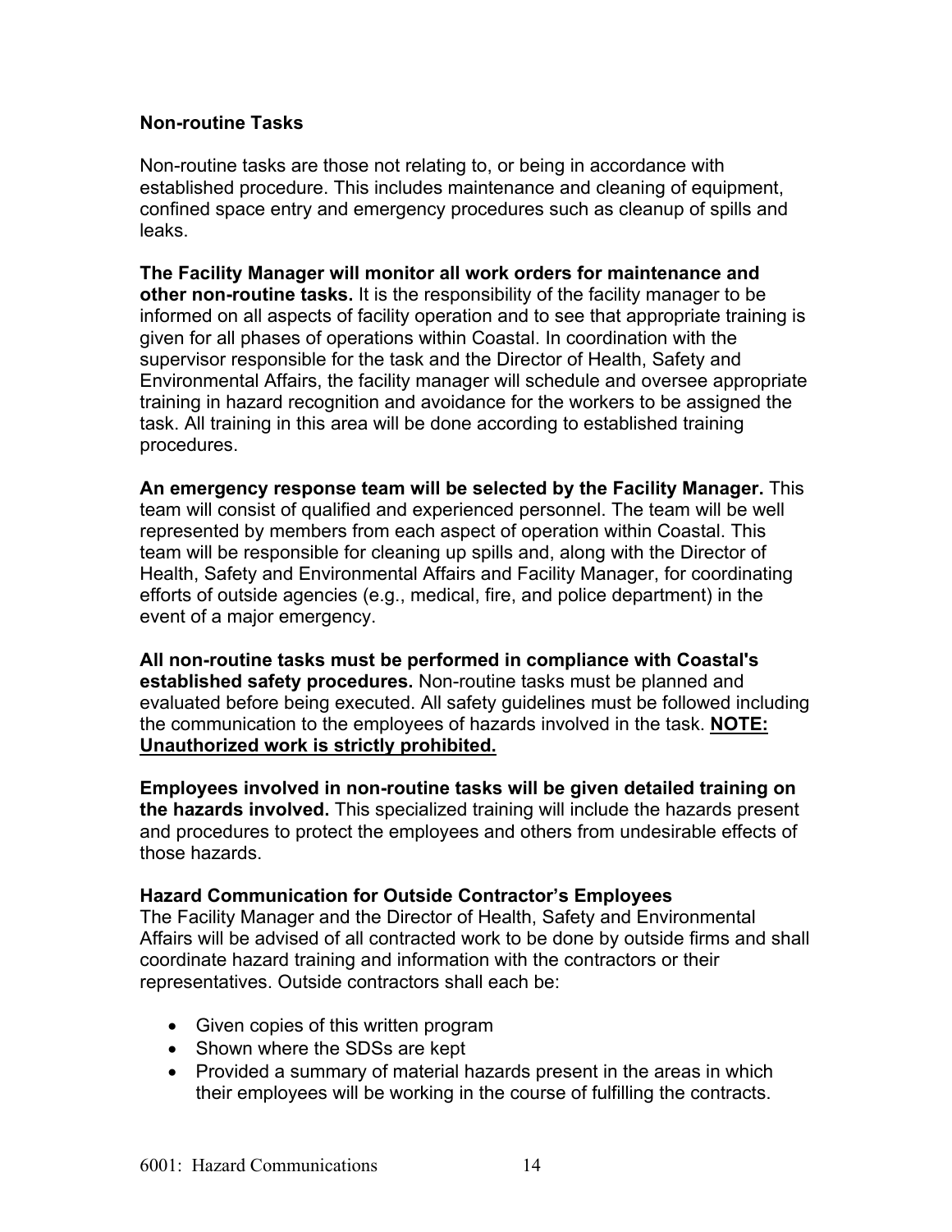### Non-routine Tasks

Non-routine tasks are those not relating to, or being in accordance with established procedure. This includes maintenance and cleaning of equipment, confined space entry and emergency procedures such as cleanup of spills and leaks.

**The Facility Manager will monitor all work orders for maintenance and other non-routine tasks.** It is the responsibility of the facility manager to be informed on all aspects of facility operation and to see that appropriate training is given for all phases of operations within Coastal. In coordination with the supervisor responsible for the task and the Director of Health, Safety and Environmental Affairs, the facility manager will schedule and oversee appropriate training in hazard recognition and avoidance for the workers to be assigned the task. All training in this area will be done according to established training procedures.

**An emergency response team will be selected by the Facility Manager.** This team will consist of qualified and experienced personnel. The team will be well represented by members from each aspect of operation within Coastal. This team will be responsible for cleaning up spills and, along with the Director of Health, Safety and Environmental Affairs and Facility Manager, for coordinating efforts of outside agencies (e.g., medical, fire, and police department) in the event of a major emergency.

**All non-routine tasks must be performed in compliance with Coastal's established safety procedures.** Non-routine tasks must be planned and evaluated before being executed. All safety guidelines must be followed including the communication to the employees of hazards involved in the task. **<u>NOTE: Unauthorized work is strictly prohibited.</u>**

**Employees involved in non-routine tasks will be given detailed training on the hazards involved.** This specialized training will include the hazards present and procedures to protect the employees and others from undesirable effects of those hazards.

### Hazard Communication for Outside Contractor's Employees

The Facility Manager and the Director of Health, Safety and Environmental Affairs will be advised of all contracted work to be done by outside firms and shall coordinate hazard training and information with the contractors or their representatives. Outside contractors shall each be:

- Given copies of this written program
- Shown where the SDSs are kept
- Provided a summary of material hazards present in the areas in which their employees will be working in the course of fulfilling the contracts.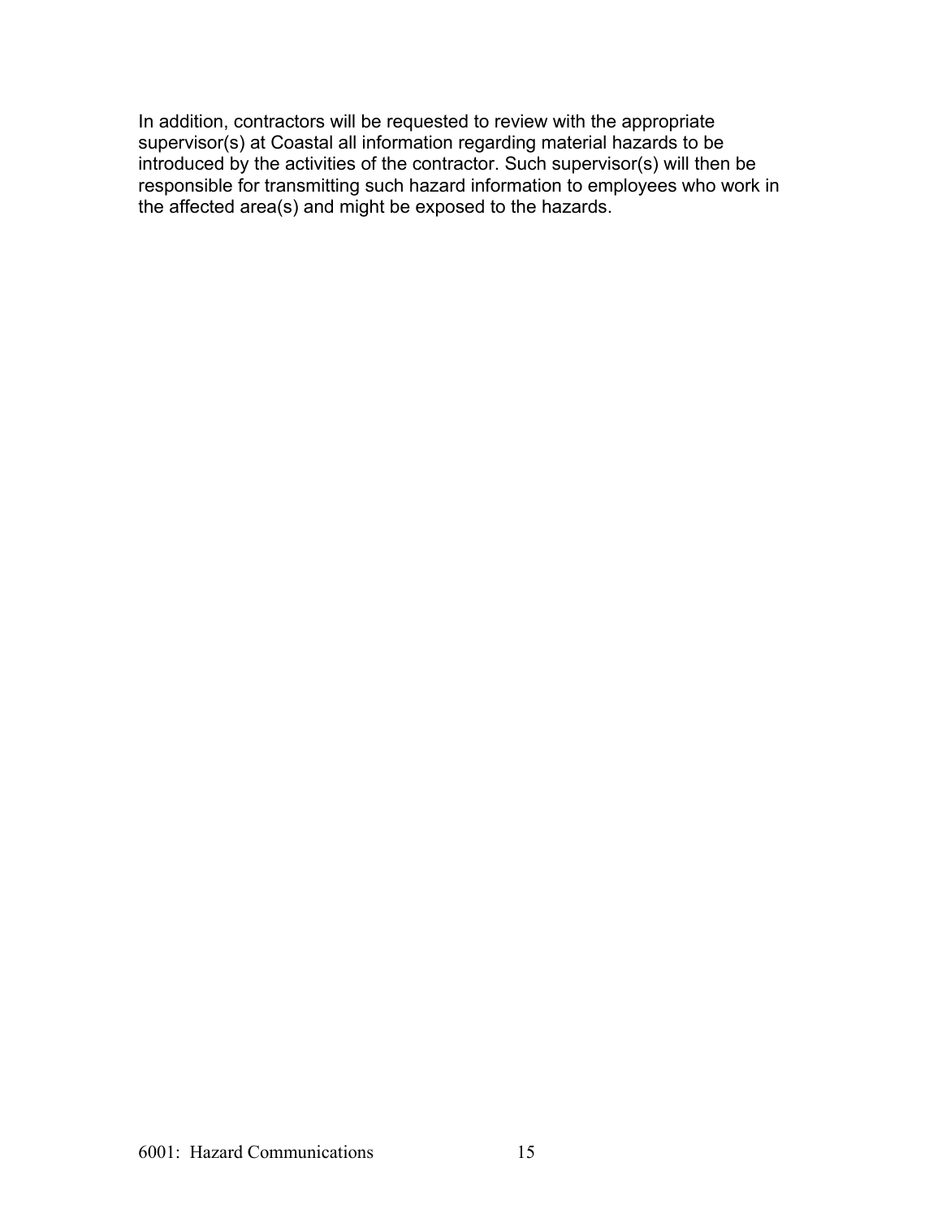In addition, contractors will be requested to review with the appropriate supervisor(s) at Coastal all information regarding material hazards to be introduced by the activities of the contractor. Such supervisor(s) will then be responsible for transmitting such hazard information to employees who work in the affected area(s) and might be exposed to the hazards.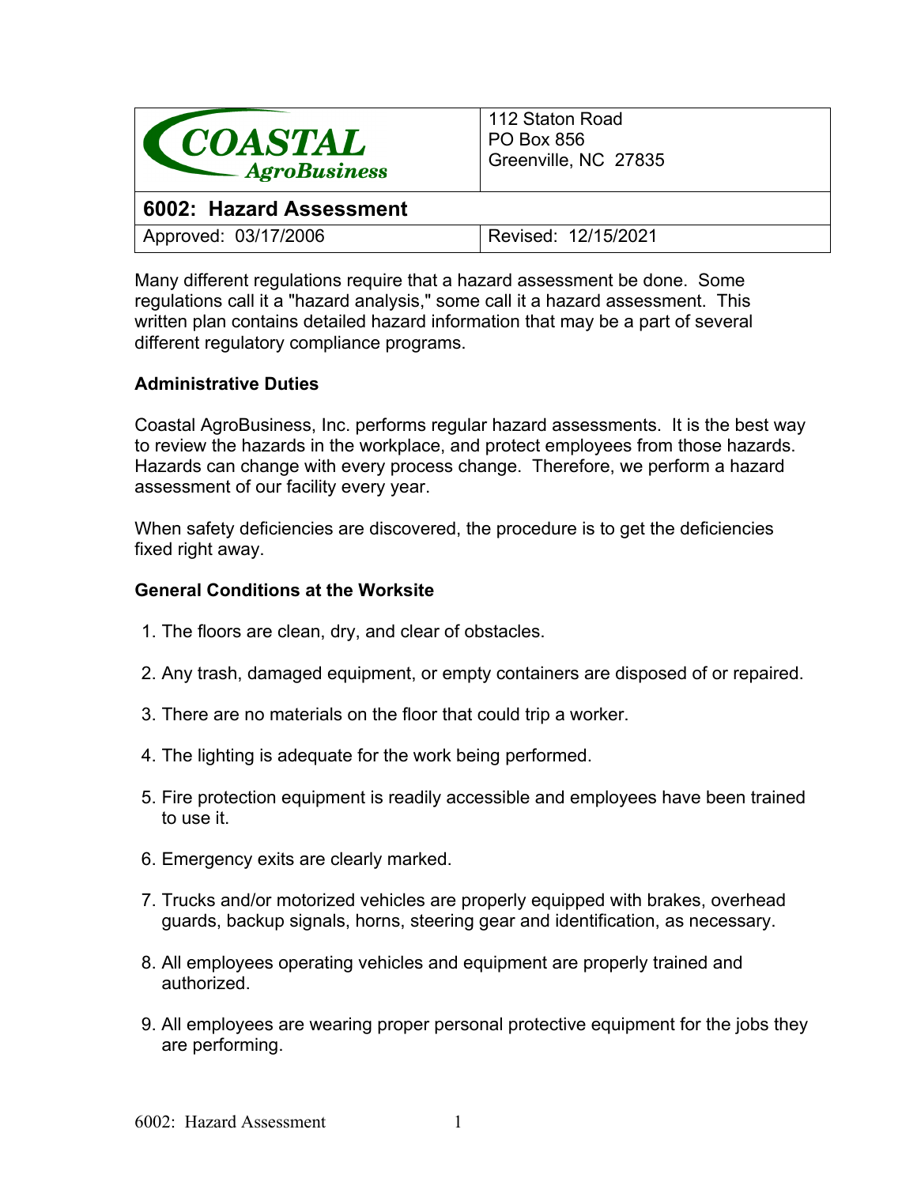| COASTAL AgroBusiness | 112 Staton Road<br>PO Box 856<br>Greenville, NC 27835 |
| --- | --- |
| **6002: Hazard Assessment** | |
| Approved: 03/17/2006 | Revised: 12/15/2021 |

Many different regulations require that a hazard assessment be done. Some regulations call it a "hazard analysis," some call it a hazard assessment. This written plan contains detailed hazard information that may be a part of several different regulatory compliance programs.

**Administrative Duties**

Coastal AgroBusiness, Inc. performs regular hazard assessments. It is the best way to review the hazards in the workplace, and protect employees from those hazards. Hazards can change with every process change. Therefore, we perform a hazard assessment of our facility every year.

When safety deficiencies are discovered, the procedure is to get the deficiencies fixed right away.

**General Conditions at the Worksite**

1. The floors are clean, dry, and clear of obstacles.

2. Any trash, damaged equipment, or empty containers are disposed of or repaired.

3. There are no materials on the floor that could trip a worker.

4. The lighting is adequate for the work being performed.

5. Fire protection equipment is readily accessible and employees have been trained to use it.

6. Emergency exits are clearly marked.

7. Trucks and/or motorized vehicles are properly equipped with brakes, overhead guards, backup signals, horns, steering gear and identification, as necessary.

8. All employees operating vehicles and equipment are properly trained and authorized.

9. All employees are wearing proper personal protective equipment for the jobs they are performing.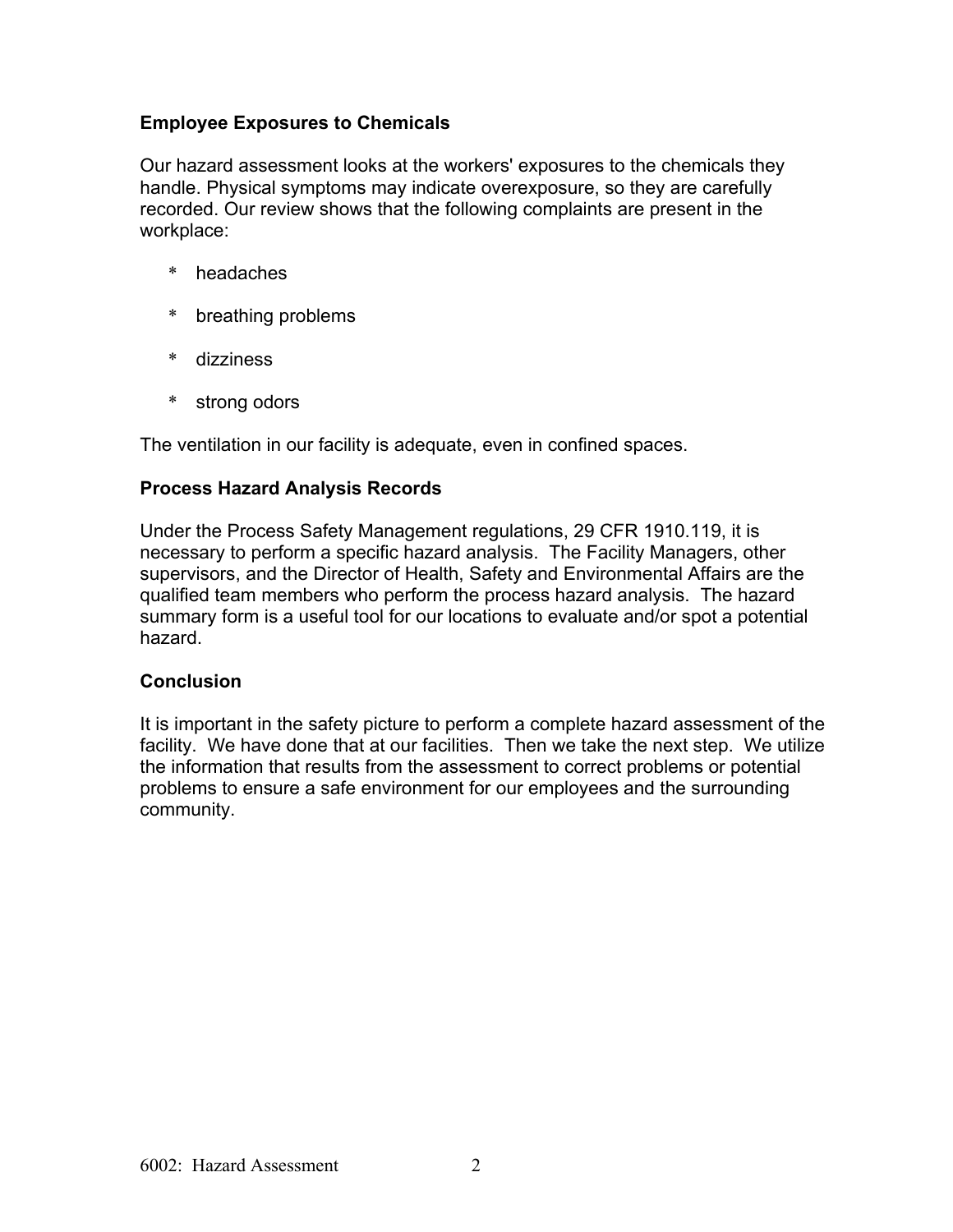## Employee Exposures to Chemicals

Our hazard assessment looks at the workers' exposures to the chemicals they handle. Physical symptoms may indicate overexposure, so they are carefully recorded. Our review shows that the following complaints are present in the workplace:

* headaches
* breathing problems
* dizziness
* strong odors

The ventilation in our facility is adequate, even in confined spaces.

## Process Hazard Analysis Records

Under the Process Safety Management regulations, 29 CFR 1910.119, it is necessary to perform a specific hazard analysis. The Facility Managers, other supervisors, and the Director of Health, Safety and Environmental Affairs are the qualified team members who perform the process hazard analysis. The hazard summary form is a useful tool for our locations to evaluate and/or spot a potential hazard.

## Conclusion

It is important in the safety picture to perform a complete hazard assessment of the facility. We have done that at our facilities. Then we take the next step. We utilize the information that results from the assessment to correct problems or potential problems to ensure a safe environment for our employees and the surrounding community.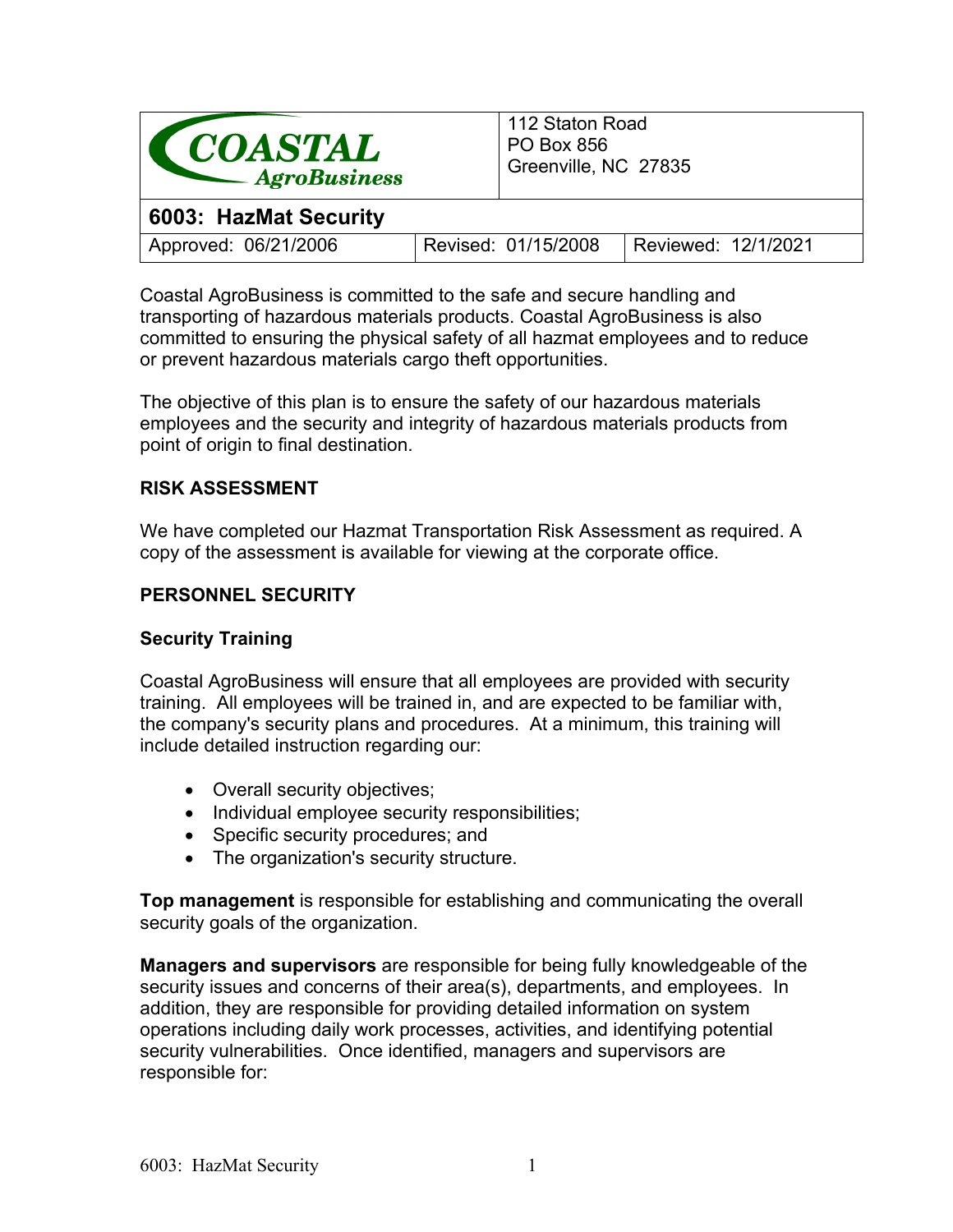| COASTAL AgroBusiness | 112 Staton Road<br>PO Box 856<br>Greenville, NC 27835 | |
|---|---|---|
| **6003: HazMat Security** | | |
| Approved: 06/21/2006 | Revised: 01/15/2008 | Reviewed: 12/1/2021 |

Coastal AgroBusiness is committed to the safe and secure handling and transporting of hazardous materials products. Coastal AgroBusiness is also committed to ensuring the physical safety of all hazmat employees and to reduce or prevent hazardous materials cargo theft opportunities.

The objective of this plan is to ensure the safety of our hazardous materials employees and the security and integrity of hazardous materials products from point of origin to final destination.

## RISK ASSESSMENT

We have completed our Hazmat Transportation Risk Assessment as required. A copy of the assessment is available for viewing at the corporate office.

## PERSONNEL SECURITY

### Security Training

Coastal AgroBusiness will ensure that all employees are provided with security training. All employees will be trained in, and are expected to be familiar with, the company's security plans and procedures. At a minimum, this training will include detailed instruction regarding our:

- Overall security objectives;
- Individual employee security responsibilities;
- Specific security procedures; and
- The organization's security structure.

**Top management** is responsible for establishing and communicating the overall security goals of the organization.

**Managers and supervisors** are responsible for being fully knowledgeable of the security issues and concerns of their area(s), departments, and employees. In addition, they are responsible for providing detailed information on system operations including daily work processes, activities, and identifying potential security vulnerabilities. Once identified, managers and supervisors are responsible for: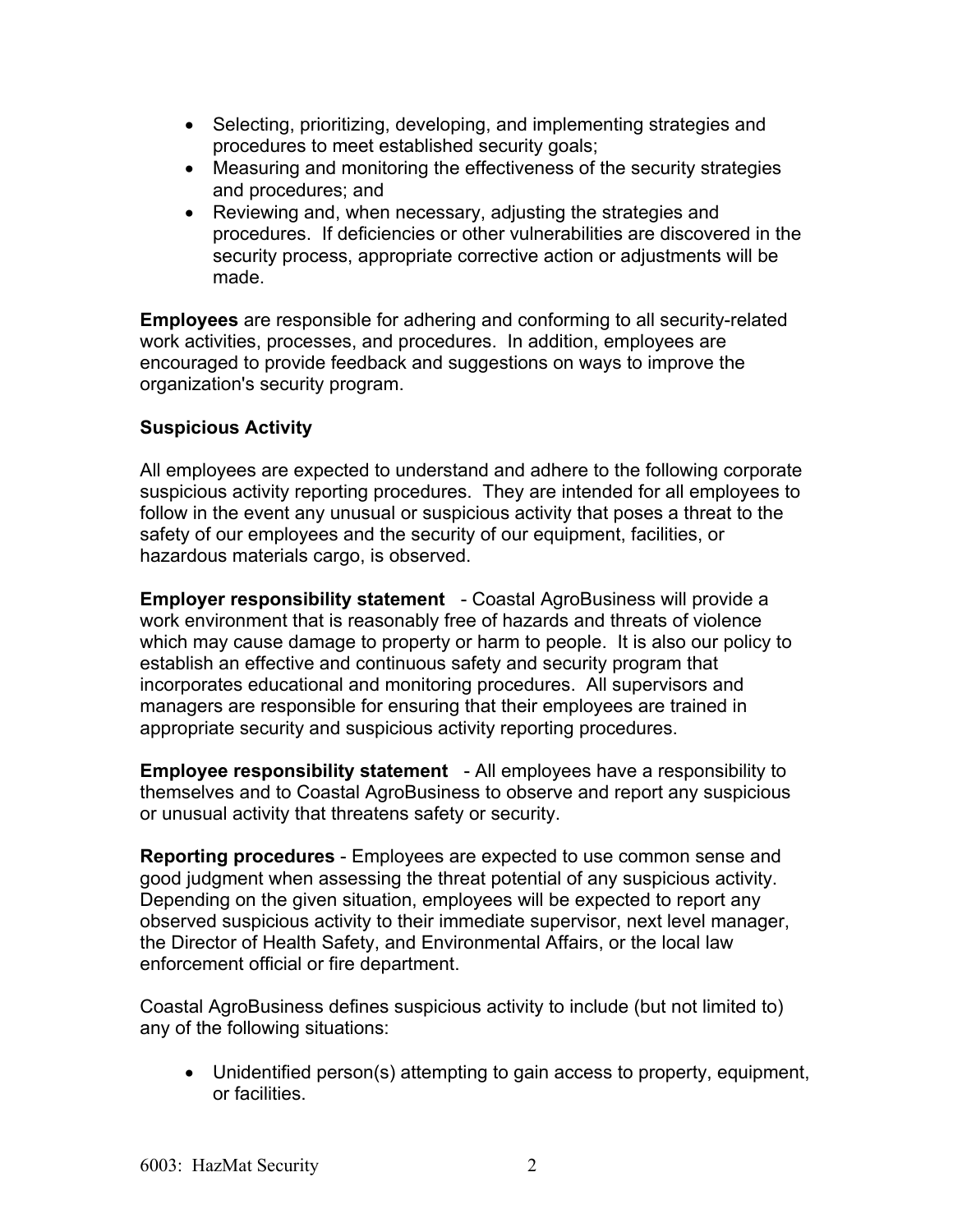- Selecting, prioritizing, developing, and implementing strategies and procedures to meet established security goals;
- Measuring and monitoring the effectiveness of the security strategies and procedures; and
- Reviewing and, when necessary, adjusting the strategies and procedures. If deficiencies or other vulnerabilities are discovered in the security process, appropriate corrective action or adjustments will be made.

**Employees** are responsible for adhering and conforming to all security-related work activities, processes, and procedures. In addition, employees are encouraged to provide feedback and suggestions on ways to improve the organization's security program.

**Suspicious Activity**

All employees are expected to understand and adhere to the following corporate suspicious activity reporting procedures. They are intended for all employees to follow in the event any unusual or suspicious activity that poses a threat to the safety of our employees and the security of our equipment, facilities, or hazardous materials cargo, is observed.

**Employer responsibility statement** - Coastal AgroBusiness will provide a work environment that is reasonably free of hazards and threats of violence which may cause damage to property or harm to people. It is also our policy to establish an effective and continuous safety and security program that incorporates educational and monitoring procedures. All supervisors and managers are responsible for ensuring that their employees are trained in appropriate security and suspicious activity reporting procedures.

**Employee responsibility statement** - All employees have a responsibility to themselves and to Coastal AgroBusiness to observe and report any suspicious or unusual activity that threatens safety or security.

**Reporting procedures** - Employees are expected to use common sense and good judgment when assessing the threat potential of any suspicious activity. Depending on the given situation, employees will be expected to report any observed suspicious activity to their immediate supervisor, next level manager, the Director of Health Safety, and Environmental Affairs, or the local law enforcement official or fire department.

Coastal AgroBusiness defines suspicious activity to include (but not limited to) any of the following situations:

- Unidentified person(s) attempting to gain access to property, equipment, or facilities.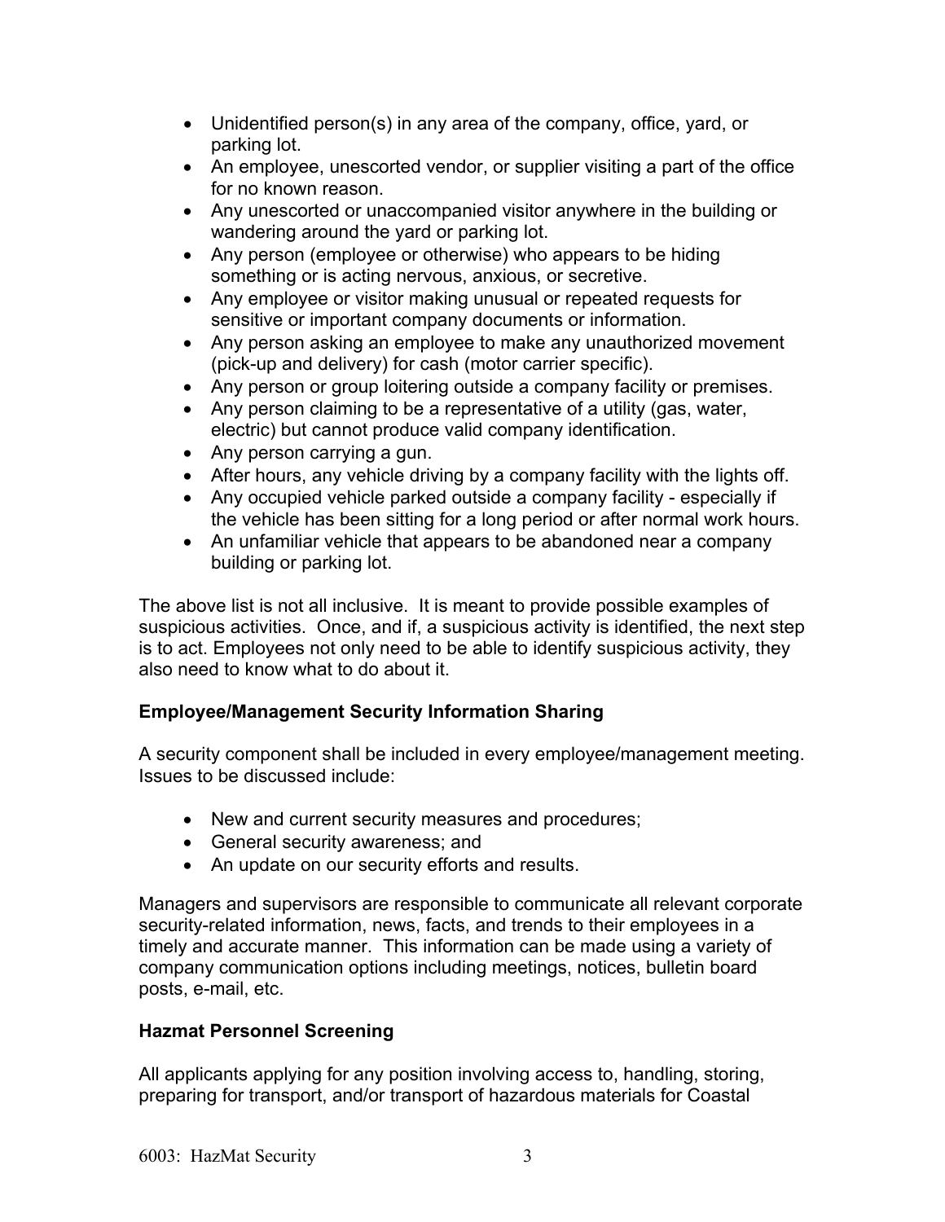- Unidentified person(s) in any area of the company, office, yard, or parking lot.
- An employee, unescorted vendor, or supplier visiting a part of the office for no known reason.
- Any unescorted or unaccompanied visitor anywhere in the building or wandering around the yard or parking lot.
- Any person (employee or otherwise) who appears to be hiding something or is acting nervous, anxious, or secretive.
- Any employee or visitor making unusual or repeated requests for sensitive or important company documents or information.
- Any person asking an employee to make any unauthorized movement (pick-up and delivery) for cash (motor carrier specific).
- Any person or group loitering outside a company facility or premises.
- Any person claiming to be a representative of a utility (gas, water, electric) but cannot produce valid company identification.
- Any person carrying a gun.
- After hours, any vehicle driving by a company facility with the lights off.
- Any occupied vehicle parked outside a company facility - especially if the vehicle has been sitting for a long period or after normal work hours.
- An unfamiliar vehicle that appears to be abandoned near a company building or parking lot.

The above list is not all inclusive. It is meant to provide possible examples of suspicious activities. Once, and if, a suspicious activity is identified, the next step is to act. Employees not only need to be able to identify suspicious activity, they also need to know what to do about it.

**Employee/Management Security Information Sharing**

A security component shall be included in every employee/management meeting. Issues to be discussed include:

- New and current security measures and procedures;
- General security awareness; and
- An update on our security efforts and results.

Managers and supervisors are responsible to communicate all relevant corporate security-related information, news, facts, and trends to their employees in a timely and accurate manner. This information can be made using a variety of company communication options including meetings, notices, bulletin board posts, e-mail, etc.

**Hazmat Personnel Screening**

All applicants applying for any position involving access to, handling, storing, preparing for transport, and/or transport of hazardous materials for Coastal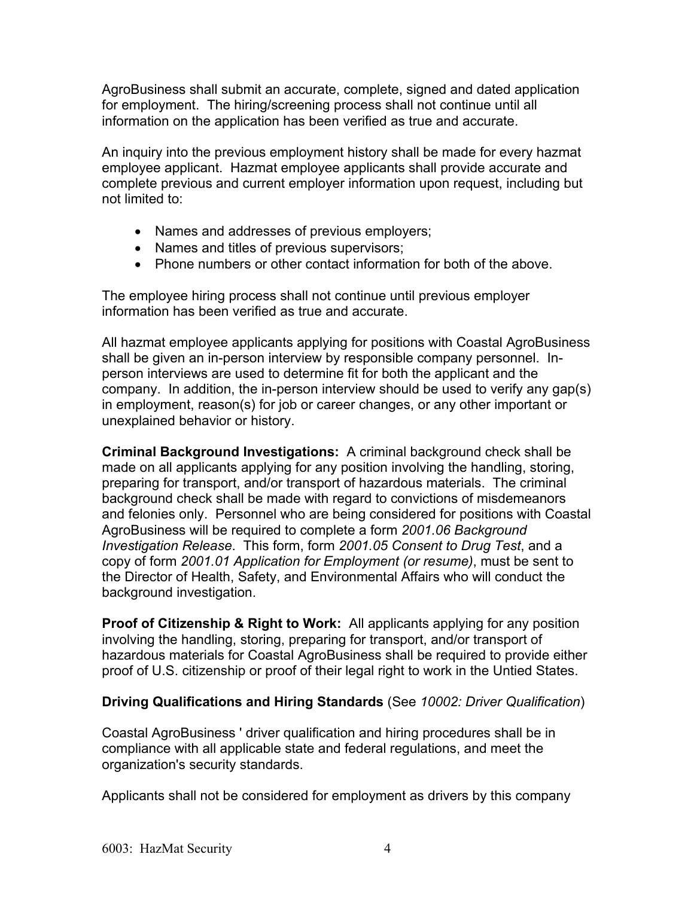AgroBusiness shall submit an accurate, complete, signed and dated application for employment. The hiring/screening process shall not continue until all information on the application has been verified as true and accurate.

An inquiry into the previous employment history shall be made for every hazmat employee applicant. Hazmat employee applicants shall provide accurate and complete previous and current employer information upon request, including but not limited to:

- Names and addresses of previous employers;
- Names and titles of previous supervisors;
- Phone numbers or other contact information for both of the above.

The employee hiring process shall not continue until previous employer information has been verified as true and accurate.

All hazmat employee applicants applying for positions with Coastal AgroBusiness shall be given an in-person interview by responsible company personnel. In-person interviews are used to determine fit for both the applicant and the company. In addition, the in-person interview should be used to verify any gap(s) in employment, reason(s) for job or career changes, or any other important or unexplained behavior or history.

**Criminal Background Investigations:** A criminal background check shall be made on all applicants applying for any position involving the handling, storing, preparing for transport, and/or transport of hazardous materials. The criminal background check shall be made with regard to convictions of misdemeanors and felonies only. Personnel who are being considered for positions with Coastal AgroBusiness will be required to complete a form *2001.06 Background Investigation Release*. This form, form *2001.05 Consent to Drug Test*, and a copy of form *2001.01 Application for Employment (or resume)*, must be sent to the Director of Health, Safety, and Environmental Affairs who will conduct the background investigation.

**Proof of Citizenship & Right to Work:** All applicants applying for any position involving the handling, storing, preparing for transport, and/or transport of hazardous materials for Coastal AgroBusiness shall be required to provide either proof of U.S. citizenship or proof of their legal right to work in the Untied States.

**Driving Qualifications and Hiring Standards** (See *10002: Driver Qualification*)

Coastal AgroBusiness ' driver qualification and hiring procedures shall be in compliance with all applicable state and federal regulations, and meet the organization's security standards.

Applicants shall not be considered for employment as drivers by this company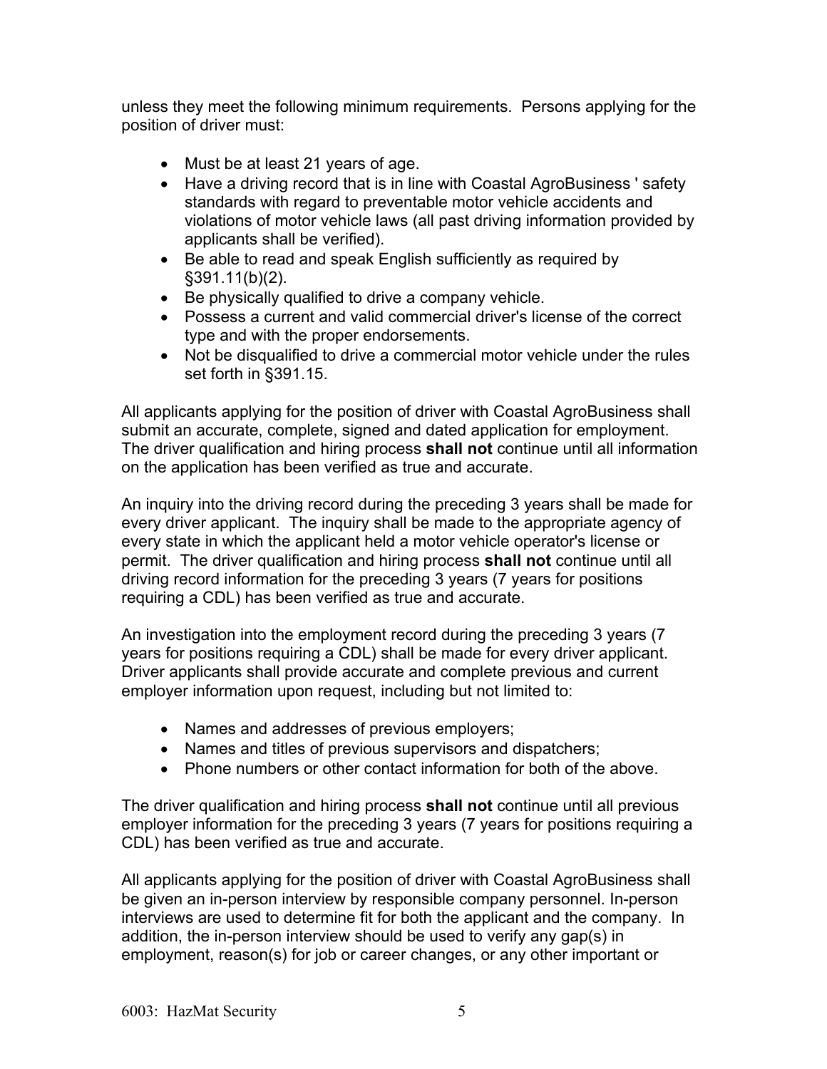unless they meet the following minimum requirements.  Persons applying for the position of driver must:

- Must be at least 21 years of age.
- Have a driving record that is in line with Coastal AgroBusiness ' safety standards with regard to preventable motor vehicle accidents and violations of motor vehicle laws (all past driving information provided by applicants shall be verified).
- Be able to read and speak English sufficiently as required by §391.11(b)(2).
- Be physically qualified to drive a company vehicle.
- Possess a current and valid commercial driver's license of the correct type and with the proper endorsements.
- Not be disqualified to drive a commercial motor vehicle under the rules set forth in §391.15.

All applicants applying for the position of driver with Coastal AgroBusiness shall submit an accurate, complete, signed and dated application for employment. The driver qualification and hiring process **shall not** continue until all information on the application has been verified as true and accurate.

An inquiry into the driving record during the preceding 3 years shall be made for every driver applicant.  The inquiry shall be made to the appropriate agency of every state in which the applicant held a motor vehicle operator's license or permit.  The driver qualification and hiring process **shall not** continue until all driving record information for the preceding 3 years (7 years for positions requiring a CDL) has been verified as true and accurate.

An investigation into the employment record during the preceding 3 years (7 years for positions requiring a CDL) shall be made for every driver applicant. Driver applicants shall provide accurate and complete previous and current employer information upon request, including but not limited to:

- Names and addresses of previous employers;
- Names and titles of previous supervisors and dispatchers;
- Phone numbers or other contact information for both of the above.

The driver qualification and hiring process **shall not** continue until all previous employer information for the preceding 3 years (7 years for positions requiring a CDL) has been verified as true and accurate.

All applicants applying for the position of driver with Coastal AgroBusiness shall be given an in-person interview by responsible company personnel. In-person interviews are used to determine fit for both the applicant and the company.  In addition, the in-person interview should be used to verify any gap(s) in employment, reason(s) for job or career changes, or any other important or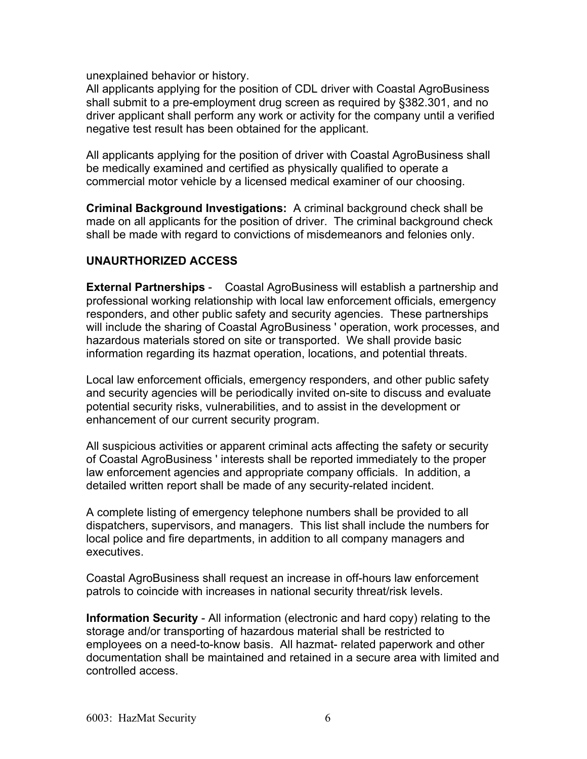unexplained behavior or history.

All applicants applying for the position of CDL driver with Coastal AgroBusiness shall submit to a pre-employment drug screen as required by §382.301, and no driver applicant shall perform any work or activity for the company until a verified negative test result has been obtained for the applicant.

All applicants applying for the position of driver with Coastal AgroBusiness shall be medically examined and certified as physically qualified to operate a commercial motor vehicle by a licensed medical examiner of our choosing.

**Criminal Background Investigations:** A criminal background check shall be made on all applicants for the position of driver. The criminal background check shall be made with regard to convictions of misdemeanors and felonies only.

## UNAURTHORIZED ACCESS

**External Partnerships** - Coastal AgroBusiness will establish a partnership and professional working relationship with local law enforcement officials, emergency responders, and other public safety and security agencies. These partnerships will include the sharing of Coastal AgroBusiness ' operation, work processes, and hazardous materials stored on site or transported. We shall provide basic information regarding its hazmat operation, locations, and potential threats.

Local law enforcement officials, emergency responders, and other public safety and security agencies will be periodically invited on-site to discuss and evaluate potential security risks, vulnerabilities, and to assist in the development or enhancement of our current security program.

All suspicious activities or apparent criminal acts affecting the safety or security of Coastal AgroBusiness ' interests shall be reported immediately to the proper law enforcement agencies and appropriate company officials. In addition, a detailed written report shall be made of any security-related incident.

A complete listing of emergency telephone numbers shall be provided to all dispatchers, supervisors, and managers. This list shall include the numbers for local police and fire departments, in addition to all company managers and executives.

Coastal AgroBusiness shall request an increase in off-hours law enforcement patrols to coincide with increases in national security threat/risk levels.

**Information Security** - All information (electronic and hard copy) relating to the storage and/or transporting of hazardous material shall be restricted to employees on a need-to-know basis. All hazmat- related paperwork and other documentation shall be maintained and retained in a secure area with limited and controlled access.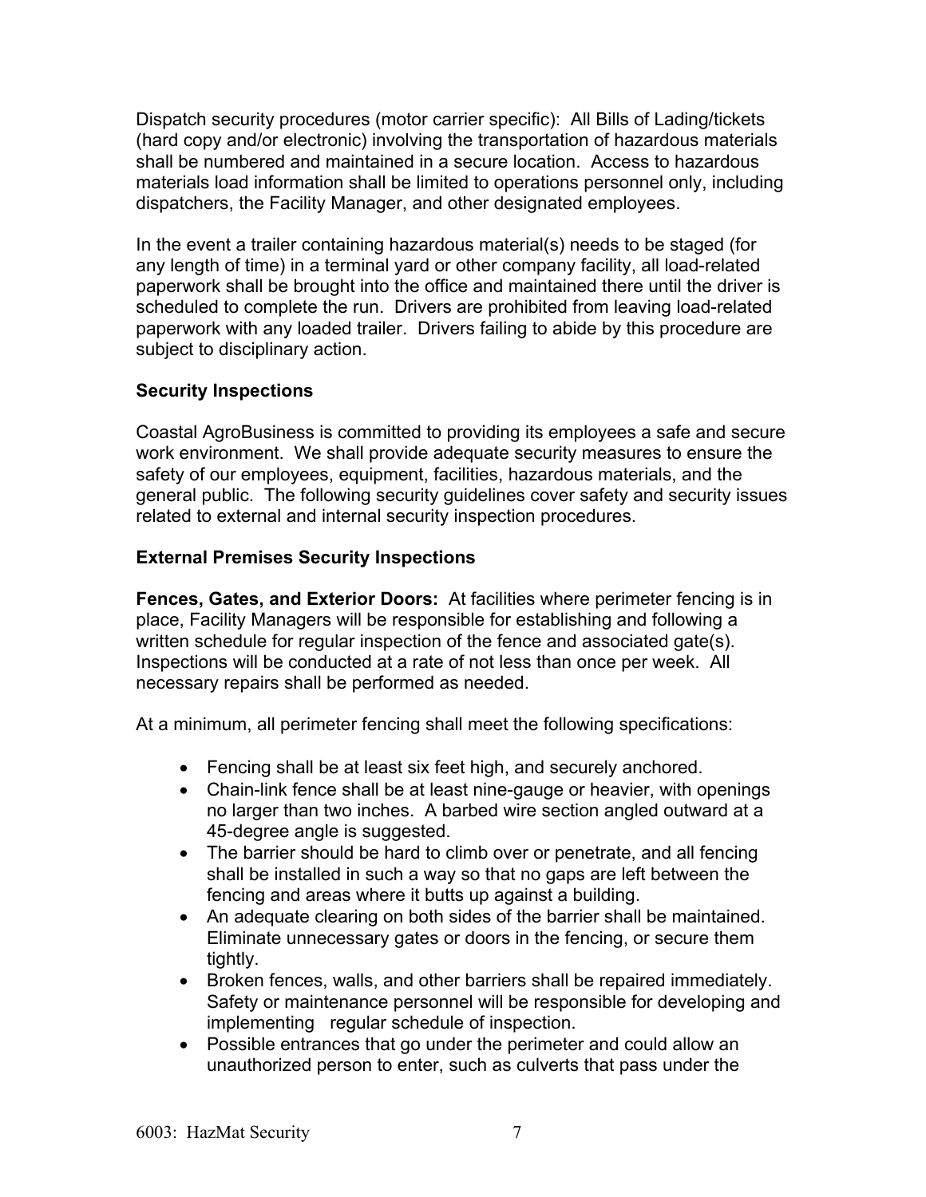Dispatch security procedures (motor carrier specific): All Bills of Lading/tickets (hard copy and/or electronic) involving the transportation of hazardous materials shall be numbered and maintained in a secure location. Access to hazardous materials load information shall be limited to operations personnel only, including dispatchers, the Facility Manager, and other designated employees.

In the event a trailer containing hazardous material(s) needs to be staged (for any length of time) in a terminal yard or other company facility, all load-related paperwork shall be brought into the office and maintained there until the driver is scheduled to complete the run. Drivers are prohibited from leaving load-related paperwork with any loaded trailer. Drivers failing to abide by this procedure are subject to disciplinary action.

### Security Inspections

Coastal AgroBusiness is committed to providing its employees a safe and secure work environment. We shall provide adequate security measures to ensure the safety of our employees, equipment, facilities, hazardous materials, and the general public. The following security guidelines cover safety and security issues related to external and internal security inspection procedures.

### External Premises Security Inspections

**Fences, Gates, and Exterior Doors:** At facilities where perimeter fencing is in place, Facility Managers will be responsible for establishing and following a written schedule for regular inspection of the fence and associated gate(s). Inspections will be conducted at a rate of not less than once per week. All necessary repairs shall be performed as needed.

At a minimum, all perimeter fencing shall meet the following specifications:

- Fencing shall be at least six feet high, and securely anchored.
- Chain-link fence shall be at least nine-gauge or heavier, with openings no larger than two inches. A barbed wire section angled outward at a 45-degree angle is suggested.
- The barrier should be hard to climb over or penetrate, and all fencing shall be installed in such a way so that no gaps are left between the fencing and areas where it butts up against a building.
- An adequate clearing on both sides of the barrier shall be maintained. Eliminate unnecessary gates or doors in the fencing, or secure them tightly.
- Broken fences, walls, and other barriers shall be repaired immediately. Safety or maintenance personnel will be responsible for developing and implementing regular schedule of inspection.
- Possible entrances that go under the perimeter and could allow an unauthorized person to enter, such as culverts that pass under the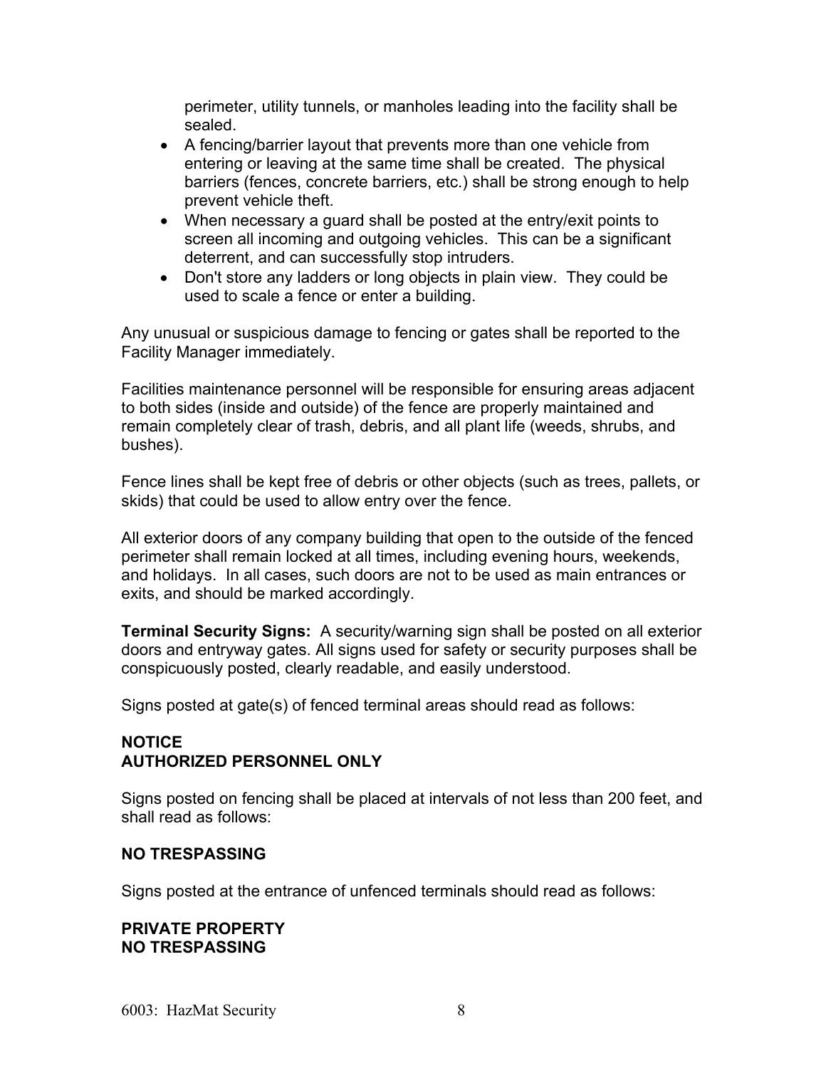perimeter, utility tunnels, or manholes leading into the facility shall be sealed.

- A fencing/barrier layout that prevents more than one vehicle from entering or leaving at the same time shall be created. The physical barriers (fences, concrete barriers, etc.) shall be strong enough to help prevent vehicle theft.
- When necessary a guard shall be posted at the entry/exit points to screen all incoming and outgoing vehicles. This can be a significant deterrent, and can successfully stop intruders.
- Don't store any ladders or long objects in plain view. They could be used to scale a fence or enter a building.

Any unusual or suspicious damage to fencing or gates shall be reported to the Facility Manager immediately.

Facilities maintenance personnel will be responsible for ensuring areas adjacent to both sides (inside and outside) of the fence are properly maintained and remain completely clear of trash, debris, and all plant life (weeds, shrubs, and bushes).

Fence lines shall be kept free of debris or other objects (such as trees, pallets, or skids) that could be used to allow entry over the fence.

All exterior doors of any company building that open to the outside of the fenced perimeter shall remain locked at all times, including evening hours, weekends, and holidays. In all cases, such doors are not to be used as main entrances or exits, and should be marked accordingly.

**Terminal Security Signs:** A security/warning sign shall be posted on all exterior doors and entryway gates. All signs used for safety or security purposes shall be conspicuously posted, clearly readable, and easily understood.

Signs posted at gate(s) of fenced terminal areas should read as follows:

**NOTICE**
**AUTHORIZED PERSONNEL ONLY**

Signs posted on fencing shall be placed at intervals of not less than 200 feet, and shall read as follows:

**NO TRESPASSING**

Signs posted at the entrance of unfenced terminals should read as follows:

**PRIVATE PROPERTY**
**NO TRESPASSING**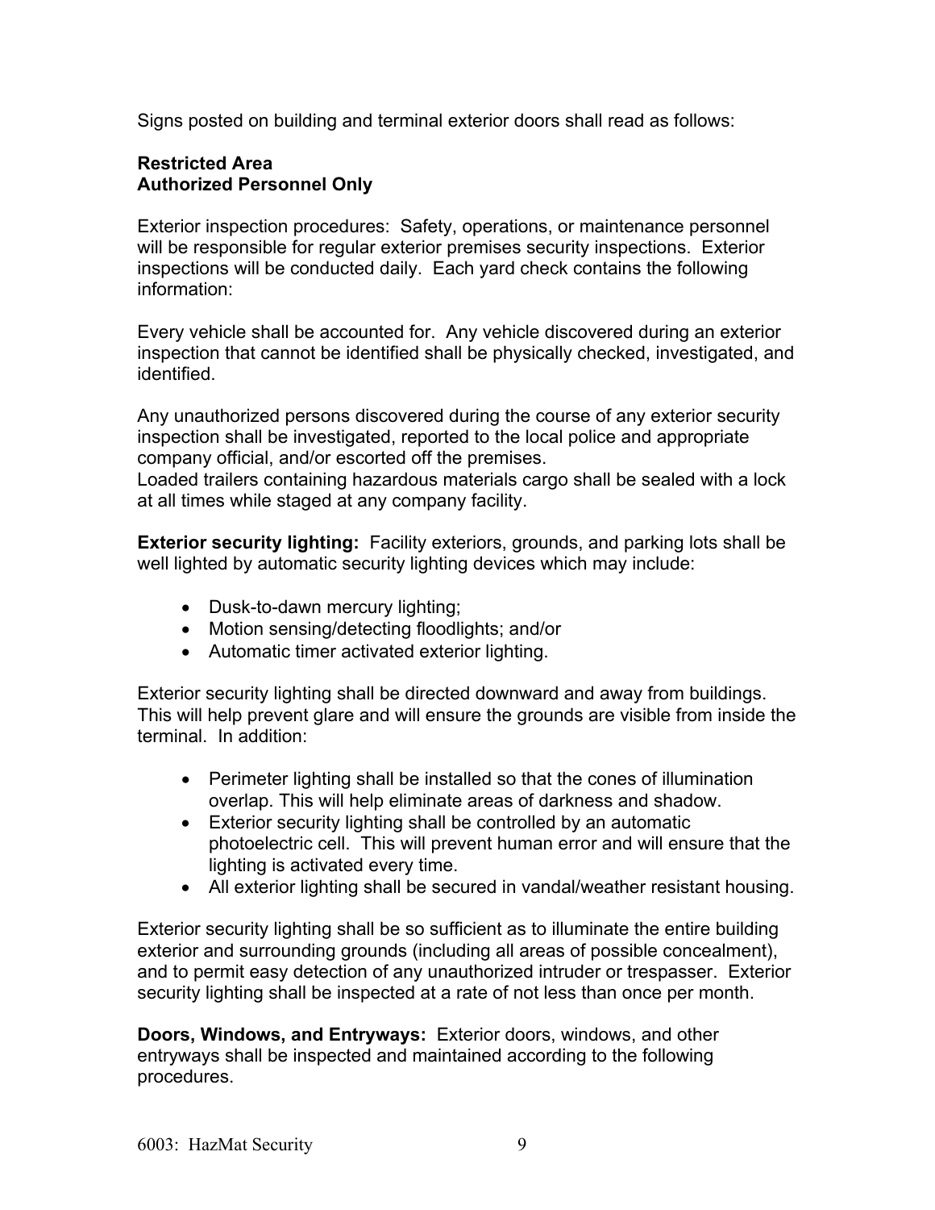Signs posted on building and terminal exterior doors shall read as follows:

**Restricted Area**
**Authorized Personnel Only**

Exterior inspection procedures: Safety, operations, or maintenance personnel will be responsible for regular exterior premises security inspections. Exterior inspections will be conducted daily. Each yard check contains the following information:

Every vehicle shall be accounted for. Any vehicle discovered during an exterior inspection that cannot be identified shall be physically checked, investigated, and identified.

Any unauthorized persons discovered during the course of any exterior security inspection shall be investigated, reported to the local police and appropriate company official, and/or escorted off the premises.
Loaded trailers containing hazardous materials cargo shall be sealed with a lock at all times while staged at any company facility.

**Exterior security lighting:** Facility exteriors, grounds, and parking lots shall be well lighted by automatic security lighting devices which may include:

- Dusk-to-dawn mercury lighting;
- Motion sensing/detecting floodlights; and/or
- Automatic timer activated exterior lighting.

Exterior security lighting shall be directed downward and away from buildings. This will help prevent glare and will ensure the grounds are visible from inside the terminal. In addition:

- Perimeter lighting shall be installed so that the cones of illumination overlap. This will help eliminate areas of darkness and shadow.
- Exterior security lighting shall be controlled by an automatic photoelectric cell. This will prevent human error and will ensure that the lighting is activated every time.
- All exterior lighting shall be secured in vandal/weather resistant housing.

Exterior security lighting shall be so sufficient as to illuminate the entire building exterior and surrounding grounds (including all areas of possible concealment), and to permit easy detection of any unauthorized intruder or trespasser. Exterior security lighting shall be inspected at a rate of not less than once per month.

**Doors, Windows, and Entryways:** Exterior doors, windows, and other entryways shall be inspected and maintained according to the following procedures.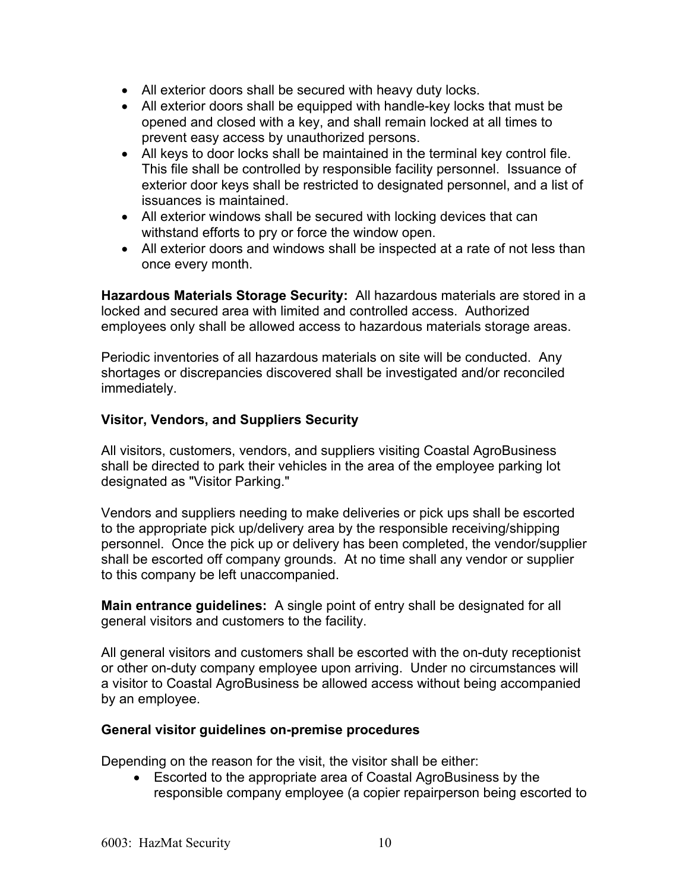- All exterior doors shall be secured with heavy duty locks.
- All exterior doors shall be equipped with handle-key locks that must be opened and closed with a key, and shall remain locked at all times to prevent easy access by unauthorized persons.
- All keys to door locks shall be maintained in the terminal key control file. This file shall be controlled by responsible facility personnel. Issuance of exterior door keys shall be restricted to designated personnel, and a list of issuances is maintained.
- All exterior windows shall be secured with locking devices that can withstand efforts to pry or force the window open.
- All exterior doors and windows shall be inspected at a rate of not less than once every month.

**Hazardous Materials Storage Security:** All hazardous materials are stored in a locked and secured area with limited and controlled access. Authorized employees only shall be allowed access to hazardous materials storage areas.

Periodic inventories of all hazardous materials on site will be conducted. Any shortages or discrepancies discovered shall be investigated and/or reconciled immediately.

**Visitor, Vendors, and Suppliers Security**

All visitors, customers, vendors, and suppliers visiting Coastal AgroBusiness shall be directed to park their vehicles in the area of the employee parking lot designated as "Visitor Parking."

Vendors and suppliers needing to make deliveries or pick ups shall be escorted to the appropriate pick up/delivery area by the responsible receiving/shipping personnel. Once the pick up or delivery has been completed, the vendor/supplier shall be escorted off company grounds. At no time shall any vendor or supplier to this company be left unaccompanied.

**Main entrance guidelines:** A single point of entry shall be designated for all general visitors and customers to the facility.

All general visitors and customers shall be escorted with the on-duty receptionist or other on-duty company employee upon arriving. Under no circumstances will a visitor to Coastal AgroBusiness be allowed access without being accompanied by an employee.

**General visitor guidelines on-premise procedures**

Depending on the reason for the visit, the visitor shall be either:

- Escorted to the appropriate area of Coastal AgroBusiness by the responsible company employee (a copier repairperson being escorted to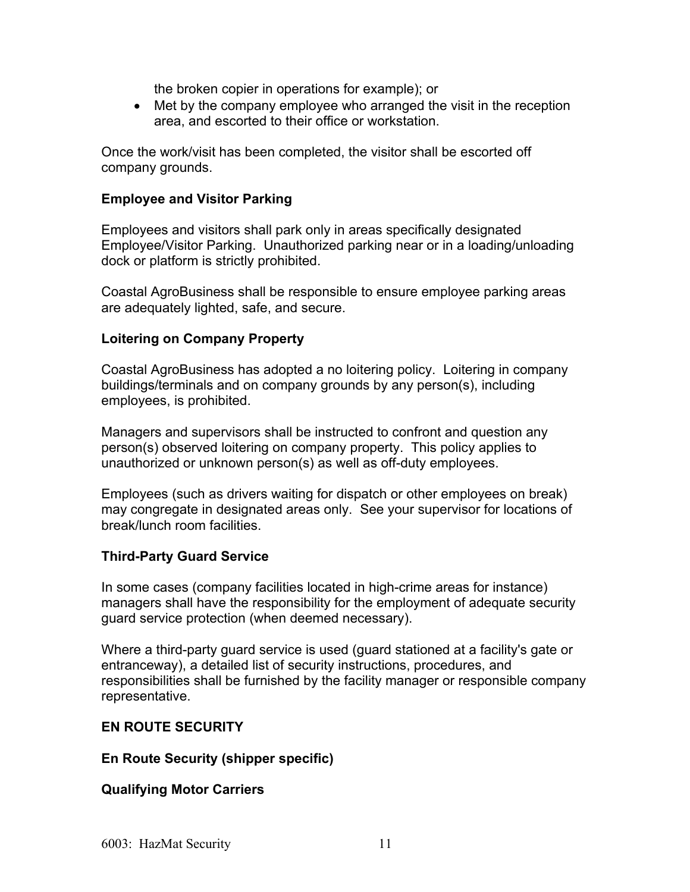the broken copier in operations for example); or

- Met by the company employee who arranged the visit in the reception area, and escorted to their office or workstation.

Once the work/visit has been completed, the visitor shall be escorted off company grounds.

**Employee and Visitor Parking**

Employees and visitors shall park only in areas specifically designated Employee/Visitor Parking. Unauthorized parking near or in a loading/unloading dock or platform is strictly prohibited.

Coastal AgroBusiness shall be responsible to ensure employee parking areas are adequately lighted, safe, and secure.

**Loitering on Company Property**

Coastal AgroBusiness has adopted a no loitering policy. Loitering in company buildings/terminals and on company grounds by any person(s), including employees, is prohibited.

Managers and supervisors shall be instructed to confront and question any person(s) observed loitering on company property. This policy applies to unauthorized or unknown person(s) as well as off-duty employees.

Employees (such as drivers waiting for dispatch or other employees on break) may congregate in designated areas only. See your supervisor for locations of break/lunch room facilities.

**Third-Party Guard Service**

In some cases (company facilities located in high-crime areas for instance) managers shall have the responsibility for the employment of adequate security guard service protection (when deemed necessary).

Where a third-party guard service is used (guard stationed at a facility's gate or entranceway), a detailed list of security instructions, procedures, and responsibilities shall be furnished by the facility manager or responsible company representative.

**EN ROUTE SECURITY**

**En Route Security (shipper specific)**

**Qualifying Motor Carriers**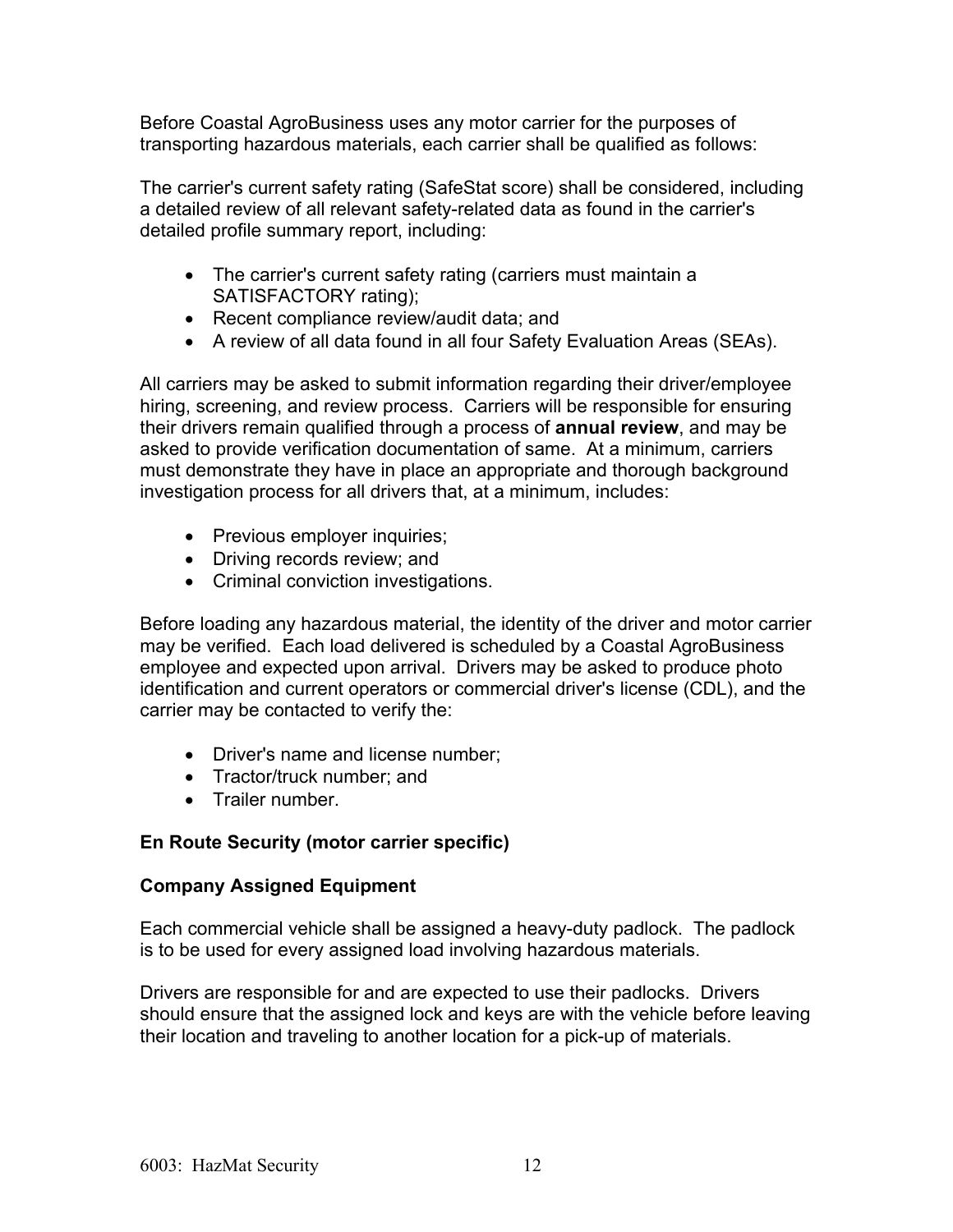Before Coastal AgroBusiness uses any motor carrier for the purposes of transporting hazardous materials, each carrier shall be qualified as follows:

The carrier's current safety rating (SafeStat score) shall be considered, including a detailed review of all relevant safety-related data as found in the carrier's detailed profile summary report, including:

- The carrier's current safety rating (carriers must maintain a SATISFACTORY rating);
- Recent compliance review/audit data; and
- A review of all data found in all four Safety Evaluation Areas (SEAs).

All carriers may be asked to submit information regarding their driver/employee hiring, screening, and review process. Carriers will be responsible for ensuring their drivers remain qualified through a process of **annual review**, and may be asked to provide verification documentation of same. At a minimum, carriers must demonstrate they have in place an appropriate and thorough background investigation process for all drivers that, at a minimum, includes:

- Previous employer inquiries;
- Driving records review; and
- Criminal conviction investigations.

Before loading any hazardous material, the identity of the driver and motor carrier may be verified. Each load delivered is scheduled by a Coastal AgroBusiness employee and expected upon arrival. Drivers may be asked to produce photo identification and current operators or commercial driver's license (CDL), and the carrier may be contacted to verify the:

- Driver's name and license number;
- Tractor/truck number; and
- Trailer number.

**En Route Security (motor carrier specific)**

**Company Assigned Equipment**

Each commercial vehicle shall be assigned a heavy-duty padlock. The padlock is to be used for every assigned load involving hazardous materials.

Drivers are responsible for and are expected to use their padlocks. Drivers should ensure that the assigned lock and keys are with the vehicle before leaving their location and traveling to another location for a pick-up of materials.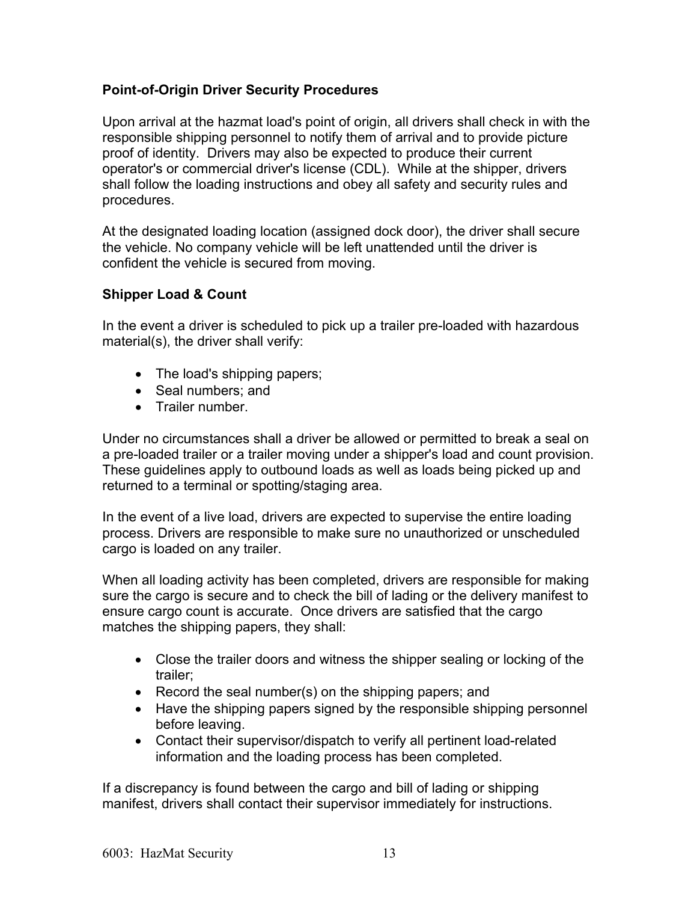**Point-of-Origin Driver Security Procedures**

Upon arrival at the hazmat load's point of origin, all drivers shall check in with the responsible shipping personnel to notify them of arrival and to provide picture proof of identity. Drivers may also be expected to produce their current operator's or commercial driver's license (CDL). While at the shipper, drivers shall follow the loading instructions and obey all safety and security rules and procedures.

At the designated loading location (assigned dock door), the driver shall secure the vehicle. No company vehicle will be left unattended until the driver is confident the vehicle is secured from moving.

**Shipper Load & Count**

In the event a driver is scheduled to pick up a trailer pre-loaded with hazardous material(s), the driver shall verify:

- The load's shipping papers;
- Seal numbers; and
- Trailer number.

Under no circumstances shall a driver be allowed or permitted to break a seal on a pre-loaded trailer or a trailer moving under a shipper's load and count provision. These guidelines apply to outbound loads as well as loads being picked up and returned to a terminal or spotting/staging area.

In the event of a live load, drivers are expected to supervise the entire loading process. Drivers are responsible to make sure no unauthorized or unscheduled cargo is loaded on any trailer.

When all loading activity has been completed, drivers are responsible for making sure the cargo is secure and to check the bill of lading or the delivery manifest to ensure cargo count is accurate. Once drivers are satisfied that the cargo matches the shipping papers, they shall:

- Close the trailer doors and witness the shipper sealing or locking of the trailer;
- Record the seal number(s) on the shipping papers; and
- Have the shipping papers signed by the responsible shipping personnel before leaving.
- Contact their supervisor/dispatch to verify all pertinent load-related information and the loading process has been completed.

If a discrepancy is found between the cargo and bill of lading or shipping manifest, drivers shall contact their supervisor immediately for instructions.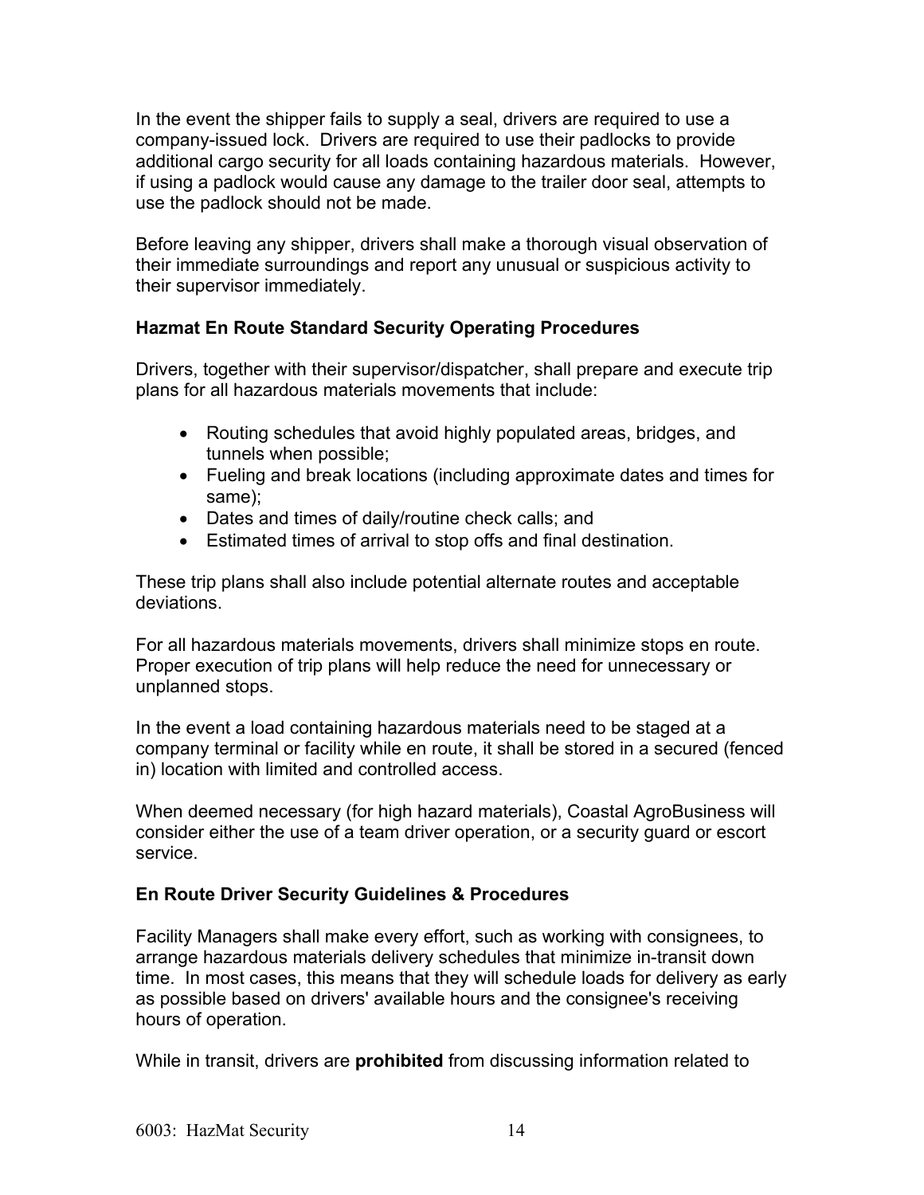In the event the shipper fails to supply a seal, drivers are required to use a company-issued lock. Drivers are required to use their padlocks to provide additional cargo security for all loads containing hazardous materials. However, if using a padlock would cause any damage to the trailer door seal, attempts to use the padlock should not be made.

Before leaving any shipper, drivers shall make a thorough visual observation of their immediate surroundings and report any unusual or suspicious activity to their supervisor immediately.

### Hazmat En Route Standard Security Operating Procedures

Drivers, together with their supervisor/dispatcher, shall prepare and execute trip plans for all hazardous materials movements that include:

- Routing schedules that avoid highly populated areas, bridges, and tunnels when possible;
- Fueling and break locations (including approximate dates and times for same);
- Dates and times of daily/routine check calls; and
- Estimated times of arrival to stop offs and final destination.

These trip plans shall also include potential alternate routes and acceptable deviations.

For all hazardous materials movements, drivers shall minimize stops en route. Proper execution of trip plans will help reduce the need for unnecessary or unplanned stops.

In the event a load containing hazardous materials need to be staged at a company terminal or facility while en route, it shall be stored in a secured (fenced in) location with limited and controlled access.

When deemed necessary (for high hazard materials), Coastal AgroBusiness will consider either the use of a team driver operation, or a security guard or escort service.

### En Route Driver Security Guidelines & Procedures

Facility Managers shall make every effort, such as working with consignees, to arrange hazardous materials delivery schedules that minimize in-transit down time. In most cases, this means that they will schedule loads for delivery as early as possible based on drivers' available hours and the consignee's receiving hours of operation.

While in transit, drivers are **prohibited** from discussing information related to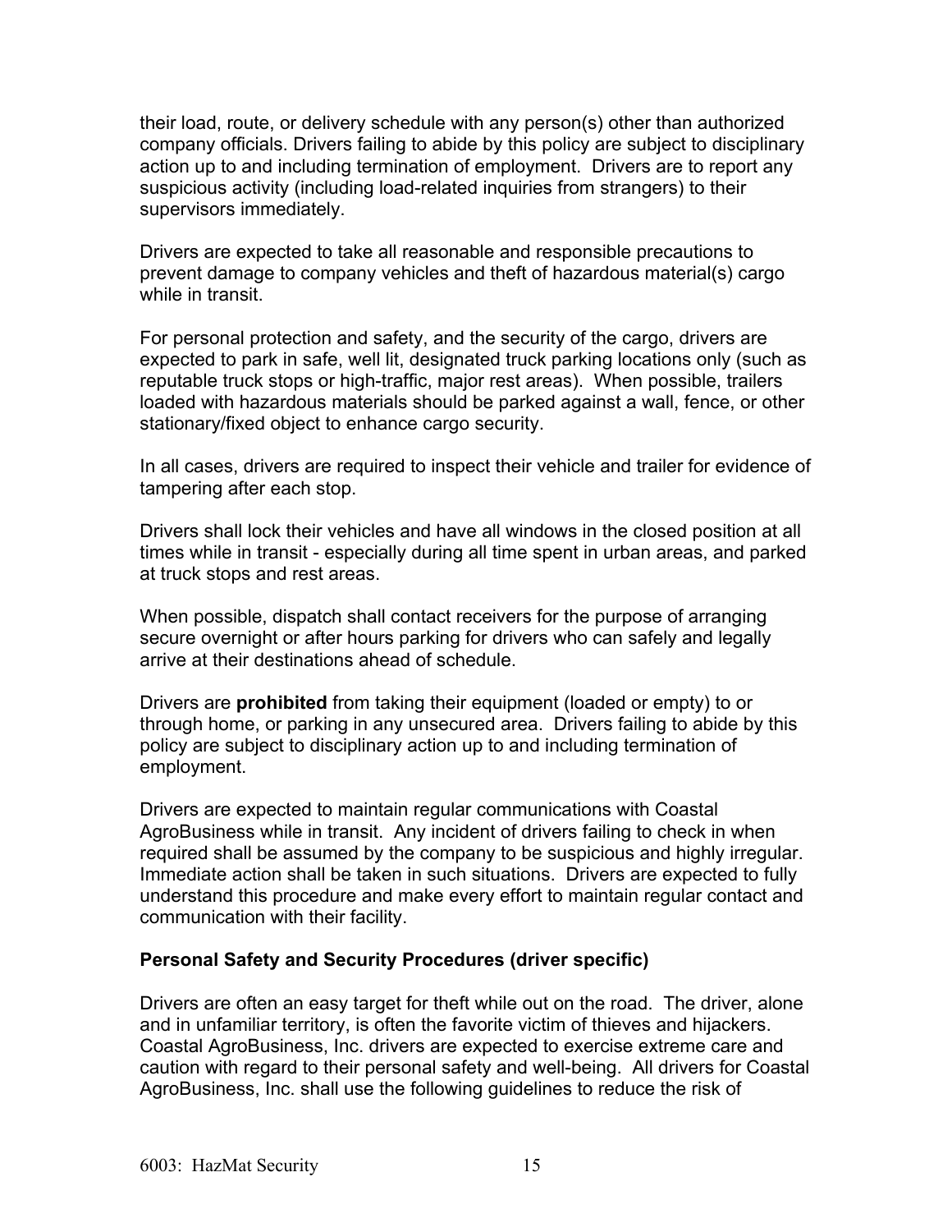their load, route, or delivery schedule with any person(s) other than authorized company officials. Drivers failing to abide by this policy are subject to disciplinary action up to and including termination of employment. Drivers are to report any suspicious activity (including load-related inquiries from strangers) to their supervisors immediately.

Drivers are expected to take all reasonable and responsible precautions to prevent damage to company vehicles and theft of hazardous material(s) cargo while in transit.

For personal protection and safety, and the security of the cargo, drivers are expected to park in safe, well lit, designated truck parking locations only (such as reputable truck stops or high-traffic, major rest areas). When possible, trailers loaded with hazardous materials should be parked against a wall, fence, or other stationary/fixed object to enhance cargo security.

In all cases, drivers are required to inspect their vehicle and trailer for evidence of tampering after each stop.

Drivers shall lock their vehicles and have all windows in the closed position at all times while in transit - especially during all time spent in urban areas, and parked at truck stops and rest areas.

When possible, dispatch shall contact receivers for the purpose of arranging secure overnight or after hours parking for drivers who can safely and legally arrive at their destinations ahead of schedule.

Drivers are **prohibited** from taking their equipment (loaded or empty) to or through home, or parking in any unsecured area. Drivers failing to abide by this policy are subject to disciplinary action up to and including termination of employment.

Drivers are expected to maintain regular communications with Coastal AgroBusiness while in transit. Any incident of drivers failing to check in when required shall be assumed by the company to be suspicious and highly irregular. Immediate action shall be taken in such situations. Drivers are expected to fully understand this procedure and make every effort to maintain regular contact and communication with their facility.

### Personal Safety and Security Procedures (driver specific)

Drivers are often an easy target for theft while out on the road. The driver, alone and in unfamiliar territory, is often the favorite victim of thieves and hijackers. Coastal AgroBusiness, Inc. drivers are expected to exercise extreme care and caution with regard to their personal safety and well-being. All drivers for Coastal AgroBusiness, Inc. shall use the following guidelines to reduce the risk of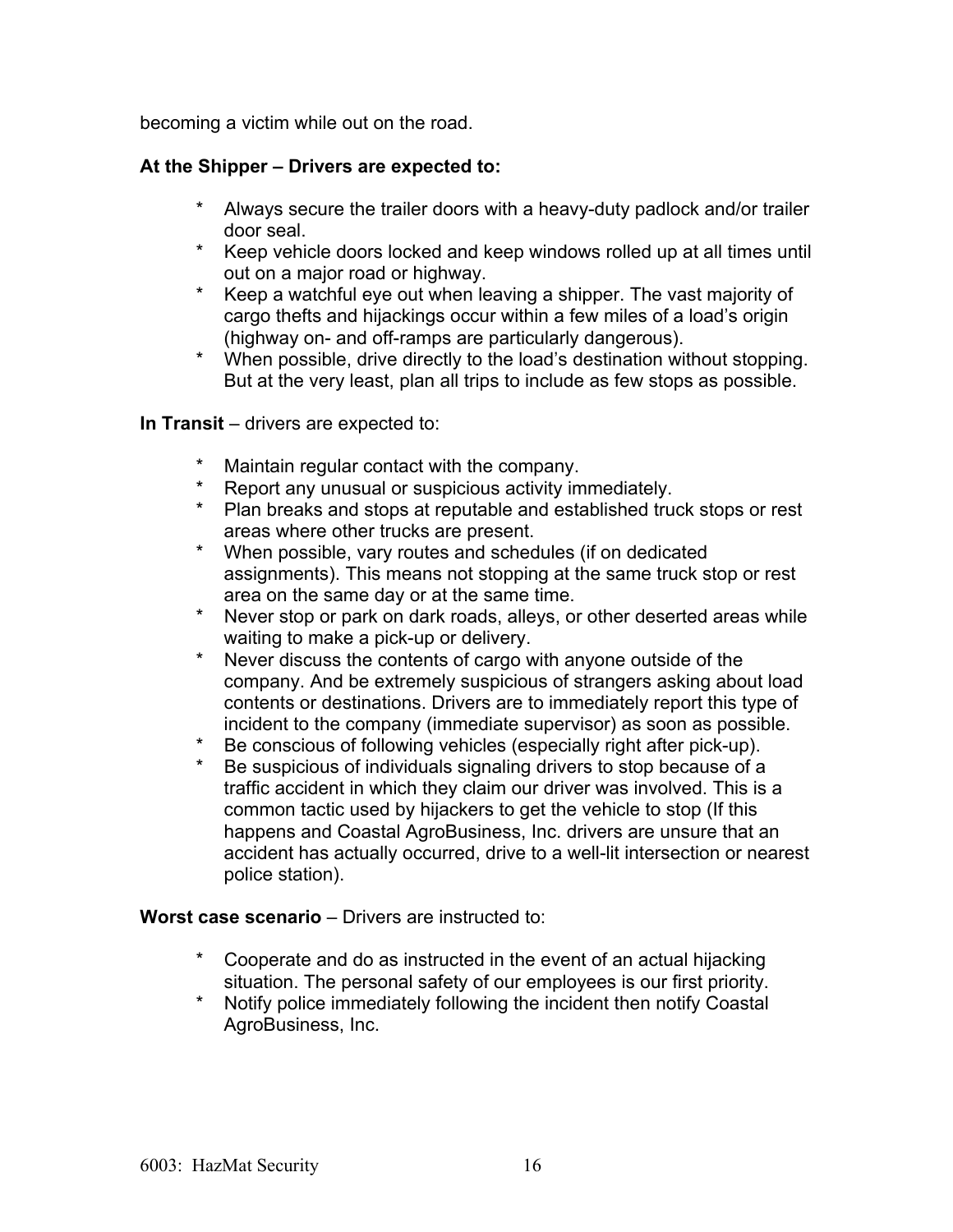becoming a victim while out on the road.

**At the Shipper – Drivers are expected to:**

* Always secure the trailer doors with a heavy-duty padlock and/or trailer door seal.
* Keep vehicle doors locked and keep windows rolled up at all times until out on a major road or highway.
* Keep a watchful eye out when leaving a shipper. The vast majority of cargo thefts and hijackings occur within a few miles of a load's origin (highway on- and off-ramps are particularly dangerous).
* When possible, drive directly to the load's destination without stopping. But at the very least, plan all trips to include as few stops as possible.

**In Transit** – drivers are expected to:

* Maintain regular contact with the company.
* Report any unusual or suspicious activity immediately.
* Plan breaks and stops at reputable and established truck stops or rest areas where other trucks are present.
* When possible, vary routes and schedules (if on dedicated assignments). This means not stopping at the same truck stop or rest area on the same day or at the same time.
* Never stop or park on dark roads, alleys, or other deserted areas while waiting to make a pick-up or delivery.
* Never discuss the contents of cargo with anyone outside of the company. And be extremely suspicious of strangers asking about load contents or destinations. Drivers are to immediately report this type of incident to the company (immediate supervisor) as soon as possible.
* Be conscious of following vehicles (especially right after pick-up).
* Be suspicious of individuals signaling drivers to stop because of a traffic accident in which they claim our driver was involved. This is a common tactic used by hijackers to get the vehicle to stop (If this happens and Coastal AgroBusiness, Inc. drivers are unsure that an accident has actually occurred, drive to a well-lit intersection or nearest police station).

**Worst case scenario** – Drivers are instructed to:

* Cooperate and do as instructed in the event of an actual hijacking situation. The personal safety of our employees is our first priority.
* Notify police immediately following the incident then notify Coastal AgroBusiness, Inc.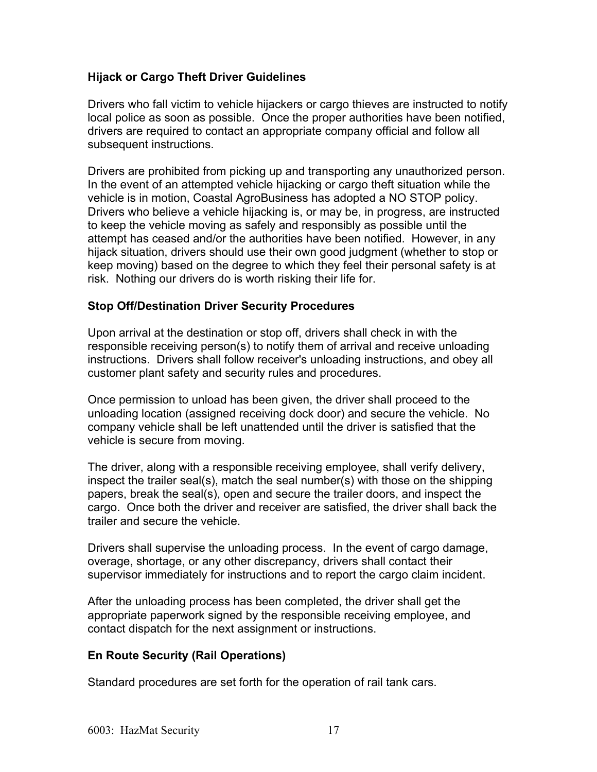### Hijack or Cargo Theft Driver Guidelines

Drivers who fall victim to vehicle hijackers or cargo thieves are instructed to notify local police as soon as possible. Once the proper authorities have been notified, drivers are required to contact an appropriate company official and follow all subsequent instructions.

Drivers are prohibited from picking up and transporting any unauthorized person. In the event of an attempted vehicle hijacking or cargo theft situation while the vehicle is in motion, Coastal AgroBusiness has adopted a NO STOP policy. Drivers who believe a vehicle hijacking is, or may be, in progress, are instructed to keep the vehicle moving as safely and responsibly as possible until the attempt has ceased and/or the authorities have been notified. However, in any hijack situation, drivers should use their own good judgment (whether to stop or keep moving) based on the degree to which they feel their personal safety is at risk. Nothing our drivers do is worth risking their life for.

### Stop Off/Destination Driver Security Procedures

Upon arrival at the destination or stop off, drivers shall check in with the responsible receiving person(s) to notify them of arrival and receive unloading instructions. Drivers shall follow receiver's unloading instructions, and obey all customer plant safety and security rules and procedures.

Once permission to unload has been given, the driver shall proceed to the unloading location (assigned receiving dock door) and secure the vehicle. No company vehicle shall be left unattended until the driver is satisfied that the vehicle is secure from moving.

The driver, along with a responsible receiving employee, shall verify delivery, inspect the trailer seal(s), match the seal number(s) with those on the shipping papers, break the seal(s), open and secure the trailer doors, and inspect the cargo. Once both the driver and receiver are satisfied, the driver shall back the trailer and secure the vehicle.

Drivers shall supervise the unloading process. In the event of cargo damage, overage, shortage, or any other discrepancy, drivers shall contact their supervisor immediately for instructions and to report the cargo claim incident.

After the unloading process has been completed, the driver shall get the appropriate paperwork signed by the responsible receiving employee, and contact dispatch for the next assignment or instructions.

### En Route Security (Rail Operations)

Standard procedures are set forth for the operation of rail tank cars.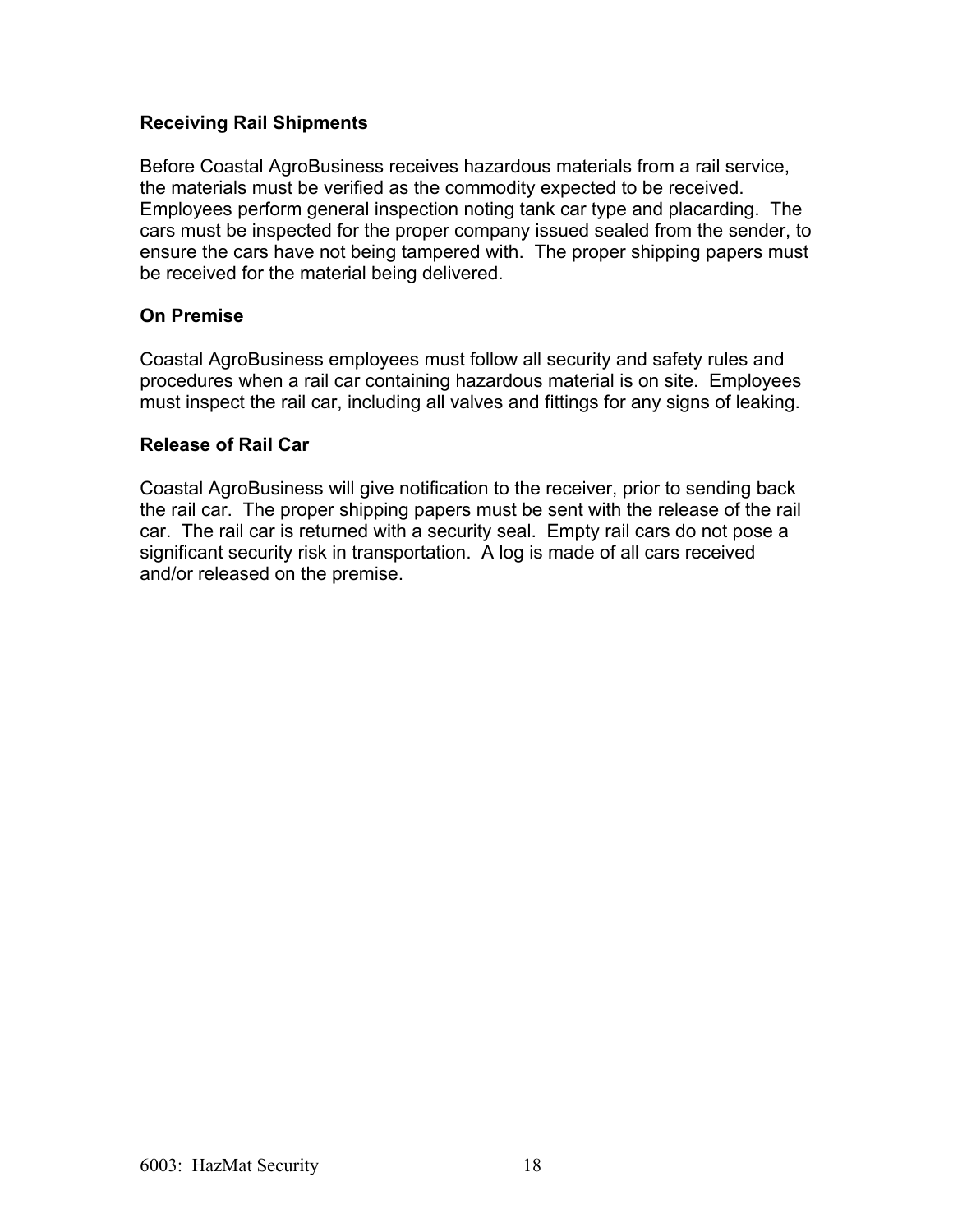**Receiving Rail Shipments**

Before Coastal AgroBusiness receives hazardous materials from a rail service, the materials must be verified as the commodity expected to be received. Employees perform general inspection noting tank car type and placarding. The cars must be inspected for the proper company issued sealed from the sender, to ensure the cars have not being tampered with. The proper shipping papers must be received for the material being delivered.

**On Premise**

Coastal AgroBusiness employees must follow all security and safety rules and procedures when a rail car containing hazardous material is on site. Employees must inspect the rail car, including all valves and fittings for any signs of leaking.

**Release of Rail Car**

Coastal AgroBusiness will give notification to the receiver, prior to sending back the rail car. The proper shipping papers must be sent with the release of the rail car. The rail car is returned with a security seal. Empty rail cars do not pose a significant security risk in transportation. A log is made of all cars received and/or released on the premise.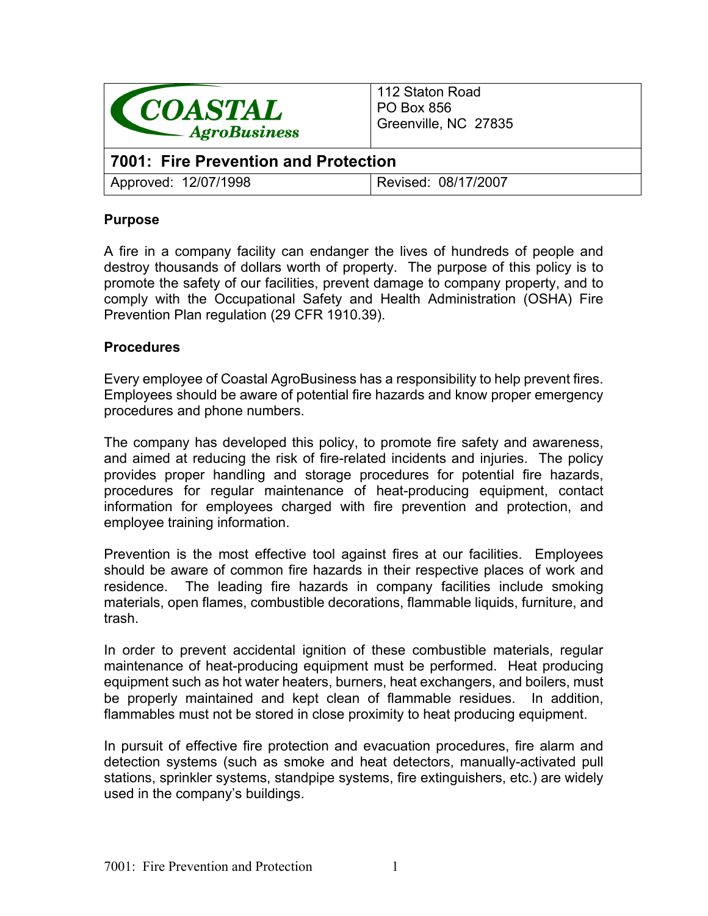| COASTAL AgroBusiness | 112 Staton Road<br>PO Box 856<br>Greenville, NC 27835 |
|---|---|
| **7001: Fire Prevention and Protection** | |
| Approved: 12/07/1998 | Revised: 08/17/2007 |

**Purpose**

A fire in a company facility can endanger the lives of hundreds of people and destroy thousands of dollars worth of property. The purpose of this policy is to promote the safety of our facilities, prevent damage to company property, and to comply with the Occupational Safety and Health Administration (OSHA) Fire Prevention Plan regulation (29 CFR 1910.39).

**Procedures**

Every employee of Coastal AgroBusiness has a responsibility to help prevent fires. Employees should be aware of potential fire hazards and know proper emergency procedures and phone numbers.

The company has developed this policy, to promote fire safety and awareness, and aimed at reducing the risk of fire-related incidents and injuries. The policy provides proper handling and storage procedures for potential fire hazards, procedures for regular maintenance of heat-producing equipment, contact information for employees charged with fire prevention and protection, and employee training information.

Prevention is the most effective tool against fires at our facilities. Employees should be aware of common fire hazards in their respective places of work and residence. The leading fire hazards in company facilities include smoking materials, open flames, combustible decorations, flammable liquids, furniture, and trash.

In order to prevent accidental ignition of these combustible materials, regular maintenance of heat-producing equipment must be performed. Heat producing equipment such as hot water heaters, burners, heat exchangers, and boilers, must be properly maintained and kept clean of flammable residues. In addition, flammables must not be stored in close proximity to heat producing equipment.

In pursuit of effective fire protection and evacuation procedures, fire alarm and detection systems (such as smoke and heat detectors, manually-activated pull stations, sprinkler systems, standpipe systems, fire extinguishers, etc.) are widely used in the company's buildings.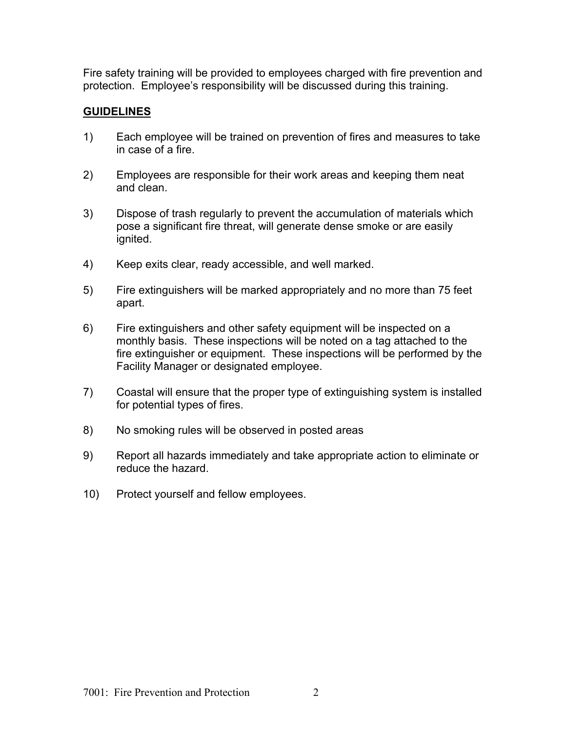Fire safety training will be provided to employees charged with fire prevention and protection. Employee's responsibility will be discussed during this training.

**GUIDELINES**

1) Each employee will be trained on prevention of fires and measures to take in case of a fire.

2) Employees are responsible for their work areas and keeping them neat and clean.

3) Dispose of trash regularly to prevent the accumulation of materials which pose a significant fire threat, will generate dense smoke or are easily ignited.

4) Keep exits clear, ready accessible, and well marked.

5) Fire extinguishers will be marked appropriately and no more than 75 feet apart.

6) Fire extinguishers and other safety equipment will be inspected on a monthly basis. These inspections will be noted on a tag attached to the fire extinguisher or equipment. These inspections will be performed by the Facility Manager or designated employee.

7) Coastal will ensure that the proper type of extinguishing system is installed for potential types of fires.

8) No smoking rules will be observed in posted areas

9) Report all hazards immediately and take appropriate action to eliminate or reduce the hazard.

10) Protect yourself and fellow employees.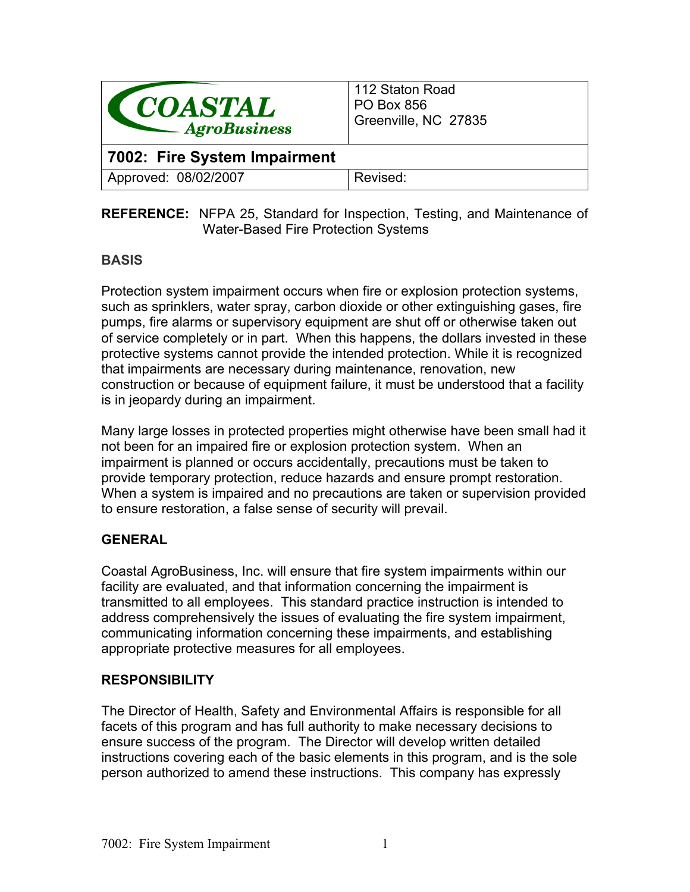| COASTAL AgroBusiness | 112 Staton Road<br>PO Box 856<br>Greenville, NC 27835 |
|---|---|
| **7002: Fire System Impairment** | |
| Approved: 08/02/2007 | Revised: |

**REFERENCE:** NFPA 25, Standard for Inspection, Testing, and Maintenance of Water-Based Fire Protection Systems

## BASIS

Protection system impairment occurs when fire or explosion protection systems, such as sprinklers, water spray, carbon dioxide or other extinguishing gases, fire pumps, fire alarms or supervisory equipment are shut off or otherwise taken out of service completely or in part. When this happens, the dollars invested in these protective systems cannot provide the intended protection. While it is recognized that impairments are necessary during maintenance, renovation, new construction or because of equipment failure, it must be understood that a facility is in jeopardy during an impairment.

Many large losses in protected properties might otherwise have been small had it not been for an impaired fire or explosion protection system. When an impairment is planned or occurs accidentally, precautions must be taken to provide temporary protection, reduce hazards and ensure prompt restoration. When a system is impaired and no precautions are taken or supervision provided to ensure restoration, a false sense of security will prevail.

## GENERAL

Coastal AgroBusiness, Inc. will ensure that fire system impairments within our facility are evaluated, and that information concerning the impairment is transmitted to all employees. This standard practice instruction is intended to address comprehensively the issues of evaluating the fire system impairment, communicating information concerning these impairments, and establishing appropriate protective measures for all employees.

## RESPONSIBILITY

The Director of Health, Safety and Environmental Affairs is responsible for all facets of this program and has full authority to make necessary decisions to ensure success of the program. The Director will develop written detailed instructions covering each of the basic elements in this program, and is the sole person authorized to amend these instructions. This company has expressly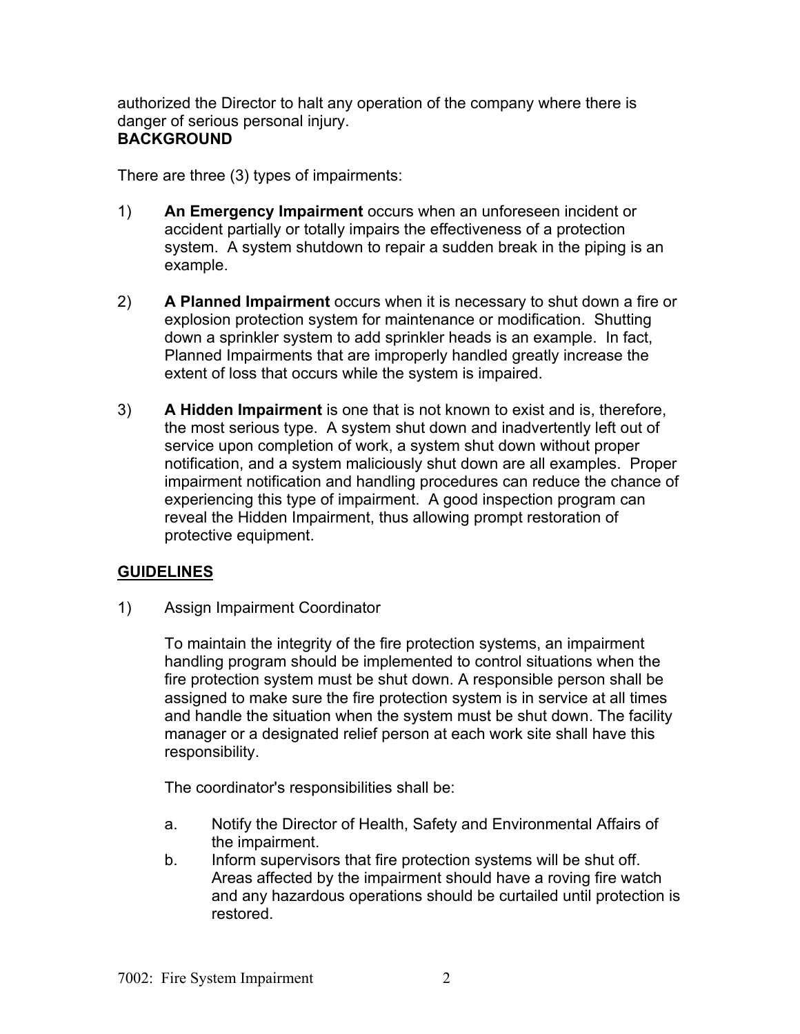authorized the Director to halt any operation of the company where there is danger of serious personal injury.

**BACKGROUND**

There are three (3) types of impairments:

1) **An Emergency Impairment** occurs when an unforeseen incident or accident partially or totally impairs the effectiveness of a protection system. A system shutdown to repair a sudden break in the piping is an example.

2) **A Planned Impairment** occurs when it is necessary to shut down a fire or explosion protection system for maintenance or modification. Shutting down a sprinkler system to add sprinkler heads is an example. In fact, Planned Impairments that are improperly handled greatly increase the extent of loss that occurs while the system is impaired.

3) **A Hidden Impairment** is one that is not known to exist and is, therefore, the most serious type. A system shut down and inadvertently left out of service upon completion of work, a system shut down without proper notification, and a system maliciously shut down are all examples. Proper impairment notification and handling procedures can reduce the chance of experiencing this type of impairment. A good inspection program can reveal the Hidden Impairment, thus allowing prompt restoration of protective equipment.

**GUIDELINES**

1) Assign Impairment Coordinator

   To maintain the integrity of the fire protection systems, an impairment handling program should be implemented to control situations when the fire protection system must be shut down. A responsible person shall be assigned to make sure the fire protection system is in service at all times and handle the situation when the system must be shut down. The facility manager or a designated relief person at each work site shall have this responsibility.

   The coordinator's responsibilities shall be:

   a. Notify the Director of Health, Safety and Environmental Affairs of the impairment.
   b. Inform supervisors that fire protection systems will be shut off. Areas affected by the impairment should have a roving fire watch and any hazardous operations should be curtailed until protection is restored.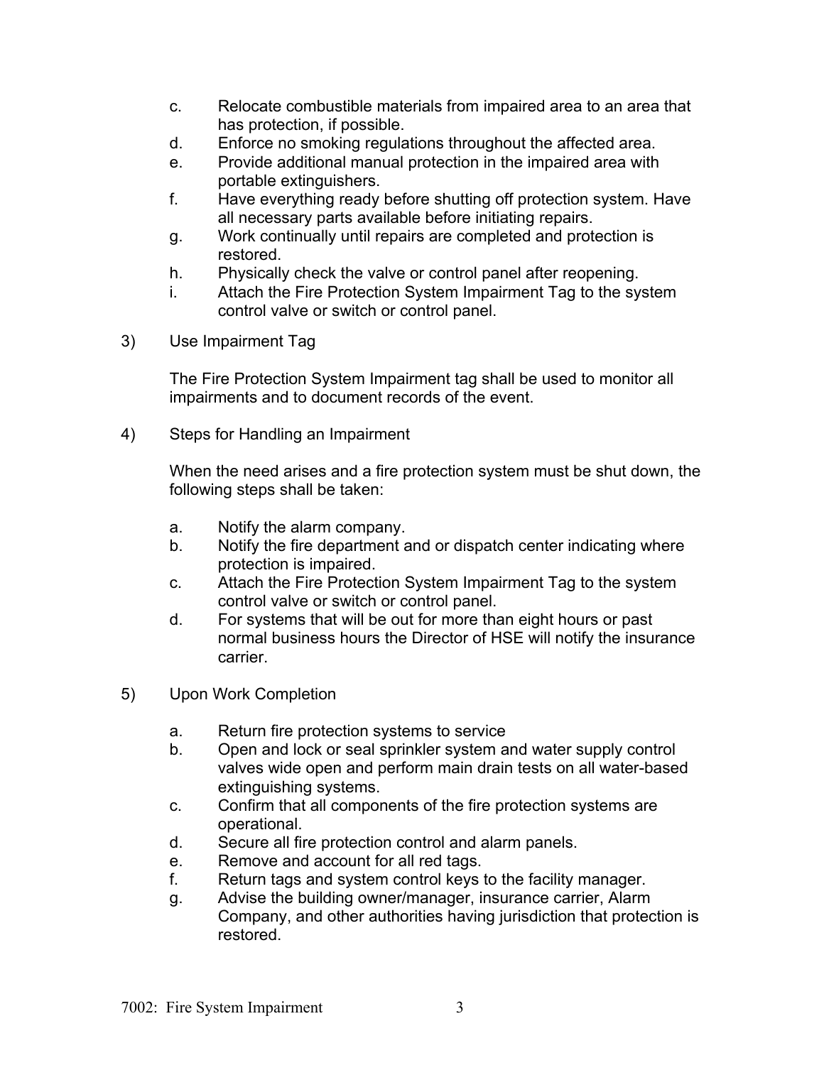c. Relocate combustible materials from impaired area to an area that has protection, if possible.
d. Enforce no smoking regulations throughout the affected area.
e. Provide additional manual protection in the impaired area with portable extinguishers.
f. Have everything ready before shutting off protection system. Have all necessary parts available before initiating repairs.
g. Work continually until repairs are completed and protection is restored.
h. Physically check the valve or control panel after reopening.
i. Attach the Fire Protection System Impairment Tag to the system control valve or switch or control panel.

3) Use Impairment Tag

The Fire Protection System Impairment tag shall be used to monitor all impairments and to document records of the event.

4) Steps for Handling an Impairment

When the need arises and a fire protection system must be shut down, the following steps shall be taken:

a. Notify the alarm company.
b. Notify the fire department and or dispatch center indicating where protection is impaired.
c. Attach the Fire Protection System Impairment Tag to the system control valve or switch or control panel.
d. For systems that will be out for more than eight hours or past normal business hours the Director of HSE will notify the insurance carrier.

5) Upon Work Completion

a. Return fire protection systems to service
b. Open and lock or seal sprinkler system and water supply control valves wide open and perform main drain tests on all water-based extinguishing systems.
c. Confirm that all components of the fire protection systems are operational.
d. Secure all fire protection control and alarm panels.
e. Remove and account for all red tags.
f. Return tags and system control keys to the facility manager.
g. Advise the building owner/manager, insurance carrier, Alarm Company, and other authorities having jurisdiction that protection is restored.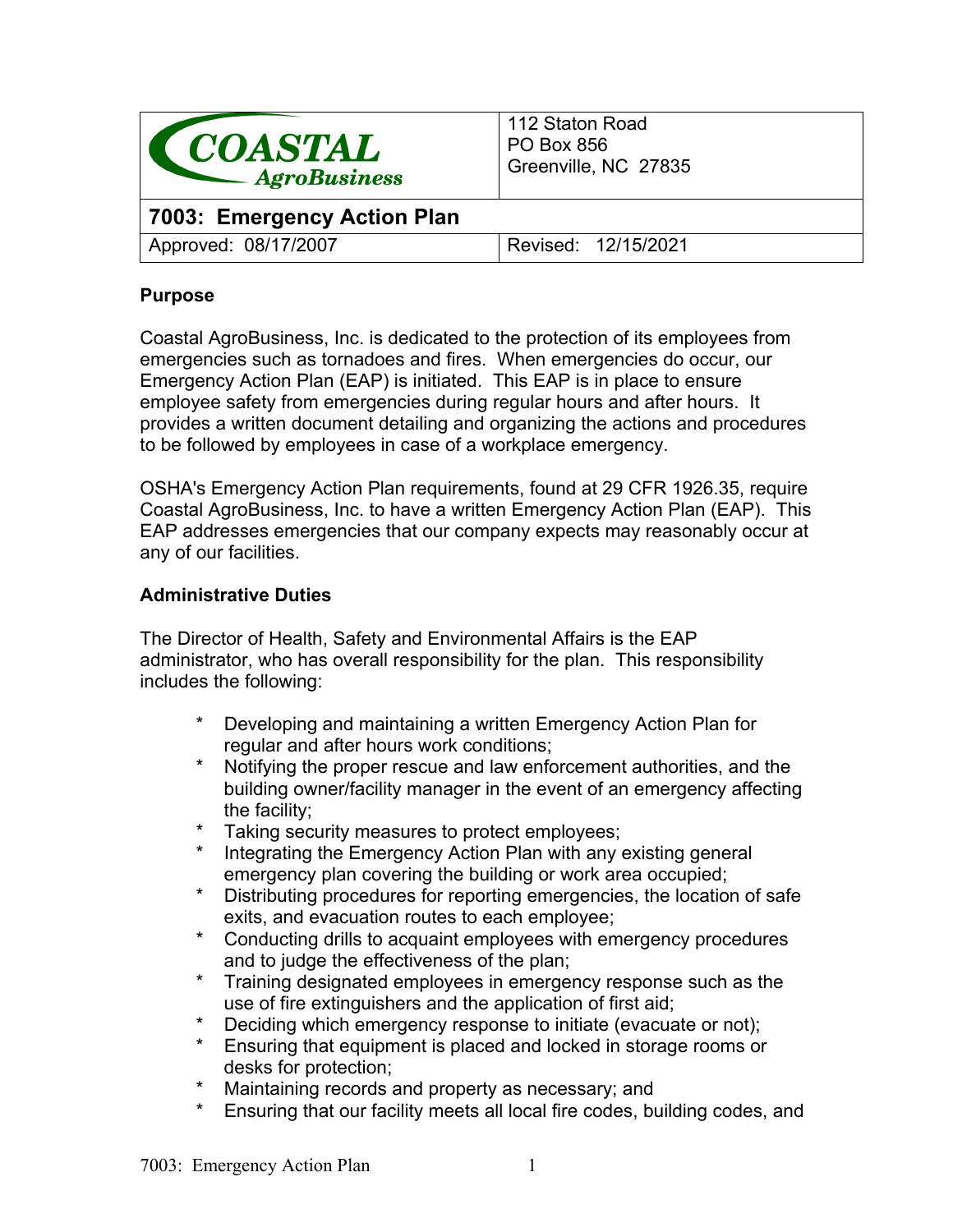| COASTAL AgroBusiness | 112 Staton Road<br>PO Box 856<br>Greenville, NC 27835 |
|---|---|
| **7003: Emergency Action Plan** | |
| Approved: 08/17/2007 | Revised: 12/15/2021 |

**Purpose**

Coastal AgroBusiness, Inc. is dedicated to the protection of its employees from emergencies such as tornadoes and fires. When emergencies do occur, our Emergency Action Plan (EAP) is initiated. This EAP is in place to ensure employee safety from emergencies during regular hours and after hours. It provides a written document detailing and organizing the actions and procedures to be followed by employees in case of a workplace emergency.

OSHA's Emergency Action Plan requirements, found at 29 CFR 1926.35, require Coastal AgroBusiness, Inc. to have a written Emergency Action Plan (EAP). This EAP addresses emergencies that our company expects may reasonably occur at any of our facilities.

**Administrative Duties**

The Director of Health, Safety and Environmental Affairs is the EAP administrator, who has overall responsibility for the plan. This responsibility includes the following:

- Developing and maintaining a written Emergency Action Plan for regular and after hours work conditions;
- Notifying the proper rescue and law enforcement authorities, and the building owner/facility manager in the event of an emergency affecting the facility;
- Taking security measures to protect employees;
- Integrating the Emergency Action Plan with any existing general emergency plan covering the building or work area occupied;
- Distributing procedures for reporting emergencies, the location of safe exits, and evacuation routes to each employee;
- Conducting drills to acquaint employees with emergency procedures and to judge the effectiveness of the plan;
- Training designated employees in emergency response such as the use of fire extinguishers and the application of first aid;
- Deciding which emergency response to initiate (evacuate or not);
- Ensuring that equipment is placed and locked in storage rooms or desks for protection;
- Maintaining records and property as necessary; and
- Ensuring that our facility meets all local fire codes, building codes, and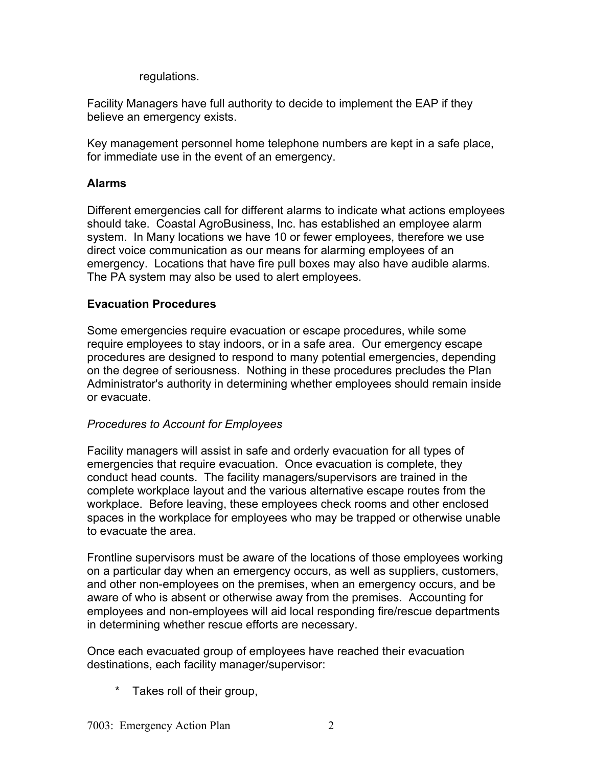regulations.

Facility Managers have full authority to decide to implement the EAP if they believe an emergency exists.

Key management personnel home telephone numbers are kept in a safe place, for immediate use in the event of an emergency.

**Alarms**

Different emergencies call for different alarms to indicate what actions employees should take. Coastal AgroBusiness, Inc. has established an employee alarm system. In Many locations we have 10 or fewer employees, therefore we use direct voice communication as our means for alarming employees of an emergency. Locations that have fire pull boxes may also have audible alarms. The PA system may also be used to alert employees.

**Evacuation Procedures**

Some emergencies require evacuation or escape procedures, while some require employees to stay indoors, or in a safe area. Our emergency escape procedures are designed to respond to many potential emergencies, depending on the degree of seriousness. Nothing in these procedures precludes the Plan Administrator's authority in determining whether employees should remain inside or evacuate.

*Procedures to Account for Employees*

Facility managers will assist in safe and orderly evacuation for all types of emergencies that require evacuation. Once evacuation is complete, they conduct head counts. The facility managers/supervisors are trained in the complete workplace layout and the various alternative escape routes from the workplace. Before leaving, these employees check rooms and other enclosed spaces in the workplace for employees who may be trapped or otherwise unable to evacuate the area.

Frontline supervisors must be aware of the locations of those employees working on a particular day when an emergency occurs, as well as suppliers, customers, and other non-employees on the premises, when an emergency occurs, and be aware of who is absent or otherwise away from the premises. Accounting for employees and non-employees will aid local responding fire/rescue departments in determining whether rescue efforts are necessary.

Once each evacuated group of employees have reached their evacuation destinations, each facility manager/supervisor:

* Takes roll of their group,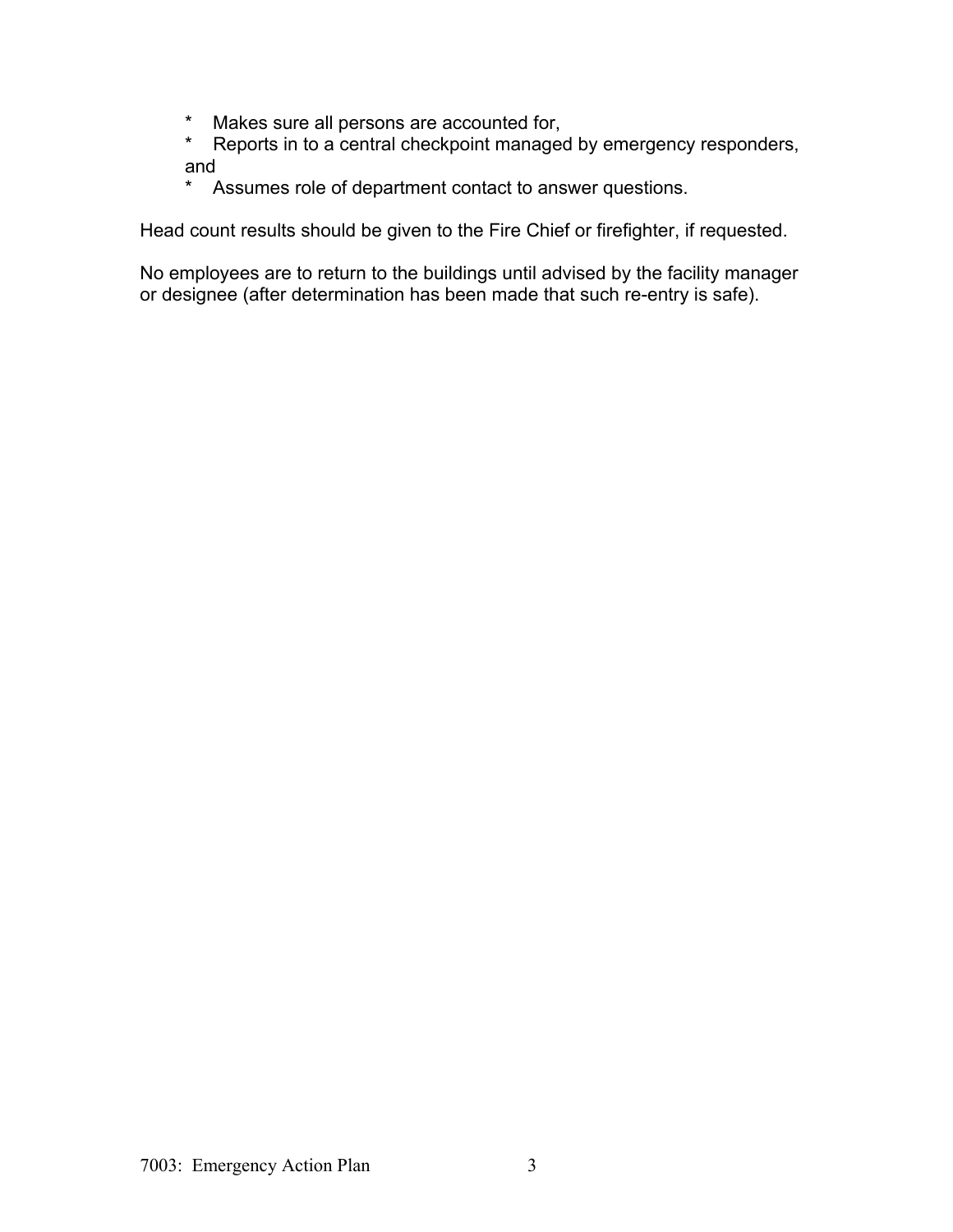* Makes sure all persons are accounted for,
* Reports in to a central checkpoint managed by emergency responders, and
* Assumes role of department contact to answer questions.

Head count results should be given to the Fire Chief or firefighter, if requested.

No employees are to return to the buildings until advised by the facility manager or designee (after determination has been made that such re-entry is safe).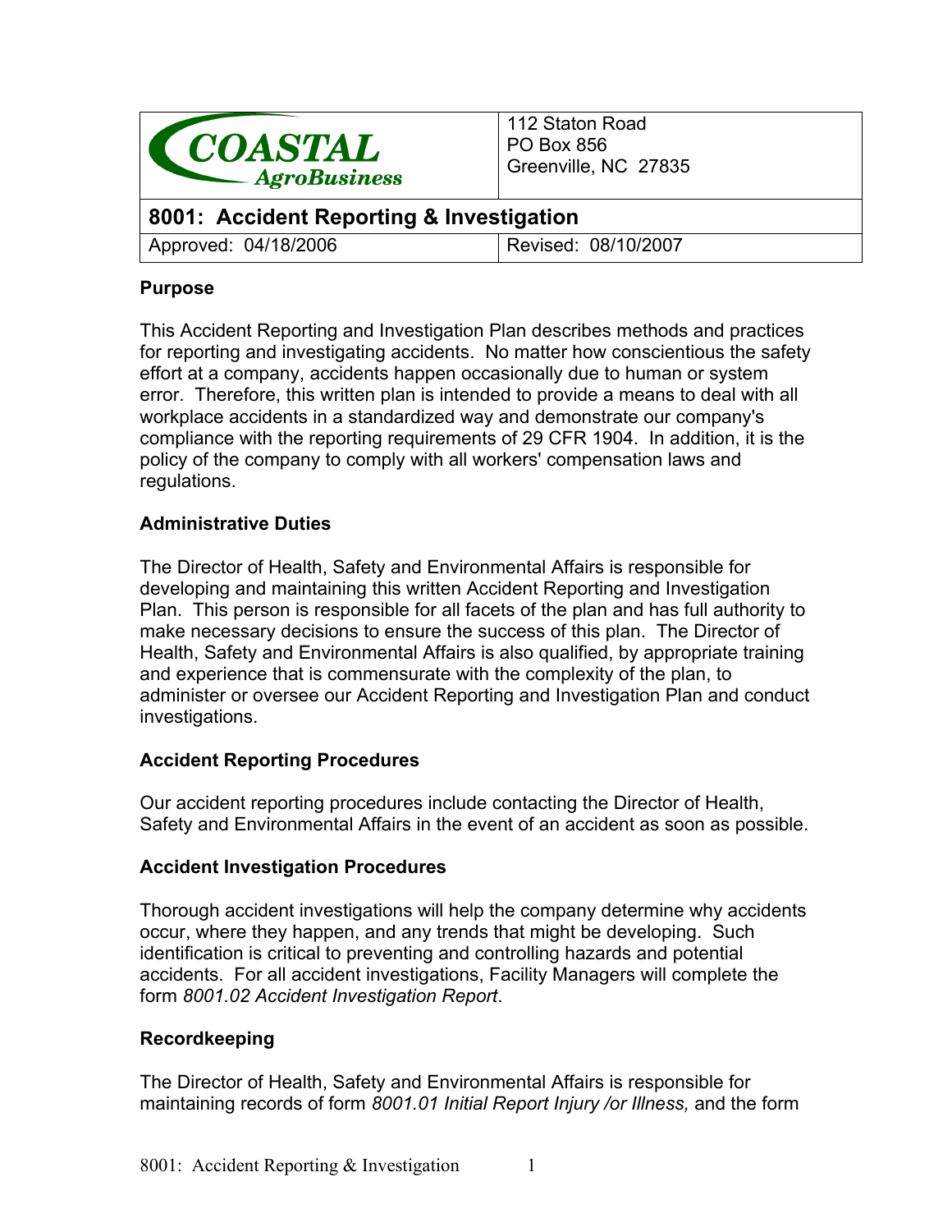| COASTAL AgroBusiness | 112 Staton Road<br>PO Box 856<br>Greenville, NC 27835 |
|---|---|
| **8001: Accident Reporting & Investigation** | |
| Approved: 04/18/2006 | Revised: 08/10/2007 |

**Purpose**

This Accident Reporting and Investigation Plan describes methods and practices for reporting and investigating accidents. No matter how conscientious the safety effort at a company, accidents happen occasionally due to human or system error. Therefore, this written plan is intended to provide a means to deal with all workplace accidents in a standardized way and demonstrate our company's compliance with the reporting requirements of 29 CFR 1904. In addition, it is the policy of the company to comply with all workers' compensation laws and regulations.

**Administrative Duties**

The Director of Health, Safety and Environmental Affairs is responsible for developing and maintaining this written Accident Reporting and Investigation Plan. This person is responsible for all facets of the plan and has full authority to make necessary decisions to ensure the success of this plan. The Director of Health, Safety and Environmental Affairs is also qualified, by appropriate training and experience that is commensurate with the complexity of the plan, to administer or oversee our Accident Reporting and Investigation Plan and conduct investigations.

**Accident Reporting Procedures**

Our accident reporting procedures include contacting the Director of Health, Safety and Environmental Affairs in the event of an accident as soon as possible.

**Accident Investigation Procedures**

Thorough accident investigations will help the company determine why accidents occur, where they happen, and any trends that might be developing. Such identification is critical to preventing and controlling hazards and potential accidents. For all accident investigations, Facility Managers will complete the form *8001.02 Accident Investigation Report*.

**Recordkeeping**

The Director of Health, Safety and Environmental Affairs is responsible for maintaining records of form *8001.01 Initial Report Injury /or Illness,* and the form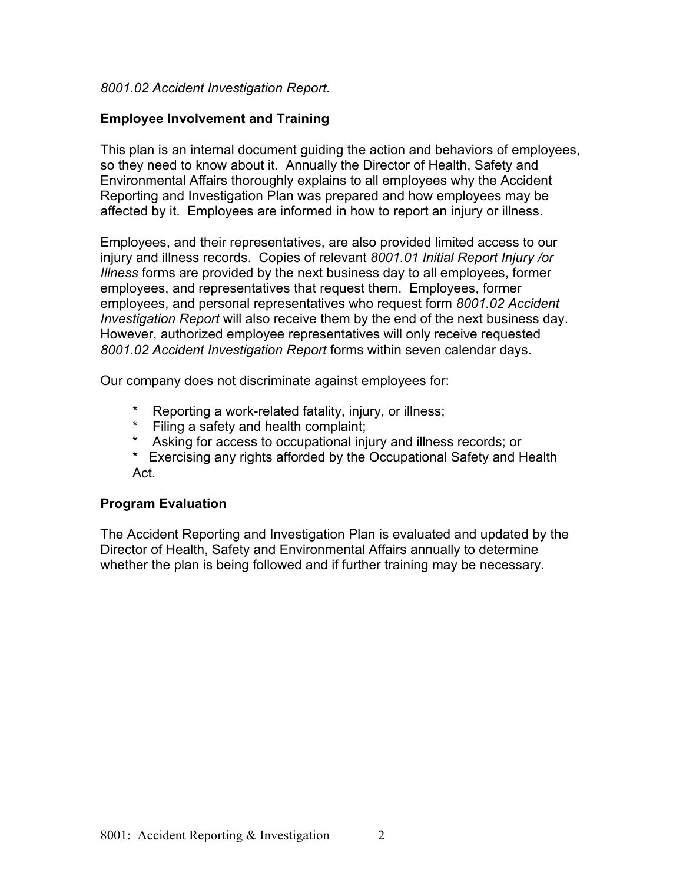*8001.02 Accident Investigation Report.*

**Employee Involvement and Training**

This plan is an internal document guiding the action and behaviors of employees, so they need to know about it. Annually the Director of Health, Safety and Environmental Affairs thoroughly explains to all employees why the Accident Reporting and Investigation Plan was prepared and how employees may be affected by it. Employees are informed in how to report an injury or illness.

Employees, and their representatives, are also provided limited access to our injury and illness records. Copies of relevant *8001.01 Initial Report Injury /or Illness* forms are provided by the next business day to all employees, former employees, and representatives that request them. Employees, former employees, and personal representatives who request form *8001.02 Accident Investigation Report* will also receive them by the end of the next business day. However, authorized employee representatives will only receive requested *8001.02 Accident Investigation Report* forms within seven calendar days.

Our company does not discriminate against employees for:

- Reporting a work-related fatality, injury, or illness;
- Filing a safety and health complaint;
- Asking for access to occupational injury and illness records; or
- Exercising any rights afforded by the Occupational Safety and Health Act.

**Program Evaluation**

The Accident Reporting and Investigation Plan is evaluated and updated by the Director of Health, Safety and Environmental Affairs annually to determine whether the plan is being followed and if further training may be necessary.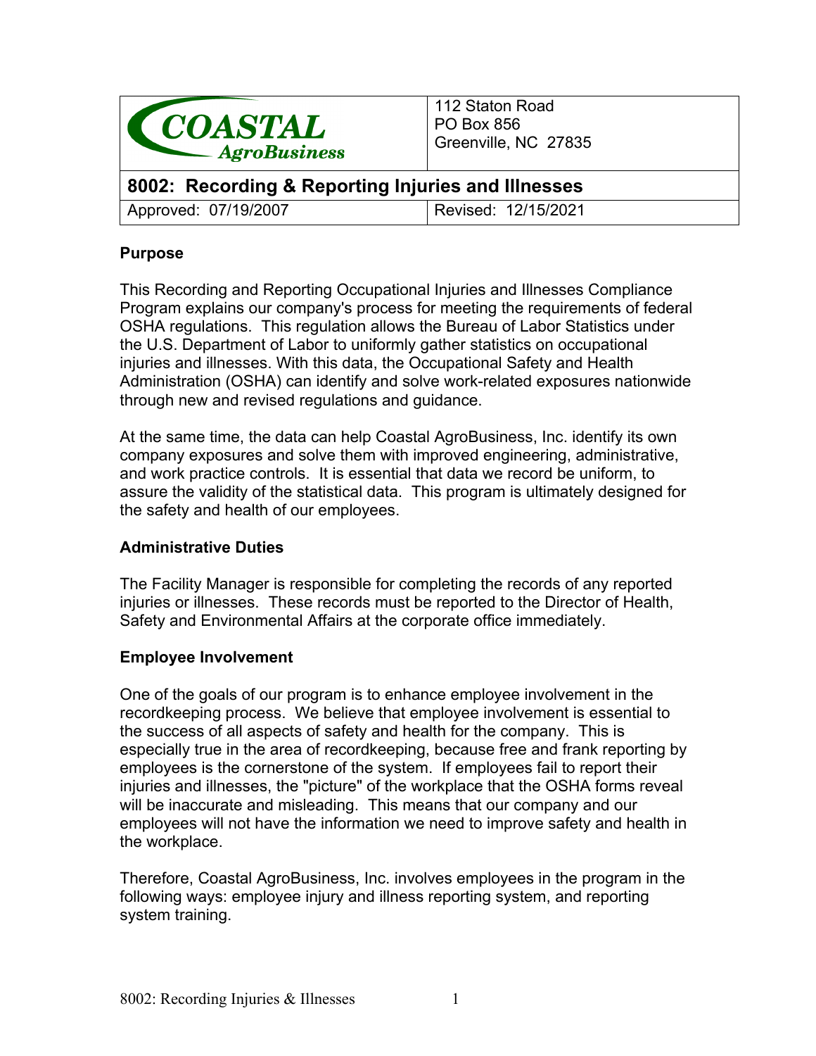| COASTAL AgroBusiness | 112 Staton Road<br>PO Box 856<br>Greenville, NC 27835 |
|---|---|
| **8002: Recording & Reporting Injuries and Illnesses** | |
| Approved: 07/19/2007 | Revised: 12/15/2021 |

**Purpose**

This Recording and Reporting Occupational Injuries and Illnesses Compliance Program explains our company's process for meeting the requirements of federal OSHA regulations. This regulation allows the Bureau of Labor Statistics under the U.S. Department of Labor to uniformly gather statistics on occupational injuries and illnesses. With this data, the Occupational Safety and Health Administration (OSHA) can identify and solve work-related exposures nationwide through new and revised regulations and guidance.

At the same time, the data can help Coastal AgroBusiness, Inc. identify its own company exposures and solve them with improved engineering, administrative, and work practice controls. It is essential that data we record be uniform, to assure the validity of the statistical data. This program is ultimately designed for the safety and health of our employees.

**Administrative Duties**

The Facility Manager is responsible for completing the records of any reported injuries or illnesses. These records must be reported to the Director of Health, Safety and Environmental Affairs at the corporate office immediately.

**Employee Involvement**

One of the goals of our program is to enhance employee involvement in the recordkeeping process. We believe that employee involvement is essential to the success of all aspects of safety and health for the company. This is especially true in the area of recordkeeping, because free and frank reporting by employees is the cornerstone of the system. If employees fail to report their injuries and illnesses, the "picture" of the workplace that the OSHA forms reveal will be inaccurate and misleading. This means that our company and our employees will not have the information we need to improve safety and health in the workplace.

Therefore, Coastal AgroBusiness, Inc. involves employees in the program in the following ways: employee injury and illness reporting system, and reporting system training.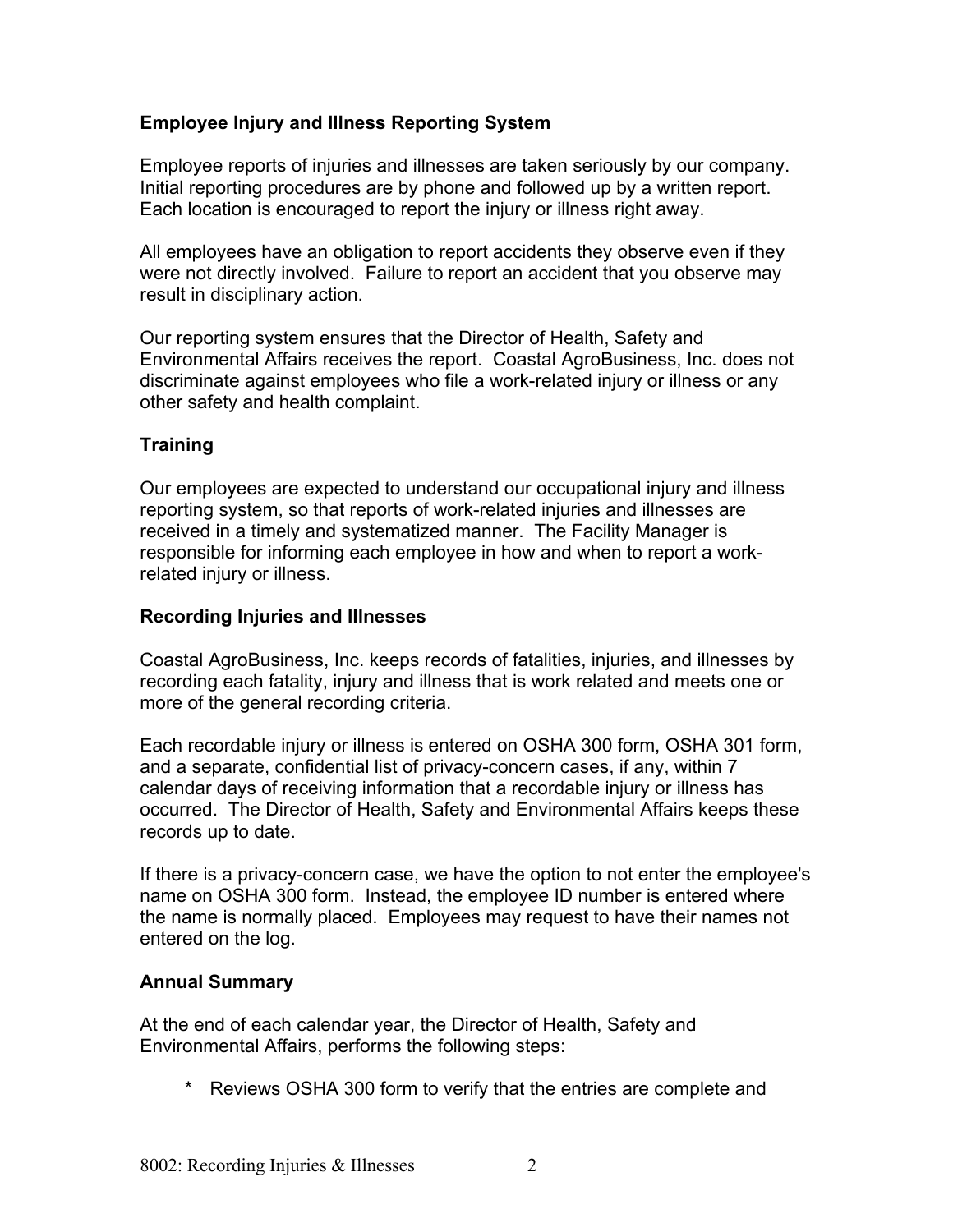**Employee Injury and Illness Reporting System**

Employee reports of injuries and illnesses are taken seriously by our company. Initial reporting procedures are by phone and followed up by a written report. Each location is encouraged to report the injury or illness right away.

All employees have an obligation to report accidents they observe even if they were not directly involved. Failure to report an accident that you observe may result in disciplinary action.

Our reporting system ensures that the Director of Health, Safety and Environmental Affairs receives the report. Coastal AgroBusiness, Inc. does not discriminate against employees who file a work-related injury or illness or any other safety and health complaint.

**Training**

Our employees are expected to understand our occupational injury and illness reporting system, so that reports of work-related injuries and illnesses are received in a timely and systematized manner. The Facility Manager is responsible for informing each employee in how and when to report a work-related injury or illness.

**Recording Injuries and Illnesses**

Coastal AgroBusiness, Inc. keeps records of fatalities, injuries, and illnesses by recording each fatality, injury and illness that is work related and meets one or more of the general recording criteria.

Each recordable injury or illness is entered on OSHA 300 form, OSHA 301 form, and a separate, confidential list of privacy-concern cases, if any, within 7 calendar days of receiving information that a recordable injury or illness has occurred. The Director of Health, Safety and Environmental Affairs keeps these records up to date.

If there is a privacy-concern case, we have the option to not enter the employee's name on OSHA 300 form. Instead, the employee ID number is entered where the name is normally placed. Employees may request to have their names not entered on the log.

**Annual Summary**

At the end of each calendar year, the Director of Health, Safety and Environmental Affairs, performs the following steps:

* Reviews OSHA 300 form to verify that the entries are complete and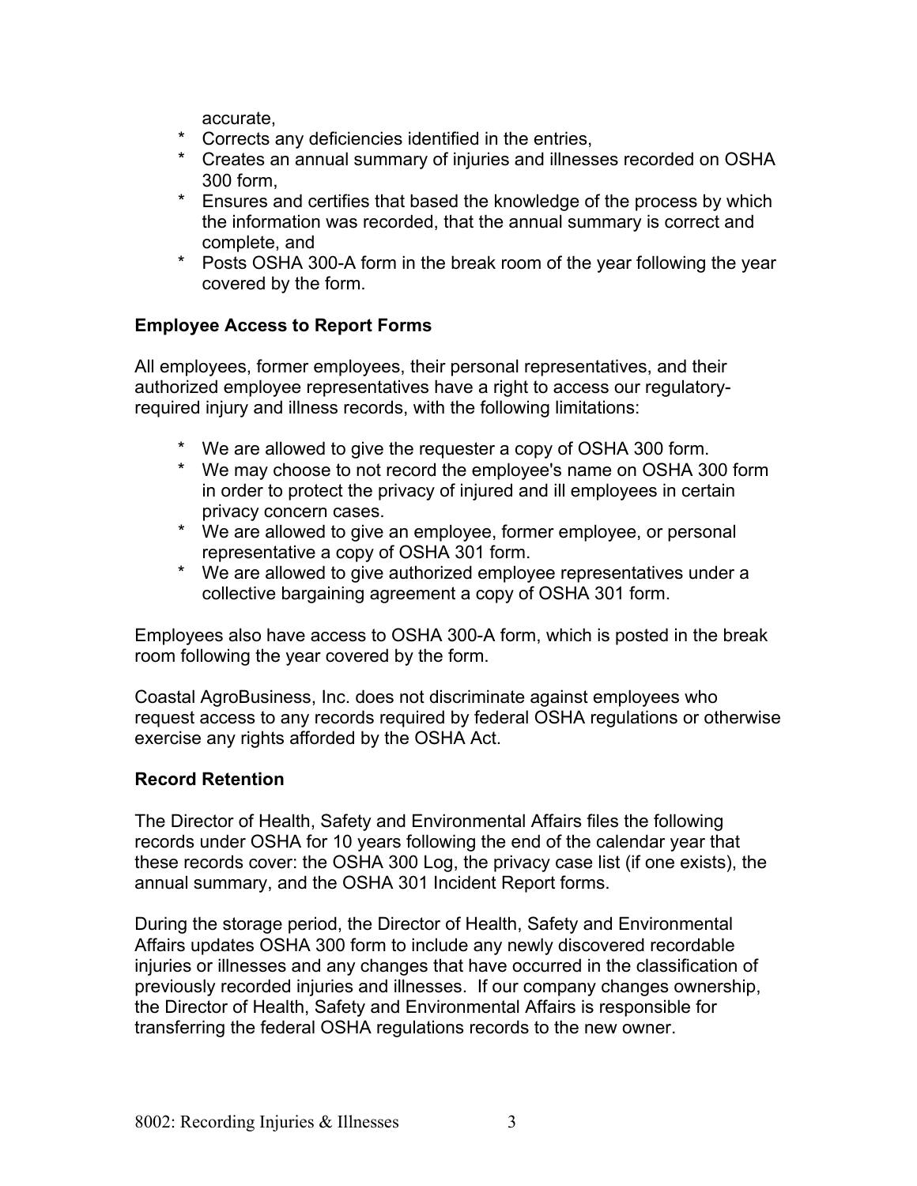accurate,

* Corrects any deficiencies identified in the entries,
* Creates an annual summary of injuries and illnesses recorded on OSHA 300 form,
* Ensures and certifies that based the knowledge of the process by which the information was recorded, that the annual summary is correct and complete, and
* Posts OSHA 300-A form in the break room of the year following the year covered by the form.

**Employee Access to Report Forms**

All employees, former employees, their personal representatives, and their authorized employee representatives have a right to access our regulatory-required injury and illness records, with the following limitations:

* We are allowed to give the requester a copy of OSHA 300 form.
* We may choose to not record the employee's name on OSHA 300 form in order to protect the privacy of injured and ill employees in certain privacy concern cases.
* We are allowed to give an employee, former employee, or personal representative a copy of OSHA 301 form.
* We are allowed to give authorized employee representatives under a collective bargaining agreement a copy of OSHA 301 form.

Employees also have access to OSHA 300-A form, which is posted in the break room following the year covered by the form.

Coastal AgroBusiness, Inc. does not discriminate against employees who request access to any records required by federal OSHA regulations or otherwise exercise any rights afforded by the OSHA Act.

**Record Retention**

The Director of Health, Safety and Environmental Affairs files the following records under OSHA for 10 years following the end of the calendar year that these records cover: the OSHA 300 Log, the privacy case list (if one exists), the annual summary, and the OSHA 301 Incident Report forms.

During the storage period, the Director of Health, Safety and Environmental Affairs updates OSHA 300 form to include any newly discovered recordable injuries or illnesses and any changes that have occurred in the classification of previously recorded injuries and illnesses. If our company changes ownership, the Director of Health, Safety and Environmental Affairs is responsible for transferring the federal OSHA regulations records to the new owner.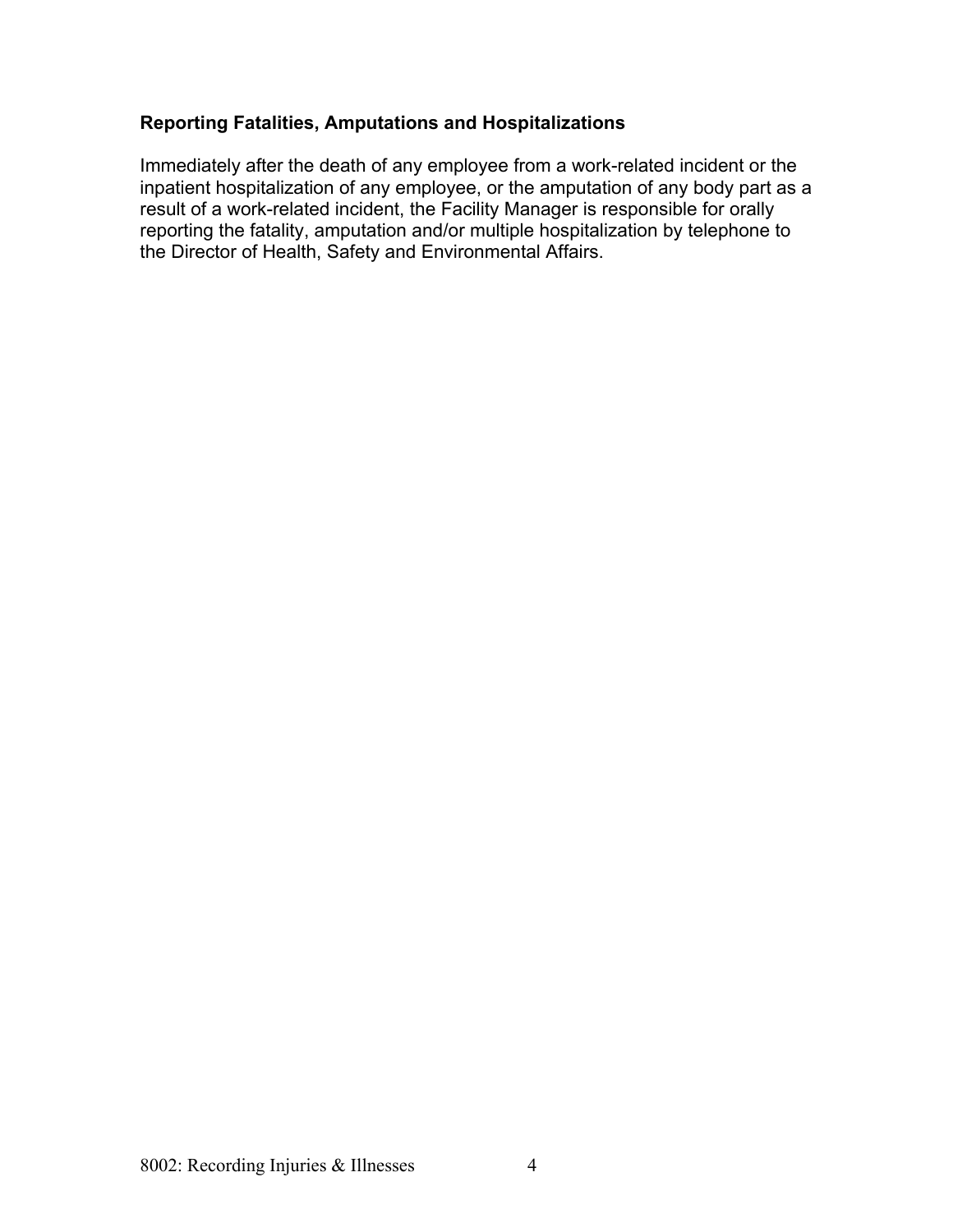**Reporting Fatalities, Amputations and Hospitalizations**

Immediately after the death of any employee from a work-related incident or the inpatient hospitalization of any employee, or the amputation of any body part as a result of a work-related incident, the Facility Manager is responsible for orally reporting the fatality, amputation and/or multiple hospitalization by telephone to the Director of Health, Safety and Environmental Affairs.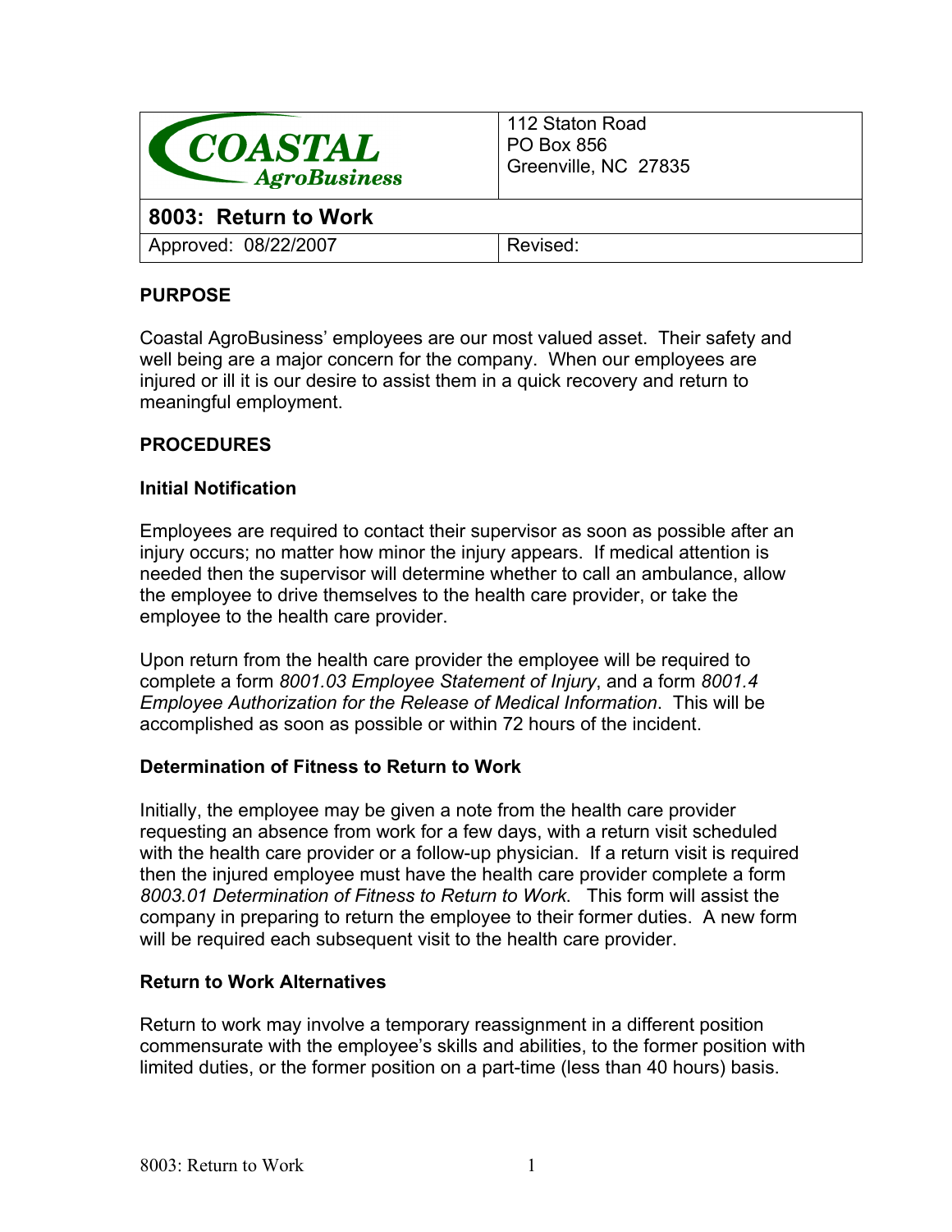| COASTAL AgroBusiness | 112 Staton Road<br>PO Box 856<br>Greenville, NC 27835 |
| --- | --- |
| **8003: Return to Work** | |
| Approved: 08/22/2007 | Revised: |

**PURPOSE**

Coastal AgroBusiness' employees are our most valued asset. Their safety and well being are a major concern for the company. When our employees are injured or ill it is our desire to assist them in a quick recovery and return to meaningful employment.

**PROCEDURES**

**Initial Notification**

Employees are required to contact their supervisor as soon as possible after an injury occurs; no matter how minor the injury appears. If medical attention is needed then the supervisor will determine whether to call an ambulance, allow the employee to drive themselves to the health care provider, or take the employee to the health care provider.

Upon return from the health care provider the employee will be required to complete a form *8001.03 Employee Statement of Injury*, and a form *8001.4 Employee Authorization for the Release of Medical Information*. This will be accomplished as soon as possible or within 72 hours of the incident.

**Determination of Fitness to Return to Work**

Initially, the employee may be given a note from the health care provider requesting an absence from work for a few days, with a return visit scheduled with the health care provider or a follow-up physician. If a return visit is required then the injured employee must have the health care provider complete a form *8003.01 Determination of Fitness to Return to Work*. This form will assist the company in preparing to return the employee to their former duties. A new form will be required each subsequent visit to the health care provider.

**Return to Work Alternatives**

Return to work may involve a temporary reassignment in a different position commensurate with the employee's skills and abilities, to the former position with limited duties, or the former position on a part-time (less than 40 hours) basis.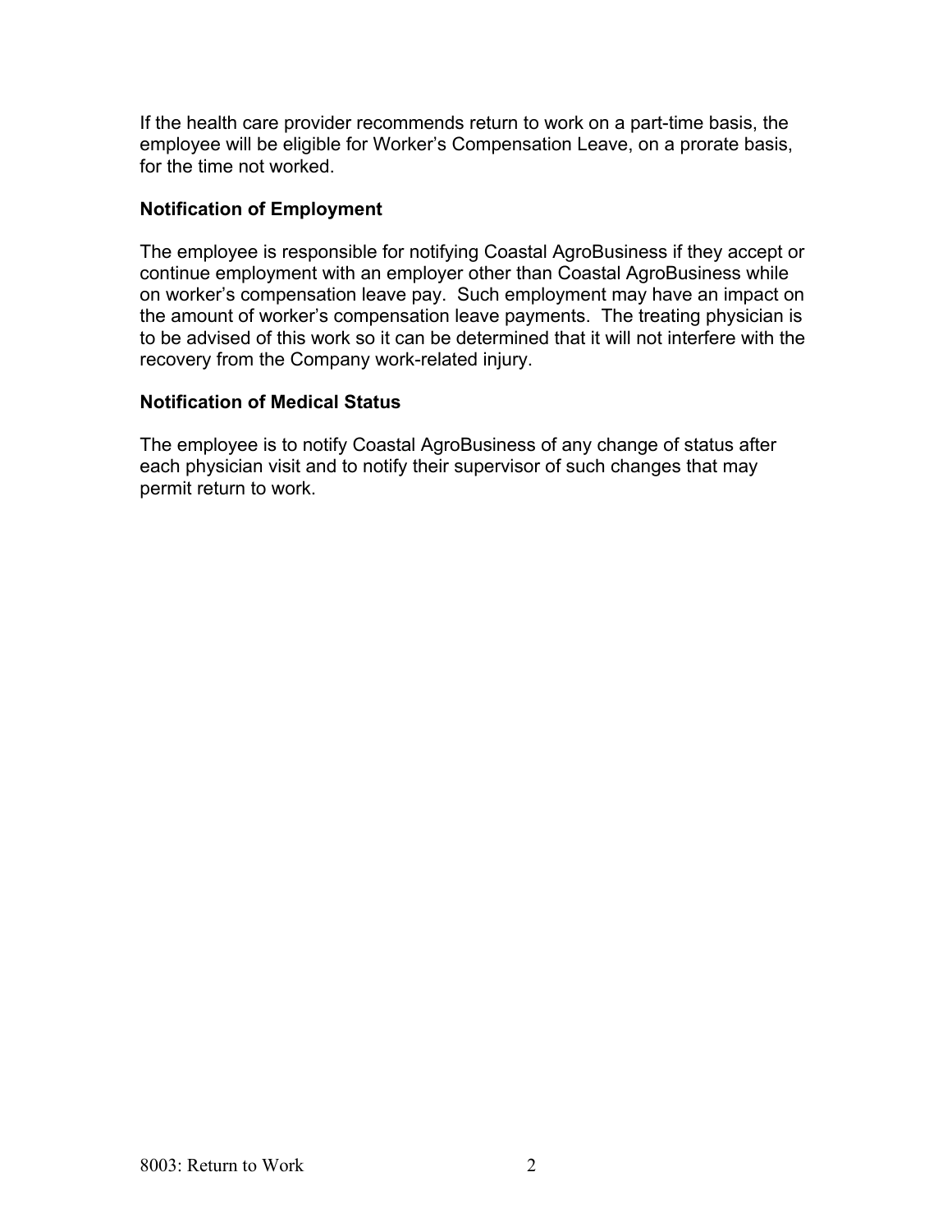If the health care provider recommends return to work on a part-time basis, the employee will be eligible for Worker's Compensation Leave, on a prorate basis, for the time not worked.

**Notification of Employment**

The employee is responsible for notifying Coastal AgroBusiness if they accept or continue employment with an employer other than Coastal AgroBusiness while on worker's compensation leave pay. Such employment may have an impact on the amount of worker's compensation leave payments. The treating physician is to be advised of this work so it can be determined that it will not interfere with the recovery from the Company work-related injury.

**Notification of Medical Status**

The employee is to notify Coastal AgroBusiness of any change of status after each physician visit and to notify their supervisor of such changes that may permit return to work.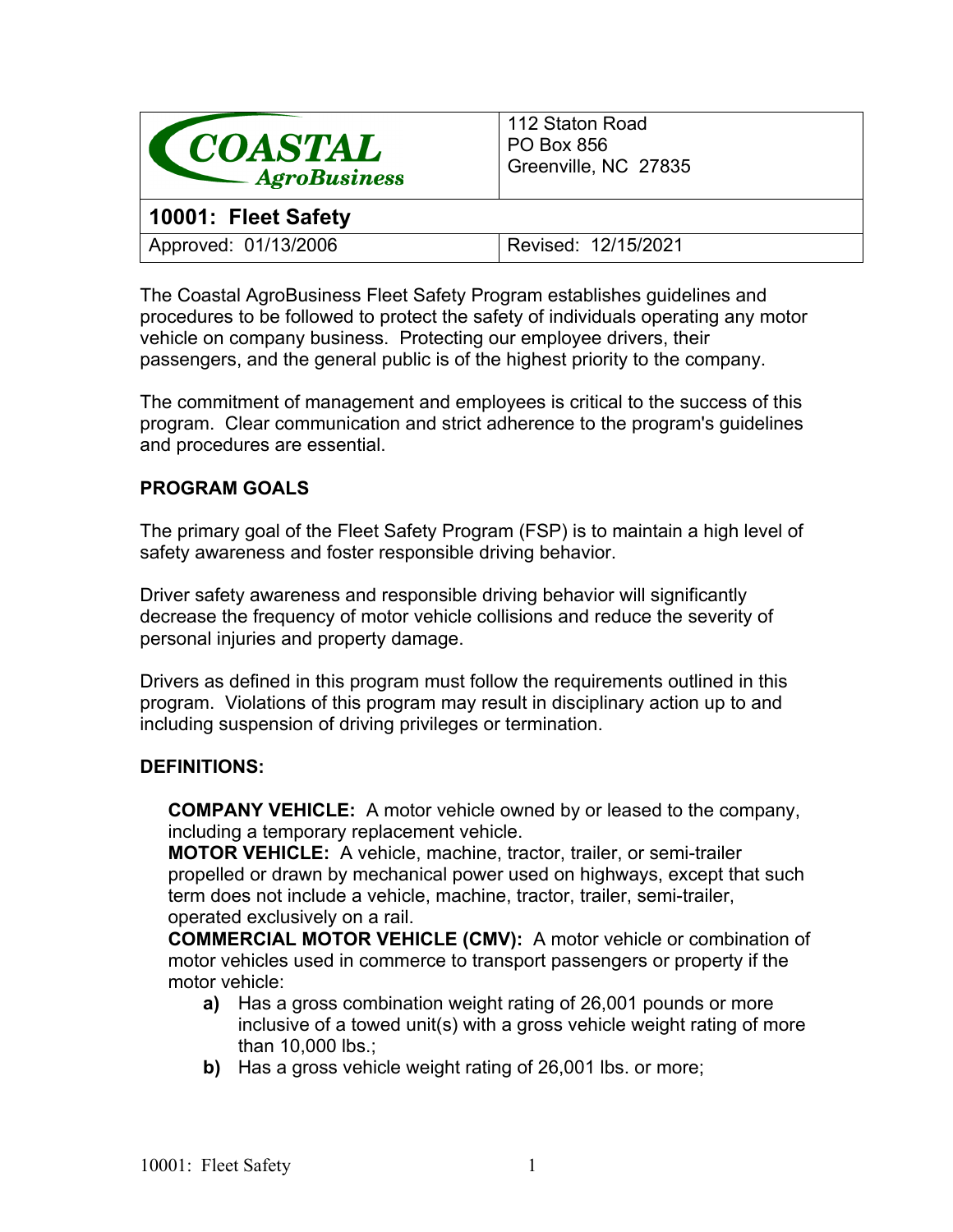| COASTAL AgroBusiness | 112 Staton Road<br>PO Box 856<br>Greenville, NC 27835 |
| --- | --- |
| **10001: Fleet Safety** | |
| Approved: 01/13/2006 | Revised: 12/15/2021 |

The Coastal AgroBusiness Fleet Safety Program establishes guidelines and procedures to be followed to protect the safety of individuals operating any motor vehicle on company business. Protecting our employee drivers, their passengers, and the general public is of the highest priority to the company.

The commitment of management and employees is critical to the success of this program. Clear communication and strict adherence to the program's guidelines and procedures are essential.

**PROGRAM GOALS**

The primary goal of the Fleet Safety Program (FSP) is to maintain a high level of safety awareness and foster responsible driving behavior.

Driver safety awareness and responsible driving behavior will significantly decrease the frequency of motor vehicle collisions and reduce the severity of personal injuries and property damage.

Drivers as defined in this program must follow the requirements outlined in this program. Violations of this program may result in disciplinary action up to and including suspension of driving privileges or termination.

**DEFINITIONS:**

**COMPANY VEHICLE:** A motor vehicle owned by or leased to the company, including a temporary replacement vehicle.
**MOTOR VEHICLE:** A vehicle, machine, tractor, trailer, or semi-trailer propelled or drawn by mechanical power used on highways, except that such term does not include a vehicle, machine, tractor, trailer, semi-trailer, operated exclusively on a rail.
**COMMERCIAL MOTOR VEHICLE (CMV):** A motor vehicle or combination of motor vehicles used in commerce to transport passengers or property if the motor vehicle:

- **a)** Has a gross combination weight rating of 26,001 pounds or more inclusive of a towed unit(s) with a gross vehicle weight rating of more than 10,000 lbs.;
- **b)** Has a gross vehicle weight rating of 26,001 lbs. or more;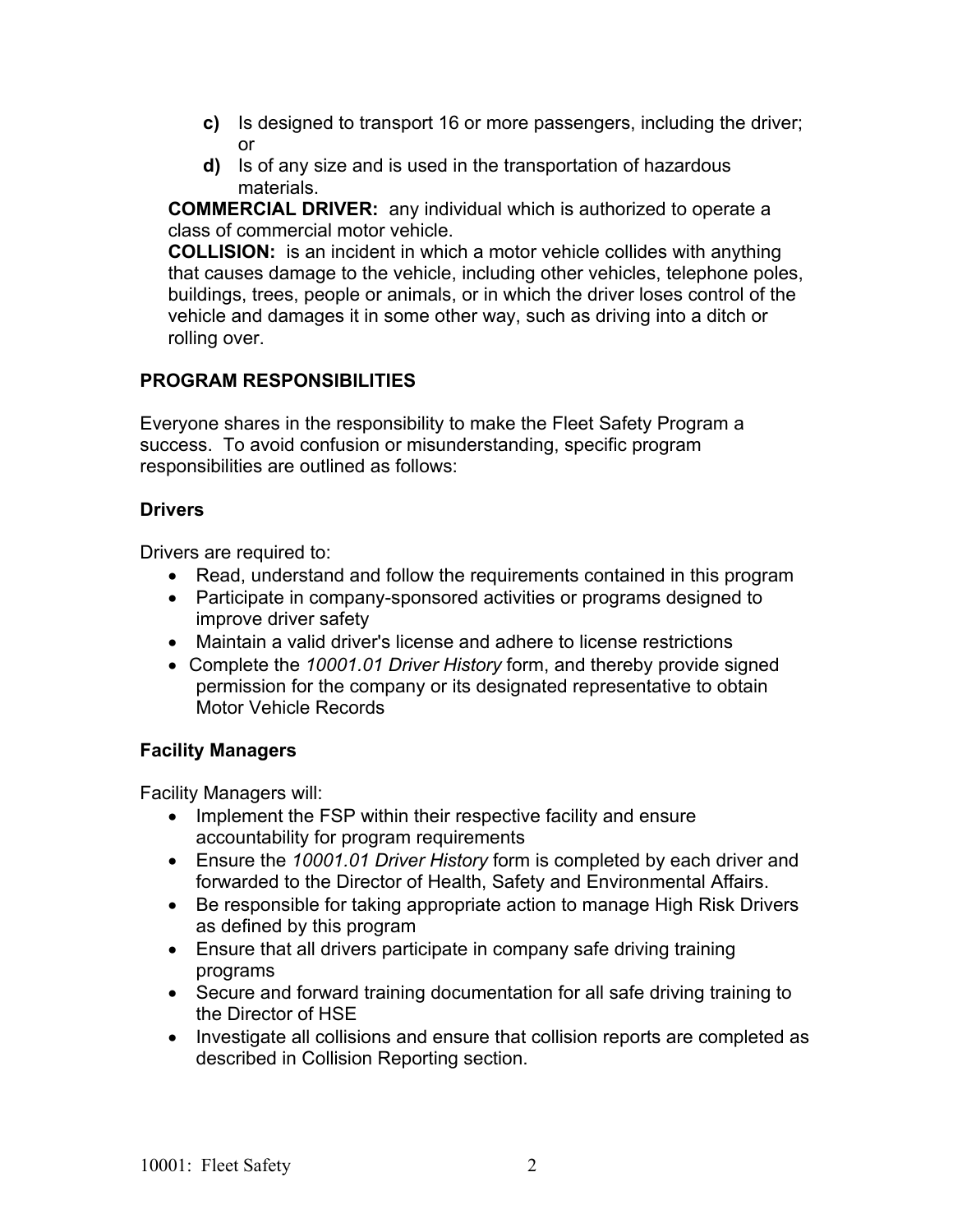**c)** Is designed to transport 16 or more passengers, including the driver; or

**d)** Is of any size and is used in the transportation of hazardous materials.

**COMMERCIAL DRIVER:** any individual which is authorized to operate a class of commercial motor vehicle.

**COLLISION:** is an incident in which a motor vehicle collides with anything that causes damage to the vehicle, including other vehicles, telephone poles, buildings, trees, people or animals, or in which the driver loses control of the vehicle and damages it in some other way, such as driving into a ditch or rolling over.

## PROGRAM RESPONSIBILITIES

Everyone shares in the responsibility to make the Fleet Safety Program a success. To avoid confusion or misunderstanding, specific program responsibilities are outlined as follows:

### Drivers

Drivers are required to:

- Read, understand and follow the requirements contained in this program
- Participate in company-sponsored activities or programs designed to improve driver safety
- Maintain a valid driver's license and adhere to license restrictions
- Complete the *10001.01 Driver History* form, and thereby provide signed permission for the company or its designated representative to obtain Motor Vehicle Records

### Facility Managers

Facility Managers will:

- Implement the FSP within their respective facility and ensure accountability for program requirements
- Ensure the *10001.01 Driver History* form is completed by each driver and forwarded to the Director of Health, Safety and Environmental Affairs.
- Be responsible for taking appropriate action to manage High Risk Drivers as defined by this program
- Ensure that all drivers participate in company safe driving training programs
- Secure and forward training documentation for all safe driving training to the Director of HSE
- Investigate all collisions and ensure that collision reports are completed as described in Collision Reporting section.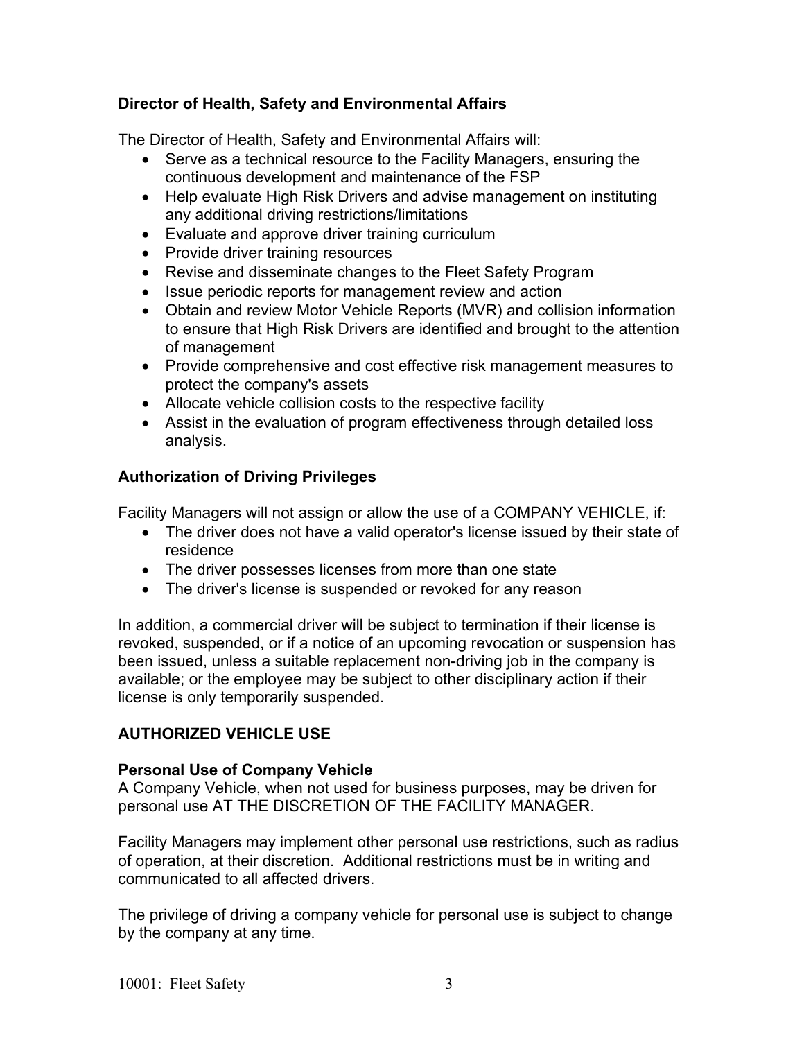### Director of Health, Safety and Environmental Affairs

The Director of Health, Safety and Environmental Affairs will:

- Serve as a technical resource to the Facility Managers, ensuring the continuous development and maintenance of the FSP
- Help evaluate High Risk Drivers and advise management on instituting any additional driving restrictions/limitations
- Evaluate and approve driver training curriculum
- Provide driver training resources
- Revise and disseminate changes to the Fleet Safety Program
- Issue periodic reports for management review and action
- Obtain and review Motor Vehicle Reports (MVR) and collision information to ensure that High Risk Drivers are identified and brought to the attention of management
- Provide comprehensive and cost effective risk management measures to protect the company's assets
- Allocate vehicle collision costs to the respective facility
- Assist in the evaluation of program effectiveness through detailed loss analysis.

### Authorization of Driving Privileges

Facility Managers will not assign or allow the use of a COMPANY VEHICLE, if:

- The driver does not have a valid operator's license issued by their state of residence
- The driver possesses licenses from more than one state
- The driver's license is suspended or revoked for any reason

In addition, a commercial driver will be subject to termination if their license is revoked, suspended, or if a notice of an upcoming revocation or suspension has been issued, unless a suitable replacement non-driving job in the company is available; or the employee may be subject to other disciplinary action if their license is only temporarily suspended.

## AUTHORIZED VEHICLE USE

### Personal Use of Company Vehicle

A Company Vehicle, when not used for business purposes, may be driven for personal use AT THE DISCRETION OF THE FACILITY MANAGER.

Facility Managers may implement other personal use restrictions, such as radius of operation, at their discretion. Additional restrictions must be in writing and communicated to all affected drivers.

The privilege of driving a company vehicle for personal use is subject to change by the company at any time.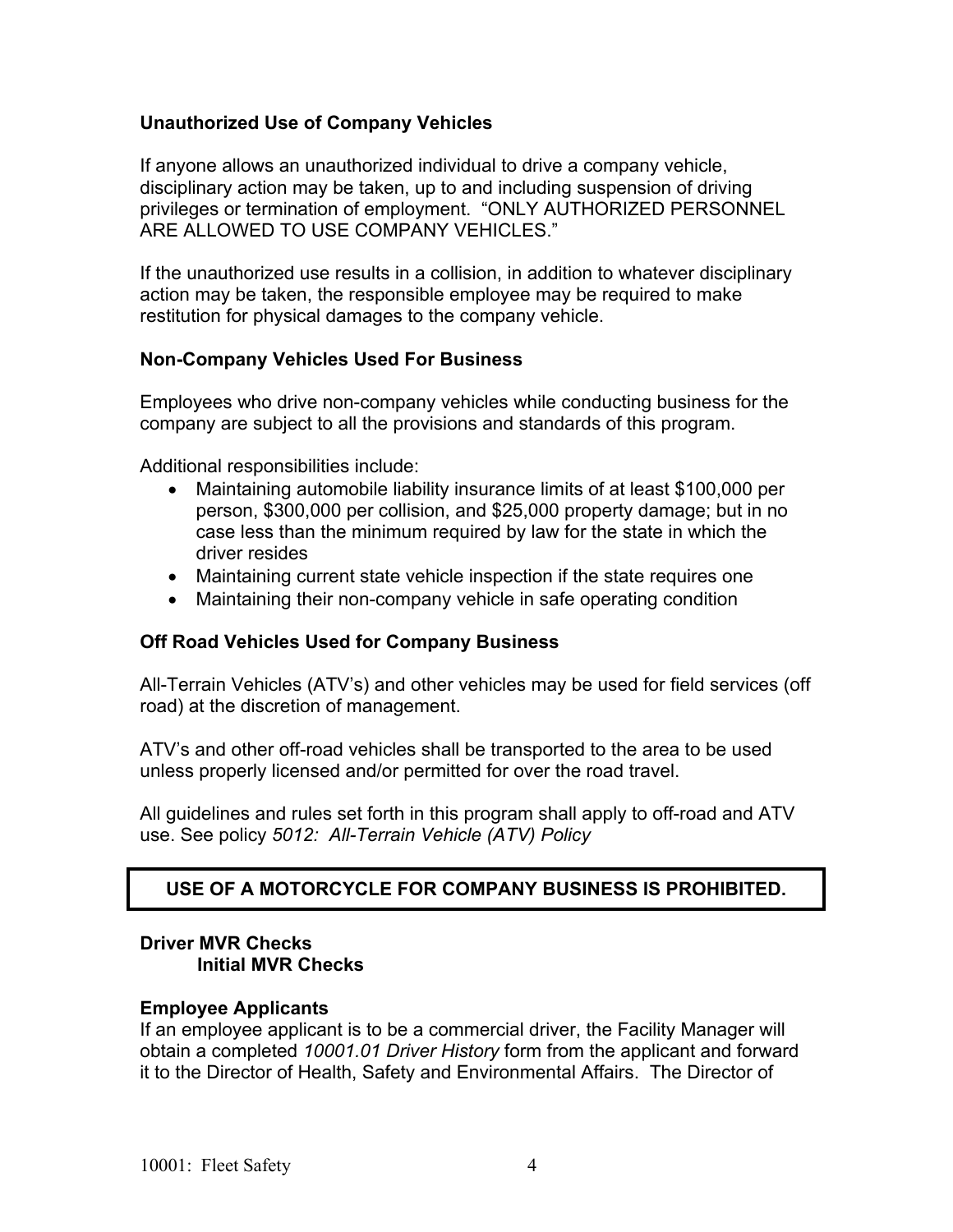**Unauthorized Use of Company Vehicles**

If anyone allows an unauthorized individual to drive a company vehicle, disciplinary action may be taken, up to and including suspension of driving privileges or termination of employment. "ONLY AUTHORIZED PERSONNEL ARE ALLOWED TO USE COMPANY VEHICLES."

If the unauthorized use results in a collision, in addition to whatever disciplinary action may be taken, the responsible employee may be required to make restitution for physical damages to the company vehicle.

**Non-Company Vehicles Used For Business**

Employees who drive non-company vehicles while conducting business for the company are subject to all the provisions and standards of this program.

Additional responsibilities include:

- Maintaining automobile liability insurance limits of at least $100,000 per person, $300,000 per collision, and $25,000 property damage; but in no case less than the minimum required by law for the state in which the driver resides
- Maintaining current state vehicle inspection if the state requires one
- Maintaining their non-company vehicle in safe operating condition

**Off Road Vehicles Used for Company Business**

All-Terrain Vehicles (ATV's) and other vehicles may be used for field services (off road) at the discretion of management.

ATV's and other off-road vehicles shall be transported to the area to be used unless properly licensed and/or permitted for over the road travel.

All guidelines and rules set forth in this program shall apply to off-road and ATV use. See policy *5012: All-Terrain Vehicle (ATV) Policy*

**USE OF A MOTORCYCLE FOR COMPANY BUSINESS IS PROHIBITED.**

**Driver MVR Checks**

**Initial MVR Checks**

**Employee Applicants**

If an employee applicant is to be a commercial driver, the Facility Manager will obtain a completed *10001.01 Driver History* form from the applicant and forward it to the Director of Health, Safety and Environmental Affairs. The Director of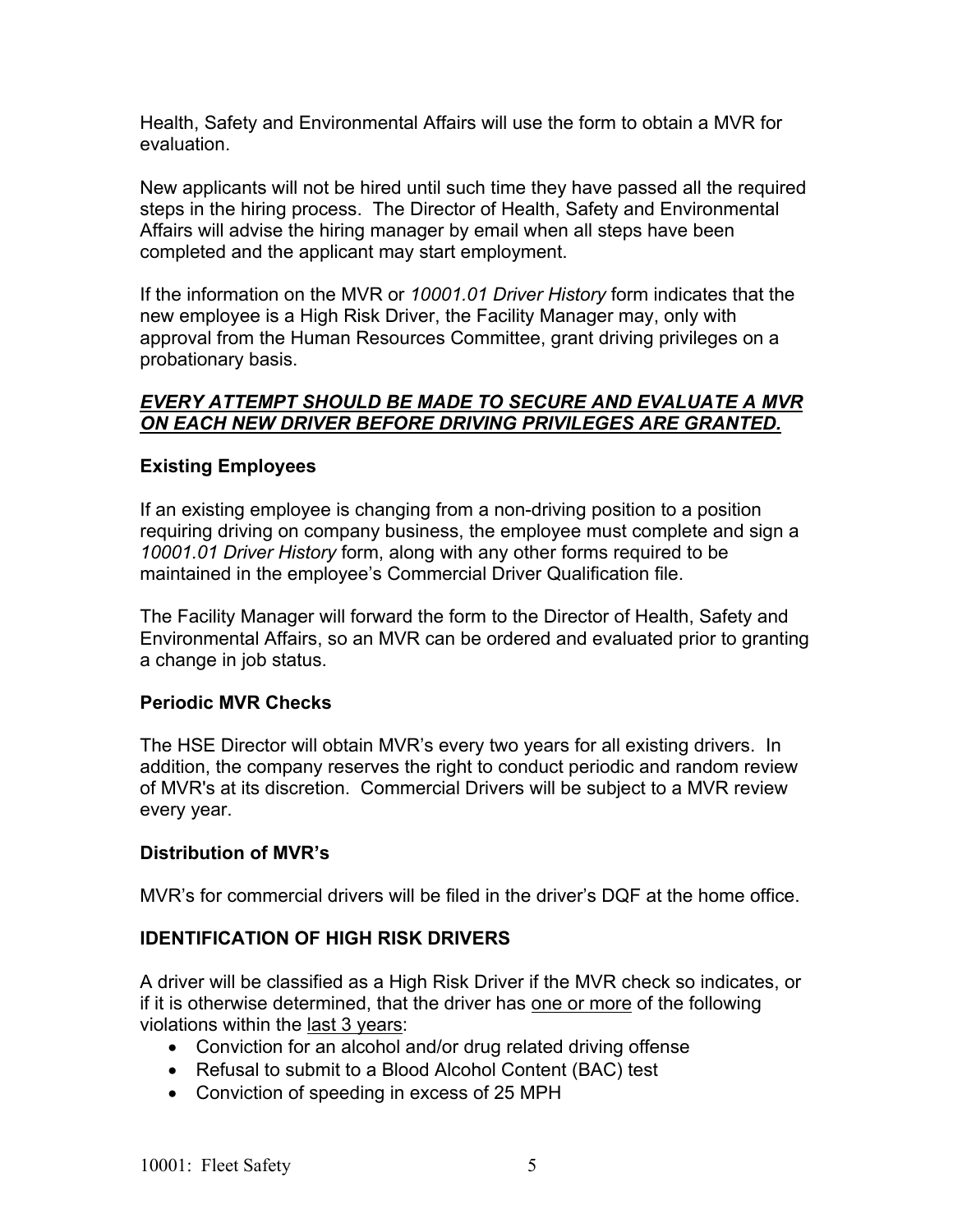Health, Safety and Environmental Affairs will use the form to obtain a MVR for evaluation.

New applicants will not be hired until such time they have passed all the required steps in the hiring process. The Director of Health, Safety and Environmental Affairs will advise the hiring manager by email when all steps have been completed and the applicant may start employment.

If the information on the MVR or *10001.01 Driver History* form indicates that the new employee is a High Risk Driver, the Facility Manager may, only with approval from the Human Resources Committee, grant driving privileges on a probationary basis.

***EVERY ATTEMPT SHOULD BE MADE TO SECURE AND EVALUATE A MVR ON EACH NEW DRIVER BEFORE DRIVING PRIVILEGES ARE GRANTED.***

### Existing Employees

If an existing employee is changing from a non-driving position to a position requiring driving on company business, the employee must complete and sign a *10001.01 Driver History* form, along with any other forms required to be maintained in the employee's Commercial Driver Qualification file.

The Facility Manager will forward the form to the Director of Health, Safety and Environmental Affairs, so an MVR can be ordered and evaluated prior to granting a change in job status.

### Periodic MVR Checks

The HSE Director will obtain MVR's every two years for all existing drivers. In addition, the company reserves the right to conduct periodic and random review of MVR's at its discretion. Commercial Drivers will be subject to a MVR review every year.

### Distribution of MVR's

MVR's for commercial drivers will be filed in the driver's DQF at the home office.

## IDENTIFICATION OF HIGH RISK DRIVERS

A driver will be classified as a High Risk Driver if the MVR check so indicates, or if it is otherwise determined, that the driver has one or more of the following violations within the last 3 years:

- Conviction for an alcohol and/or drug related driving offense
- Refusal to submit to a Blood Alcohol Content (BAC) test
- Conviction of speeding in excess of 25 MPH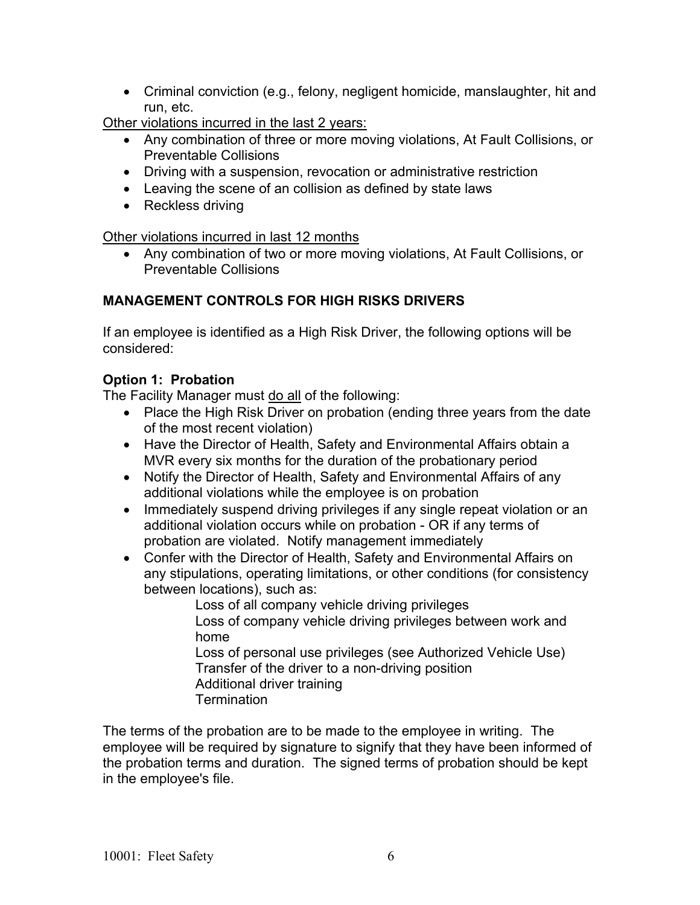- Criminal conviction (e.g., felony, negligent homicide, manslaughter, hit and run, etc.

<u>Other violations incurred in the last 2 years:</u>

- Any combination of three or more moving violations, At Fault Collisions, or Preventable Collisions
- Driving with a suspension, revocation or administrative restriction
- Leaving the scene of an collision as defined by state laws
- Reckless driving

<u>Other violations incurred in last 12 months</u>

- Any combination of two or more moving violations, At Fault Collisions, or Preventable Collisions

**MANAGEMENT CONTROLS FOR HIGH RISKS DRIVERS**

If an employee is identified as a High Risk Driver, the following options will be considered:

**Option 1: Probation**

The Facility Manager must <u>do all</u> of the following:

- Place the High Risk Driver on probation (ending three years from the date of the most recent violation)
- Have the Director of Health, Safety and Environmental Affairs obtain a MVR every six months for the duration of the probationary period
- Notify the Director of Health, Safety and Environmental Affairs of any additional violations while the employee is on probation
- Immediately suspend driving privileges if any single repeat violation or an additional violation occurs while on probation - OR if any terms of probation are violated. Notify management immediately
- Confer with the Director of Health, Safety and Environmental Affairs on any stipulations, operating limitations, or other conditions (for consistency between locations), such as:
  - Loss of all company vehicle driving privileges
  - Loss of company vehicle driving privileges between work and home
  - Loss of personal use privileges (see Authorized Vehicle Use)
  - Transfer of the driver to a non-driving position
  - Additional driver training
  - Termination

The terms of the probation are to be made to the employee in writing. The employee will be required by signature to signify that they have been informed of the probation terms and duration. The signed terms of probation should be kept in the employee's file.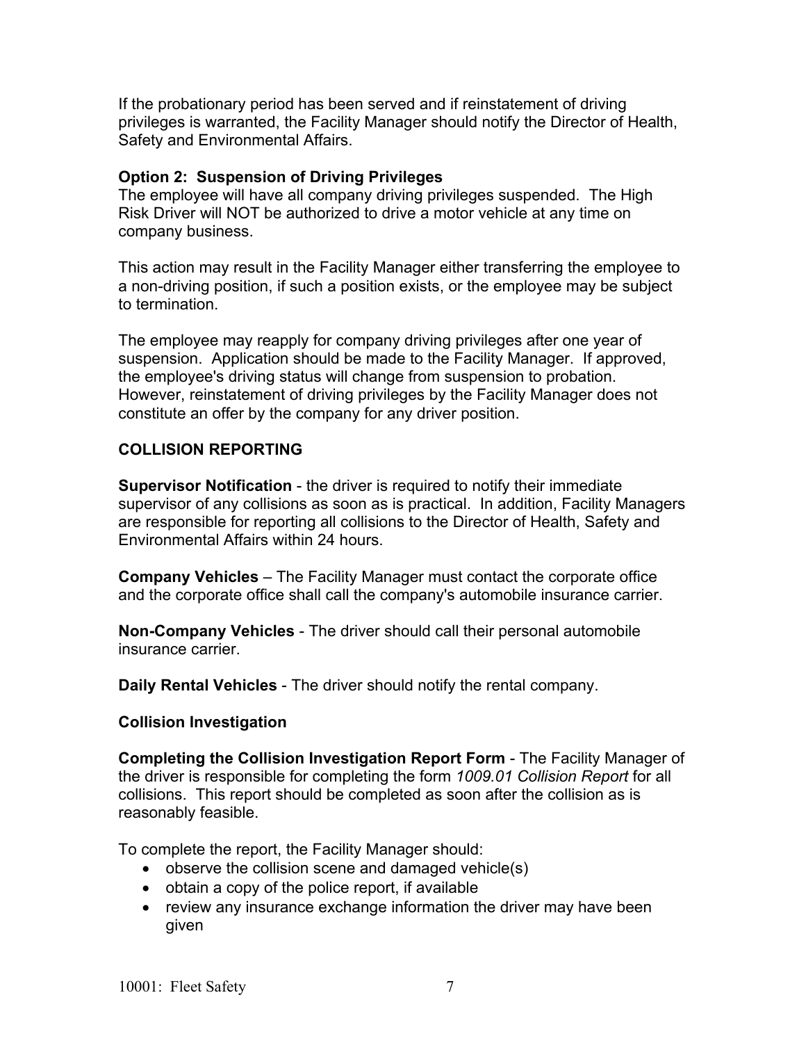If the probationary period has been served and if reinstatement of driving privileges is warranted, the Facility Manager should notify the Director of Health, Safety and Environmental Affairs.

**Option 2: Suspension of Driving Privileges**
The employee will have all company driving privileges suspended. The High Risk Driver will NOT be authorized to drive a motor vehicle at any time on company business.

This action may result in the Facility Manager either transferring the employee to a non-driving position, if such a position exists, or the employee may be subject to termination.

The employee may reapply for company driving privileges after one year of suspension. Application should be made to the Facility Manager. If approved, the employee's driving status will change from suspension to probation. However, reinstatement of driving privileges by the Facility Manager does not constitute an offer by the company for any driver position.

## COLLISION REPORTING

**Supervisor Notification** - the driver is required to notify their immediate supervisor of any collisions as soon as is practical. In addition, Facility Managers are responsible for reporting all collisions to the Director of Health, Safety and Environmental Affairs within 24 hours.

**Company Vehicles** – The Facility Manager must contact the corporate office and the corporate office shall call the company's automobile insurance carrier.

**Non-Company Vehicles** - The driver should call their personal automobile insurance carrier.

**Daily Rental Vehicles** - The driver should notify the rental company.

### Collision Investigation

**Completing the Collision Investigation Report Form** - The Facility Manager of the driver is responsible for completing the form *1009.01 Collision Report* for all collisions. This report should be completed as soon after the collision as is reasonably feasible.

To complete the report, the Facility Manager should:

- observe the collision scene and damaged vehicle(s)
- obtain a copy of the police report, if available
- review any insurance exchange information the driver may have been given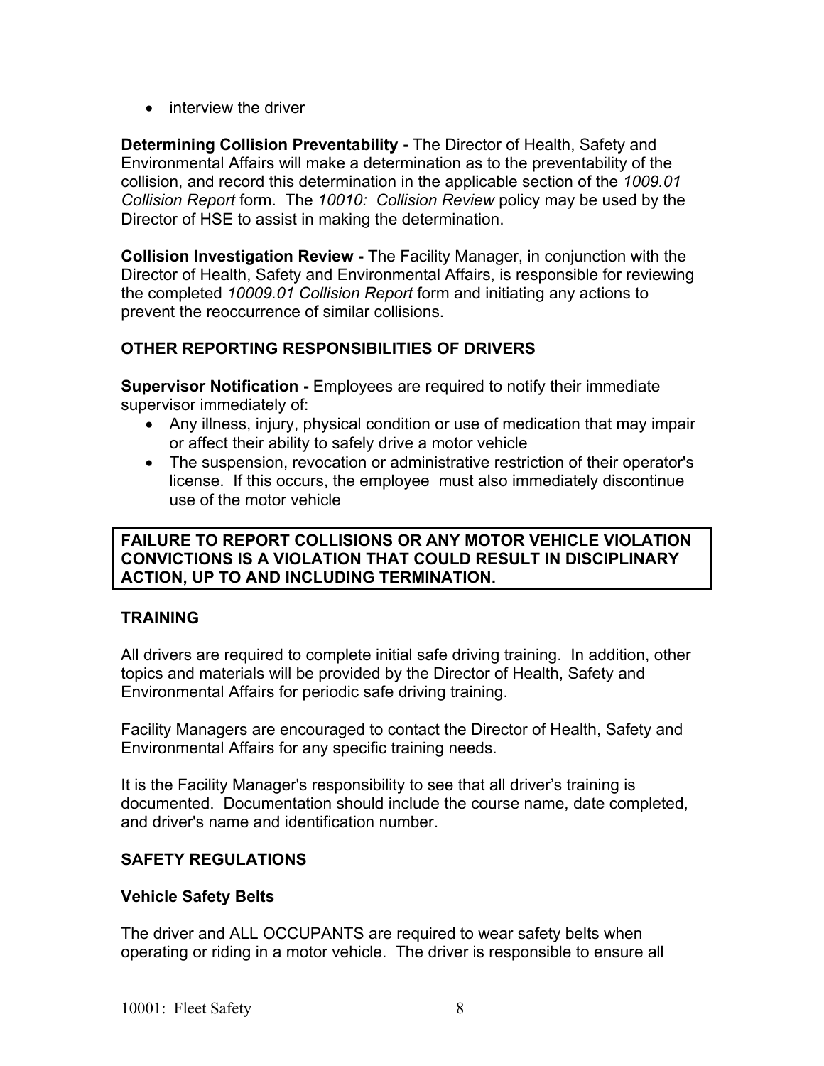- interview the driver

**Determining Collision Preventability -** The Director of Health, Safety and Environmental Affairs will make a determination as to the preventability of the collision, and record this determination in the applicable section of the *1009.01 Collision Report* form. The *10010: Collision Review* policy may be used by the Director of HSE to assist in making the determination.

**Collision Investigation Review -** The Facility Manager, in conjunction with the Director of Health, Safety and Environmental Affairs, is responsible for reviewing the completed *10009.01 Collision Report* form and initiating any actions to prevent the reoccurrence of similar collisions.

### OTHER REPORTING RESPONSIBILITIES OF DRIVERS

**Supervisor Notification -** Employees are required to notify their immediate supervisor immediately of:

- Any illness, injury, physical condition or use of medication that may impair or affect their ability to safely drive a motor vehicle
- The suspension, revocation or administrative restriction of their operator's license. If this occurs, the employee must also immediately discontinue use of the motor vehicle

**FAILURE TO REPORT COLLISIONS OR ANY MOTOR VEHICLE VIOLATION CONVICTIONS IS A VIOLATION THAT COULD RESULT IN DISCIPLINARY ACTION, UP TO AND INCLUDING TERMINATION.**

### TRAINING

All drivers are required to complete initial safe driving training. In addition, other topics and materials will be provided by the Director of Health, Safety and Environmental Affairs for periodic safe driving training.

Facility Managers are encouraged to contact the Director of Health, Safety and Environmental Affairs for any specific training needs.

It is the Facility Manager's responsibility to see that all driver's training is documented. Documentation should include the course name, date completed, and driver's name and identification number.

### SAFETY REGULATIONS

#### Vehicle Safety Belts

The driver and ALL OCCUPANTS are required to wear safety belts when operating or riding in a motor vehicle. The driver is responsible to ensure all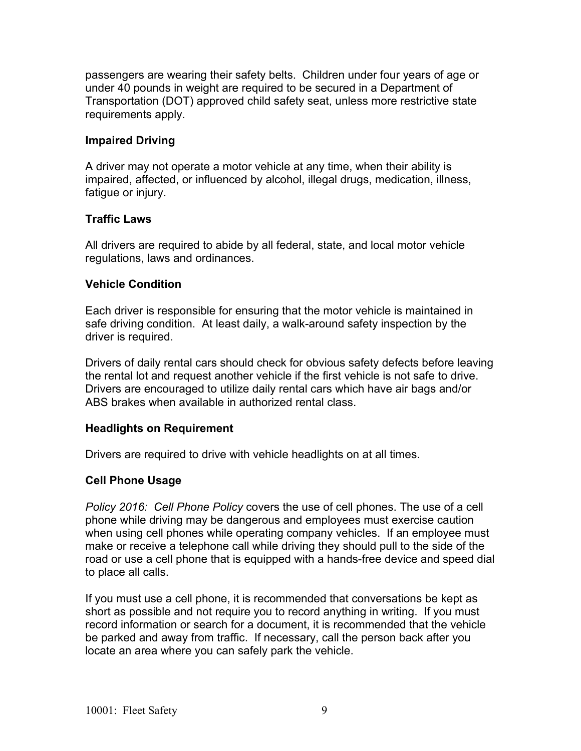passengers are wearing their safety belts. Children under four years of age or under 40 pounds in weight are required to be secured in a Department of Transportation (DOT) approved child safety seat, unless more restrictive state requirements apply.

**Impaired Driving**

A driver may not operate a motor vehicle at any time, when their ability is impaired, affected, or influenced by alcohol, illegal drugs, medication, illness, fatigue or injury.

**Traffic Laws**

All drivers are required to abide by all federal, state, and local motor vehicle regulations, laws and ordinances.

**Vehicle Condition**

Each driver is responsible for ensuring that the motor vehicle is maintained in safe driving condition. At least daily, a walk-around safety inspection by the driver is required.

Drivers of daily rental cars should check for obvious safety defects before leaving the rental lot and request another vehicle if the first vehicle is not safe to drive. Drivers are encouraged to utilize daily rental cars which have air bags and/or ABS brakes when available in authorized rental class.

**Headlights on Requirement**

Drivers are required to drive with vehicle headlights on at all times.

**Cell Phone Usage**

*Policy 2016: Cell Phone Policy* covers the use of cell phones. The use of a cell phone while driving may be dangerous and employees must exercise caution when using cell phones while operating company vehicles. If an employee must make or receive a telephone call while driving they should pull to the side of the road or use a cell phone that is equipped with a hands-free device and speed dial to place all calls.

If you must use a cell phone, it is recommended that conversations be kept as short as possible and not require you to record anything in writing. If you must record information or search for a document, it is recommended that the vehicle be parked and away from traffic. If necessary, call the person back after you locate an area where you can safely park the vehicle.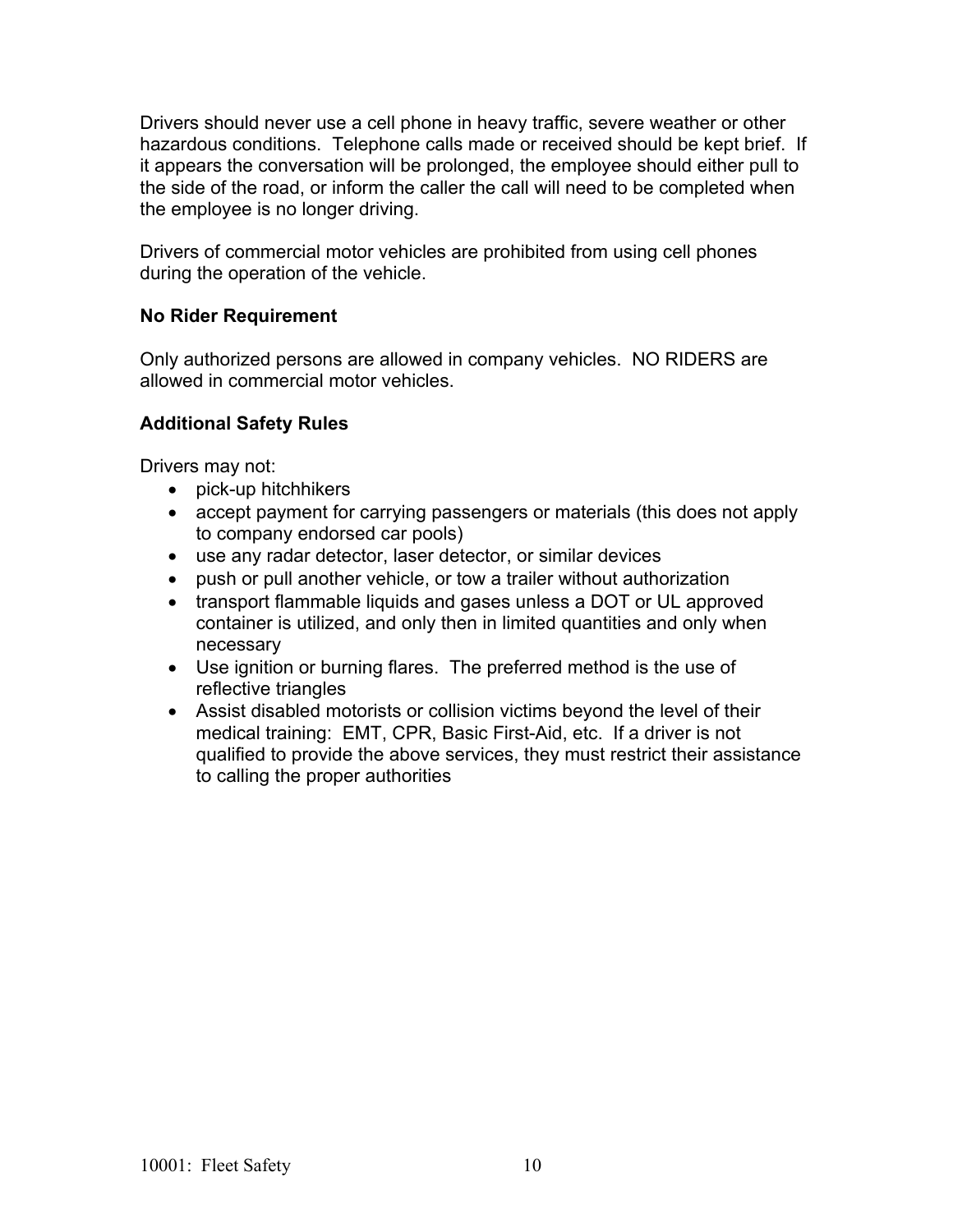Drivers should never use a cell phone in heavy traffic, severe weather or other hazardous conditions.  Telephone calls made or received should be kept brief.  If it appears the conversation will be prolonged, the employee should either pull to the side of the road, or inform the caller the call will need to be completed when the employee is no longer driving.

Drivers of commercial motor vehicles are prohibited from using cell phones during the operation of the vehicle.

**No Rider Requirement**

Only authorized persons are allowed in company vehicles.  NO RIDERS are allowed in commercial motor vehicles.

**Additional Safety Rules**

Drivers may not:

- pick-up hitchhikers
- accept payment for carrying passengers or materials (this does not apply to company endorsed car pools)
- use any radar detector, laser detector, or similar devices
- push or pull another vehicle, or tow a trailer without authorization
- transport flammable liquids and gases unless a DOT or UL approved container is utilized, and only then in limited quantities and only when necessary
- Use ignition or burning flares.  The preferred method is the use of reflective triangles
- Assist disabled motorists or collision victims beyond the level of their medical training:  EMT, CPR, Basic First-Aid, etc.  If a driver is not qualified to provide the above services, they must restrict their assistance to calling the proper authorities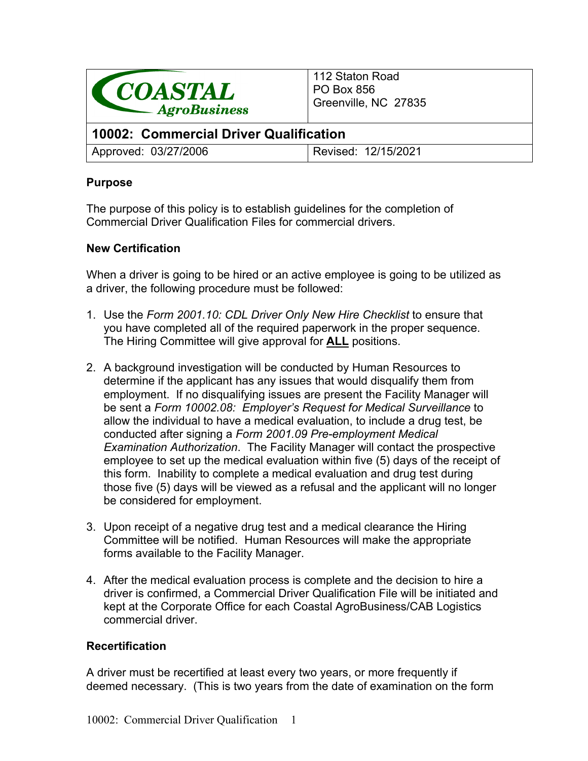| COASTAL AgroBusiness | 112 Staton Road<br>PO Box 856<br>Greenville, NC 27835 |
|---|---|
| **10002: Commercial Driver Qualification** | |
| Approved: 03/27/2006 | Revised: 12/15/2021 |

### Purpose

The purpose of this policy is to establish guidelines for the completion of Commercial Driver Qualification Files for commercial drivers.

### New Certification

When a driver is going to be hired or an active employee is going to be utilized as a driver, the following procedure must be followed:

1. Use the *Form 2001.10: CDL Driver Only New Hire Checklist* to ensure that you have completed all of the required paperwork in the proper sequence. The Hiring Committee will give approval for **ALL** positions.

2. A background investigation will be conducted by Human Resources to determine if the applicant has any issues that would disqualify them from employment. If no disqualifying issues are present the Facility Manager will be sent a *Form 10002.08: Employer's Request for Medical Surveillance* to allow the individual to have a medical evaluation, to include a drug test, be conducted after signing a *Form 2001.09 Pre-employment Medical Examination Authorization*. The Facility Manager will contact the prospective employee to set up the medical evaluation within five (5) days of the receipt of this form. Inability to complete a medical evaluation and drug test during those five (5) days will be viewed as a refusal and the applicant will no longer be considered for employment.

3. Upon receipt of a negative drug test and a medical clearance the Hiring Committee will be notified. Human Resources will make the appropriate forms available to the Facility Manager.

4. After the medical evaluation process is complete and the decision to hire a driver is confirmed, a Commercial Driver Qualification File will be initiated and kept at the Corporate Office for each Coastal AgroBusiness/CAB Logistics commercial driver.

### Recertification

A driver must be recertified at least every two years, or more frequently if deemed necessary. (This is two years from the date of examination on the form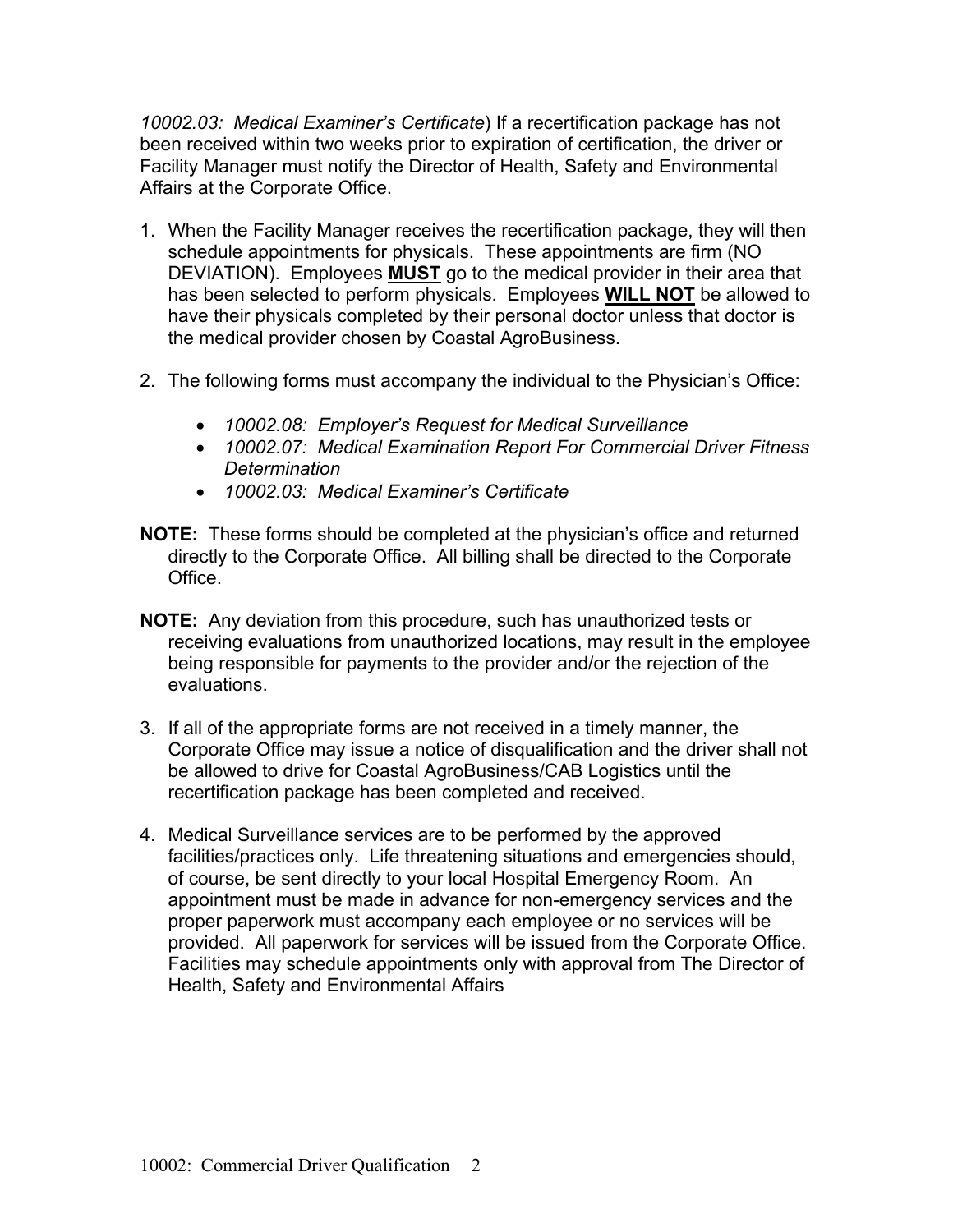*10002.03: Medical Examiner's Certificate*) If a recertification package has not been received within two weeks prior to expiration of certification, the driver or Facility Manager must notify the Director of Health, Safety and Environmental Affairs at the Corporate Office.

1. When the Facility Manager receives the recertification package, they will then schedule appointments for physicals. These appointments are firm (NO DEVIATION). Employees <u>**MUST**</u> go to the medical provider in their area that has been selected to perform physicals. Employees <u>**WILL NOT**</u> be allowed to have their physicals completed by their personal doctor unless that doctor is the medical provider chosen by Coastal AgroBusiness.

2. The following forms must accompany the individual to the Physician's Office:

   - *10002.08: Employer's Request for Medical Surveillance*
   - *10002.07: Medical Examination Report For Commercial Driver Fitness Determination*
   - *10002.03: Medical Examiner's Certificate*

**NOTE:** These forms should be completed at the physician's office and returned directly to the Corporate Office. All billing shall be directed to the Corporate Office.

**NOTE:** Any deviation from this procedure, such has unauthorized tests or receiving evaluations from unauthorized locations, may result in the employee being responsible for payments to the provider and/or the rejection of the evaluations.

3. If all of the appropriate forms are not received in a timely manner, the Corporate Office may issue a notice of disqualification and the driver shall not be allowed to drive for Coastal AgroBusiness/CAB Logistics until the recertification package has been completed and received.

4. Medical Surveillance services are to be performed by the approved facilities/practices only. Life threatening situations and emergencies should, of course, be sent directly to your local Hospital Emergency Room. An appointment must be made in advance for non-emergency services and the proper paperwork must accompany each employee or no services will be provided. All paperwork for services will be issued from the Corporate Office. Facilities may schedule appointments only with approval from The Director of Health, Safety and Environmental Affairs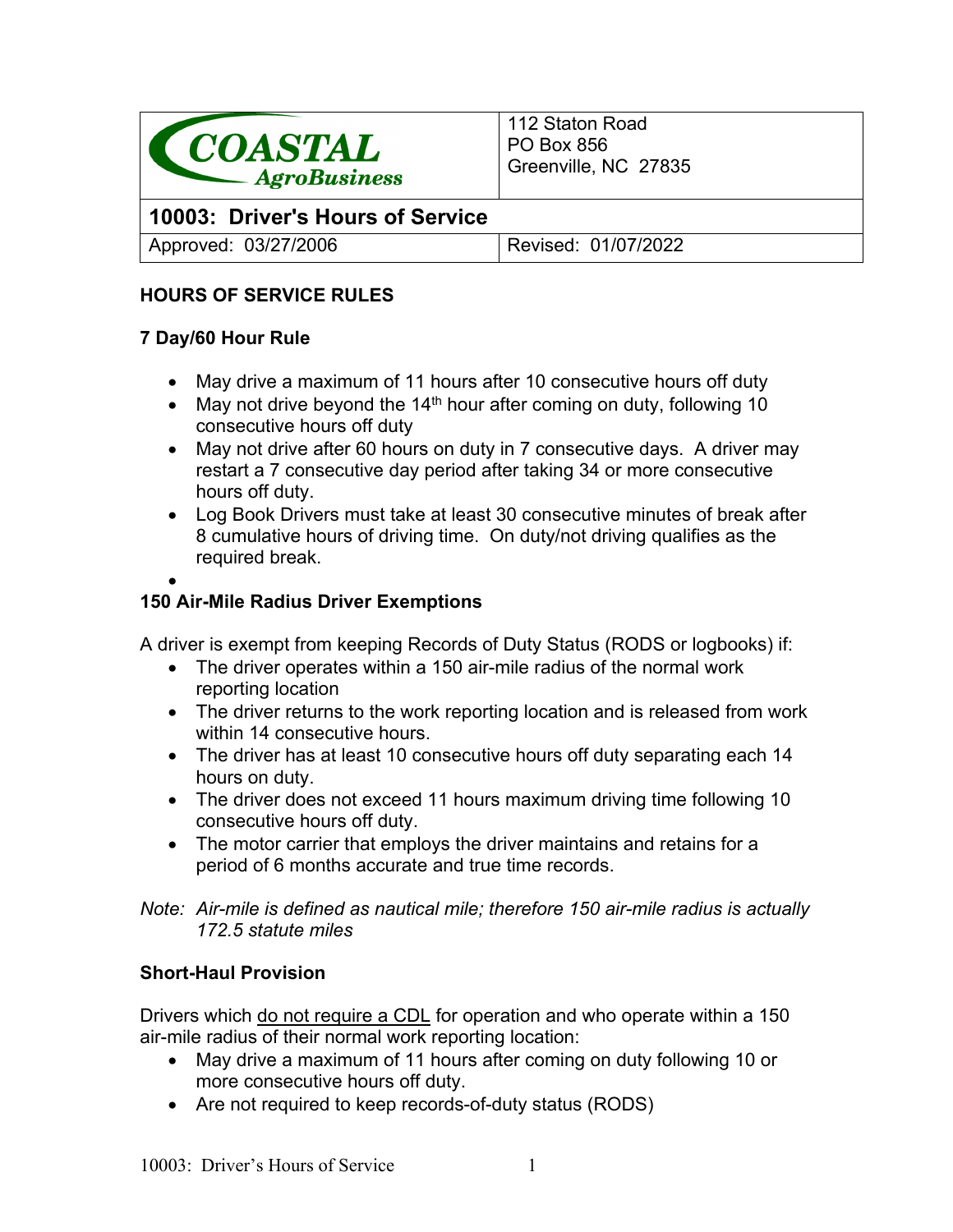| COASTAL AgroBusiness | 112 Staton Road<br>PO Box 856<br>Greenville, NC 27835 |
| --- | --- |
| **10003: Driver's Hours of Service** | |
| Approved: 03/27/2006 | Revised: 01/07/2022 |

## HOURS OF SERVICE RULES

### 7 Day/60 Hour Rule

- May drive a maximum of 11 hours after 10 consecutive hours off duty
- May not drive beyond the 14th hour after coming on duty, following 10 consecutive hours off duty
- May not drive after 60 hours on duty in 7 consecutive days. A driver may restart a 7 consecutive day period after taking 34 or more consecutive hours off duty.
- Log Book Drivers must take at least 30 consecutive minutes of break after 8 cumulative hours of driving time. On duty/not driving qualifies as the required break.

### 150 Air-Mile Radius Driver Exemptions

A driver is exempt from keeping Records of Duty Status (RODS or logbooks) if:

- The driver operates within a 150 air-mile radius of the normal work reporting location
- The driver returns to the work reporting location and is released from work within 14 consecutive hours.
- The driver has at least 10 consecutive hours off duty separating each 14 hours on duty.
- The driver does not exceed 11 hours maximum driving time following 10 consecutive hours off duty.
- The motor carrier that employs the driver maintains and retains for a period of 6 months accurate and true time records.

*Note: Air-mile is defined as nautical mile; therefore 150 air-mile radius is actually 172.5 statute miles*

### Short-Haul Provision

Drivers which do not require a CDL for operation and who operate within a 150 air-mile radius of their normal work reporting location:

- May drive a maximum of 11 hours after coming on duty following 10 or more consecutive hours off duty.
- Are not required to keep records-of-duty status (RODS)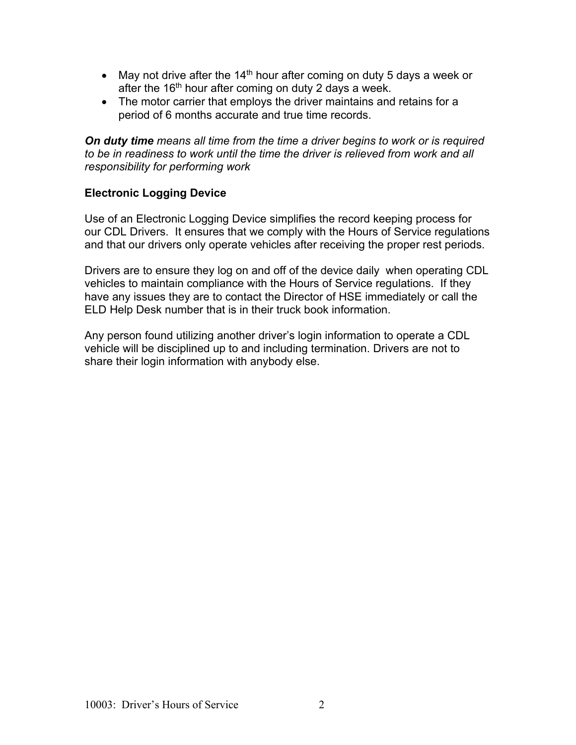- May not drive after the 14th hour after coming on duty 5 days a week or after the 16th hour after coming on duty 2 days a week.
- The motor carrier that employs the driver maintains and retains for a period of 6 months accurate and true time records.

***On duty time** means all time from the time a driver begins to work or is required to be in readiness to work until the time the driver is relieved from work and all responsibility for performing work*

**Electronic Logging Device**

Use of an Electronic Logging Device simplifies the record keeping process for our CDL Drivers. It ensures that we comply with the Hours of Service regulations and that our drivers only operate vehicles after receiving the proper rest periods.

Drivers are to ensure they log on and off of the device daily when operating CDL vehicles to maintain compliance with the Hours of Service regulations. If they have any issues they are to contact the Director of HSE immediately or call the ELD Help Desk number that is in their truck book information.

Any person found utilizing another driver's login information to operate a CDL vehicle will be disciplined up to and including termination. Drivers are not to share their login information with anybody else.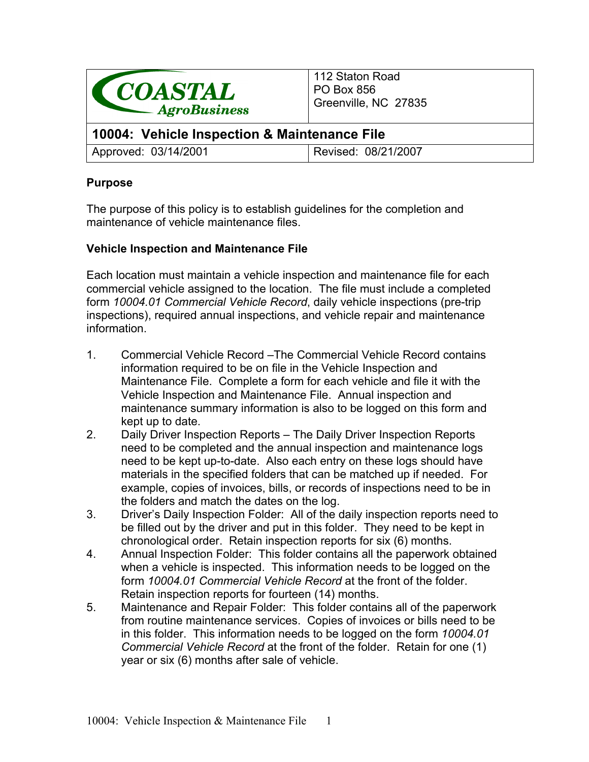| COASTAL AgroBusiness | 112 Staton Road<br>PO Box 856<br>Greenville, NC 27835 |
|---|---|
| **10004: Vehicle Inspection & Maintenance File** | |
| Approved: 03/14/2001 | Revised: 08/21/2007 |

**Purpose**

The purpose of this policy is to establish guidelines for the completion and maintenance of vehicle maintenance files.

**Vehicle Inspection and Maintenance File**

Each location must maintain a vehicle inspection and maintenance file for each commercial vehicle assigned to the location. The file must include a completed form *10004.01 Commercial Vehicle Record*, daily vehicle inspections (pre-trip inspections), required annual inspections, and vehicle repair and maintenance information.

1. Commercial Vehicle Record –The Commercial Vehicle Record contains information required to be on file in the Vehicle Inspection and Maintenance File. Complete a form for each vehicle and file it with the Vehicle Inspection and Maintenance File. Annual inspection and maintenance summary information is also to be logged on this form and kept up to date.
2. Daily Driver Inspection Reports – The Daily Driver Inspection Reports need to be completed and the annual inspection and maintenance logs need to be kept up-to-date. Also each entry on these logs should have materials in the specified folders that can be matched up if needed. For example, copies of invoices, bills, or records of inspections need to be in the folders and match the dates on the log.
3. Driver's Daily Inspection Folder: All of the daily inspection reports need to be filled out by the driver and put in this folder. They need to be kept in chronological order. Retain inspection reports for six (6) months.
4. Annual Inspection Folder: This folder contains all the paperwork obtained when a vehicle is inspected. This information needs to be logged on the form *10004.01 Commercial Vehicle Record* at the front of the folder. Retain inspection reports for fourteen (14) months.
5. Maintenance and Repair Folder: This folder contains all of the paperwork from routine maintenance services. Copies of invoices or bills need to be in this folder. This information needs to be logged on the form *10004.01 Commercial Vehicle Record* at the front of the folder. Retain for one (1) year or six (6) months after sale of vehicle.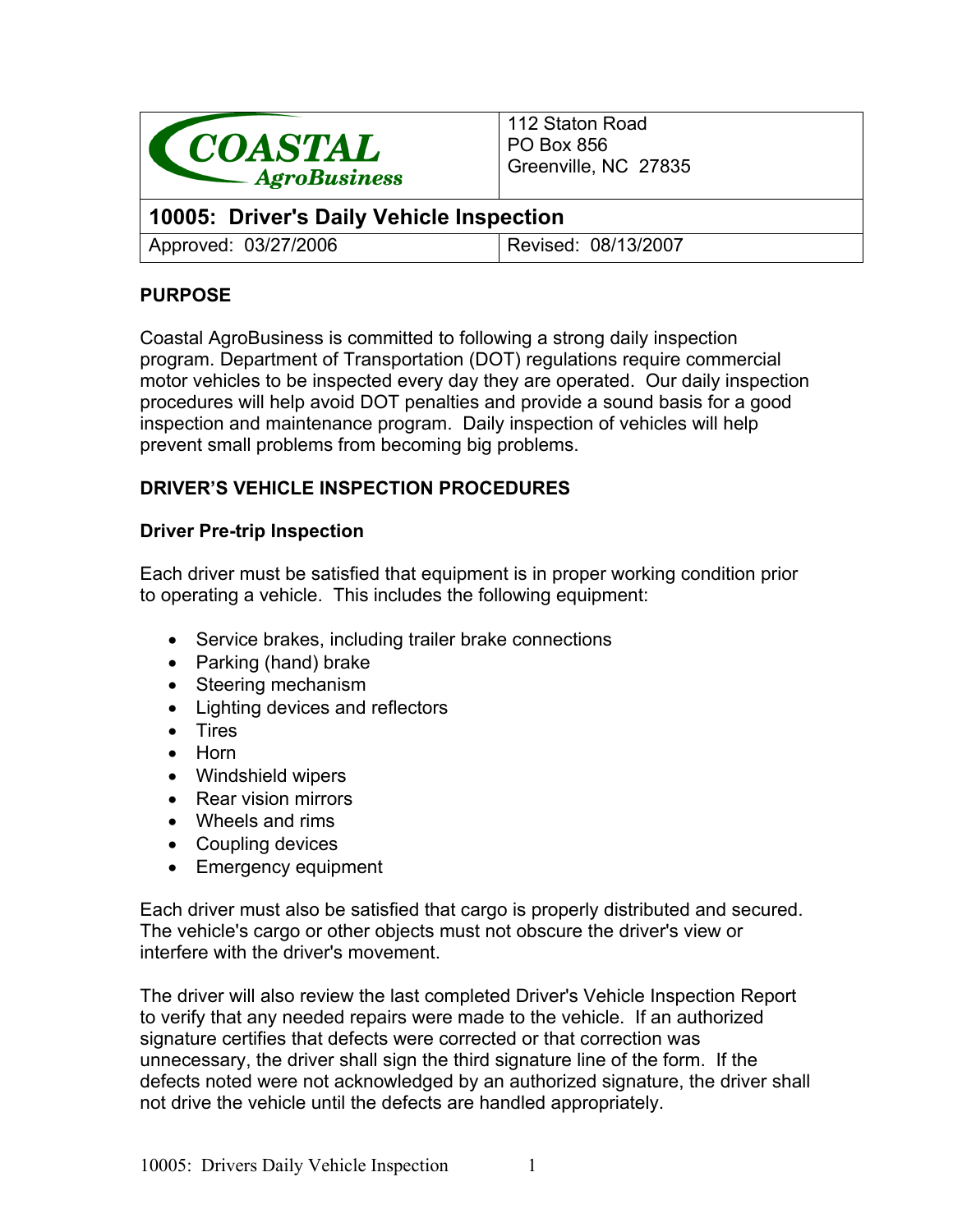| COASTAL AgroBusiness | 112 Staton Road<br>PO Box 856<br>Greenville, NC 27835 |
| --- | --- |
| **10005: Driver's Daily Vehicle Inspection** | |
| Approved: 03/27/2006 | Revised: 08/13/2007 |

## PURPOSE

Coastal AgroBusiness is committed to following a strong daily inspection program. Department of Transportation (DOT) regulations require commercial motor vehicles to be inspected every day they are operated. Our daily inspection procedures will help avoid DOT penalties and provide a sound basis for a good inspection and maintenance program. Daily inspection of vehicles will help prevent small problems from becoming big problems.

## DRIVER'S VEHICLE INSPECTION PROCEDURES

### Driver Pre-trip Inspection

Each driver must be satisfied that equipment is in proper working condition prior to operating a vehicle. This includes the following equipment:

- Service brakes, including trailer brake connections
- Parking (hand) brake
- Steering mechanism
- Lighting devices and reflectors
- Tires
- Horn
- Windshield wipers
- Rear vision mirrors
- Wheels and rims
- Coupling devices
- Emergency equipment

Each driver must also be satisfied that cargo is properly distributed and secured. The vehicle's cargo or other objects must not obscure the driver's view or interfere with the driver's movement.

The driver will also review the last completed Driver's Vehicle Inspection Report to verify that any needed repairs were made to the vehicle. If an authorized signature certifies that defects were corrected or that correction was unnecessary, the driver shall sign the third signature line of the form. If the defects noted were not acknowledged by an authorized signature, the driver shall not drive the vehicle until the defects are handled appropriately.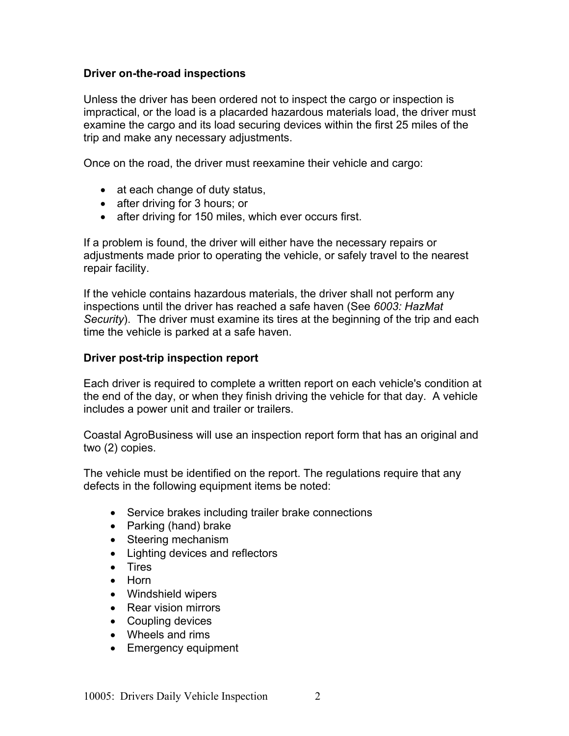**Driver on-the-road inspections**

Unless the driver has been ordered not to inspect the cargo or inspection is impractical, or the load is a placarded hazardous materials load, the driver must examine the cargo and its load securing devices within the first 25 miles of the trip and make any necessary adjustments.

Once on the road, the driver must reexamine their vehicle and cargo:

- at each change of duty status,
- after driving for 3 hours; or
- after driving for 150 miles, which ever occurs first.

If a problem is found, the driver will either have the necessary repairs or adjustments made prior to operating the vehicle, or safely travel to the nearest repair facility.

If the vehicle contains hazardous materials, the driver shall not perform any inspections until the driver has reached a safe haven (See *6003: HazMat Security*). The driver must examine its tires at the beginning of the trip and each time the vehicle is parked at a safe haven.

**Driver post-trip inspection report**

Each driver is required to complete a written report on each vehicle's condition at the end of the day, or when they finish driving the vehicle for that day. A vehicle includes a power unit and trailer or trailers.

Coastal AgroBusiness will use an inspection report form that has an original and two (2) copies.

The vehicle must be identified on the report. The regulations require that any defects in the following equipment items be noted:

- Service brakes including trailer brake connections
- Parking (hand) brake
- Steering mechanism
- Lighting devices and reflectors
- Tires
- Horn
- Windshield wipers
- Rear vision mirrors
- Coupling devices
- Wheels and rims
- Emergency equipment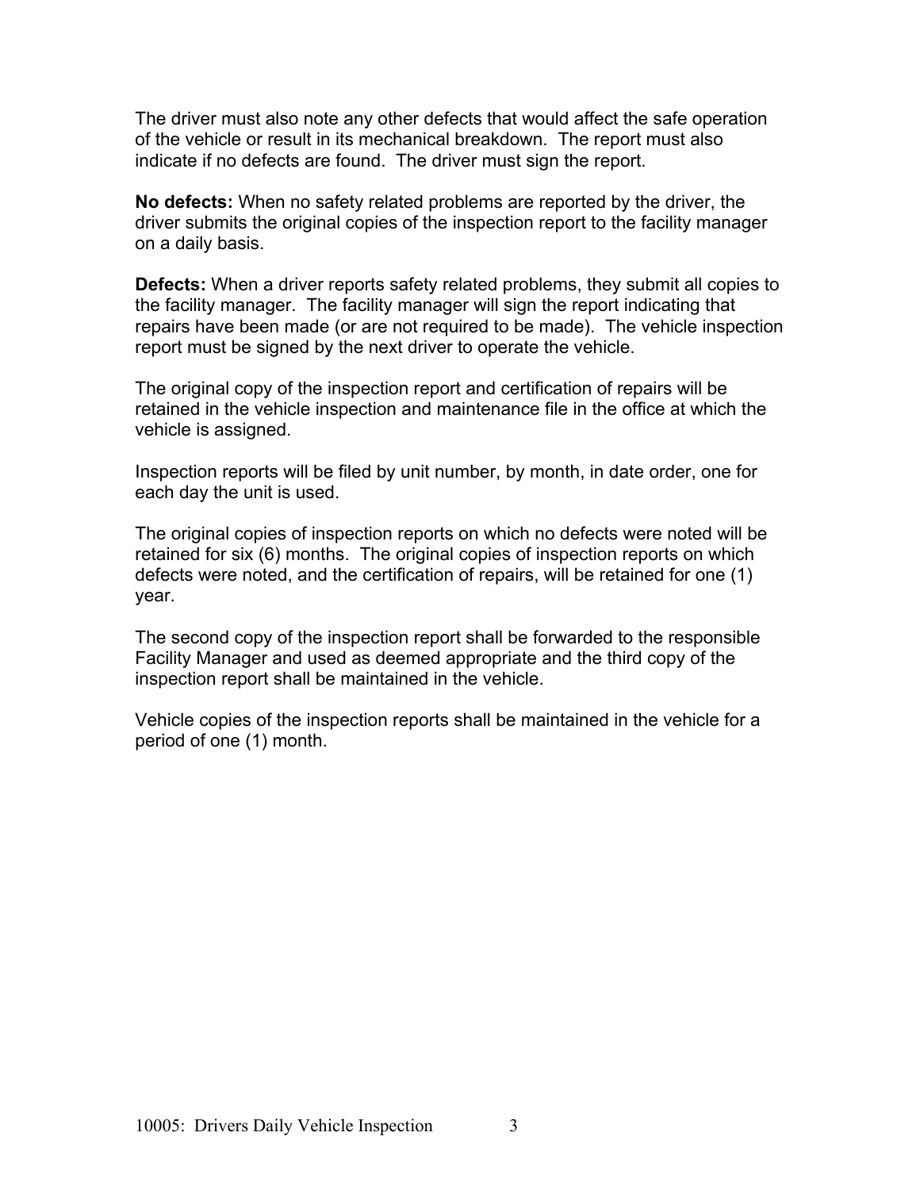The driver must also note any other defects that would affect the safe operation of the vehicle or result in its mechanical breakdown. The report must also indicate if no defects are found. The driver must sign the report.

**No defects:** When no safety related problems are reported by the driver, the driver submits the original copies of the inspection report to the facility manager on a daily basis.

**Defects:** When a driver reports safety related problems, they submit all copies to the facility manager. The facility manager will sign the report indicating that repairs have been made (or are not required to be made). The vehicle inspection report must be signed by the next driver to operate the vehicle.

The original copy of the inspection report and certification of repairs will be retained in the vehicle inspection and maintenance file in the office at which the vehicle is assigned.

Inspection reports will be filed by unit number, by month, in date order, one for each day the unit is used.

The original copies of inspection reports on which no defects were noted will be retained for six (6) months. The original copies of inspection reports on which defects were noted, and the certification of repairs, will be retained for one (1) year.

The second copy of the inspection report shall be forwarded to the responsible Facility Manager and used as deemed appropriate and the third copy of the inspection report shall be maintained in the vehicle.

Vehicle copies of the inspection reports shall be maintained in the vehicle for a period of one (1) month.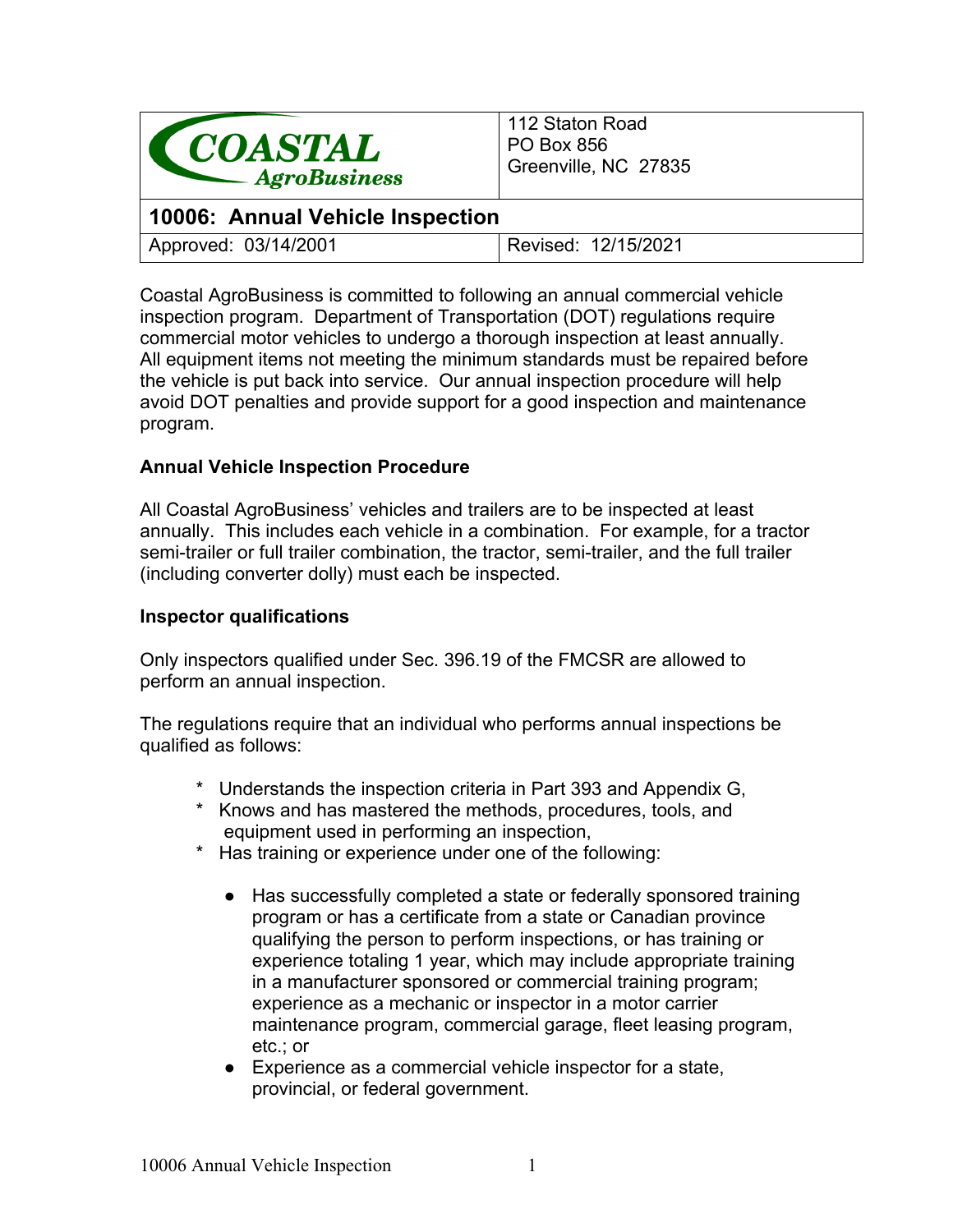| COASTAL AgroBusiness | 112 Staton Road<br>PO Box 856<br>Greenville, NC 27835 |
|---|---|
| **10006: Annual Vehicle Inspection** | |
| Approved: 03/14/2001 | Revised: 12/15/2021 |

Coastal AgroBusiness is committed to following an annual commercial vehicle inspection program. Department of Transportation (DOT) regulations require commercial motor vehicles to undergo a thorough inspection at least annually. All equipment items not meeting the minimum standards must be repaired before the vehicle is put back into service. Our annual inspection procedure will help avoid DOT penalties and provide support for a good inspection and maintenance program.

**Annual Vehicle Inspection Procedure**

All Coastal AgroBusiness' vehicles and trailers are to be inspected at least annually. This includes each vehicle in a combination. For example, for a tractor semi-trailer or full trailer combination, the tractor, semi-trailer, and the full trailer (including converter dolly) must each be inspected.

**Inspector qualifications**

Only inspectors qualified under Sec. 396.19 of the FMCSR are allowed to perform an annual inspection.

The regulations require that an individual who performs annual inspections be qualified as follows:

* Understands the inspection criteria in Part 393 and Appendix G,
* Knows and has mastered the methods, procedures, tools, and equipment used in performing an inspection,
* Has training or experience under one of the following:
    - Has successfully completed a state or federally sponsored training program or has a certificate from a state or Canadian province qualifying the person to perform inspections, or has training or experience totaling 1 year, which may include appropriate training in a manufacturer sponsored or commercial training program; experience as a mechanic or inspector in a motor carrier maintenance program, commercial garage, fleet leasing program, etc.; or
    - Experience as a commercial vehicle inspector for a state, provincial, or federal government.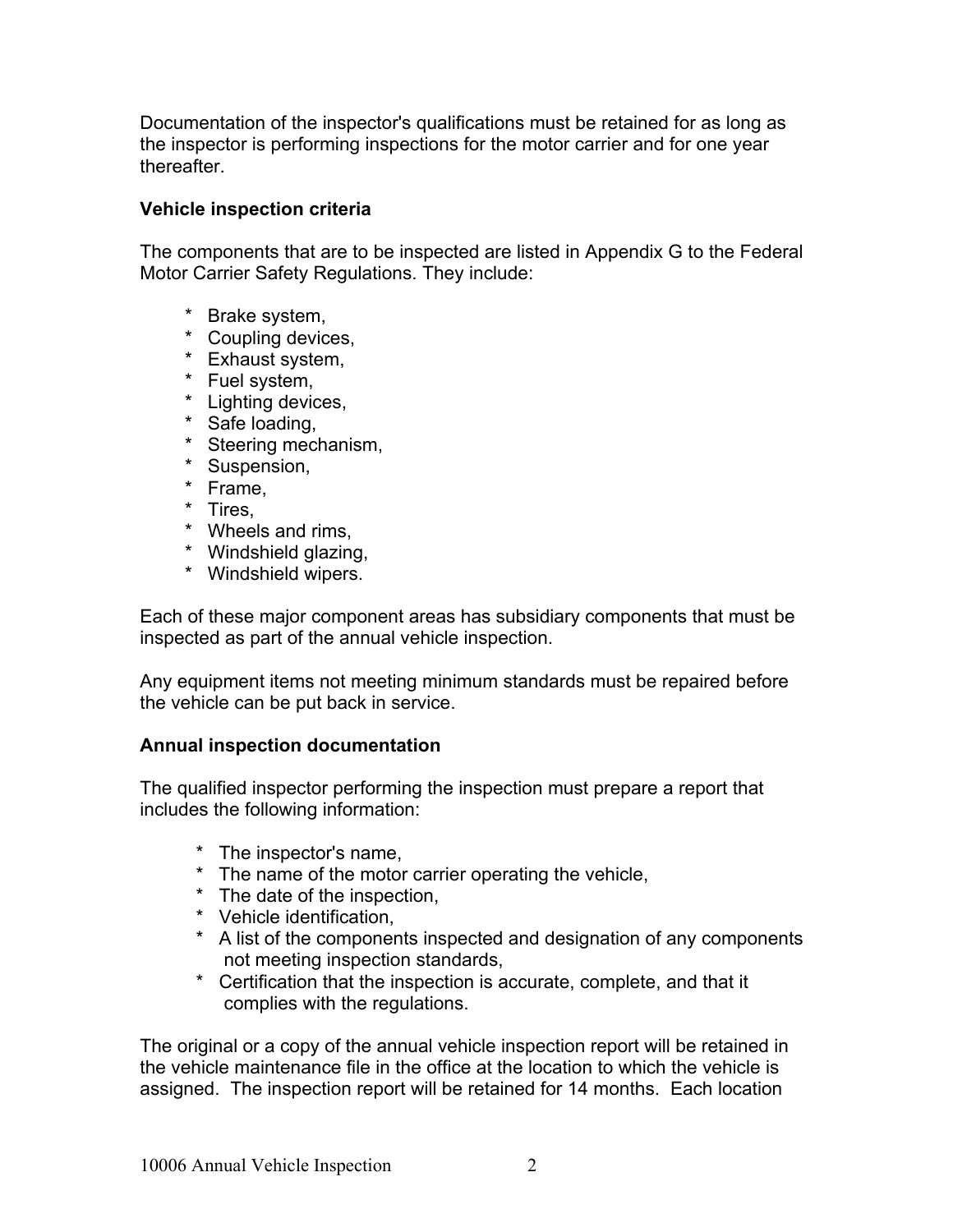Documentation of the inspector's qualifications must be retained for as long as the inspector is performing inspections for the motor carrier and for one year thereafter.

**Vehicle inspection criteria**

The components that are to be inspected are listed in Appendix G to the Federal Motor Carrier Safety Regulations. They include:

* Brake system,
* Coupling devices,
* Exhaust system,
* Fuel system,
* Lighting devices,
* Safe loading,
* Steering mechanism,
* Suspension,
* Frame,
* Tires,
* Wheels and rims,
* Windshield glazing,
* Windshield wipers.

Each of these major component areas has subsidiary components that must be inspected as part of the annual vehicle inspection.

Any equipment items not meeting minimum standards must be repaired before the vehicle can be put back in service.

**Annual inspection documentation**

The qualified inspector performing the inspection must prepare a report that includes the following information:

* The inspector's name,
* The name of the motor carrier operating the vehicle,
* The date of the inspection,
* Vehicle identification,
* A list of the components inspected and designation of any components not meeting inspection standards,
* Certification that the inspection is accurate, complete, and that it complies with the regulations.

The original or a copy of the annual vehicle inspection report will be retained in the vehicle maintenance file in the office at the location to which the vehicle is assigned. The inspection report will be retained for 14 months. Each location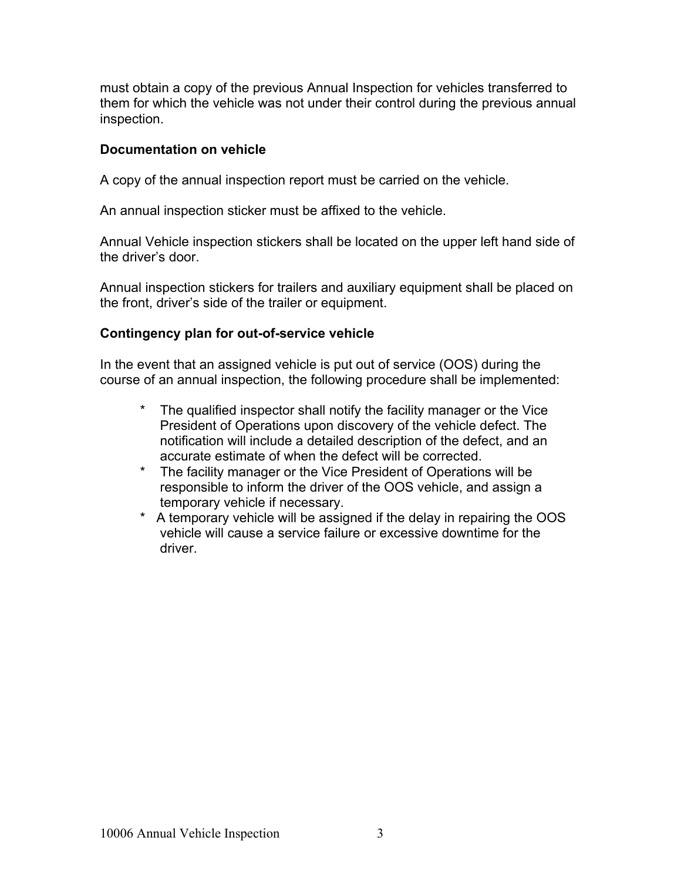must obtain a copy of the previous Annual Inspection for vehicles transferred to them for which the vehicle was not under their control during the previous annual inspection.

### Documentation on vehicle

A copy of the annual inspection report must be carried on the vehicle.

An annual inspection sticker must be affixed to the vehicle.

Annual Vehicle inspection stickers shall be located on the upper left hand side of the driver's door.

Annual inspection stickers for trailers and auxiliary equipment shall be placed on the front, driver's side of the trailer or equipment.

### Contingency plan for out-of-service vehicle

In the event that an assigned vehicle is put out of service (OOS) during the course of an annual inspection, the following procedure shall be implemented:

* The qualified inspector shall notify the facility manager or the Vice President of Operations upon discovery of the vehicle defect. The notification will include a detailed description of the defect, and an accurate estimate of when the defect will be corrected.
* The facility manager or the Vice President of Operations will be responsible to inform the driver of the OOS vehicle, and assign a temporary vehicle if necessary.
* A temporary vehicle will be assigned if the delay in repairing the OOS vehicle will cause a service failure or excessive downtime for the driver.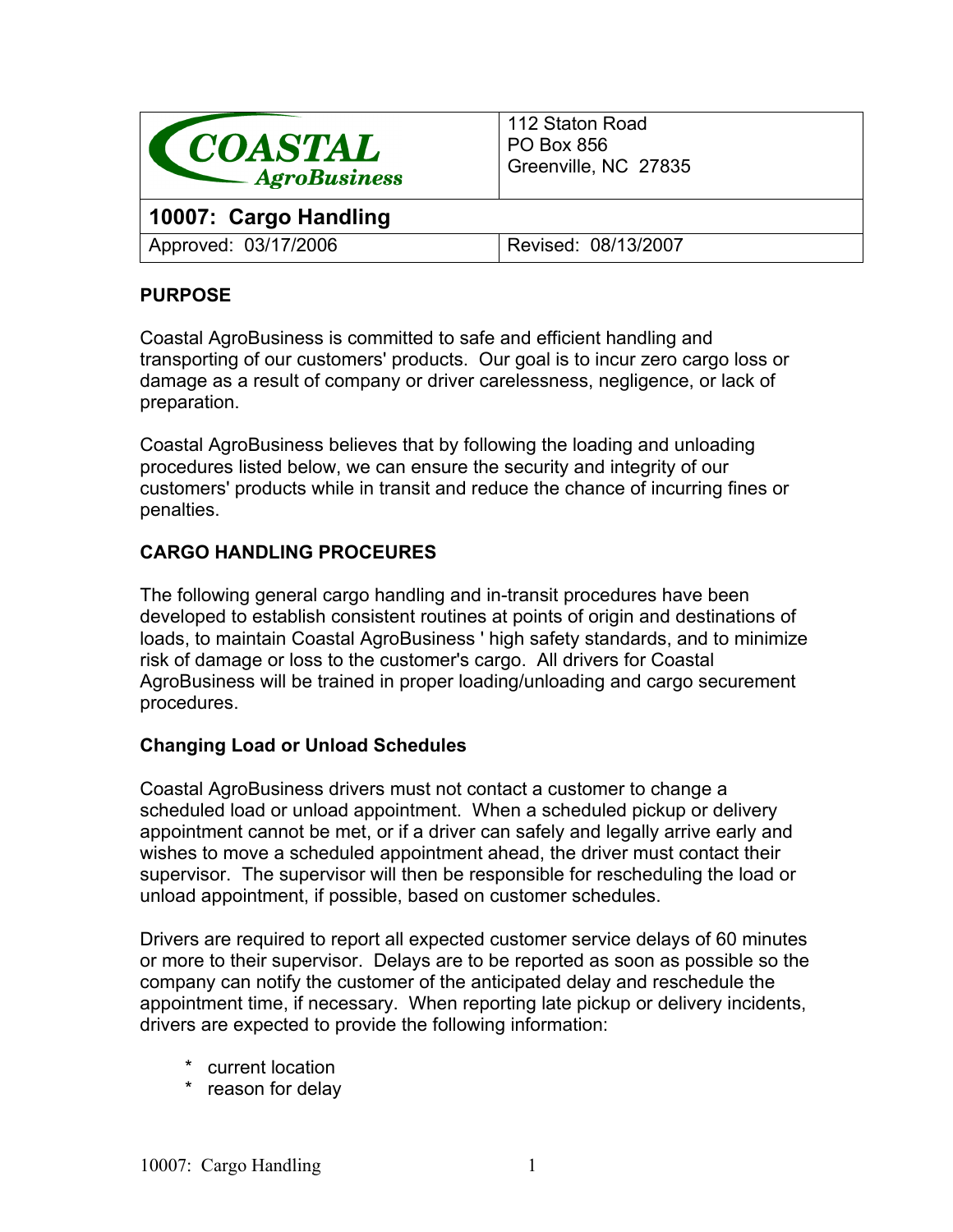| COASTAL AgroBusiness | 112 Staton Road<br>PO Box 856<br>Greenville, NC 27835 |
| --- | --- |
| **10007: Cargo Handling** | |
| Approved: 03/17/2006 | Revised: 08/13/2007 |

## PURPOSE

Coastal AgroBusiness is committed to safe and efficient handling and transporting of our customers' products. Our goal is to incur zero cargo loss or damage as a result of company or driver carelessness, negligence, or lack of preparation.

Coastal AgroBusiness believes that by following the loading and unloading procedures listed below, we can ensure the security and integrity of our customers' products while in transit and reduce the chance of incurring fines or penalties.

## CARGO HANDLING PROCEURES

The following general cargo handling and in-transit procedures have been developed to establish consistent routines at points of origin and destinations of loads, to maintain Coastal AgroBusiness ' high safety standards, and to minimize risk of damage or loss to the customer's cargo. All drivers for Coastal AgroBusiness will be trained in proper loading/unloading and cargo securement procedures.

### Changing Load or Unload Schedules

Coastal AgroBusiness drivers must not contact a customer to change a scheduled load or unload appointment. When a scheduled pickup or delivery appointment cannot be met, or if a driver can safely and legally arrive early and wishes to move a scheduled appointment ahead, the driver must contact their supervisor. The supervisor will then be responsible for rescheduling the load or unload appointment, if possible, based on customer schedules.

Drivers are required to report all expected customer service delays of 60 minutes or more to their supervisor. Delays are to be reported as soon as possible so the company can notify the customer of the anticipated delay and reschedule the appointment time, if necessary. When reporting late pickup or delivery incidents, drivers are expected to provide the following information:

* current location
* reason for delay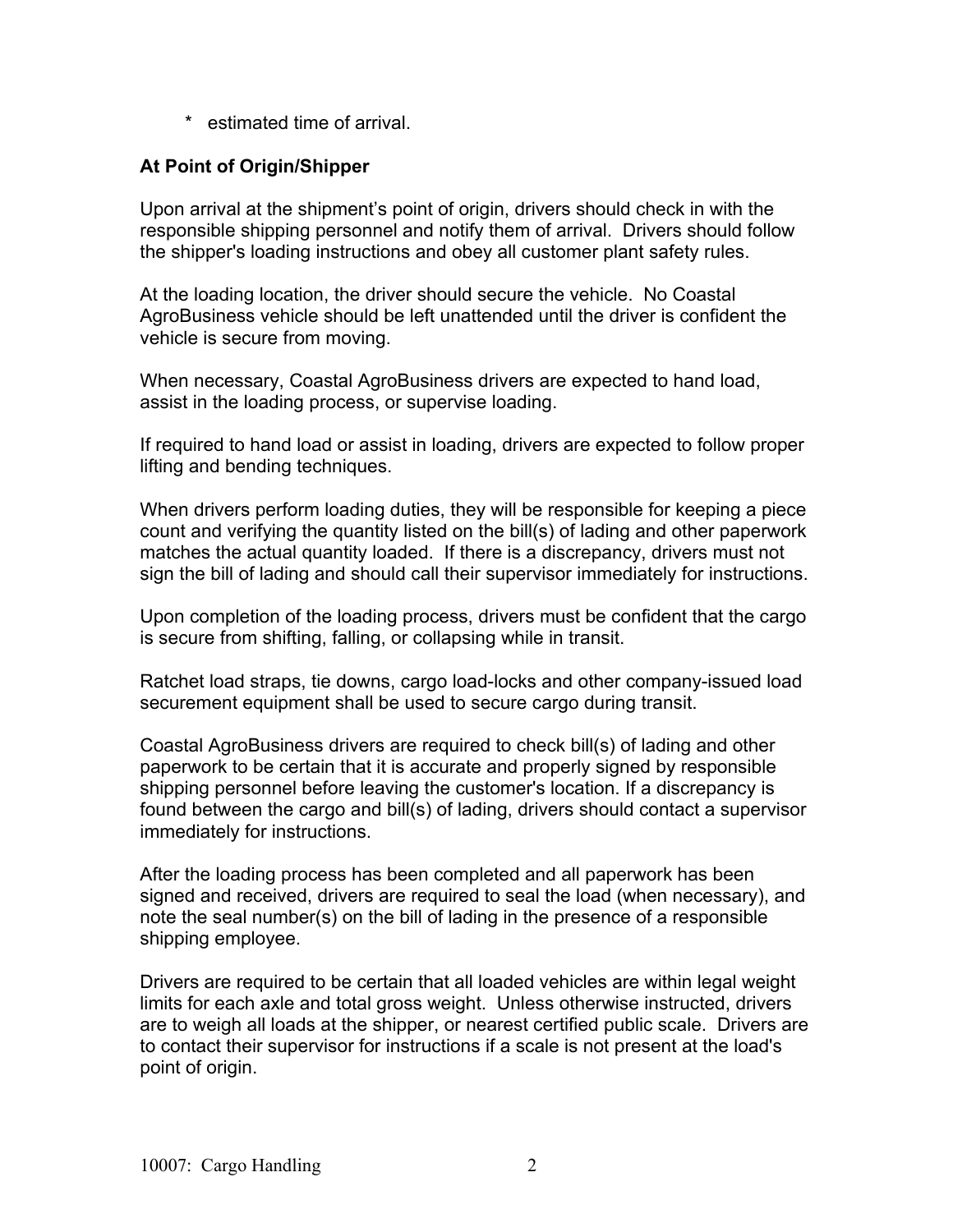* estimated time of arrival.

**At Point of Origin/Shipper**

Upon arrival at the shipment's point of origin, drivers should check in with the responsible shipping personnel and notify them of arrival. Drivers should follow the shipper's loading instructions and obey all customer plant safety rules.

At the loading location, the driver should secure the vehicle. No Coastal AgroBusiness vehicle should be left unattended until the driver is confident the vehicle is secure from moving.

When necessary, Coastal AgroBusiness drivers are expected to hand load, assist in the loading process, or supervise loading.

If required to hand load or assist in loading, drivers are expected to follow proper lifting and bending techniques.

When drivers perform loading duties, they will be responsible for keeping a piece count and verifying the quantity listed on the bill(s) of lading and other paperwork matches the actual quantity loaded. If there is a discrepancy, drivers must not sign the bill of lading and should call their supervisor immediately for instructions.

Upon completion of the loading process, drivers must be confident that the cargo is secure from shifting, falling, or collapsing while in transit.

Ratchet load straps, tie downs, cargo load-locks and other company-issued load securement equipment shall be used to secure cargo during transit.

Coastal AgroBusiness drivers are required to check bill(s) of lading and other paperwork to be certain that it is accurate and properly signed by responsible shipping personnel before leaving the customer's location. If a discrepancy is found between the cargo and bill(s) of lading, drivers should contact a supervisor immediately for instructions.

After the loading process has been completed and all paperwork has been signed and received, drivers are required to seal the load (when necessary), and note the seal number(s) on the bill of lading in the presence of a responsible shipping employee.

Drivers are required to be certain that all loaded vehicles are within legal weight limits for each axle and total gross weight. Unless otherwise instructed, drivers are to weigh all loads at the shipper, or nearest certified public scale. Drivers are to contact their supervisor for instructions if a scale is not present at the load's point of origin.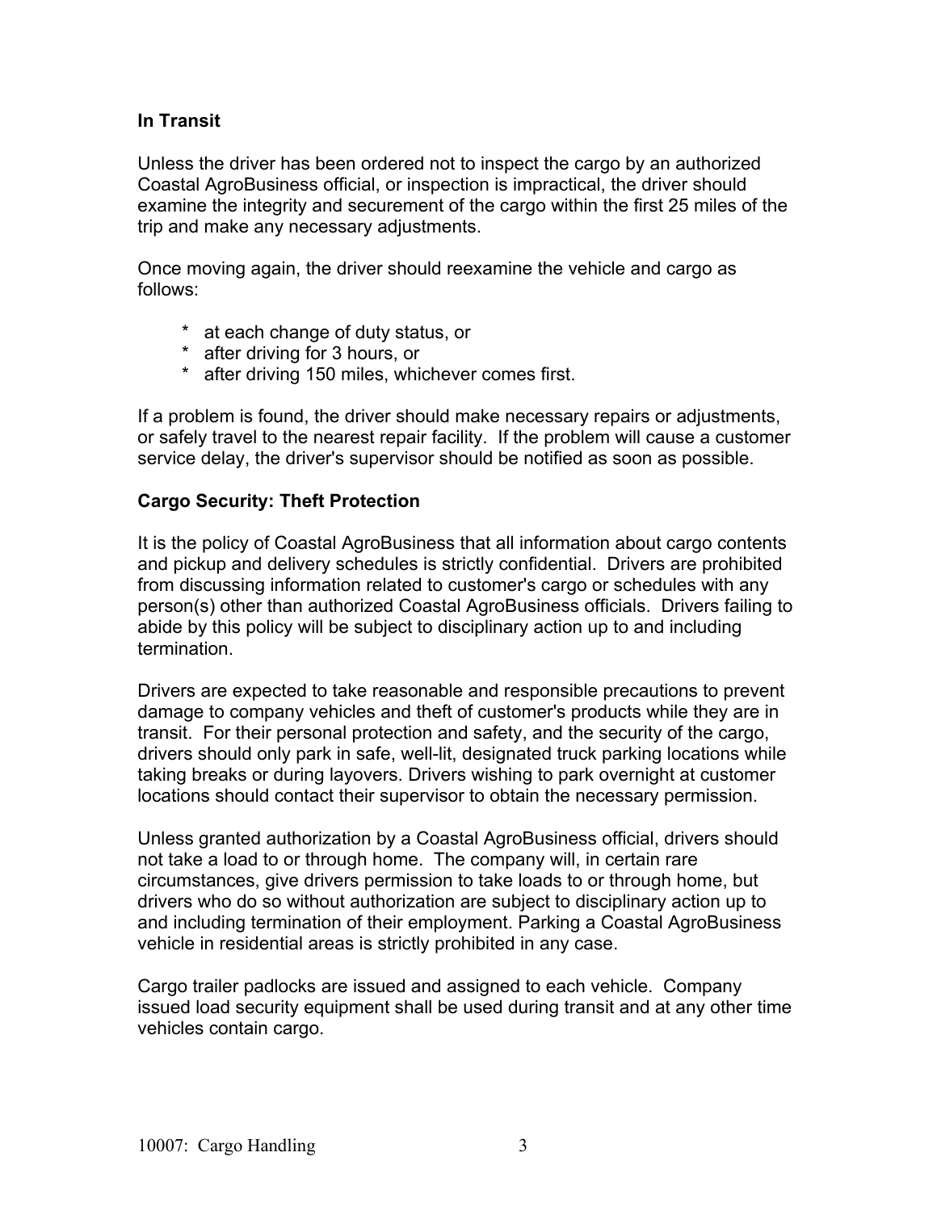**In Transit**

Unless the driver has been ordered not to inspect the cargo by an authorized Coastal AgroBusiness official, or inspection is impractical, the driver should examine the integrity and securement of the cargo within the first 25 miles of the trip and make any necessary adjustments.

Once moving again, the driver should reexamine the vehicle and cargo as follows:

* at each change of duty status, or
* after driving for 3 hours, or
* after driving 150 miles, whichever comes first.

If a problem is found, the driver should make necessary repairs or adjustments, or safely travel to the nearest repair facility. If the problem will cause a customer service delay, the driver's supervisor should be notified as soon as possible.

**Cargo Security: Theft Protection**

It is the policy of Coastal AgroBusiness that all information about cargo contents and pickup and delivery schedules is strictly confidential. Drivers are prohibited from discussing information related to customer's cargo or schedules with any person(s) other than authorized Coastal AgroBusiness officials. Drivers failing to abide by this policy will be subject to disciplinary action up to and including termination.

Drivers are expected to take reasonable and responsible precautions to prevent damage to company vehicles and theft of customer's products while they are in transit. For their personal protection and safety, and the security of the cargo, drivers should only park in safe, well-lit, designated truck parking locations while taking breaks or during layovers. Drivers wishing to park overnight at customer locations should contact their supervisor to obtain the necessary permission.

Unless granted authorization by a Coastal AgroBusiness official, drivers should not take a load to or through home. The company will, in certain rare circumstances, give drivers permission to take loads to or through home, but drivers who do so without authorization are subject to disciplinary action up to and including termination of their employment. Parking a Coastal AgroBusiness vehicle in residential areas is strictly prohibited in any case.

Cargo trailer padlocks are issued and assigned to each vehicle. Company issued load security equipment shall be used during transit and at any other time vehicles contain cargo.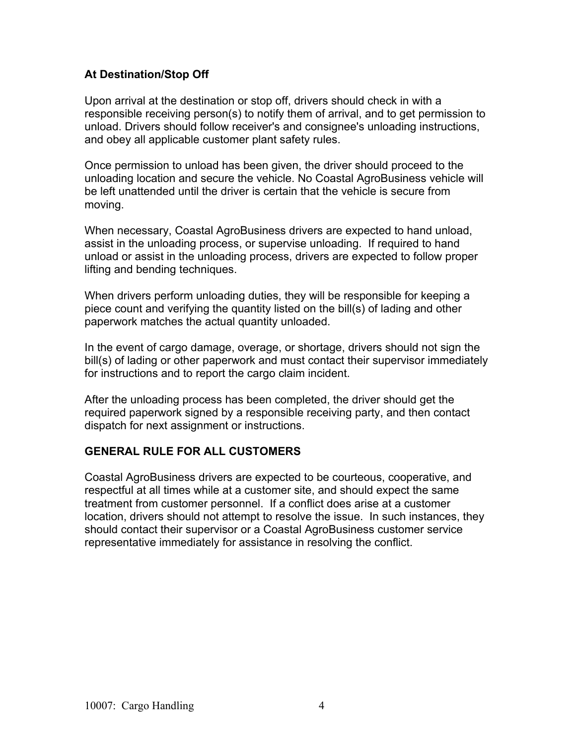**At Destination/Stop Off**

Upon arrival at the destination or stop off, drivers should check in with a responsible receiving person(s) to notify them of arrival, and to get permission to unload. Drivers should follow receiver's and consignee's unloading instructions, and obey all applicable customer plant safety rules.

Once permission to unload has been given, the driver should proceed to the unloading location and secure the vehicle. No Coastal AgroBusiness vehicle will be left unattended until the driver is certain that the vehicle is secure from moving.

When necessary, Coastal AgroBusiness drivers are expected to hand unload, assist in the unloading process, or supervise unloading. If required to hand unload or assist in the unloading process, drivers are expected to follow proper lifting and bending techniques.

When drivers perform unloading duties, they will be responsible for keeping a piece count and verifying the quantity listed on the bill(s) of lading and other paperwork matches the actual quantity unloaded.

In the event of cargo damage, overage, or shortage, drivers should not sign the bill(s) of lading or other paperwork and must contact their supervisor immediately for instructions and to report the cargo claim incident.

After the unloading process has been completed, the driver should get the required paperwork signed by a responsible receiving party, and then contact dispatch for next assignment or instructions.

**GENERAL RULE FOR ALL CUSTOMERS**

Coastal AgroBusiness drivers are expected to be courteous, cooperative, and respectful at all times while at a customer site, and should expect the same treatment from customer personnel. If a conflict does arise at a customer location, drivers should not attempt to resolve the issue. In such instances, they should contact their supervisor or a Coastal AgroBusiness customer service representative immediately for assistance in resolving the conflict.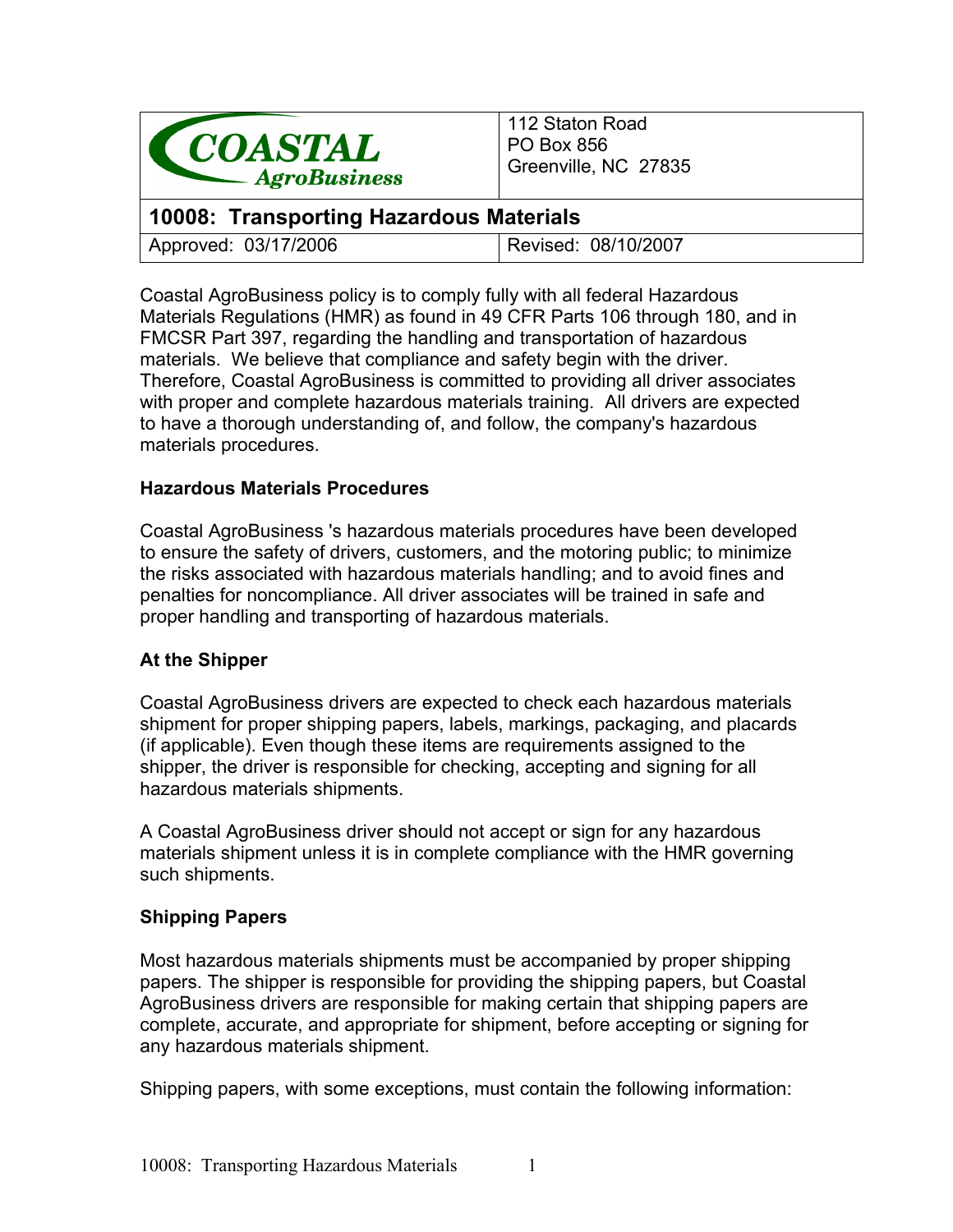| COASTAL AgroBusiness | 112 Staton Road<br>PO Box 856<br>Greenville, NC 27835 |
|---|---|
| **10008: Transporting Hazardous Materials** | |
| Approved: 03/17/2006 | Revised: 08/10/2007 |

Coastal AgroBusiness policy is to comply fully with all federal Hazardous Materials Regulations (HMR) as found in 49 CFR Parts 106 through 180, and in FMCSR Part 397, regarding the handling and transportation of hazardous materials. We believe that compliance and safety begin with the driver. Therefore, Coastal AgroBusiness is committed to providing all driver associates with proper and complete hazardous materials training. All drivers are expected to have a thorough understanding of, and follow, the company's hazardous materials procedures.

**Hazardous Materials Procedures**

Coastal AgroBusiness 's hazardous materials procedures have been developed to ensure the safety of drivers, customers, and the motoring public; to minimize the risks associated with hazardous materials handling; and to avoid fines and penalties for noncompliance. All driver associates will be trained in safe and proper handling and transporting of hazardous materials.

**At the Shipper**

Coastal AgroBusiness drivers are expected to check each hazardous materials shipment for proper shipping papers, labels, markings, packaging, and placards (if applicable). Even though these items are requirements assigned to the shipper, the driver is responsible for checking, accepting and signing for all hazardous materials shipments.

A Coastal AgroBusiness driver should not accept or sign for any hazardous materials shipment unless it is in complete compliance with the HMR governing such shipments.

**Shipping Papers**

Most hazardous materials shipments must be accompanied by proper shipping papers. The shipper is responsible for providing the shipping papers, but Coastal AgroBusiness drivers are responsible for making certain that shipping papers are complete, accurate, and appropriate for shipment, before accepting or signing for any hazardous materials shipment.

Shipping papers, with some exceptions, must contain the following information: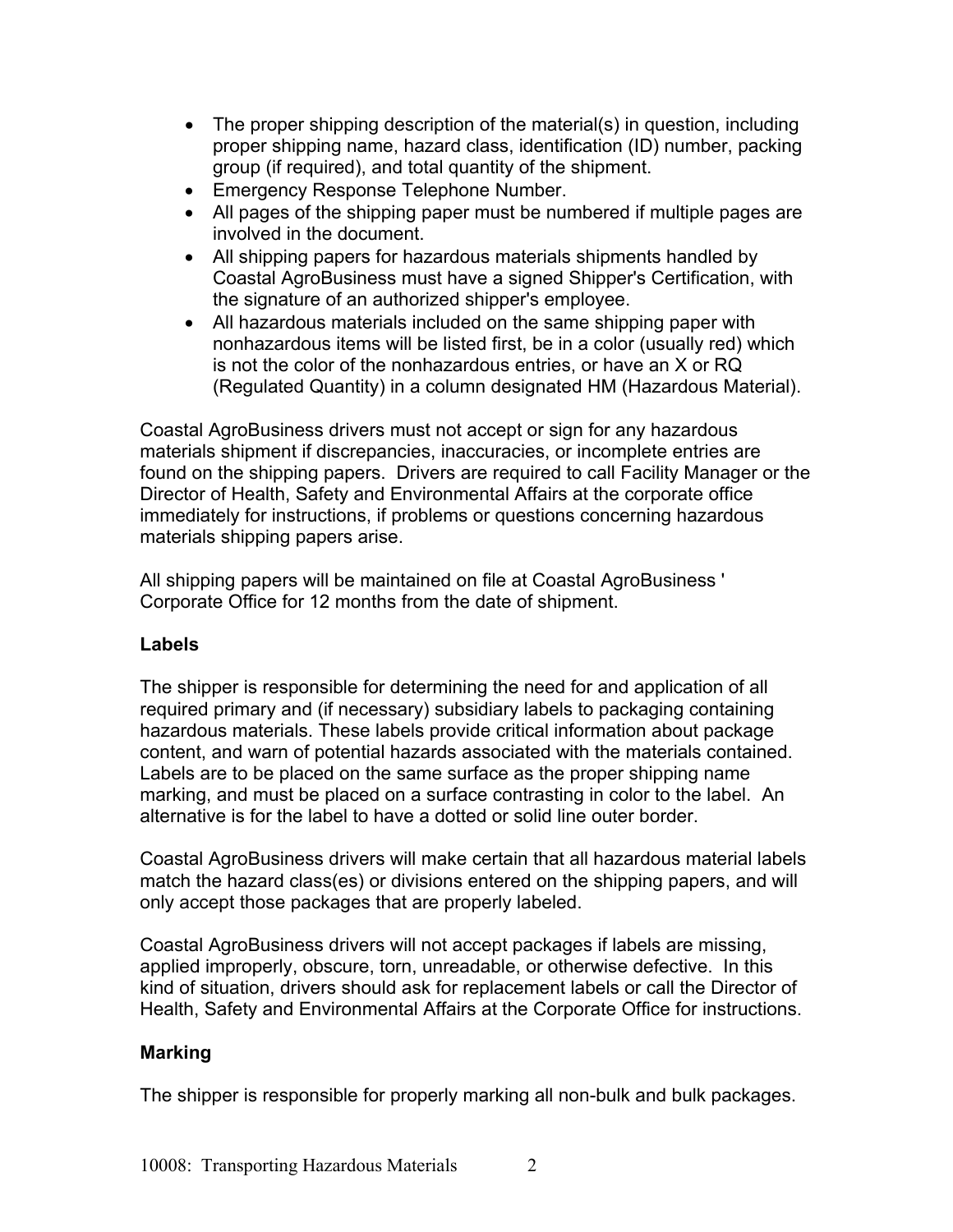- The proper shipping description of the material(s) in question, including proper shipping name, hazard class, identification (ID) number, packing group (if required), and total quantity of the shipment.
- Emergency Response Telephone Number.
- All pages of the shipping paper must be numbered if multiple pages are involved in the document.
- All shipping papers for hazardous materials shipments handled by Coastal AgroBusiness must have a signed Shipper's Certification, with the signature of an authorized shipper's employee.
- All hazardous materials included on the same shipping paper with nonhazardous items will be listed first, be in a color (usually red) which is not the color of the nonhazardous entries, or have an X or RQ (Regulated Quantity) in a column designated HM (Hazardous Material).

Coastal AgroBusiness drivers must not accept or sign for any hazardous materials shipment if discrepancies, inaccuracies, or incomplete entries are found on the shipping papers. Drivers are required to call Facility Manager or the Director of Health, Safety and Environmental Affairs at the corporate office immediately for instructions, if problems or questions concerning hazardous materials shipping papers arise.

All shipping papers will be maintained on file at Coastal AgroBusiness ' Corporate Office for 12 months from the date of shipment.

**Labels**

The shipper is responsible for determining the need for and application of all required primary and (if necessary) subsidiary labels to packaging containing hazardous materials. These labels provide critical information about package content, and warn of potential hazards associated with the materials contained. Labels are to be placed on the same surface as the proper shipping name marking, and must be placed on a surface contrasting in color to the label. An alternative is for the label to have a dotted or solid line outer border.

Coastal AgroBusiness drivers will make certain that all hazardous material labels match the hazard class(es) or divisions entered on the shipping papers, and will only accept those packages that are properly labeled.

Coastal AgroBusiness drivers will not accept packages if labels are missing, applied improperly, obscure, torn, unreadable, or otherwise defective. In this kind of situation, drivers should ask for replacement labels or call the Director of Health, Safety and Environmental Affairs at the Corporate Office for instructions.

**Marking**

The shipper is responsible for properly marking all non-bulk and bulk packages.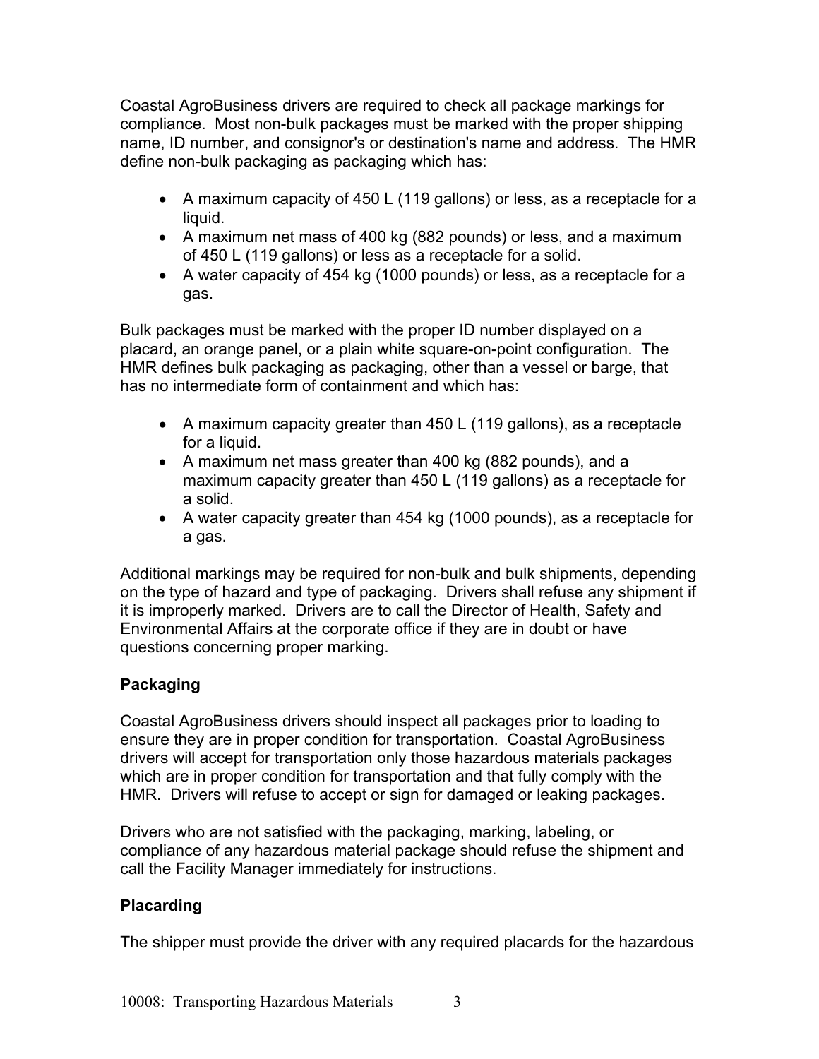Coastal AgroBusiness drivers are required to check all package markings for compliance. Most non-bulk packages must be marked with the proper shipping name, ID number, and consignor's or destination's name and address. The HMR define non-bulk packaging as packaging which has:

- A maximum capacity of 450 L (119 gallons) or less, as a receptacle for a liquid.
- A maximum net mass of 400 kg (882 pounds) or less, and a maximum of 450 L (119 gallons) or less as a receptacle for a solid.
- A water capacity of 454 kg (1000 pounds) or less, as a receptacle for a gas.

Bulk packages must be marked with the proper ID number displayed on a placard, an orange panel, or a plain white square-on-point configuration. The HMR defines bulk packaging as packaging, other than a vessel or barge, that has no intermediate form of containment and which has:

- A maximum capacity greater than 450 L (119 gallons), as a receptacle for a liquid.
- A maximum net mass greater than 400 kg (882 pounds), and a maximum capacity greater than 450 L (119 gallons) as a receptacle for a solid.
- A water capacity greater than 454 kg (1000 pounds), as a receptacle for a gas.

Additional markings may be required for non-bulk and bulk shipments, depending on the type of hazard and type of packaging. Drivers shall refuse any shipment if it is improperly marked. Drivers are to call the Director of Health, Safety and Environmental Affairs at the corporate office if they are in doubt or have questions concerning proper marking.

**Packaging**

Coastal AgroBusiness drivers should inspect all packages prior to loading to ensure they are in proper condition for transportation. Coastal AgroBusiness drivers will accept for transportation only those hazardous materials packages which are in proper condition for transportation and that fully comply with the HMR. Drivers will refuse to accept or sign for damaged or leaking packages.

Drivers who are not satisfied with the packaging, marking, labeling, or compliance of any hazardous material package should refuse the shipment and call the Facility Manager immediately for instructions.

**Placarding**

The shipper must provide the driver with any required placards for the hazardous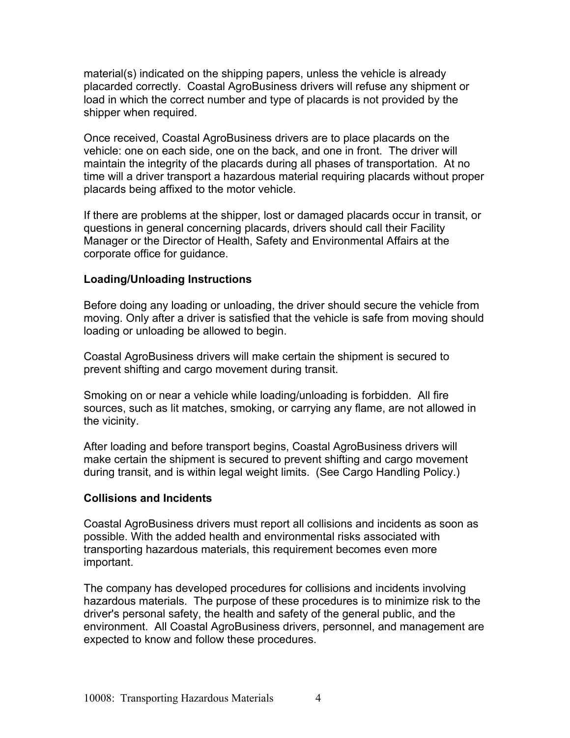material(s) indicated on the shipping papers, unless the vehicle is already placarded correctly. Coastal AgroBusiness drivers will refuse any shipment or load in which the correct number and type of placards is not provided by the shipper when required.

Once received, Coastal AgroBusiness drivers are to place placards on the vehicle: one on each side, one on the back, and one in front. The driver will maintain the integrity of the placards during all phases of transportation. At no time will a driver transport a hazardous material requiring placards without proper placards being affixed to the motor vehicle.

If there are problems at the shipper, lost or damaged placards occur in transit, or questions in general concerning placards, drivers should call their Facility Manager or the Director of Health, Safety and Environmental Affairs at the corporate office for guidance.

**Loading/Unloading Instructions**

Before doing any loading or unloading, the driver should secure the vehicle from moving. Only after a driver is satisfied that the vehicle is safe from moving should loading or unloading be allowed to begin.

Coastal AgroBusiness drivers will make certain the shipment is secured to prevent shifting and cargo movement during transit.

Smoking on or near a vehicle while loading/unloading is forbidden. All fire sources, such as lit matches, smoking, or carrying any flame, are not allowed in the vicinity.

After loading and before transport begins, Coastal AgroBusiness drivers will make certain the shipment is secured to prevent shifting and cargo movement during transit, and is within legal weight limits. (See Cargo Handling Policy.)

**Collisions and Incidents**

Coastal AgroBusiness drivers must report all collisions and incidents as soon as possible. With the added health and environmental risks associated with transporting hazardous materials, this requirement becomes even more important.

The company has developed procedures for collisions and incidents involving hazardous materials. The purpose of these procedures is to minimize risk to the driver's personal safety, the health and safety of the general public, and the environment. All Coastal AgroBusiness drivers, personnel, and management are expected to know and follow these procedures.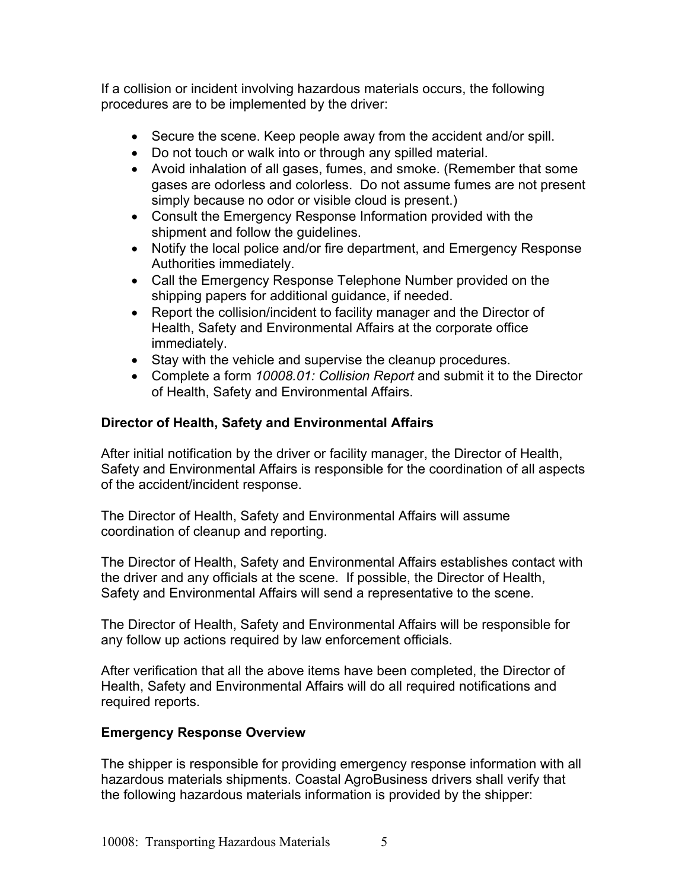If a collision or incident involving hazardous materials occurs, the following procedures are to be implemented by the driver:

- Secure the scene. Keep people away from the accident and/or spill.
- Do not touch or walk into or through any spilled material.
- Avoid inhalation of all gases, fumes, and smoke. (Remember that some gases are odorless and colorless. Do not assume fumes are not present simply because no odor or visible cloud is present.)
- Consult the Emergency Response Information provided with the shipment and follow the guidelines.
- Notify the local police and/or fire department, and Emergency Response Authorities immediately.
- Call the Emergency Response Telephone Number provided on the shipping papers for additional guidance, if needed.
- Report the collision/incident to facility manager and the Director of Health, Safety and Environmental Affairs at the corporate office immediately.
- Stay with the vehicle and supervise the cleanup procedures.
- Complete a form *10008.01: Collision Report* and submit it to the Director of Health, Safety and Environmental Affairs.

**Director of Health, Safety and Environmental Affairs**

After initial notification by the driver or facility manager, the Director of Health, Safety and Environmental Affairs is responsible for the coordination of all aspects of the accident/incident response.

The Director of Health, Safety and Environmental Affairs will assume coordination of cleanup and reporting.

The Director of Health, Safety and Environmental Affairs establishes contact with the driver and any officials at the scene. If possible, the Director of Health, Safety and Environmental Affairs will send a representative to the scene.

The Director of Health, Safety and Environmental Affairs will be responsible for any follow up actions required by law enforcement officials.

After verification that all the above items have been completed, the Director of Health, Safety and Environmental Affairs will do all required notifications and required reports.

**Emergency Response Overview**

The shipper is responsible for providing emergency response information with all hazardous materials shipments. Coastal AgroBusiness drivers shall verify that the following hazardous materials information is provided by the shipper: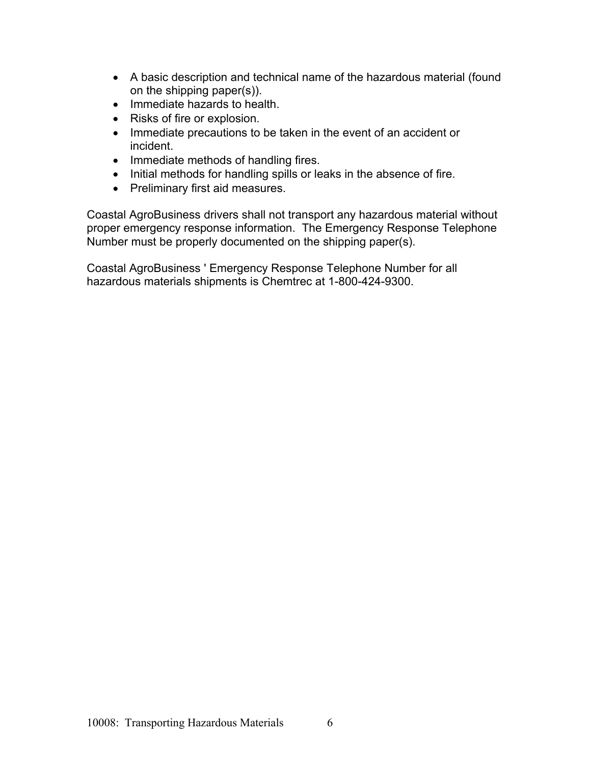- A basic description and technical name of the hazardous material (found on the shipping paper(s)).
- Immediate hazards to health.
- Risks of fire or explosion.
- Immediate precautions to be taken in the event of an accident or incident.
- Immediate methods of handling fires.
- Initial methods for handling spills or leaks in the absence of fire.
- Preliminary first aid measures.

Coastal AgroBusiness drivers shall not transport any hazardous material without proper emergency response information. The Emergency Response Telephone Number must be properly documented on the shipping paper(s).

Coastal AgroBusiness ' Emergency Response Telephone Number for all hazardous materials shipments is Chemtrec at 1-800-424-9300.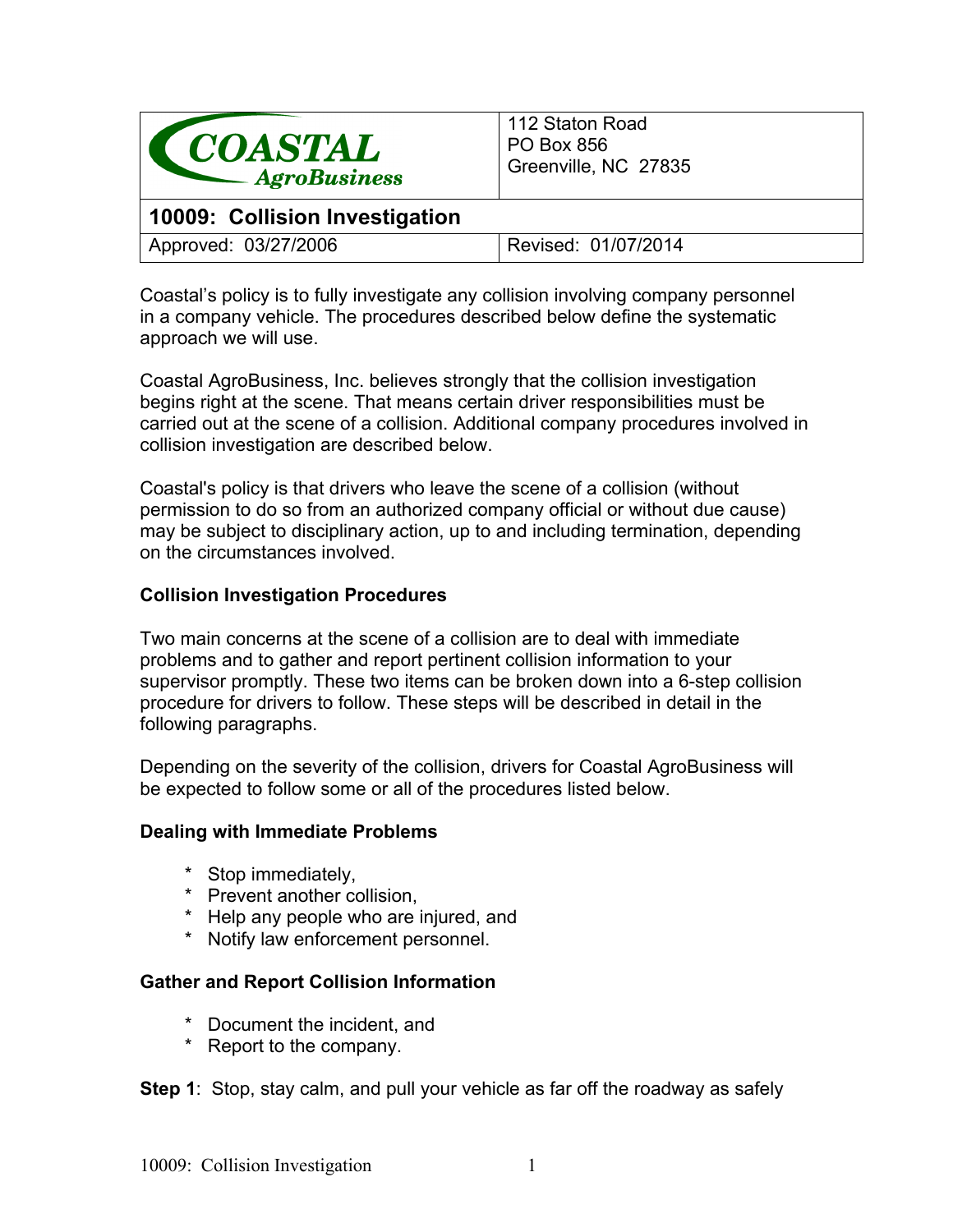| COASTAL AgroBusiness | 112 Staton Road<br>PO Box 856<br>Greenville, NC 27835 |
| --- | --- |
| **10009: Collision Investigation** | |
| Approved: 03/27/2006 | Revised: 01/07/2014 |

Coastal's policy is to fully investigate any collision involving company personnel in a company vehicle. The procedures described below define the systematic approach we will use.

Coastal AgroBusiness, Inc. believes strongly that the collision investigation begins right at the scene. That means certain driver responsibilities must be carried out at the scene of a collision. Additional company procedures involved in collision investigation are described below.

Coastal's policy is that drivers who leave the scene of a collision (without permission to do so from an authorized company official or without due cause) may be subject to disciplinary action, up to and including termination, depending on the circumstances involved.

**Collision Investigation Procedures**

Two main concerns at the scene of a collision are to deal with immediate problems and to gather and report pertinent collision information to your supervisor promptly. These two items can be broken down into a 6-step collision procedure for drivers to follow. These steps will be described in detail in the following paragraphs.

Depending on the severity of the collision, drivers for Coastal AgroBusiness will be expected to follow some or all of the procedures listed below.

**Dealing with Immediate Problems**

- Stop immediately,
- Prevent another collision,
- Help any people who are injured, and
- Notify law enforcement personnel.

**Gather and Report Collision Information**

- Document the incident, and
- Report to the company.

**Step 1**: Stop, stay calm, and pull your vehicle as far off the roadway as safely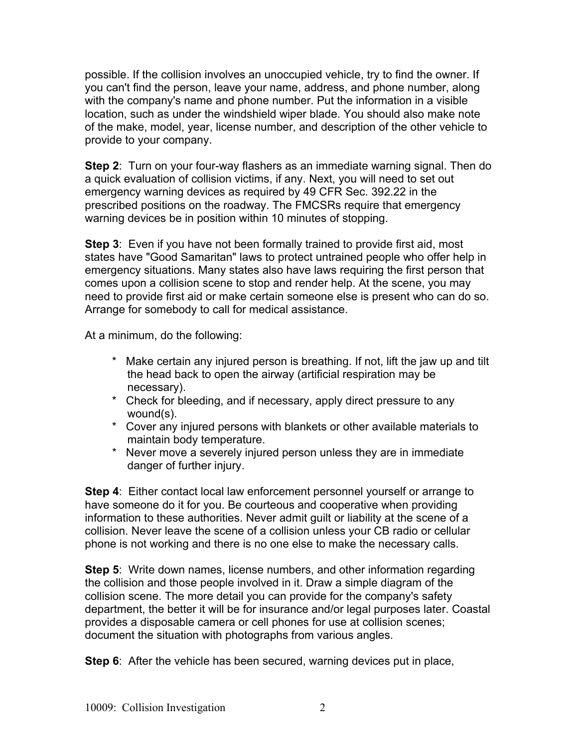possible. If the collision involves an unoccupied vehicle, try to find the owner. If you can't find the person, leave your name, address, and phone number, along with the company's name and phone number. Put the information in a visible location, such as under the windshield wiper blade. You should also make note of the make, model, year, license number, and description of the other vehicle to provide to your company.

**Step 2**: Turn on your four-way flashers as an immediate warning signal. Then do a quick evaluation of collision victims, if any. Next, you will need to set out emergency warning devices as required by 49 CFR Sec. 392.22 in the prescribed positions on the roadway. The FMCSRs require that emergency warning devices be in position within 10 minutes of stopping.

**Step 3**: Even if you have not been formally trained to provide first aid, most states have "Good Samaritan" laws to protect untrained people who offer help in emergency situations. Many states also have laws requiring the first person that comes upon a collision scene to stop and render help. At the scene, you may need to provide first aid or make certain someone else is present who can do so. Arrange for somebody to call for medical assistance.

At a minimum, do the following:

* Make certain any injured person is breathing. If not, lift the jaw up and tilt the head back to open the airway (artificial respiration may be necessary).
* Check for bleeding, and if necessary, apply direct pressure to any wound(s).
* Cover any injured persons with blankets or other available materials to maintain body temperature.
* Never move a severely injured person unless they are in immediate danger of further injury.

**Step 4**: Either contact local law enforcement personnel yourself or arrange to have someone do it for you. Be courteous and cooperative when providing information to these authorities. Never admit guilt or liability at the scene of a collision. Never leave the scene of a collision unless your CB radio or cellular phone is not working and there is no one else to make the necessary calls.

**Step 5**: Write down names, license numbers, and other information regarding the collision and those people involved in it. Draw a simple diagram of the collision scene. The more detail you can provide for the company's safety department, the better it will be for insurance and/or legal purposes later. Coastal provides a disposable camera or cell phones for use at collision scenes; document the situation with photographs from various angles.

**Step 6**: After the vehicle has been secured, warning devices put in place,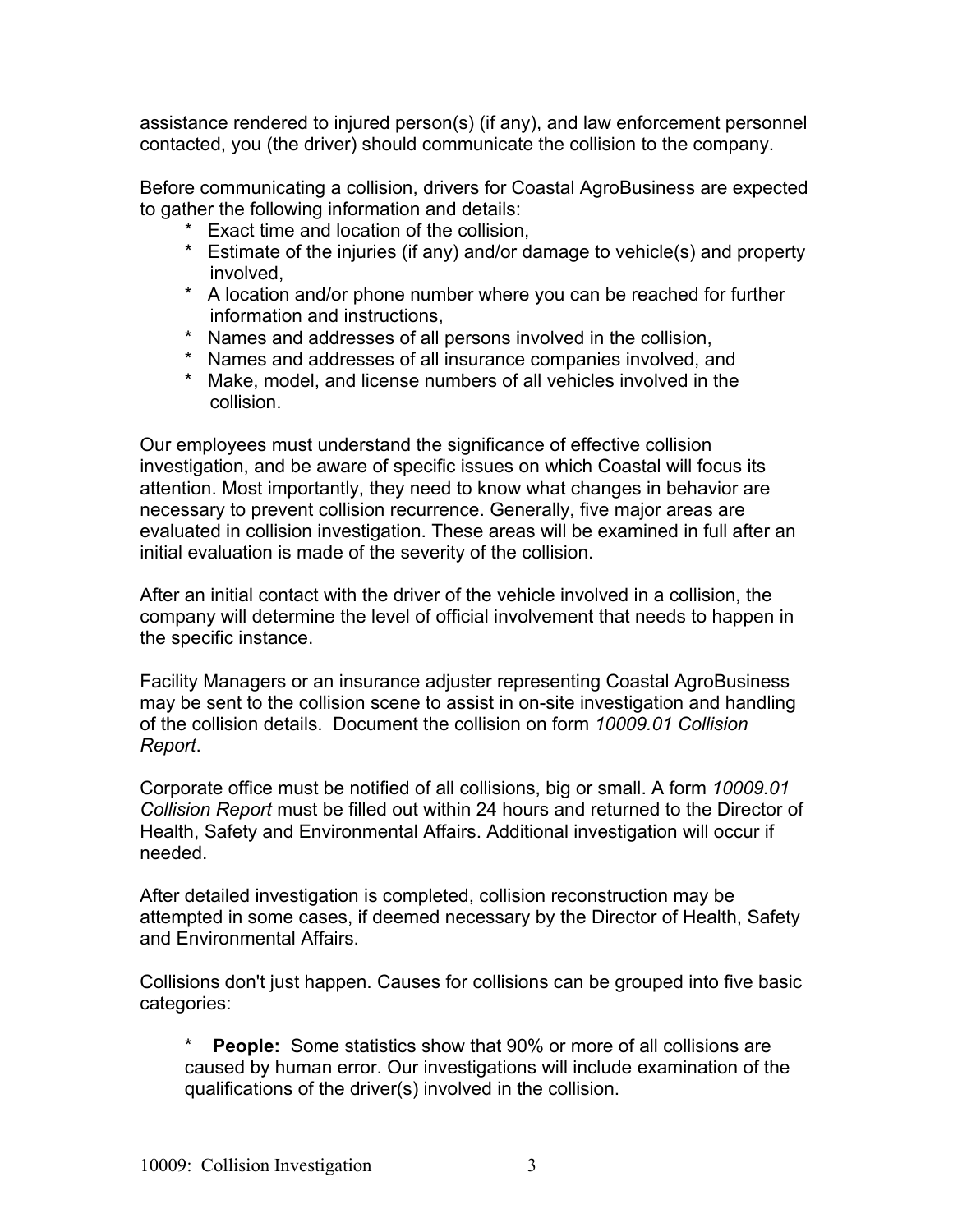assistance rendered to injured person(s) (if any), and law enforcement personnel contacted, you (the driver) should communicate the collision to the company.

Before communicating a collision, drivers for Coastal AgroBusiness are expected to gather the following information and details:

* Exact time and location of the collision,
* Estimate of the injuries (if any) and/or damage to vehicle(s) and property involved,
* A location and/or phone number where you can be reached for further information and instructions,
* Names and addresses of all persons involved in the collision,
* Names and addresses of all insurance companies involved, and
* Make, model, and license numbers of all vehicles involved in the collision.

Our employees must understand the significance of effective collision investigation, and be aware of specific issues on which Coastal will focus its attention. Most importantly, they need to know what changes in behavior are necessary to prevent collision recurrence. Generally, five major areas are evaluated in collision investigation. These areas will be examined in full after an initial evaluation is made of the severity of the collision.

After an initial contact with the driver of the vehicle involved in a collision, the company will determine the level of official involvement that needs to happen in the specific instance.

Facility Managers or an insurance adjuster representing Coastal AgroBusiness may be sent to the collision scene to assist in on-site investigation and handling of the collision details. Document the collision on form *10009.01 Collision Report*.

Corporate office must be notified of all collisions, big or small. A form *10009.01 Collision Report* must be filled out within 24 hours and returned to the Director of Health, Safety and Environmental Affairs. Additional investigation will occur if needed.

After detailed investigation is completed, collision reconstruction may be attempted in some cases, if deemed necessary by the Director of Health, Safety and Environmental Affairs.

Collisions don't just happen. Causes for collisions can be grouped into five basic categories:

* **People:** Some statistics show that 90% or more of all collisions are caused by human error. Our investigations will include examination of the qualifications of the driver(s) involved in the collision.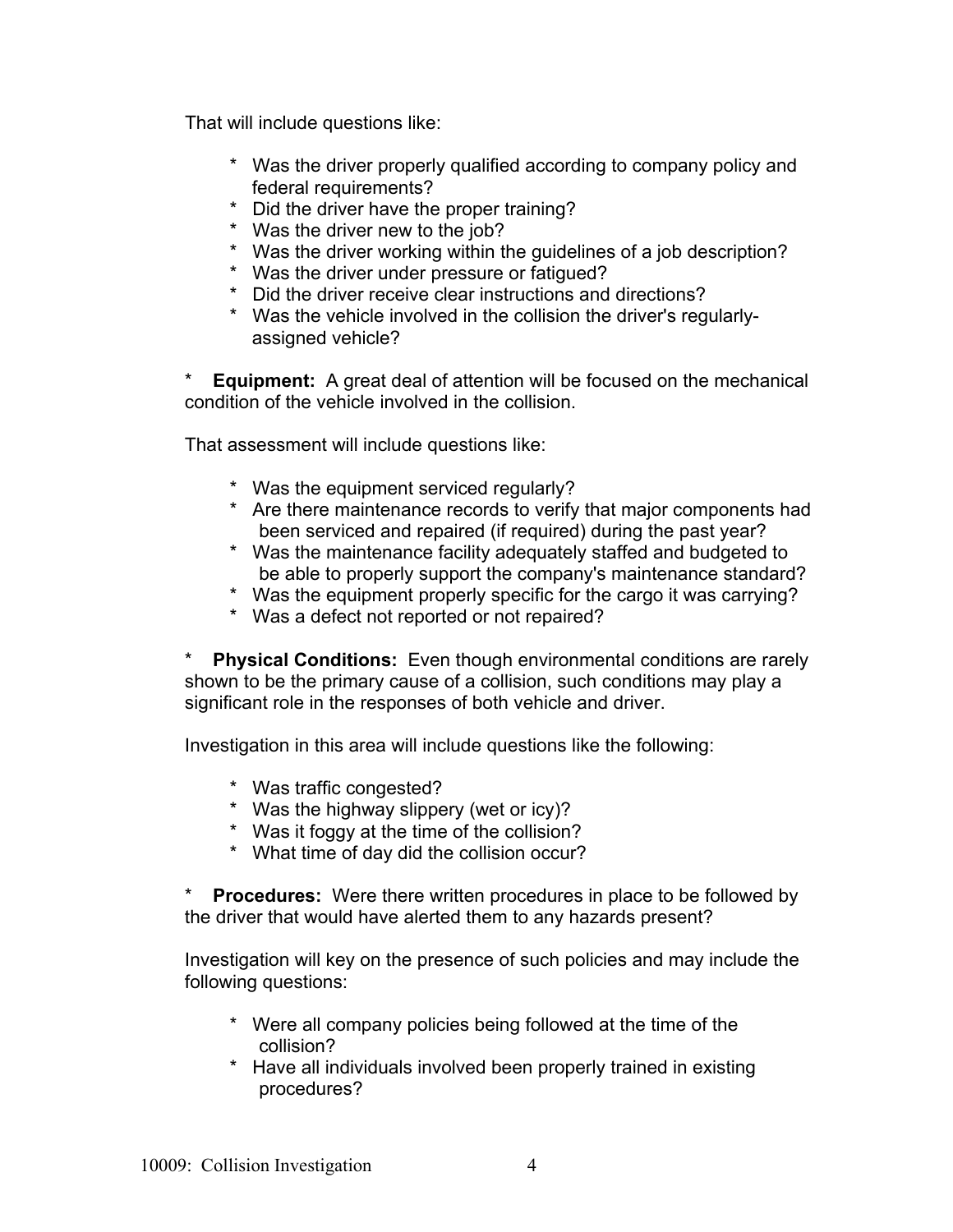That will include questions like:

- Was the driver properly qualified according to company policy and federal requirements?
- Did the driver have the proper training?
- Was the driver new to the job?
- Was the driver working within the guidelines of a job description?
- Was the driver under pressure or fatigued?
- Did the driver receive clear instructions and directions?
- Was the vehicle involved in the collision the driver's regularly-assigned vehicle?

* **Equipment:** A great deal of attention will be focused on the mechanical condition of the vehicle involved in the collision.

That assessment will include questions like:

- Was the equipment serviced regularly?
- Are there maintenance records to verify that major components had been serviced and repaired (if required) during the past year?
- Was the maintenance facility adequately staffed and budgeted to be able to properly support the company's maintenance standard?
- Was the equipment properly specific for the cargo it was carrying?
- Was a defect not reported or not repaired?

* **Physical Conditions:** Even though environmental conditions are rarely shown to be the primary cause of a collision, such conditions may play a significant role in the responses of both vehicle and driver.

Investigation in this area will include questions like the following:

- Was traffic congested?
- Was the highway slippery (wet or icy)?
- Was it foggy at the time of the collision?
- What time of day did the collision occur?

* **Procedures:** Were there written procedures in place to be followed by the driver that would have alerted them to any hazards present?

Investigation will key on the presence of such policies and may include the following questions:

- Were all company policies being followed at the time of the collision?
- Have all individuals involved been properly trained in existing procedures?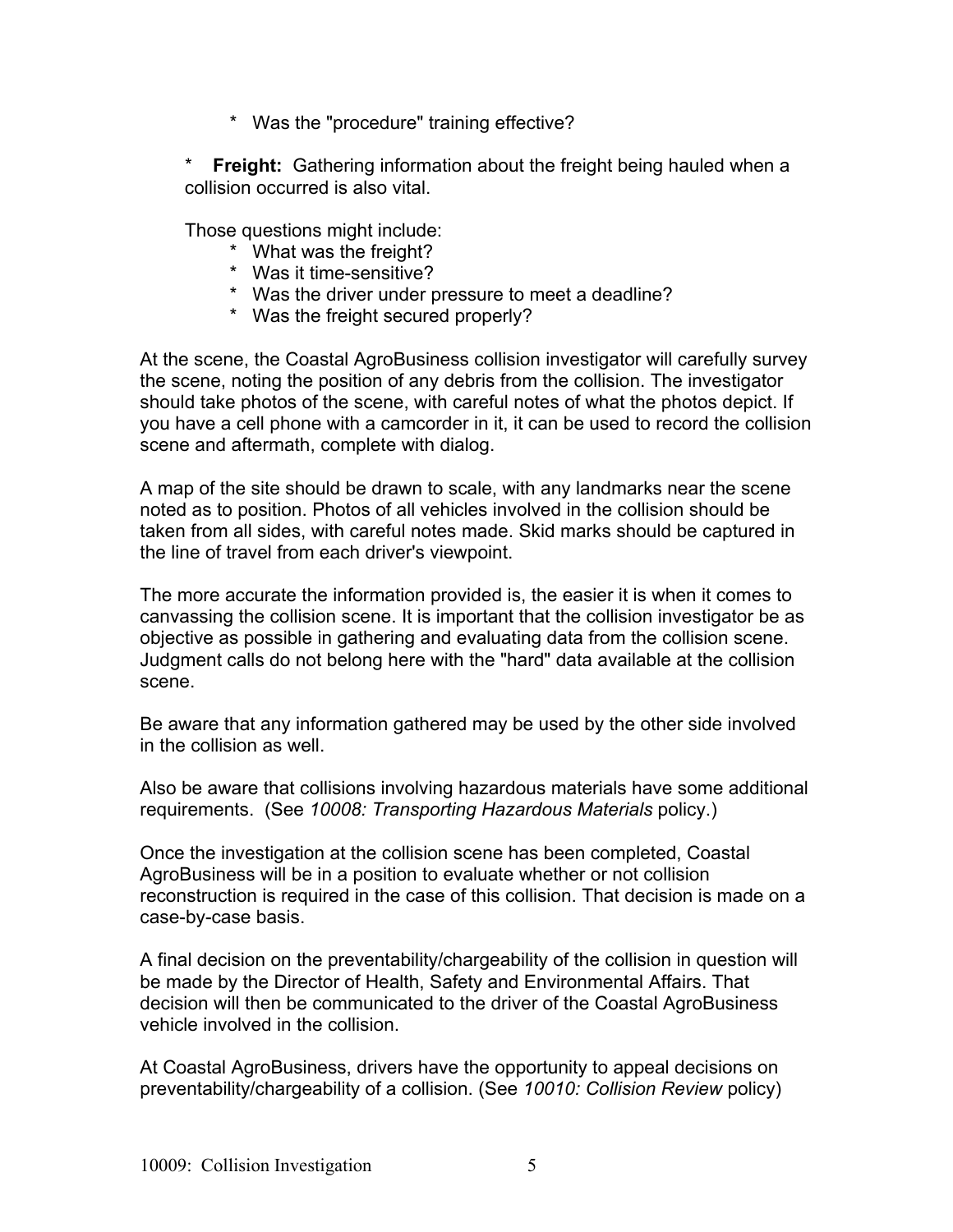* Was the "procedure" training effective?

* **Freight:** Gathering information about the freight being hauled when a collision occurred is also vital.

Those questions might include:

* What was the freight?
* Was it time-sensitive?
* Was the driver under pressure to meet a deadline?
* Was the freight secured properly?

At the scene, the Coastal AgroBusiness collision investigator will carefully survey the scene, noting the position of any debris from the collision. The investigator should take photos of the scene, with careful notes of what the photos depict. If you have a cell phone with a camcorder in it, it can be used to record the collision scene and aftermath, complete with dialog.

A map of the site should be drawn to scale, with any landmarks near the scene noted as to position. Photos of all vehicles involved in the collision should be taken from all sides, with careful notes made. Skid marks should be captured in the line of travel from each driver's viewpoint.

The more accurate the information provided is, the easier it is when it comes to canvassing the collision scene. It is important that the collision investigator be as objective as possible in gathering and evaluating data from the collision scene. Judgment calls do not belong here with the "hard" data available at the collision scene.

Be aware that any information gathered may be used by the other side involved in the collision as well.

Also be aware that collisions involving hazardous materials have some additional requirements. (See *10008: Transporting Hazardous Materials* policy.)

Once the investigation at the collision scene has been completed, Coastal AgroBusiness will be in a position to evaluate whether or not collision reconstruction is required in the case of this collision. That decision is made on a case-by-case basis.

A final decision on the preventability/chargeability of the collision in question will be made by the Director of Health, Safety and Environmental Affairs. That decision will then be communicated to the driver of the Coastal AgroBusiness vehicle involved in the collision.

At Coastal AgroBusiness, drivers have the opportunity to appeal decisions on preventability/chargeability of a collision. (See *10010: Collision Review* policy)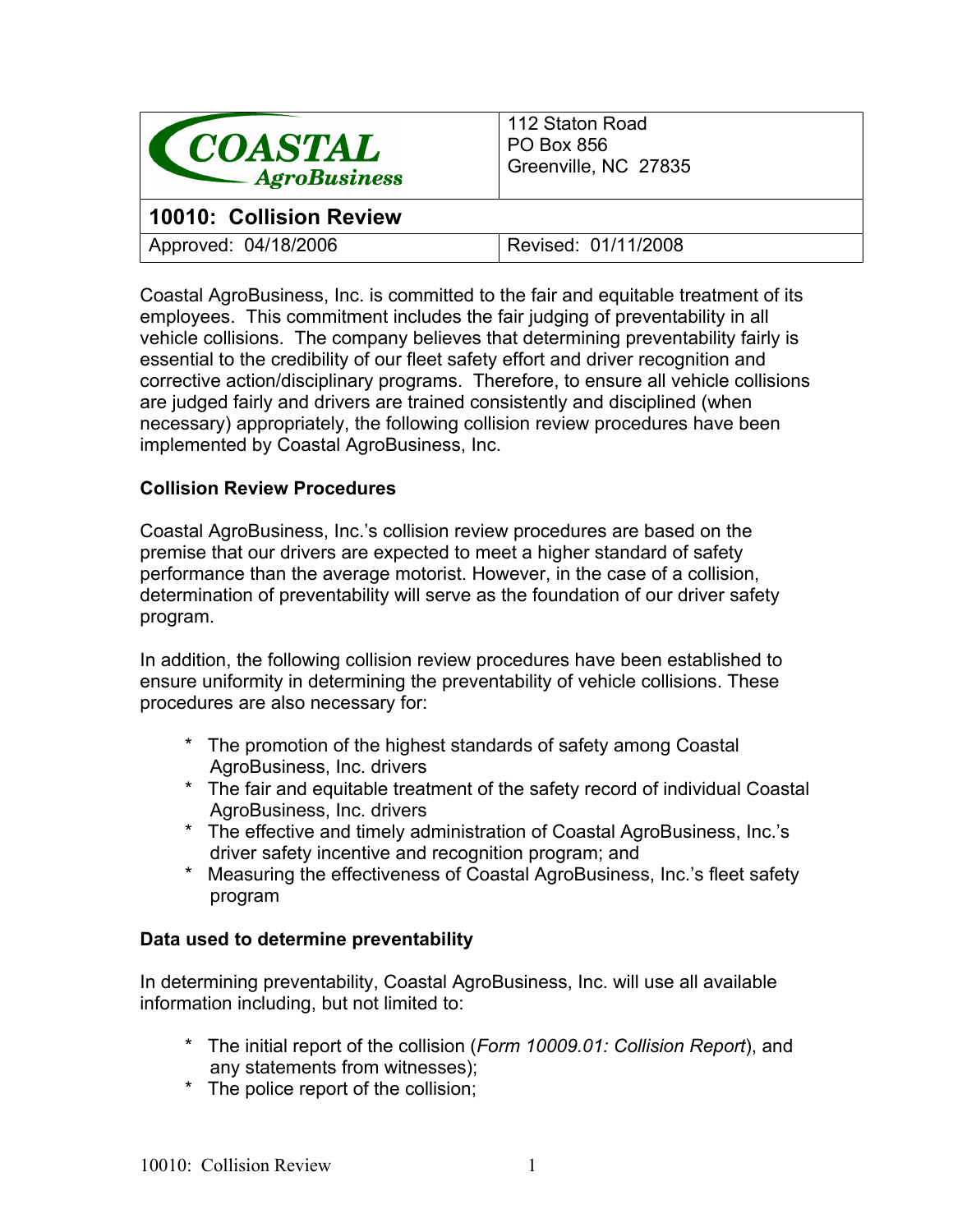| COASTAL AgroBusiness | 112 Staton Road<br>PO Box 856<br>Greenville, NC 27835 |
|---|---|
| **10010: Collision Review** | |
| Approved: 04/18/2006 | Revised: 01/11/2008 |

Coastal AgroBusiness, Inc. is committed to the fair and equitable treatment of its employees. This commitment includes the fair judging of preventability in all vehicle collisions. The company believes that determining preventability fairly is essential to the credibility of our fleet safety effort and driver recognition and corrective action/disciplinary programs. Therefore, to ensure all vehicle collisions are judged fairly and drivers are trained consistently and disciplined (when necessary) appropriately, the following collision review procedures have been implemented by Coastal AgroBusiness, Inc.

**Collision Review Procedures**

Coastal AgroBusiness, Inc.'s collision review procedures are based on the premise that our drivers are expected to meet a higher standard of safety performance than the average motorist. However, in the case of a collision, determination of preventability will serve as the foundation of our driver safety program.

In addition, the following collision review procedures have been established to ensure uniformity in determining the preventability of vehicle collisions. These procedures are also necessary for:

* The promotion of the highest standards of safety among Coastal AgroBusiness, Inc. drivers
* The fair and equitable treatment of the safety record of individual Coastal AgroBusiness, Inc. drivers
* The effective and timely administration of Coastal AgroBusiness, Inc.'s driver safety incentive and recognition program; and
* Measuring the effectiveness of Coastal AgroBusiness, Inc.'s fleet safety program

**Data used to determine preventability**

In determining preventability, Coastal AgroBusiness, Inc. will use all available information including, but not limited to:

* The initial report of the collision (*Form 10009.01: Collision Report*), and any statements from witnesses);
* The police report of the collision;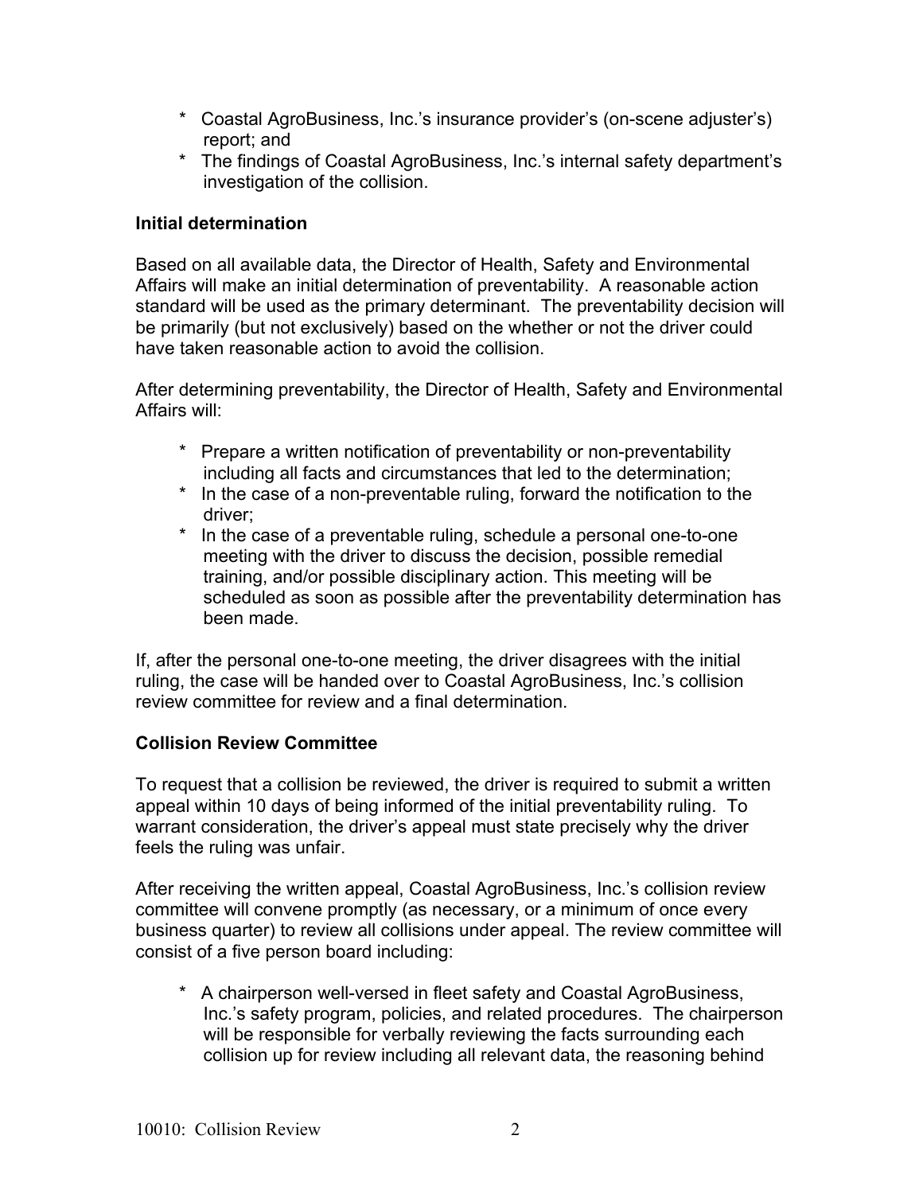* Coastal AgroBusiness, Inc.'s insurance provider's (on-scene adjuster's) report; and
* The findings of Coastal AgroBusiness, Inc.'s internal safety department's investigation of the collision.

**Initial determination**

Based on all available data, the Director of Health, Safety and Environmental Affairs will make an initial determination of preventability. A reasonable action standard will be used as the primary determinant. The preventability decision will be primarily (but not exclusively) based on the whether or not the driver could have taken reasonable action to avoid the collision.

After determining preventability, the Director of Health, Safety and Environmental Affairs will:

* Prepare a written notification of preventability or non-preventability including all facts and circumstances that led to the determination;
* In the case of a non-preventable ruling, forward the notification to the driver;
* In the case of a preventable ruling, schedule a personal one-to-one meeting with the driver to discuss the decision, possible remedial training, and/or possible disciplinary action. This meeting will be scheduled as soon as possible after the preventability determination has been made.

If, after the personal one-to-one meeting, the driver disagrees with the initial ruling, the case will be handed over to Coastal AgroBusiness, Inc.'s collision review committee for review and a final determination.

**Collision Review Committee**

To request that a collision be reviewed, the driver is required to submit a written appeal within 10 days of being informed of the initial preventability ruling. To warrant consideration, the driver's appeal must state precisely why the driver feels the ruling was unfair.

After receiving the written appeal, Coastal AgroBusiness, Inc.'s collision review committee will convene promptly (as necessary, or a minimum of once every business quarter) to review all collisions under appeal. The review committee will consist of a five person board including:

* A chairperson well-versed in fleet safety and Coastal AgroBusiness, Inc.'s safety program, policies, and related procedures. The chairperson will be responsible for verbally reviewing the facts surrounding each collision up for review including all relevant data, the reasoning behind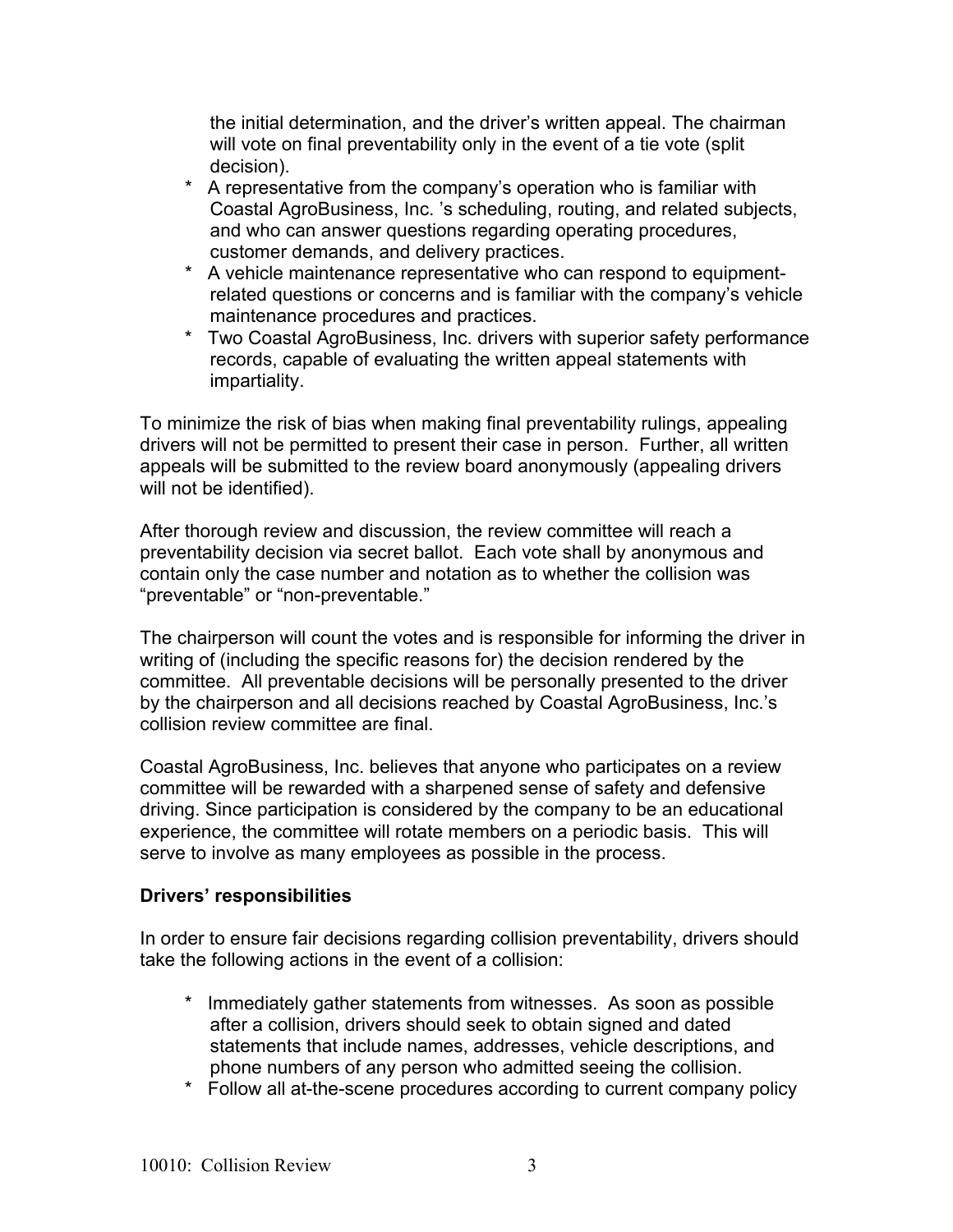the initial determination, and the driver's written appeal. The chairman will vote on final preventability only in the event of a tie vote (split decision).

* A representative from the company's operation who is familiar with Coastal AgroBusiness, Inc. 's scheduling, routing, and related subjects, and who can answer questions regarding operating procedures, customer demands, and delivery practices.
* A vehicle maintenance representative who can respond to equipment-related questions or concerns and is familiar with the company's vehicle maintenance procedures and practices.
* Two Coastal AgroBusiness, Inc. drivers with superior safety performance records, capable of evaluating the written appeal statements with impartiality.

To minimize the risk of bias when making final preventability rulings, appealing drivers will not be permitted to present their case in person. Further, all written appeals will be submitted to the review board anonymously (appealing drivers will not be identified).

After thorough review and discussion, the review committee will reach a preventability decision via secret ballot. Each vote shall by anonymous and contain only the case number and notation as to whether the collision was "preventable" or "non-preventable."

The chairperson will count the votes and is responsible for informing the driver in writing of (including the specific reasons for) the decision rendered by the committee. All preventable decisions will be personally presented to the driver by the chairperson and all decisions reached by Coastal AgroBusiness, Inc.'s collision review committee are final.

Coastal AgroBusiness, Inc. believes that anyone who participates on a review committee will be rewarded with a sharpened sense of safety and defensive driving. Since participation is considered by the company to be an educational experience, the committee will rotate members on a periodic basis. This will serve to involve as many employees as possible in the process.

**Drivers' responsibilities**

In order to ensure fair decisions regarding collision preventability, drivers should take the following actions in the event of a collision:

* Immediately gather statements from witnesses. As soon as possible after a collision, drivers should seek to obtain signed and dated statements that include names, addresses, vehicle descriptions, and phone numbers of any person who admitted seeing the collision.
* Follow all at-the-scene procedures according to current company policy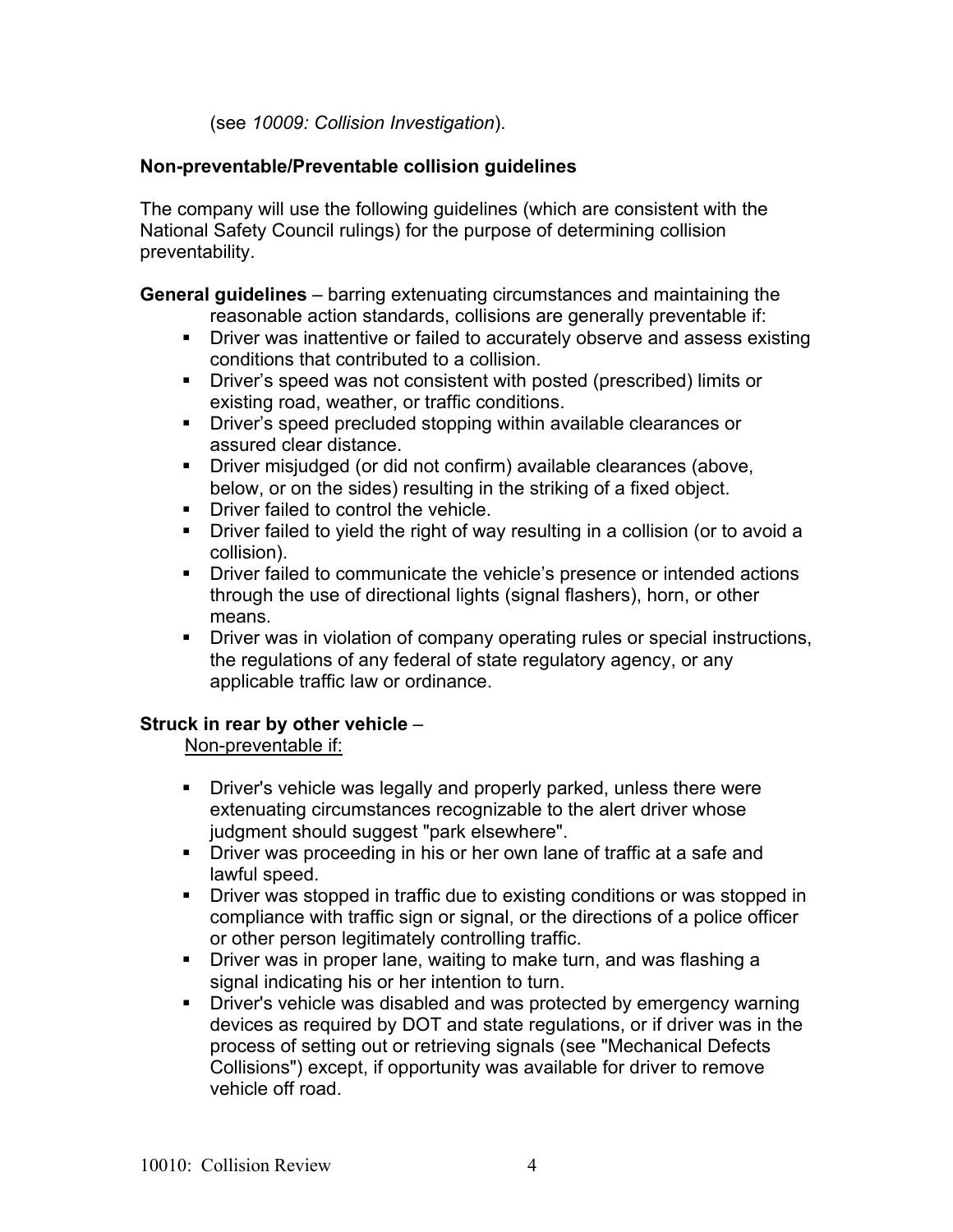(see *10009: Collision Investigation*).

**Non-preventable/Preventable collision guidelines**

The company will use the following guidelines (which are consistent with the National Safety Council rulings) for the purpose of determining collision preventability.

**General guidelines** – barring extenuating circumstances and maintaining the reasonable action standards, collisions are generally preventable if:

- Driver was inattentive or failed to accurately observe and assess existing conditions that contributed to a collision.
- Driver's speed was not consistent with posted (prescribed) limits or existing road, weather, or traffic conditions.
- Driver's speed precluded stopping within available clearances or assured clear distance.
- Driver misjudged (or did not confirm) available clearances (above, below, or on the sides) resulting in the striking of a fixed object.
- Driver failed to control the vehicle.
- Driver failed to yield the right of way resulting in a collision (or to avoid a collision).
- Driver failed to communicate the vehicle's presence or intended actions through the use of directional lights (signal flashers), horn, or other means.
- Driver was in violation of company operating rules or special instructions, the regulations of any federal of state regulatory agency, or any applicable traffic law or ordinance.

**Struck in rear by other vehicle** –

Non-preventable if:

- Driver's vehicle was legally and properly parked, unless there were extenuating circumstances recognizable to the alert driver whose judgment should suggest "park elsewhere".
- Driver was proceeding in his or her own lane of traffic at a safe and lawful speed.
- Driver was stopped in traffic due to existing conditions or was stopped in compliance with traffic sign or signal, or the directions of a police officer or other person legitimately controlling traffic.
- Driver was in proper lane, waiting to make turn, and was flashing a signal indicating his or her intention to turn.
- Driver's vehicle was disabled and was protected by emergency warning devices as required by DOT and state regulations, or if driver was in the process of setting out or retrieving signals (see "Mechanical Defects Collisions") except, if opportunity was available for driver to remove vehicle off road.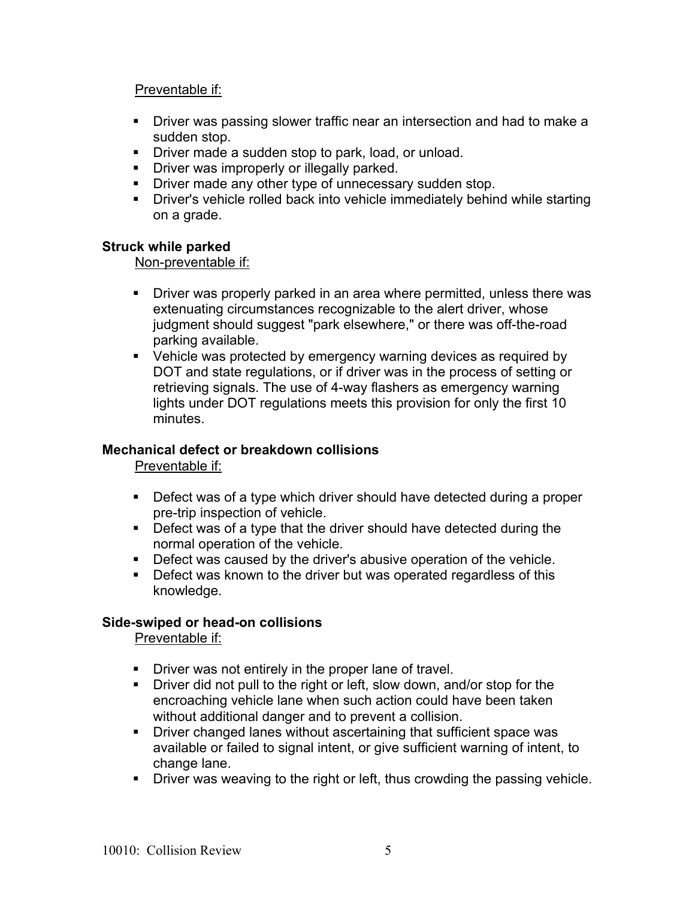Preventable if:

- Driver was passing slower traffic near an intersection and had to make a sudden stop.
- Driver made a sudden stop to park, load, or unload.
- Driver was improperly or illegally parked.
- Driver made any other type of unnecessary sudden stop.
- Driver's vehicle rolled back into vehicle immediately behind while starting on a grade.

**Struck while parked**

Non-preventable if:

- Driver was properly parked in an area where permitted, unless there was extenuating circumstances recognizable to the alert driver, whose judgment should suggest "park elsewhere," or there was off-the-road parking available.
- Vehicle was protected by emergency warning devices as required by DOT and state regulations, or if driver was in the process of setting or retrieving signals. The use of 4-way flashers as emergency warning lights under DOT regulations meets this provision for only the first 10 minutes.

**Mechanical defect or breakdown collisions**

Preventable if:

- Defect was of a type which driver should have detected during a proper pre-trip inspection of vehicle.
- Defect was of a type that the driver should have detected during the normal operation of the vehicle.
- Defect was caused by the driver's abusive operation of the vehicle.
- Defect was known to the driver but was operated regardless of this knowledge.

**Side-swiped or head-on collisions**

Preventable if:

- Driver was not entirely in the proper lane of travel.
- Driver did not pull to the right or left, slow down, and/or stop for the encroaching vehicle lane when such action could have been taken without additional danger and to prevent a collision.
- Driver changed lanes without ascertaining that sufficient space was available or failed to signal intent, or give sufficient warning of intent, to change lane.
- Driver was weaving to the right or left, thus crowding the passing vehicle.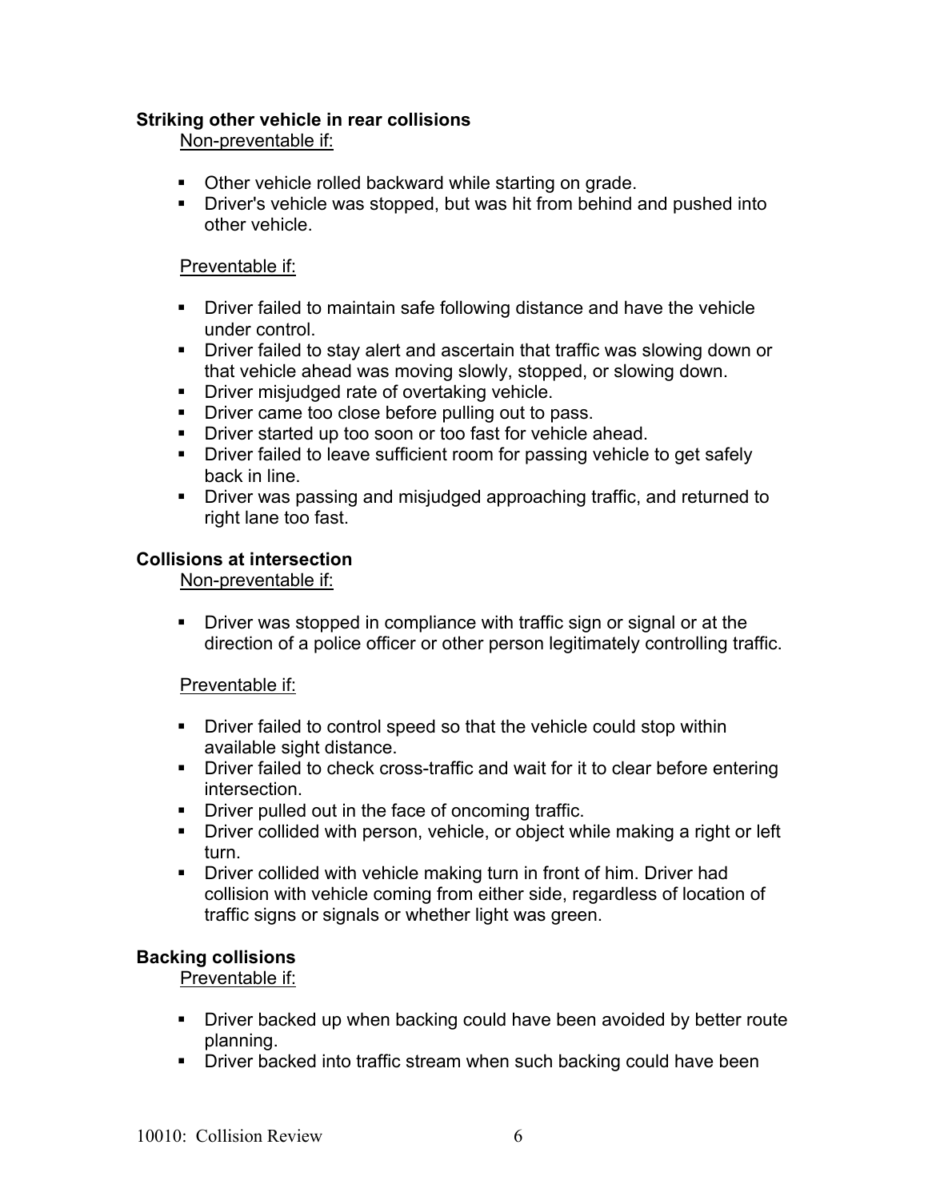**Striking other vehicle in rear collisions**

Non-preventable if:

- Other vehicle rolled backward while starting on grade.
- Driver's vehicle was stopped, but was hit from behind and pushed into other vehicle.

Preventable if:

- Driver failed to maintain safe following distance and have the vehicle under control.
- Driver failed to stay alert and ascertain that traffic was slowing down or that vehicle ahead was moving slowly, stopped, or slowing down.
- Driver misjudged rate of overtaking vehicle.
- Driver came too close before pulling out to pass.
- Driver started up too soon or too fast for vehicle ahead.
- Driver failed to leave sufficient room for passing vehicle to get safely back in line.
- Driver was passing and misjudged approaching traffic, and returned to right lane too fast.

**Collisions at intersection**

Non-preventable if:

- Driver was stopped in compliance with traffic sign or signal or at the direction of a police officer or other person legitimately controlling traffic.

Preventable if:

- Driver failed to control speed so that the vehicle could stop within available sight distance.
- Driver failed to check cross-traffic and wait for it to clear before entering intersection.
- Driver pulled out in the face of oncoming traffic.
- Driver collided with person, vehicle, or object while making a right or left turn.
- Driver collided with vehicle making turn in front of him. Driver had collision with vehicle coming from either side, regardless of location of traffic signs or signals or whether light was green.

**Backing collisions**

Preventable if:

- Driver backed up when backing could have been avoided by better route planning.
- Driver backed into traffic stream when such backing could have been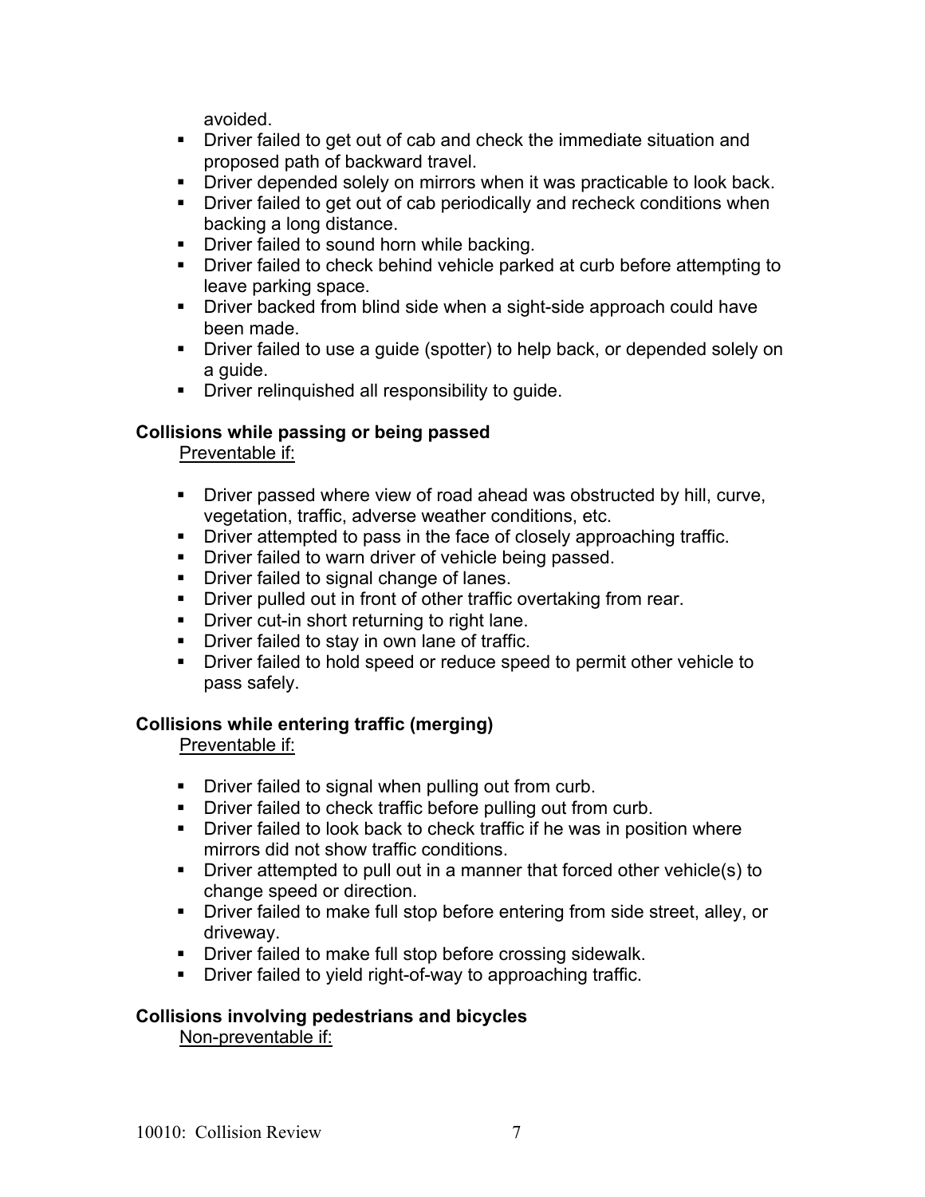avoided.

- Driver failed to get out of cab and check the immediate situation and proposed path of backward travel.
- Driver depended solely on mirrors when it was practicable to look back.
- Driver failed to get out of cab periodically and recheck conditions when backing a long distance.
- Driver failed to sound horn while backing.
- Driver failed to check behind vehicle parked at curb before attempting to leave parking space.
- Driver backed from blind side when a sight-side approach could have been made.
- Driver failed to use a guide (spotter) to help back, or depended solely on a guide.
- Driver relinquished all responsibility to guide.

**Collisions while passing or being passed**

Preventable if:

- Driver passed where view of road ahead was obstructed by hill, curve, vegetation, traffic, adverse weather conditions, etc.
- Driver attempted to pass in the face of closely approaching traffic.
- Driver failed to warn driver of vehicle being passed.
- Driver failed to signal change of lanes.
- Driver pulled out in front of other traffic overtaking from rear.
- Driver cut-in short returning to right lane.
- Driver failed to stay in own lane of traffic.
- Driver failed to hold speed or reduce speed to permit other vehicle to pass safely.

**Collisions while entering traffic (merging)**

Preventable if:

- Driver failed to signal when pulling out from curb.
- Driver failed to check traffic before pulling out from curb.
- Driver failed to look back to check traffic if he was in position where mirrors did not show traffic conditions.
- Driver attempted to pull out in a manner that forced other vehicle(s) to change speed or direction.
- Driver failed to make full stop before entering from side street, alley, or driveway.
- Driver failed to make full stop before crossing sidewalk.
- Driver failed to yield right-of-way to approaching traffic.

**Collisions involving pedestrians and bicycles**

Non-preventable if: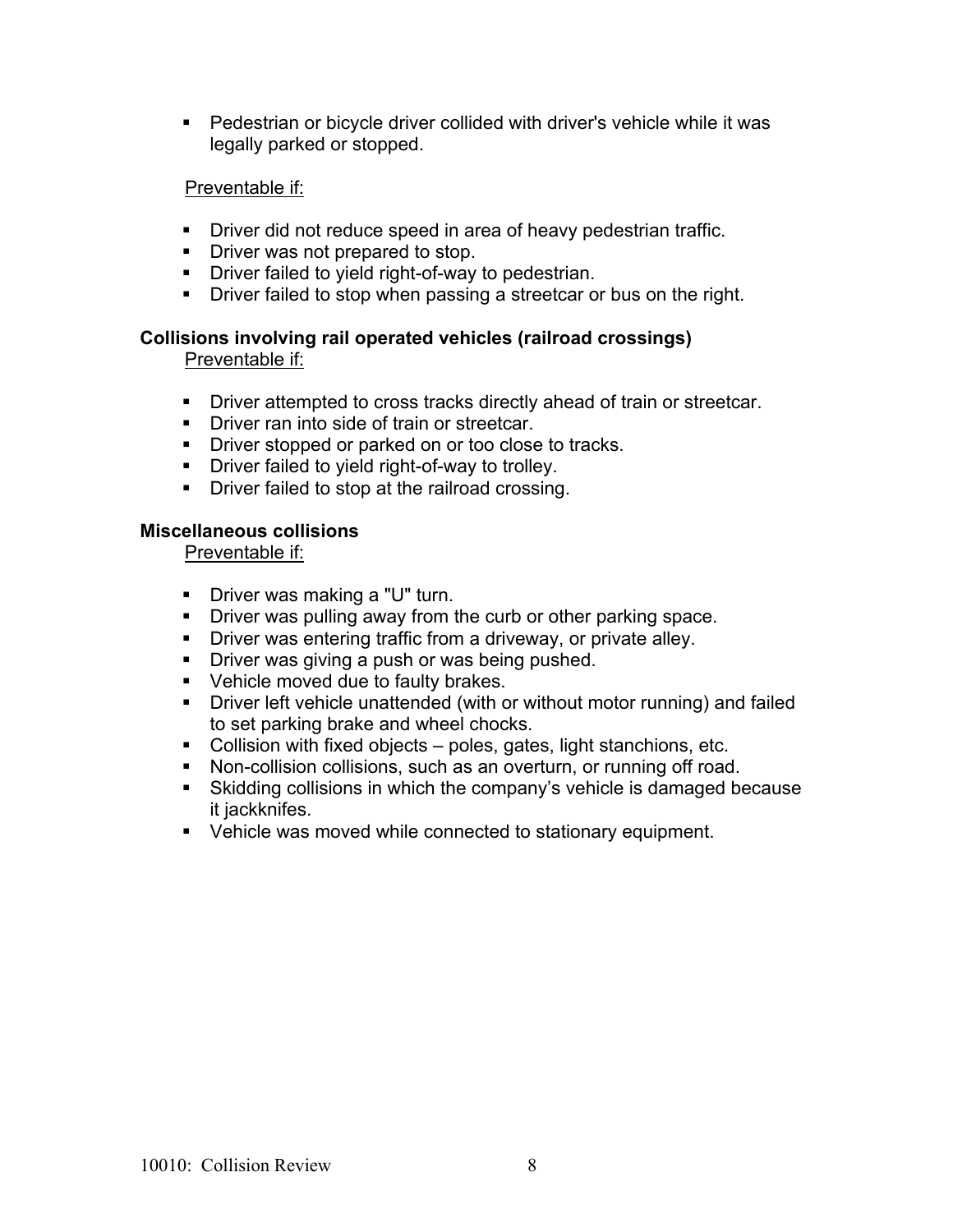- Pedestrian or bicycle driver collided with driver's vehicle while it was legally parked or stopped.

Preventable if:

- Driver did not reduce speed in area of heavy pedestrian traffic.
- Driver was not prepared to stop.
- Driver failed to yield right-of-way to pedestrian.
- Driver failed to stop when passing a streetcar or bus on the right.

**Collisions involving rail operated vehicles (railroad crossings)**

Preventable if:

- Driver attempted to cross tracks directly ahead of train or streetcar.
- Driver ran into side of train or streetcar.
- Driver stopped or parked on or too close to tracks.
- Driver failed to yield right-of-way to trolley.
- Driver failed to stop at the railroad crossing.

**Miscellaneous collisions**

Preventable if:

- Driver was making a "U" turn.
- Driver was pulling away from the curb or other parking space.
- Driver was entering traffic from a driveway, or private alley.
- Driver was giving a push or was being pushed.
- Vehicle moved due to faulty brakes.
- Driver left vehicle unattended (with or without motor running) and failed to set parking brake and wheel chocks.
- Collision with fixed objects – poles, gates, light stanchions, etc.
- Non-collision collisions, such as an overturn, or running off road.
- Skidding collisions in which the company's vehicle is damaged because it jackknifes.
- Vehicle was moved while connected to stationary equipment.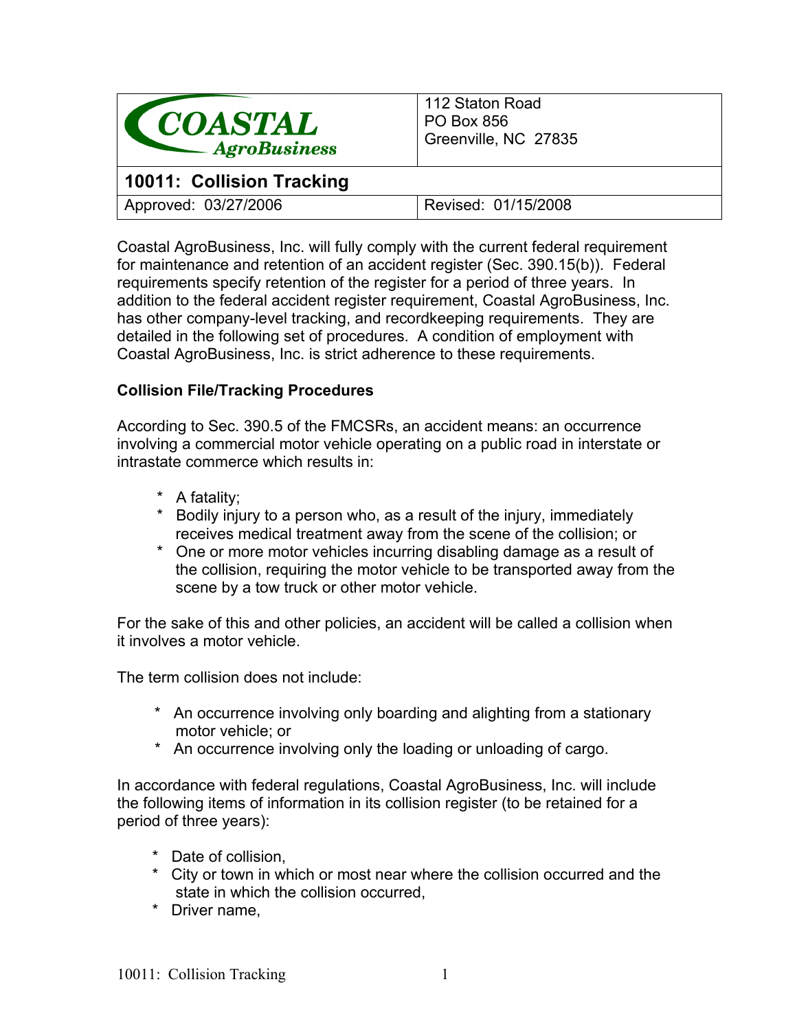| COASTAL AgroBusiness | 112 Staton Road<br>PO Box 856<br>Greenville, NC 27835 |
| --- | --- |
| **10011: Collision Tracking** | |
| Approved: 03/27/2006 | Revised: 01/15/2008 |

Coastal AgroBusiness, Inc. will fully comply with the current federal requirement for maintenance and retention of an accident register (Sec. 390.15(b)). Federal requirements specify retention of the register for a period of three years. In addition to the federal accident register requirement, Coastal AgroBusiness, Inc. has other company-level tracking, and recordkeeping requirements. They are detailed in the following set of procedures. A condition of employment with Coastal AgroBusiness, Inc. is strict adherence to these requirements.

**Collision File/Tracking Procedures**

According to Sec. 390.5 of the FMCSRs, an accident means: an occurrence involving a commercial motor vehicle operating on a public road in interstate or intrastate commerce which results in:

* A fatality;
* Bodily injury to a person who, as a result of the injury, immediately receives medical treatment away from the scene of the collision; or
* One or more motor vehicles incurring disabling damage as a result of the collision, requiring the motor vehicle to be transported away from the scene by a tow truck or other motor vehicle.

For the sake of this and other policies, an accident will be called a collision when it involves a motor vehicle.

The term collision does not include:

* An occurrence involving only boarding and alighting from a stationary motor vehicle; or
* An occurrence involving only the loading or unloading of cargo.

In accordance with federal regulations, Coastal AgroBusiness, Inc. will include the following items of information in its collision register (to be retained for a period of three years):

* Date of collision,
* City or town in which or most near where the collision occurred and the state in which the collision occurred,
* Driver name,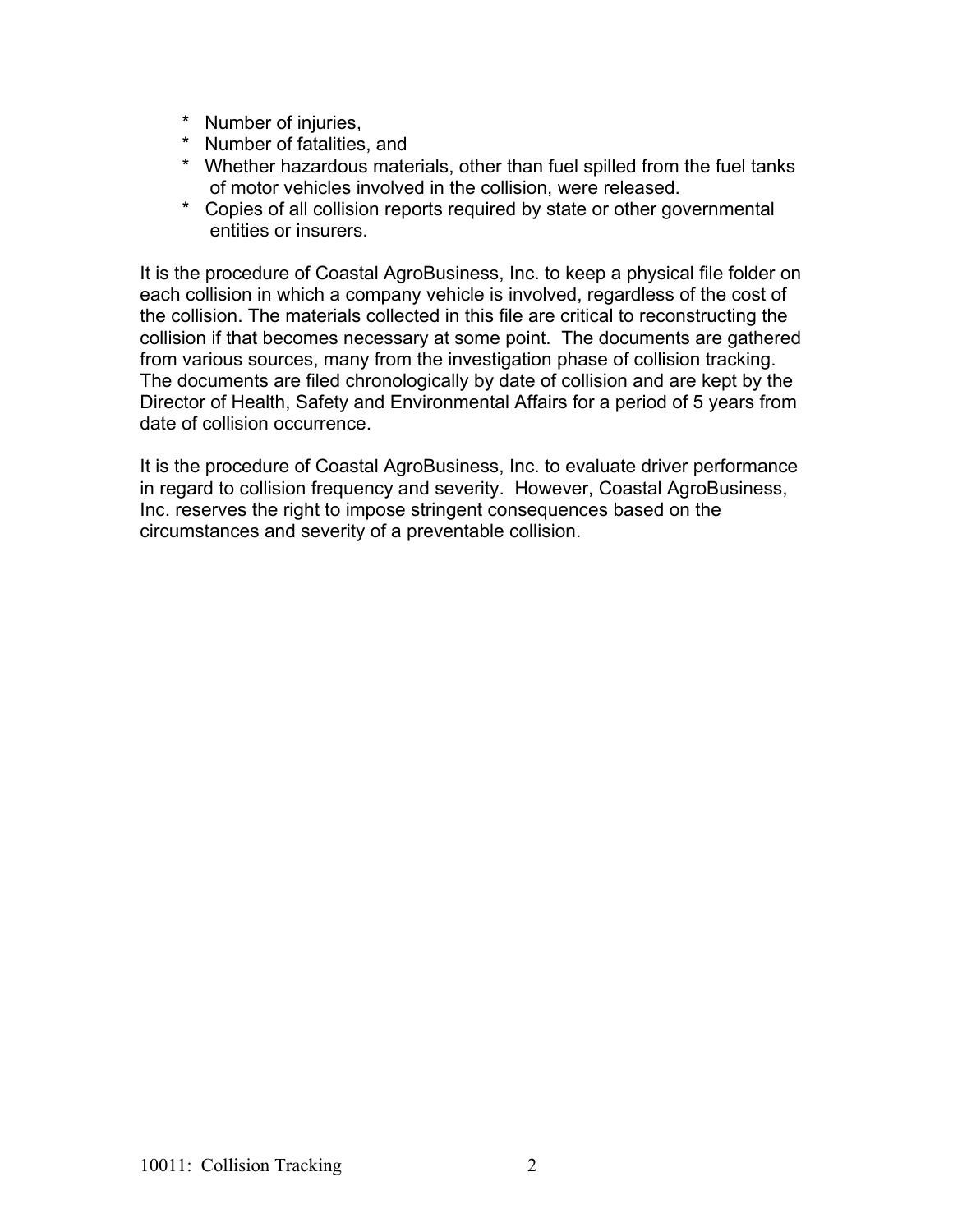* Number of injuries,
* Number of fatalities, and
* Whether hazardous materials, other than fuel spilled from the fuel tanks of motor vehicles involved in the collision, were released.
* Copies of all collision reports required by state or other governmental entities or insurers.

It is the procedure of Coastal AgroBusiness, Inc. to keep a physical file folder on each collision in which a company vehicle is involved, regardless of the cost of the collision. The materials collected in this file are critical to reconstructing the collision if that becomes necessary at some point. The documents are gathered from various sources, many from the investigation phase of collision tracking. The documents are filed chronologically by date of collision and are kept by the Director of Health, Safety and Environmental Affairs for a period of 5 years from date of collision occurrence.

It is the procedure of Coastal AgroBusiness, Inc. to evaluate driver performance in regard to collision frequency and severity. However, Coastal AgroBusiness, Inc. reserves the right to impose stringent consequences based on the circumstances and severity of a preventable collision.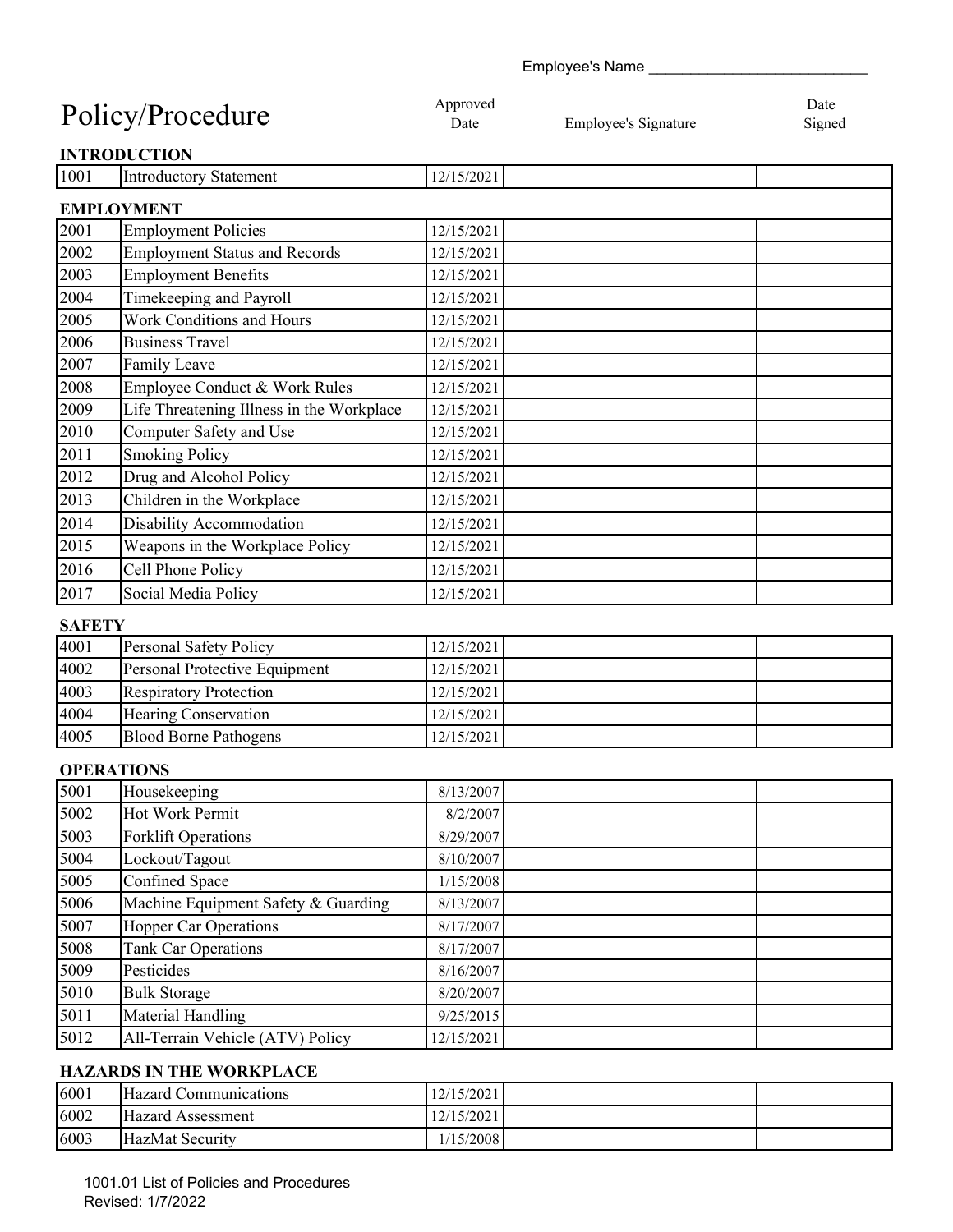Employee's Name ___________________________

| Policy/Procedure | | Approved Date | Employee's Signature | Date Signed |
|---|---|---|---|---|
| **INTRODUCTION** | | | | |
| 1001 | Introductory Statement | 12/15/2021 | | |
| **EMPLOYMENT** | | | | |
| 2001 | Employment Policies | 12/15/2021 | | |
| 2002 | Employment Status and Records | 12/15/2021 | | |
| 2003 | Employment Benefits | 12/15/2021 | | |
| 2004 | Timekeeping and Payroll | 12/15/2021 | | |
| 2005 | Work Conditions and Hours | 12/15/2021 | | |
| 2006 | Business Travel | 12/15/2021 | | |
| 2007 | Family Leave | 12/15/2021 | | |
| 2008 | Employee Conduct & Work Rules | 12/15/2021 | | |
| 2009 | Life Threatening Illness in the Workplace | 12/15/2021 | | |
| 2010 | Computer Safety and Use | 12/15/2021 | | |
| 2011 | Smoking Policy | 12/15/2021 | | |
| 2012 | Drug and Alcohol Policy | 12/15/2021 | | |
| 2013 | Children in the Workplace | 12/15/2021 | | |
| 2014 | Disability Accommodation | 12/15/2021 | | |
| 2015 | Weapons in the Workplace Policy | 12/15/2021 | | |
| 2016 | Cell Phone Policy | 12/15/2021 | | |
| 2017 | Social Media Policy | 12/15/2021 | | |
| **SAFETY** | | | | |
| 4001 | Personal Safety Policy | 12/15/2021 | | |
| 4002 | Personal Protective Equipment | 12/15/2021 | | |
| 4003 | Respiratory Protection | 12/15/2021 | | |
| 4004 | Hearing Conservation | 12/15/2021 | | |
| 4005 | Blood Borne Pathogens | 12/15/2021 | | |
| **OPERATIONS** | | | | |
| 5001 | Housekeeping | 8/13/2007 | | |
| 5002 | Hot Work Permit | 8/2/2007 | | |
| 5003 | Forklift Operations | 8/29/2007 | | |
| 5004 | Lockout/Tagout | 8/10/2007 | | |
| 5005 | Confined Space | 1/15/2008 | | |
| 5006 | Machine Equipment Safety & Guarding | 8/13/2007 | | |
| 5007 | Hopper Car Operations | 8/17/2007 | | |
| 5008 | Tank Car Operations | 8/17/2007 | | |
| 5009 | Pesticides | 8/16/2007 | | |
| 5010 | Bulk Storage | 8/20/2007 | | |
| 5011 | Material Handling | 9/25/2015 | | |
| 5012 | All-Terrain Vehicle (ATV) Policy | 12/15/2021 | | |
| **HAZARDS IN THE WORKPLACE** | | | | |
| 6001 | Hazard Communications | 12/15/2021 | | |
| 6002 | Hazard Assessment | 12/15/2021 | | |
| 6003 | HazMat Security | 1/15/2008 | | |

1001.01 List of Policies and Procedures
Revised: 1/7/2022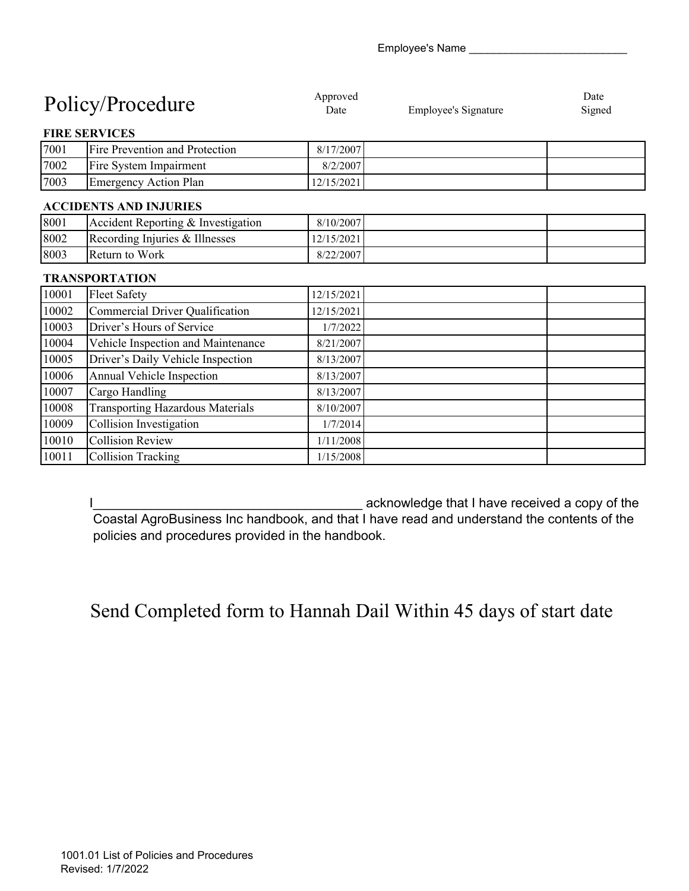Employee's Name ___________________________

# Policy/Procedure

| | | Approved Date | Employee's Signature | Date Signed |
|---|---|---|---|---|
| **FIRE SERVICES** | | | | |
| 7001 | Fire Prevention and Protection | 8/17/2007 | | |
| 7002 | Fire System Impairment | 8/2/2007 | | |
| 7003 | Emergency Action Plan | 12/15/2021 | | |
| **ACCIDENTS AND INJURIES** | | | | |
| 8001 | Accident Reporting & Investigation | 8/10/2007 | | |
| 8002 | Recording Injuries & Illnesses | 12/15/2021 | | |
| 8003 | Return to Work | 8/22/2007 | | |
| **TRANSPORTATION** | | | | |
| 10001 | Fleet Safety | 12/15/2021 | | |
| 10002 | Commercial Driver Qualification | 12/15/2021 | | |
| 10003 | Driver's Hours of Service | 1/7/2022 | | |
| 10004 | Vehicle Inspection and Maintenance | 8/21/2007 | | |
| 10005 | Driver's Daily Vehicle Inspection | 8/13/2007 | | |
| 10006 | Annual Vehicle Inspection | 8/13/2007 | | |
| 10007 | Cargo Handling | 8/13/2007 | | |
| 10008 | Transporting Hazardous Materials | 8/10/2007 | | |
| 10009 | Collision Investigation | 1/7/2014 | | |
| 10010 | Collision Review | 1/11/2008 | | |
| 10011 | Collision Tracking | 1/15/2008 | | |

I______________________________________ acknowledge that I have received a copy of the Coastal AgroBusiness Inc handbook, and that I have read and understand the contents of the policies and procedures provided in the handbook.

## Send Completed form to Hannah Dail Within 45 days of start date

1001.01 List of Policies and Procedures
Revised: 1/7/2022